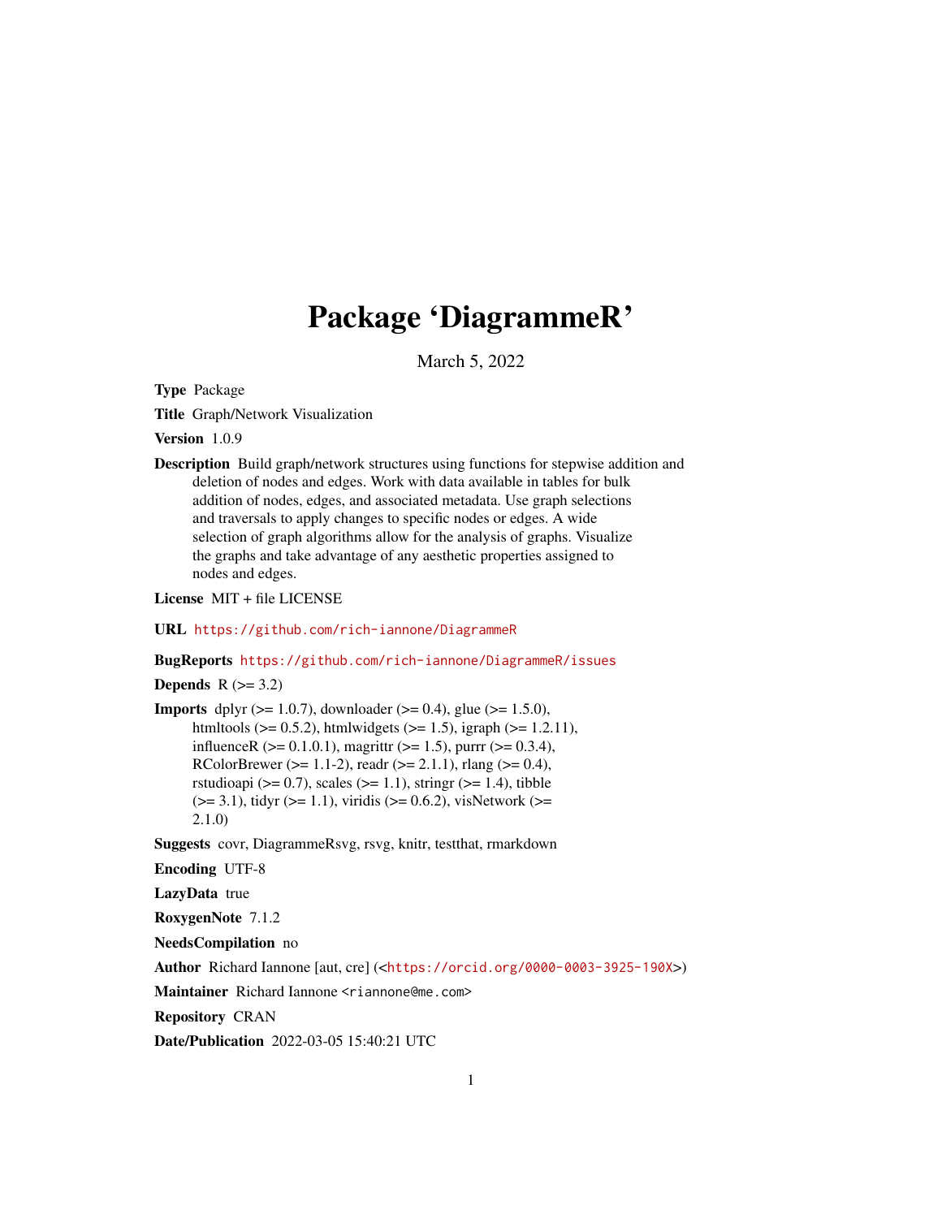# Package 'DiagrammeR'

March 5, 2022

**Type** Package

**Title** Graph/Network Visualization

**Version** 1.0.9

**Description** Build graph/network structures using functions for stepwise addition and deletion of nodes and edges. Work with data available in tables for bulk addition of nodes, edges, and associated metadata. Use graph selections and traversals to apply changes to specific nodes or edges. A wide selection of graph algorithms allow for the analysis of graphs. Visualize the graphs and take advantage of any aesthetic properties assigned to nodes and edges.

**License** MIT + file LICENSE

**URL** https://github.com/rich-iannone/DiagrammeR

**BugReports** https://github.com/rich-iannone/DiagrammeR/issues

**Depends** R (>= 3.2)

**Imports** dplyr (>= 1.0.7), downloader (>= 0.4), glue (>= 1.5.0), htmltools (>= 0.5.2), htmlwidgets (>= 1.5), igraph (>= 1.2.11), influenceR (>= 0.1.0.1), magrittr (>= 1.5), purrr (>= 0.3.4), RColorBrewer (>= 1.1-2), readr (>= 2.1.1), rlang (>= 0.4), rstudioapi (>= 0.7), scales (>= 1.1), stringr (>= 1.4), tibble (>= 3.1), tidyr (>= 1.1), viridis (>= 0.6.2), visNetwork (>= 2.1.0)

**Suggests** covr, DiagrammeRsvg, rsvg, knitr, testthat, rmarkdown

**Encoding** UTF-8

**LazyData** true

**RoxygenNote** 7.1.2

**NeedsCompilation** no

**Author** Richard Iannone [aut, cre] (<https://orcid.org/0000-0003-3925-190X>)

**Maintainer** Richard Iannone <riannone@me.com>

**Repository** CRAN

**Date/Publication** 2022-03-05 15:40:21 UTC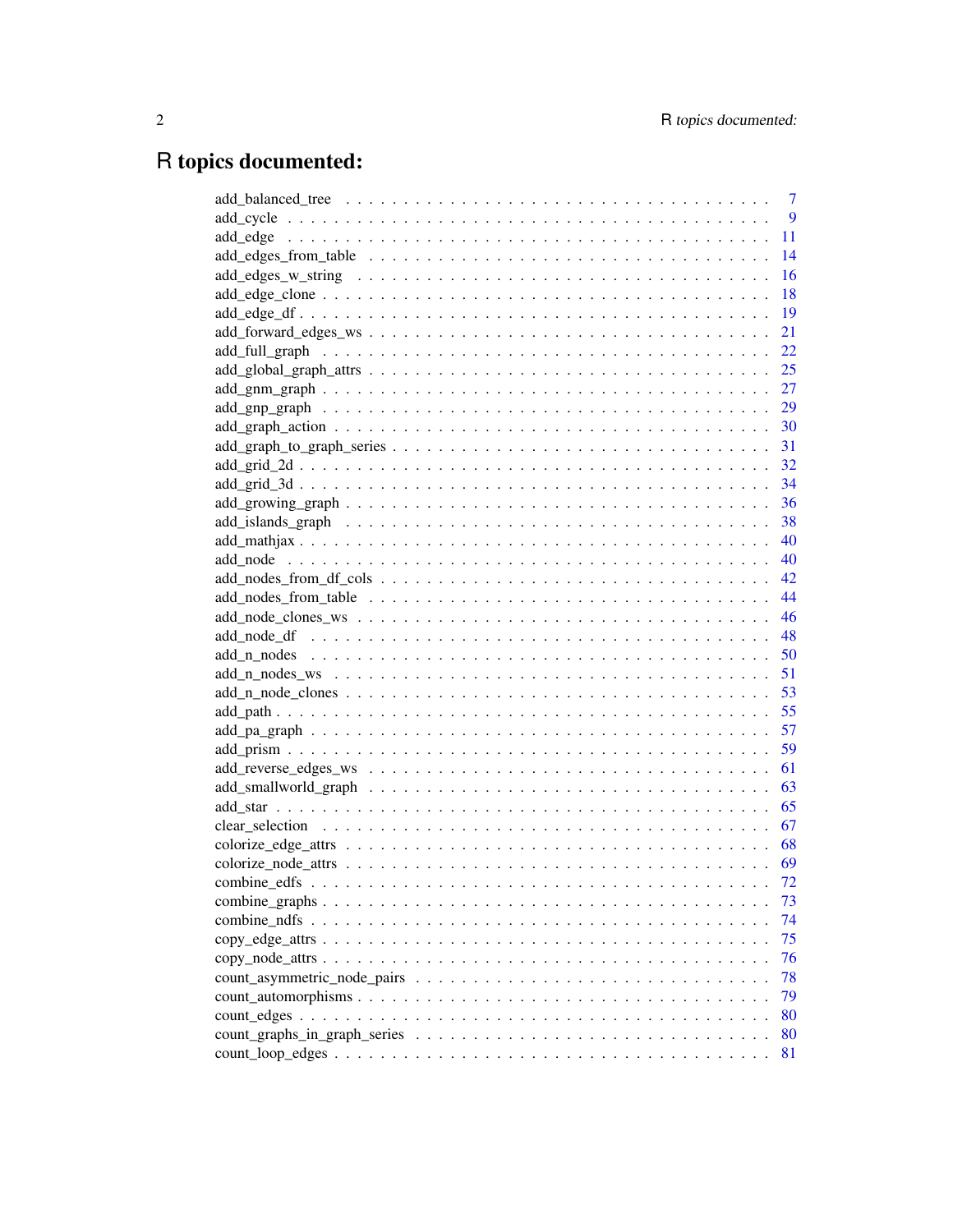# R topics documented:

add_balanced_tree . . . . . . . . . . . . . . . . . . . . . . . . . . . . . . . . . . . 7
add_cycle . . . . . . . . . . . . . . . . . . . . . . . . . . . . . . . . . . . . . . . 9
add_edge . . . . . . . . . . . . . . . . . . . . . . . . . . . . . . . . . . . . . . . 11
add_edges_from_table . . . . . . . . . . . . . . . . . . . . . . . . . . . . . . . . 14
add_edges_w_string . . . . . . . . . . . . . . . . . . . . . . . . . . . . . . . . . 16
add_edge_clone . . . . . . . . . . . . . . . . . . . . . . . . . . . . . . . . . . . 18
add_edge_df . . . . . . . . . . . . . . . . . . . . . . . . . . . . . . . . . . . . . 19
add_forward_edges_ws . . . . . . . . . . . . . . . . . . . . . . . . . . . . . . . 21
add_full_graph . . . . . . . . . . . . . . . . . . . . . . . . . . . . . . . . . . . 22
add_global_graph_attrs . . . . . . . . . . . . . . . . . . . . . . . . . . . . . . 25
add_gnm_graph . . . . . . . . . . . . . . . . . . . . . . . . . . . . . . . . . . . 27
add_gnp_graph . . . . . . . . . . . . . . . . . . . . . . . . . . . . . . . . . . . 29
add_graph_action . . . . . . . . . . . . . . . . . . . . . . . . . . . . . . . . . 30
add_graph_to_graph_series . . . . . . . . . . . . . . . . . . . . . . . . . . . . 31
add_grid_2d . . . . . . . . . . . . . . . . . . . . . . . . . . . . . . . . . . . . 32
add_grid_3d . . . . . . . . . . . . . . . . . . . . . . . . . . . . . . . . . . . . 34
add_growing_graph . . . . . . . . . . . . . . . . . . . . . . . . . . . . . . . . 36
add_islands_graph . . . . . . . . . . . . . . . . . . . . . . . . . . . . . . . . 38
add_mathjax . . . . . . . . . . . . . . . . . . . . . . . . . . . . . . . . . . . . 40
add_node . . . . . . . . . . . . . . . . . . . . . . . . . . . . . . . . . . . . . . 40
add_nodes_from_df_cols . . . . . . . . . . . . . . . . . . . . . . . . . . . . . 42
add_nodes_from_table . . . . . . . . . . . . . . . . . . . . . . . . . . . . . . 44
add_node_clones_ws . . . . . . . . . . . . . . . . . . . . . . . . . . . . . . . 46
add_node_df . . . . . . . . . . . . . . . . . . . . . . . . . . . . . . . . . . . . 48
add_n_nodes . . . . . . . . . . . . . . . . . . . . . . . . . . . . . . . . . . . . 50
add_n_nodes_ws . . . . . . . . . . . . . . . . . . . . . . . . . . . . . . . . . . 51
add_n_node_clones . . . . . . . . . . . . . . . . . . . . . . . . . . . . . . . . 53
add_path . . . . . . . . . . . . . . . . . . . . . . . . . . . . . . . . . . . . . . 55
add_pa_graph . . . . . . . . . . . . . . . . . . . . . . . . . . . . . . . . . . . . 57
add_prism . . . . . . . . . . . . . . . . . . . . . . . . . . . . . . . . . . . . . 59
add_reverse_edges_ws . . . . . . . . . . . . . . . . . . . . . . . . . . . . . . 61
add_smallworld_graph . . . . . . . . . . . . . . . . . . . . . . . . . . . . . . 63
add_star . . . . . . . . . . . . . . . . . . . . . . . . . . . . . . . . . . . . . . 65
clear_selection . . . . . . . . . . . . . . . . . . . . . . . . . . . . . . . . . . 67
colorize_edge_attrs . . . . . . . . . . . . . . . . . . . . . . . . . . . . . . . . 68
colorize_node_attrs . . . . . . . . . . . . . . . . . . . . . . . . . . . . . . . . 69
combine_edfs . . . . . . . . . . . . . . . . . . . . . . . . . . . . . . . . . . . . 72
combine_graphs . . . . . . . . . . . . . . . . . . . . . . . . . . . . . . . . . . 73
combine_ndfs . . . . . . . . . . . . . . . . . . . . . . . . . . . . . . . . . . . . 74
copy_edge_attrs . . . . . . . . . . . . . . . . . . . . . . . . . . . . . . . . . . 75
copy_node_attrs . . . . . . . . . . . . . . . . . . . . . . . . . . . . . . . . . . 76
count_asymmetric_node_pairs . . . . . . . . . . . . . . . . . . . . . . . . . . 78
count_automorphisms . . . . . . . . . . . . . . . . . . . . . . . . . . . . . . . 79
count_edges . . . . . . . . . . . . . . . . . . . . . . . . . . . . . . . . . . . . 80
count_graphs_in_graph_series . . . . . . . . . . . . . . . . . . . . . . . . . 80
count_loop_edges . . . . . . . . . . . . . . . . . . . . . . . . . . . . . . . . . 81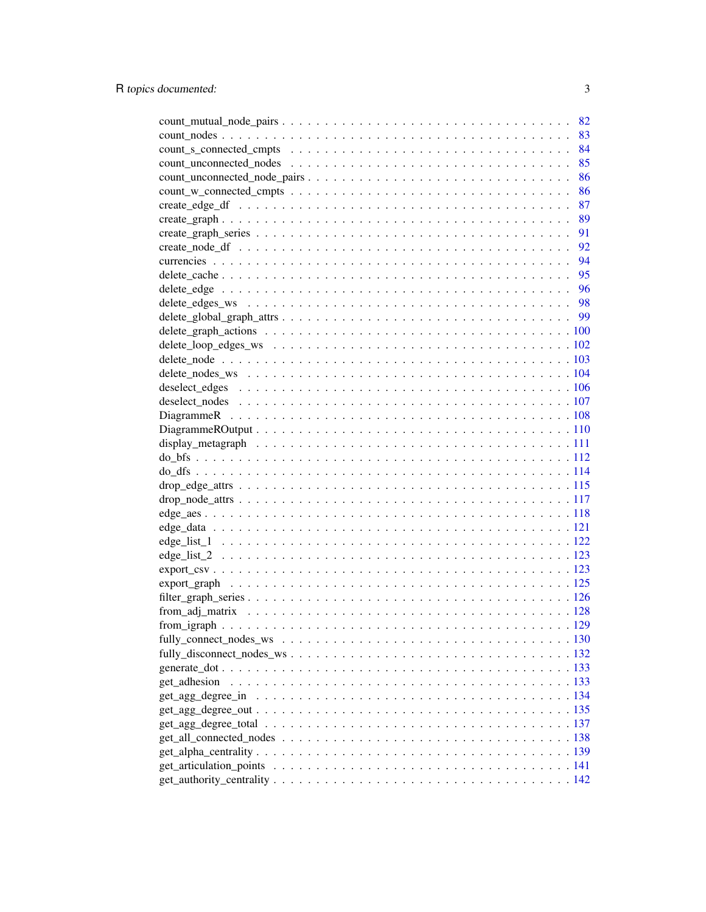| | |
|---|---|
| count_mutual_node_pairs | 82 |
| count_nodes | 83 |
| count_s_connected_cmpts | 84 |
| count_unconnected_nodes | 85 |
| count_unconnected_node_pairs | 86 |
| count_w_connected_cmpts | 86 |
| create_edge_df | 87 |
| create_graph | 89 |
| create_graph_series | 91 |
| create_node_df | 92 |
| currencies | 94 |
| delete_cache | 95 |
| delete_edge | 96 |
| delete_edges_ws | 98 |
| delete_global_graph_attrs | 99 |
| delete_graph_actions | 100 |
| delete_loop_edges_ws | 102 |
| delete_node | 103 |
| delete_nodes_ws | 104 |
| deselect_edges | 106 |
| deselect_nodes | 107 |
| DiagrammeR | 108 |
| DiagrammeROutput | 110 |
| display_metagraph | 111 |
| do_bfs | 112 |
| do_dfs | 114 |
| drop_edge_attrs | 115 |
| drop_node_attrs | 117 |
| edge_aes | 118 |
| edge_data | 121 |
| edge_list_1 | 122 |
| edge_list_2 | 123 |
| export_csv | 123 |
| export_graph | 125 |
| filter_graph_series | 126 |
| from_adj_matrix | 128 |
| from_igraph | 129 |
| fully_connect_nodes_ws | 130 |
| fully_disconnect_nodes_ws | 132 |
| generate_dot | 133 |
| get_adhesion | 133 |
| get_agg_degree_in | 134 |
| get_agg_degree_out | 135 |
| get_agg_degree_total | 137 |
| get_all_connected_nodes | 138 |
| get_alpha_centrality | 139 |
| get_articulation_points | 141 |
| get_authority_centrality | 142 |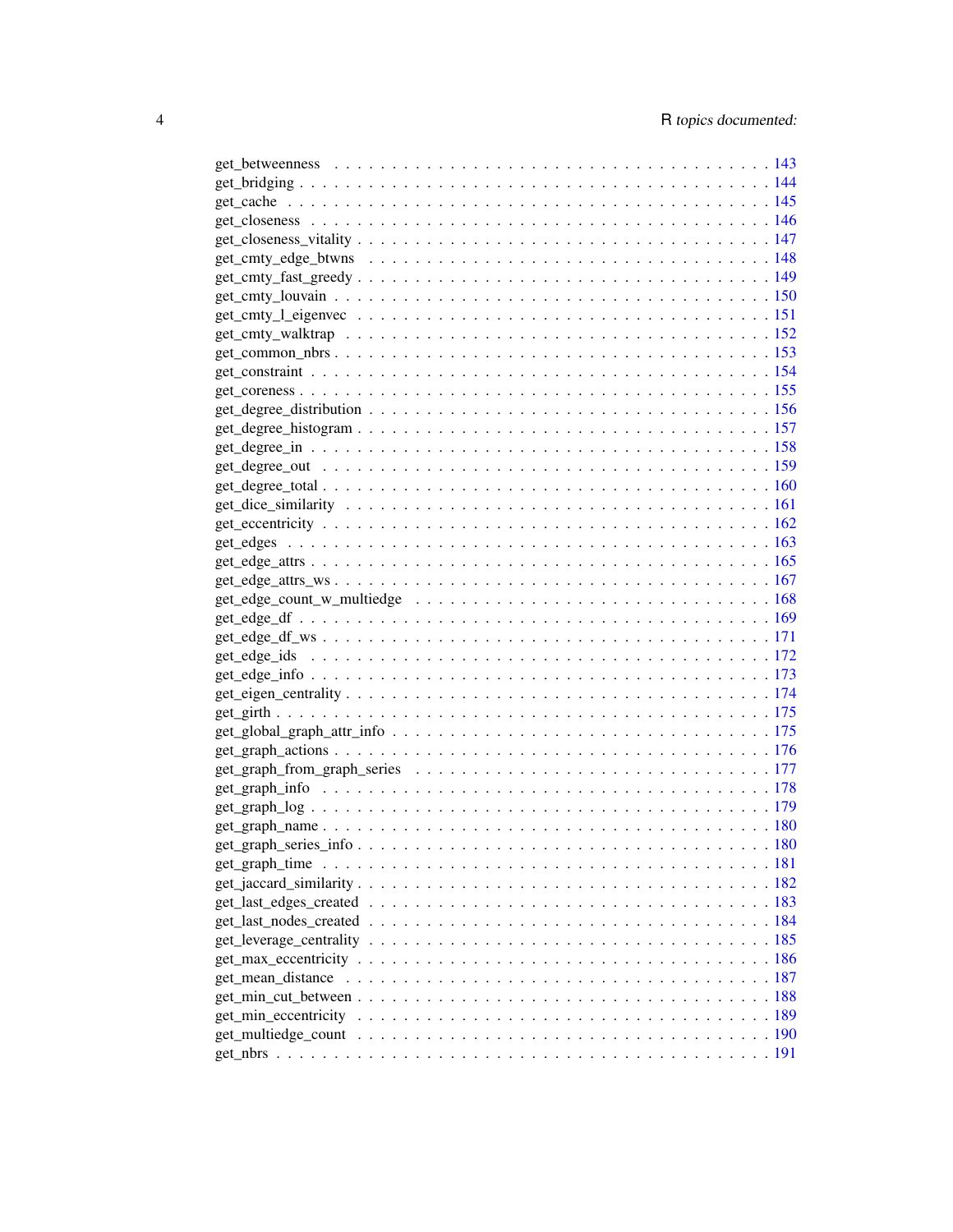get_betweenness . . . . . . . . . . . . . . . . . . . . . . . . . . . . . . . . . . . . 143
get_bridging . . . . . . . . . . . . . . . . . . . . . . . . . . . . . . . . . . . . . . 144
get_cache . . . . . . . . . . . . . . . . . . . . . . . . . . . . . . . . . . . . . . . 145
get_closeness . . . . . . . . . . . . . . . . . . . . . . . . . . . . . . . . . . . . . 146
get_closeness_vitality . . . . . . . . . . . . . . . . . . . . . . . . . . . . . . . . 147
get_cmty_edge_btwns . . . . . . . . . . . . . . . . . . . . . . . . . . . . . . . . 148
get_cmty_fast_greedy . . . . . . . . . . . . . . . . . . . . . . . . . . . . . . . . 149
get_cmty_louvain . . . . . . . . . . . . . . . . . . . . . . . . . . . . . . . . . . . 150
get_cmty_l_eigenvec . . . . . . . . . . . . . . . . . . . . . . . . . . . . . . . . . 151
get_cmty_walktrap . . . . . . . . . . . . . . . . . . . . . . . . . . . . . . . . . . 152
get_common_nbrs . . . . . . . . . . . . . . . . . . . . . . . . . . . . . . . . . . . 153
get_constraint . . . . . . . . . . . . . . . . . . . . . . . . . . . . . . . . . . . . . 154
get_coreness . . . . . . . . . . . . . . . . . . . . . . . . . . . . . . . . . . . . . 155
get_degree_distribution . . . . . . . . . . . . . . . . . . . . . . . . . . . . . . . 156
get_degree_histogram . . . . . . . . . . . . . . . . . . . . . . . . . . . . . . . . 157
get_degree_in . . . . . . . . . . . . . . . . . . . . . . . . . . . . . . . . . . . . . 158
get_degree_out . . . . . . . . . . . . . . . . . . . . . . . . . . . . . . . . . . . . 159
get_degree_total . . . . . . . . . . . . . . . . . . . . . . . . . . . . . . . . . . . 160
get_dice_similarity . . . . . . . . . . . . . . . . . . . . . . . . . . . . . . . . . . 161
get_eccentricity . . . . . . . . . . . . . . . . . . . . . . . . . . . . . . . . . . . . 162
get_edges . . . . . . . . . . . . . . . . . . . . . . . . . . . . . . . . . . . . . . . 163
get_edge_attrs . . . . . . . . . . . . . . . . . . . . . . . . . . . . . . . . . . . . 165
get_edge_attrs_ws . . . . . . . . . . . . . . . . . . . . . . . . . . . . . . . . . . 167
get_edge_count_w_multiedge . . . . . . . . . . . . . . . . . . . . . . . . . . . . 168
get_edge_df . . . . . . . . . . . . . . . . . . . . . . . . . . . . . . . . . . . . . . 169
get_edge_df_ws . . . . . . . . . . . . . . . . . . . . . . . . . . . . . . . . . . . . 171
get_edge_ids . . . . . . . . . . . . . . . . . . . . . . . . . . . . . . . . . . . . . 172
get_edge_info . . . . . . . . . . . . . . . . . . . . . . . . . . . . . . . . . . . . . 173
get_eigen_centrality . . . . . . . . . . . . . . . . . . . . . . . . . . . . . . . . . 174
get_girth . . . . . . . . . . . . . . . . . . . . . . . . . . . . . . . . . . . . . . . 175
get_global_graph_attr_info . . . . . . . . . . . . . . . . . . . . . . . . . . . . . 175
get_graph_actions . . . . . . . . . . . . . . . . . . . . . . . . . . . . . . . . . . 176
get_graph_from_graph_series . . . . . . . . . . . . . . . . . . . . . . . . . . . . 177
get_graph_info . . . . . . . . . . . . . . . . . . . . . . . . . . . . . . . . . . . . 178
get_graph_log . . . . . . . . . . . . . . . . . . . . . . . . . . . . . . . . . . . . . 179
get_graph_name . . . . . . . . . . . . . . . . . . . . . . . . . . . . . . . . . . . . 180
get_graph_series_info . . . . . . . . . . . . . . . . . . . . . . . . . . . . . . . . 180
get_graph_time . . . . . . . . . . . . . . . . . . . . . . . . . . . . . . . . . . . . 181
get_jaccard_similarity . . . . . . . . . . . . . . . . . . . . . . . . . . . . . . . . 182
get_last_edges_created . . . . . . . . . . . . . . . . . . . . . . . . . . . . . . . 183
get_last_nodes_created . . . . . . . . . . . . . . . . . . . . . . . . . . . . . . . 184
get_leverage_centrality . . . . . . . . . . . . . . . . . . . . . . . . . . . . . . . 185
get_max_eccentricity . . . . . . . . . . . . . . . . . . . . . . . . . . . . . . . . . 186
get_mean_distance . . . . . . . . . . . . . . . . . . . . . . . . . . . . . . . . . . 187
get_min_cut_between . . . . . . . . . . . . . . . . . . . . . . . . . . . . . . . . . 188
get_min_eccentricity . . . . . . . . . . . . . . . . . . . . . . . . . . . . . . . . . 189
get_multiedge_count . . . . . . . . . . . . . . . . . . . . . . . . . . . . . . . . . 190
get_nbrs . . . . . . . . . . . . . . . . . . . . . . . . . . . . . . . . . . . . . . . . 191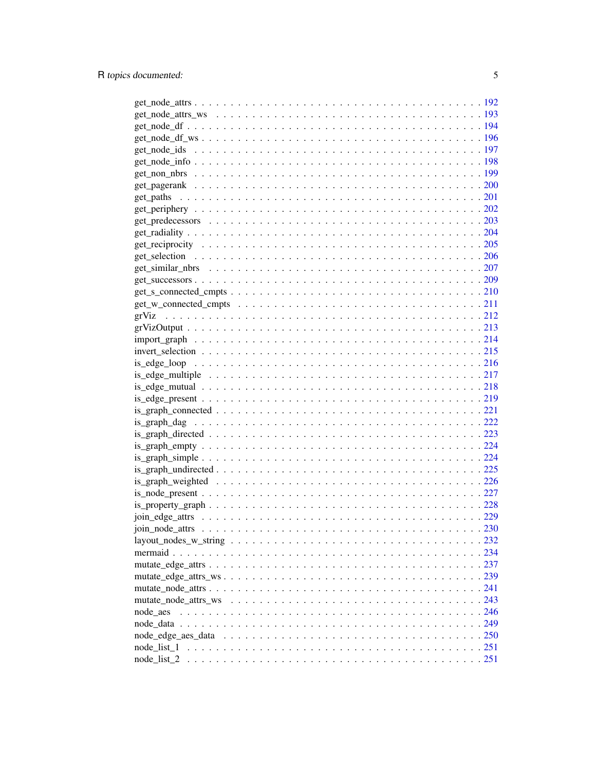get_node_attrs . . . . . . . . . . . . . . . . . . . . . . . . . . . . . . . . . . . . 192
get_node_attrs_ws . . . . . . . . . . . . . . . . . . . . . . . . . . . . . . . . . . 193
get_node_df . . . . . . . . . . . . . . . . . . . . . . . . . . . . . . . . . . . . . . 194
get_node_df_ws . . . . . . . . . . . . . . . . . . . . . . . . . . . . . . . . . . . . 196
get_node_ids . . . . . . . . . . . . . . . . . . . . . . . . . . . . . . . . . . . . . 197
get_node_info . . . . . . . . . . . . . . . . . . . . . . . . . . . . . . . . . . . . . 198
get_non_nbrs . . . . . . . . . . . . . . . . . . . . . . . . . . . . . . . . . . . . . 199
get_pagerank . . . . . . . . . . . . . . . . . . . . . . . . . . . . . . . . . . . . . 200
get_paths . . . . . . . . . . . . . . . . . . . . . . . . . . . . . . . . . . . . . . . 201
get_periphery . . . . . . . . . . . . . . . . . . . . . . . . . . . . . . . . . . . . . 202
get_predecessors . . . . . . . . . . . . . . . . . . . . . . . . . . . . . . . . . . . 203
get_radiality . . . . . . . . . . . . . . . . . . . . . . . . . . . . . . . . . . . . . 204
get_reciprocity . . . . . . . . . . . . . . . . . . . . . . . . . . . . . . . . . . . . 205
get_selection . . . . . . . . . . . . . . . . . . . . . . . . . . . . . . . . . . . . . 206
get_similar_nbrs . . . . . . . . . . . . . . . . . . . . . . . . . . . . . . . . . . . 207
get_successors . . . . . . . . . . . . . . . . . . . . . . . . . . . . . . . . . . . . 209
get_s_connected_cmpts . . . . . . . . . . . . . . . . . . . . . . . . . . . . . . . . 210
get_w_connected_cmpts . . . . . . . . . . . . . . . . . . . . . . . . . . . . . . . . 211
grViz . . . . . . . . . . . . . . . . . . . . . . . . . . . . . . . . . . . . . . . . . 212
grVizOutput . . . . . . . . . . . . . . . . . . . . . . . . . . . . . . . . . . . . . . 213
import_graph . . . . . . . . . . . . . . . . . . . . . . . . . . . . . . . . . . . . . 214
invert_selection . . . . . . . . . . . . . . . . . . . . . . . . . . . . . . . . . . . 215
is_edge_loop . . . . . . . . . . . . . . . . . . . . . . . . . . . . . . . . . . . . . 216
is_edge_multiple . . . . . . . . . . . . . . . . . . . . . . . . . . . . . . . . . . . 217
is_edge_mutual . . . . . . . . . . . . . . . . . . . . . . . . . . . . . . . . . . . . 218
is_edge_present . . . . . . . . . . . . . . . . . . . . . . . . . . . . . . . . . . . 219
is_graph_connected . . . . . . . . . . . . . . . . . . . . . . . . . . . . . . . . . . 221
is_graph_dag . . . . . . . . . . . . . . . . . . . . . . . . . . . . . . . . . . . . . 222
is_graph_directed . . . . . . . . . . . . . . . . . . . . . . . . . . . . . . . . . . 223
is_graph_empty . . . . . . . . . . . . . . . . . . . . . . . . . . . . . . . . . . . . 224
is_graph_simple . . . . . . . . . . . . . . . . . . . . . . . . . . . . . . . . . . . 224
is_graph_undirected . . . . . . . . . . . . . . . . . . . . . . . . . . . . . . . . . 225
is_graph_weighted . . . . . . . . . . . . . . . . . . . . . . . . . . . . . . . . . . 226
is_node_present . . . . . . . . . . . . . . . . . . . . . . . . . . . . . . . . . . . 227
is_property_graph . . . . . . . . . . . . . . . . . . . . . . . . . . . . . . . . . . 228
join_edge_attrs . . . . . . . . . . . . . . . . . . . . . . . . . . . . . . . . . . . 229
join_node_attrs . . . . . . . . . . . . . . . . . . . . . . . . . . . . . . . . . . . 230
layout_nodes_w_string . . . . . . . . . . . . . . . . . . . . . . . . . . . . . . . . 232
mermaid . . . . . . . . . . . . . . . . . . . . . . . . . . . . . . . . . . . . . . . 234
mutate_edge_attrs . . . . . . . . . . . . . . . . . . . . . . . . . . . . . . . . . . 237
mutate_edge_attrs_ws . . . . . . . . . . . . . . . . . . . . . . . . . . . . . . . . . 239
mutate_node_attrs . . . . . . . . . . . . . . . . . . . . . . . . . . . . . . . . . . 241
mutate_node_attrs_ws . . . . . . . . . . . . . . . . . . . . . . . . . . . . . . . . . 243
node_aes . . . . . . . . . . . . . . . . . . . . . . . . . . . . . . . . . . . . . . . 246
node_data . . . . . . . . . . . . . . . . . . . . . . . . . . . . . . . . . . . . . . 249
node_edge_aes_data . . . . . . . . . . . . . . . . . . . . . . . . . . . . . . . . . . 250
node_list_1 . . . . . . . . . . . . . . . . . . . . . . . . . . . . . . . . . . . . . 251
node_list_2 . . . . . . . . . . . . . . . . . . . . . . . . . . . . . . . . . . . . . 251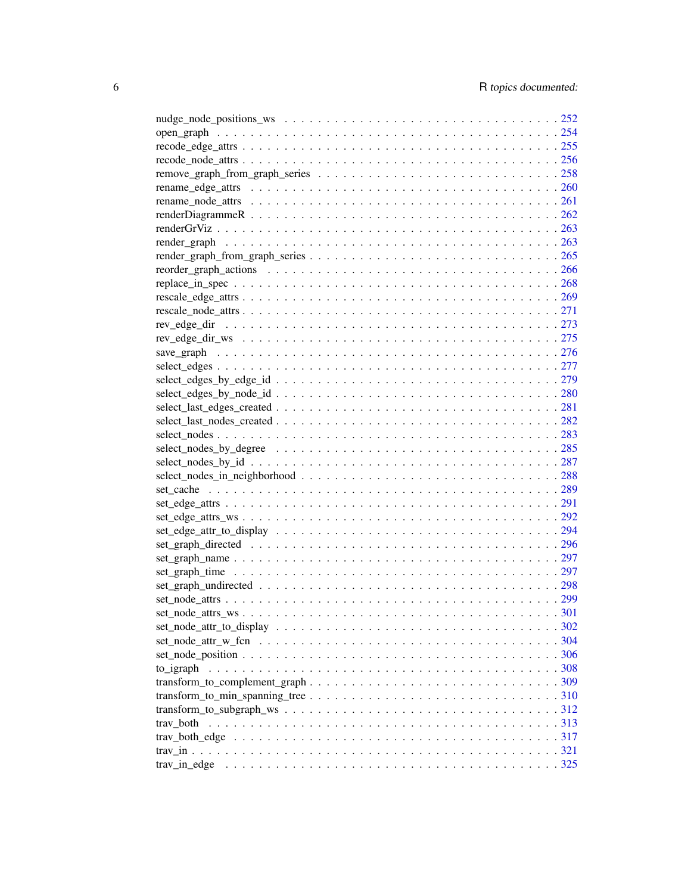nudge_node_positions_ws . . . . . . . . . . . . . . . . . . . . . . . . . . . . . . . . 252
open_graph . . . . . . . . . . . . . . . . . . . . . . . . . . . . . . . . . . . . . . . 254
recode_edge_attrs . . . . . . . . . . . . . . . . . . . . . . . . . . . . . . . . . . . . 255
recode_node_attrs . . . . . . . . . . . . . . . . . . . . . . . . . . . . . . . . . . . . 256
remove_graph_from_graph_series . . . . . . . . . . . . . . . . . . . . . . . . . . . . . 258
rename_edge_attrs . . . . . . . . . . . . . . . . . . . . . . . . . . . . . . . . . . . . 260
rename_node_attrs . . . . . . . . . . . . . . . . . . . . . . . . . . . . . . . . . . . . 261
renderDiagrammeR . . . . . . . . . . . . . . . . . . . . . . . . . . . . . . . . . . . . 262
renderGrViz . . . . . . . . . . . . . . . . . . . . . . . . . . . . . . . . . . . . . . . 263
render_graph . . . . . . . . . . . . . . . . . . . . . . . . . . . . . . . . . . . . . . 263
render_graph_from_graph_series . . . . . . . . . . . . . . . . . . . . . . . . . . . . . 265
reorder_graph_actions . . . . . . . . . . . . . . . . . . . . . . . . . . . . . . . . . . 266
replace_in_spec . . . . . . . . . . . . . . . . . . . . . . . . . . . . . . . . . . . . . 268
rescale_edge_attrs . . . . . . . . . . . . . . . . . . . . . . . . . . . . . . . . . . . . 269
rescale_node_attrs . . . . . . . . . . . . . . . . . . . . . . . . . . . . . . . . . . . . 271
rev_edge_dir . . . . . . . . . . . . . . . . . . . . . . . . . . . . . . . . . . . . . . 273
rev_edge_dir_ws . . . . . . . . . . . . . . . . . . . . . . . . . . . . . . . . . . . . . 275
save_graph . . . . . . . . . . . . . . . . . . . . . . . . . . . . . . . . . . . . . . . 276
select_edges . . . . . . . . . . . . . . . . . . . . . . . . . . . . . . . . . . . . . . 277
select_edges_by_edge_id . . . . . . . . . . . . . . . . . . . . . . . . . . . . . . . . . 279
select_edges_by_node_id . . . . . . . . . . . . . . . . . . . . . . . . . . . . . . . . . 280
select_last_edges_created . . . . . . . . . . . . . . . . . . . . . . . . . . . . . . . . 281
select_last_nodes_created . . . . . . . . . . . . . . . . . . . . . . . . . . . . . . . . 282
select_nodes . . . . . . . . . . . . . . . . . . . . . . . . . . . . . . . . . . . . . . 283
select_nodes_by_degree . . . . . . . . . . . . . . . . . . . . . . . . . . . . . . . . . 285
select_nodes_by_id . . . . . . . . . . . . . . . . . . . . . . . . . . . . . . . . . . . . 287
select_nodes_in_neighborhood . . . . . . . . . . . . . . . . . . . . . . . . . . . . . . 288
set_cache . . . . . . . . . . . . . . . . . . . . . . . . . . . . . . . . . . . . . . . . 289
set_edge_attrs . . . . . . . . . . . . . . . . . . . . . . . . . . . . . . . . . . . . . 291
set_edge_attrs_ws . . . . . . . . . . . . . . . . . . . . . . . . . . . . . . . . . . . . 292
set_edge_attr_to_display . . . . . . . . . . . . . . . . . . . . . . . . . . . . . . . . 294
set_graph_directed . . . . . . . . . . . . . . . . . . . . . . . . . . . . . . . . . . . . 296
set_graph_name . . . . . . . . . . . . . . . . . . . . . . . . . . . . . . . . . . . . . 297
set_graph_time . . . . . . . . . . . . . . . . . . . . . . . . . . . . . . . . . . . . . 297
set_graph_undirected . . . . . . . . . . . . . . . . . . . . . . . . . . . . . . . . . . 298
set_node_attrs . . . . . . . . . . . . . . . . . . . . . . . . . . . . . . . . . . . . . 299
set_node_attrs_ws . . . . . . . . . . . . . . . . . . . . . . . . . . . . . . . . . . . . 301
set_node_attr_to_display . . . . . . . . . . . . . . . . . . . . . . . . . . . . . . . . 302
set_node_attr_w_fcn . . . . . . . . . . . . . . . . . . . . . . . . . . . . . . . . . . . 304
set_node_position . . . . . . . . . . . . . . . . . . . . . . . . . . . . . . . . . . . . 306
to_igraph . . . . . . . . . . . . . . . . . . . . . . . . . . . . . . . . . . . . . . . . 308
transform_to_complement_graph . . . . . . . . . . . . . . . . . . . . . . . . . . . . . . 309
transform_to_min_spanning_tree . . . . . . . . . . . . . . . . . . . . . . . . . . . . . 310
transform_to_subgraph_ws . . . . . . . . . . . . . . . . . . . . . . . . . . . . . . . . 312
trav_both . . . . . . . . . . . . . . . . . . . . . . . . . . . . . . . . . . . . . . . . 313
trav_both_edge . . . . . . . . . . . . . . . . . . . . . . . . . . . . . . . . . . . . . 317
trav_in . . . . . . . . . . . . . . . . . . . . . . . . . . . . . . . . . . . . . . . . . 321
trav_in_edge . . . . . . . . . . . . . . . . . . . . . . . . . . . . . . . . . . . . . . 325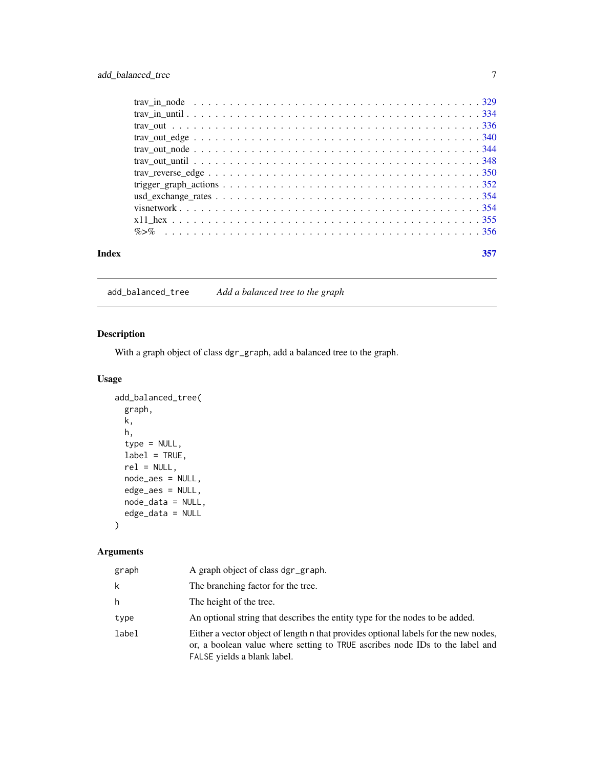trav_in_node . . . . . . . . . . . . . . . . . . . . . . . . . . . . . . . . . . . . . . 329
trav_in_until . . . . . . . . . . . . . . . . . . . . . . . . . . . . . . . . . . . . . . 334
trav_out . . . . . . . . . . . . . . . . . . . . . . . . . . . . . . . . . . . . . . . . . 336
trav_out_edge . . . . . . . . . . . . . . . . . . . . . . . . . . . . . . . . . . . . . . 340
trav_out_node . . . . . . . . . . . . . . . . . . . . . . . . . . . . . . . . . . . . . . 344
trav_out_until . . . . . . . . . . . . . . . . . . . . . . . . . . . . . . . . . . . . . 348
trav_reverse_edge . . . . . . . . . . . . . . . . . . . . . . . . . . . . . . . . . . . 350
trigger_graph_actions . . . . . . . . . . . . . . . . . . . . . . . . . . . . . . . . . 352
usd_exchange_rates . . . . . . . . . . . . . . . . . . . . . . . . . . . . . . . . . . 354
visnetwork . . . . . . . . . . . . . . . . . . . . . . . . . . . . . . . . . . . . . . . 354
x11_hex . . . . . . . . . . . . . . . . . . . . . . . . . . . . . . . . . . . . . . . . . 355
%>% . . . . . . . . . . . . . . . . . . . . . . . . . . . . . . . . . . . . . . . . . . . 356

**Index** 357

---

`add_balanced_tree` *Add a balanced tree to the graph*

---

## Description

With a graph object of class `dgr_graph`, add a balanced tree to the graph.

## Usage

```
add_balanced_tree(
  graph,
  k,
  h,
  type = NULL,
  label = TRUE,
  rel = NULL,
  node_aes = NULL,
  edge_aes = NULL,
  node_data = NULL,
  edge_data = NULL
)
```

## Arguments

| | |
|---|---|
| `graph` | A graph object of class `dgr_graph`. |
| `k` | The branching factor for the tree. |
| `h` | The height of the tree. |
| `type` | An optional string that describes the entity type for the nodes to be added. |
| `label` | Either a vector object of length `n` that provides optional labels for the new nodes, or, a boolean value where setting to `TRUE` ascribes node IDs to the label and `FALSE` yields a blank label. |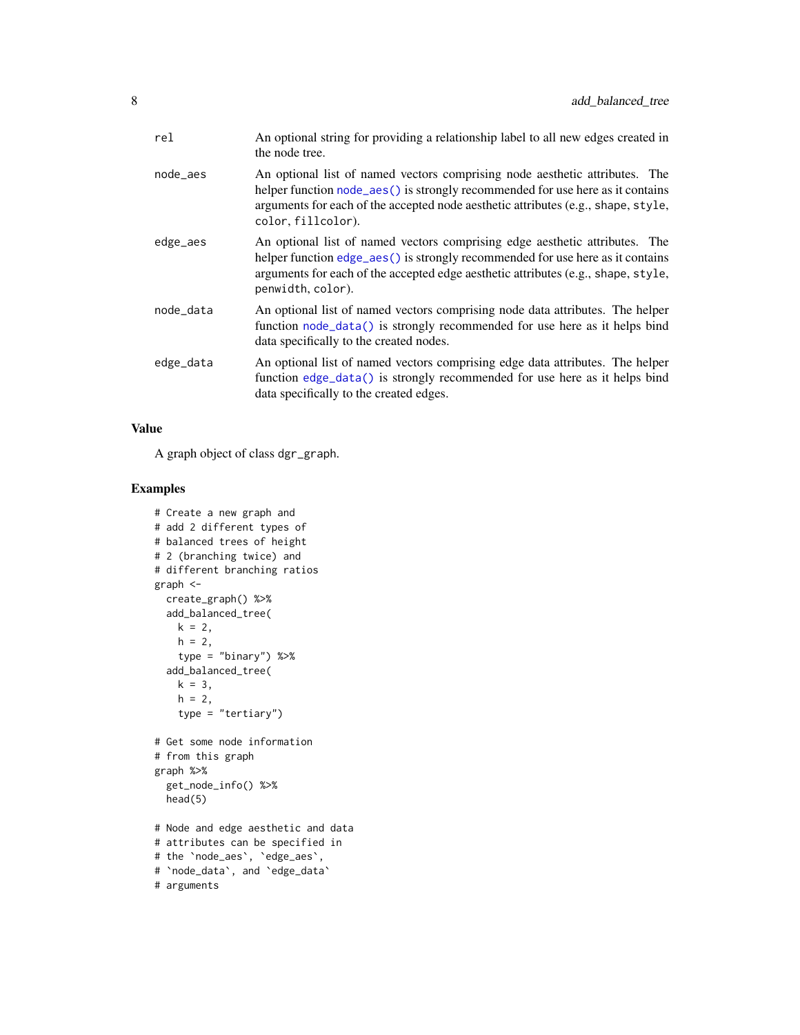| | |
|---|---|
| rel | An optional string for providing a relationship label to all new edges created in the node tree. |
| node_aes | An optional list of named vectors comprising node aesthetic attributes. The helper function `node_aes()` is strongly recommended for use here as it contains arguments for each of the accepted node aesthetic attributes (e.g., `shape`, `style`, `color`, `fillcolor`). |
| edge_aes | An optional list of named vectors comprising edge aesthetic attributes. The helper function `edge_aes()` is strongly recommended for use here as it contains arguments for each of the accepted edge aesthetic attributes (e.g., `shape`, `style`, `penwidth`, `color`). |
| node_data | An optional list of named vectors comprising node data attributes. The helper function `node_data()` is strongly recommended for use here as it helps bind data specifically to the created nodes. |
| edge_data | An optional list of named vectors comprising edge data attributes. The helper function `edge_data()` is strongly recommended for use here as it helps bind data specifically to the created edges. |

### Value

A graph object of class `dgr_graph`.

### Examples

```
# Create a new graph and
# add 2 different types of
# balanced trees of height
# 2 (branching twice) and
# different branching ratios
graph <-
  create_graph() %>%
  add_balanced_tree(
    k = 2,
    h = 2,
    type = "binary") %>%
  add_balanced_tree(
    k = 3,
    h = 2,
    type = "tertiary")

# Get some node information
# from this graph
graph %>%
  get_node_info() %>%
  head(5)

# Node and edge aesthetic and data
# attributes can be specified in
# the `node_aes`, `edge_aes`,
# `node_data`, and `edge_data`
# arguments
```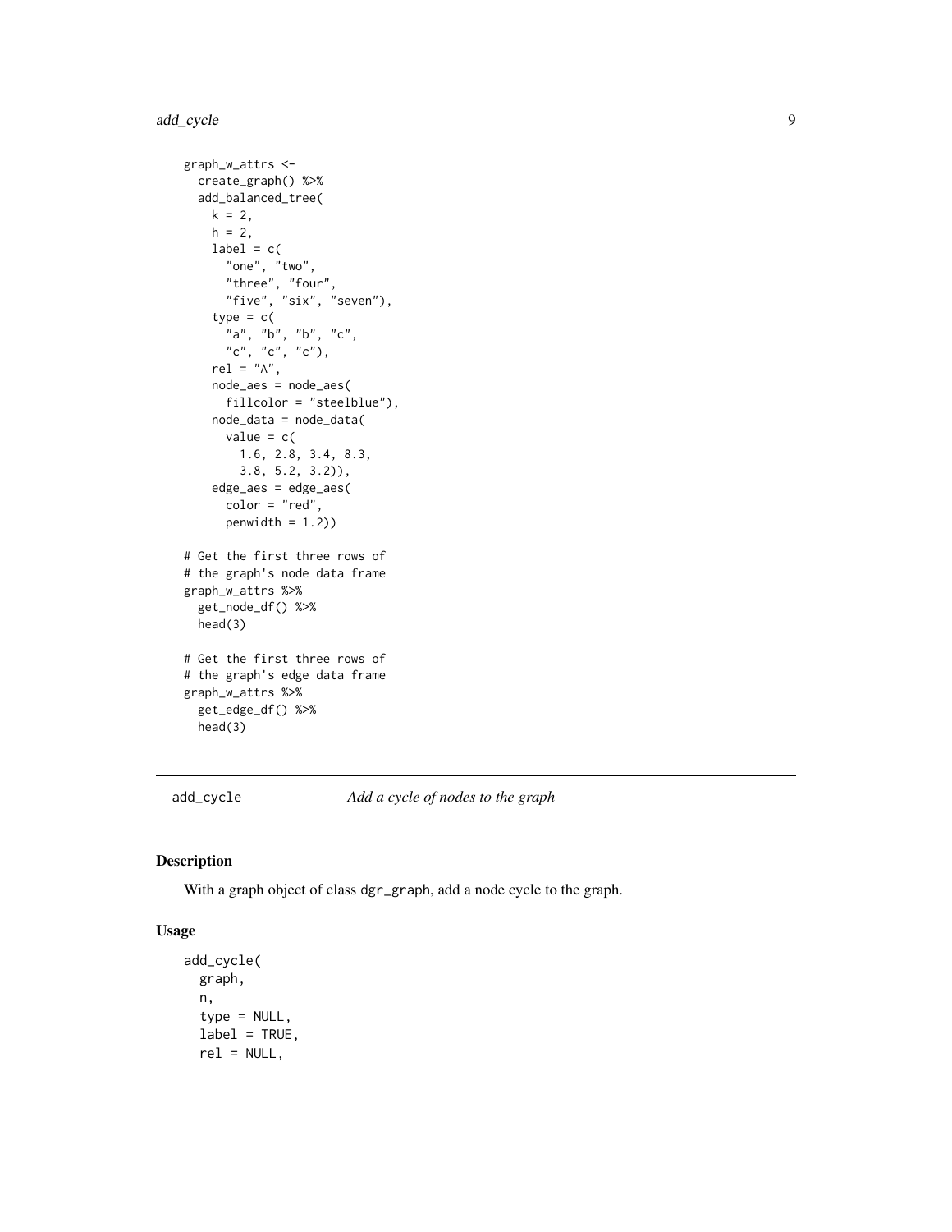```
graph_w_attrs <-
  create_graph() %>%
  add_balanced_tree(
    k = 2,
    h = 2,
    label = c(
      "one", "two",
      "three", "four",
      "five", "six", "seven"),
    type = c(
      "a", "b", "b", "c",
      "c", "c", "c"),
    rel = "A",
    node_aes = node_aes(
      fillcolor = "steelblue"),
    node_data = node_data(
      value = c(
        1.6, 2.8, 3.4, 8.3,
        3.8, 5.2, 3.2)),
    edge_aes = edge_aes(
      color = "red",
      penwidth = 1.2))

# Get the first three rows of
# the graph's node data frame
graph_w_attrs %>%
  get_node_df() %>%
  head(3)

# Get the first three rows of
# the graph's edge data frame
graph_w_attrs %>%
  get_edge_df() %>%
  head(3)
```

## add_cycle — *Add a cycle of nodes to the graph*

### Description

With a graph object of class dgr_graph, add a node cycle to the graph.

### Usage

```
add_cycle(
  graph,
  n,
  type = NULL,
  label = TRUE,
  rel = NULL,
```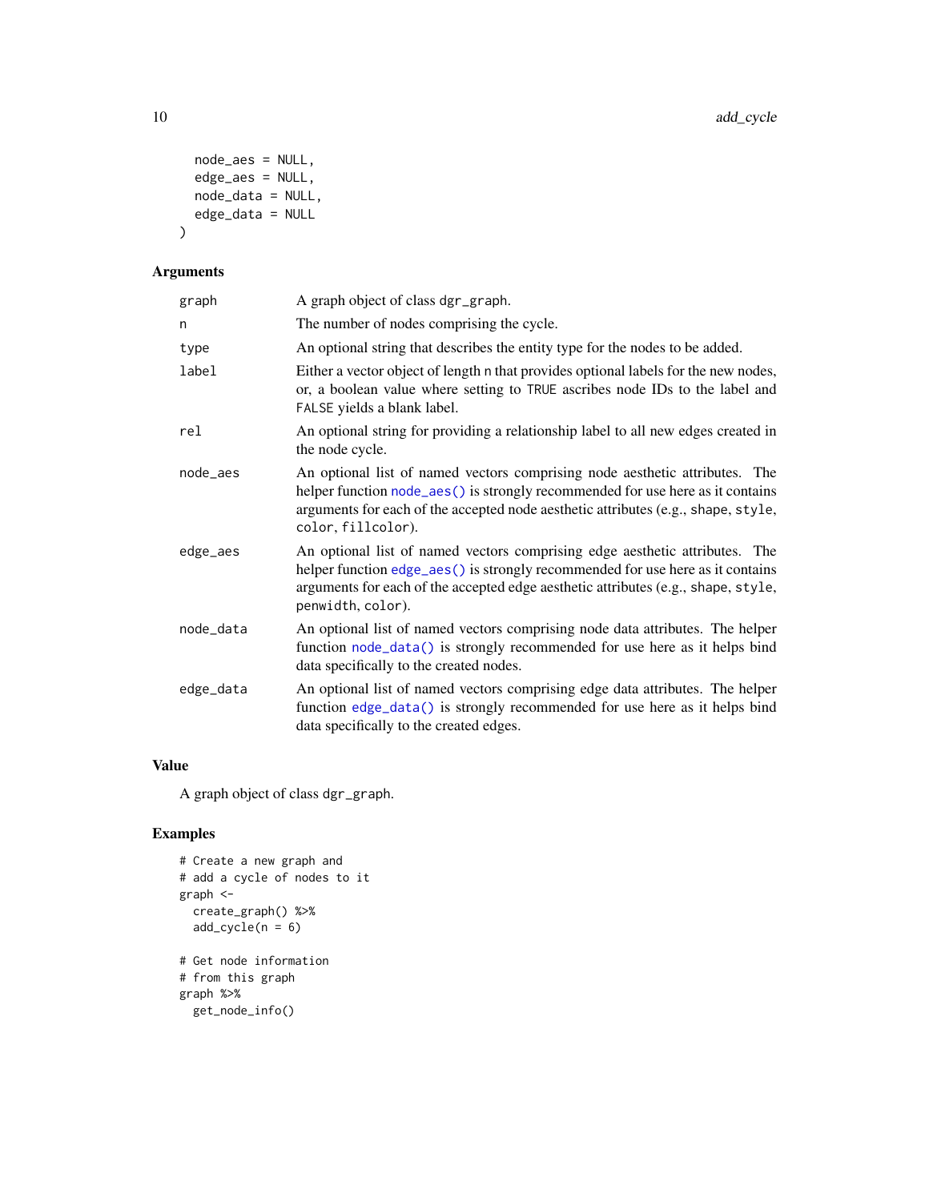```
  node_aes = NULL,
  edge_aes = NULL,
  node_data = NULL,
  edge_data = NULL
)
```

## Arguments

| | |
|---|---|
| graph | A graph object of class dgr_graph. |
| n | The number of nodes comprising the cycle. |
| type | An optional string that describes the entity type for the nodes to be added. |
| label | Either a vector object of length n that provides optional labels for the new nodes, or, a boolean value where setting to TRUE ascribes node IDs to the label and FALSE yields a blank label. |
| rel | An optional string for providing a relationship label to all new edges created in the node cycle. |
| node_aes | An optional list of named vectors comprising node aesthetic attributes. The helper function node_aes() is strongly recommended for use here as it contains arguments for each of the accepted node aesthetic attributes (e.g., shape, style, color, fillcolor). |
| edge_aes | An optional list of named vectors comprising edge aesthetic attributes. The helper function edge_aes() is strongly recommended for use here as it contains arguments for each of the accepted edge aesthetic attributes (e.g., shape, style, penwidth, color). |
| node_data | An optional list of named vectors comprising node data attributes. The helper function node_data() is strongly recommended for use here as it helps bind data specifically to the created nodes. |
| edge_data | An optional list of named vectors comprising edge data attributes. The helper function edge_data() is strongly recommended for use here as it helps bind data specifically to the created edges. |

## Value

A graph object of class dgr_graph.

## Examples

```
# Create a new graph and
# add a cycle of nodes to it
graph <-
  create_graph() %>%
  add_cycle(n = 6)

# Get node information
# from this graph
graph %>%
  get_node_info()
```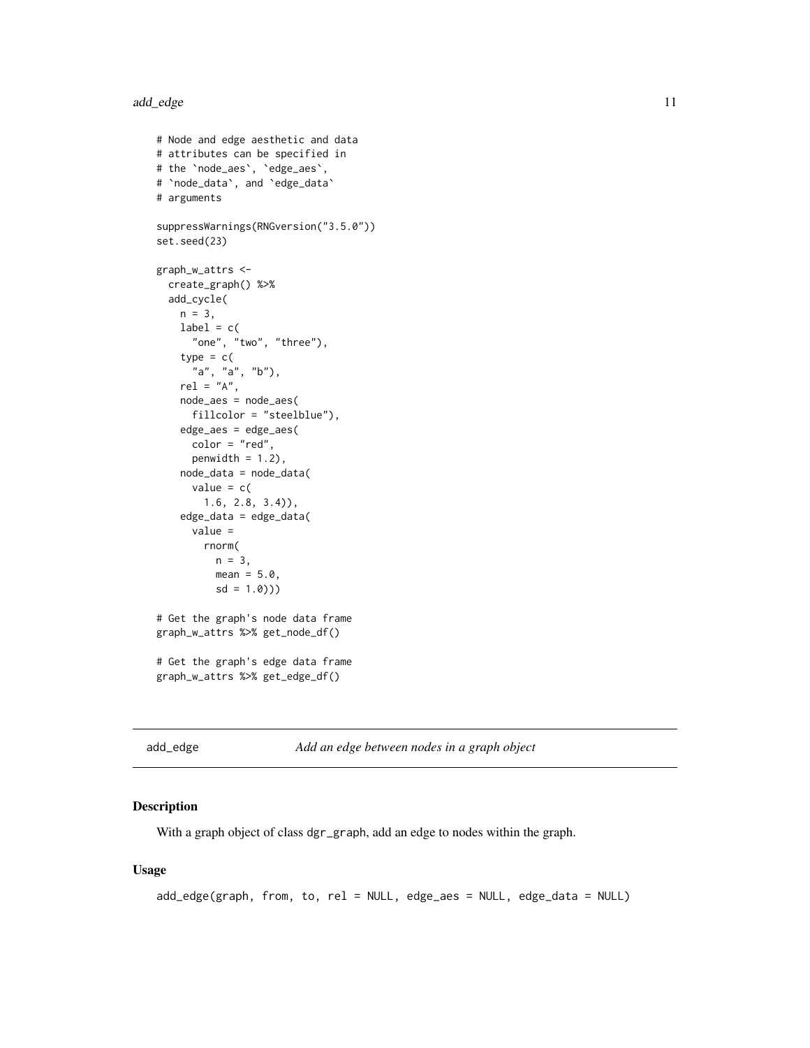```
# Node and edge aesthetic and data
# attributes can be specified in
# the `node_aes`, `edge_aes`,
# `node_data`, and `edge_data`
# arguments

suppressWarnings(RNGversion("3.5.0"))
set.seed(23)

graph_w_attrs <-
  create_graph() %>%
  add_cycle(
    n = 3,
    label = c(
      "one", "two", "three"),
    type = c(
      "a", "a", "b"),
    rel = "A",
    node_aes = node_aes(
      fillcolor = "steelblue"),
    edge_aes = edge_aes(
      color = "red",
      penwidth = 1.2),
    node_data = node_data(
      value = c(
        1.6, 2.8, 3.4)),
    edge_data = edge_data(
      value =
        rnorm(
          n = 3,
          mean = 5.0,
          sd = 1.0)))

# Get the graph's node data frame
graph_w_attrs %>% get_node_df()

# Get the graph's edge data frame
graph_w_attrs %>% get_edge_df()
```

---

add_edge *Add an edge between nodes in a graph object*

---

## Description

With a graph object of class dgr_graph, add an edge to nodes within the graph.

## Usage

```
add_edge(graph, from, to, rel = NULL, edge_aes = NULL, edge_data = NULL)
```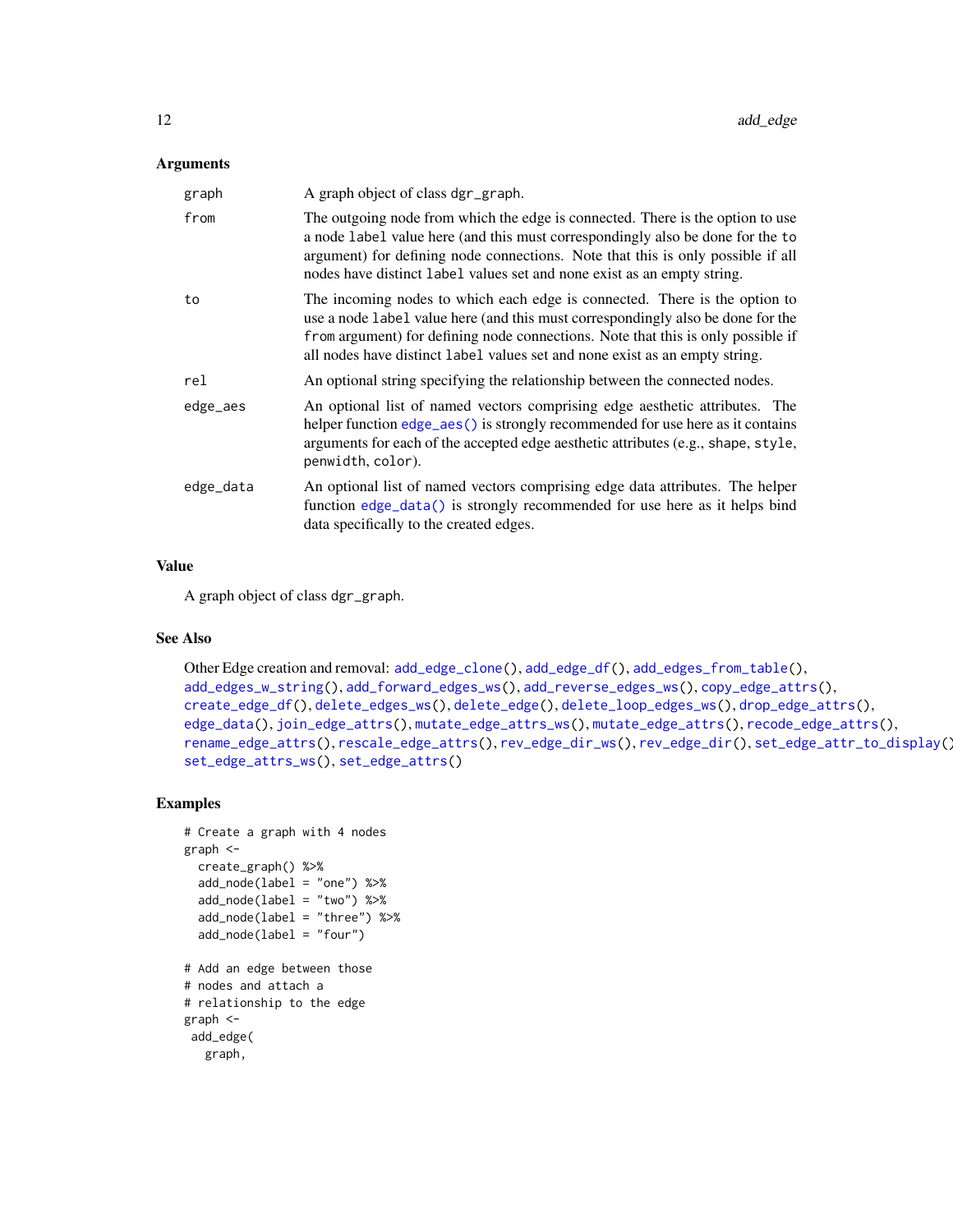### Arguments

| | |
|---|---|
| graph | A graph object of class dgr_graph. |
| from | The outgoing node from which the edge is connected. There is the option to use a node label value here (and this must correspondingly also be done for the to argument) for defining node connections. Note that this is only possible if all nodes have distinct label values set and none exist as an empty string. |
| to | The incoming nodes to which each edge is connected. There is the option to use a node label value here (and this must correspondingly also be done for the from argument) for defining node connections. Note that this is only possible if all nodes have distinct label values set and none exist as an empty string. |
| rel | An optional string specifying the relationship between the connected nodes. |
| edge_aes | An optional list of named vectors comprising edge aesthetic attributes. The helper function edge_aes() is strongly recommended for use here as it contains arguments for each of the accepted edge aesthetic attributes (e.g., shape, style, penwidth, color). |
| edge_data | An optional list of named vectors comprising edge data attributes. The helper function edge_data() is strongly recommended for use here as it helps bind data specifically to the created edges. |

### Value

A graph object of class dgr_graph.

### See Also

Other Edge creation and removal: add_edge_clone(), add_edge_df(), add_edges_from_table(), add_edges_w_string(), add_forward_edges_ws(), add_reverse_edges_ws(), copy_edge_attrs(), create_edge_df(), delete_edges_ws(), delete_edge(), delete_loop_edges_ws(), drop_edge_attrs(), edge_data(), join_edge_attrs(), mutate_edge_attrs_ws(), mutate_edge_attrs(), recode_edge_attrs(), rename_edge_attrs(), rescale_edge_attrs(), rev_edge_dir_ws(), rev_edge_dir(), set_edge_attr_to_display(), set_edge_attrs_ws(), set_edge_attrs()

### Examples

```
# Create a graph with 4 nodes
graph <-
  create_graph() %>%
  add_node(label = "one") %>%
  add_node(label = "two") %>%
  add_node(label = "three") %>%
  add_node(label = "four")

# Add an edge between those
# nodes and attach a
# relationship to the edge
graph <-
 add_edge(
   graph,
```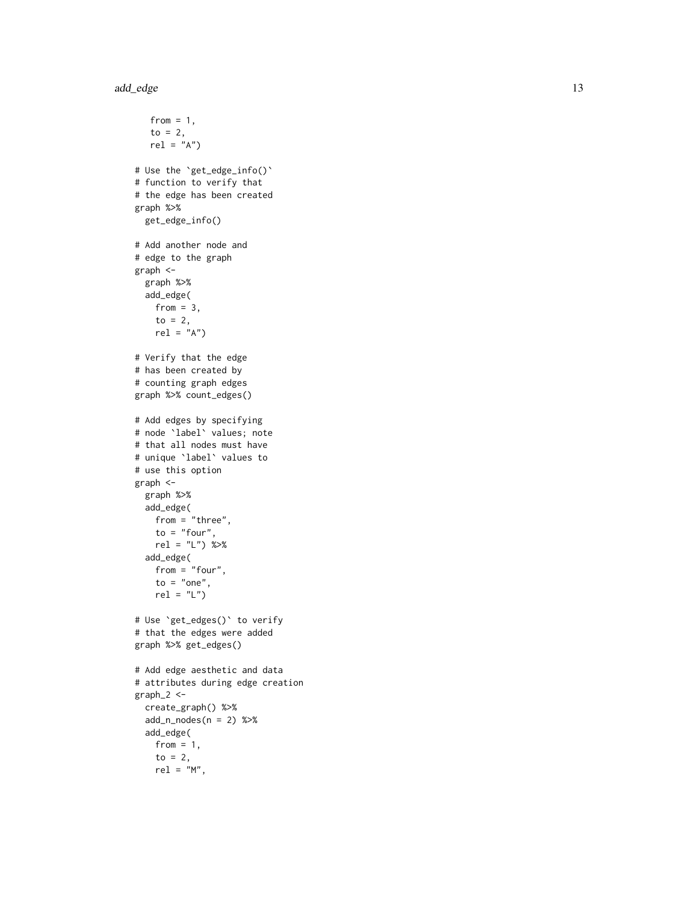```
    from = 1,
    to = 2,
    rel = "A")

# Use the `get_edge_info()`
# function to verify that
# the edge has been created
graph %>%
  get_edge_info()

# Add another node and
# edge to the graph
graph <-
  graph %>%
  add_edge(
    from = 3,
    to = 2,
    rel = "A")

# Verify that the edge
# has been created by
# counting graph edges
graph %>% count_edges()

# Add edges by specifying
# node `label` values; note
# that all nodes must have
# unique `label` values to
# use this option
graph <-
  graph %>%
  add_edge(
    from = "three",
    to = "four",
    rel = "L") %>%
  add_edge(
    from = "four",
    to = "one",
    rel = "L")

# Use `get_edges()` to verify
# that the edges were added
graph %>% get_edges()

# Add edge aesthetic and data
# attributes during edge creation
graph_2 <-
  create_graph() %>%
  add_n_nodes(n = 2) %>%
  add_edge(
    from = 1,
    to = 2,
    rel = "M",
```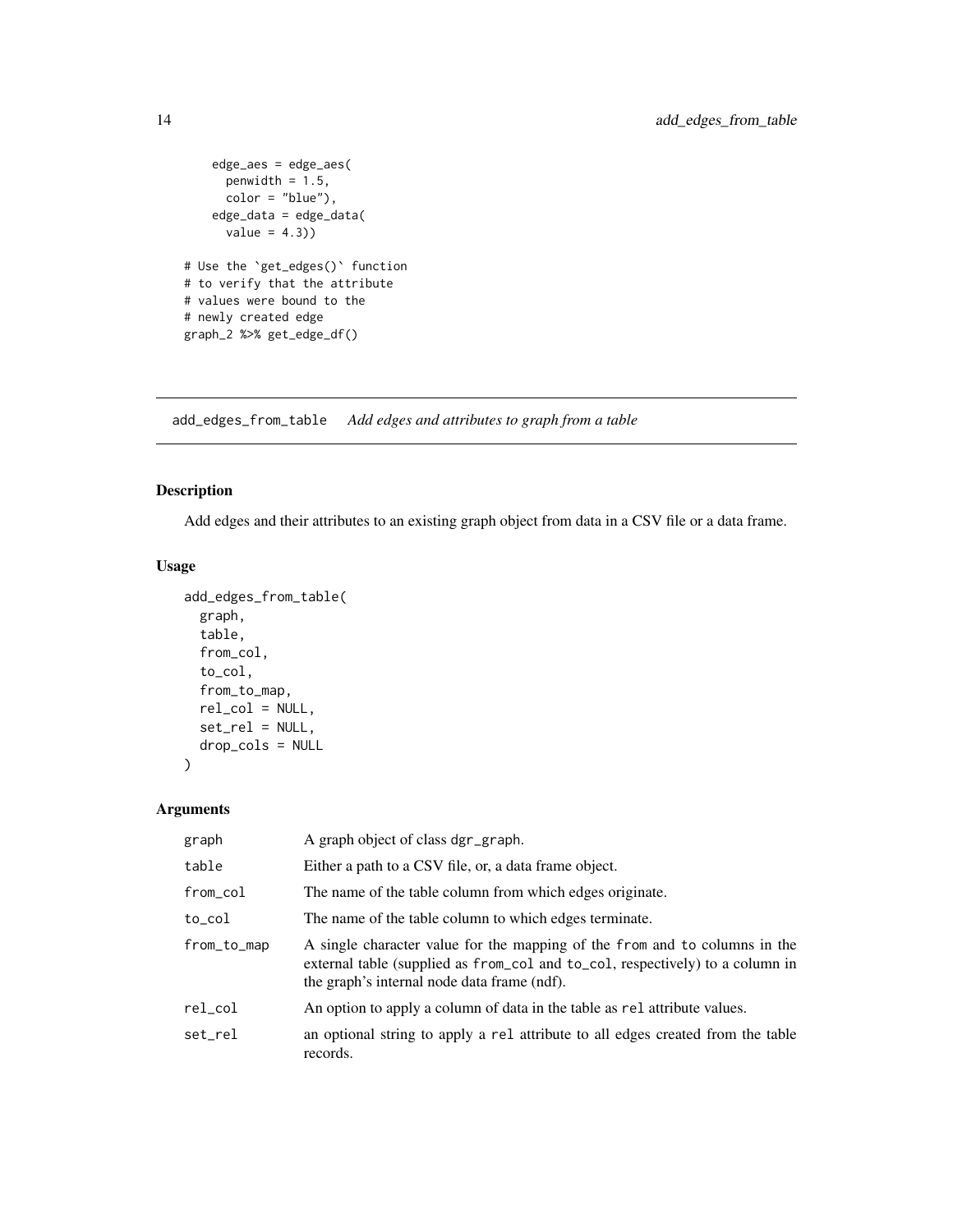```
    edge_aes = edge_aes(
      penwidth = 1.5,
      color = "blue"),
    edge_data = edge_data(
      value = 4.3))

# Use the `get_edges()` function
# to verify that the attribute
# values were bound to the
# newly created edge
graph_2 %>% get_edge_df()
```

---

## add_edges_from_table    *Add edges and attributes to graph from a table*

---

### Description

Add edges and their attributes to an existing graph object from data in a CSV file or a data frame.

### Usage

```
add_edges_from_table(
  graph,
  table,
  from_col,
  to_col,
  from_to_map,
  rel_col = NULL,
  set_rel = NULL,
  drop_cols = NULL
)
```

### Arguments

| | |
|---|---|
| graph | A graph object of class dgr_graph. |
| table | Either a path to a CSV file, or, a data frame object. |
| from_col | The name of the table column from which edges originate. |
| to_col | The name of the table column to which edges terminate. |
| from_to_map | A single character value for the mapping of the from and to columns in the external table (supplied as from_col and to_col, respectively) to a column in the graph's internal node data frame (ndf). |
| rel_col | An option to apply a column of data in the table as rel attribute values. |
| set_rel | an optional string to apply a rel attribute to all edges created from the table records. |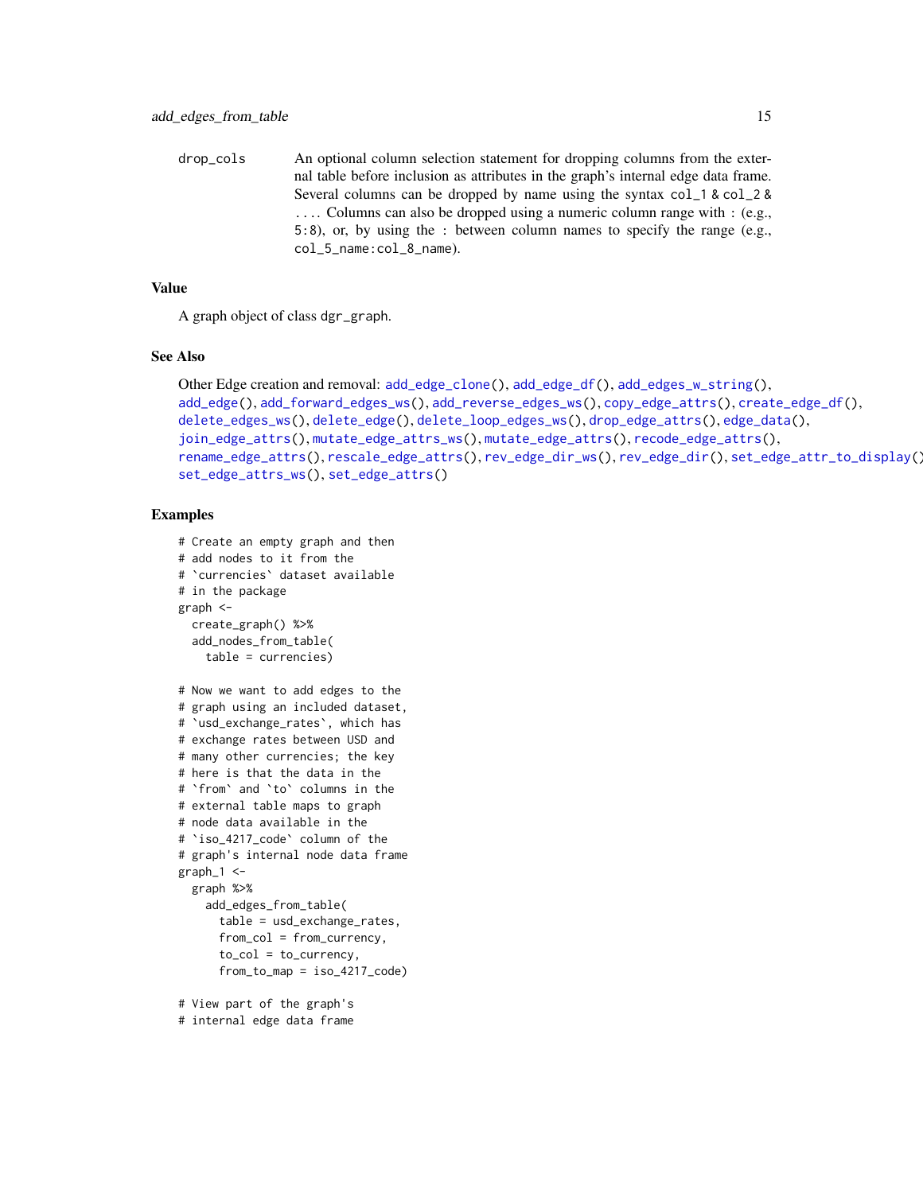drop_cols	An optional column selection statement for dropping columns from the external table before inclusion as attributes in the graph's internal edge data frame. Several columns can be dropped by name using the syntax `col_1 & col_2 & ...`. Columns can also be dropped using a numeric column range with `:` (e.g., `5:8`), or, by using the `:` between column names to specify the range (e.g., `col_5_name:col_8_name`).

## Value

A graph object of class `dgr_graph`.

## See Also

Other Edge creation and removal: `add_edge_clone()`, `add_edge_df()`, `add_edges_w_string()`, `add_edge()`, `add_forward_edges_ws()`, `add_reverse_edges_ws()`, `copy_edge_attrs()`, `create_edge_df()`, `delete_edges_ws()`, `delete_edge()`, `delete_loop_edges_ws()`, `drop_edge_attrs()`, `edge_data()`, `join_edge_attrs()`, `mutate_edge_attrs_ws()`, `mutate_edge_attrs()`, `recode_edge_attrs()`, `rename_edge_attrs()`, `rescale_edge_attrs()`, `rev_edge_dir_ws()`, `rev_edge_dir()`, `set_edge_attr_to_display()`, `set_edge_attrs_ws()`, `set_edge_attrs()`

## Examples

```
# Create an empty graph and then
# add nodes to it from the
# `currencies` dataset available
# in the package
graph <-
  create_graph() %>%
  add_nodes_from_table(
    table = currencies)

# Now we want to add edges to the
# graph using an included dataset,
# `usd_exchange_rates`, which has
# exchange rates between USD and
# many other currencies; the key
# here is that the data in the
# `from` and `to` columns in the
# external table maps to graph
# node data available in the
# `iso_4217_code` column of the
# graph's internal node data frame
graph_1 <-
  graph %>%
    add_edges_from_table(
      table = usd_exchange_rates,
      from_col = from_currency,
      to_col = to_currency,
      from_to_map = iso_4217_code)

# View part of the graph's
# internal edge data frame
```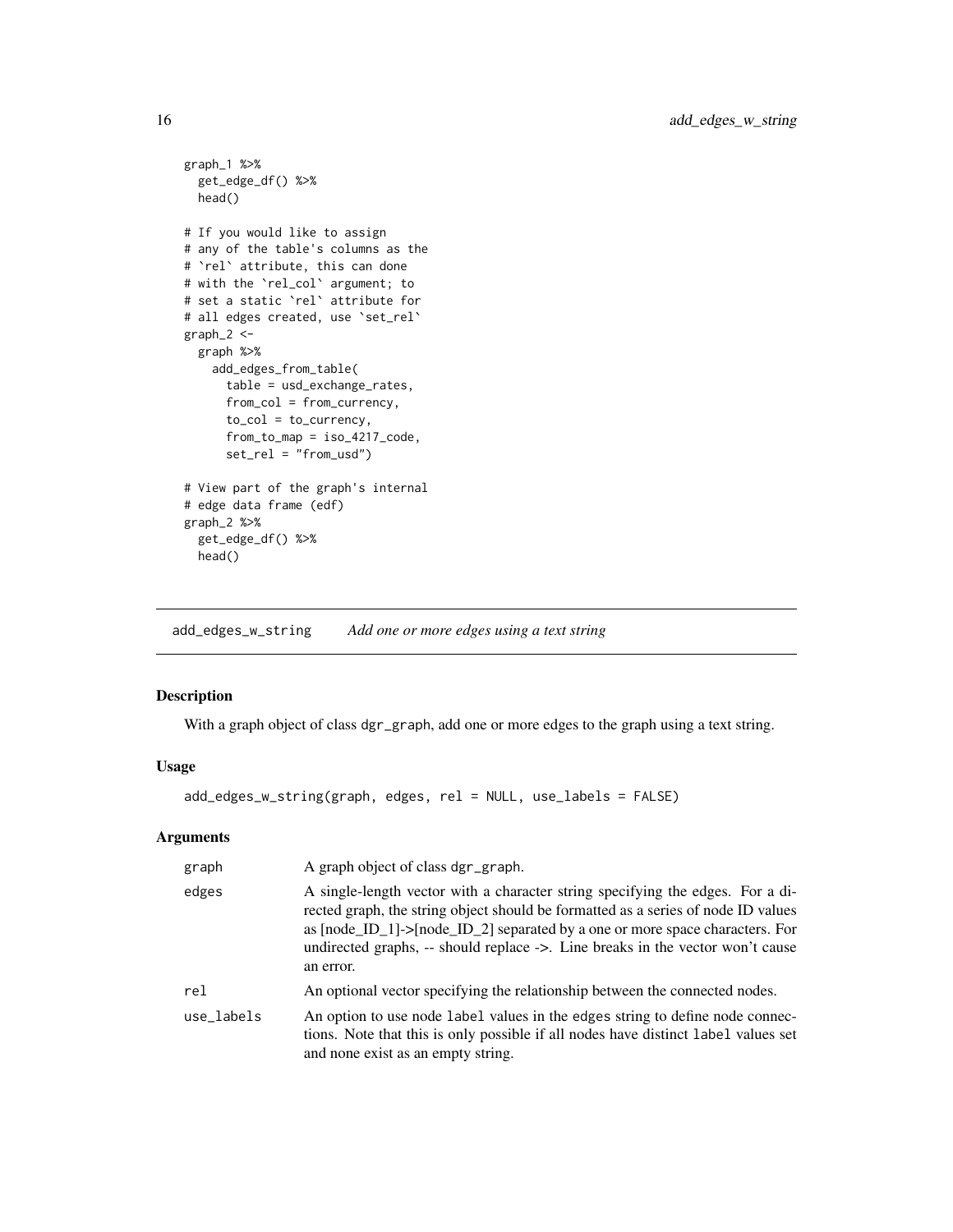```
graph_1 %>%
  get_edge_df() %>%
  head()

# If you would like to assign
# any of the table's columns as the
# `rel` attribute, this can done
# with the `rel_col` argument; to
# set a static `rel` attribute for
# all edges created, use `set_rel`
graph_2 <-
  graph %>%
    add_edges_from_table(
      table = usd_exchange_rates,
      from_col = from_currency,
      to_col = to_currency,
      from_to_map = iso_4217_code,
      set_rel = "from_usd")

# View part of the graph's internal
# edge data frame (edf)
graph_2 %>%
  get_edge_df() %>%
  head()
```

## add_edges_w_string — *Add one or more edges using a text string*

### Description

With a graph object of class dgr_graph, add one or more edges to the graph using a text string.

### Usage

```
add_edges_w_string(graph, edges, rel = NULL, use_labels = FALSE)
```

### Arguments

| | |
|---|---|
| graph | A graph object of class dgr_graph. |
| edges | A single-length vector with a character string specifying the edges. For a directed graph, the string object should be formatted as a series of node ID values as [node_ID_1]->[node_ID_2] separated by a one or more space characters. For undirected graphs, -- should replace ->. Line breaks in the vector won't cause an error. |
| rel | An optional vector specifying the relationship between the connected nodes. |
| use_labels | An option to use node label values in the edges string to define node connections. Note that this is only possible if all nodes have distinct label values set and none exist as an empty string. |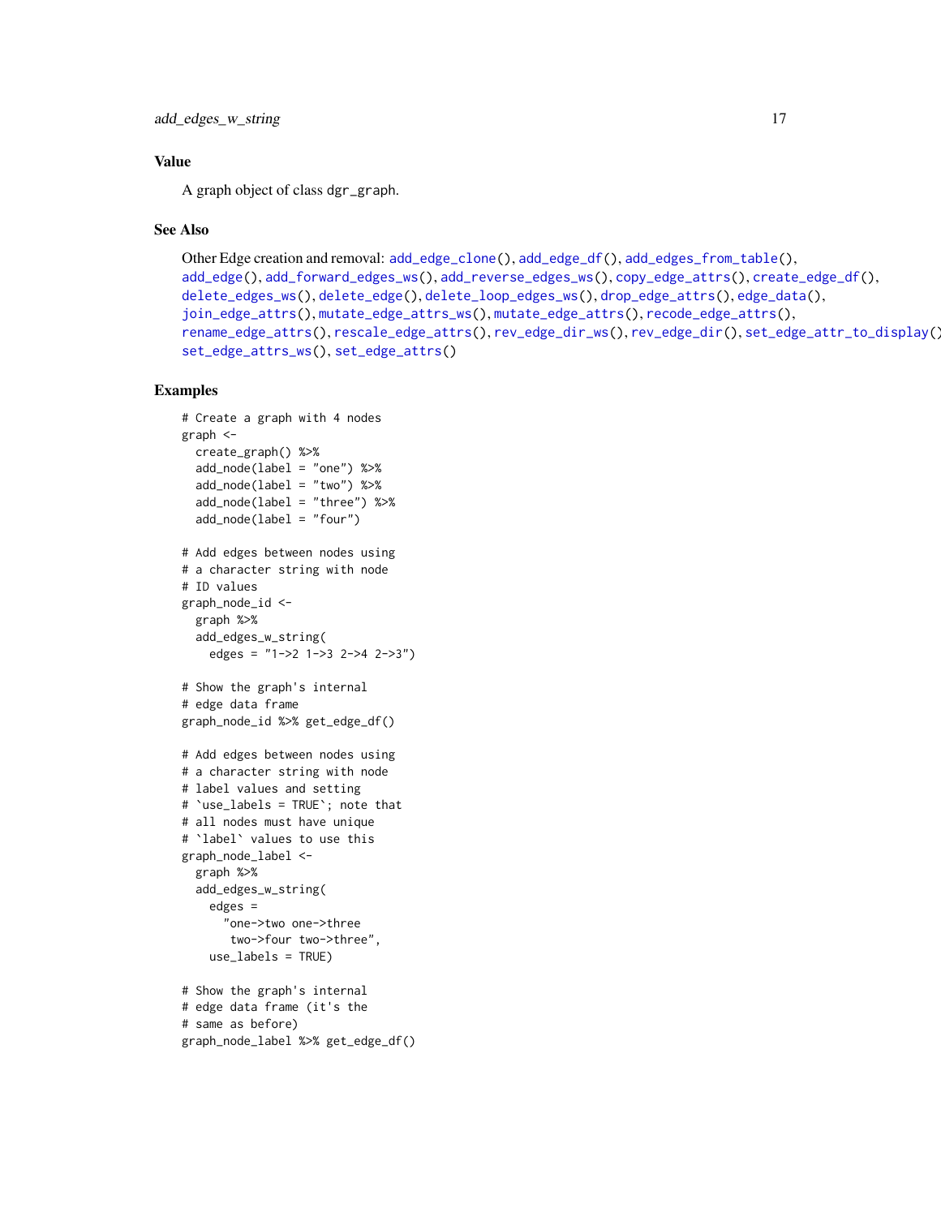## Value

A graph object of class dgr_graph.

## See Also

Other Edge creation and removal: add_edge_clone(), add_edge_df(), add_edges_from_table(), add_edge(), add_forward_edges_ws(), add_reverse_edges_ws(), copy_edge_attrs(), create_edge_df(), delete_edges_ws(), delete_edge(), delete_loop_edges_ws(), drop_edge_attrs(), edge_data(), join_edge_attrs(), mutate_edge_attrs_ws(), mutate_edge_attrs(), recode_edge_attrs(), rename_edge_attrs(), rescale_edge_attrs(), rev_edge_dir_ws(), rev_edge_dir(), set_edge_attr_to_display(), set_edge_attrs_ws(), set_edge_attrs()

## Examples

```
# Create a graph with 4 nodes
graph <-
  create_graph() %>%
  add_node(label = "one") %>%
  add_node(label = "two") %>%
  add_node(label = "three") %>%
  add_node(label = "four")

# Add edges between nodes using
# a character string with node
# ID values
graph_node_id <-
  graph %>%
  add_edges_w_string(
    edges = "1->2 1->3 2->4 2->3")

# Show the graph's internal
# edge data frame
graph_node_id %>% get_edge_df()

# Add edges between nodes using
# a character string with node
# label values and setting
# `use_labels = TRUE`; note that
# all nodes must have unique
# `label` values to use this
graph_node_label <-
  graph %>%
  add_edges_w_string(
    edges =
      "one->two one->three
       two->four two->three",
    use_labels = TRUE)

# Show the graph's internal
# edge data frame (it's the
# same as before)
graph_node_label %>% get_edge_df()
```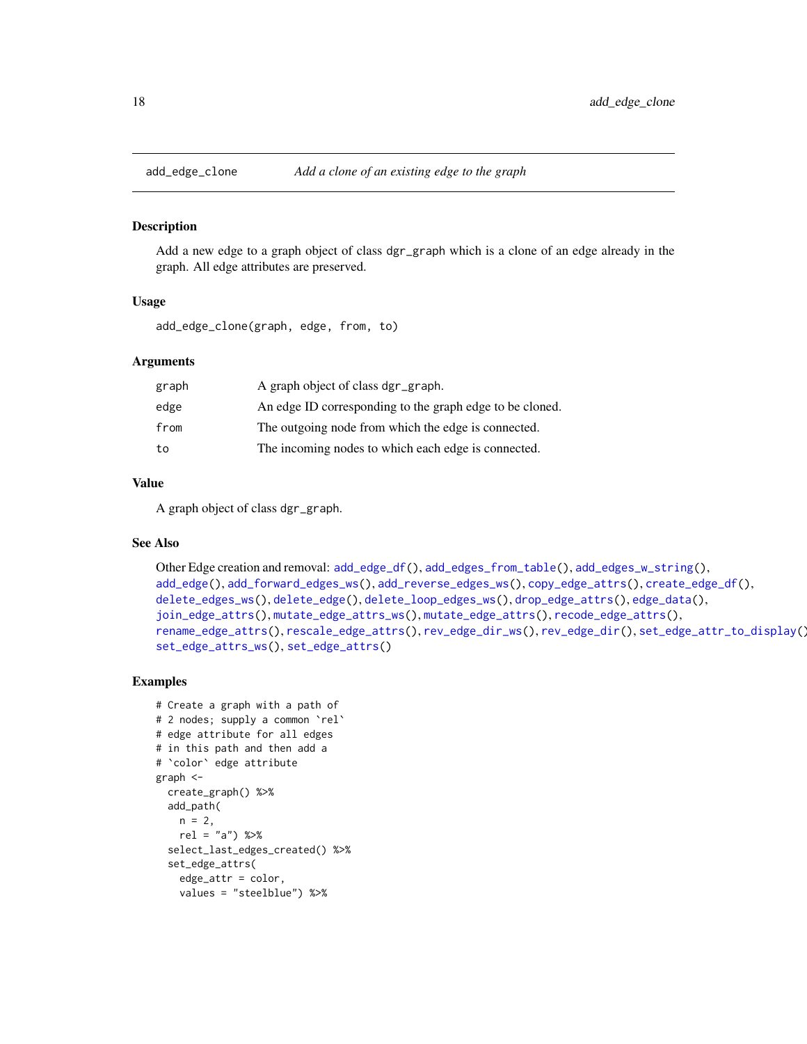# add_edge_clone — *Add a clone of an existing edge to the graph*

## Description

Add a new edge to a graph object of class dgr_graph which is a clone of an edge already in the graph. All edge attributes are preserved.

## Usage

```
add_edge_clone(graph, edge, from, to)
```

## Arguments

| | |
|---|---|
| graph | A graph object of class dgr_graph. |
| edge | An edge ID corresponding to the graph edge to be cloned. |
| from | The outgoing node from which the edge is connected. |
| to | The incoming nodes to which each edge is connected. |

## Value

A graph object of class dgr_graph.

## See Also

Other Edge creation and removal: add_edge_df(), add_edges_from_table(), add_edges_w_string(), add_edge(), add_forward_edges_ws(), add_reverse_edges_ws(), copy_edge_attrs(), create_edge_df(), delete_edges_ws(), delete_edge(), delete_loop_edges_ws(), drop_edge_attrs(), edge_data(), join_edge_attrs(), mutate_edge_attrs_ws(), mutate_edge_attrs(), recode_edge_attrs(), rename_edge_attrs(), rescale_edge_attrs(), rev_edge_dir_ws(), rev_edge_dir(), set_edge_attr_to_display(), set_edge_attrs_ws(), set_edge_attrs()

## Examples

```
# Create a graph with a path of
# 2 nodes; supply a common `rel`
# edge attribute for all edges
# in this path and then add a
# `color` edge attribute
graph <-
  create_graph() %>%
  add_path(
    n = 2,
    rel = "a") %>%
  select_last_edges_created() %>%
  set_edge_attrs(
    edge_attr = color,
    values = "steelblue") %>%
```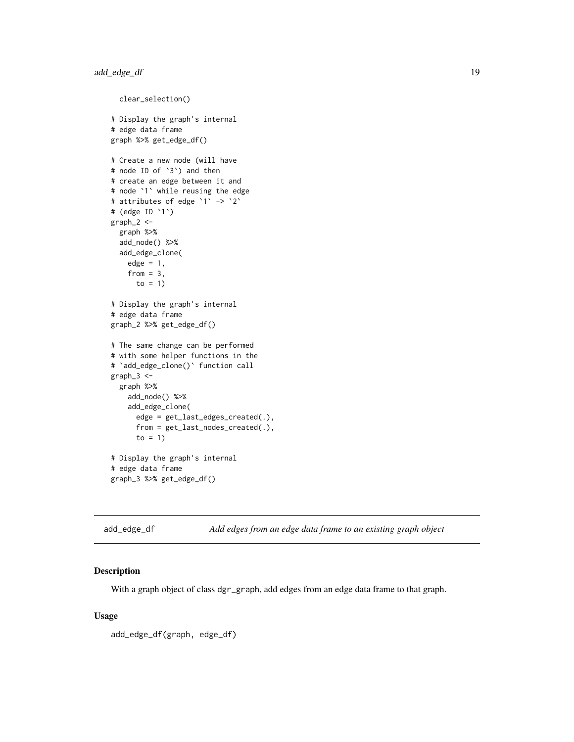```
  clear_selection()

# Display the graph's internal
# edge data frame
graph %>% get_edge_df()

# Create a new node (will have
# node ID of `3`) and then
# create an edge between it and
# node `1` while reusing the edge
# attributes of edge `1` -> `2`
# (edge ID `1`)
graph_2 <-
  graph %>%
  add_node() %>%
  add_edge_clone(
    edge = 1,
    from = 3,
      to = 1)

# Display the graph's internal
# edge data frame
graph_2 %>% get_edge_df()

# The same change can be performed
# with some helper functions in the
# `add_edge_clone()` function call
graph_3 <-
  graph %>%
    add_node() %>%
    add_edge_clone(
      edge = get_last_edges_created(.),
      from = get_last_nodes_created(.),
      to = 1)

# Display the graph's internal
# edge data frame
graph_3 %>% get_edge_df()
```

## add_edge_df — *Add edges from an edge data frame to an existing graph object*

### Description

With a graph object of class dgr_graph, add edges from an edge data frame to that graph.

### Usage

```
add_edge_df(graph, edge_df)
```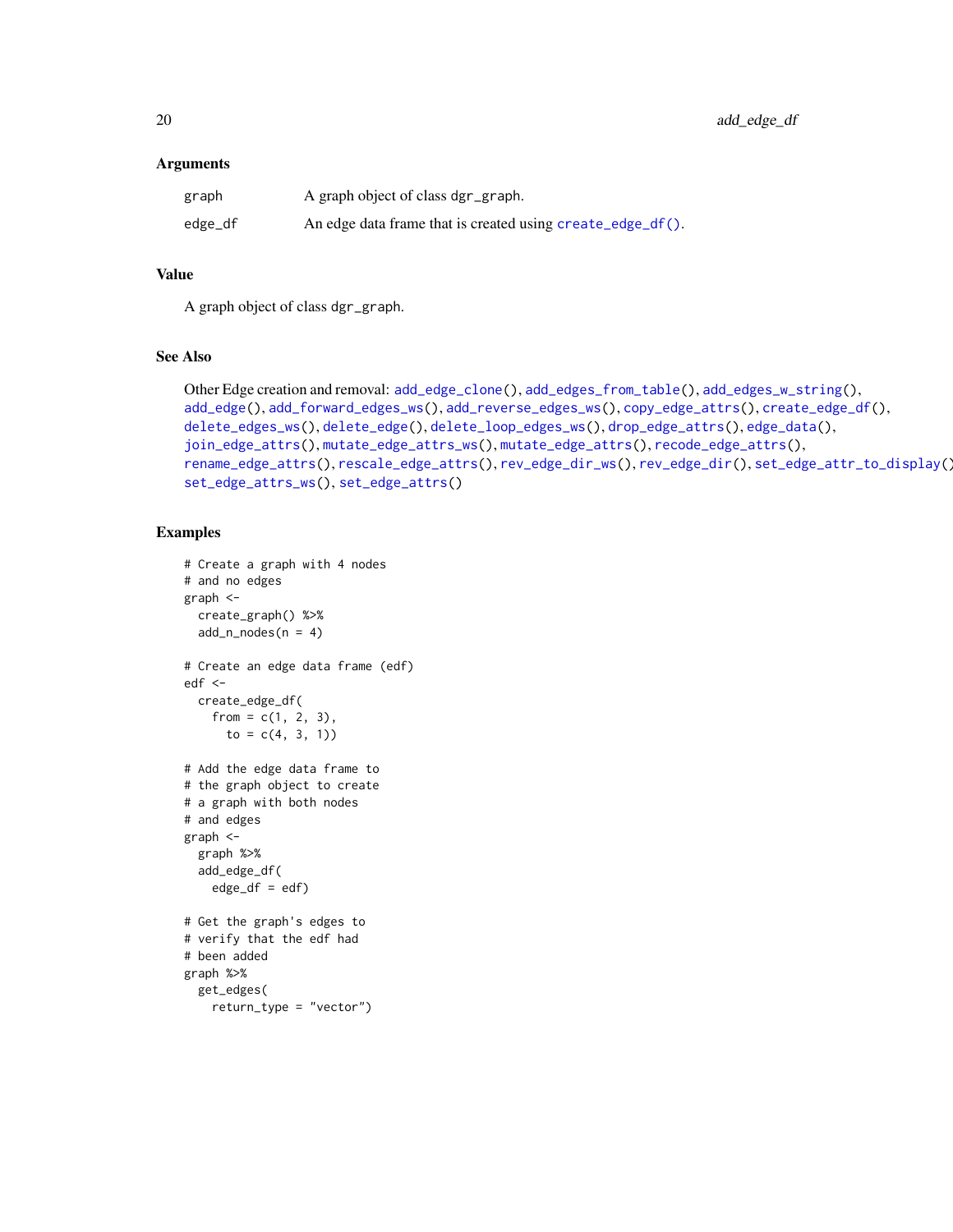### Arguments

| | |
|---|---|
| graph | A graph object of class dgr_graph. |
| edge_df | An edge data frame that is created using create_edge_df(). |

### Value

A graph object of class dgr_graph.

### See Also

Other Edge creation and removal: add_edge_clone(), add_edges_from_table(), add_edges_w_string(), add_edge(), add_forward_edges_ws(), add_reverse_edges_ws(), copy_edge_attrs(), create_edge_df(), delete_edges_ws(), delete_edge(), delete_loop_edges_ws(), drop_edge_attrs(), edge_data(), join_edge_attrs(), mutate_edge_attrs_ws(), mutate_edge_attrs(), recode_edge_attrs(), rename_edge_attrs(), rescale_edge_attrs(), rev_edge_dir_ws(), rev_edge_dir(), set_edge_attr_to_display(), set_edge_attrs_ws(), set_edge_attrs()

### Examples

```
# Create a graph with 4 nodes
# and no edges
graph <-
  create_graph() %>%
  add_n_nodes(n = 4)

# Create an edge data frame (edf)
edf <-
  create_edge_df(
    from = c(1, 2, 3),
      to = c(4, 3, 1))

# Add the edge data frame to
# the graph object to create
# a graph with both nodes
# and edges
graph <-
  graph %>%
  add_edge_df(
    edge_df = edf)

# Get the graph's edges to
# verify that the edf had
# been added
graph %>%
  get_edges(
    return_type = "vector")
```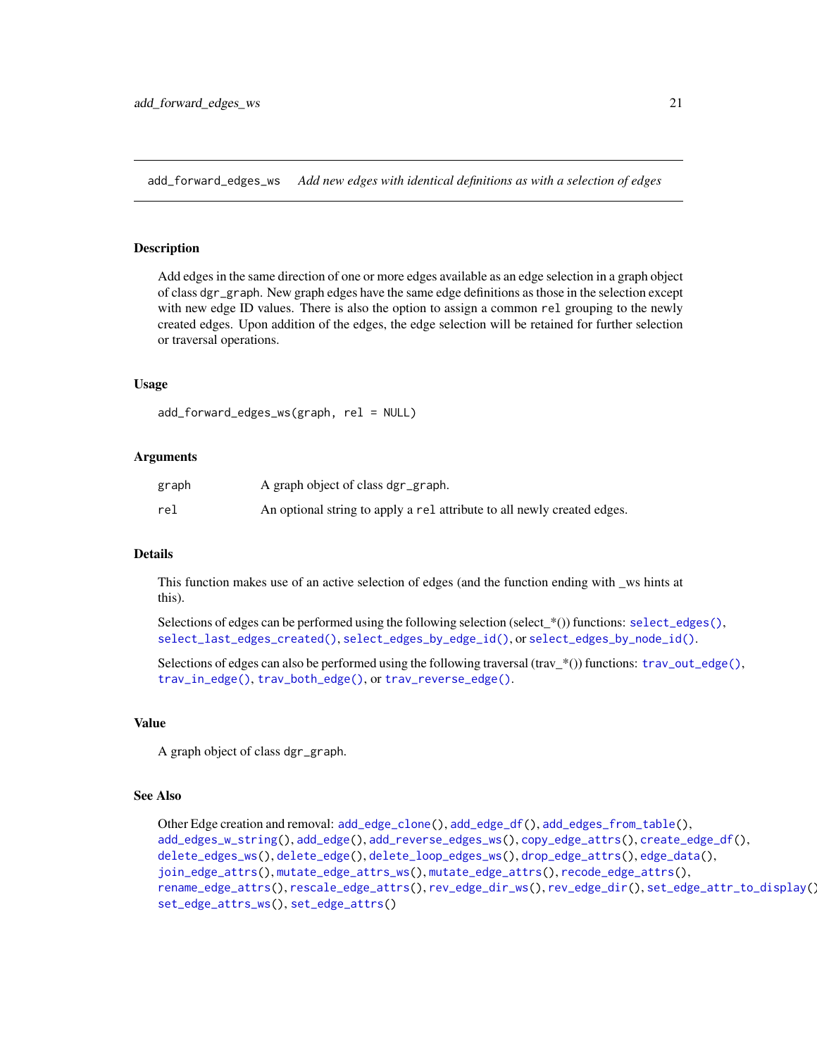## add_forward_edges_ws — *Add new edges with identical definitions as with a selection of edges*

### Description

Add edges in the same direction of one or more edges available as an edge selection in a graph object of class dgr_graph. New graph edges have the same edge definitions as those in the selection except with new edge ID values. There is also the option to assign a common rel grouping to the newly created edges. Upon addition of the edges, the edge selection will be retained for further selection or traversal operations.

### Usage

```
add_forward_edges_ws(graph, rel = NULL)
```

### Arguments

| | |
|---|---|
| graph | A graph object of class dgr_graph. |
| rel | An optional string to apply a rel attribute to all newly created edges. |

### Details

This function makes use of an active selection of edges (and the function ending with _ws hints at this).

Selections of edges can be performed using the following selection (select_*()) functions: select_edges(), select_last_edges_created(), select_edges_by_edge_id(), or select_edges_by_node_id().

Selections of edges can also be performed using the following traversal (trav_*()) functions: trav_out_edge(), trav_in_edge(), trav_both_edge(), or trav_reverse_edge().

### Value

A graph object of class dgr_graph.

### See Also

Other Edge creation and removal: add_edge_clone(), add_edge_df(), add_edges_from_table(), add_edges_w_string(), add_edge(), add_reverse_edges_ws(), copy_edge_attrs(), create_edge_df(), delete_edges_ws(), delete_edge(), delete_loop_edges_ws(), drop_edge_attrs(), edge_data(), join_edge_attrs(), mutate_edge_attrs_ws(), mutate_edge_attrs(), recode_edge_attrs(), rename_edge_attrs(), rescale_edge_attrs(), rev_edge_dir_ws(), rev_edge_dir(), set_edge_attr_to_display(), set_edge_attrs_ws(), set_edge_attrs()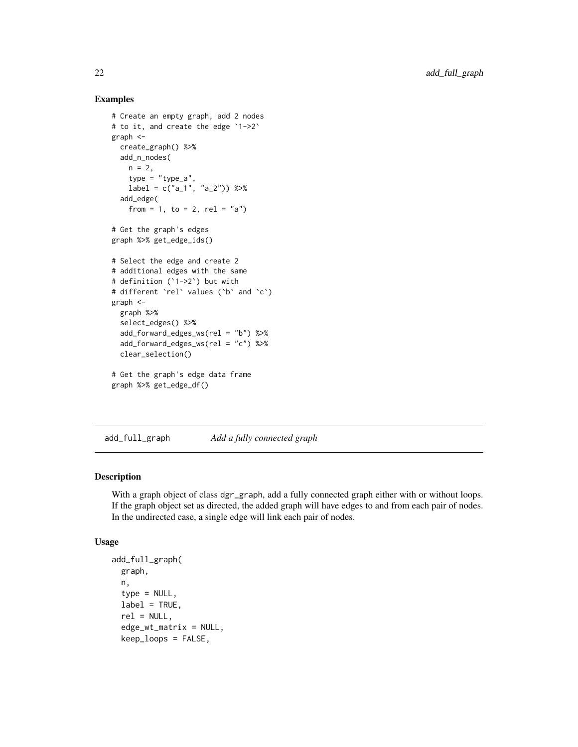## Examples

```
# Create an empty graph, add 2 nodes
# to it, and create the edge `1->2`
graph <-
  create_graph() %>%
  add_n_nodes(
    n = 2,
    type = "type_a",
    label = c("a_1", "a_2")) %>%
  add_edge(
    from = 1, to = 2, rel = "a")

# Get the graph's edges
graph %>% get_edge_ids()

# Select the edge and create 2
# additional edges with the same
# definition (`1->2`) but with
# different `rel` values (`b` and `c`)
graph <-
  graph %>%
  select_edges() %>%
  add_forward_edges_ws(rel = "b") %>%
  add_forward_edges_ws(rel = "c") %>%
  clear_selection()

# Get the graph's edge data frame
graph %>% get_edge_df()
```

---

# add_full_graph *Add a fully connected graph*

## Description

With a graph object of class dgr_graph, add a fully connected graph either with or without loops. If the graph object set as directed, the added graph will have edges to and from each pair of nodes. In the undirected case, a single edge will link each pair of nodes.

## Usage

```
add_full_graph(
  graph,
  n,
  type = NULL,
  label = TRUE,
  rel = NULL,
  edge_wt_matrix = NULL,
  keep_loops = FALSE,
```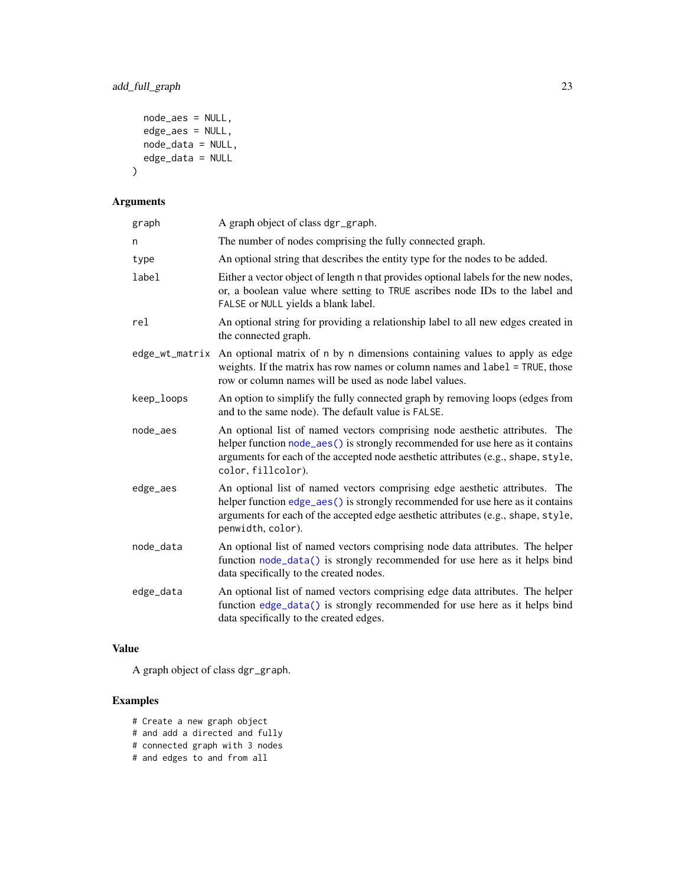```
  node_aes = NULL,
  edge_aes = NULL,
  node_data = NULL,
  edge_data = NULL
)
```

## Arguments

| | |
|---|---|
| `graph` | A graph object of class `dgr_graph`. |
| `n` | The number of nodes comprising the fully connected graph. |
| `type` | An optional string that describes the entity type for the nodes to be added. |
| `label` | Either a vector object of length `n` that provides optional labels for the new nodes, or, a boolean value where setting to `TRUE` ascribes node IDs to the label and `FALSE` or `NULL` yields a blank label. |
| `rel` | An optional string for providing a relationship label to all new edges created in the connected graph. |
| `edge_wt_matrix` | An optional matrix of `n` by `n` dimensions containing values to apply as edge weights. If the matrix has row names or column names and `label = TRUE`, those row or column names will be used as node label values. |
| `keep_loops` | An option to simplify the fully connected graph by removing loops (edges from and to the same node). The default value is `FALSE`. |
| `node_aes` | An optional list of named vectors comprising node aesthetic attributes. The helper function `node_aes()` is strongly recommended for use here as it contains arguments for each of the accepted node aesthetic attributes (e.g., `shape`, `style`, `color`, `fillcolor`). |
| `edge_aes` | An optional list of named vectors comprising edge aesthetic attributes. The helper function `edge_aes()` is strongly recommended for use here as it contains arguments for each of the accepted edge aesthetic attributes (e.g., `shape`, `style`, `penwidth`, `color`). |
| `node_data` | An optional list of named vectors comprising node data attributes. The helper function `node_data()` is strongly recommended for use here as it helps bind data specifically to the created nodes. |
| `edge_data` | An optional list of named vectors comprising edge data attributes. The helper function `edge_data()` is strongly recommended for use here as it helps bind data specifically to the created edges. |

## Value

A graph object of class `dgr_graph`.

## Examples

```
# Create a new graph object
# and add a directed and fully
# connected graph with 3 nodes
# and edges to and from all
```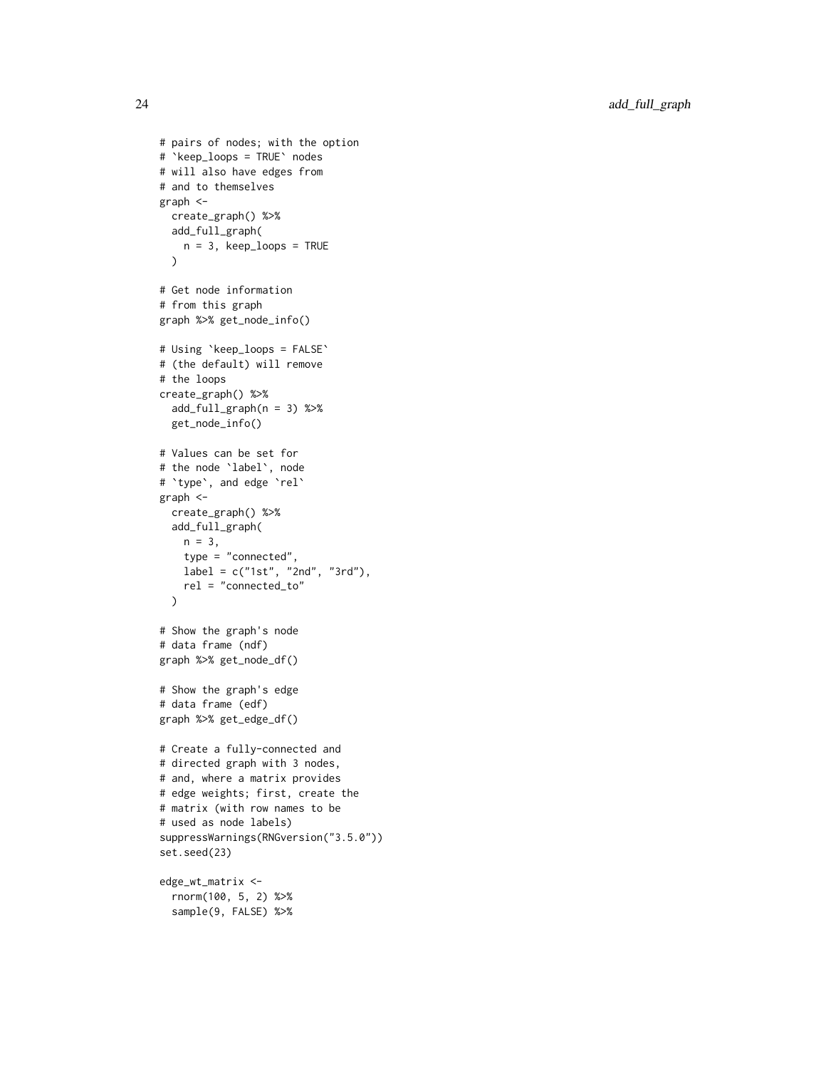```
# pairs of nodes; with the option
# `keep_loops = TRUE` nodes
# will also have edges from
# and to themselves
graph <-
  create_graph() %>%
  add_full_graph(
    n = 3, keep_loops = TRUE
  )

# Get node information
# from this graph
graph %>% get_node_info()

# Using `keep_loops = FALSE`
# (the default) will remove
# the loops
create_graph() %>%
  add_full_graph(n = 3) %>%
  get_node_info()

# Values can be set for
# the node `label`, node
# `type`, and edge `rel`
graph <-
  create_graph() %>%
  add_full_graph(
    n = 3,
    type = "connected",
    label = c("1st", "2nd", "3rd"),
    rel = "connected_to"
  )

# Show the graph's node
# data frame (ndf)
graph %>% get_node_df()

# Show the graph's edge
# data frame (edf)
graph %>% get_edge_df()

# Create a fully-connected and
# directed graph with 3 nodes,
# and, where a matrix provides
# edge weights; first, create the
# matrix (with row names to be
# used as node labels)
suppressWarnings(RNGversion("3.5.0"))
set.seed(23)

edge_wt_matrix <-
  rnorm(100, 5, 2) %>%
  sample(9, FALSE) %>%
```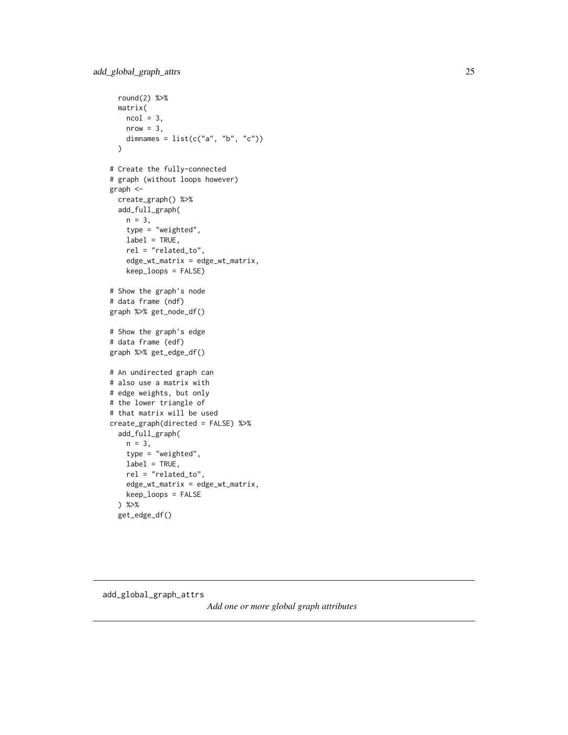```
    round(2) %>%
    matrix(
      ncol = 3,
      nrow = 3,
      dimnames = list(c("a", "b", "c"))
    )

  # Create the fully-connected
  # graph (without loops however)
  graph <-
    create_graph() %>%
    add_full_graph(
      n = 3,
      type = "weighted",
      label = TRUE,
      rel = "related_to",
      edge_wt_matrix = edge_wt_matrix,
      keep_loops = FALSE)

  # Show the graph's node
  # data frame (ndf)
  graph %>% get_node_df()

  # Show the graph's edge
  # data frame (edf)
  graph %>% get_edge_df()

  # An undirected graph can
  # also use a matrix with
  # edge weights, but only
  # the lower triangle of
  # that matrix will be used
  create_graph(directed = FALSE) %>%
    add_full_graph(
      n = 3,
      type = "weighted",
      label = TRUE,
      rel = "related_to",
      edge_wt_matrix = edge_wt_matrix,
      keep_loops = FALSE
    ) %>%
    get_edge_df()
```

## add_global_graph_attrs

*Add one or more global graph attributes*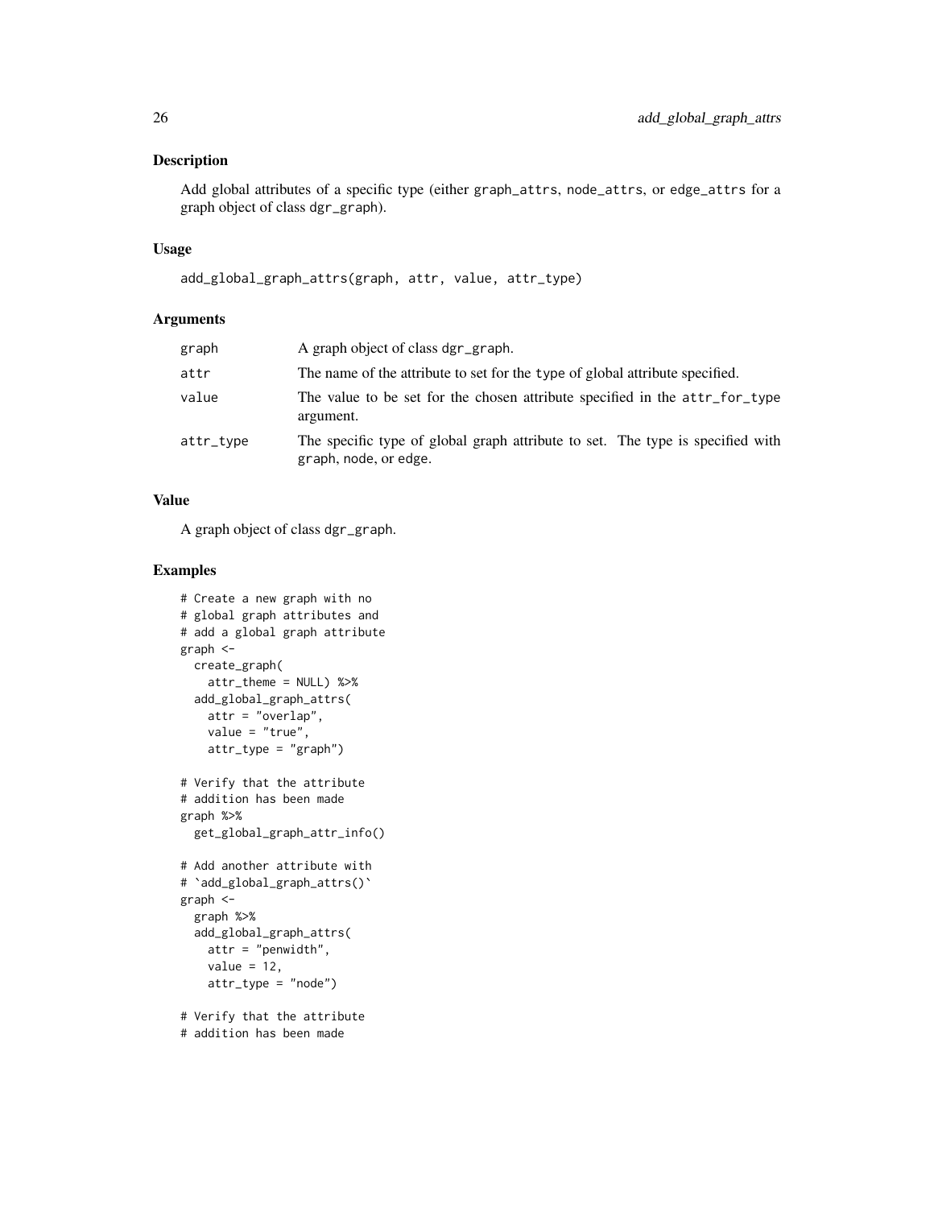### Description

Add global attributes of a specific type (either graph_attrs, node_attrs, or edge_attrs for a graph object of class dgr_graph).

### Usage

```
add_global_graph_attrs(graph, attr, value, attr_type)
```

### Arguments

| | |
|---|---|
| graph | A graph object of class dgr_graph. |
| attr | The name of the attribute to set for the type of global attribute specified. |
| value | The value to be set for the chosen attribute specified in the attr_for_type argument. |
| attr_type | The specific type of global graph attribute to set. The type is specified with graph, node, or edge. |

### Value

A graph object of class dgr_graph.

### Examples

```
# Create a new graph with no
# global graph attributes and
# add a global graph attribute
graph <-
  create_graph(
    attr_theme = NULL) %>%
  add_global_graph_attrs(
    attr = "overlap",
    value = "true",
    attr_type = "graph")

# Verify that the attribute
# addition has been made
graph %>%
  get_global_graph_attr_info()

# Add another attribute with
# `add_global_graph_attrs()`
graph <-
  graph %>%
  add_global_graph_attrs(
    attr = "penwidth",
    value = 12,
    attr_type = "node")

# Verify that the attribute
# addition has been made
```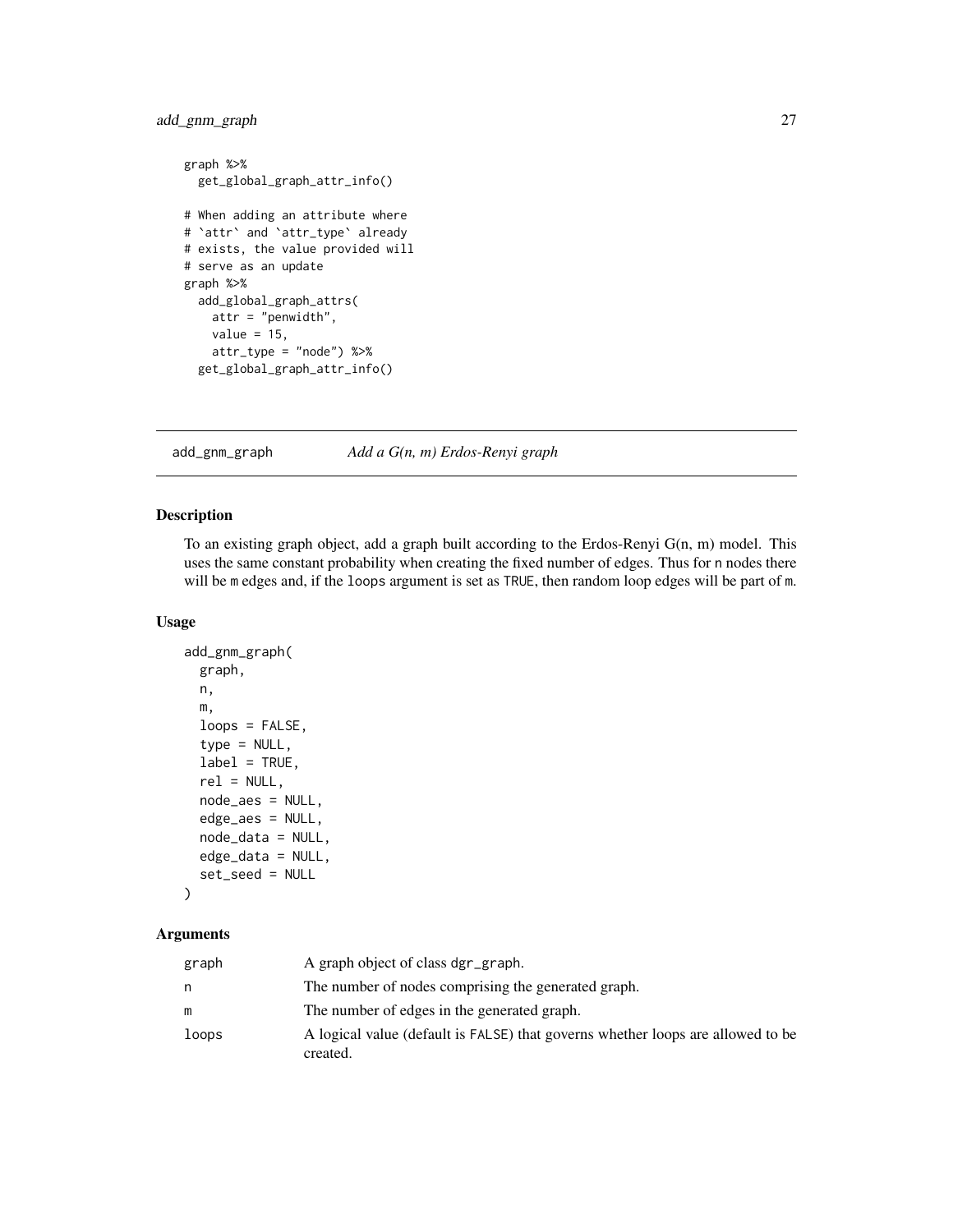```
graph %>%
  get_global_graph_attr_info()

# When adding an attribute where
# `attr` and `attr_type` already
# exists, the value provided will
# serve as an update
graph %>%
  add_global_graph_attrs(
    attr = "penwidth",
    value = 15,
    attr_type = "node") %>%
  get_global_graph_attr_info()
```

## add_gnm_graph *Add a G(n, m) Erdos-Renyi graph*

### Description

To an existing graph object, add a graph built according to the Erdos-Renyi G(n, m) model. This uses the same constant probability when creating the fixed number of edges. Thus for `n` nodes there will be `m` edges and, if the `loops` argument is set as `TRUE`, then random loop edges will be part of `m`.

### Usage

```
add_gnm_graph(
  graph,
  n,
  m,
  loops = FALSE,
  type = NULL,
  label = TRUE,
  rel = NULL,
  node_aes = NULL,
  edge_aes = NULL,
  node_data = NULL,
  edge_data = NULL,
  set_seed = NULL
)
```

### Arguments

| | |
|---|---|
| graph | A graph object of class `dgr_graph`. |
| n | The number of nodes comprising the generated graph. |
| m | The number of edges in the generated graph. |
| loops | A logical value (default is `FALSE`) that governs whether loops are allowed to be created. |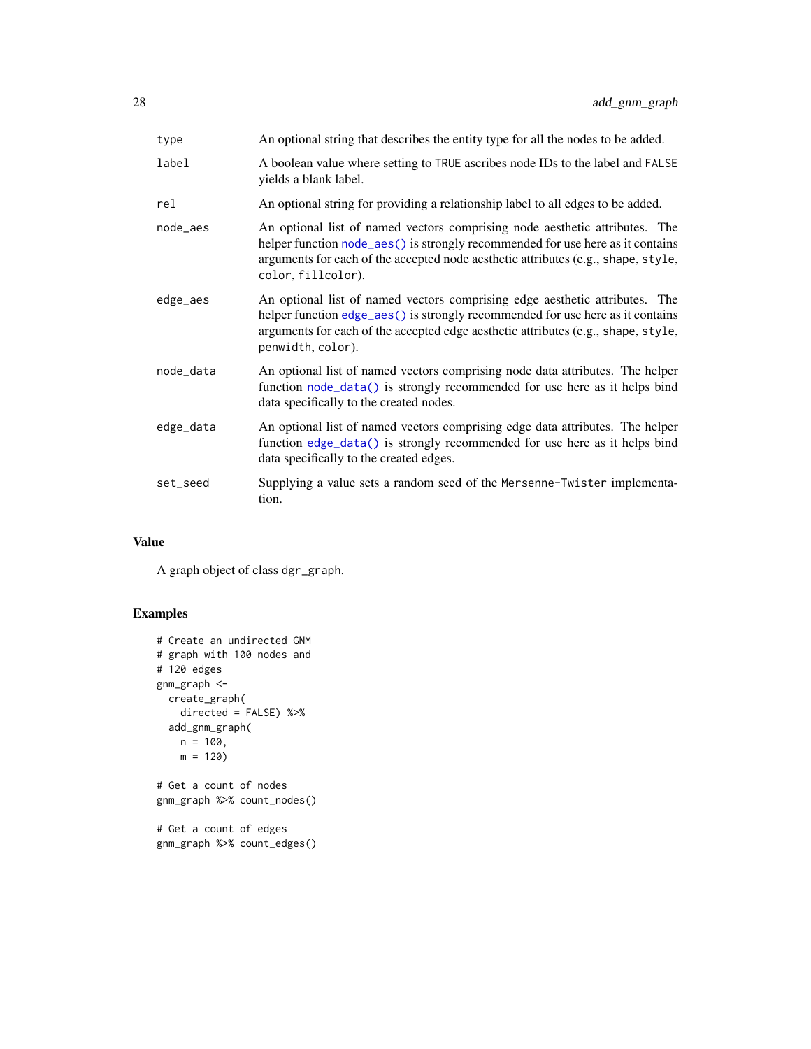| | |
|---|---|
| `type` | An optional string that describes the entity type for all the nodes to be added. |
| `label` | A boolean value where setting to `TRUE` ascribes node IDs to the label and `FALSE` yields a blank label. |
| `rel` | An optional string for providing a relationship label to all edges to be added. |
| `node_aes` | An optional list of named vectors comprising node aesthetic attributes. The helper function `node_aes()` is strongly recommended for use here as it contains arguments for each of the accepted node aesthetic attributes (e.g., `shape`, `style`, `color`, `fillcolor`). |
| `edge_aes` | An optional list of named vectors comprising edge aesthetic attributes. The helper function `edge_aes()` is strongly recommended for use here as it contains arguments for each of the accepted edge aesthetic attributes (e.g., `shape`, `style`, `penwidth`, `color`). |
| `node_data` | An optional list of named vectors comprising node data attributes. The helper function `node_data()` is strongly recommended for use here as it helps bind data specifically to the created nodes. |
| `edge_data` | An optional list of named vectors comprising edge data attributes. The helper function `edge_data()` is strongly recommended for use here as it helps bind data specifically to the created edges. |
| `set_seed` | Supplying a value sets a random seed of the `Mersenne-Twister` implementation. |

## Value

A graph object of class `dgr_graph`.

## Examples

```
# Create an undirected GNM
# graph with 100 nodes and
# 120 edges
gnm_graph <-
  create_graph(
    directed = FALSE) %>%
  add_gnm_graph(
    n = 100,
    m = 120)

# Get a count of nodes
gnm_graph %>% count_nodes()

# Get a count of edges
gnm_graph %>% count_edges()
```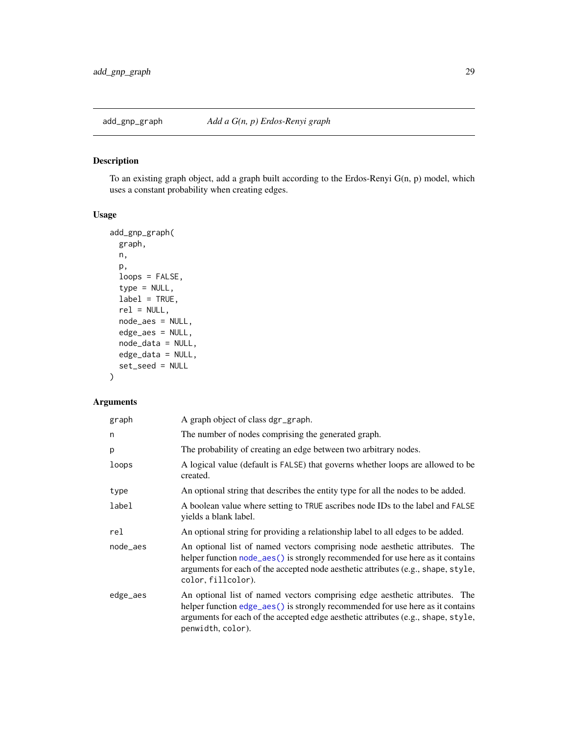## add_gnp_graph *Add a G(n, p) Erdos-Renyi graph*

### Description

To an existing graph object, add a graph built according to the Erdos-Renyi G(n, p) model, which uses a constant probability when creating edges.

### Usage

```
add_gnp_graph(
  graph,
  n,
  p,
  loops = FALSE,
  type = NULL,
  label = TRUE,
  rel = NULL,
  node_aes = NULL,
  edge_aes = NULL,
  node_data = NULL,
  edge_data = NULL,
  set_seed = NULL
)
```

### Arguments

| | |
|---|---|
| `graph` | A graph object of class `dgr_graph`. |
| `n` | The number of nodes comprising the generated graph. |
| `p` | The probability of creating an edge between two arbitrary nodes. |
| `loops` | A logical value (default is `FALSE`) that governs whether loops are allowed to be created. |
| `type` | An optional string that describes the entity type for all the nodes to be added. |
| `label` | A boolean value where setting to `TRUE` ascribes node IDs to the label and `FALSE` yields a blank label. |
| `rel` | An optional string for providing a relationship label to all edges to be added. |
| `node_aes` | An optional list of named vectors comprising node aesthetic attributes. The helper function `node_aes()` is strongly recommended for use here as it contains arguments for each of the accepted node aesthetic attributes (e.g., `shape`, `style`, `color`, `fillcolor`). |
| `edge_aes` | An optional list of named vectors comprising edge aesthetic attributes. The helper function `edge_aes()` is strongly recommended for use here as it contains arguments for each of the accepted edge aesthetic attributes (e.g., `shape`, `style`, `penwidth`, `color`). |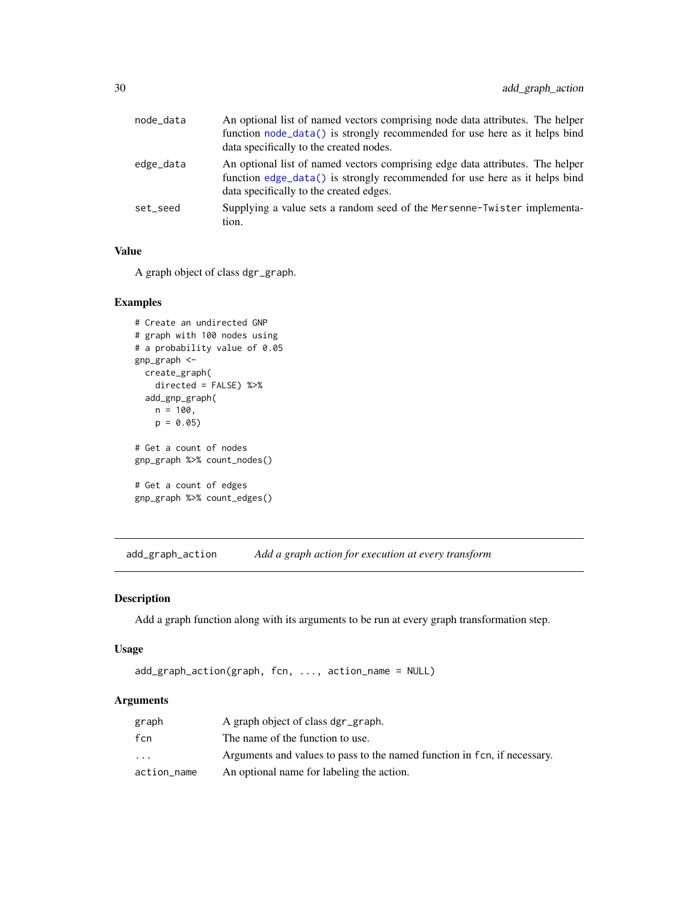| | |
|---|---|
| node_data | An optional list of named vectors comprising node data attributes. The helper function node_data() is strongly recommended for use here as it helps bind data specifically to the created nodes. |
| edge_data | An optional list of named vectors comprising edge data attributes. The helper function edge_data() is strongly recommended for use here as it helps bind data specifically to the created edges. |
| set_seed | Supplying a value sets a random seed of the Mersenne-Twister implementation. |

### Value

A graph object of class dgr_graph.

### Examples

```
# Create an undirected GNP
# graph with 100 nodes using
# a probability value of 0.05
gnp_graph <-
  create_graph(
    directed = FALSE) %>%
  add_gnp_graph(
    n = 100,
    p = 0.05)

# Get a count of nodes
gnp_graph %>% count_nodes()

# Get a count of edges
gnp_graph %>% count_edges()
```

---

## add_graph_action — *Add a graph action for execution at every transform*

### Description

Add a graph function along with its arguments to be run at every graph transformation step.

### Usage

```
add_graph_action(graph, fcn, ..., action_name = NULL)
```

### Arguments

| | |
|---|---|
| graph | A graph object of class dgr_graph. |
| fcn | The name of the function to use. |
| ... | Arguments and values to pass to the named function in fcn, if necessary. |
| action_name | An optional name for labeling the action. |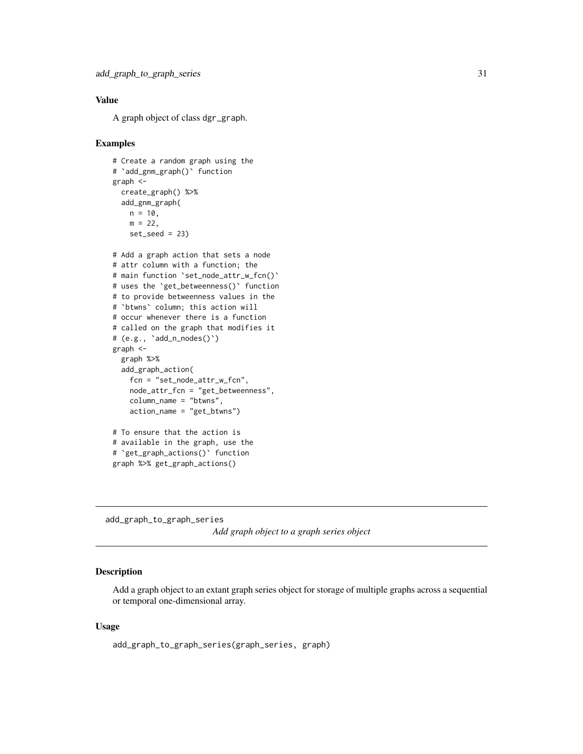### Value

A graph object of class dgr_graph.

### Examples

```
# Create a random graph using the
# `add_gnm_graph()` function
graph <-
  create_graph() %>%
  add_gnm_graph(
    n = 10,
    m = 22,
    set_seed = 23)

# Add a graph action that sets a node
# attr column with a function; the
# main function `set_node_attr_w_fcn()`
# uses the `get_betweenness()` function
# to provide betweenness values in the
# `btwns` column; this action will
# occur whenever there is a function
# called on the graph that modifies it
# (e.g., `add_n_nodes()`)
graph <-
  graph %>%
  add_graph_action(
    fcn = "set_node_attr_w_fcn",
    node_attr_fcn = "get_betweenness",
    column_name = "btwns",
    action_name = "get_btwns")

# To ensure that the action is
# available in the graph, use the
# `get_graph_actions()` function
graph %>% get_graph_actions()
```

---

## add_graph_to_graph_series

*Add graph object to a graph series object*

### Description

Add a graph object to an extant graph series object for storage of multiple graphs across a sequential or temporal one-dimensional array.

### Usage

```
add_graph_to_graph_series(graph_series, graph)
```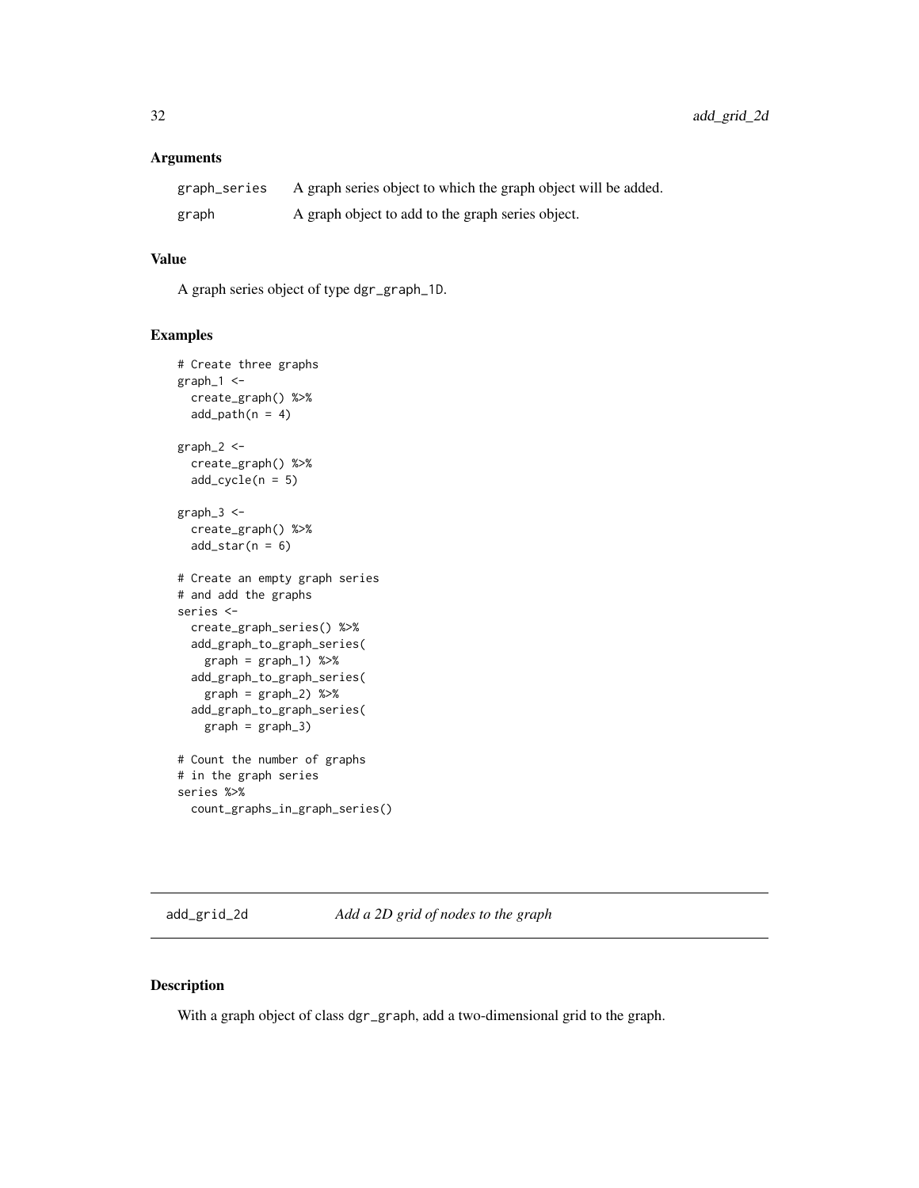### Arguments

| | |
|---|---|
| graph_series | A graph series object to which the graph object will be added. |
| graph | A graph object to add to the graph series object. |

### Value

A graph series object of type dgr_graph_1D.

### Examples

```
# Create three graphs
graph_1 <-
  create_graph() %>%
  add_path(n = 4)

graph_2 <-
  create_graph() %>%
  add_cycle(n = 5)

graph_3 <-
  create_graph() %>%
  add_star(n = 6)

# Create an empty graph series
# and add the graphs
series <-
  create_graph_series() %>%
  add_graph_to_graph_series(
    graph = graph_1) %>%
  add_graph_to_graph_series(
    graph = graph_2) %>%
  add_graph_to_graph_series(
    graph = graph_3)

# Count the number of graphs
# in the graph series
series %>%
  count_graphs_in_graph_series()
```

---

## add_grid_2d *Add a 2D grid of nodes to the graph*

### Description

With a graph object of class dgr_graph, add a two-dimensional grid to the graph.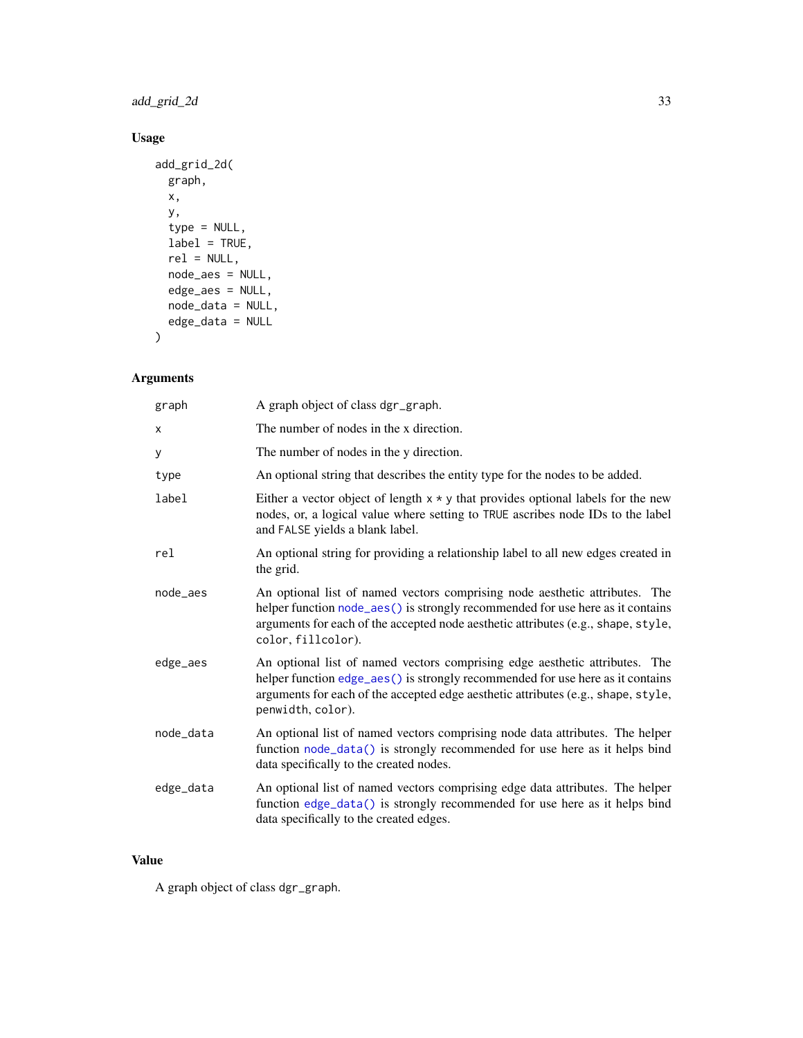## Usage

```
add_grid_2d(
  graph,
  x,
  y,
  type = NULL,
  label = TRUE,
  rel = NULL,
  node_aes = NULL,
  edge_aes = NULL,
  node_data = NULL,
  edge_data = NULL
)
```

## Arguments

| | |
|---|---|
| graph | A graph object of class dgr_graph. |
| x | The number of nodes in the x direction. |
| y | The number of nodes in the y direction. |
| type | An optional string that describes the entity type for the nodes to be added. |
| label | Either a vector object of length x * y that provides optional labels for the new nodes, or, a logical value where setting to TRUE ascribes node IDs to the label and FALSE yields a blank label. |
| rel | An optional string for providing a relationship label to all new edges created in the grid. |
| node_aes | An optional list of named vectors comprising node aesthetic attributes. The helper function node_aes() is strongly recommended for use here as it contains arguments for each of the accepted node aesthetic attributes (e.g., shape, style, color, fillcolor). |
| edge_aes | An optional list of named vectors comprising edge aesthetic attributes. The helper function edge_aes() is strongly recommended for use here as it contains arguments for each of the accepted edge aesthetic attributes (e.g., shape, style, penwidth, color). |
| node_data | An optional list of named vectors comprising node data attributes. The helper function node_data() is strongly recommended for use here as it helps bind data specifically to the created nodes. |
| edge_data | An optional list of named vectors comprising edge data attributes. The helper function edge_data() is strongly recommended for use here as it helps bind data specifically to the created edges. |

## Value

A graph object of class dgr_graph.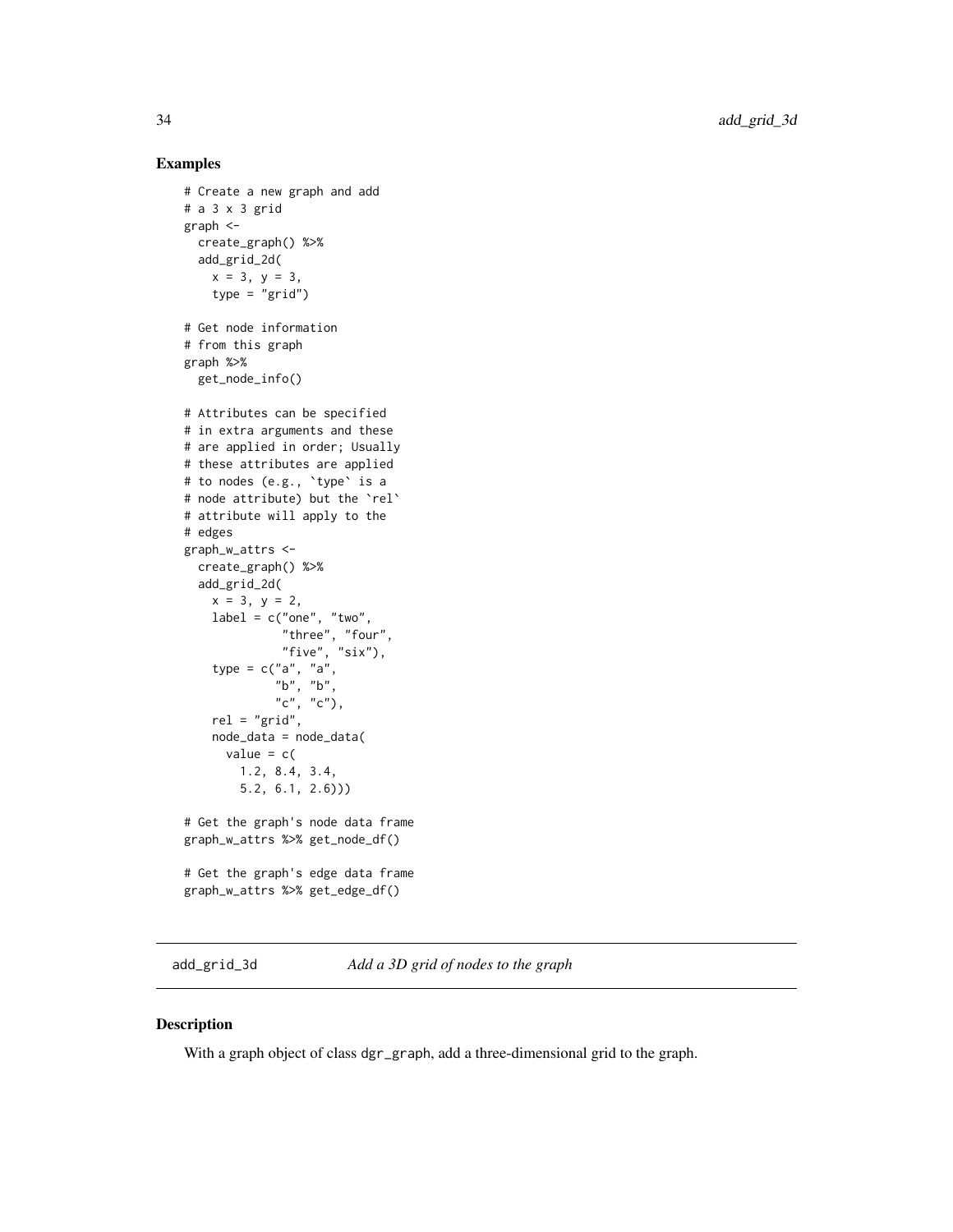## Examples

```
# Create a new graph and add
# a 3 x 3 grid
graph <-
  create_graph() %>%
  add_grid_2d(
    x = 3, y = 3,
    type = "grid")

# Get node information
# from this graph
graph %>%
  get_node_info()

# Attributes can be specified
# in extra arguments and these
# are applied in order; Usually
# these attributes are applied
# to nodes (e.g., `type` is a
# node attribute) but the `rel`
# attribute will apply to the
# edges
graph_w_attrs <-
  create_graph() %>%
  add_grid_2d(
    x = 3, y = 2,
    label = c("one", "two",
              "three", "four",
              "five", "six"),
    type = c("a", "a",
             "b", "b",
             "c", "c"),
    rel = "grid",
    node_data = node_data(
      value = c(
        1.2, 8.4, 3.4,
        5.2, 6.1, 2.6)))

# Get the graph's node data frame
graph_w_attrs %>% get_node_df()

# Get the graph's edge data frame
graph_w_attrs %>% get_edge_df()
```

---

`add_grid_3d` *Add a 3D grid of nodes to the graph*

---

## Description

With a graph object of class dgr_graph, add a three-dimensional grid to the graph.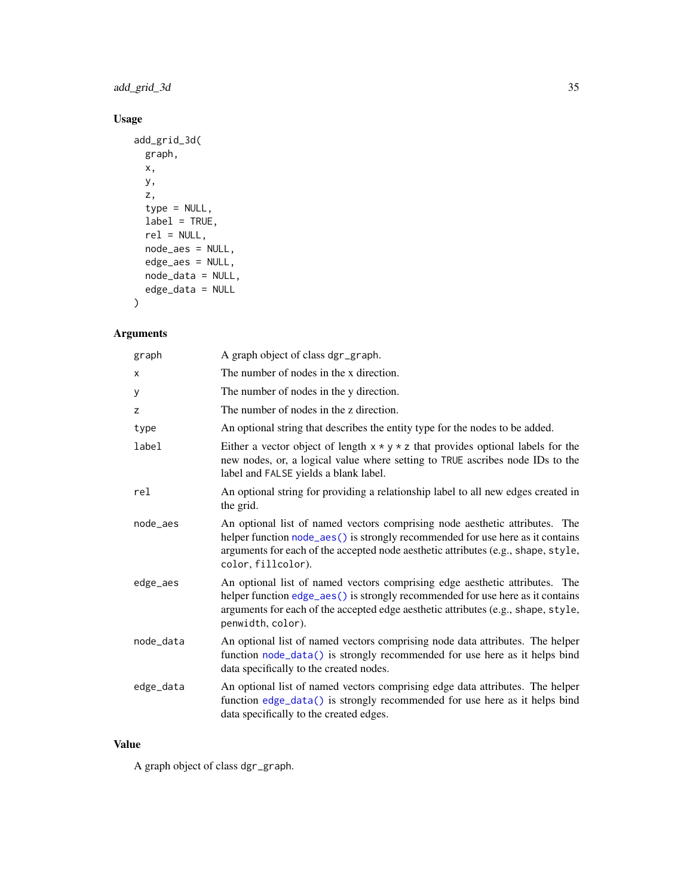## Usage

```
add_grid_3d(
  graph,
  x,
  y,
  z,
  type = NULL,
  label = TRUE,
  rel = NULL,
  node_aes = NULL,
  edge_aes = NULL,
  node_data = NULL,
  edge_data = NULL
)
```

## Arguments

| | |
|---|---|
| graph | A graph object of class `dgr_graph`. |
| x | The number of nodes in the x direction. |
| y | The number of nodes in the y direction. |
| z | The number of nodes in the z direction. |
| type | An optional string that describes the entity type for the nodes to be added. |
| label | Either a vector object of length `x * y * z` that provides optional labels for the new nodes, or, a logical value where setting to `TRUE` ascribes node IDs to the label and `FALSE` yields a blank label. |
| rel | An optional string for providing a relationship label to all new edges created in the grid. |
| node_aes | An optional list of named vectors comprising node aesthetic attributes. The helper function `node_aes()` is strongly recommended for use here as it contains arguments for each of the accepted node aesthetic attributes (e.g., `shape`, `style`, `color`, `fillcolor`). |
| edge_aes | An optional list of named vectors comprising edge aesthetic attributes. The helper function `edge_aes()` is strongly recommended for use here as it contains arguments for each of the accepted edge aesthetic attributes (e.g., `shape`, `style`, `penwidth`, `color`). |
| node_data | An optional list of named vectors comprising node data attributes. The helper function `node_data()` is strongly recommended for use here as it helps bind data specifically to the created nodes. |
| edge_data | An optional list of named vectors comprising edge data attributes. The helper function `edge_data()` is strongly recommended for use here as it helps bind data specifically to the created edges. |

## Value

A graph object of class `dgr_graph`.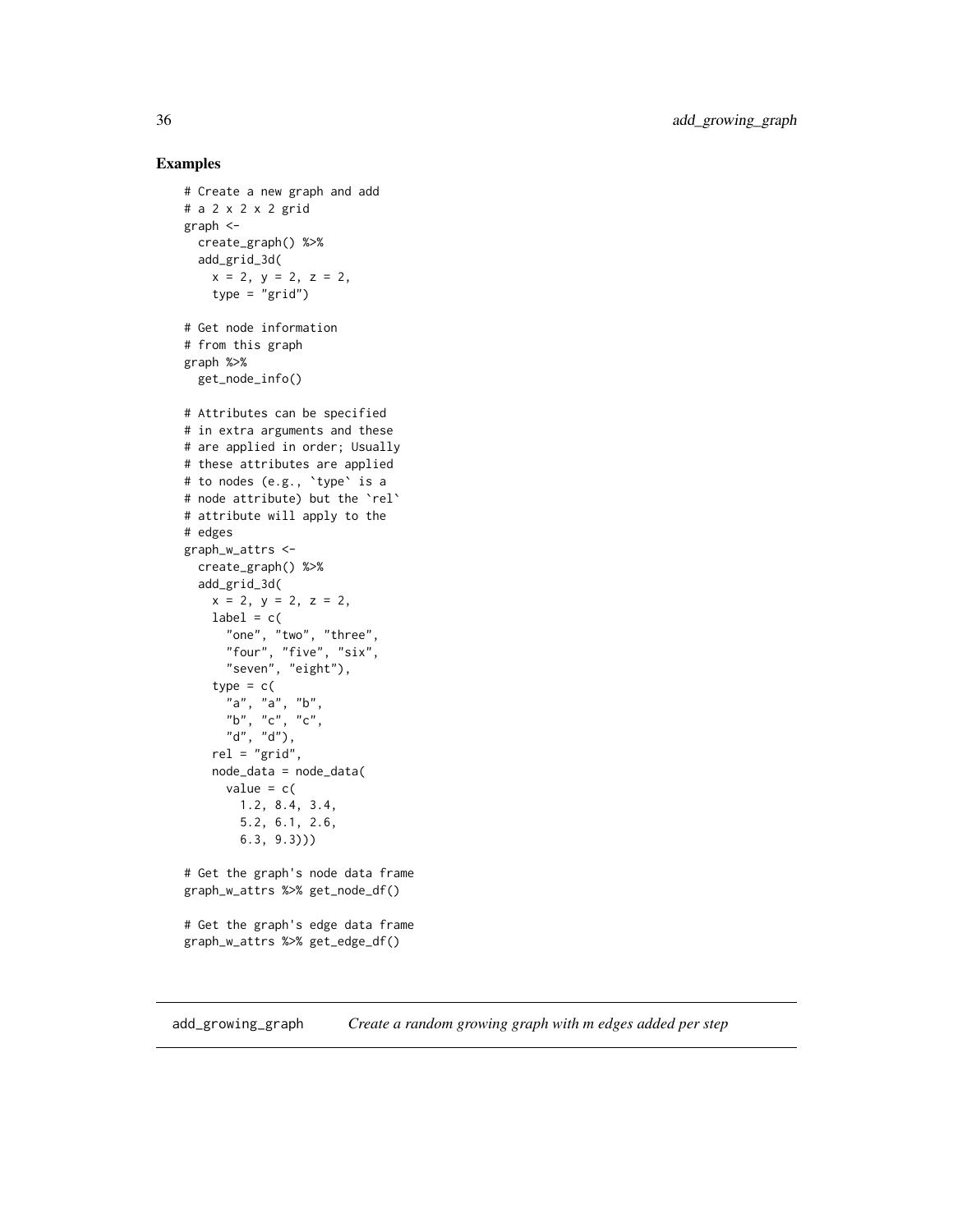## Examples

```
# Create a new graph and add
# a 2 x 2 x 2 grid
graph <-
  create_graph() %>%
  add_grid_3d(
    x = 2, y = 2, z = 2,
    type = "grid")

# Get node information
# from this graph
graph %>%
  get_node_info()

# Attributes can be specified
# in extra arguments and these
# are applied in order; Usually
# these attributes are applied
# to nodes (e.g., `type` is a
# node attribute) but the `rel`
# attribute will apply to the
# edges
graph_w_attrs <-
  create_graph() %>%
  add_grid_3d(
    x = 2, y = 2, z = 2,
    label = c(
      "one", "two", "three",
      "four", "five", "six",
      "seven", "eight"),
    type = c(
      "a", "a", "b",
      "b", "c", "c",
      "d", "d"),
    rel = "grid",
    node_data = node_data(
      value = c(
        1.2, 8.4, 3.4,
        5.2, 6.1, 2.6,
        6.3, 9.3)))

# Get the graph's node data frame
graph_w_attrs %>% get_node_df()

# Get the graph's edge data frame
graph_w_attrs %>% get_edge_df()
```

---

add_growing_graph    *Create a random growing graph with m edges added per step*

---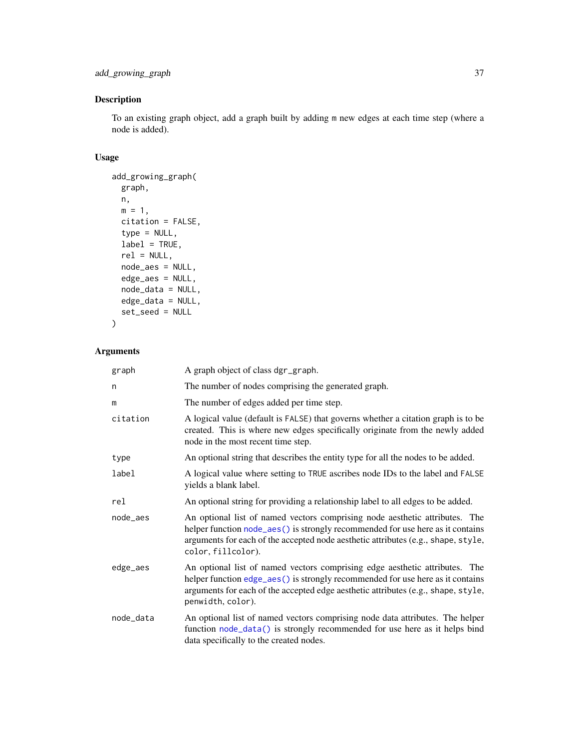## Description

To an existing graph object, add a graph built by adding m new edges at each time step (where a node is added).

## Usage

```
add_growing_graph(
  graph,
  n,
  m = 1,
  citation = FALSE,
  type = NULL,
  label = TRUE,
  rel = NULL,
  node_aes = NULL,
  edge_aes = NULL,
  node_data = NULL,
  edge_data = NULL,
  set_seed = NULL
)
```

## Arguments

| | |
|---|---|
| graph | A graph object of class dgr_graph. |
| n | The number of nodes comprising the generated graph. |
| m | The number of edges added per time step. |
| citation | A logical value (default is FALSE) that governs whether a citation graph is to be created. This is where new edges specifically originate from the newly added node in the most recent time step. |
| type | An optional string that describes the entity type for all the nodes to be added. |
| label | A logical value where setting to TRUE ascribes node IDs to the label and FALSE yields a blank label. |
| rel | An optional string for providing a relationship label to all edges to be added. |
| node_aes | An optional list of named vectors comprising node aesthetic attributes. The helper function node_aes() is strongly recommended for use here as it contains arguments for each of the accepted node aesthetic attributes (e.g., shape, style, color, fillcolor). |
| edge_aes | An optional list of named vectors comprising edge aesthetic attributes. The helper function edge_aes() is strongly recommended for use here as it contains arguments for each of the accepted edge aesthetic attributes (e.g., shape, style, penwidth, color). |
| node_data | An optional list of named vectors comprising node data attributes. The helper function node_data() is strongly recommended for use here as it helps bind data specifically to the created nodes. |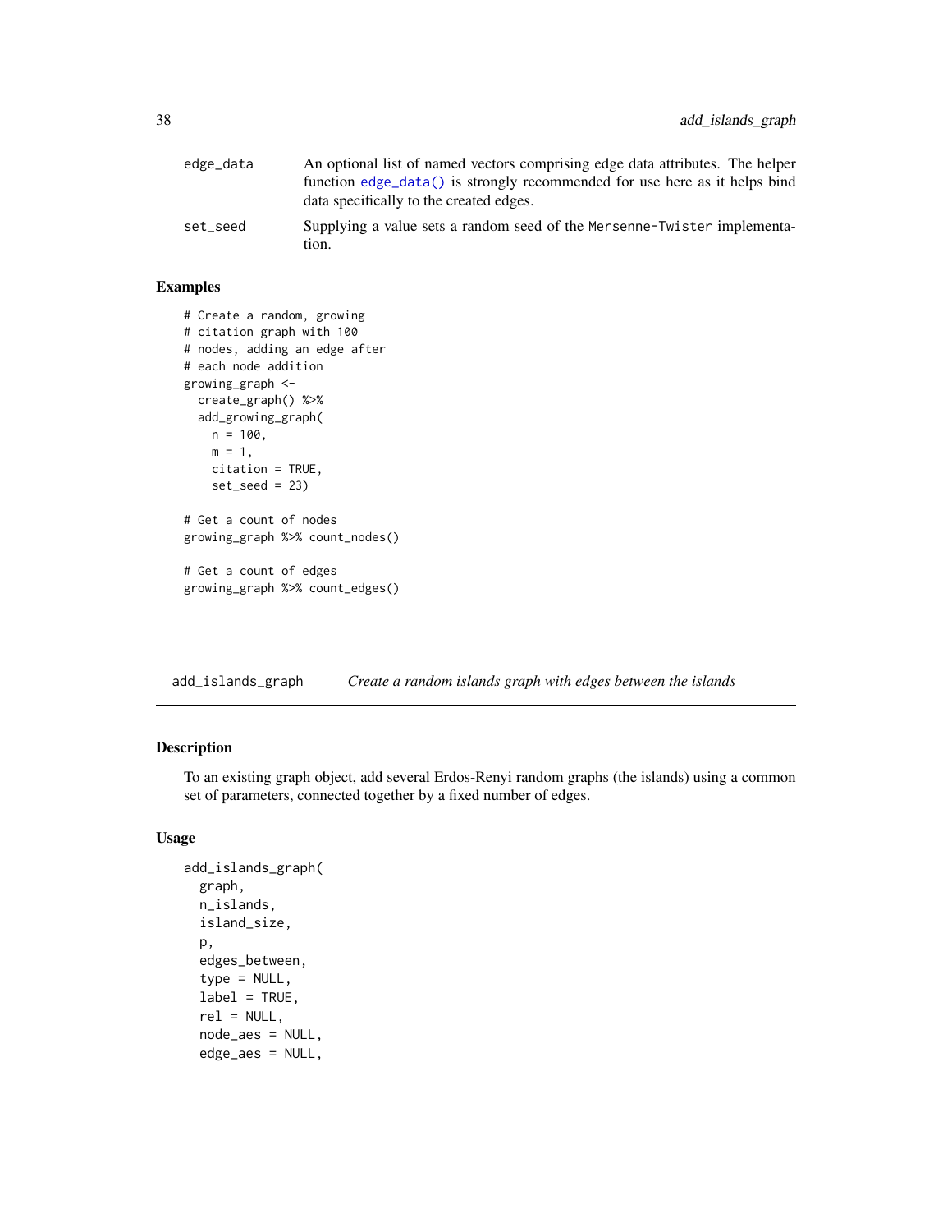| | |
|---|---|
| edge_data | An optional list of named vectors comprising edge data attributes. The helper function `edge_data()` is strongly recommended for use here as it helps bind data specifically to the created edges. |
| set_seed | Supplying a value sets a random seed of the `Mersenne-Twister` implementation. |

## Examples

```
# Create a random, growing
# citation graph with 100
# nodes, adding an edge after
# each node addition
growing_graph <-
  create_graph() %>%
  add_growing_graph(
    n = 100,
    m = 1,
    citation = TRUE,
    set_seed = 23)

# Get a count of nodes
growing_graph %>% count_nodes()

# Get a count of edges
growing_graph %>% count_edges()
```

---

# add_islands_graph *Create a random islands graph with edges between the islands*

## Description

To an existing graph object, add several Erdos-Renyi random graphs (the islands) using a common set of parameters, connected together by a fixed number of edges.

## Usage

```
add_islands_graph(
  graph,
  n_islands,
  island_size,
  p,
  edges_between,
  type = NULL,
  label = TRUE,
  rel = NULL,
  node_aes = NULL,
  edge_aes = NULL,
```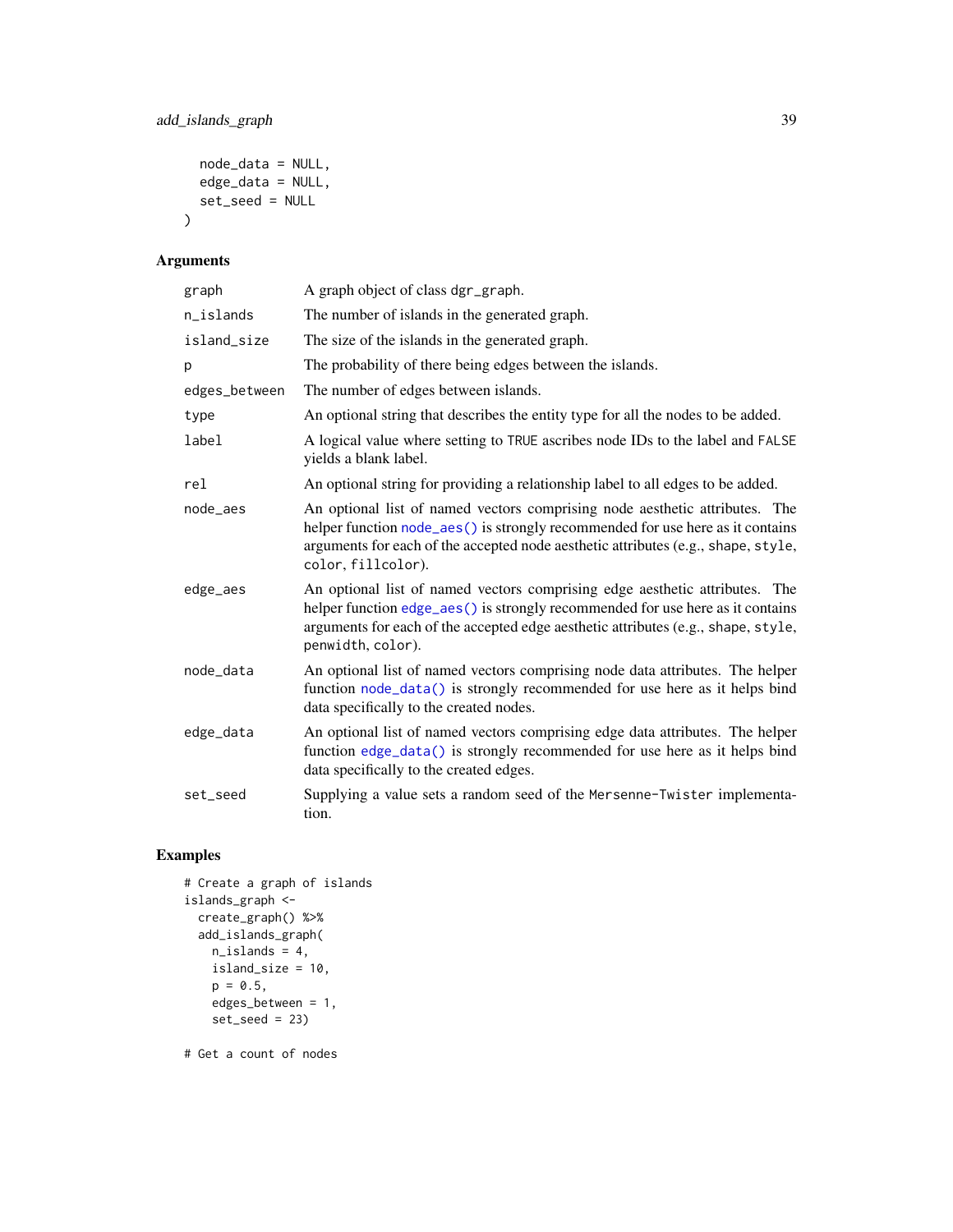```
  node_data = NULL,
  edge_data = NULL,
  set_seed = NULL
)
```

## Arguments

| | |
|---|---|
| graph | A graph object of class dgr_graph. |
| n_islands | The number of islands in the generated graph. |
| island_size | The size of the islands in the generated graph. |
| p | The probability of there being edges between the islands. |
| edges_between | The number of edges between islands. |
| type | An optional string that describes the entity type for all the nodes to be added. |
| label | A logical value where setting to TRUE ascribes node IDs to the label and FALSE yields a blank label. |
| rel | An optional string for providing a relationship label to all edges to be added. |
| node_aes | An optional list of named vectors comprising node aesthetic attributes. The helper function node_aes() is strongly recommended for use here as it contains arguments for each of the accepted node aesthetic attributes (e.g., shape, style, color, fillcolor). |
| edge_aes | An optional list of named vectors comprising edge aesthetic attributes. The helper function edge_aes() is strongly recommended for use here as it contains arguments for each of the accepted edge aesthetic attributes (e.g., shape, style, penwidth, color). |
| node_data | An optional list of named vectors comprising node data attributes. The helper function node_data() is strongly recommended for use here as it helps bind data specifically to the created nodes. |
| edge_data | An optional list of named vectors comprising edge data attributes. The helper function edge_data() is strongly recommended for use here as it helps bind data specifically to the created edges. |
| set_seed | Supplying a value sets a random seed of the Mersenne-Twister implementation. |

## Examples

```
# Create a graph of islands
islands_graph <-
  create_graph() %>%
  add_islands_graph(
    n_islands = 4,
    island_size = 10,
    p = 0.5,
    edges_between = 1,
    set_seed = 23)

# Get a count of nodes
```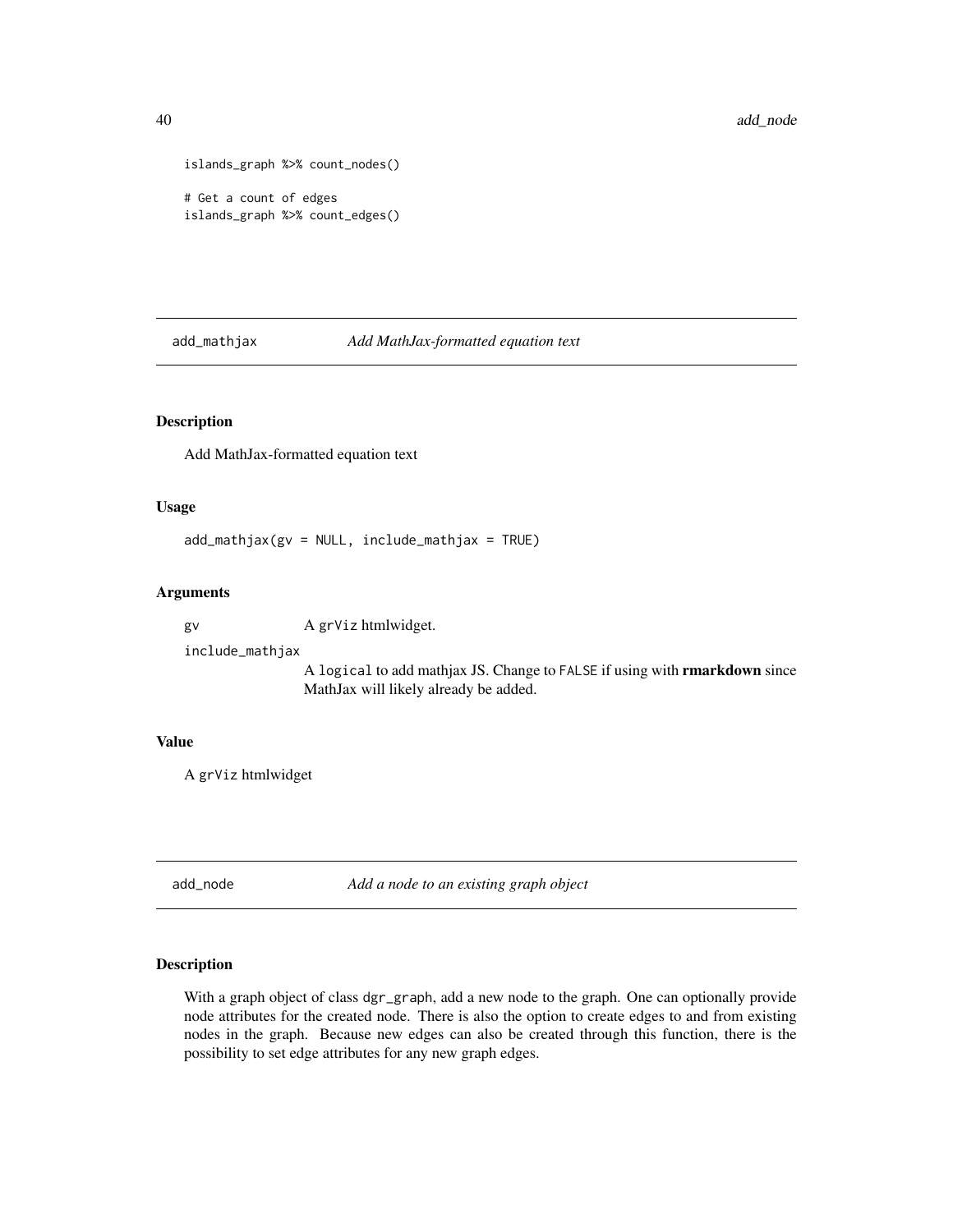```
islands_graph %>% count_nodes()

# Get a count of edges
islands_graph %>% count_edges()
```

## add_mathjax *Add MathJax-formatted equation text*

### Description

Add MathJax-formatted equation text

### Usage

```
add_mathjax(gv = NULL, include_mathjax = TRUE)
```

### Arguments

| | |
|---|---|
| gv | A grViz htmlwidget. |
| include_mathjax | A logical to add mathjax JS. Change to FALSE if using with **rmarkdown** since MathJax will likely already be added. |

### Value

A grViz htmlwidget

## add_node *Add a node to an existing graph object*

### Description

With a graph object of class dgr_graph, add a new node to the graph. One can optionally provide node attributes for the created node. There is also the option to create edges to and from existing nodes in the graph. Because new edges can also be created through this function, there is the possibility to set edge attributes for any new graph edges.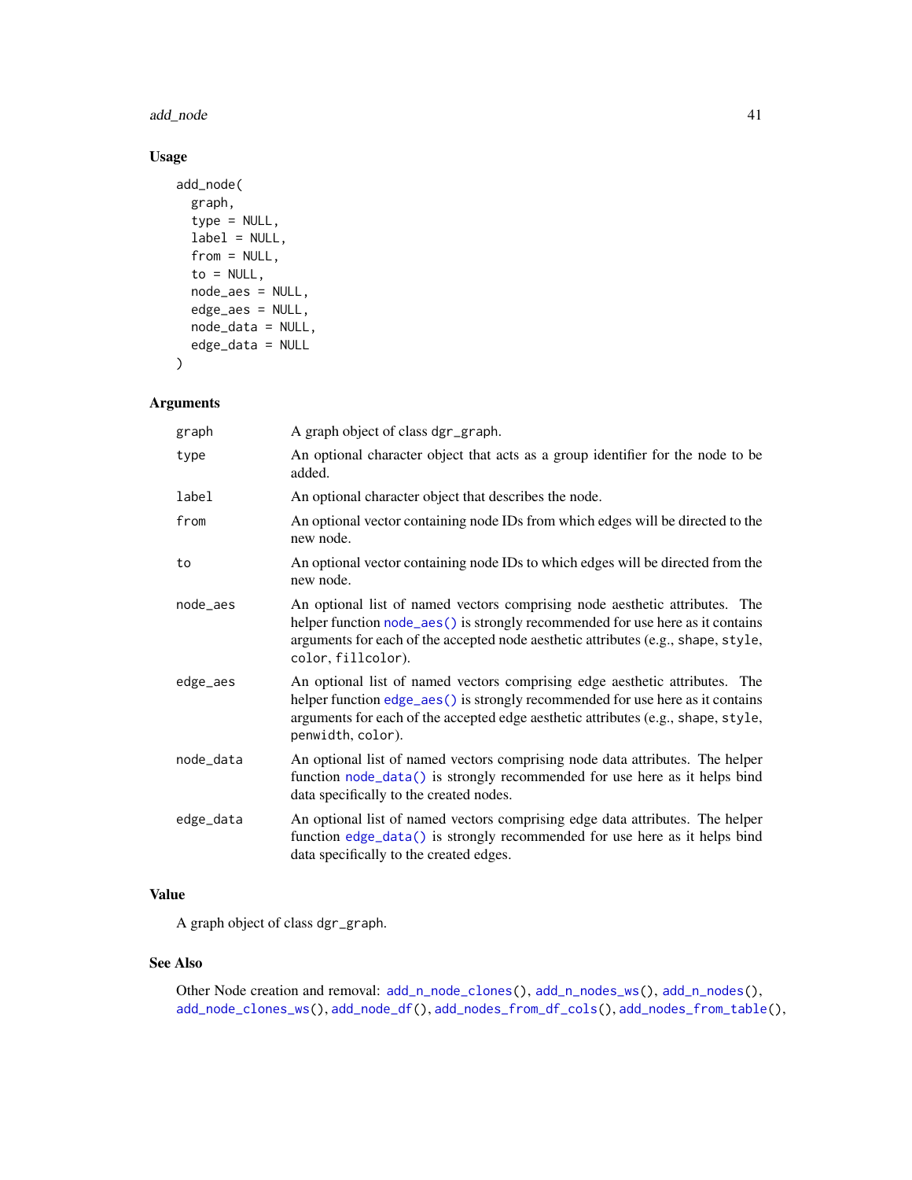## Usage

```
add_node(
  graph,
  type = NULL,
  label = NULL,
  from = NULL,
  to = NULL,
  node_aes = NULL,
  edge_aes = NULL,
  node_data = NULL,
  edge_data = NULL
)
```

## Arguments

| | |
|---|---|
| graph | A graph object of class dgr_graph. |
| type | An optional character object that acts as a group identifier for the node to be added. |
| label | An optional character object that describes the node. |
| from | An optional vector containing node IDs from which edges will be directed to the new node. |
| to | An optional vector containing node IDs to which edges will be directed from the new node. |
| node_aes | An optional list of named vectors comprising node aesthetic attributes. The helper function node_aes() is strongly recommended for use here as it contains arguments for each of the accepted node aesthetic attributes (e.g., shape, style, color, fillcolor). |
| edge_aes | An optional list of named vectors comprising edge aesthetic attributes. The helper function edge_aes() is strongly recommended for use here as it contains arguments for each of the accepted edge aesthetic attributes (e.g., shape, style, penwidth, color). |
| node_data | An optional list of named vectors comprising node data attributes. The helper function node_data() is strongly recommended for use here as it helps bind data specifically to the created nodes. |
| edge_data | An optional list of named vectors comprising edge data attributes. The helper function edge_data() is strongly recommended for use here as it helps bind data specifically to the created edges. |

## Value

A graph object of class dgr_graph.

## See Also

Other Node creation and removal: add_n_node_clones(), add_n_nodes_ws(), add_n_nodes(), add_node_clones_ws(), add_node_df(), add_nodes_from_df_cols(), add_nodes_from_table(),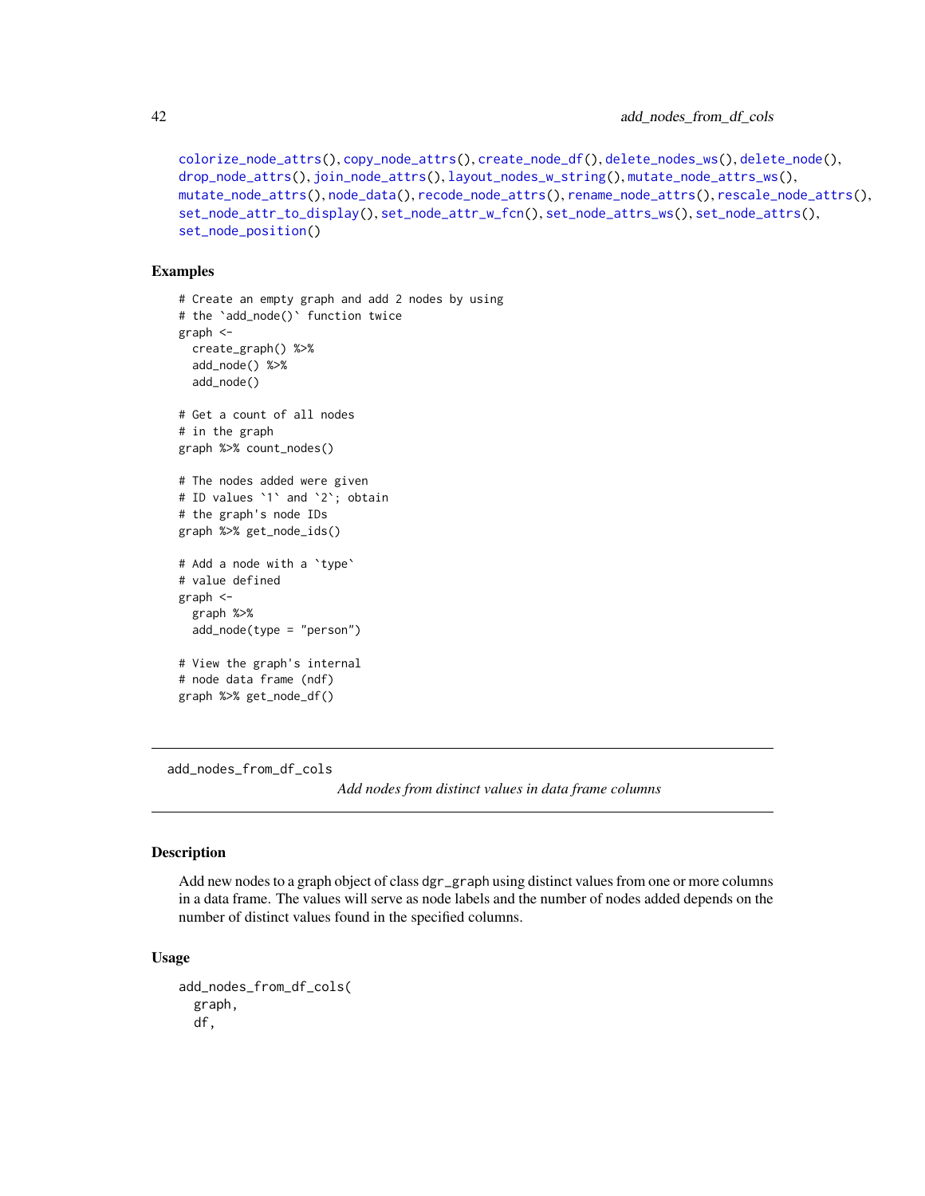colorize_node_attrs(), copy_node_attrs(), create_node_df(), delete_nodes_ws(), delete_node(), drop_node_attrs(), join_node_attrs(), layout_nodes_w_string(), mutate_node_attrs_ws(), mutate_node_attrs(), node_data(), recode_node_attrs(), rename_node_attrs(), rescale_node_attrs(), set_node_attr_to_display(), set_node_attr_w_fcn(), set_node_attrs_ws(), set_node_attrs(), set_node_position()

## Examples

```
# Create an empty graph and add 2 nodes by using
# the `add_node()` function twice
graph <-
  create_graph() %>%
  add_node() %>%
  add_node()

# Get a count of all nodes
# in the graph
graph %>% count_nodes()

# The nodes added were given
# ID values `1` and `2`; obtain
# the graph's node IDs
graph %>% get_node_ids()

# Add a node with a `type`
# value defined
graph <-
  graph %>%
  add_node(type = "person")

# View the graph's internal
# node data frame (ndf)
graph %>% get_node_df()
```

---

add_nodes_from_df_cols — *Add nodes from distinct values in data frame columns*

---

## Description

Add new nodes to a graph object of class dgr_graph using distinct values from one or more columns in a data frame. The values will serve as node labels and the number of nodes added depends on the number of distinct values found in the specified columns.

## Usage

```
add_nodes_from_df_cols(
  graph,
  df,
```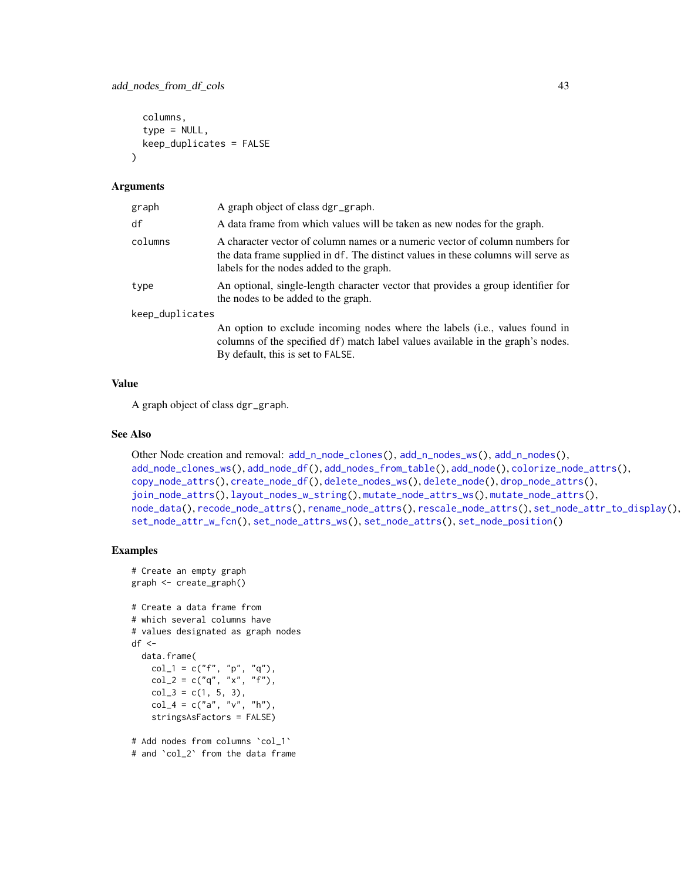```
  columns,
  type = NULL,
  keep_duplicates = FALSE
)
```

## Arguments

| | |
|---|---|
| graph | A graph object of class dgr_graph. |
| df | A data frame from which values will be taken as new nodes for the graph. |
| columns | A character vector of column names or a numeric vector of column numbers for the data frame supplied in df. The distinct values in these columns will serve as labels for the nodes added to the graph. |
| type | An optional, single-length character vector that provides a group identifier for the nodes to be added to the graph. |
| keep_duplicates | An option to exclude incoming nodes where the labels (i.e., values found in columns of the specified df) match label values available in the graph's nodes. By default, this is set to FALSE. |

## Value

A graph object of class dgr_graph.

## See Also

Other Node creation and removal: add_n_node_clones(), add_n_nodes_ws(), add_n_nodes(), add_node_clones_ws(), add_node_df(), add_nodes_from_table(), add_node(), colorize_node_attrs(), copy_node_attrs(), create_node_df(), delete_nodes_ws(), delete_node(), drop_node_attrs(), join_node_attrs(), layout_nodes_w_string(), mutate_node_attrs_ws(), mutate_node_attrs(), node_data(), recode_node_attrs(), rename_node_attrs(), rescale_node_attrs(), set_node_attr_to_display(), set_node_attr_w_fcn(), set_node_attrs_ws(), set_node_attrs(), set_node_position()

## Examples

```
# Create an empty graph
graph <- create_graph()

# Create a data frame from
# which several columns have
# values designated as graph nodes
df <-
  data.frame(
    col_1 = c("f", "p", "q"),
    col_2 = c("q", "x", "f"),
    col_3 = c(1, 5, 3),
    col_4 = c("a", "v", "h"),
    stringsAsFactors = FALSE)

# Add nodes from columns `col_1`
# and `col_2` from the data frame
```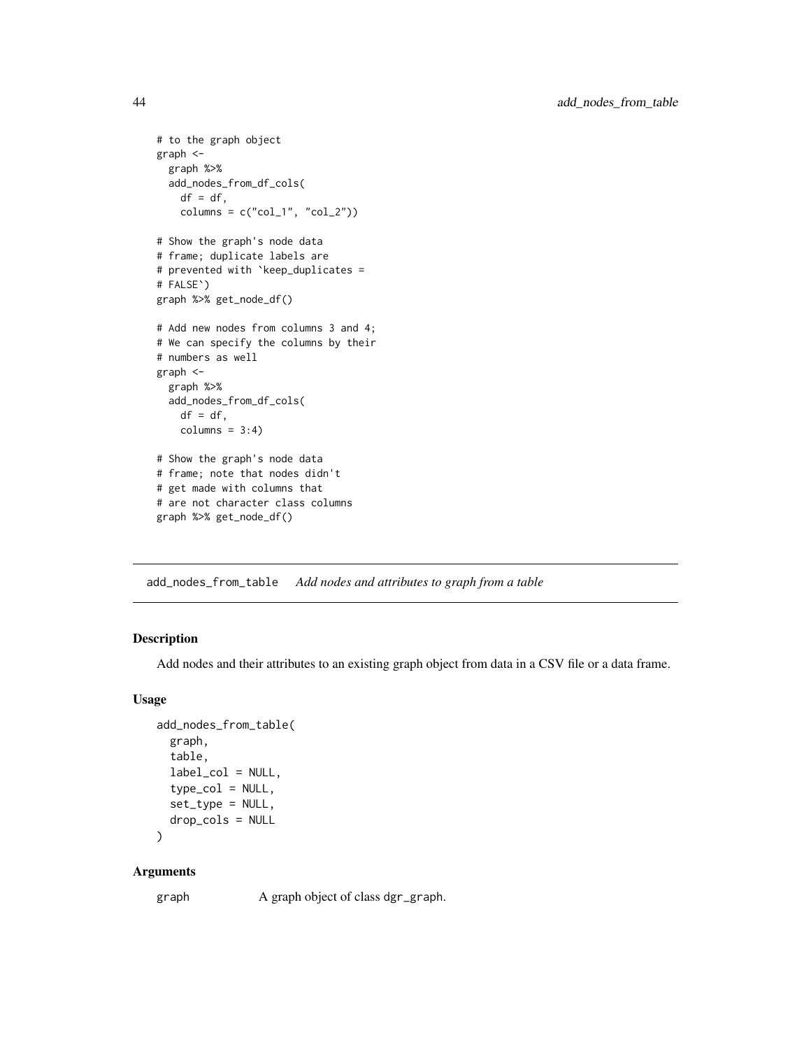```
# to the graph object
graph <-
  graph %>%
  add_nodes_from_df_cols(
    df = df,
    columns = c("col_1", "col_2"))

# Show the graph's node data
# frame; duplicate labels are
# prevented with `keep_duplicates =
# FALSE`)
graph %>% get_node_df()

# Add new nodes from columns 3 and 4;
# We can specify the columns by their
# numbers as well
graph <-
  graph %>%
  add_nodes_from_df_cols(
    df = df,
    columns = 3:4)

# Show the graph's node data
# frame; note that nodes didn't
# get made with columns that
# are not character class columns
graph %>% get_node_df()
```

## add_nodes_from_table *Add nodes and attributes to graph from a table*

### Description

Add nodes and their attributes to an existing graph object from data in a CSV file or a data frame.

### Usage

```
add_nodes_from_table(
  graph,
  table,
  label_col = NULL,
  type_col = NULL,
  set_type = NULL,
  drop_cols = NULL
)
```

### Arguments

graph    A graph object of class `dgr_graph`.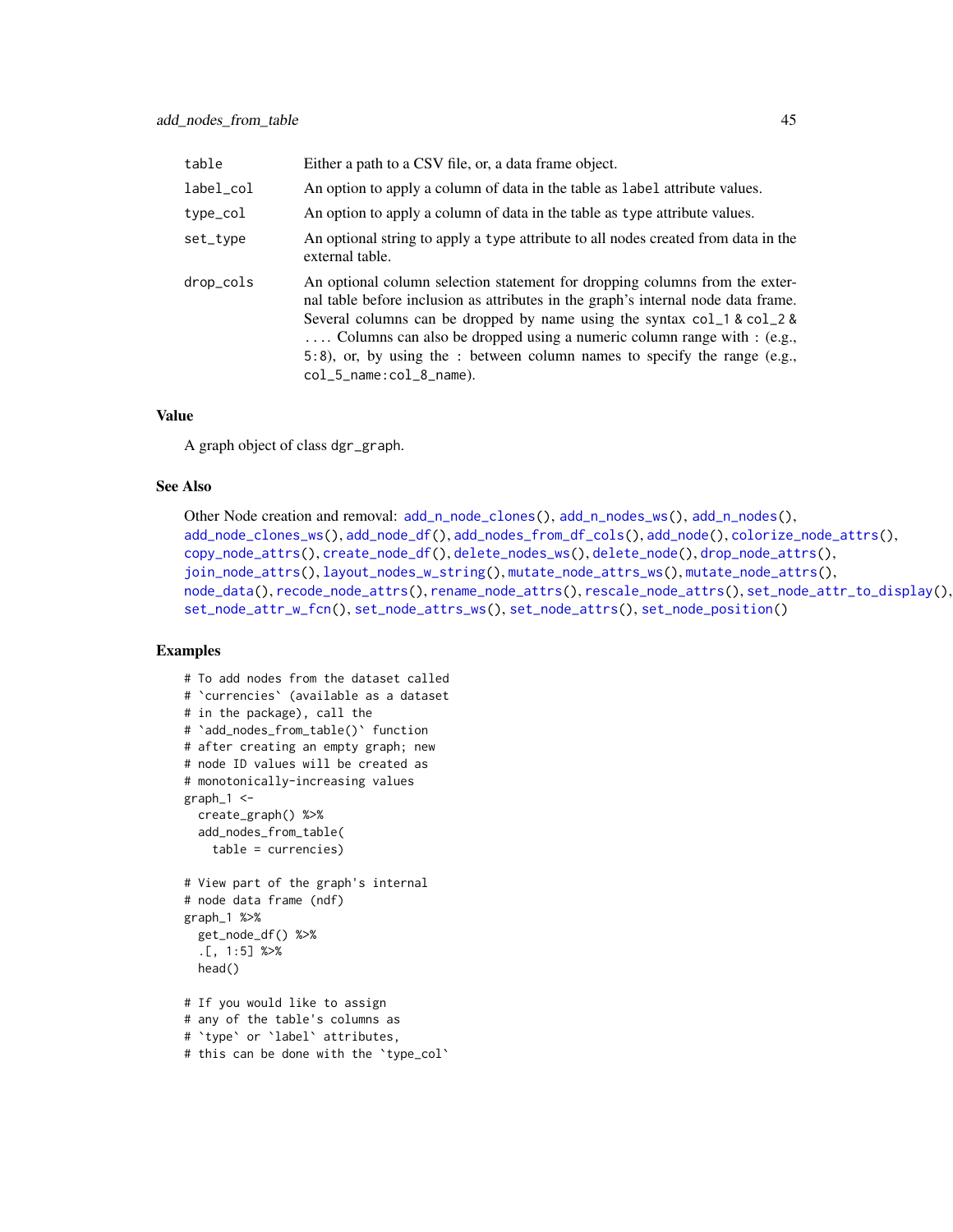| | |
|---|---|
| `table` | Either a path to a CSV file, or, a data frame object. |
| `label_col` | An option to apply a column of data in the table as `label` attribute values. |
| `type_col` | An option to apply a column of data in the table as `type` attribute values. |
| `set_type` | An optional string to apply a `type` attribute to all nodes created from data in the external table. |
| `drop_cols` | An optional column selection statement for dropping columns from the external table before inclusion as attributes in the graph's internal node data frame. Several columns can be dropped by name using the syntax `col_1 & col_2 & ...`. Columns can also be dropped using a numeric column range with `:` (e.g., `5:8`), or, by using the `:` between column names to specify the range (e.g., `col_5_name:col_8_name`). |

## Value

A graph object of class `dgr_graph`.

## See Also

Other Node creation and removal: `add_n_node_clones()`, `add_n_nodes_ws()`, `add_n_nodes()`, `add_node_clones_ws()`, `add_node_df()`, `add_nodes_from_df_cols()`, `add_node()`, `colorize_node_attrs()`, `copy_node_attrs()`, `create_node_df()`, `delete_nodes_ws()`, `delete_node()`, `drop_node_attrs()`, `join_node_attrs()`, `layout_nodes_w_string()`, `mutate_node_attrs_ws()`, `mutate_node_attrs()`, `node_data()`, `recode_node_attrs()`, `rename_node_attrs()`, `rescale_node_attrs()`, `set_node_attr_to_display()`, `set_node_attr_w_fcn()`, `set_node_attrs_ws()`, `set_node_attrs()`, `set_node_position()`

## Examples

```
# To add nodes from the dataset called
# `currencies` (available as a dataset
# in the package), call the
# `add_nodes_from_table()` function
# after creating an empty graph; new
# node ID values will be created as
# monotonically-increasing values
graph_1 <-
  create_graph() %>%
  add_nodes_from_table(
    table = currencies)

# View part of the graph's internal
# node data frame (ndf)
graph_1 %>%
  get_node_df() %>%
  .[, 1:5] %>%
  head()

# If you would like to assign
# any of the table's columns as
# `type` or `label` attributes,
# this can be done with the `type_col`
```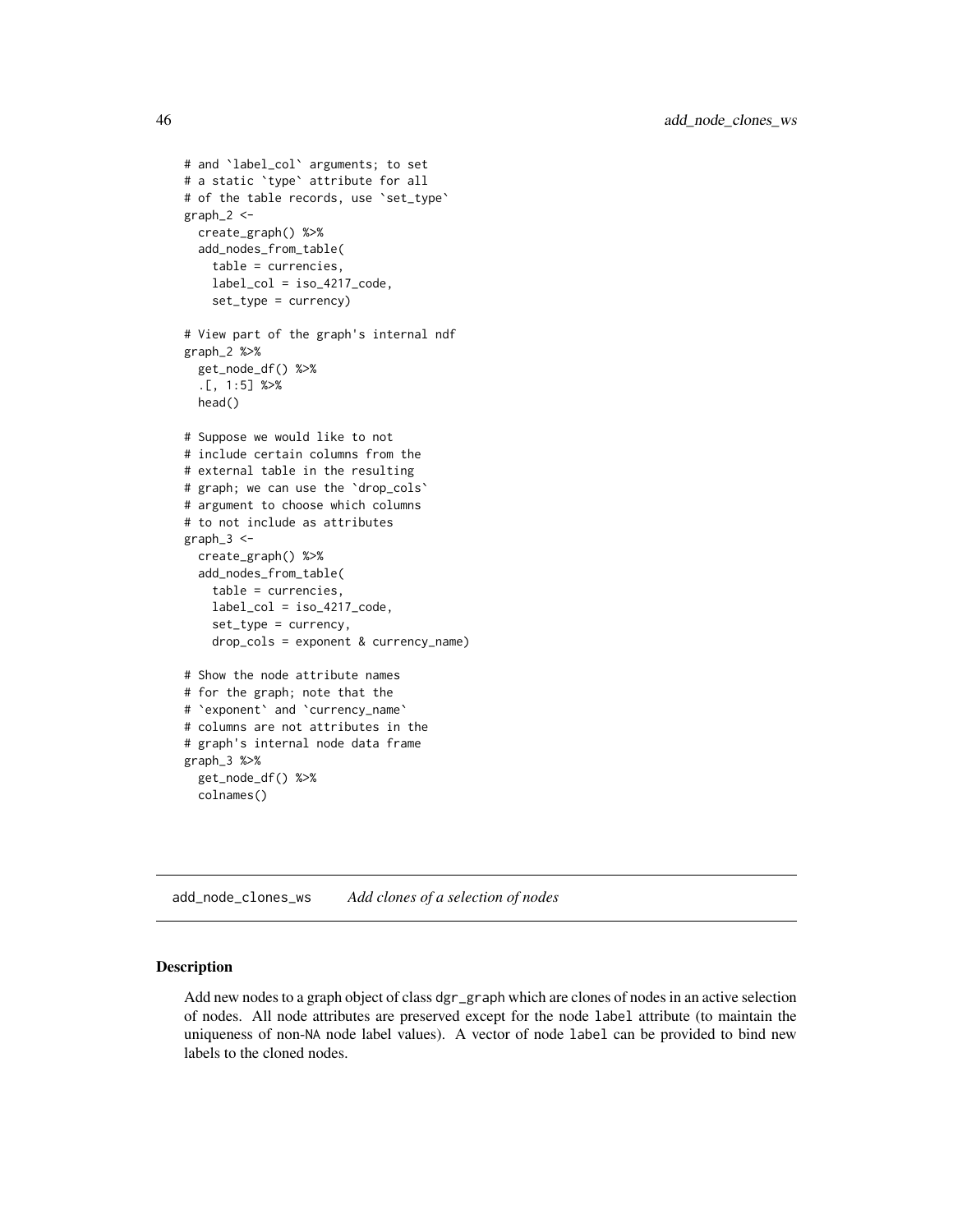```
# and `label_col` arguments; to set
# a static `type` attribute for all
# of the table records, use `set_type`
graph_2 <-
  create_graph() %>%
  add_nodes_from_table(
    table = currencies,
    label_col = iso_4217_code,
    set_type = currency)

# View part of the graph's internal ndf
graph_2 %>%
  get_node_df() %>%
  .[, 1:5] %>%
  head()

# Suppose we would like to not
# include certain columns from the
# external table in the resulting
# graph; we can use the `drop_cols`
# argument to choose which columns
# to not include as attributes
graph_3 <-
  create_graph() %>%
  add_nodes_from_table(
    table = currencies,
    label_col = iso_4217_code,
    set_type = currency,
    drop_cols = exponent & currency_name)

# Show the node attribute names
# for the graph; note that the
# `exponent` and `currency_name`
# columns are not attributes in the
# graph's internal node data frame
graph_3 %>%
  get_node_df() %>%
  colnames()
```

---

## add_node_clones_ws *Add clones of a selection of nodes*

---

### Description

Add new nodes to a graph object of class `dgr_graph` which are clones of nodes in an active selection of nodes. All node attributes are preserved except for the node `label` attribute (to maintain the uniqueness of non-`NA` node label values). A vector of node `label` can be provided to bind new labels to the cloned nodes.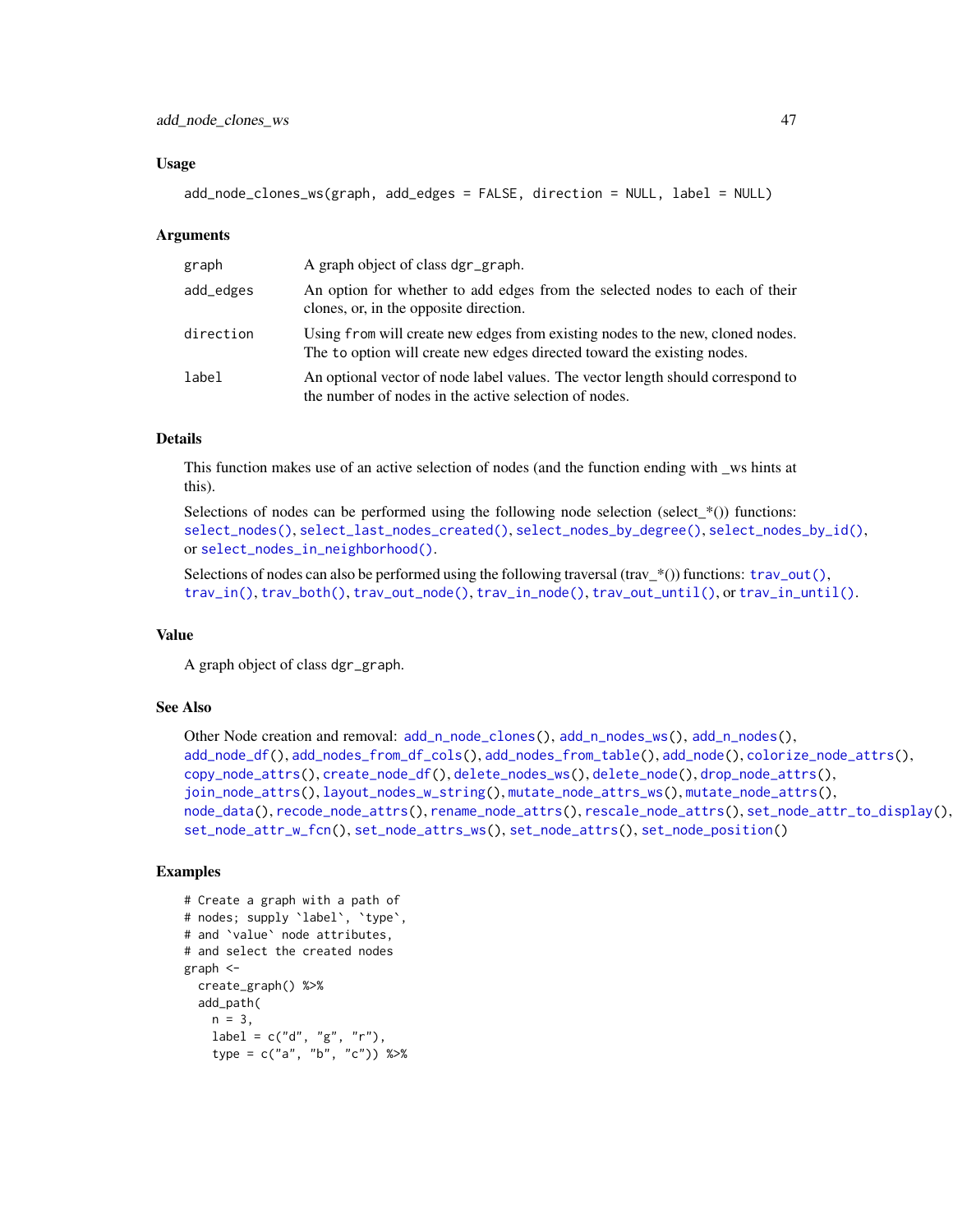### Usage

```
add_node_clones_ws(graph, add_edges = FALSE, direction = NULL, label = NULL)
```

### Arguments

| | |
|---|---|
| graph | A graph object of class dgr_graph. |
| add_edges | An option for whether to add edges from the selected nodes to each of their clones, or, in the opposite direction. |
| direction | Using from will create new edges from existing nodes to the new, cloned nodes. The to option will create new edges directed toward the existing nodes. |
| label | An optional vector of node label values. The vector length should correspond to the number of nodes in the active selection of nodes. |

### Details

This function makes use of an active selection of nodes (and the function ending with _ws hints at this).

Selections of nodes can be performed using the following node selection (select_*()) functions: select_nodes(), select_last_nodes_created(), select_nodes_by_degree(), select_nodes_by_id(), or select_nodes_in_neighborhood().

Selections of nodes can also be performed using the following traversal (trav_*()) functions: trav_out(), trav_in(), trav_both(), trav_out_node(), trav_in_node(), trav_out_until(), or trav_in_until().

### Value

A graph object of class dgr_graph.

### See Also

Other Node creation and removal: add_n_node_clones(), add_n_nodes_ws(), add_n_nodes(), add_node_df(), add_nodes_from_df_cols(), add_nodes_from_table(), add_node(), colorize_node_attrs(), copy_node_attrs(), create_node_df(), delete_nodes_ws(), delete_node(), drop_node_attrs(), join_node_attrs(), layout_nodes_w_string(), mutate_node_attrs_ws(), mutate_node_attrs(), node_data(), recode_node_attrs(), rename_node_attrs(), rescale_node_attrs(), set_node_attr_to_display(), set_node_attr_w_fcn(), set_node_attrs_ws(), set_node_attrs(), set_node_position()

### Examples

```
# Create a graph with a path of
# nodes; supply `label`, `type`,
# and `value` node attributes,
# and select the created nodes
graph <-
  create_graph() %>%
  add_path(
    n = 3,
    label = c("d", "g", "r"),
    type = c("a", "b", "c")) %>%
```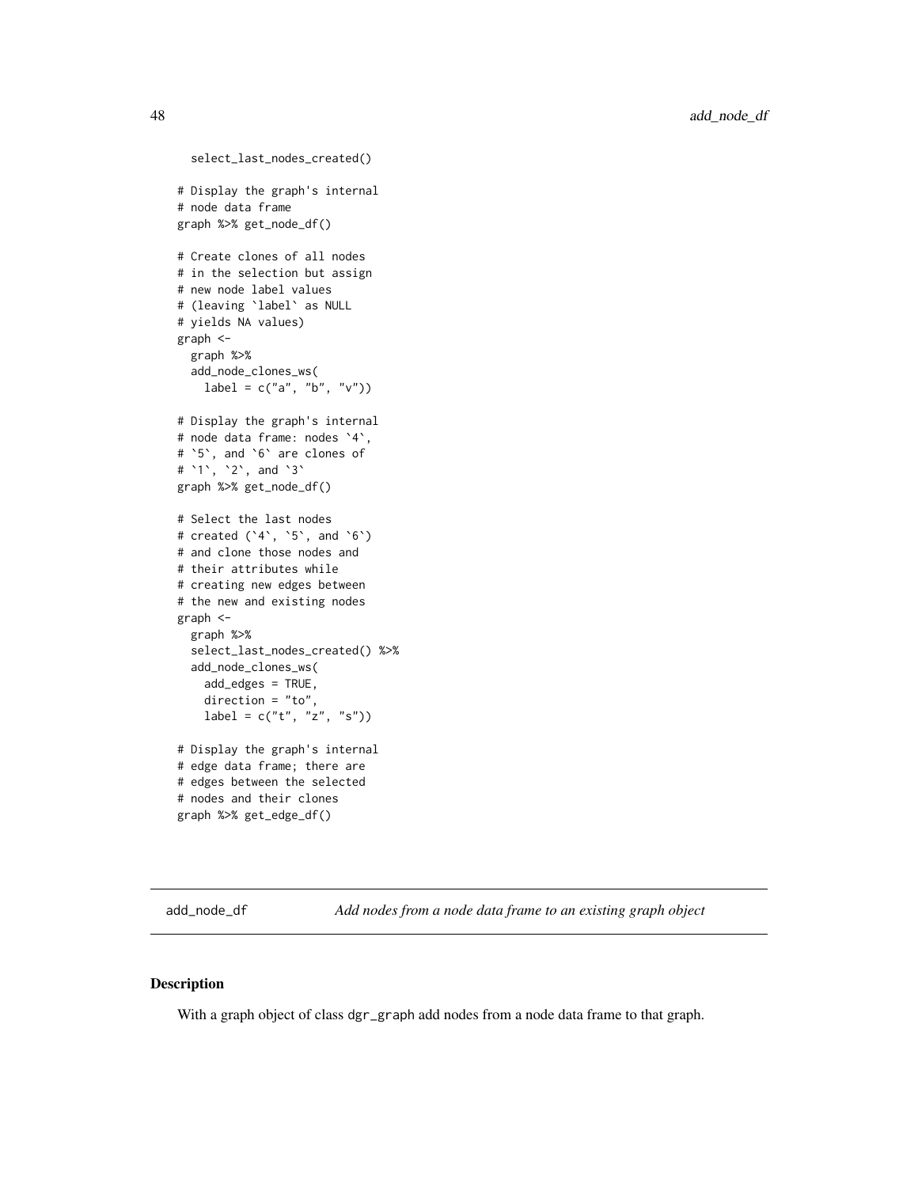```
  select_last_nodes_created()

# Display the graph's internal
# node data frame
graph %>% get_node_df()

# Create clones of all nodes
# in the selection but assign
# new node label values
# (leaving `label` as NULL
# yields NA values)
graph <-
  graph %>%
  add_node_clones_ws(
    label = c("a", "b", "v"))

# Display the graph's internal
# node data frame: nodes `4`,
# `5`, and `6` are clones of
# `1`, `2`, and `3`
graph %>% get_node_df()

# Select the last nodes
# created (`4`, `5`, and `6`)
# and clone those nodes and
# their attributes while
# creating new edges between
# the new and existing nodes
graph <-
  graph %>%
  select_last_nodes_created() %>%
  add_node_clones_ws(
    add_edges = TRUE,
    direction = "to",
    label = c("t", "z", "s"))

# Display the graph's internal
# edge data frame; there are
# edges between the selected
# nodes and their clones
graph %>% get_edge_df()
```

## add_node_df — *Add nodes from a node data frame to an existing graph object*

### Description

With a graph object of class dgr_graph add nodes from a node data frame to that graph.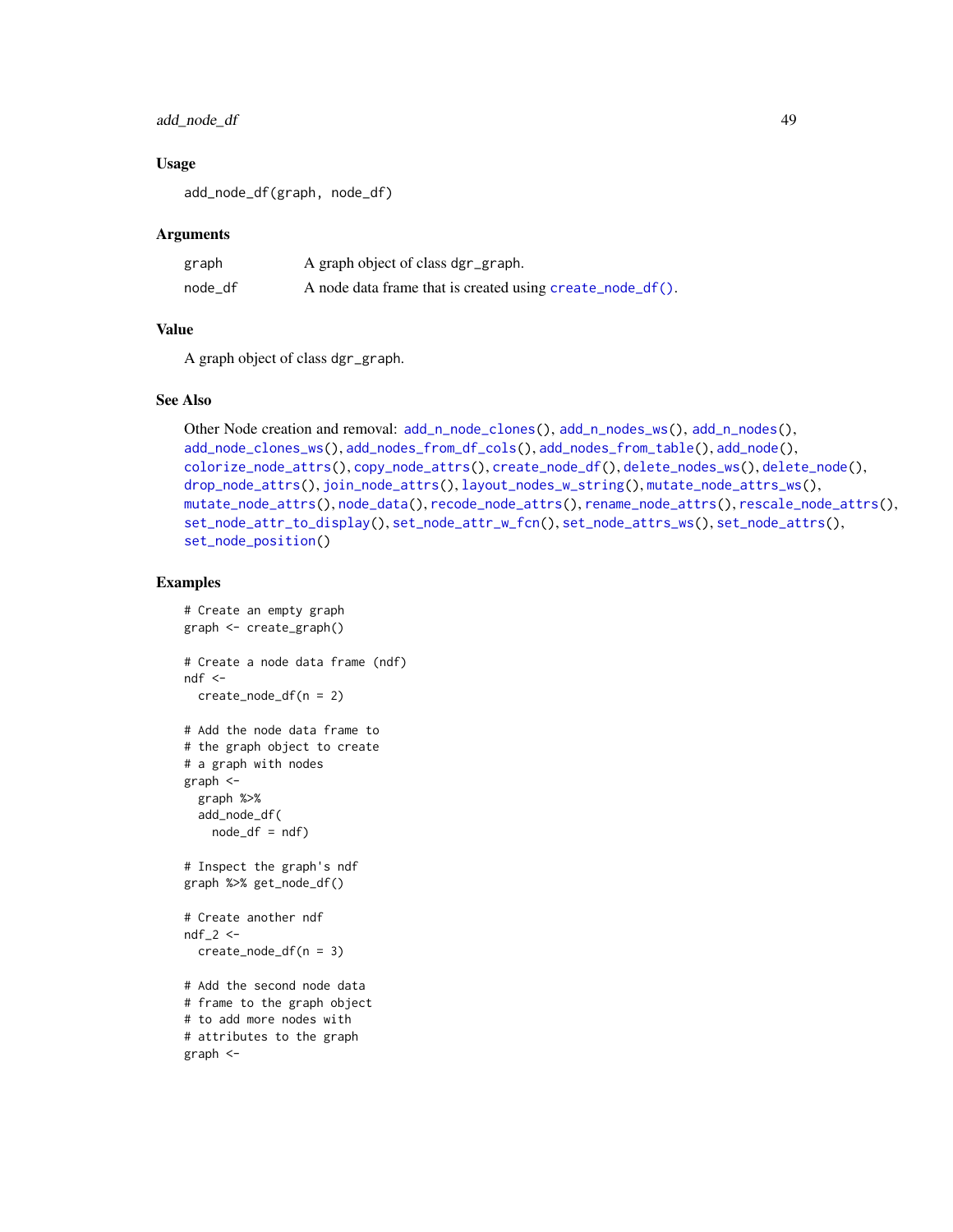### Usage

```
add_node_df(graph, node_df)
```

### Arguments

| | |
|---|---|
| graph | A graph object of class dgr_graph. |
| node_df | A node data frame that is created using create_node_df(). |

### Value

A graph object of class dgr_graph.

### See Also

Other Node creation and removal: add_n_node_clones(), add_n_nodes_ws(), add_n_nodes(), add_node_clones_ws(), add_nodes_from_df_cols(), add_nodes_from_table(), add_node(), colorize_node_attrs(), copy_node_attrs(), create_node_df(), delete_nodes_ws(), delete_node(), drop_node_attrs(), join_node_attrs(), layout_nodes_w_string(), mutate_node_attrs_ws(), mutate_node_attrs(), node_data(), recode_node_attrs(), rename_node_attrs(), rescale_node_attrs(), set_node_attr_to_display(), set_node_attr_w_fcn(), set_node_attrs_ws(), set_node_attrs(), set_node_position()

### Examples

```
# Create an empty graph
graph <- create_graph()

# Create a node data frame (ndf)
ndf <-
  create_node_df(n = 2)

# Add the node data frame to
# the graph object to create
# a graph with nodes
graph <-
  graph %>%
  add_node_df(
    node_df = ndf)

# Inspect the graph's ndf
graph %>% get_node_df()

# Create another ndf
ndf_2 <-
  create_node_df(n = 3)

# Add the second node data
# frame to the graph object
# to add more nodes with
# attributes to the graph
graph <-
```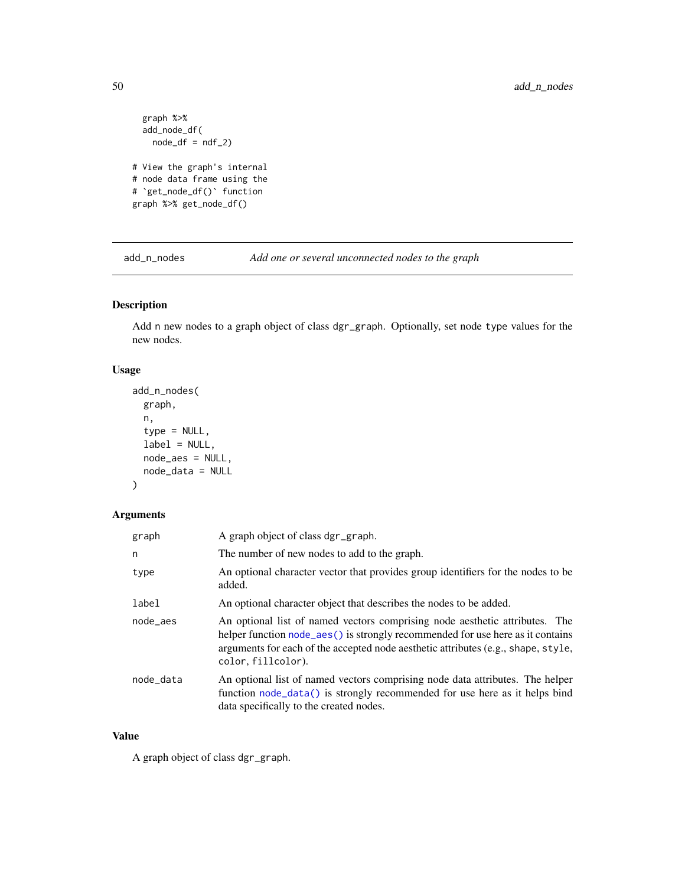```
  graph %>%
  add_node_df(
    node_df = ndf_2)

# View the graph's internal
# node data frame using the
# `get_node_df()` function
graph %>% get_node_df()
```

## add_n_nodes — *Add one or several unconnected nodes to the graph*

### Description

Add n new nodes to a graph object of class dgr_graph. Optionally, set node type values for the new nodes.

### Usage

```
add_n_nodes(
  graph,
  n,
  type = NULL,
  label = NULL,
  node_aes = NULL,
  node_data = NULL
)
```

### Arguments

| | |
|---|---|
| graph | A graph object of class dgr_graph. |
| n | The number of new nodes to add to the graph. |
| type | An optional character vector that provides group identifiers for the nodes to be added. |
| label | An optional character object that describes the nodes to be added. |
| node_aes | An optional list of named vectors comprising node aesthetic attributes. The helper function node_aes() is strongly recommended for use here as it contains arguments for each of the accepted node aesthetic attributes (e.g., shape, style, color, fillcolor). |
| node_data | An optional list of named vectors comprising node data attributes. The helper function node_data() is strongly recommended for use here as it helps bind data specifically to the created nodes. |

### Value

A graph object of class dgr_graph.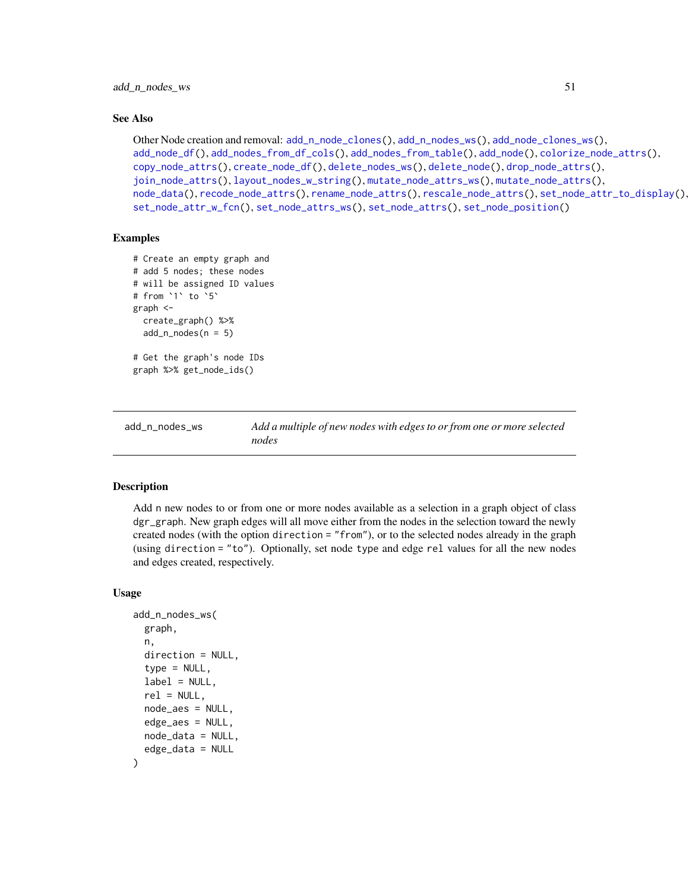### See Also

Other Node creation and removal: `add_n_node_clones()`, `add_n_nodes_ws()`, `add_node_clones_ws()`, `add_node_df()`, `add_nodes_from_df_cols()`, `add_nodes_from_table()`, `add_node()`, `colorize_node_attrs()`, `copy_node_attrs()`, `create_node_df()`, `delete_nodes_ws()`, `delete_node()`, `drop_node_attrs()`, `join_node_attrs()`, `layout_nodes_w_string()`, `mutate_node_attrs_ws()`, `mutate_node_attrs()`, `node_data()`, `recode_node_attrs()`, `rename_node_attrs()`, `rescale_node_attrs()`, `set_node_attr_to_display()`, `set_node_attr_w_fcn()`, `set_node_attrs_ws()`, `set_node_attrs()`, `set_node_position()`

### Examples

```
# Create an empty graph and
# add 5 nodes; these nodes
# will be assigned ID values
# from `1` to `5`
graph <-
  create_graph() %>%
  add_n_nodes(n = 5)

# Get the graph's node IDs
graph %>% get_node_ids()
```

---

## add_n_nodes_ws — *Add a multiple of new nodes with edges to or from one or more selected nodes*

---

### Description

Add n new nodes to or from one or more nodes available as a selection in a graph object of class `dgr_graph`. New graph edges will all move either from the nodes in the selection toward the newly created nodes (with the option `direction = "from"`), or to the selected nodes already in the graph (using `direction = "to"`). Optionally, set node `type` and edge `rel` values for all the new nodes and edges created, respectively.

### Usage

```
add_n_nodes_ws(
  graph,
  n,
  direction = NULL,
  type = NULL,
  label = NULL,
  rel = NULL,
  node_aes = NULL,
  edge_aes = NULL,
  node_data = NULL,
  edge_data = NULL
)
```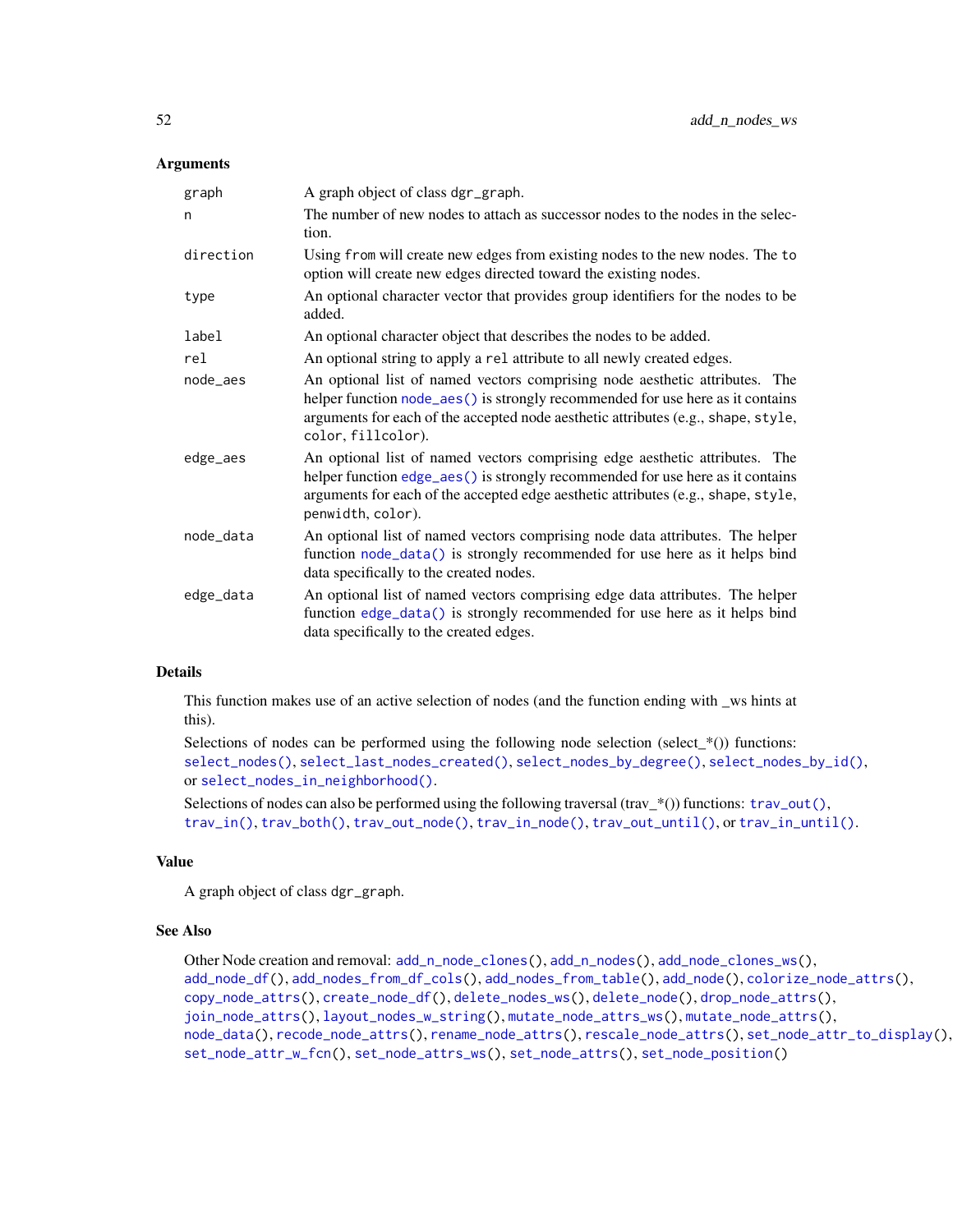### Arguments

| | |
|---|---|
| graph | A graph object of class dgr_graph. |
| n | The number of new nodes to attach as successor nodes to the nodes in the selection. |
| direction | Using from will create new edges from existing nodes to the new nodes. The to option will create new edges directed toward the existing nodes. |
| type | An optional character vector that provides group identifiers for the nodes to be added. |
| label | An optional character object that describes the nodes to be added. |
| rel | An optional string to apply a rel attribute to all newly created edges. |
| node_aes | An optional list of named vectors comprising node aesthetic attributes. The helper function node_aes() is strongly recommended for use here as it contains arguments for each of the accepted node aesthetic attributes (e.g., shape, style, color, fillcolor). |
| edge_aes | An optional list of named vectors comprising edge aesthetic attributes. The helper function edge_aes() is strongly recommended for use here as it contains arguments for each of the accepted edge aesthetic attributes (e.g., shape, style, penwidth, color). |
| node_data | An optional list of named vectors comprising node data attributes. The helper function node_data() is strongly recommended for use here as it helps bind data specifically to the created nodes. |
| edge_data | An optional list of named vectors comprising edge data attributes. The helper function edge_data() is strongly recommended for use here as it helps bind data specifically to the created edges. |

### Details

This function makes use of an active selection of nodes (and the function ending with _ws hints at this).

Selections of nodes can be performed using the following node selection (select_*()) functions: select_nodes(), select_last_nodes_created(), select_nodes_by_degree(), select_nodes_by_id(), or select_nodes_in_neighborhood().

Selections of nodes can also be performed using the following traversal (trav_*()) functions: trav_out(), trav_in(), trav_both(), trav_out_node(), trav_in_node(), trav_out_until(), or trav_in_until().

### Value

A graph object of class dgr_graph.

### See Also

Other Node creation and removal: add_n_node_clones(), add_n_nodes(), add_node_clones_ws(), add_node_df(), add_nodes_from_df_cols(), add_nodes_from_table(), add_node(), colorize_node_attrs(), copy_node_attrs(), create_node_df(), delete_nodes_ws(), delete_node(), drop_node_attrs(), join_node_attrs(), layout_nodes_w_string(), mutate_node_attrs_ws(), mutate_node_attrs(), node_data(), recode_node_attrs(), rename_node_attrs(), rescale_node_attrs(), set_node_attr_to_display(), set_node_attr_w_fcn(), set_node_attrs_ws(), set_node_attrs(), set_node_position()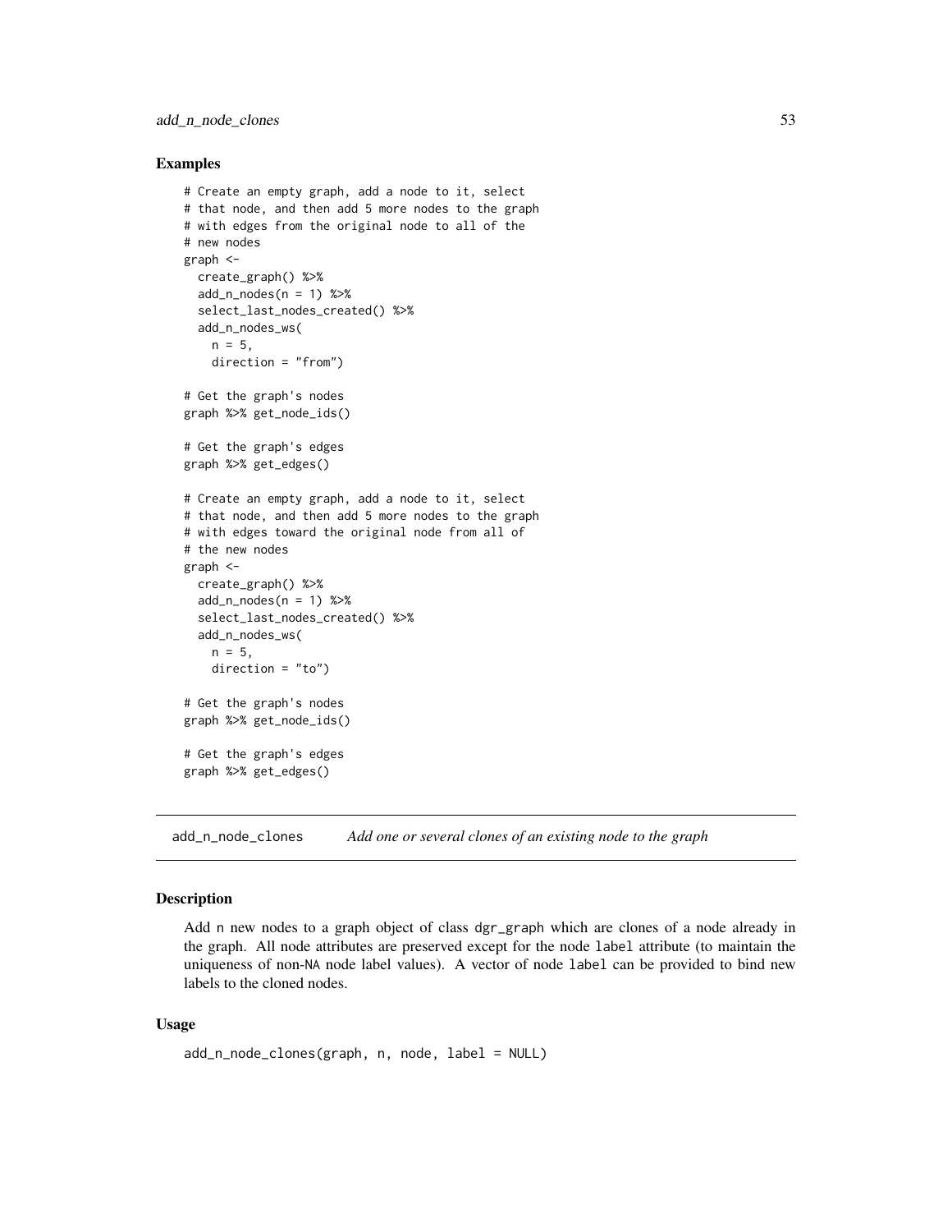### Examples

```
# Create an empty graph, add a node to it, select
# that node, and then add 5 more nodes to the graph
# with edges from the original node to all of the
# new nodes
graph <-
  create_graph() %>%
  add_n_nodes(n = 1) %>%
  select_last_nodes_created() %>%
  add_n_nodes_ws(
    n = 5,
    direction = "from")

# Get the graph's nodes
graph %>% get_node_ids()

# Get the graph's edges
graph %>% get_edges()

# Create an empty graph, add a node to it, select
# that node, and then add 5 more nodes to the graph
# with edges toward the original node from all of
# the new nodes
graph <-
  create_graph() %>%
  add_n_nodes(n = 1) %>%
  select_last_nodes_created() %>%
  add_n_nodes_ws(
    n = 5,
    direction = "to")

# Get the graph's nodes
graph %>% get_node_ids()

# Get the graph's edges
graph %>% get_edges()
```

---

## add_n_node_clones *Add one or several clones of an existing node to the graph*

---

### Description

Add n new nodes to a graph object of class dgr_graph which are clones of a node already in the graph. All node attributes are preserved except for the node label attribute (to maintain the uniqueness of non-NA node label values). A vector of node label can be provided to bind new labels to the cloned nodes.

### Usage

```
add_n_node_clones(graph, n, node, label = NULL)
```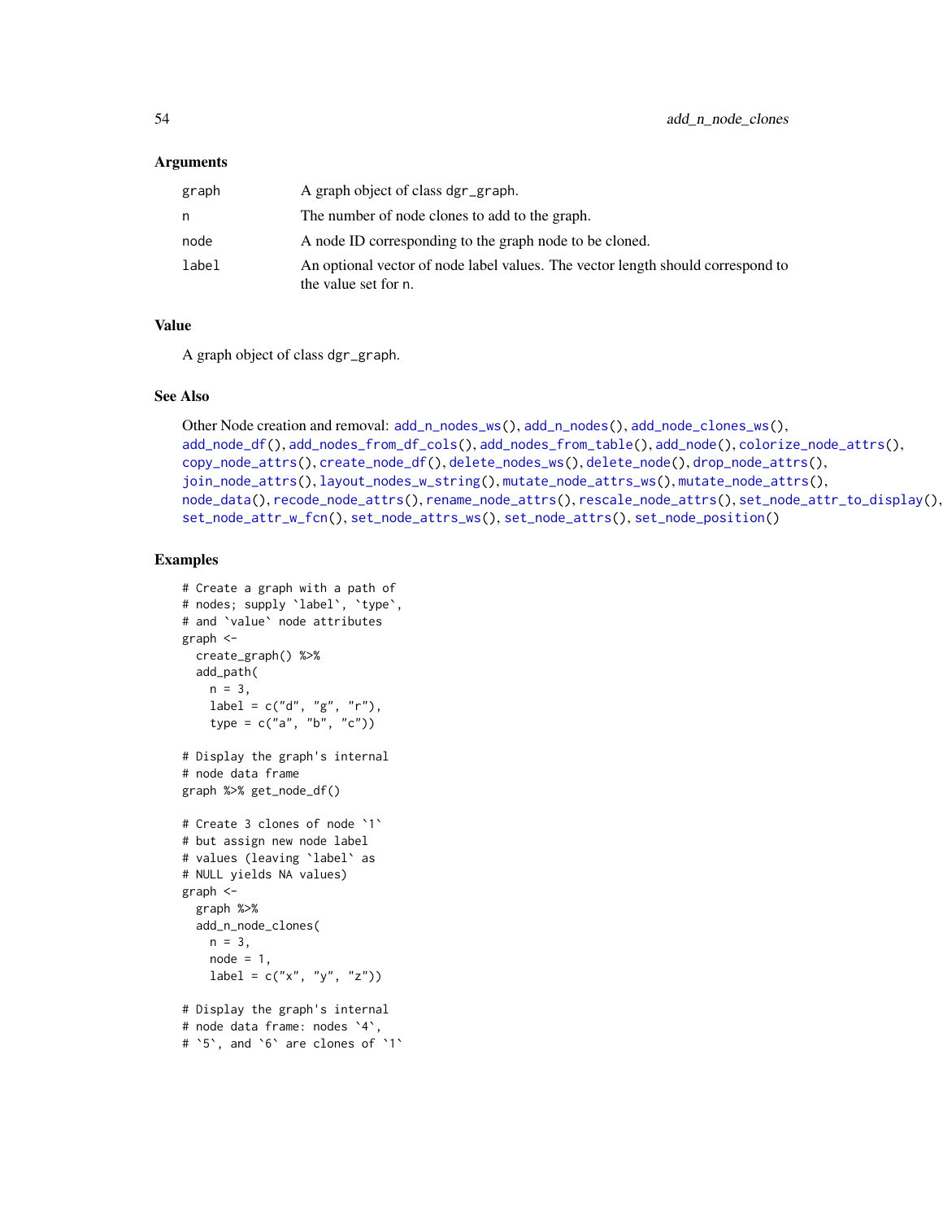### Arguments

| | |
|---|---|
| graph | A graph object of class dgr_graph. |
| n | The number of node clones to add to the graph. |
| node | A node ID corresponding to the graph node to be cloned. |
| label | An optional vector of node label values. The vector length should correspond to the value set for n. |

### Value

A graph object of class dgr_graph.

### See Also

Other Node creation and removal: add_n_nodes_ws(), add_n_nodes(), add_node_clones_ws(), add_node_df(), add_nodes_from_df_cols(), add_nodes_from_table(), add_node(), colorize_node_attrs(), copy_node_attrs(), create_node_df(), delete_nodes_ws(), delete_node(), drop_node_attrs(), join_node_attrs(), layout_nodes_w_string(), mutate_node_attrs_ws(), mutate_node_attrs(), node_data(), recode_node_attrs(), rename_node_attrs(), rescale_node_attrs(), set_node_attr_to_display(), set_node_attr_w_fcn(), set_node_attrs_ws(), set_node_attrs(), set_node_position()

### Examples

```
# Create a graph with a path of
# nodes; supply `label`, `type`,
# and `value` node attributes
graph <-
  create_graph() %>%
  add_path(
    n = 3,
    label = c("d", "g", "r"),
    type = c("a", "b", "c"))

# Display the graph's internal
# node data frame
graph %>% get_node_df()

# Create 3 clones of node `1`
# but assign new node label
# values (leaving `label` as
# NULL yields NA values)
graph <-
  graph %>%
  add_n_node_clones(
    n = 3,
    node = 1,
    label = c("x", "y", "z"))

# Display the graph's internal
# node data frame: nodes `4`,
# `5`, and `6` are clones of `1`
```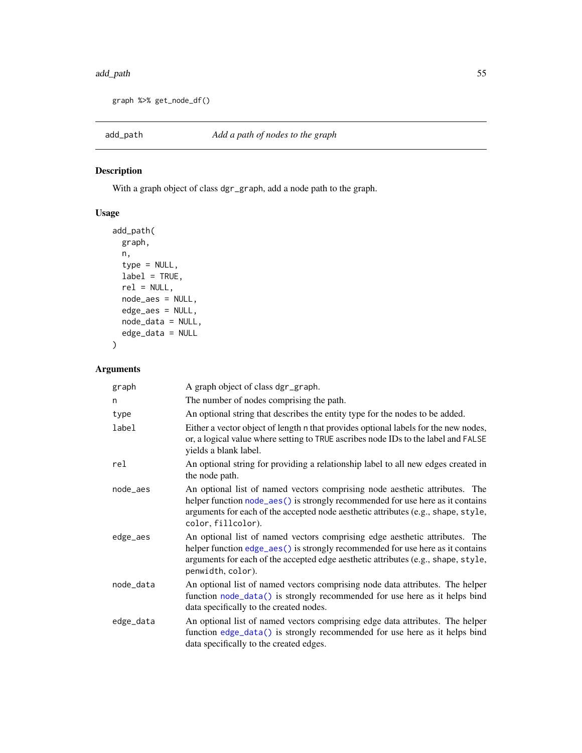```
graph %>% get_node_df()
```

## add_path — *Add a path of nodes to the graph*

### Description

With a graph object of class `dgr_graph`, add a node path to the graph.

### Usage

```
add_path(
  graph,
  n,
  type = NULL,
  label = TRUE,
  rel = NULL,
  node_aes = NULL,
  edge_aes = NULL,
  node_data = NULL,
  edge_data = NULL
)
```

### Arguments

| Argument | Description |
|---|---|
| `graph` | A graph object of class `dgr_graph`. |
| `n` | The number of nodes comprising the path. |
| `type` | An optional string that describes the entity type for the nodes to be added. |
| `label` | Either a vector object of length `n` that provides optional labels for the new nodes, or, a logical value where setting to `TRUE` ascribes node IDs to the label and `FALSE` yields a blank label. |
| `rel` | An optional string for providing a relationship label to all new edges created in the node path. |
| `node_aes` | An optional list of named vectors comprising node aesthetic attributes. The helper function `node_aes()` is strongly recommended for use here as it contains arguments for each of the accepted node aesthetic attributes (e.g., `shape`, `style`, `color`, `fillcolor`). |
| `edge_aes` | An optional list of named vectors comprising edge aesthetic attributes. The helper function `edge_aes()` is strongly recommended for use here as it contains arguments for each of the accepted edge aesthetic attributes (e.g., `shape`, `style`, `penwidth`, `color`). |
| `node_data` | An optional list of named vectors comprising node data attributes. The helper function `node_data()` is strongly recommended for use here as it helps bind data specifically to the created nodes. |
| `edge_data` | An optional list of named vectors comprising edge data attributes. The helper function `edge_data()` is strongly recommended for use here as it helps bind data specifically to the created edges. |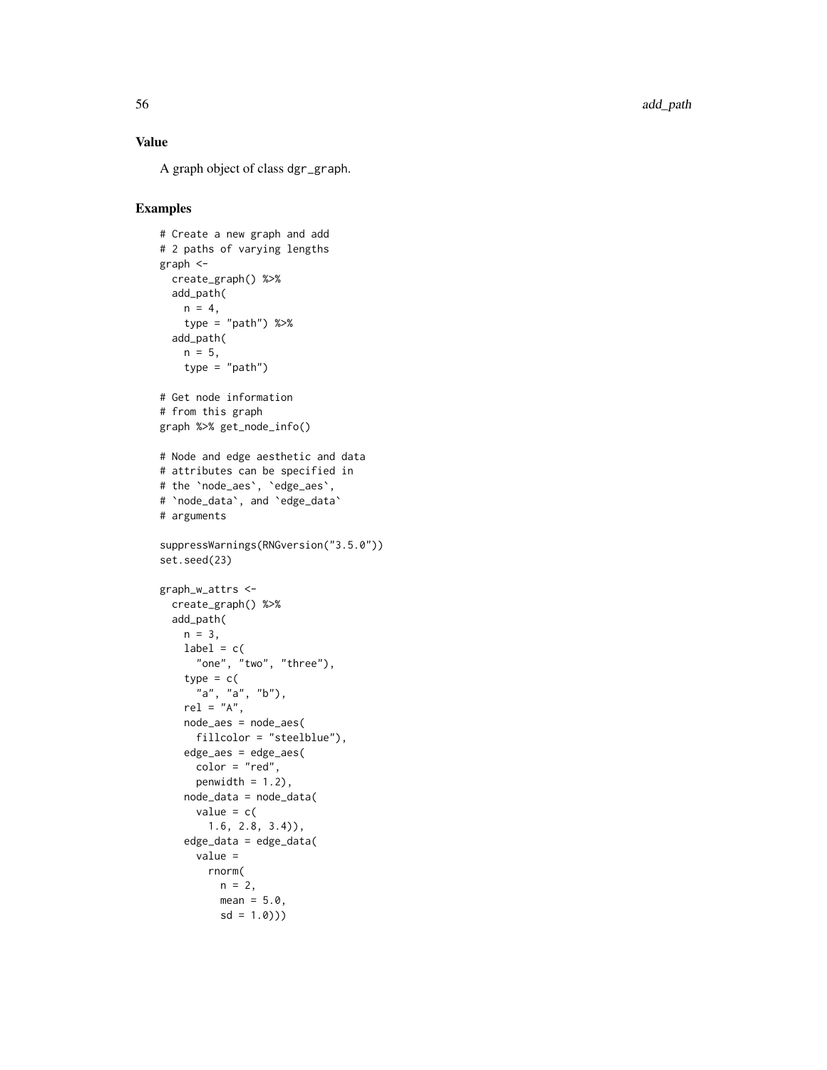### Value

A graph object of class dgr_graph.

### Examples

```
# Create a new graph and add
# 2 paths of varying lengths
graph <-
  create_graph() %>%
  add_path(
    n = 4,
    type = "path") %>%
  add_path(
    n = 5,
    type = "path")

# Get node information
# from this graph
graph %>% get_node_info()

# Node and edge aesthetic and data
# attributes can be specified in
# the `node_aes`, `edge_aes`,
# `node_data`, and `edge_data`
# arguments

suppressWarnings(RNGversion("3.5.0"))
set.seed(23)

graph_w_attrs <-
  create_graph() %>%
  add_path(
    n = 3,
    label = c(
      "one", "two", "three"),
    type = c(
      "a", "a", "b"),
    rel = "A",
    node_aes = node_aes(
      fillcolor = "steelblue"),
    edge_aes = edge_aes(
      color = "red",
      penwidth = 1.2),
    node_data = node_data(
      value = c(
        1.6, 2.8, 3.4)),
    edge_data = edge_data(
      value =
        rnorm(
          n = 2,
          mean = 5.0,
          sd = 1.0)))
```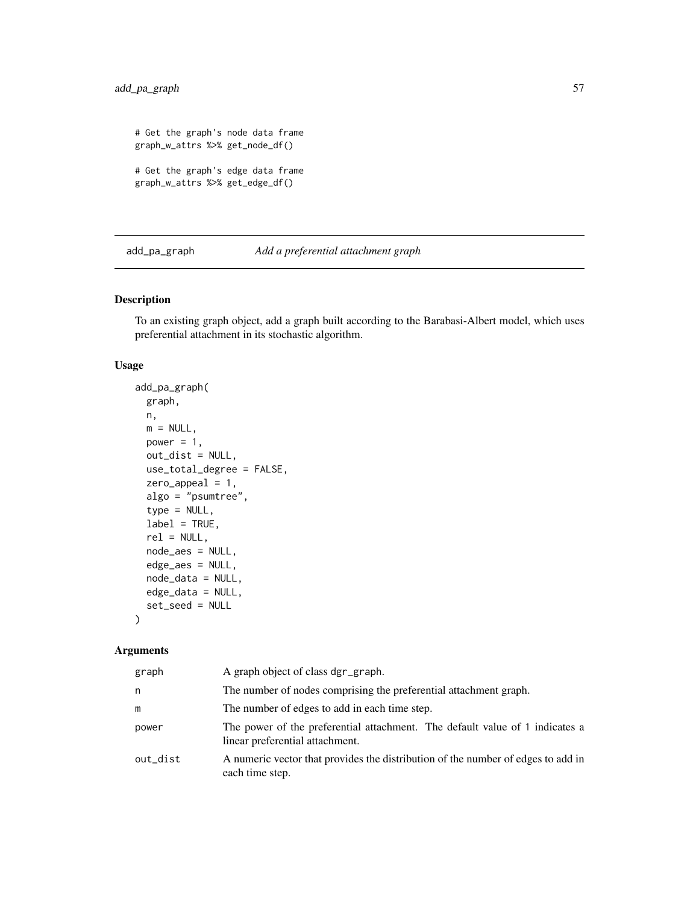```
# Get the graph's node data frame
graph_w_attrs %>% get_node_df()

# Get the graph's edge data frame
graph_w_attrs %>% get_edge_df()
```

## add_pa_graph *Add a preferential attachment graph*

### Description

To an existing graph object, add a graph built according to the Barabasi-Albert model, which uses preferential attachment in its stochastic algorithm.

### Usage

```
add_pa_graph(
  graph,
  n,
  m = NULL,
  power = 1,
  out_dist = NULL,
  use_total_degree = FALSE,
  zero_appeal = 1,
  algo = "psumtree",
  type = NULL,
  label = TRUE,
  rel = NULL,
  node_aes = NULL,
  edge_aes = NULL,
  node_data = NULL,
  edge_data = NULL,
  set_seed = NULL
)
```

### Arguments

| | |
|---|---|
| graph | A graph object of class dgr_graph. |
| n | The number of nodes comprising the preferential attachment graph. |
| m | The number of edges to add in each time step. |
| power | The power of the preferential attachment. The default value of 1 indicates a linear preferential attachment. |
| out_dist | A numeric vector that provides the distribution of the number of edges to add in each time step. |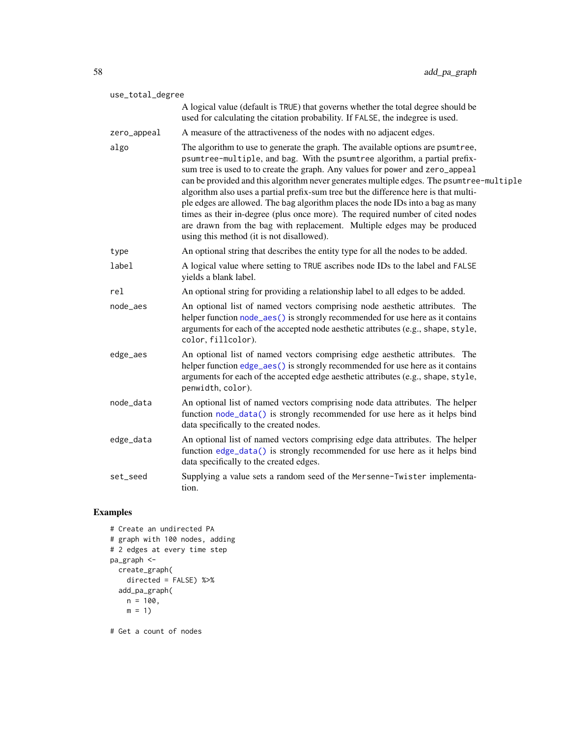use_total_degree
: A logical value (default is `TRUE`) that governs whether the total degree should be used for calculating the citation probability. If `FALSE`, the indegree is used.

zero_appeal
: A measure of the attractiveness of the nodes with no adjacent edges.

algo
: The algorithm to use to generate the graph. The available options are `psumtree`, `psumtree-multiple`, and `bag`. With the `psumtree` algorithm, a partial prefix-sum tree is used to to create the graph. Any values for `power` and `zero_appeal` can be provided and this algorithm never generates multiple edges. The `psumtree-multiple` algorithm also uses a partial prefix-sum tree but the difference here is that multiple edges are allowed. The `bag` algorithm places the node IDs into a bag as many times as their in-degree (plus once more). The required number of cited nodes are drawn from the bag with replacement. Multiple edges may be produced using this method (it is not disallowed).

type
: An optional string that describes the entity type for all the nodes to be added.

label
: A logical value where setting to `TRUE` ascribes node IDs to the label and `FALSE` yields a blank label.

rel
: An optional string for providing a relationship label to all edges to be added.

node_aes
: An optional list of named vectors comprising node aesthetic attributes. The helper function `node_aes()` is strongly recommended for use here as it contains arguments for each of the accepted node aesthetic attributes (e.g., `shape`, `style`, `color`, `fillcolor`).

edge_aes
: An optional list of named vectors comprising edge aesthetic attributes. The helper function `edge_aes()` is strongly recommended for use here as it contains arguments for each of the accepted edge aesthetic attributes (e.g., `shape`, `style`, `penwidth`, `color`).

node_data
: An optional list of named vectors comprising node data attributes. The helper function `node_data()` is strongly recommended for use here as it helps bind data specifically to the created nodes.

edge_data
: An optional list of named vectors comprising edge data attributes. The helper function `edge_data()` is strongly recommended for use here as it helps bind data specifically to the created edges.

set_seed
: Supplying a value sets a random seed of the `Mersenne-Twister` implementation.

## Examples

```
# Create an undirected PA
# graph with 100 nodes, adding
# 2 edges at every time step
pa_graph <-
  create_graph(
    directed = FALSE) %>%
  add_pa_graph(
    n = 100,
    m = 1)

# Get a count of nodes
```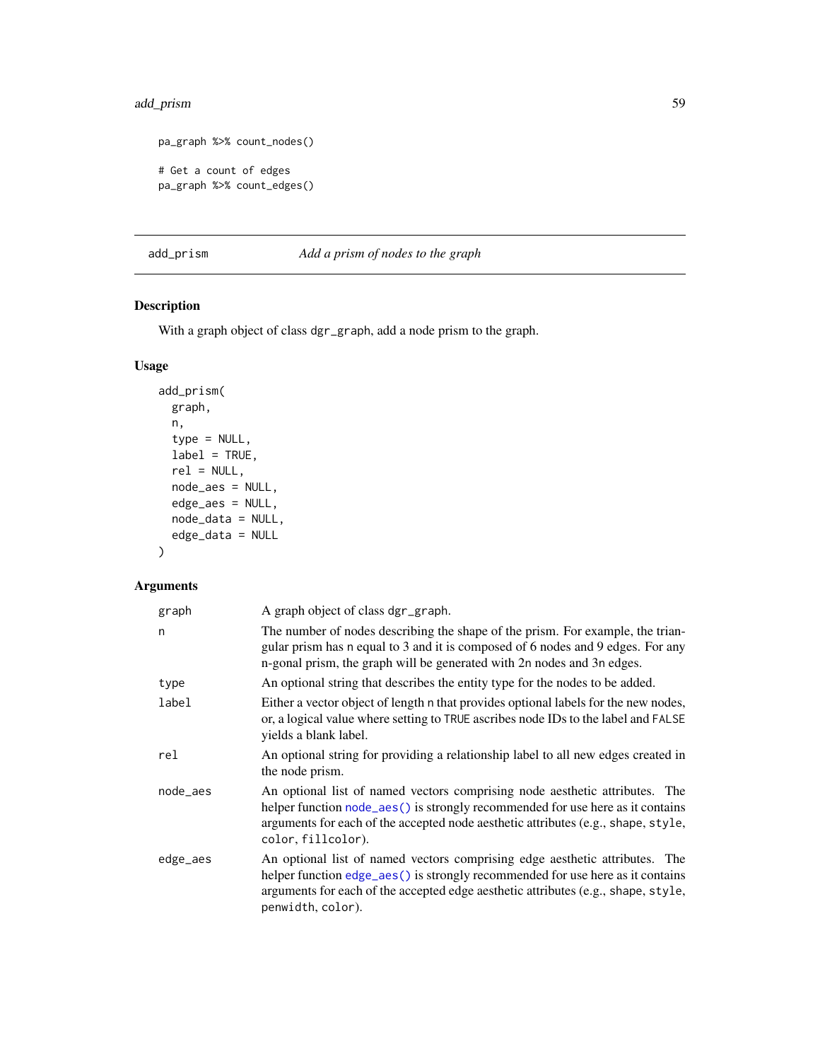```
pa_graph %>% count_nodes()

# Get a count of edges
pa_graph %>% count_edges()
```

## add_prism — *Add a prism of nodes to the graph*

### Description

With a graph object of class dgr_graph, add a node prism to the graph.

### Usage

```
add_prism(
  graph,
  n,
  type = NULL,
  label = TRUE,
  rel = NULL,
  node_aes = NULL,
  edge_aes = NULL,
  node_data = NULL,
  edge_data = NULL
)
```

### Arguments

| | |
|---|---|
| graph | A graph object of class dgr_graph. |
| n | The number of nodes describing the shape of the prism. For example, the triangular prism has n equal to 3 and it is composed of 6 nodes and 9 edges. For any n-gonal prism, the graph will be generated with 2n nodes and 3n edges. |
| type | An optional string that describes the entity type for the nodes to be added. |
| label | Either a vector object of length n that provides optional labels for the new nodes, or, a logical value where setting to TRUE ascribes node IDs to the label and FALSE yields a blank label. |
| rel | An optional string for providing a relationship label to all new edges created in the node prism. |
| node_aes | An optional list of named vectors comprising node aesthetic attributes. The helper function node_aes() is strongly recommended for use here as it contains arguments for each of the accepted node aesthetic attributes (e.g., shape, style, color, fillcolor). |
| edge_aes | An optional list of named vectors comprising edge aesthetic attributes. The helper function edge_aes() is strongly recommended for use here as it contains arguments for each of the accepted edge aesthetic attributes (e.g., shape, style, penwidth, color). |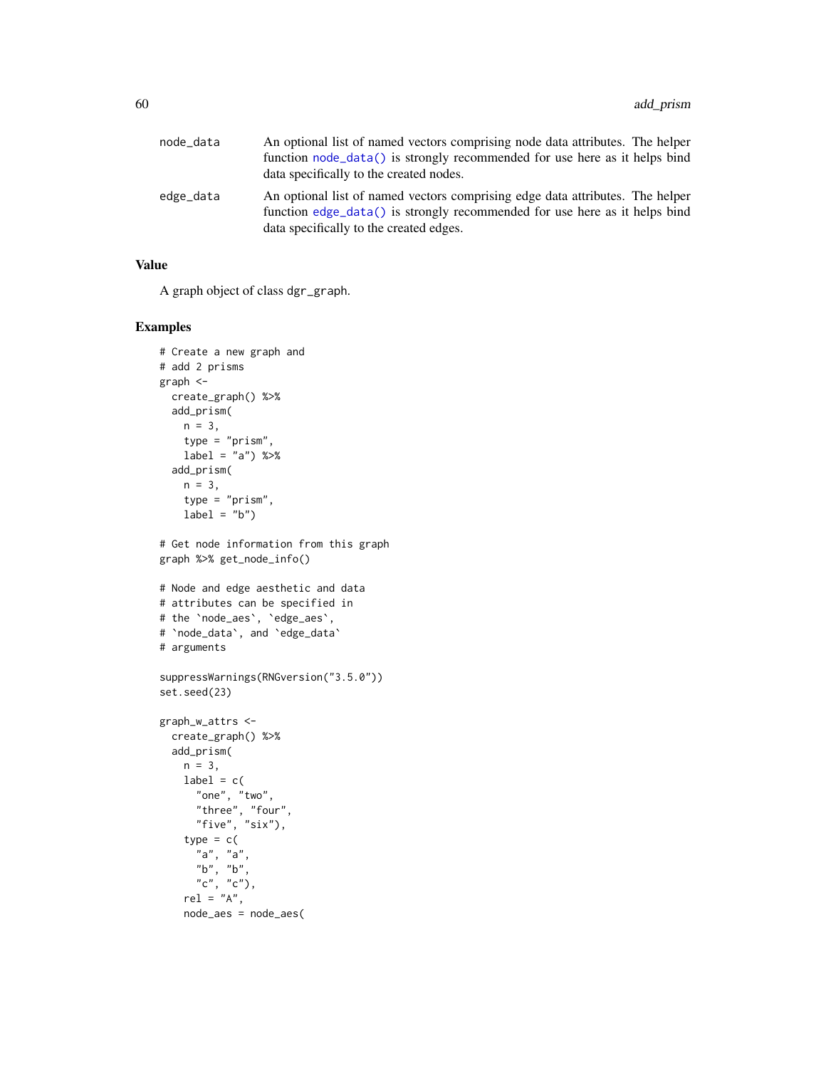node_data An optional list of named vectors comprising node data attributes. The helper function `node_data()` is strongly recommended for use here as it helps bind data specifically to the created nodes.

edge_data An optional list of named vectors comprising edge data attributes. The helper function `edge_data()` is strongly recommended for use here as it helps bind data specifically to the created edges.

## Value

A graph object of class dgr_graph.

## Examples

```
# Create a new graph and
# add 2 prisms
graph <-
  create_graph() %>%
  add_prism(
    n = 3,
    type = "prism",
    label = "a") %>%
  add_prism(
    n = 3,
    type = "prism",
    label = "b")

# Get node information from this graph
graph %>% get_node_info()

# Node and edge aesthetic and data
# attributes can be specified in
# the `node_aes`, `edge_aes`,
# `node_data`, and `edge_data`
# arguments

suppressWarnings(RNGversion("3.5.0"))
set.seed(23)

graph_w_attrs <-
  create_graph() %>%
  add_prism(
    n = 3,
    label = c(
      "one", "two",
      "three", "four",
      "five", "six"),
    type = c(
      "a", "a",
      "b", "b",
      "c", "c"),
    rel = "A",
    node_aes = node_aes(
```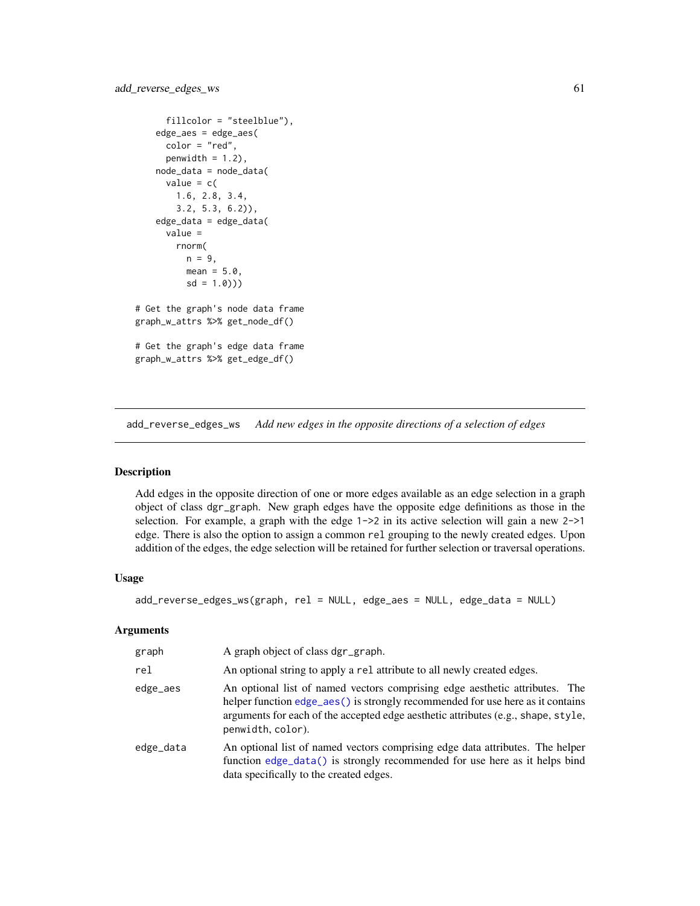```
      fillcolor = "steelblue"),
    edge_aes = edge_aes(
      color = "red",
      penwidth = 1.2),
    node_data = node_data(
      value = c(
        1.6, 2.8, 3.4,
        3.2, 5.3, 6.2)),
    edge_data = edge_data(
      value =
        rnorm(
          n = 9,
          mean = 5.0,
          sd = 1.0)))

# Get the graph's node data frame
graph_w_attrs %>% get_node_df()

# Get the graph's edge data frame
graph_w_attrs %>% get_edge_df()
```

---

## add_reverse_edges_ws    *Add new edges in the opposite directions of a selection of edges*

---

### Description

Add edges in the opposite direction of one or more edges available as an edge selection in a graph object of class `dgr_graph`. New graph edges have the opposite edge definitions as those in the selection. For example, a graph with the edge `1->2` in its active selection will gain a new `2->1` edge. There is also the option to assign a common `rel` grouping to the newly created edges. Upon addition of the edges, the edge selection will be retained for further selection or traversal operations.

### Usage

```
add_reverse_edges_ws(graph, rel = NULL, edge_aes = NULL, edge_data = NULL)
```

### Arguments

| | |
|---|---|
| `graph` | A graph object of class `dgr_graph`. |
| `rel` | An optional string to apply a `rel` attribute to all newly created edges. |
| `edge_aes` | An optional list of named vectors comprising edge aesthetic attributes. The helper function `edge_aes()` is strongly recommended for use here as it contains arguments for each of the accepted edge aesthetic attributes (e.g., `shape`, `style`, `penwidth`, `color`). |
| `edge_data` | An optional list of named vectors comprising edge data attributes. The helper function `edge_data()` is strongly recommended for use here as it helps bind data specifically to the created edges. |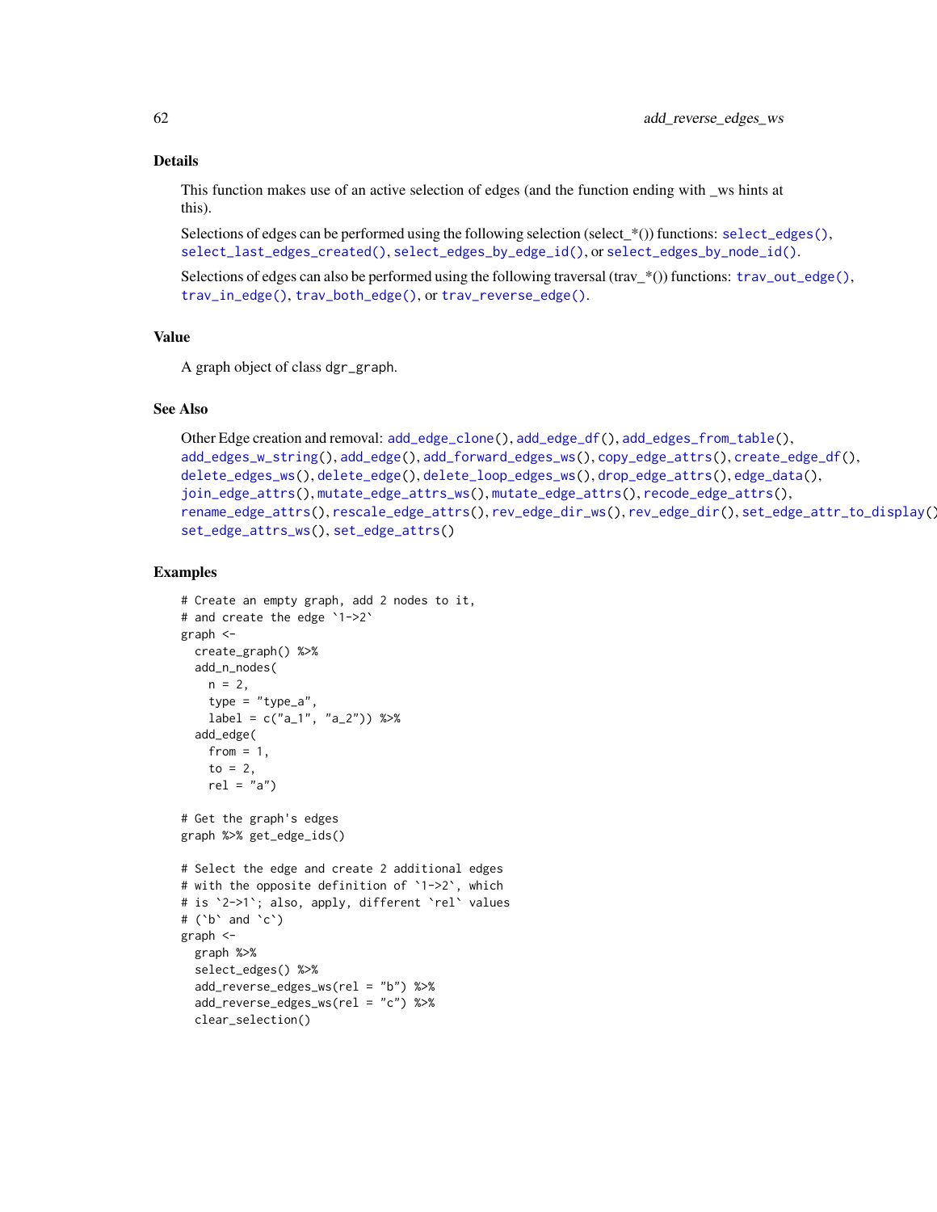## Details

This function makes use of an active selection of edges (and the function ending with _ws hints at this).

Selections of edges can be performed using the following selection (select_*()) functions: `select_edges()`, `select_last_edges_created()`, `select_edges_by_edge_id()`, or `select_edges_by_node_id()`.

Selections of edges can also be performed using the following traversal (trav_*()) functions: `trav_out_edge()`, `trav_in_edge()`, `trav_both_edge()`, or `trav_reverse_edge()`.

## Value

A graph object of class `dgr_graph`.

## See Also

Other Edge creation and removal: `add_edge_clone()`, `add_edge_df()`, `add_edges_from_table()`, `add_edges_w_string()`, `add_edge()`, `add_forward_edges_ws()`, `copy_edge_attrs()`, `create_edge_df()`, `delete_edges_ws()`, `delete_edge()`, `delete_loop_edges_ws()`, `drop_edge_attrs()`, `edge_data()`, `join_edge_attrs()`, `mutate_edge_attrs_ws()`, `mutate_edge_attrs()`, `recode_edge_attrs()`, `rename_edge_attrs()`, `rescale_edge_attrs()`, `rev_edge_dir_ws()`, `rev_edge_dir()`, `set_edge_attr_to_display()`, `set_edge_attrs_ws()`, `set_edge_attrs()`

## Examples

```
# Create an empty graph, add 2 nodes to it,
# and create the edge `1->2`
graph <-
  create_graph() %>%
  add_n_nodes(
    n = 2,
    type = "type_a",
    label = c("a_1", "a_2")) %>%
  add_edge(
    from = 1,
    to = 2,
    rel = "a")

# Get the graph's edges
graph %>% get_edge_ids()

# Select the edge and create 2 additional edges
# with the opposite definition of `1->2`, which
# is `2->1`; also, apply, different `rel` values
# (`b` and `c`)
graph <-
  graph %>%
  select_edges() %>%
  add_reverse_edges_ws(rel = "b") %>%
  add_reverse_edges_ws(rel = "c") %>%
  clear_selection()
```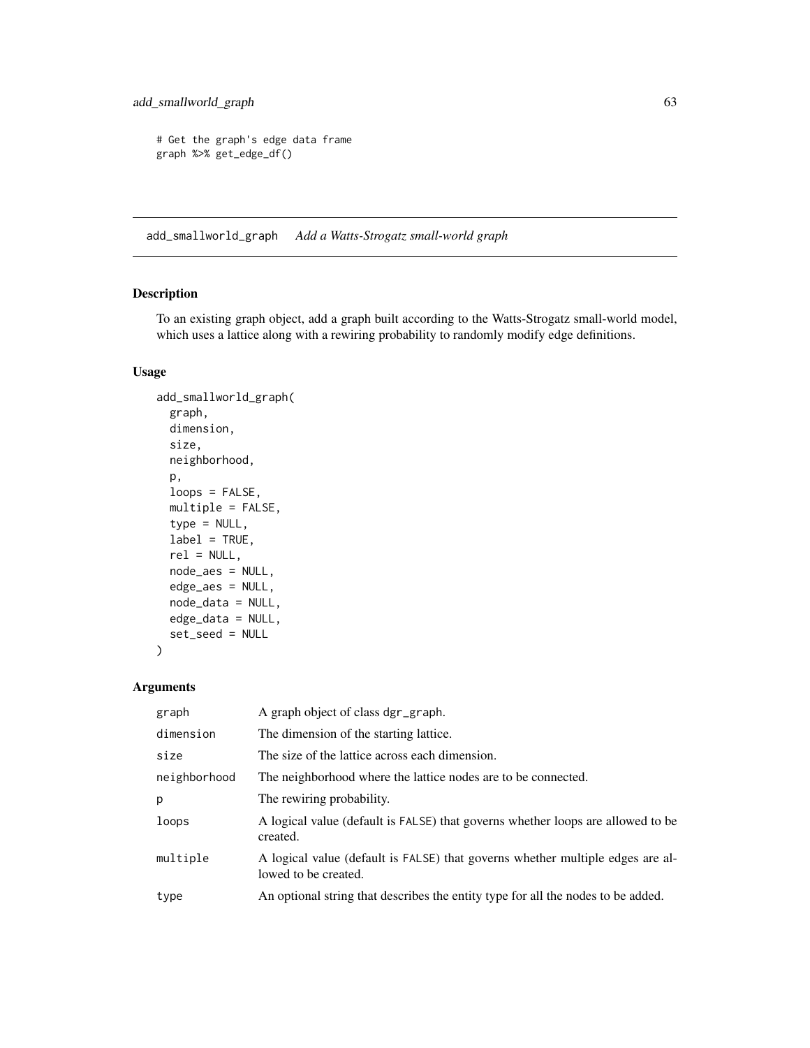```
# Get the graph's edge data frame
graph %>% get_edge_df()
```

## add_smallworld_graph *Add a Watts-Strogatz small-world graph*

### Description

To an existing graph object, add a graph built according to the Watts-Strogatz small-world model, which uses a lattice along with a rewiring probability to randomly modify edge definitions.

### Usage

```
add_smallworld_graph(
  graph,
  dimension,
  size,
  neighborhood,
  p,
  loops = FALSE,
  multiple = FALSE,
  type = NULL,
  label = TRUE,
  rel = NULL,
  node_aes = NULL,
  edge_aes = NULL,
  node_data = NULL,
  edge_data = NULL,
  set_seed = NULL
)
```

### Arguments

| | |
|---|---|
| graph | A graph object of class dgr_graph. |
| dimension | The dimension of the starting lattice. |
| size | The size of the lattice across each dimension. |
| neighborhood | The neighborhood where the lattice nodes are to be connected. |
| p | The rewiring probability. |
| loops | A logical value (default is FALSE) that governs whether loops are allowed to be created. |
| multiple | A logical value (default is FALSE) that governs whether multiple edges are allowed to be created. |
| type | An optional string that describes the entity type for all the nodes to be added. |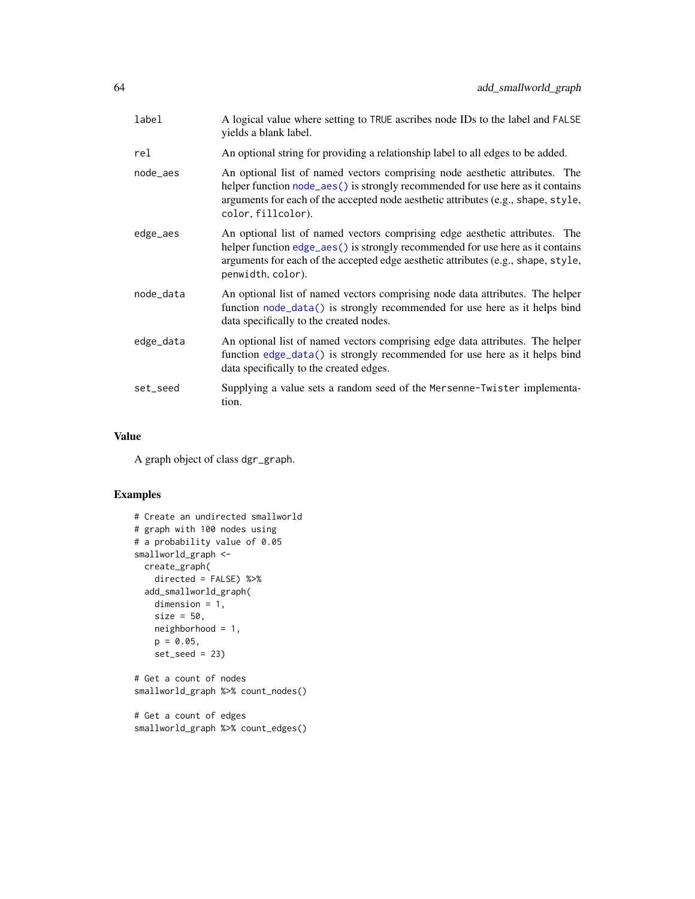| | |
|---|---|
| label | A logical value where setting to TRUE ascribes node IDs to the label and FALSE yields a blank label. |
| rel | An optional string for providing a relationship label to all edges to be added. |
| node_aes | An optional list of named vectors comprising node aesthetic attributes. The helper function node_aes() is strongly recommended for use here as it contains arguments for each of the accepted node aesthetic attributes (e.g., shape, style, color, fillcolor). |
| edge_aes | An optional list of named vectors comprising edge aesthetic attributes. The helper function edge_aes() is strongly recommended for use here as it contains arguments for each of the accepted edge aesthetic attributes (e.g., shape, style, penwidth, color). |
| node_data | An optional list of named vectors comprising node data attributes. The helper function node_data() is strongly recommended for use here as it helps bind data specifically to the created nodes. |
| edge_data | An optional list of named vectors comprising edge data attributes. The helper function edge_data() is strongly recommended for use here as it helps bind data specifically to the created edges. |
| set_seed | Supplying a value sets a random seed of the Mersenne-Twister implementation. |

## Value

A graph object of class dgr_graph.

## Examples

```
# Create an undirected smallworld
# graph with 100 nodes using
# a probability value of 0.05
smallworld_graph <-
  create_graph(
    directed = FALSE) %>%
  add_smallworld_graph(
    dimension = 1,
    size = 50,
    neighborhood = 1,
    p = 0.05,
    set_seed = 23)

# Get a count of nodes
smallworld_graph %>% count_nodes()

# Get a count of edges
smallworld_graph %>% count_edges()
```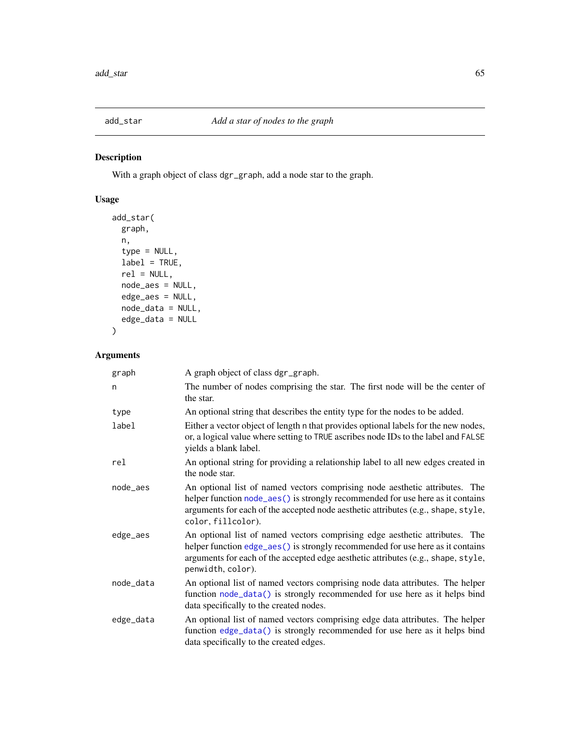## add_star — *Add a star of nodes to the graph*

### Description

With a graph object of class `dgr_graph`, add a node star to the graph.

### Usage

```
add_star(
  graph,
  n,
  type = NULL,
  label = TRUE,
  rel = NULL,
  node_aes = NULL,
  edge_aes = NULL,
  node_data = NULL,
  edge_data = NULL
)
```

### Arguments

| Argument | Description |
|---|---|
| `graph` | A graph object of class `dgr_graph`. |
| `n` | The number of nodes comprising the star. The first node will be the center of the star. |
| `type` | An optional string that describes the entity type for the nodes to be added. |
| `label` | Either a vector object of length `n` that provides optional labels for the new nodes, or, a logical value where setting to `TRUE` ascribes node IDs to the label and `FALSE` yields a blank label. |
| `rel` | An optional string for providing a relationship label to all new edges created in the node star. |
| `node_aes` | An optional list of named vectors comprising node aesthetic attributes. The helper function `node_aes()` is strongly recommended for use here as it contains arguments for each of the accepted node aesthetic attributes (e.g., `shape`, `style`, `color`, `fillcolor`). |
| `edge_aes` | An optional list of named vectors comprising edge aesthetic attributes. The helper function `edge_aes()` is strongly recommended for use here as it contains arguments for each of the accepted edge aesthetic attributes (e.g., `shape`, `style`, `penwidth`, `color`). |
| `node_data` | An optional list of named vectors comprising node data attributes. The helper function `node_data()` is strongly recommended for use here as it helps bind data specifically to the created nodes. |
| `edge_data` | An optional list of named vectors comprising edge data attributes. The helper function `edge_data()` is strongly recommended for use here as it helps bind data specifically to the created edges. |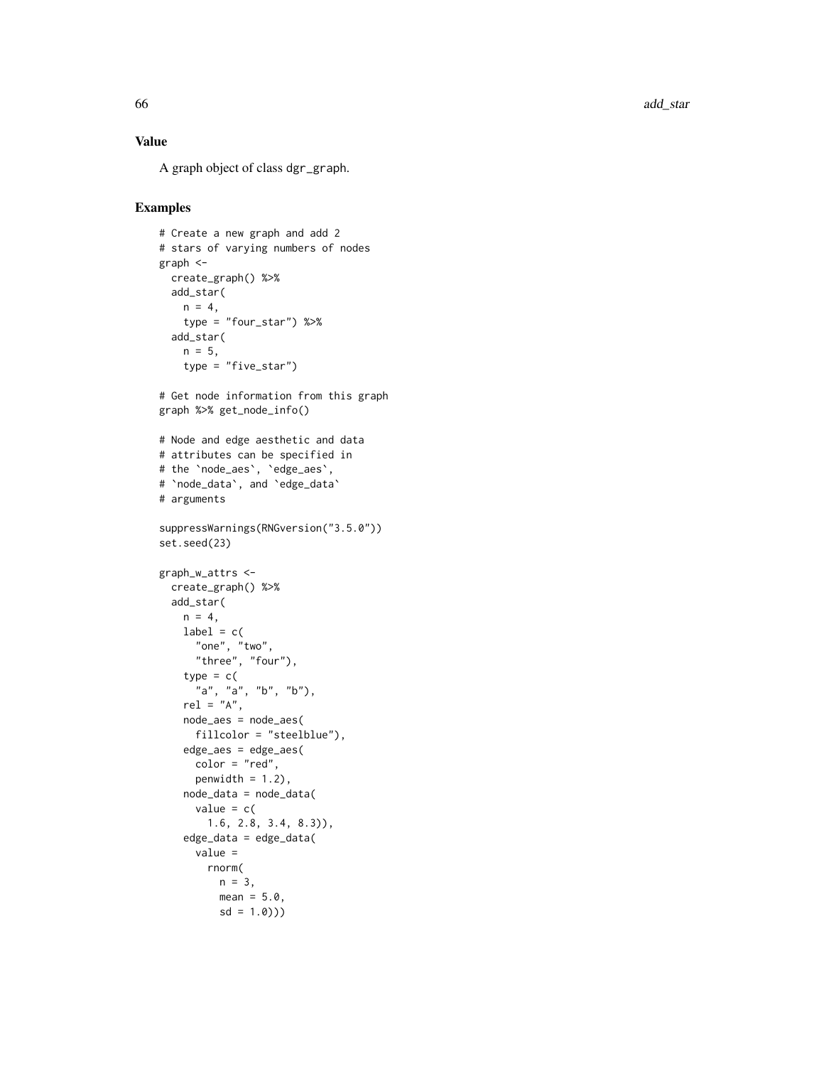## Value

A graph object of class `dgr_graph`.

## Examples

```
# Create a new graph and add 2
# stars of varying numbers of nodes
graph <-
  create_graph() %>%
  add_star(
    n = 4,
    type = "four_star") %>%
  add_star(
    n = 5,
    type = "five_star")

# Get node information from this graph
graph %>% get_node_info()

# Node and edge aesthetic and data
# attributes can be specified in
# the `node_aes`, `edge_aes`,
# `node_data`, and `edge_data`
# arguments

suppressWarnings(RNGversion("3.5.0"))
set.seed(23)

graph_w_attrs <-
  create_graph() %>%
  add_star(
    n = 4,
    label = c(
      "one", "two",
      "three", "four"),
    type = c(
      "a", "a", "b", "b"),
    rel = "A",
    node_aes = node_aes(
      fillcolor = "steelblue"),
    edge_aes = edge_aes(
      color = "red",
      penwidth = 1.2),
    node_data = node_data(
      value = c(
        1.6, 2.8, 3.4, 8.3)),
    edge_data = edge_data(
      value =
        rnorm(
          n = 3,
          mean = 5.0,
          sd = 1.0)))
```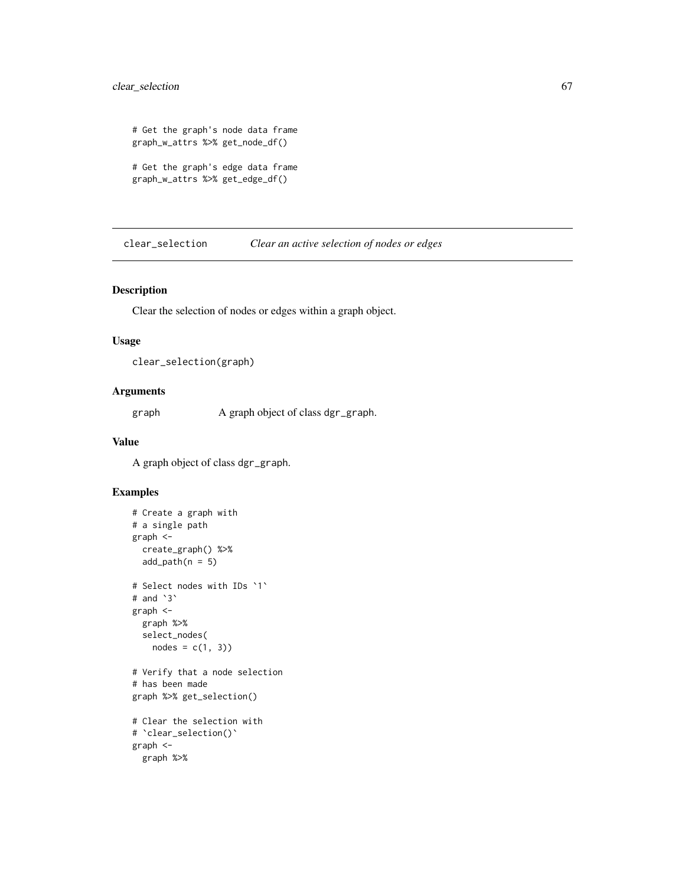```
# Get the graph's node data frame
graph_w_attrs %>% get_node_df()

# Get the graph's edge data frame
graph_w_attrs %>% get_edge_df()
```

---

## clear_selection *Clear an active selection of nodes or edges*

### Description

Clear the selection of nodes or edges within a graph object.

### Usage

```
clear_selection(graph)
```

### Arguments

| | |
|---|---|
| graph | A graph object of class `dgr_graph`. |

### Value

A graph object of class `dgr_graph`.

### Examples

```
# Create a graph with
# a single path
graph <-
  create_graph() %>%
  add_path(n = 5)

# Select nodes with IDs `1`
# and `3`
graph <-
  graph %>%
  select_nodes(
    nodes = c(1, 3))

# Verify that a node selection
# has been made
graph %>% get_selection()

# Clear the selection with
# `clear_selection()`
graph <-
  graph %>%
```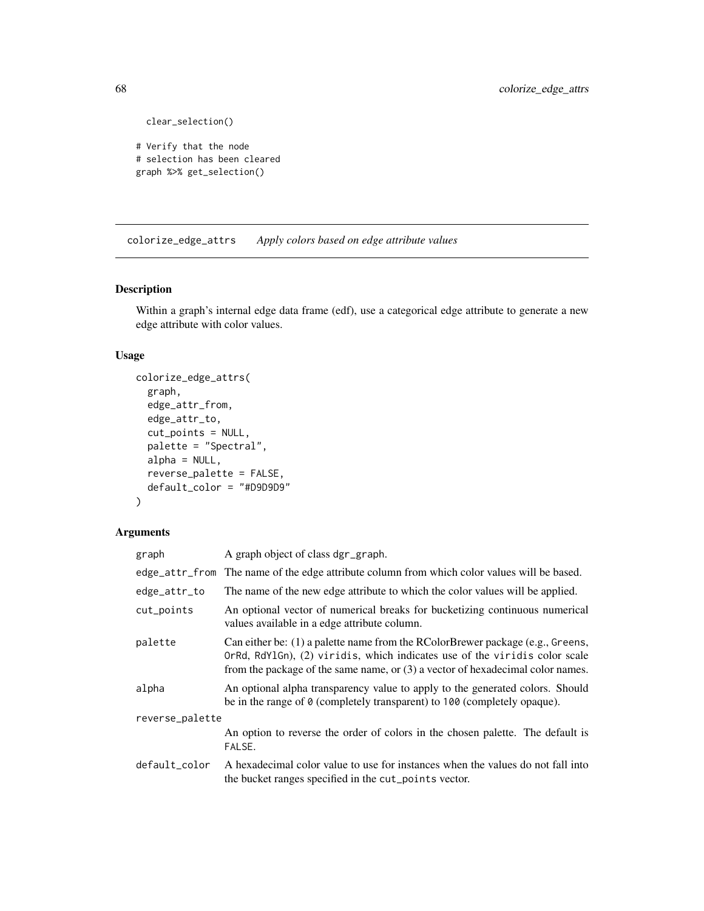```
  clear_selection()

# Verify that the node
# selection has been cleared
graph %>% get_selection()
```

## colorize_edge_attrs *Apply colors based on edge attribute values*

### Description

Within a graph's internal edge data frame (edf), use a categorical edge attribute to generate a new edge attribute with color values.

### Usage

```
colorize_edge_attrs(
  graph,
  edge_attr_from,
  edge_attr_to,
  cut_points = NULL,
  palette = "Spectral",
  alpha = NULL,
  reverse_palette = FALSE,
  default_color = "#D9D9D9"
)
```

### Arguments

| | |
|---|---|
| graph | A graph object of class dgr_graph. |
| edge_attr_from | The name of the edge attribute column from which color values will be based. |
| edge_attr_to | The name of the new edge attribute to which the color values will be applied. |
| cut_points | An optional vector of numerical breaks for bucketizing continuous numerical values available in a edge attribute column. |
| palette | Can either be: (1) a palette name from the RColorBrewer package (e.g., Greens, OrRd, RdYlGn), (2) viridis, which indicates use of the viridis color scale from the package of the same name, or (3) a vector of hexadecimal color names. |
| alpha | An optional alpha transparency value to apply to the generated colors. Should be in the range of 0 (completely transparent) to 100 (completely opaque). |
| reverse_palette | An option to reverse the order of colors in the chosen palette. The default is FALSE. |
| default_color | A hexadecimal color value to use for instances when the values do not fall into the bucket ranges specified in the cut_points vector. |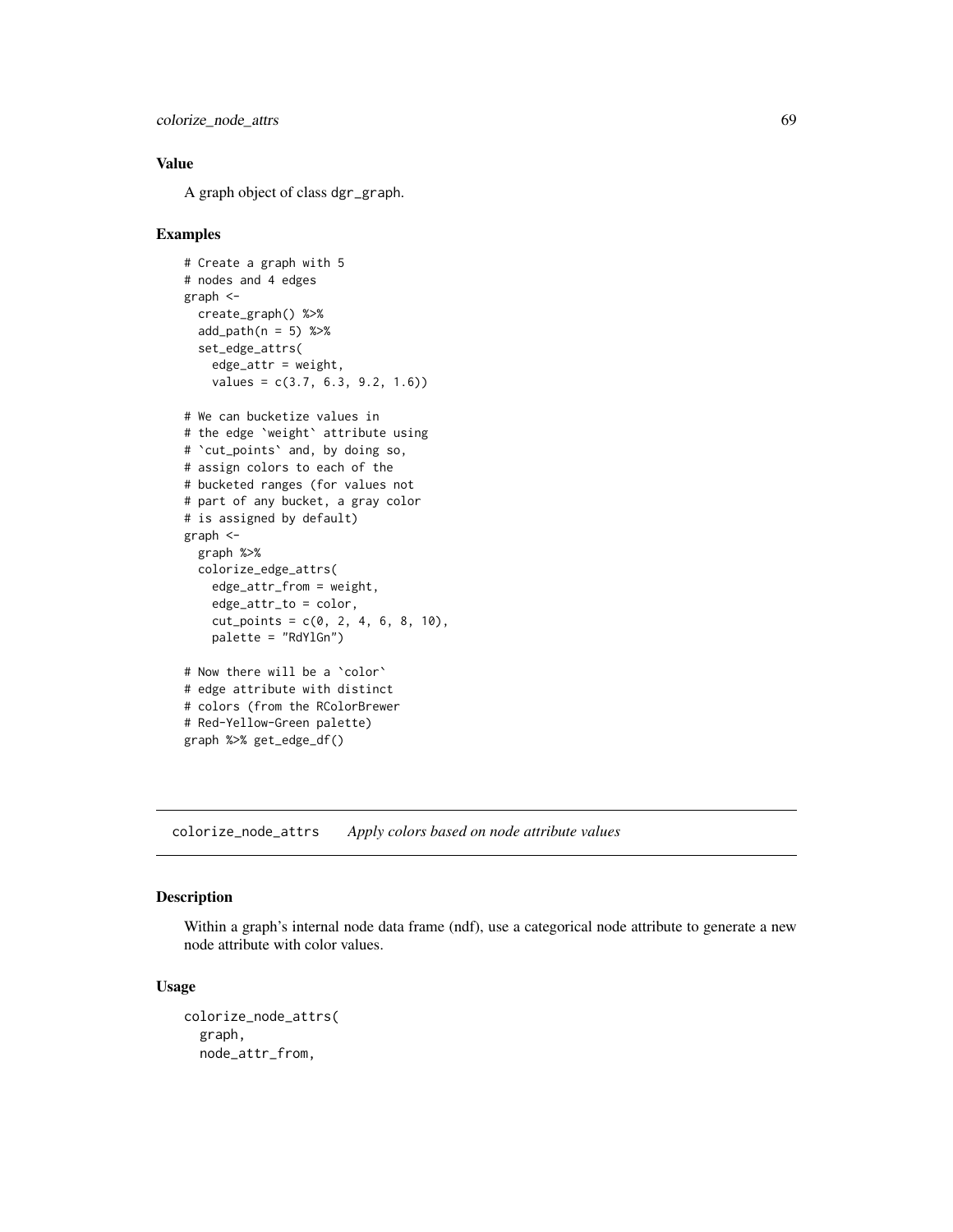### Value

A graph object of class `dgr_graph`.

### Examples

```
# Create a graph with 5
# nodes and 4 edges
graph <-
  create_graph() %>%
  add_path(n = 5) %>%
  set_edge_attrs(
    edge_attr = weight,
    values = c(3.7, 6.3, 9.2, 1.6))

# We can bucketize values in
# the edge `weight` attribute using
# `cut_points` and, by doing so,
# assign colors to each of the
# bucketed ranges (for values not
# part of any bucket, a gray color
# is assigned by default)
graph <-
  graph %>%
  colorize_edge_attrs(
    edge_attr_from = weight,
    edge_attr_to = color,
    cut_points = c(0, 2, 4, 6, 8, 10),
    palette = "RdYlGn")

# Now there will be a `color`
# edge attribute with distinct
# colors (from the RColorBrewer
# Red-Yellow-Green palette)
graph %>% get_edge_df()
```

---

## colorize_node_attrs *Apply colors based on node attribute values*

### Description

Within a graph's internal node data frame (ndf), use a categorical node attribute to generate a new node attribute with color values.

### Usage

```
colorize_node_attrs(
  graph,
  node_attr_from,
```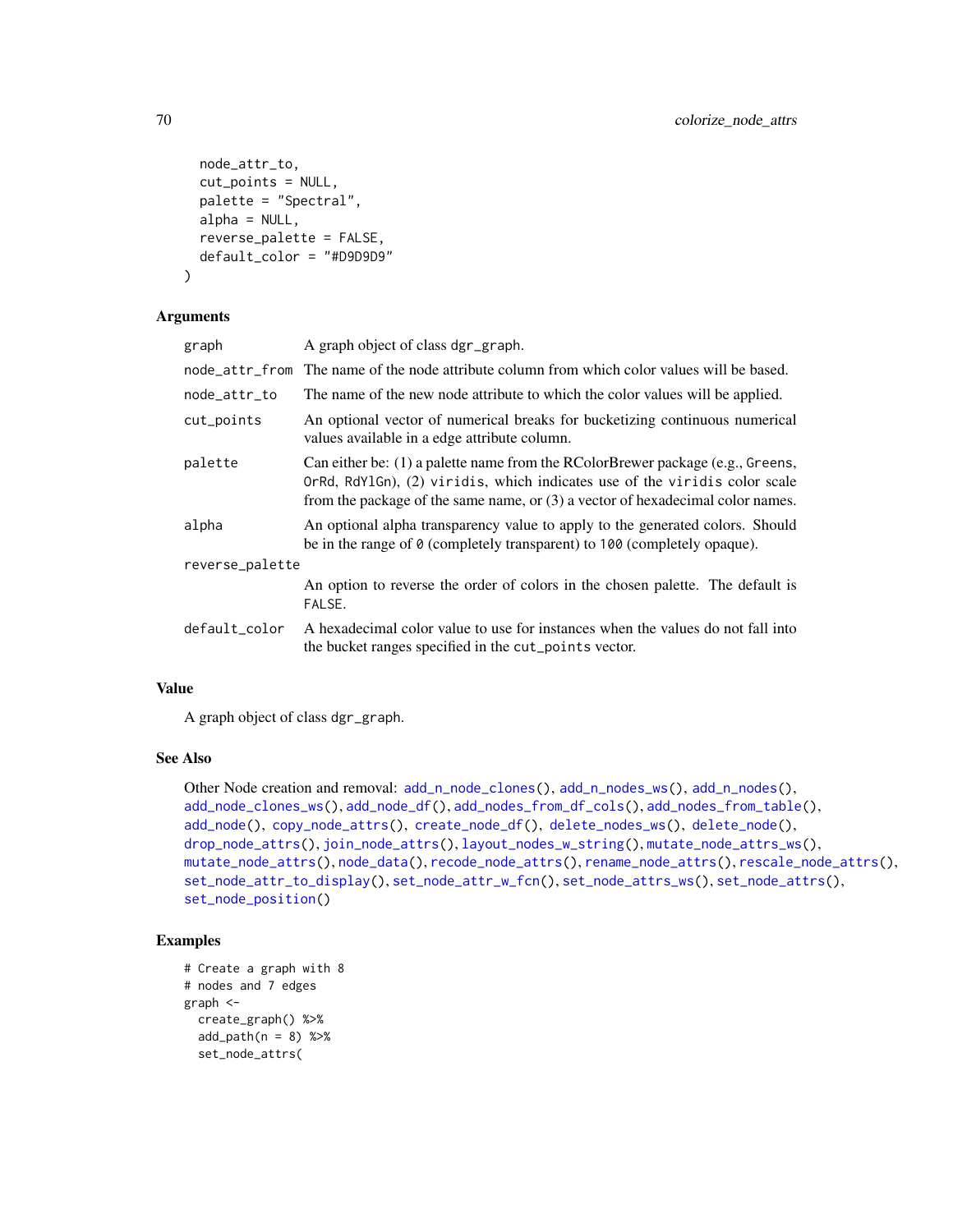```
  node_attr_to,
  cut_points = NULL,
  palette = "Spectral",
  alpha = NULL,
  reverse_palette = FALSE,
  default_color = "#D9D9D9"
)
```

### Arguments

| | |
|---|---|
| graph | A graph object of class dgr_graph. |
| node_attr_from | The name of the node attribute column from which color values will be based. |
| node_attr_to | The name of the new node attribute to which the color values will be applied. |
| cut_points | An optional vector of numerical breaks for bucketizing continuous numerical values available in a edge attribute column. |
| palette | Can either be: (1) a palette name from the RColorBrewer package (e.g., Greens, OrRd, RdYlGn), (2) viridis, which indicates use of the viridis color scale from the package of the same name, or (3) a vector of hexadecimal color names. |
| alpha | An optional alpha transparency value to apply to the generated colors. Should be in the range of 0 (completely transparent) to 100 (completely opaque). |
| reverse_palette | An option to reverse the order of colors in the chosen palette. The default is FALSE. |
| default_color | A hexadecimal color value to use for instances when the values do not fall into the bucket ranges specified in the cut_points vector. |

### Value

A graph object of class dgr_graph.

### See Also

Other Node creation and removal: add_n_node_clones(), add_n_nodes_ws(), add_n_nodes(), add_node_clones_ws(), add_node_df(), add_nodes_from_df_cols(), add_nodes_from_table(), add_node(), copy_node_attrs(), create_node_df(), delete_nodes_ws(), delete_node(), drop_node_attrs(), join_node_attrs(), layout_nodes_w_string(), mutate_node_attrs_ws(), mutate_node_attrs(), node_data(), recode_node_attrs(), rename_node_attrs(), rescale_node_attrs(), set_node_attr_to_display(), set_node_attr_w_fcn(), set_node_attrs_ws(), set_node_attrs(), set_node_position()

### Examples

```
# Create a graph with 8
# nodes and 7 edges
graph <-
  create_graph() %>%
  add_path(n = 8) %>%
  set_node_attrs(
```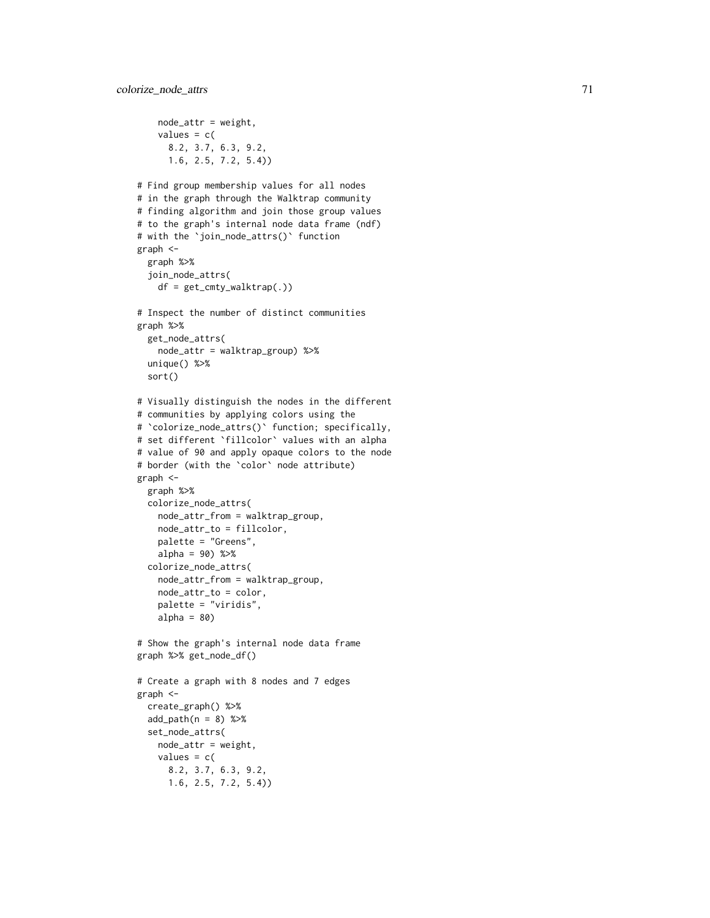```
    node_attr = weight,
    values = c(
      8.2, 3.7, 6.3, 9.2,
      1.6, 2.5, 7.2, 5.4))

# Find group membership values for all nodes
# in the graph through the Walktrap community
# finding algorithm and join those group values
# to the graph's internal node data frame (ndf)
# with the `join_node_attrs()` function
graph <-
  graph %>%
  join_node_attrs(
    df = get_cmty_walktrap(.))

# Inspect the number of distinct communities
graph %>%
  get_node_attrs(
    node_attr = walktrap_group) %>%
  unique() %>%
  sort()

# Visually distinguish the nodes in the different
# communities by applying colors using the
# `colorize_node_attrs()` function; specifically,
# set different `fillcolor` values with an alpha
# value of 90 and apply opaque colors to the node
# border (with the `color` node attribute)
graph <-
  graph %>%
  colorize_node_attrs(
    node_attr_from = walktrap_group,
    node_attr_to = fillcolor,
    palette = "Greens",
    alpha = 90) %>%
  colorize_node_attrs(
    node_attr_from = walktrap_group,
    node_attr_to = color,
    palette = "viridis",
    alpha = 80)

# Show the graph's internal node data frame
graph %>% get_node_df()

# Create a graph with 8 nodes and 7 edges
graph <-
  create_graph() %>%
  add_path(n = 8) %>%
  set_node_attrs(
    node_attr = weight,
    values = c(
      8.2, 3.7, 6.3, 9.2,
      1.6, 2.5, 7.2, 5.4))
```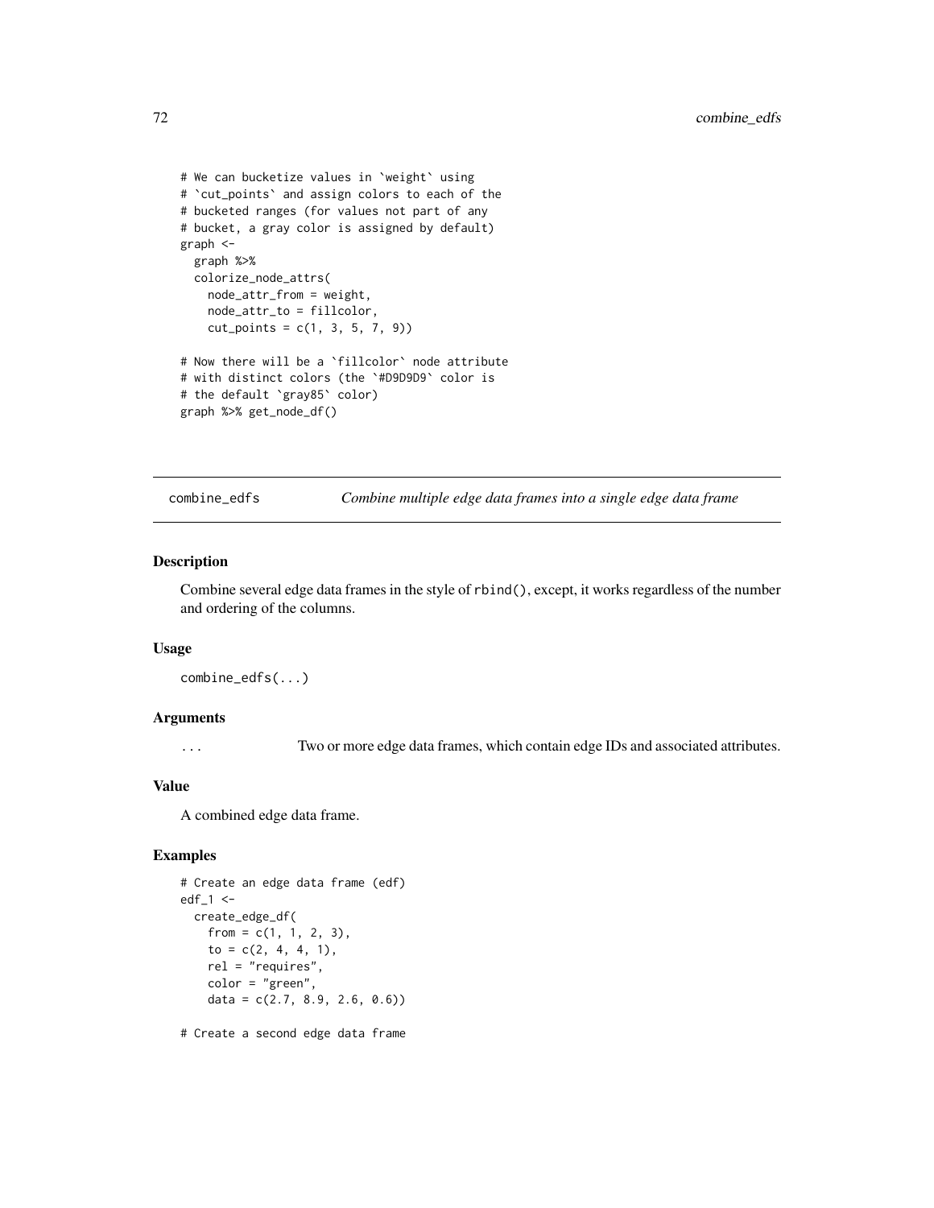```
# We can bucketize values in `weight` using
# `cut_points` and assign colors to each of the
# bucketed ranges (for values not part of any
# bucket, a gray color is assigned by default)
graph <-
  graph %>%
  colorize_node_attrs(
    node_attr_from = weight,
    node_attr_to = fillcolor,
    cut_points = c(1, 3, 5, 7, 9))

# Now there will be a `fillcolor` node attribute
# with distinct colors (the `#D9D9D9` color is
# the default `gray85` color)
graph %>% get_node_df()
```

## combine_edfs — *Combine multiple edge data frames into a single edge data frame*

### Description

Combine several edge data frames in the style of `rbind()`, except, it works regardless of the number and ordering of the columns.

### Usage

```
combine_edfs(...)
```

### Arguments

`...` Two or more edge data frames, which contain edge IDs and associated attributes.

### Value

A combined edge data frame.

### Examples

```
# Create an edge data frame (edf)
edf_1 <-
  create_edge_df(
    from = c(1, 1, 2, 3),
    to = c(2, 4, 4, 1),
    rel = "requires",
    color = "green",
    data = c(2.7, 8.9, 2.6, 0.6))

# Create a second edge data frame
```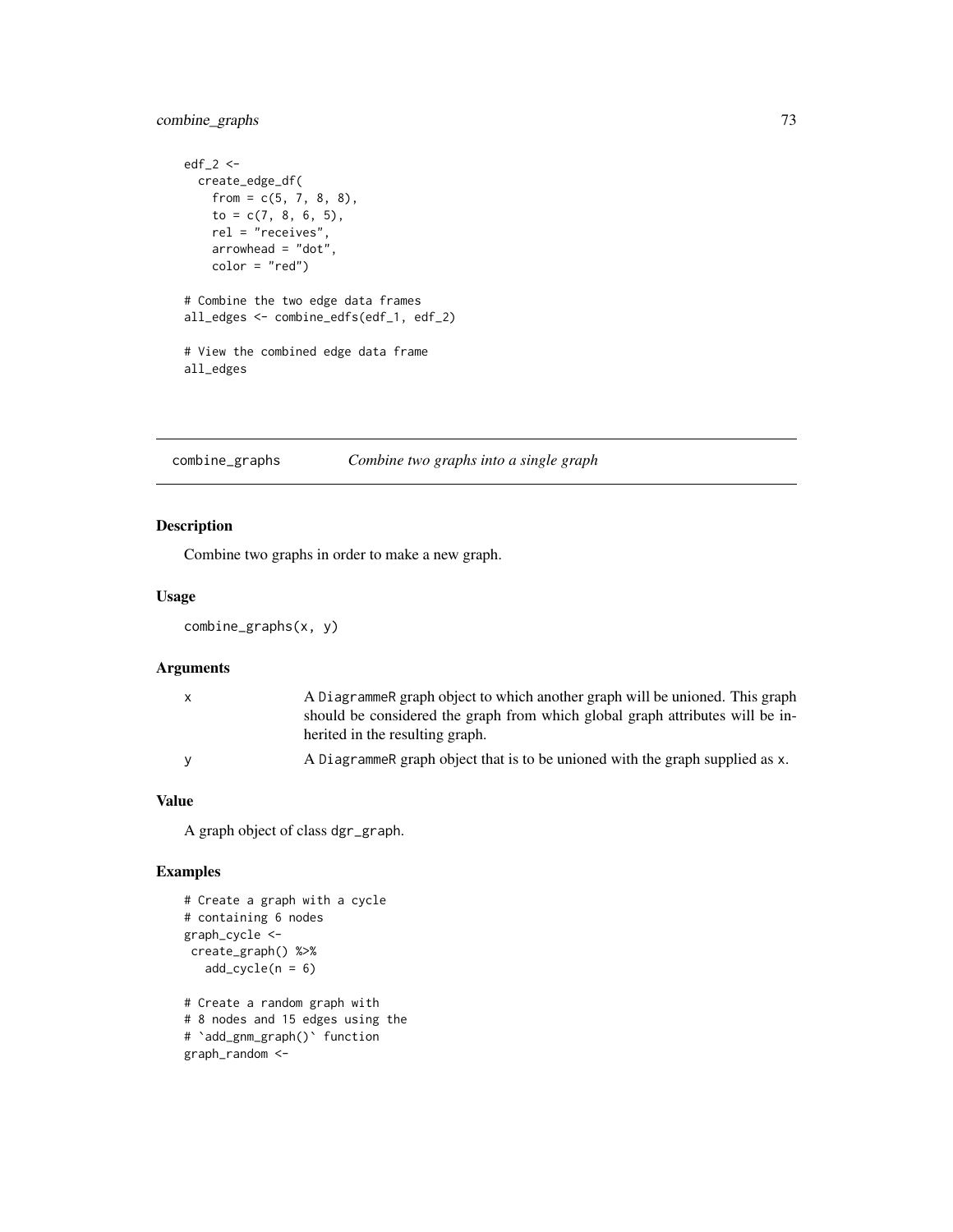```
edf_2 <-
  create_edge_df(
    from = c(5, 7, 8, 8),
    to = c(7, 8, 6, 5),
    rel = "receives",
    arrowhead = "dot",
    color = "red")

# Combine the two edge data frames
all_edges <- combine_edfs(edf_1, edf_2)

# View the combined edge data frame
all_edges
```

## combine_graphs — *Combine two graphs into a single graph*

### Description

Combine two graphs in order to make a new graph.

### Usage

```
combine_graphs(x, y)
```

### Arguments

| | |
|---|---|
| x | A DiagrammeR graph object to which another graph will be unioned. This graph should be considered the graph from which global graph attributes will be inherited in the resulting graph. |
| y | A DiagrammeR graph object that is to be unioned with the graph supplied as x. |

### Value

A graph object of class dgr_graph.

### Examples

```
# Create a graph with a cycle
# containing 6 nodes
graph_cycle <-
 create_graph() %>%
   add_cycle(n = 6)

# Create a random graph with
# 8 nodes and 15 edges using the
# `add_gnm_graph()` function
graph_random <-
```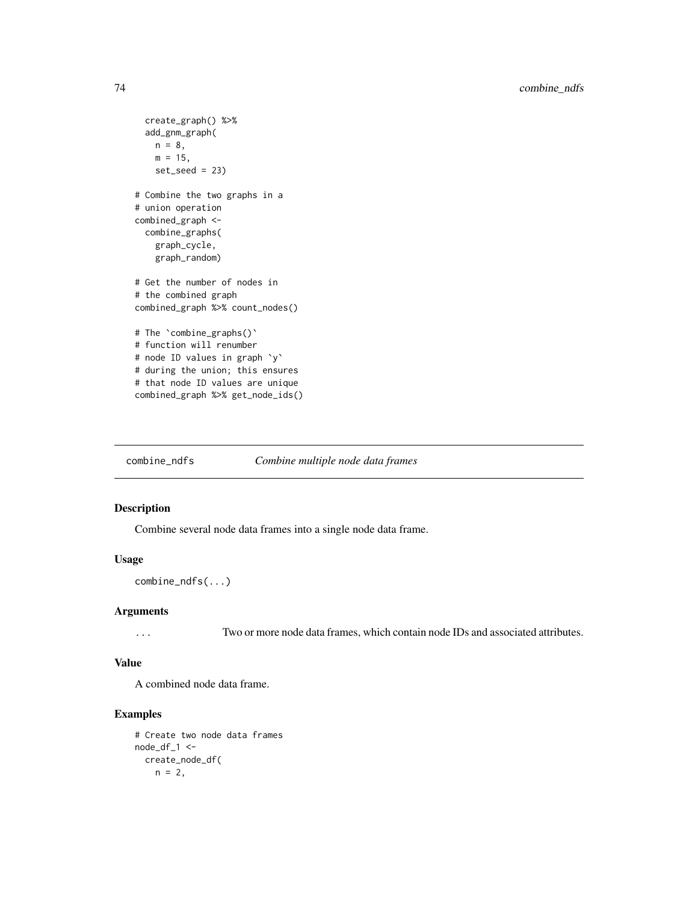```
  create_graph() %>%
  add_gnm_graph(
    n = 8,
    m = 15,
    set_seed = 23)

# Combine the two graphs in a
# union operation
combined_graph <-
  combine_graphs(
    graph_cycle,
    graph_random)

# Get the number of nodes in
# the combined graph
combined_graph %>% count_nodes()

# The `combine_graphs()`
# function will renumber
# node ID values in graph `y`
# during the union; this ensures
# that node ID values are unique
combined_graph %>% get_node_ids()
```

## combine_ndfs — *Combine multiple node data frames*

### Description

Combine several node data frames into a single node data frame.

### Usage

```
combine_ndfs(...)
```

### Arguments

| | |
|---|---|
| ... | Two or more node data frames, which contain node IDs and associated attributes. |

### Value

A combined node data frame.

### Examples

```
# Create two node data frames
node_df_1 <-
  create_node_df(
    n = 2,
```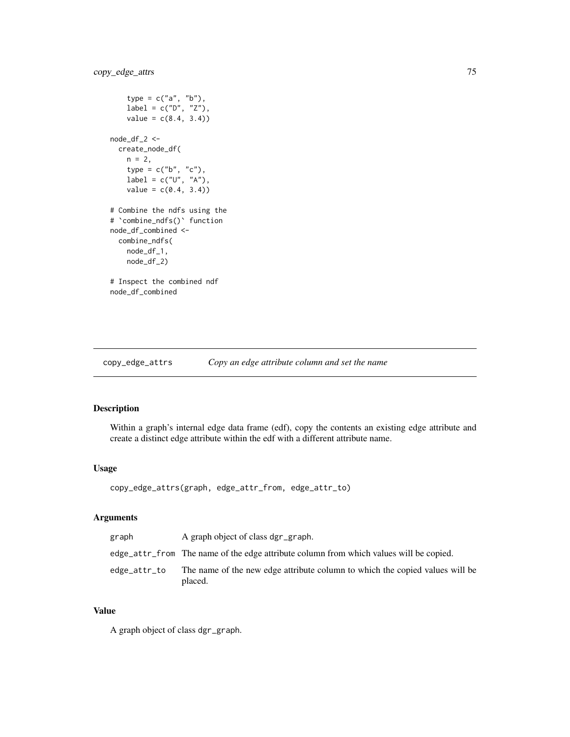```
    type = c("a", "b"),
    label = c("D", "Z"),
    value = c(8.4, 3.4))

node_df_2 <-
  create_node_df(
    n = 2,
    type = c("b", "c"),
    label = c("U", "A"),
    value = c(0.4, 3.4))

# Combine the ndfs using the
# `combine_ndfs()` function
node_df_combined <-
  combine_ndfs(
    node_df_1,
    node_df_2)

# Inspect the combined ndf
node_df_combined
```

## copy_edge_attrs — *Copy an edge attribute column and set the name*

### Description

Within a graph's internal edge data frame (edf), copy the contents an existing edge attribute and create a distinct edge attribute within the edf with a different attribute name.

### Usage

```
copy_edge_attrs(graph, edge_attr_from, edge_attr_to)
```

### Arguments

| | |
|---|---|
| graph | A graph object of class dgr_graph. |
| edge_attr_from | The name of the edge attribute column from which values will be copied. |
| edge_attr_to | The name of the new edge attribute column to which the copied values will be placed. |

### Value

A graph object of class dgr_graph.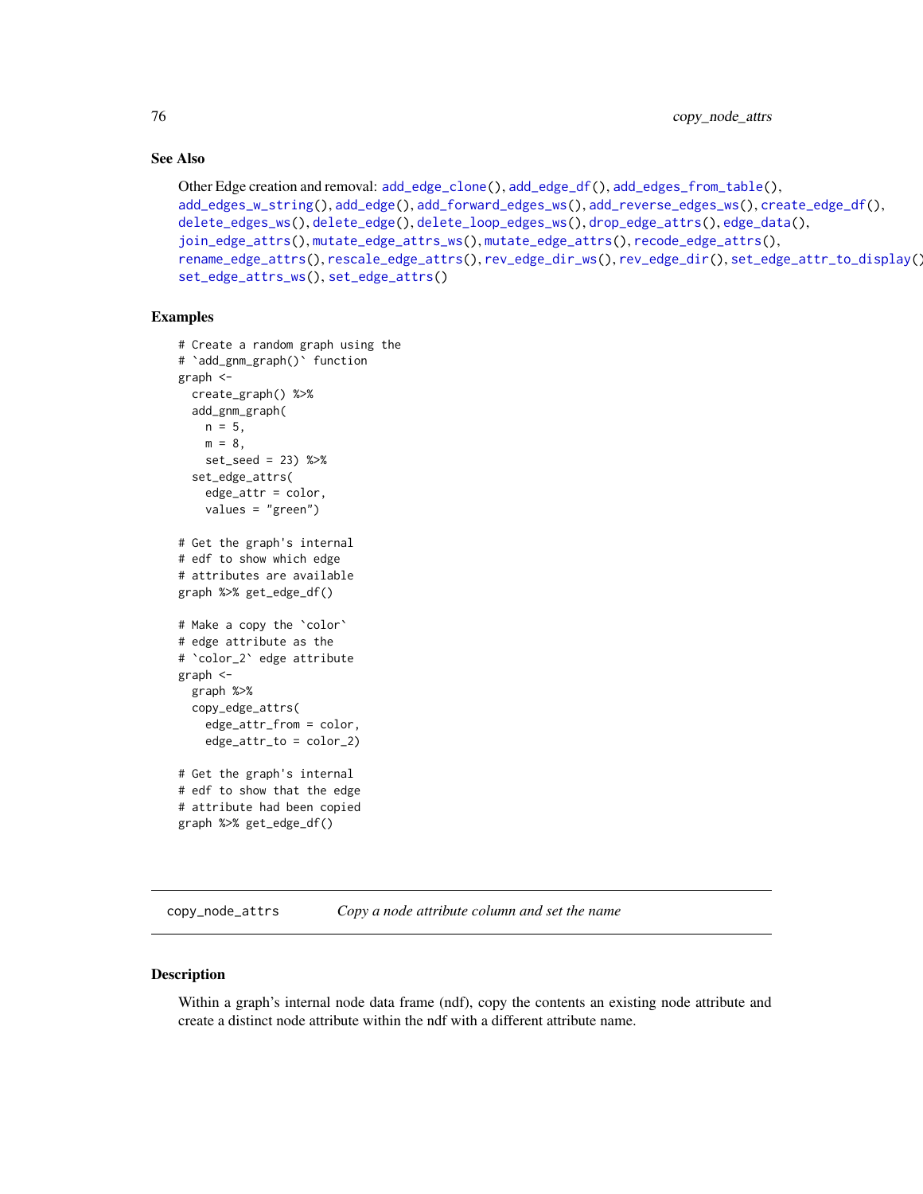### See Also

Other Edge creation and removal: add_edge_clone(), add_edge_df(), add_edges_from_table(), add_edges_w_string(), add_edge(), add_forward_edges_ws(), add_reverse_edges_ws(), create_edge_df(), delete_edges_ws(), delete_edge(), delete_loop_edges_ws(), drop_edge_attrs(), edge_data(), join_edge_attrs(), mutate_edge_attrs_ws(), mutate_edge_attrs(), recode_edge_attrs(), rename_edge_attrs(), rescale_edge_attrs(), rev_edge_dir_ws(), rev_edge_dir(), set_edge_attr_to_display(), set_edge_attrs_ws(), set_edge_attrs()

### Examples

```
# Create a random graph using the
# `add_gnm_graph()` function
graph <-
  create_graph() %>%
  add_gnm_graph(
    n = 5,
    m = 8,
    set_seed = 23) %>%
  set_edge_attrs(
    edge_attr = color,
    values = "green")

# Get the graph's internal
# edf to show which edge
# attributes are available
graph %>% get_edge_df()

# Make a copy the `color`
# edge attribute as the
# `color_2` edge attribute
graph <-
  graph %>%
  copy_edge_attrs(
    edge_attr_from = color,
    edge_attr_to = color_2)

# Get the graph's internal
# edf to show that the edge
# attribute had been copied
graph %>% get_edge_df()
```

---

## copy_node_attrs *Copy a node attribute column and set the name*

### Description

Within a graph's internal node data frame (ndf), copy the contents an existing node attribute and create a distinct node attribute within the ndf with a different attribute name.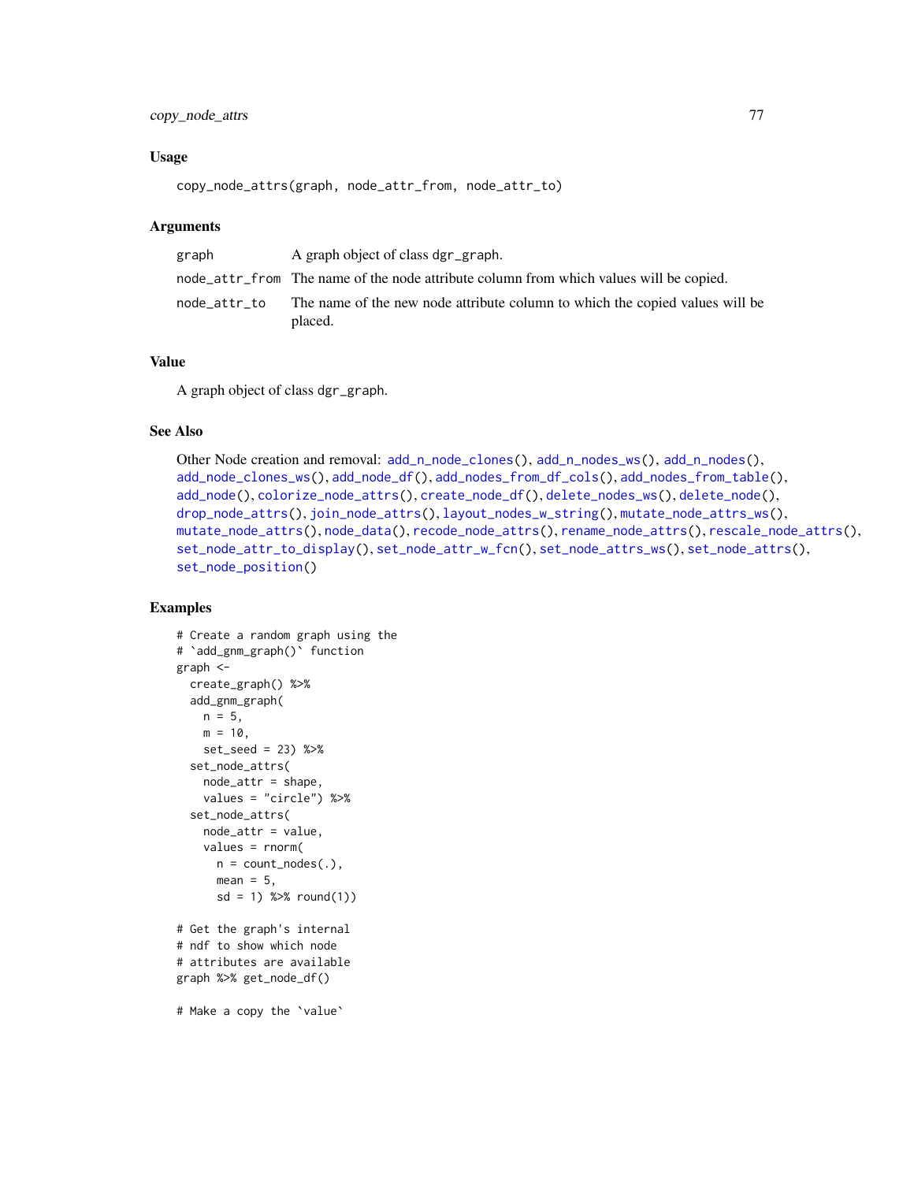## Usage

```
copy_node_attrs(graph, node_attr_from, node_attr_to)
```

## Arguments

| | |
|---|---|
| graph | A graph object of class dgr_graph. |
| node_attr_from | The name of the node attribute column from which values will be copied. |
| node_attr_to | The name of the new node attribute column to which the copied values will be placed. |

## Value

A graph object of class dgr_graph.

## See Also

Other Node creation and removal: add_n_node_clones(), add_n_nodes_ws(), add_n_nodes(), add_node_clones_ws(), add_node_df(), add_nodes_from_df_cols(), add_nodes_from_table(), add_node(), colorize_node_attrs(), create_node_df(), delete_nodes_ws(), delete_node(), drop_node_attrs(), join_node_attrs(), layout_nodes_w_string(), mutate_node_attrs_ws(), mutate_node_attrs(), node_data(), recode_node_attrs(), rename_node_attrs(), rescale_node_attrs(), set_node_attr_to_display(), set_node_attr_w_fcn(), set_node_attrs_ws(), set_node_attrs(), set_node_position()

## Examples

```
# Create a random graph using the
# `add_gnm_graph()` function
graph <-
  create_graph() %>%
  add_gnm_graph(
    n = 5,
    m = 10,
    set_seed = 23) %>%
  set_node_attrs(
    node_attr = shape,
    values = "circle") %>%
  set_node_attrs(
    node_attr = value,
    values = rnorm(
      n = count_nodes(.),
      mean = 5,
      sd = 1) %>% round(1))

# Get the graph's internal
# ndf to show which node
# attributes are available
graph %>% get_node_df()

# Make a copy the `value`
```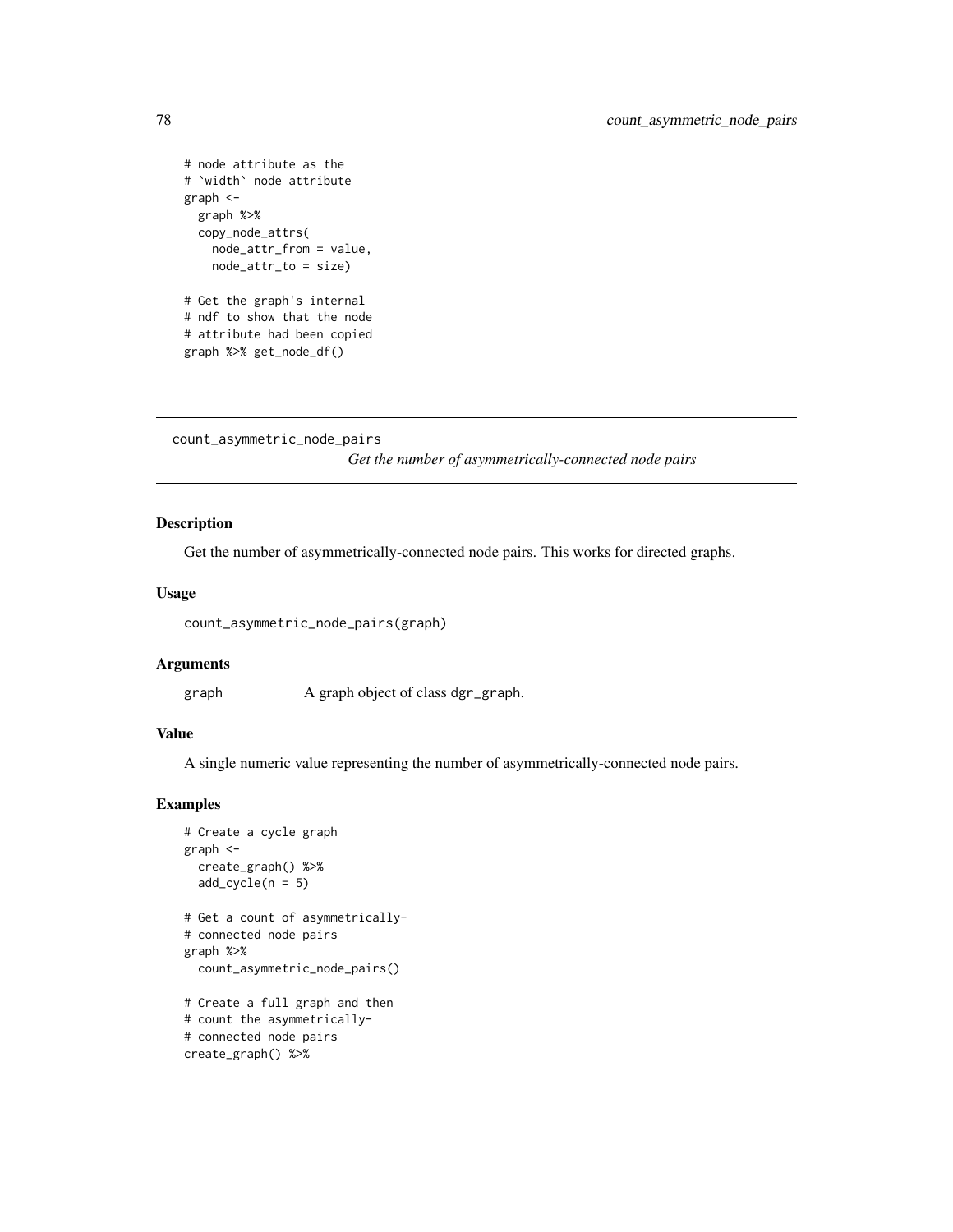```
# node attribute as the
# `width` node attribute
graph <-
  graph %>%
  copy_node_attrs(
    node_attr_from = value,
    node_attr_to = size)

# Get the graph's internal
# ndf to show that the node
# attribute had been copied
graph %>% get_node_df()
```

---

## count_asymmetric_node_pairs

*Get the number of asymmetrically-connected node pairs*

---

### Description

Get the number of asymmetrically-connected node pairs. This works for directed graphs.

### Usage

```
count_asymmetric_node_pairs(graph)
```

### Arguments

| | |
|---|---|
| graph | A graph object of class dgr_graph. |

### Value

A single numeric value representing the number of asymmetrically-connected node pairs.

### Examples

```
# Create a cycle graph
graph <-
  create_graph() %>%
  add_cycle(n = 5)

# Get a count of asymmetrically-
# connected node pairs
graph %>%
  count_asymmetric_node_pairs()

# Create a full graph and then
# count the asymmetrically-
# connected node pairs
create_graph() %>%
```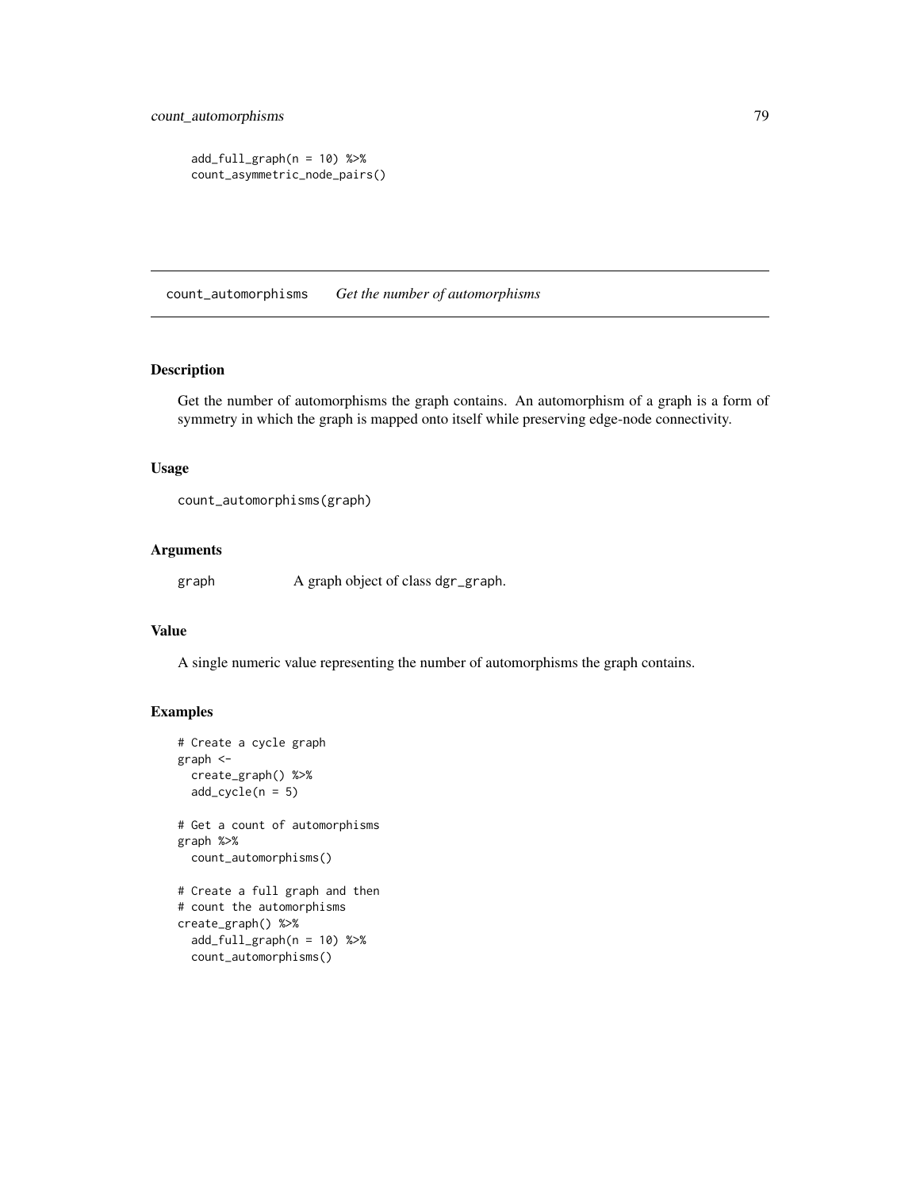```
  add_full_graph(n = 10) %>%
  count_asymmetric_node_pairs()
```

## count_automorphisms *Get the number of automorphisms*

### Description

Get the number of automorphisms the graph contains. An automorphism of a graph is a form of symmetry in which the graph is mapped onto itself while preserving edge-node connectivity.

### Usage

```
count_automorphisms(graph)
```

### Arguments

graph A graph object of class `dgr_graph`.

### Value

A single numeric value representing the number of automorphisms the graph contains.

### Examples

```
# Create a cycle graph
graph <-
  create_graph() %>%
  add_cycle(n = 5)

# Get a count of automorphisms
graph %>%
  count_automorphisms()

# Create a full graph and then
# count the automorphisms
create_graph() %>%
  add_full_graph(n = 10) %>%
  count_automorphisms()
```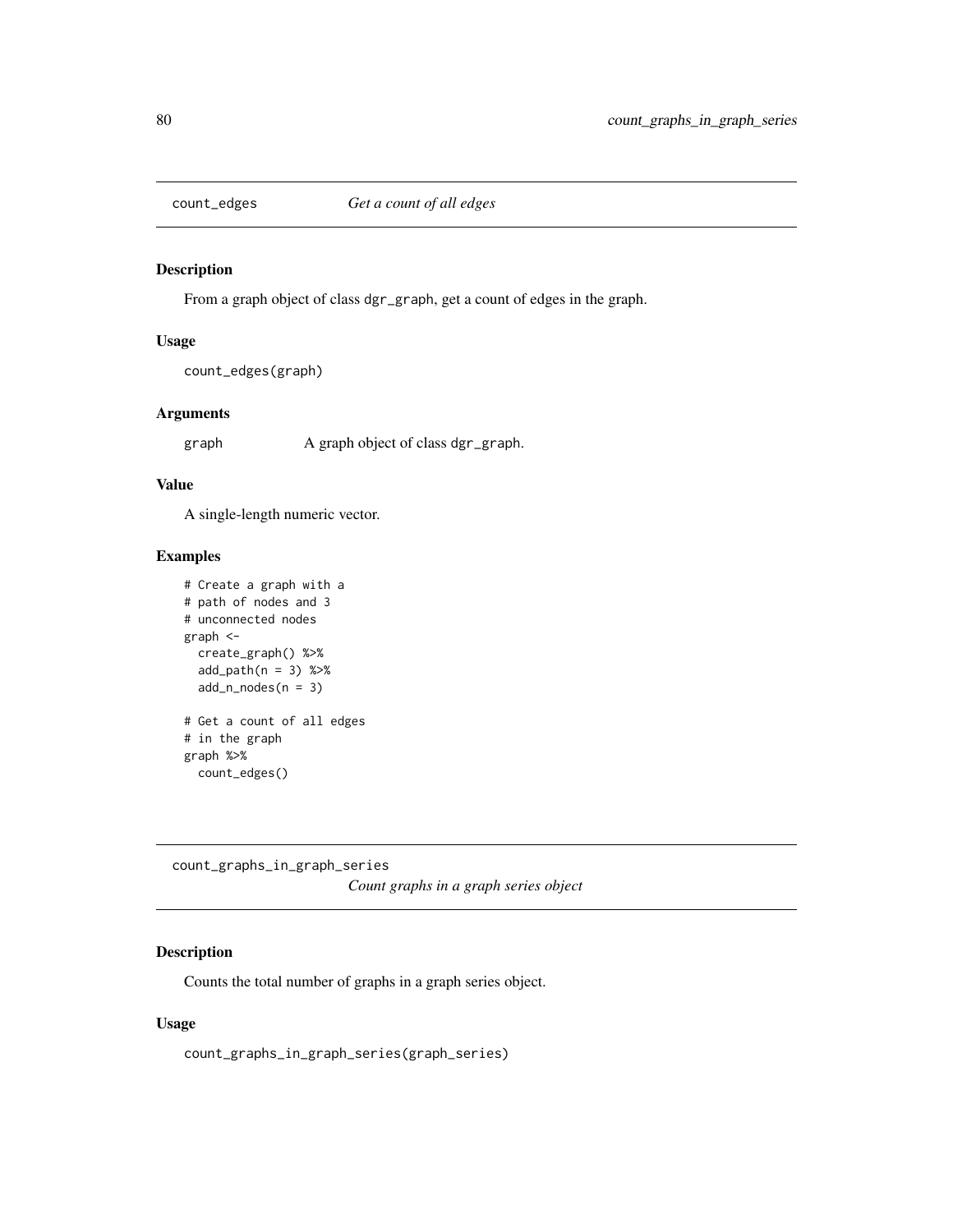## count_edges *Get a count of all edges*

### Description

From a graph object of class dgr_graph, get a count of edges in the graph.

### Usage

```
count_edges(graph)
```

### Arguments

graph A graph object of class dgr_graph.

### Value

A single-length numeric vector.

### Examples

```
# Create a graph with a
# path of nodes and 3
# unconnected nodes
graph <-
  create_graph() %>%
  add_path(n = 3) %>%
  add_n_nodes(n = 3)

# Get a count of all edges
# in the graph
graph %>%
  count_edges()
```

## count_graphs_in_graph_series *Count graphs in a graph series object*

### Description

Counts the total number of graphs in a graph series object.

### Usage

```
count_graphs_in_graph_series(graph_series)
```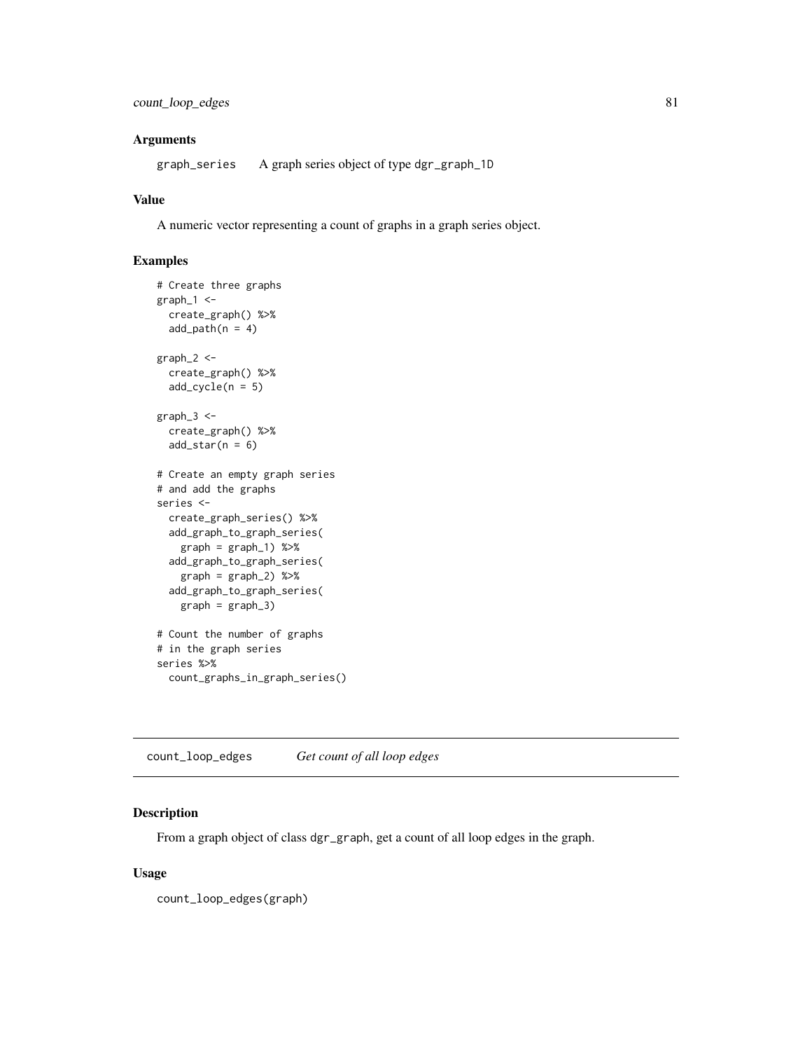### Arguments

graph_series    A graph series object of type dgr_graph_1D

### Value

A numeric vector representing a count of graphs in a graph series object.

### Examples

```
# Create three graphs
graph_1 <-
  create_graph() %>%
  add_path(n = 4)

graph_2 <-
  create_graph() %>%
  add_cycle(n = 5)

graph_3 <-
  create_graph() %>%
  add_star(n = 6)

# Create an empty graph series
# and add the graphs
series <-
  create_graph_series() %>%
  add_graph_to_graph_series(
    graph = graph_1) %>%
  add_graph_to_graph_series(
    graph = graph_2) %>%
  add_graph_to_graph_series(
    graph = graph_3)

# Count the number of graphs
# in the graph series
series %>%
  count_graphs_in_graph_series()
```

---

## count_loop_edges    *Get count of all loop edges*

### Description

From a graph object of class dgr_graph, get a count of all loop edges in the graph.

### Usage

```
count_loop_edges(graph)
```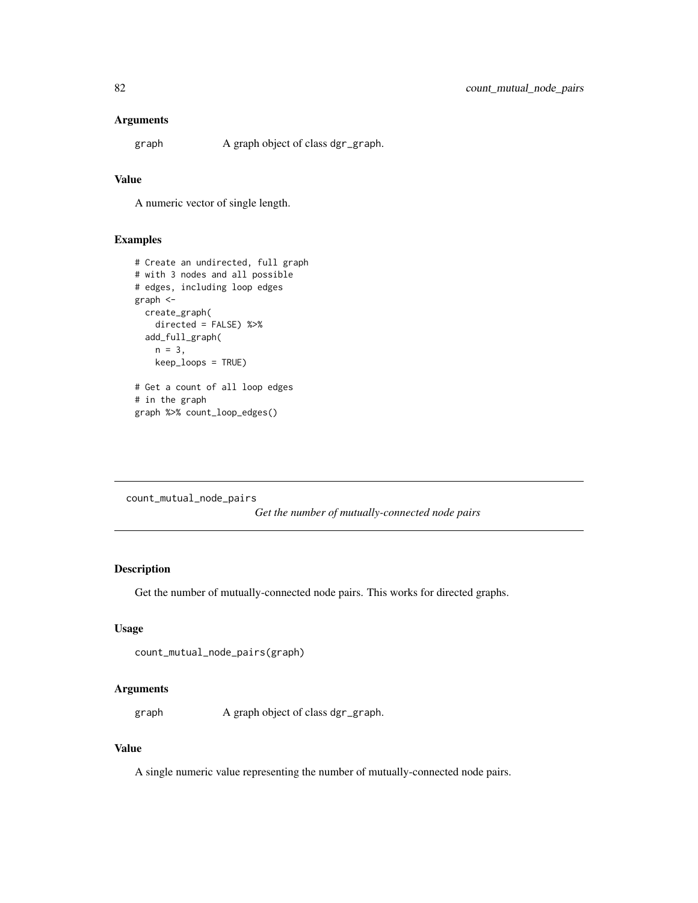### Arguments

graph A graph object of class dgr_graph.

### Value

A numeric vector of single length.

### Examples

```
# Create an undirected, full graph
# with 3 nodes and all possible
# edges, including loop edges
graph <-
  create_graph(
    directed = FALSE) %>%
  add_full_graph(
    n = 3,
    keep_loops = TRUE)

# Get a count of all loop edges
# in the graph
graph %>% count_loop_edges()
```

---

## count_mutual_node_pairs

*Get the number of mutually-connected node pairs*

---

### Description

Get the number of mutually-connected node pairs. This works for directed graphs.

### Usage

```
count_mutual_node_pairs(graph)
```

### Arguments

graph A graph object of class dgr_graph.

### Value

A single numeric value representing the number of mutually-connected node pairs.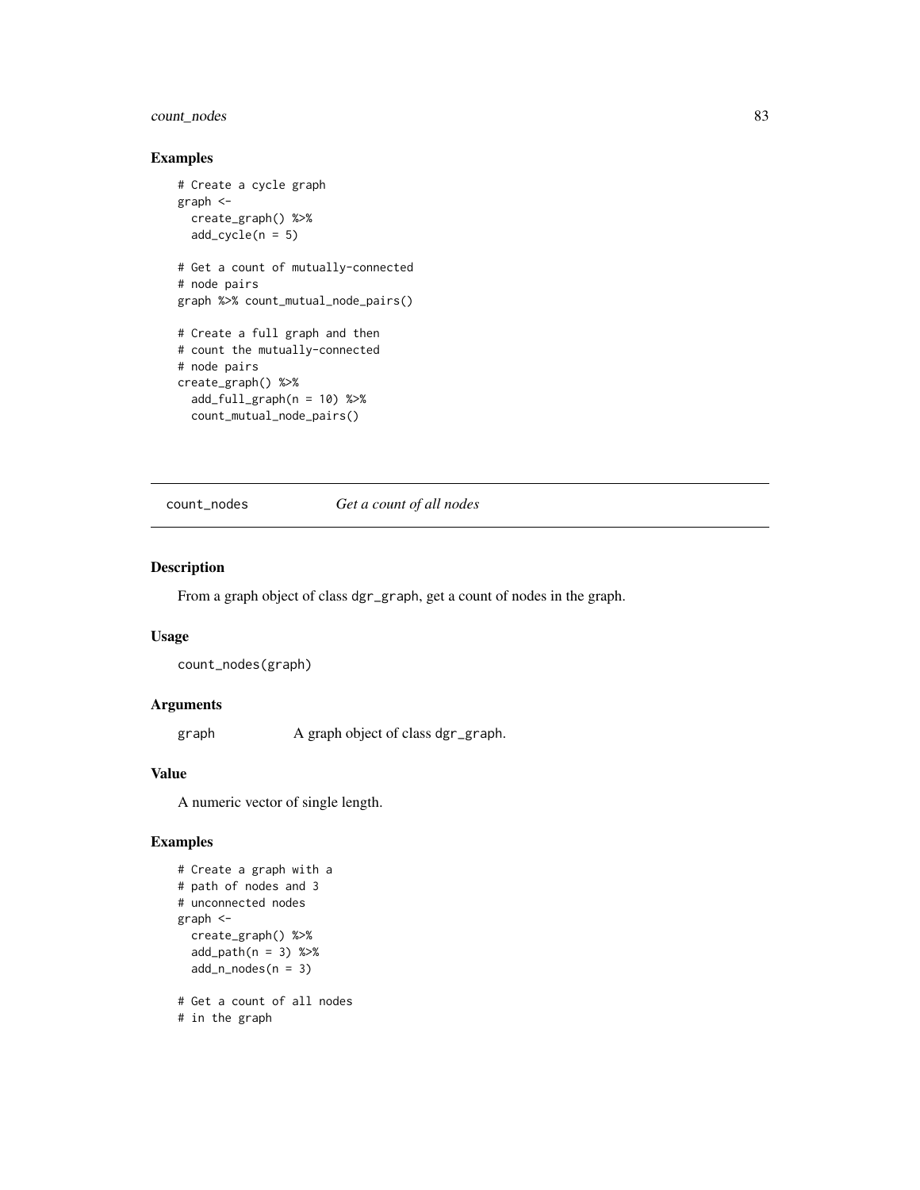## Examples

```
# Create a cycle graph
graph <-
  create_graph() %>%
  add_cycle(n = 5)

# Get a count of mutually-connected
# node pairs
graph %>% count_mutual_node_pairs()

# Create a full graph and then
# count the mutually-connected
# node pairs
create_graph() %>%
  add_full_graph(n = 10) %>%
  count_mutual_node_pairs()
```

---

# count_nodes — *Get a count of all nodes*

---

## Description

From a graph object of class dgr_graph, get a count of nodes in the graph.

## Usage

```
count_nodes(graph)
```

## Arguments

| | |
|---|---|
| graph | A graph object of class dgr_graph. |

## Value

A numeric vector of single length.

## Examples

```
# Create a graph with a
# path of nodes and 3
# unconnected nodes
graph <-
  create_graph() %>%
  add_path(n = 3) %>%
  add_n_nodes(n = 3)

# Get a count of all nodes
# in the graph
```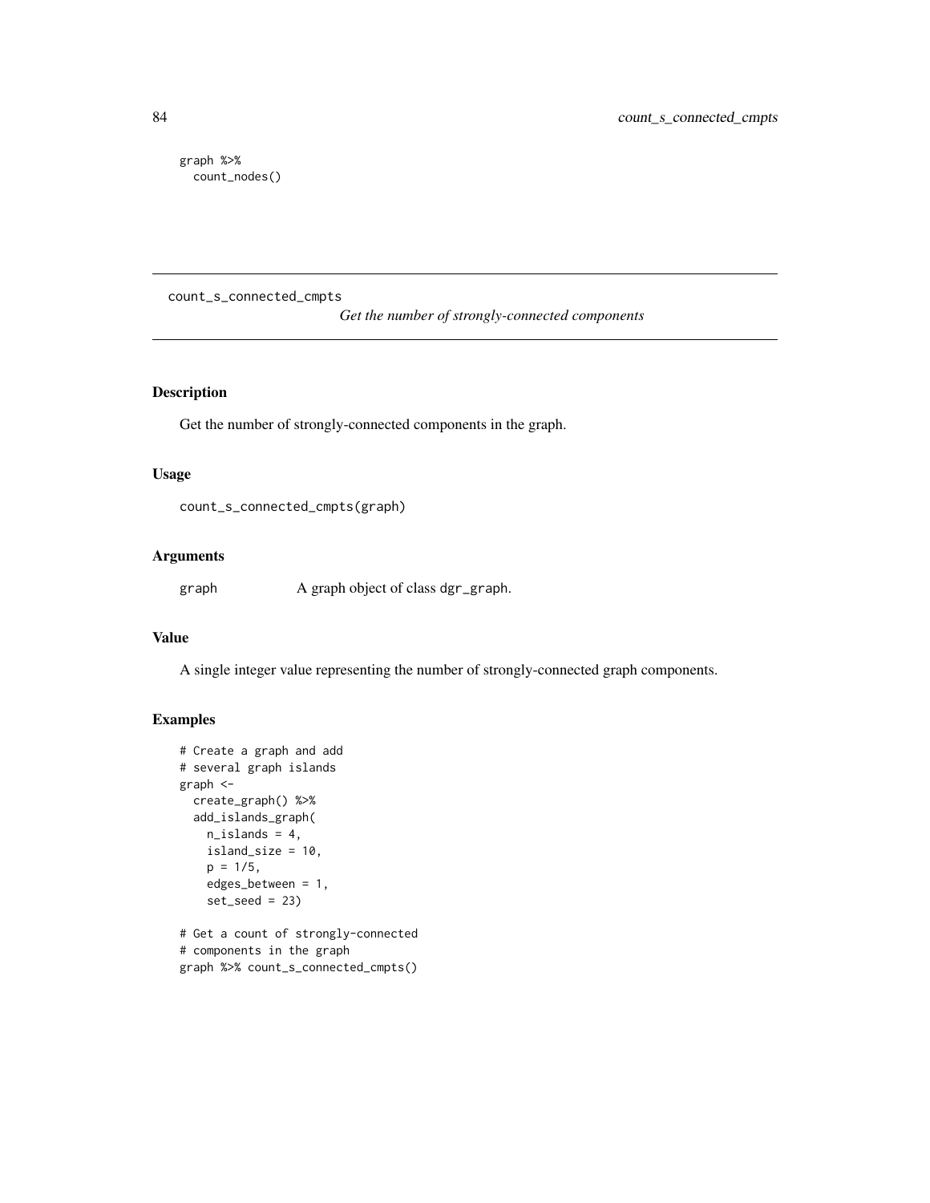```
graph %>%
  count_nodes()
```

## count_s_connected_cmpts

*Get the number of strongly-connected components*

### Description

Get the number of strongly-connected components in the graph.

### Usage

```
count_s_connected_cmpts(graph)
```

### Arguments

| | |
|---|---|
| graph | A graph object of class dgr_graph. |

### Value

A single integer value representing the number of strongly-connected graph components.

### Examples

```
# Create a graph and add
# several graph islands
graph <-
  create_graph() %>%
  add_islands_graph(
    n_islands = 4,
    island_size = 10,
    p = 1/5,
    edges_between = 1,
    set_seed = 23)

# Get a count of strongly-connected
# components in the graph
graph %>% count_s_connected_cmpts()
```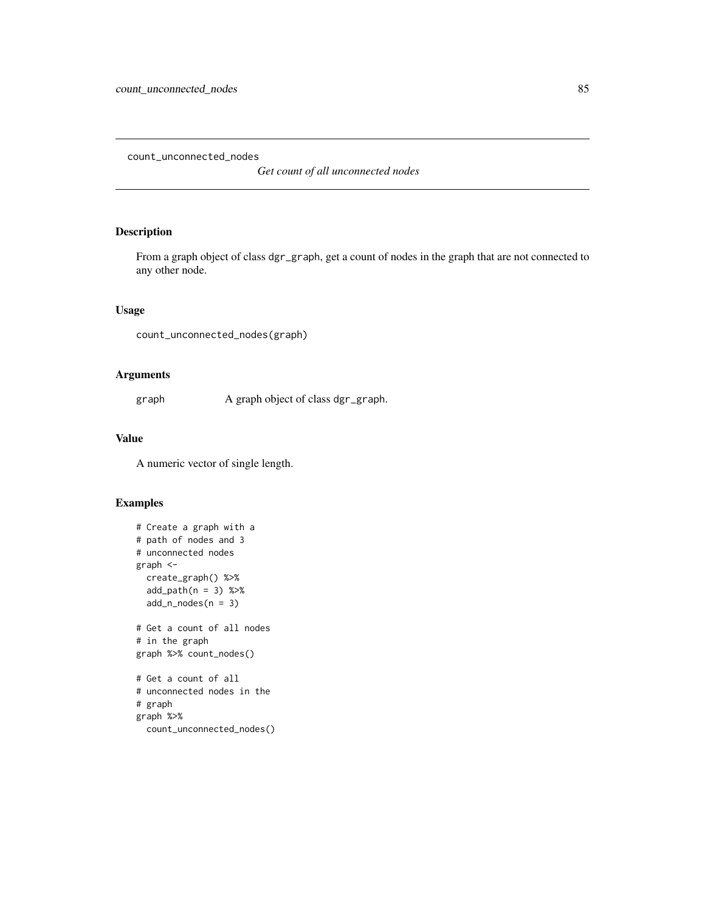count_unconnected_nodes

*Get count of all unconnected nodes*

## Description

From a graph object of class dgr_graph, get a count of nodes in the graph that are not connected to any other node.

## Usage

```
count_unconnected_nodes(graph)
```

## Arguments

| | |
|---|---|
| graph | A graph object of class dgr_graph. |

## Value

A numeric vector of single length.

## Examples

```
# Create a graph with a
# path of nodes and 3
# unconnected nodes
graph <-
  create_graph() %>%
  add_path(n = 3) %>%
  add_n_nodes(n = 3)

# Get a count of all nodes
# in the graph
graph %>% count_nodes()

# Get a count of all
# unconnected nodes in the
# graph
graph %>%
  count_unconnected_nodes()
```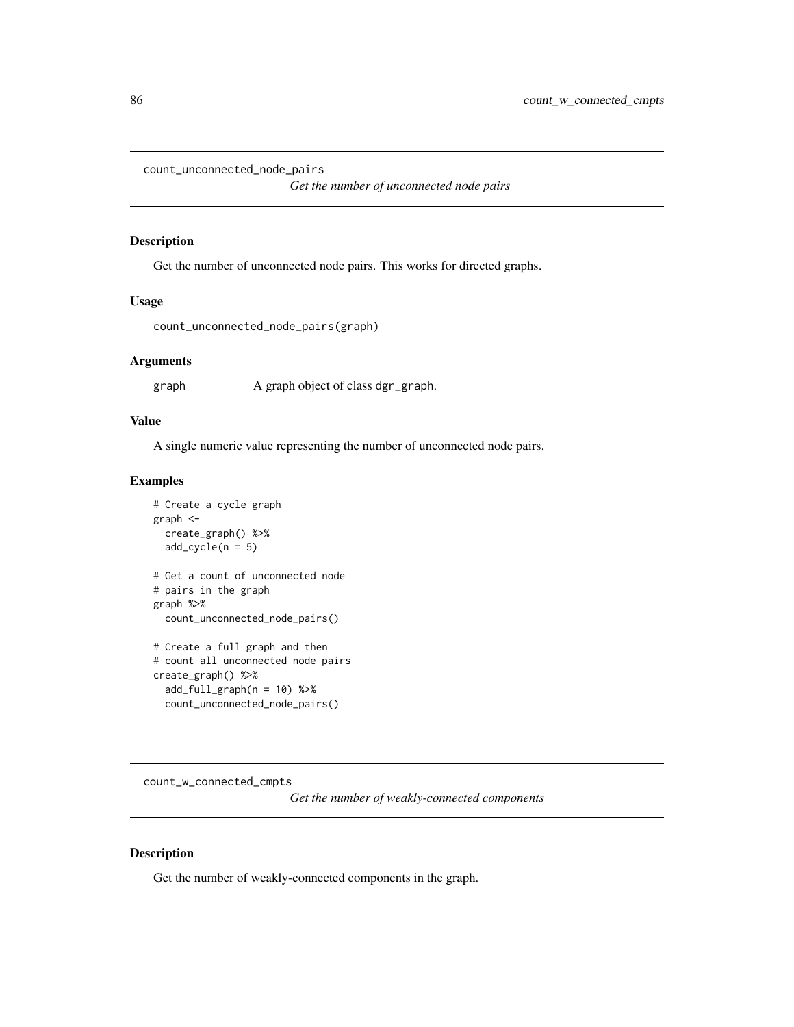## count_unconnected_node_pairs

*Get the number of unconnected node pairs*

### Description

Get the number of unconnected node pairs. This works for directed graphs.

### Usage

```
count_unconnected_node_pairs(graph)
```

### Arguments

graph	A graph object of class dgr_graph.

### Value

A single numeric value representing the number of unconnected node pairs.

### Examples

```
# Create a cycle graph
graph <-
  create_graph() %>%
  add_cycle(n = 5)

# Get a count of unconnected node
# pairs in the graph
graph %>%
  count_unconnected_node_pairs()

# Create a full graph and then
# count all unconnected node pairs
create_graph() %>%
  add_full_graph(n = 10) %>%
  count_unconnected_node_pairs()
```

## count_w_connected_cmpts

*Get the number of weakly-connected components*

### Description

Get the number of weakly-connected components in the graph.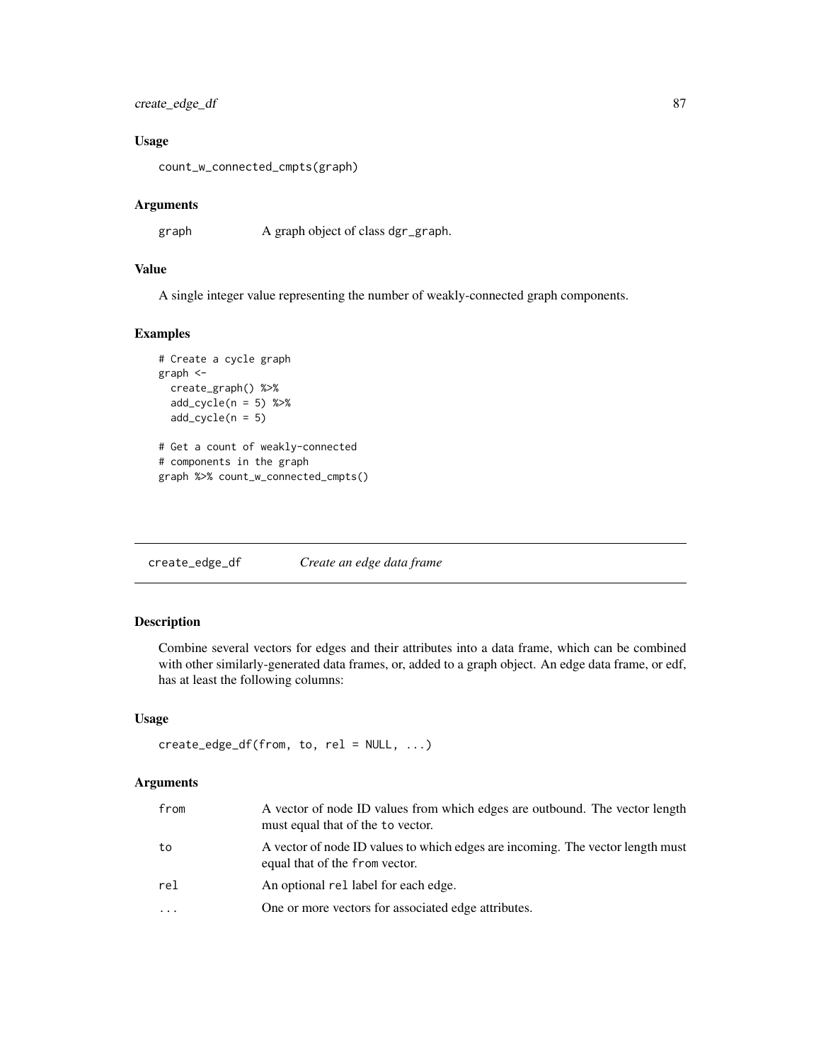### Usage

```
count_w_connected_cmpts(graph)
```

### Arguments

| | |
|---|---|
| graph | A graph object of class dgr_graph. |

### Value

A single integer value representing the number of weakly-connected graph components.

### Examples

```
# Create a cycle graph
graph <-
  create_graph() %>%
  add_cycle(n = 5) %>%
  add_cycle(n = 5)

# Get a count of weakly-connected
# components in the graph
graph %>% count_w_connected_cmpts()
```

---

## create_edge_df — *Create an edge data frame*

### Description

Combine several vectors for edges and their attributes into a data frame, which can be combined with other similarly-generated data frames, or, added to a graph object. An edge data frame, or edf, has at least the following columns:

### Usage

```
create_edge_df(from, to, rel = NULL, ...)
```

### Arguments

| | |
|---|---|
| from | A vector of node ID values from which edges are outbound. The vector length must equal that of the to vector. |
| to | A vector of node ID values to which edges are incoming. The vector length must equal that of the from vector. |
| rel | An optional rel label for each edge. |
| ... | One or more vectors for associated edge attributes. |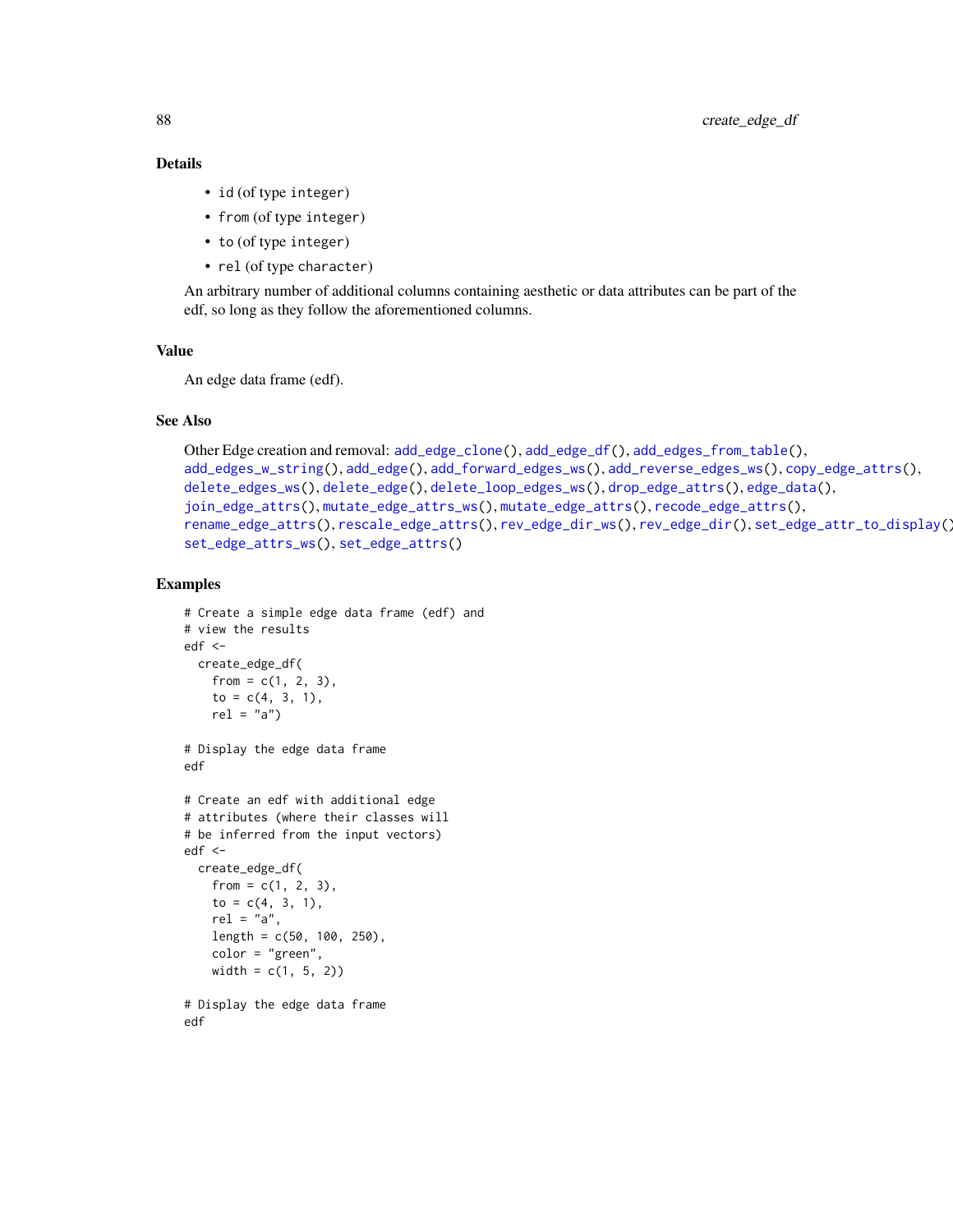### Details

- `id` (of type `integer`)
- `from` (of type `integer`)
- `to` (of type `integer`)
- `rel` (of type `character`)

An arbitrary number of additional columns containing aesthetic or data attributes can be part of the edf, so long as they follow the aforementioned columns.

### Value

An edge data frame (edf).

### See Also

Other Edge creation and removal: `add_edge_clone()`, `add_edge_df()`, `add_edges_from_table()`, `add_edges_w_string()`, `add_edge()`, `add_forward_edges_ws()`, `add_reverse_edges_ws()`, `copy_edge_attrs()`, `delete_edges_ws()`, `delete_edge()`, `delete_loop_edges_ws()`, `drop_edge_attrs()`, `edge_data()`, `join_edge_attrs()`, `mutate_edge_attrs_ws()`, `mutate_edge_attrs()`, `recode_edge_attrs()`, `rename_edge_attrs()`, `rescale_edge_attrs()`, `rev_edge_dir_ws()`, `rev_edge_dir()`, `set_edge_attr_to_display()`, `set_edge_attrs_ws()`, `set_edge_attrs()`

### Examples

```
# Create a simple edge data frame (edf) and
# view the results
edf <-
  create_edge_df(
    from = c(1, 2, 3),
    to = c(4, 3, 1),
    rel = "a")

# Display the edge data frame
edf

# Create an edf with additional edge
# attributes (where their classes will
# be inferred from the input vectors)
edf <-
  create_edge_df(
    from = c(1, 2, 3),
    to = c(4, 3, 1),
    rel = "a",
    length = c(50, 100, 250),
    color = "green",
    width = c(1, 5, 2))

# Display the edge data frame
edf
```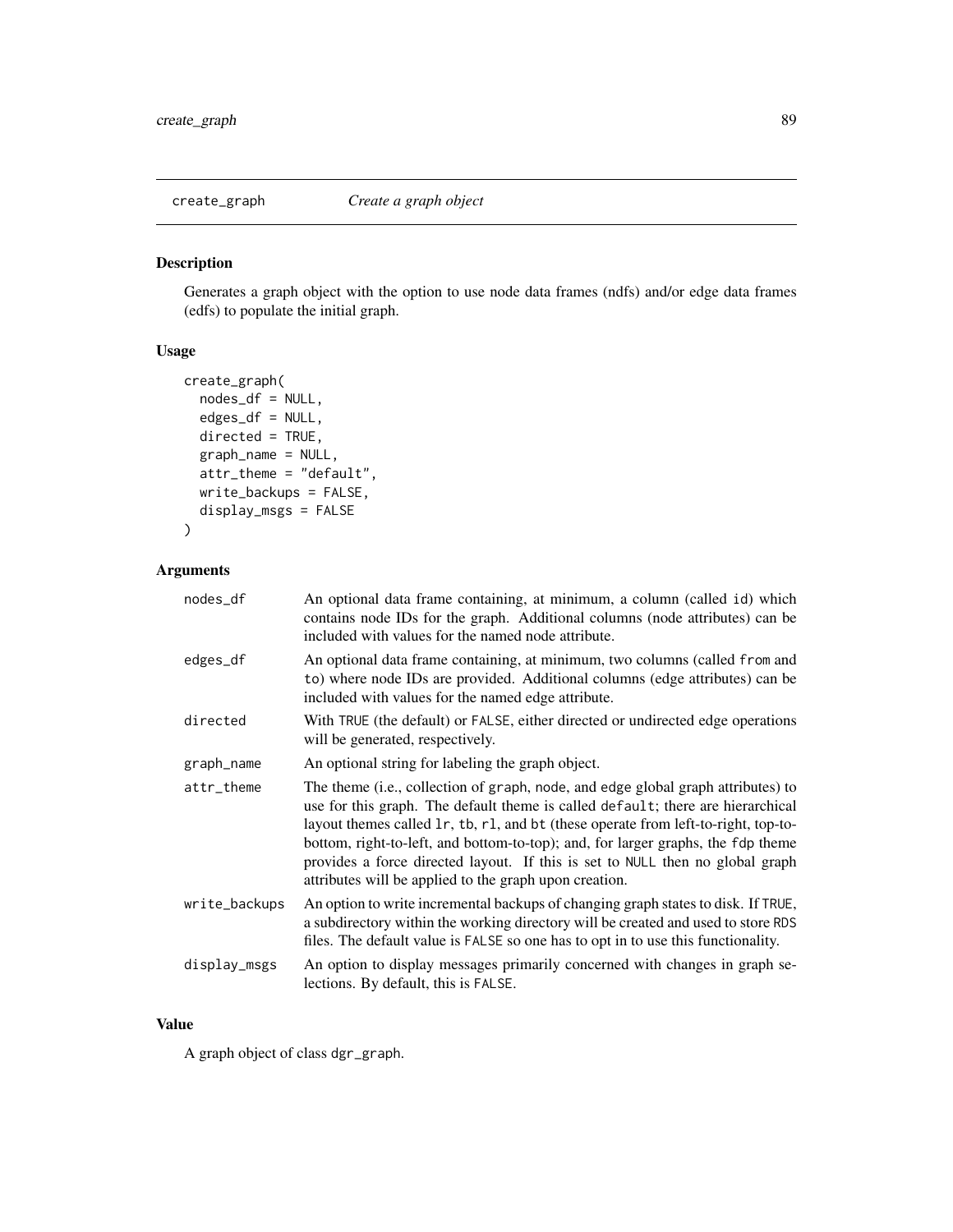## create_graph *Create a graph object*

### Description

Generates a graph object with the option to use node data frames (ndfs) and/or edge data frames (edfs) to populate the initial graph.

### Usage

```
create_graph(
  nodes_df = NULL,
  edges_df = NULL,
  directed = TRUE,
  graph_name = NULL,
  attr_theme = "default",
  write_backups = FALSE,
  display_msgs = FALSE
)
```

### Arguments

| | |
|---|---|
| nodes_df | An optional data frame containing, at minimum, a column (called id) which contains node IDs for the graph. Additional columns (node attributes) can be included with values for the named node attribute. |
| edges_df | An optional data frame containing, at minimum, two columns (called from and to) where node IDs are provided. Additional columns (edge attributes) can be included with values for the named edge attribute. |
| directed | With TRUE (the default) or FALSE, either directed or undirected edge operations will be generated, respectively. |
| graph_name | An optional string for labeling the graph object. |
| attr_theme | The theme (i.e., collection of graph, node, and edge global graph attributes) to use for this graph. The default theme is called default; there are hierarchical layout themes called lr, tb, rl, and bt (these operate from left-to-right, top-to-bottom, right-to-left, and bottom-to-top); and, for larger graphs, the fdp theme provides a force directed layout. If this is set to NULL then no global graph attributes will be applied to the graph upon creation. |
| write_backups | An option to write incremental backups of changing graph states to disk. If TRUE, a subdirectory within the working directory will be created and used to store RDS files. The default value is FALSE so one has to opt in to use this functionality. |
| display_msgs | An option to display messages primarily concerned with changes in graph selections. By default, this is FALSE. |

### Value

A graph object of class dgr_graph.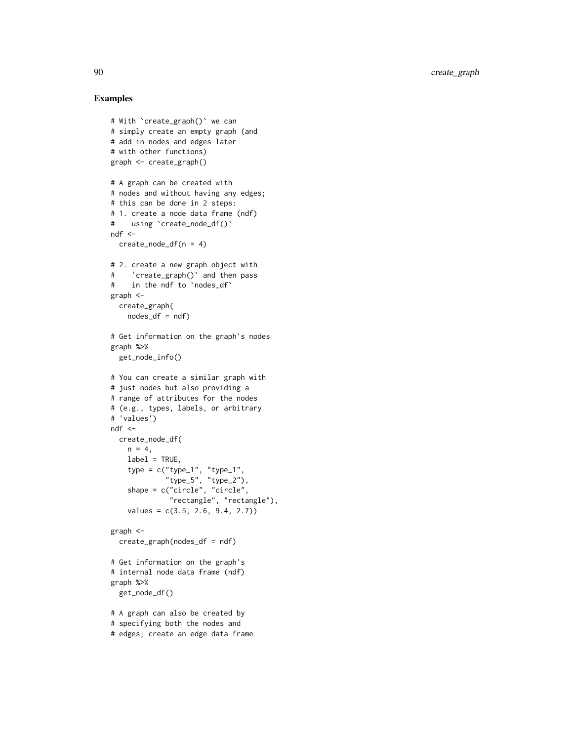## Examples

```
# With `create_graph()` we can
# simply create an empty graph (and
# add in nodes and edges later
# with other functions)
graph <- create_graph()

# A graph can be created with
# nodes and without having any edges;
# this can be done in 2 steps:
# 1. create a node data frame (ndf)
#    using `create_node_df()`
ndf <-
  create_node_df(n = 4)

# 2. create a new graph object with
#    `create_graph()` and then pass
#    in the ndf to `nodes_df`
graph <-
  create_graph(
    nodes_df = ndf)

# Get information on the graph's nodes
graph %>%
  get_node_info()

# You can create a similar graph with
# just nodes but also providing a
# range of attributes for the nodes
# (e.g., types, labels, or arbitrary
# 'values')
ndf <-
  create_node_df(
    n = 4,
    label = TRUE,
    type = c("type_1", "type_1",
             "type_5", "type_2"),
    shape = c("circle", "circle",
              "rectangle", "rectangle"),
    values = c(3.5, 2.6, 9.4, 2.7))

graph <-
  create_graph(nodes_df = ndf)

# Get information on the graph's
# internal node data frame (ndf)
graph %>%
  get_node_df()

# A graph can also be created by
# specifying both the nodes and
# edges; create an edge data frame
```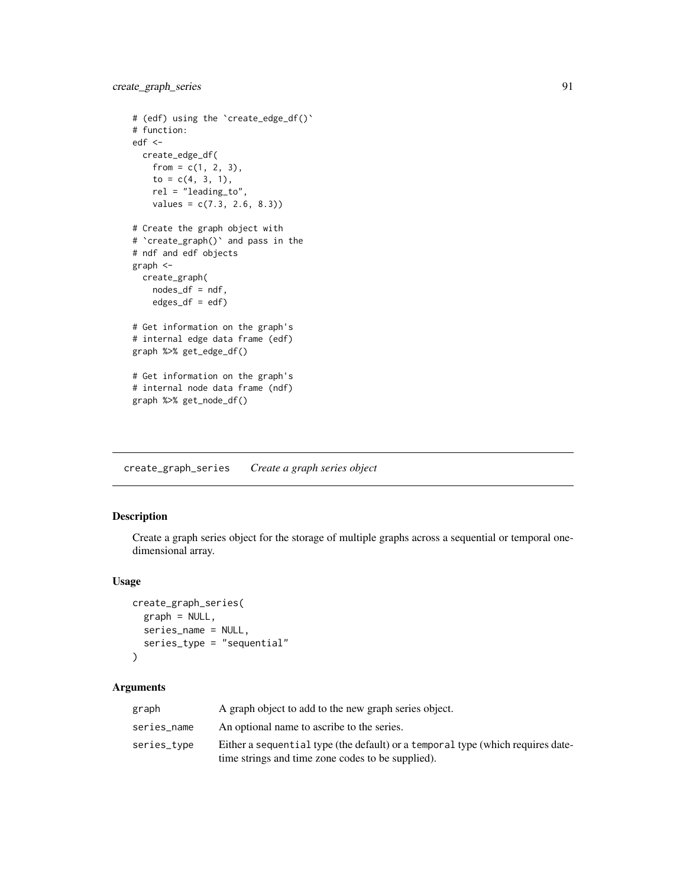```
# (edf) using the `create_edge_df()`
# function:
edf <-
  create_edge_df(
    from = c(1, 2, 3),
    to = c(4, 3, 1),
    rel = "leading_to",
    values = c(7.3, 2.6, 8.3))

# Create the graph object with
# `create_graph()` and pass in the
# ndf and edf objects
graph <-
  create_graph(
    nodes_df = ndf,
    edges_df = edf)

# Get information on the graph's
# internal edge data frame (edf)
graph %>% get_edge_df()

# Get information on the graph's
# internal node data frame (ndf)
graph %>% get_node_df()
```

---

`create_graph_series` *Create a graph series object*

---

## Description

Create a graph series object for the storage of multiple graphs across a sequential or temporal one-dimensional array.

## Usage

```
create_graph_series(
  graph = NULL,
  series_name = NULL,
  series_type = "sequential"
)
```

## Arguments

| | |
|---|---|
| `graph` | A graph object to add to the new graph series object. |
| `series_name` | An optional name to ascribe to the series. |
| `series_type` | Either a `sequential` type (the default) or a `temporal` type (which requires date-time strings and time zone codes to be supplied). |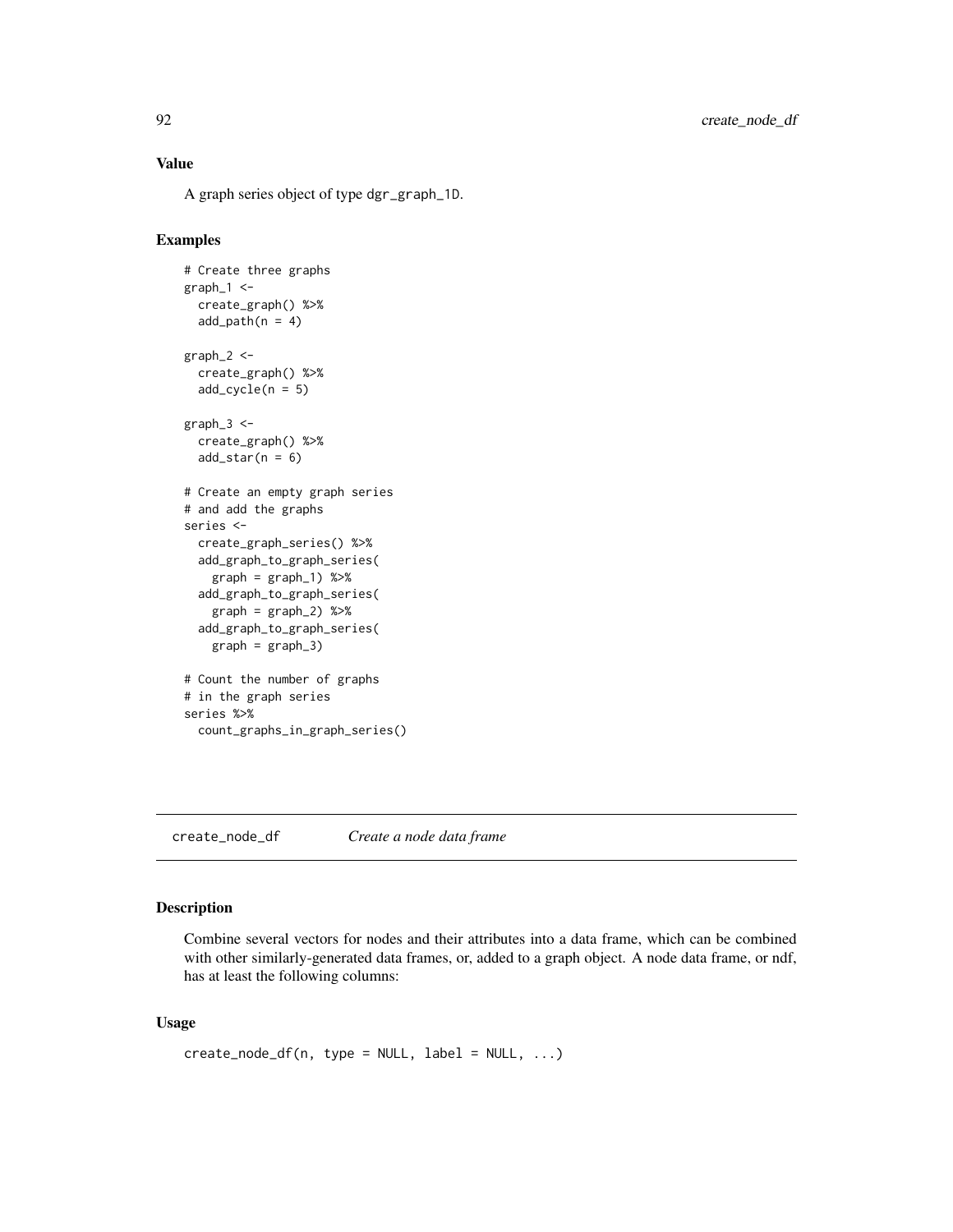### Value

A graph series object of type `dgr_graph_1D`.

### Examples

```
# Create three graphs
graph_1 <-
  create_graph() %>%
  add_path(n = 4)

graph_2 <-
  create_graph() %>%
  add_cycle(n = 5)

graph_3 <-
  create_graph() %>%
  add_star(n = 6)

# Create an empty graph series
# and add the graphs
series <-
  create_graph_series() %>%
  add_graph_to_graph_series(
    graph = graph_1) %>%
  add_graph_to_graph_series(
    graph = graph_2) %>%
  add_graph_to_graph_series(
    graph = graph_3)

# Count the number of graphs
# in the graph series
series %>%
  count_graphs_in_graph_series()
```

---

## create_node_df *Create a node data frame*

### Description

Combine several vectors for nodes and their attributes into a data frame, which can be combined with other similarly-generated data frames, or, added to a graph object. A node data frame, or ndf, has at least the following columns:

### Usage

```
create_node_df(n, type = NULL, label = NULL, ...)
```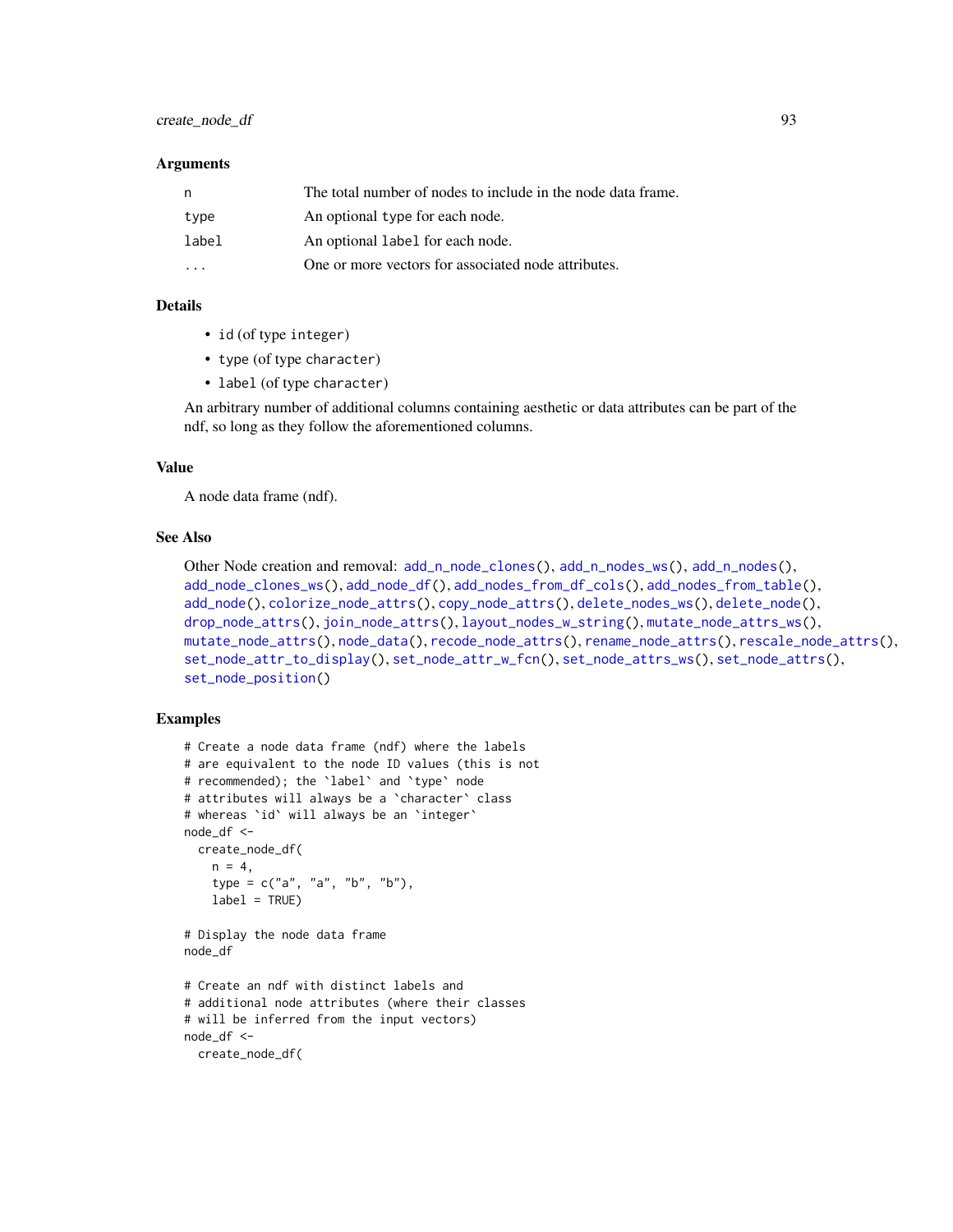### Arguments

| | |
|---|---|
| `n` | The total number of nodes to include in the node data frame. |
| `type` | An optional `type` for each node. |
| `label` | An optional `label` for each node. |
| `...` | One or more vectors for associated node attributes. |

### Details

- `id` (of type `integer`)
- `type` (of type `character`)
- `label` (of type `character`)

An arbitrary number of additional columns containing aesthetic or data attributes can be part of the ndf, so long as they follow the aforementioned columns.

### Value

A node data frame (ndf).

### See Also

Other Node creation and removal: `add_n_node_clones()`, `add_n_nodes_ws()`, `add_n_nodes()`, `add_node_clones_ws()`, `add_node_df()`, `add_nodes_from_df_cols()`, `add_nodes_from_table()`, `add_node()`, `colorize_node_attrs()`, `copy_node_attrs()`, `delete_nodes_ws()`, `delete_node()`, `drop_node_attrs()`, `join_node_attrs()`, `layout_nodes_w_string()`, `mutate_node_attrs_ws()`, `mutate_node_attrs()`, `node_data()`, `recode_node_attrs()`, `rename_node_attrs()`, `rescale_node_attrs()`, `set_node_attr_to_display()`, `set_node_attr_w_fcn()`, `set_node_attrs_ws()`, `set_node_attrs()`, `set_node_position()`

### Examples

```
# Create a node data frame (ndf) where the labels
# are equivalent to the node ID values (this is not
# recommended); the `label` and `type` node
# attributes will always be a `character` class
# whereas `id` will always be an `integer`
node_df <-
  create_node_df(
    n = 4,
    type = c("a", "a", "b", "b"),
    label = TRUE)

# Display the node data frame
node_df

# Create an ndf with distinct labels and
# additional node attributes (where their classes
# will be inferred from the input vectors)
node_df <-
  create_node_df(
```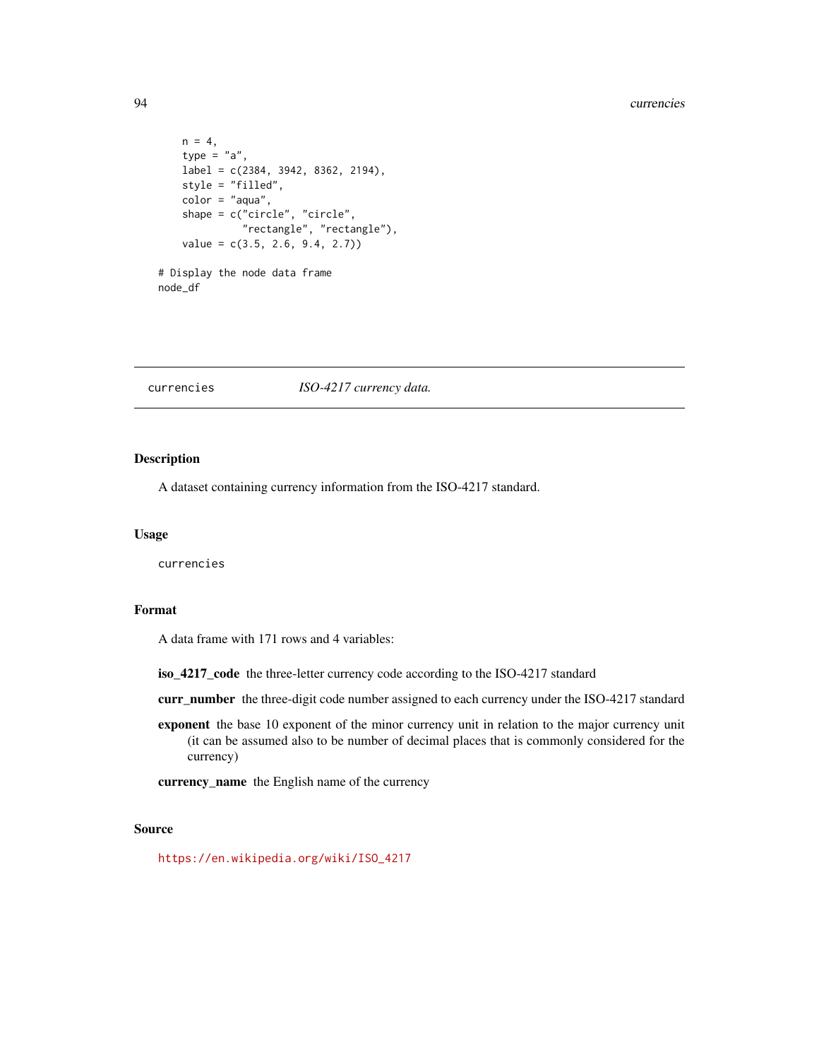```
    n = 4,
    type = "a",
    label = c(2384, 3942, 8362, 2194),
    style = "filled",
    color = "aqua",
    shape = c("circle", "circle",
              "rectangle", "rectangle"),
    value = c(3.5, 2.6, 9.4, 2.7))

# Display the node data frame
node_df
```

---

## currencies — *ISO-4217 currency data.*

### Description

A dataset containing currency information from the ISO-4217 standard.

### Usage

```
currencies
```

### Format

A data frame with 171 rows and 4 variables:

**iso_4217_code** the three-letter currency code according to the ISO-4217 standard

**curr_number** the three-digit code number assigned to each currency under the ISO-4217 standard

**exponent** the base 10 exponent of the minor currency unit in relation to the major currency unit (it can be assumed also to be number of decimal places that is commonly considered for the currency)

**currency_name** the English name of the currency

### Source

https://en.wikipedia.org/wiki/ISO_4217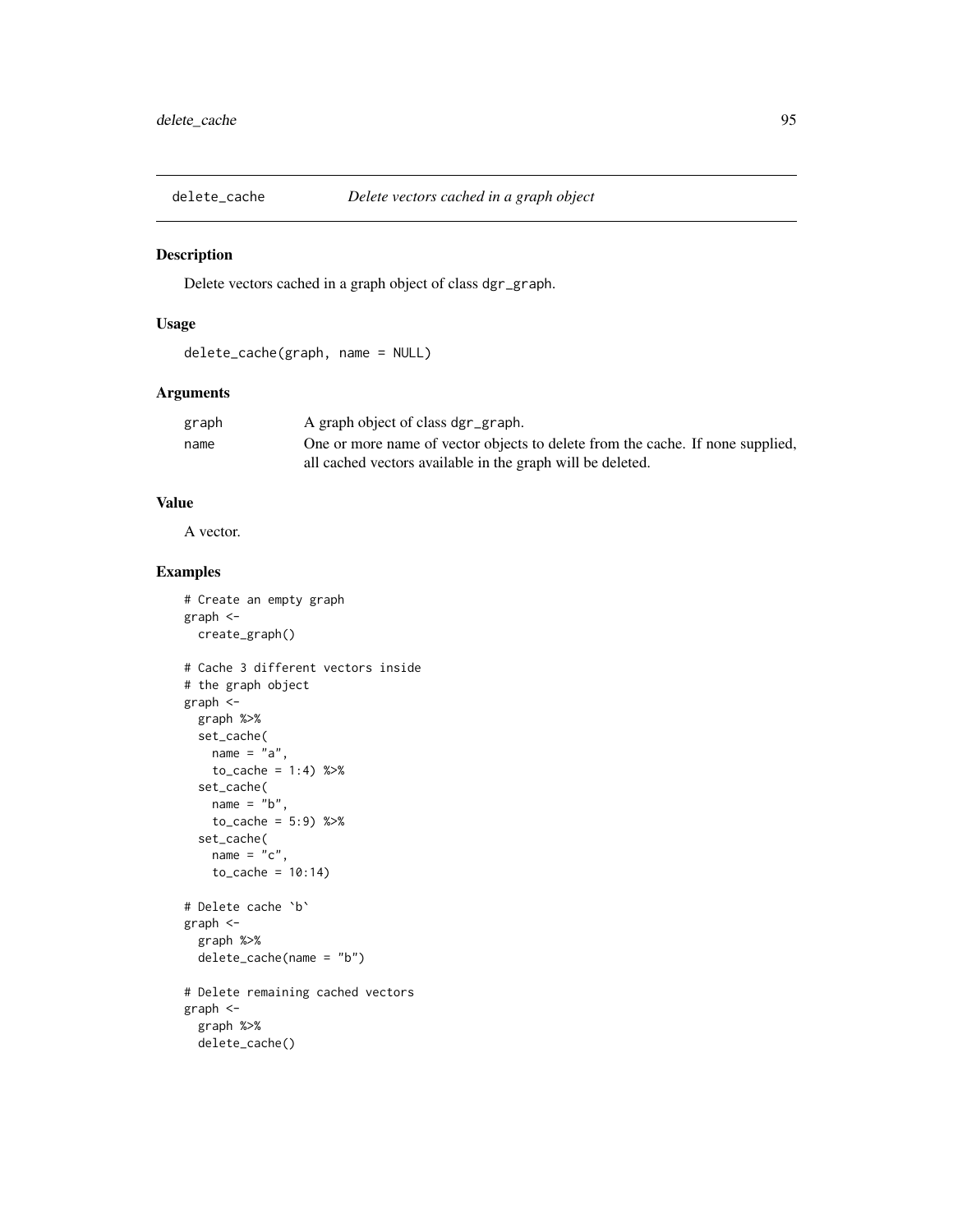# delete_cache — *Delete vectors cached in a graph object*

## Description

Delete vectors cached in a graph object of class `dgr_graph`.

## Usage

```
delete_cache(graph, name = NULL)
```

## Arguments

| | |
|---|---|
| graph | A graph object of class `dgr_graph`. |
| name | One or more name of vector objects to delete from the cache. If none supplied, all cached vectors available in the graph will be deleted. |

## Value

A vector.

## Examples

```
# Create an empty graph
graph <-
  create_graph()

# Cache 3 different vectors inside
# the graph object
graph <-
  graph %>%
  set_cache(
    name = "a",
    to_cache = 1:4) %>%
  set_cache(
    name = "b",
    to_cache = 5:9) %>%
  set_cache(
    name = "c",
    to_cache = 10:14)

# Delete cache `b`
graph <-
  graph %>%
  delete_cache(name = "b")

# Delete remaining cached vectors
graph <-
  graph %>%
  delete_cache()
```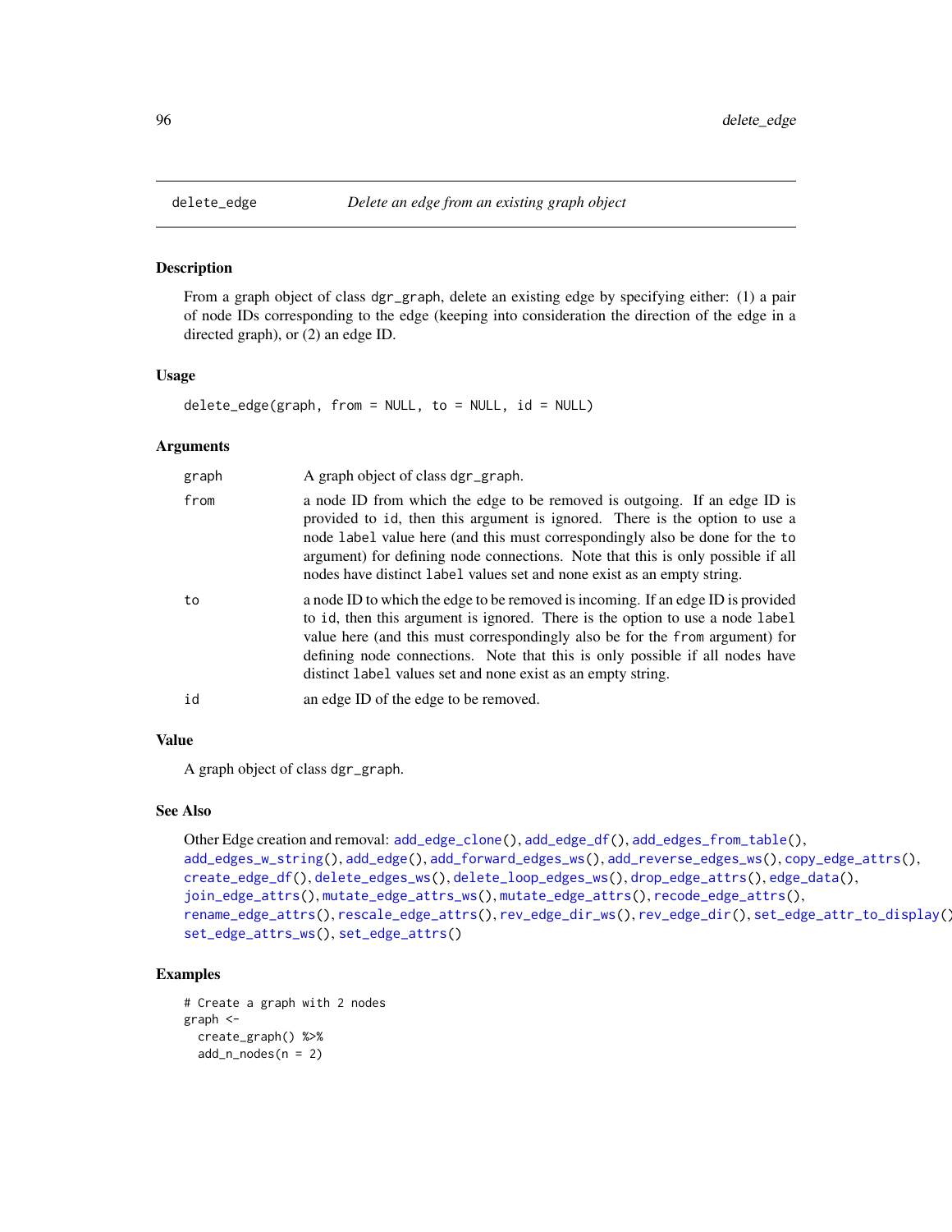## delete_edge *Delete an edge from an existing graph object*

### Description

From a graph object of class dgr_graph, delete an existing edge by specifying either: (1) a pair of node IDs corresponding to the edge (keeping into consideration the direction of the edge in a directed graph), or (2) an edge ID.

### Usage

```
delete_edge(graph, from = NULL, to = NULL, id = NULL)
```

### Arguments

| | |
|---|---|
| graph | A graph object of class dgr_graph. |
| from | a node ID from which the edge to be removed is outgoing. If an edge ID is provided to id, then this argument is ignored. There is the option to use a node label value here (and this must correspondingly also be done for the to argument) for defining node connections. Note that this is only possible if all nodes have distinct label values set and none exist as an empty string. |
| to | a node ID to which the edge to be removed is incoming. If an edge ID is provided to id, then this argument is ignored. There is the option to use a node label value here (and this must correspondingly also be for the from argument) for defining node connections. Note that this is only possible if all nodes have distinct label values set and none exist as an empty string. |
| id | an edge ID of the edge to be removed. |

### Value

A graph object of class dgr_graph.

### See Also

Other Edge creation and removal: add_edge_clone(), add_edge_df(), add_edges_from_table(), add_edges_w_string(), add_edge(), add_forward_edges_ws(), add_reverse_edges_ws(), copy_edge_attrs(), create_edge_df(), delete_edges_ws(), delete_loop_edges_ws(), drop_edge_attrs(), edge_data(), join_edge_attrs(), mutate_edge_attrs_ws(), mutate_edge_attrs(), recode_edge_attrs(), rename_edge_attrs(), rescale_edge_attrs(), rev_edge_dir_ws(), rev_edge_dir(), set_edge_attr_to_display(), set_edge_attrs_ws(), set_edge_attrs()

### Examples

```
# Create a graph with 2 nodes
graph <-
  create_graph() %>%
  add_n_nodes(n = 2)
```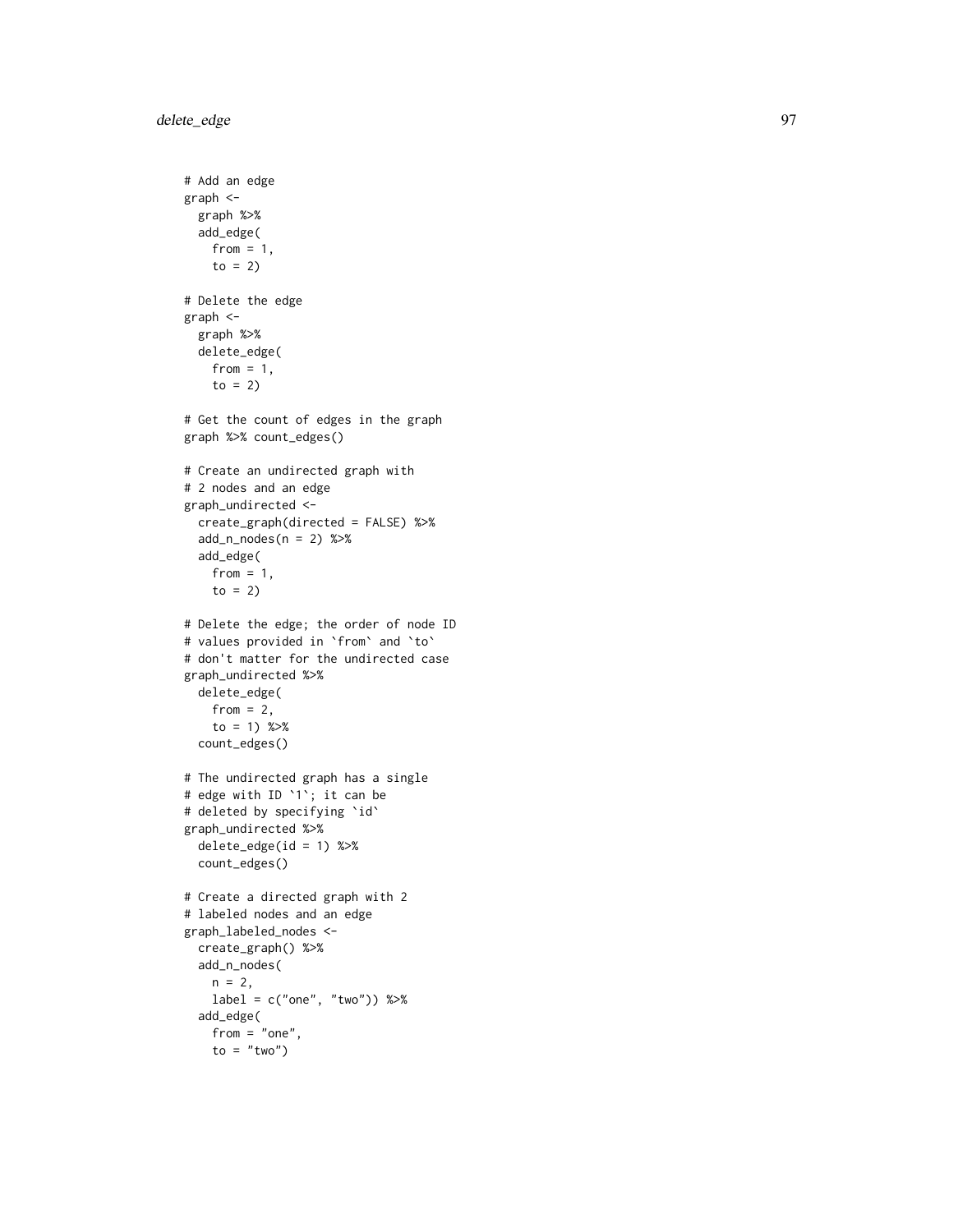```
# Add an edge
graph <-
  graph %>%
  add_edge(
    from = 1,
    to = 2)

# Delete the edge
graph <-
  graph %>%
  delete_edge(
    from = 1,
    to = 2)

# Get the count of edges in the graph
graph %>% count_edges()

# Create an undirected graph with
# 2 nodes and an edge
graph_undirected <-
  create_graph(directed = FALSE) %>%
  add_n_nodes(n = 2) %>%
  add_edge(
    from = 1,
    to = 2)

# Delete the edge; the order of node ID
# values provided in `from` and `to`
# don't matter for the undirected case
graph_undirected %>%
  delete_edge(
    from = 2,
    to = 1) %>%
  count_edges()

# The undirected graph has a single
# edge with ID `1`; it can be
# deleted by specifying `id`
graph_undirected %>%
  delete_edge(id = 1) %>%
  count_edges()

# Create a directed graph with 2
# labeled nodes and an edge
graph_labeled_nodes <-
  create_graph() %>%
  add_n_nodes(
    n = 2,
    label = c("one", "two")) %>%
  add_edge(
    from = "one",
    to = "two")
```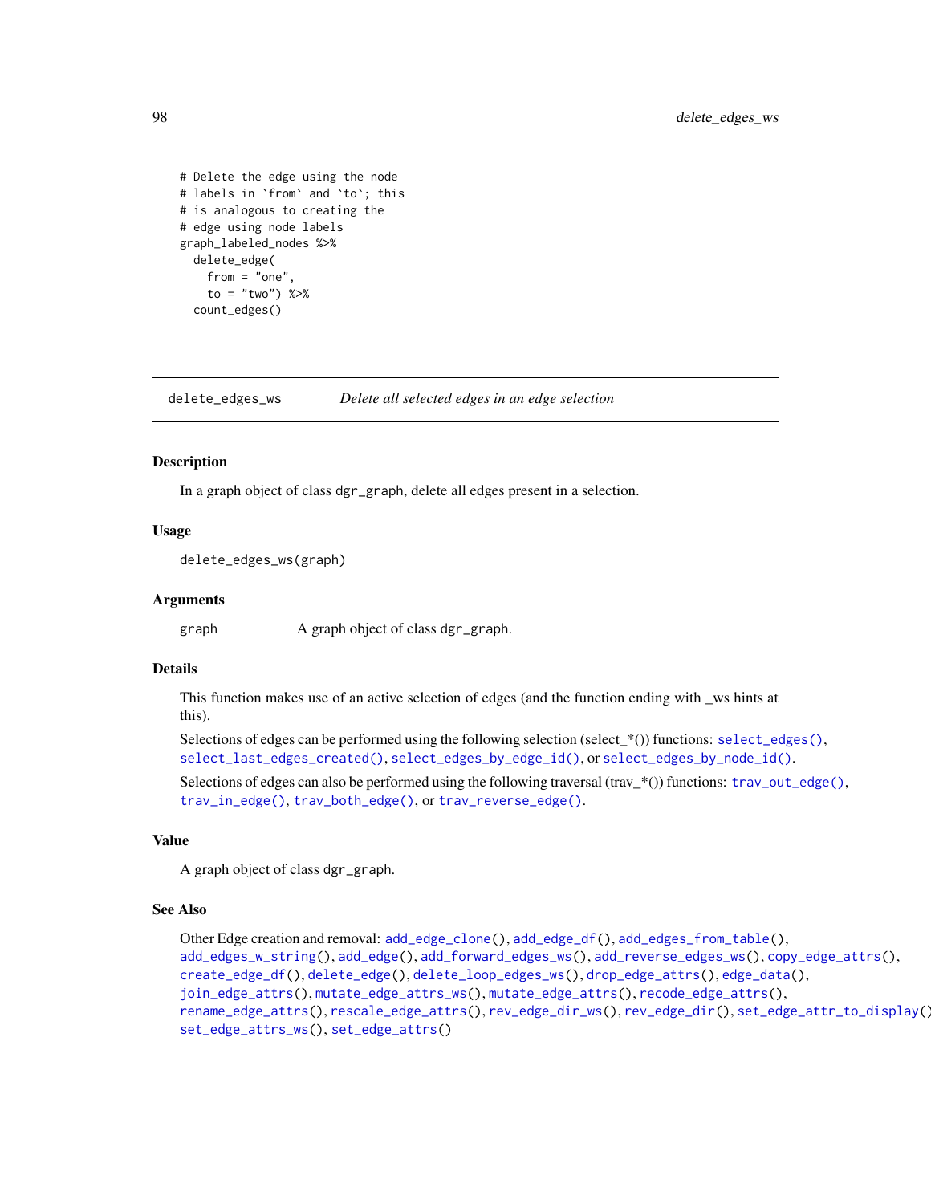```
# Delete the edge using the node
# labels in `from` and `to`; this
# is analogous to creating the
# edge using node labels
graph_labeled_nodes %>%
  delete_edge(
    from = "one",
    to = "two") %>%
  count_edges()
```

## delete_edges_ws — *Delete all selected edges in an edge selection*

### Description

In a graph object of class `dgr_graph`, delete all edges present in a selection.

### Usage

```
delete_edges_ws(graph)
```

### Arguments

| | |
|---|---|
| `graph` | A graph object of class `dgr_graph`. |

### Details

This function makes use of an active selection of edges (and the function ending with _ws hints at this).

Selections of edges can be performed using the following selection (select_*()) functions: `select_edges()`, `select_last_edges_created()`, `select_edges_by_edge_id()`, or `select_edges_by_node_id()`.

Selections of edges can also be performed using the following traversal (trav_*()) functions: `trav_out_edge()`, `trav_in_edge()`, `trav_both_edge()`, or `trav_reverse_edge()`.

### Value

A graph object of class `dgr_graph`.

### See Also

Other Edge creation and removal: `add_edge_clone()`, `add_edge_df()`, `add_edges_from_table()`, `add_edges_w_string()`, `add_edge()`, `add_forward_edges_ws()`, `add_reverse_edges_ws()`, `copy_edge_attrs()`, `create_edge_df()`, `delete_edge()`, `delete_loop_edges_ws()`, `drop_edge_attrs()`, `edge_data()`, `join_edge_attrs()`, `mutate_edge_attrs_ws()`, `mutate_edge_attrs()`, `recode_edge_attrs()`, `rename_edge_attrs()`, `rescale_edge_attrs()`, `rev_edge_dir_ws()`, `rev_edge_dir()`, `set_edge_attr_to_display()`, `set_edge_attrs_ws()`, `set_edge_attrs()`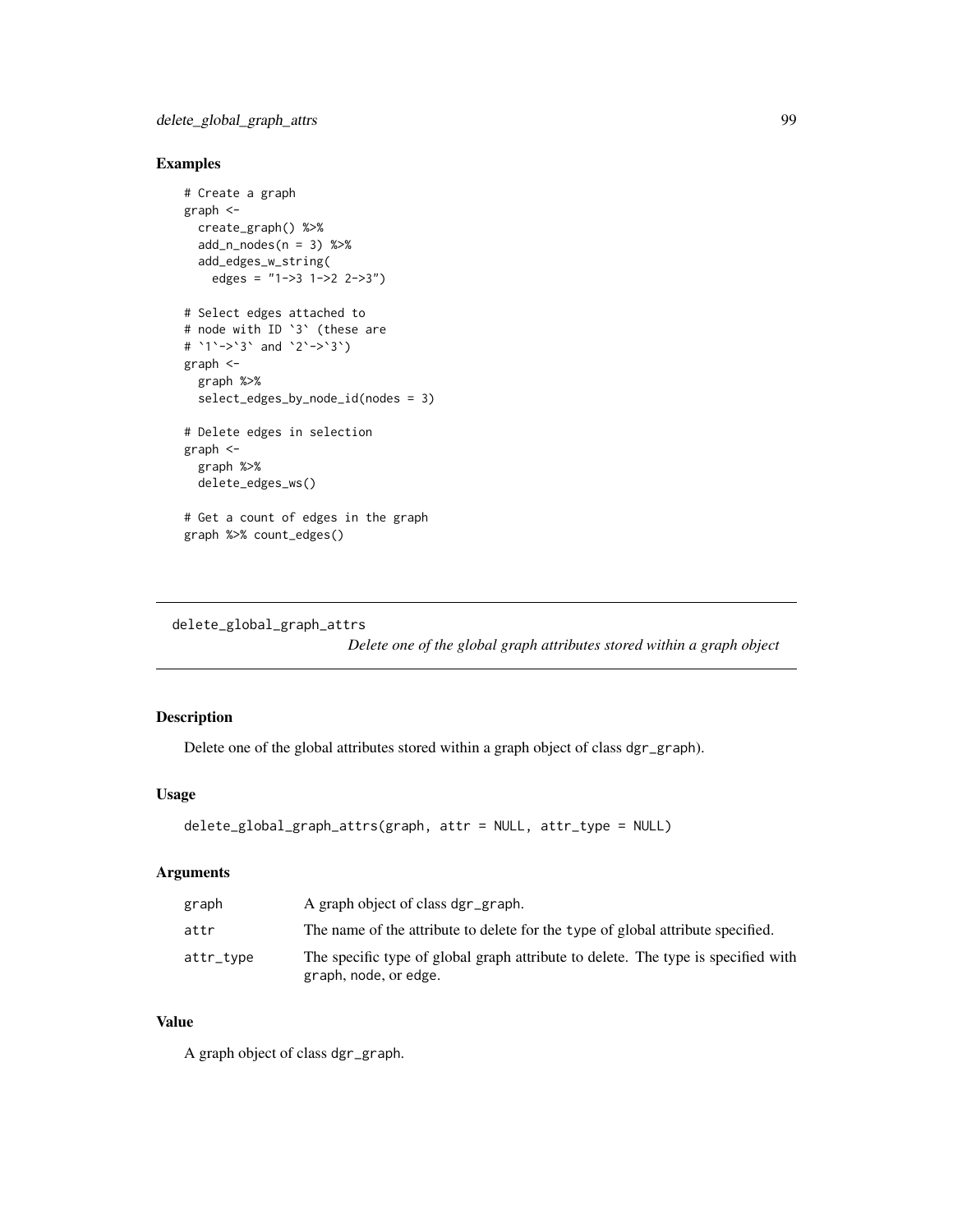### Examples

```
# Create a graph
graph <-
  create_graph() %>%
  add_n_nodes(n = 3) %>%
  add_edges_w_string(
    edges = "1->3 1->2 2->3")

# Select edges attached to
# node with ID `3` (these are
# `1`->`3` and `2`->`3`)
graph <-
  graph %>%
  select_edges_by_node_id(nodes = 3)

# Delete edges in selection
graph <-
  graph %>%
  delete_edges_ws()

# Get a count of edges in the graph
graph %>% count_edges()
```

---

## delete_global_graph_attrs

*Delete one of the global graph attributes stored within a graph object*

---

### Description

Delete one of the global attributes stored within a graph object of class dgr_graph).

### Usage

```
delete_global_graph_attrs(graph, attr = NULL, attr_type = NULL)
```

### Arguments

| | |
|---|---|
| graph | A graph object of class dgr_graph. |
| attr | The name of the attribute to delete for the type of global attribute specified. |
| attr_type | The specific type of global graph attribute to delete. The type is specified with graph, node, or edge. |

### Value

A graph object of class dgr_graph.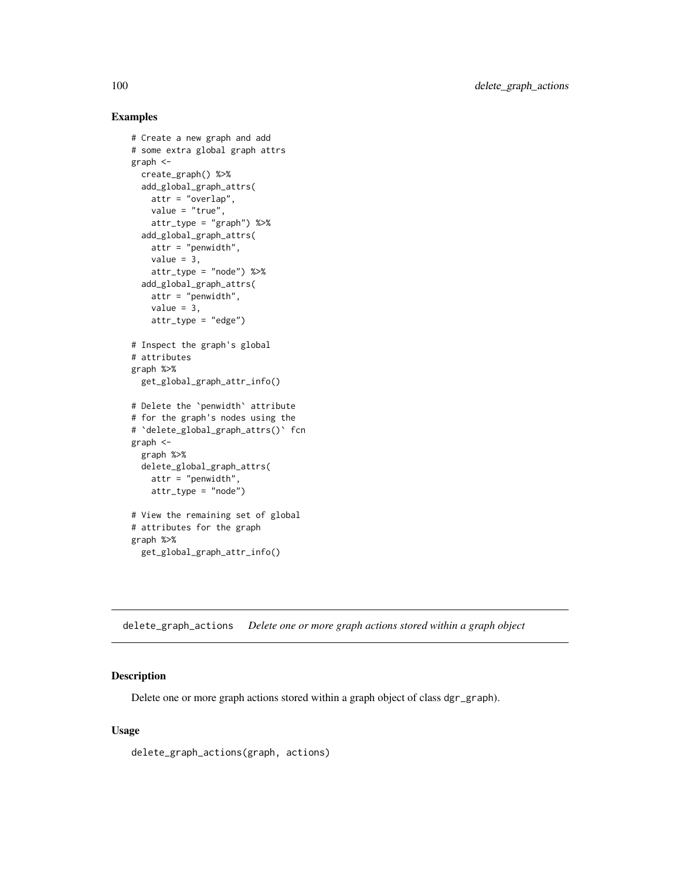### Examples

```
# Create a new graph and add
# some extra global graph attrs
graph <-
  create_graph() %>%
  add_global_graph_attrs(
    attr = "overlap",
    value = "true",
    attr_type = "graph") %>%
  add_global_graph_attrs(
    attr = "penwidth",
    value = 3,
    attr_type = "node") %>%
  add_global_graph_attrs(
    attr = "penwidth",
    value = 3,
    attr_type = "edge")

# Inspect the graph's global
# attributes
graph %>%
  get_global_graph_attr_info()

# Delete the `penwidth` attribute
# for the graph's nodes using the
# `delete_global_graph_attrs()` fcn
graph <-
  graph %>%
  delete_global_graph_attrs(
    attr = "penwidth",
    attr_type = "node")

# View the remaining set of global
# attributes for the graph
graph %>%
  get_global_graph_attr_info()
```

---

## delete_graph_actions *Delete one or more graph actions stored within a graph object*

### Description

Delete one or more graph actions stored within a graph object of class dgr_graph).

### Usage

```
delete_graph_actions(graph, actions)
```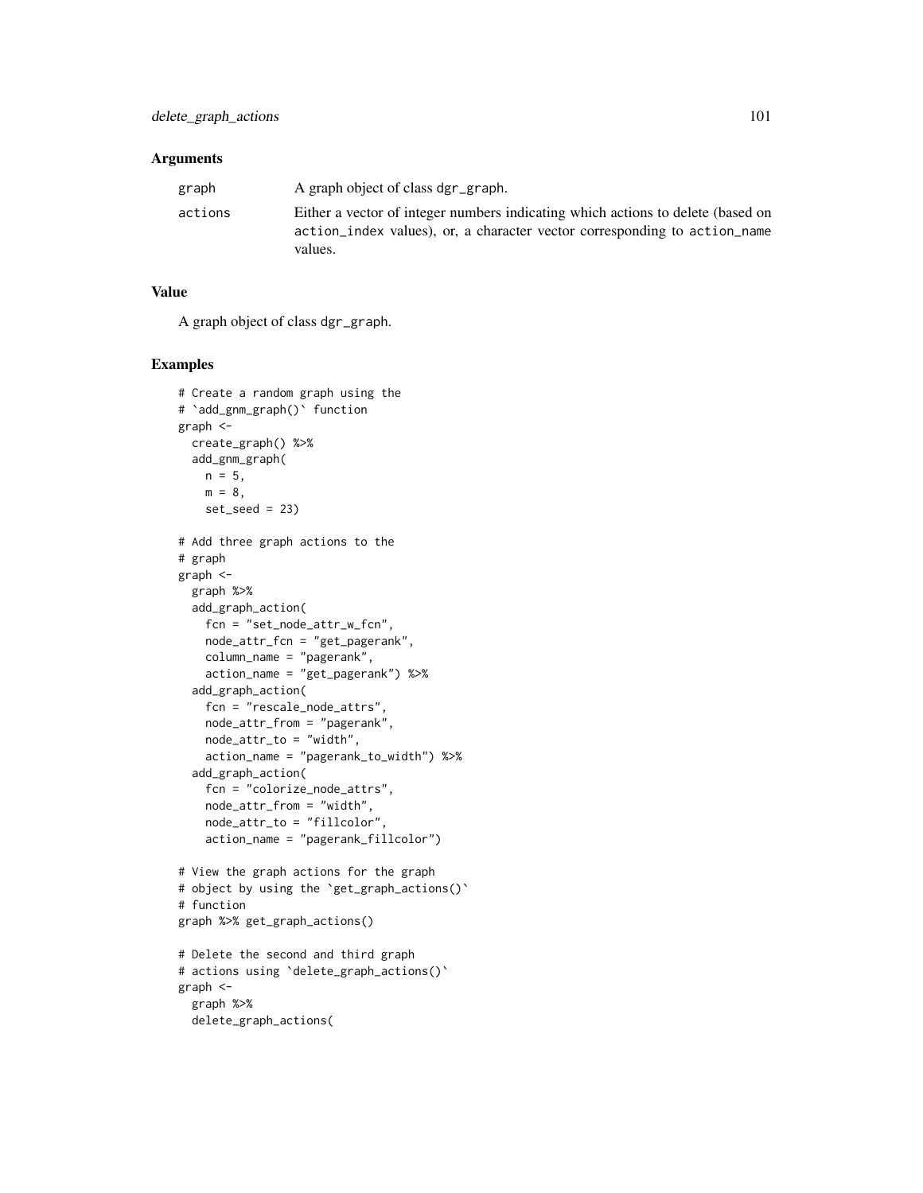## Arguments

| | |
|---|---|
| graph | A graph object of class dgr_graph. |
| actions | Either a vector of integer numbers indicating which actions to delete (based on action_index values), or, a character vector corresponding to action_name values. |

## Value

A graph object of class dgr_graph.

## Examples

```
# Create a random graph using the
# `add_gnm_graph()` function
graph <-
  create_graph() %>%
  add_gnm_graph(
    n = 5,
    m = 8,
    set_seed = 23)

# Add three graph actions to the
# graph
graph <-
  graph %>%
  add_graph_action(
    fcn = "set_node_attr_w_fcn",
    node_attr_fcn = "get_pagerank",
    column_name = "pagerank",
    action_name = "get_pagerank") %>%
  add_graph_action(
    fcn = "rescale_node_attrs",
    node_attr_from = "pagerank",
    node_attr_to = "width",
    action_name = "pagerank_to_width") %>%
  add_graph_action(
    fcn = "colorize_node_attrs",
    node_attr_from = "width",
    node_attr_to = "fillcolor",
    action_name = "pagerank_fillcolor")

# View the graph actions for the graph
# object by using the `get_graph_actions()`
# function
graph %>% get_graph_actions()

# Delete the second and third graph
# actions using `delete_graph_actions()`
graph <-
  graph %>%
  delete_graph_actions(
```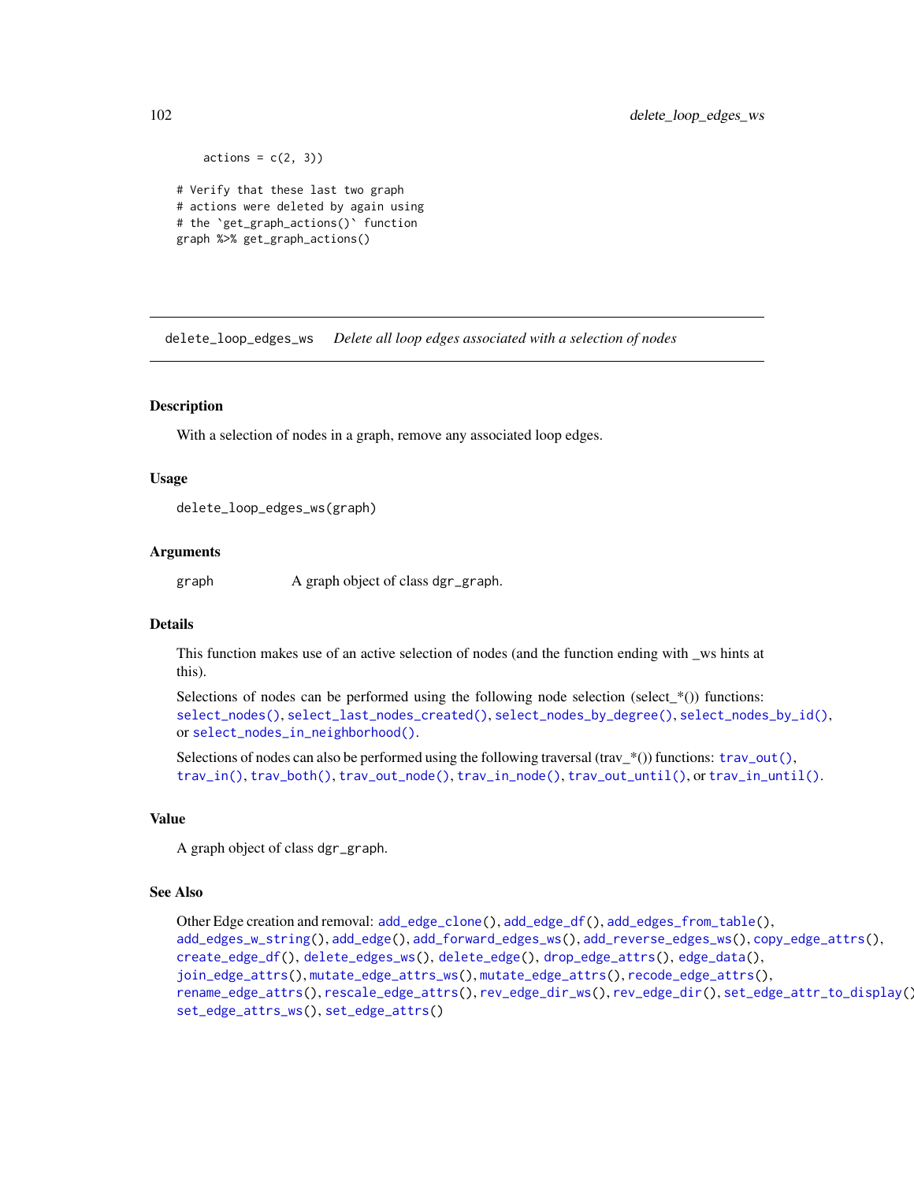```
    actions = c(2, 3))

# Verify that these last two graph
# actions were deleted by again using
# the `get_graph_actions()` function
graph %>% get_graph_actions()
```

---

## delete_loop_edges_ws — *Delete all loop edges associated with a selection of nodes*

### Description

With a selection of nodes in a graph, remove any associated loop edges.

### Usage

```
delete_loop_edges_ws(graph)
```

### Arguments

| | |
|---|---|
| graph | A graph object of class dgr_graph. |

### Details

This function makes use of an active selection of nodes (and the function ending with _ws hints at this).

Selections of nodes can be performed using the following node selection (select_*()) functions: `select_nodes()`, `select_last_nodes_created()`, `select_nodes_by_degree()`, `select_nodes_by_id()`, or `select_nodes_in_neighborhood()`.

Selections of nodes can also be performed using the following traversal (trav_*()) functions: `trav_out()`, `trav_in()`, `trav_both()`, `trav_out_node()`, `trav_in_node()`, `trav_out_until()`, or `trav_in_until()`.

### Value

A graph object of class dgr_graph.

### See Also

Other Edge creation and removal: `add_edge_clone()`, `add_edge_df()`, `add_edges_from_table()`, `add_edges_w_string()`, `add_edge()`, `add_forward_edges_ws()`, `add_reverse_edges_ws()`, `copy_edge_attrs()`, `create_edge_df()`, `delete_edges_ws()`, `delete_edge()`, `drop_edge_attrs()`, `edge_data()`, `join_edge_attrs()`, `mutate_edge_attrs_ws()`, `mutate_edge_attrs()`, `recode_edge_attrs()`, `rename_edge_attrs()`, `rescale_edge_attrs()`, `rev_edge_dir_ws()`, `rev_edge_dir()`, `set_edge_attr_to_display()`, `set_edge_attrs_ws()`, `set_edge_attrs()`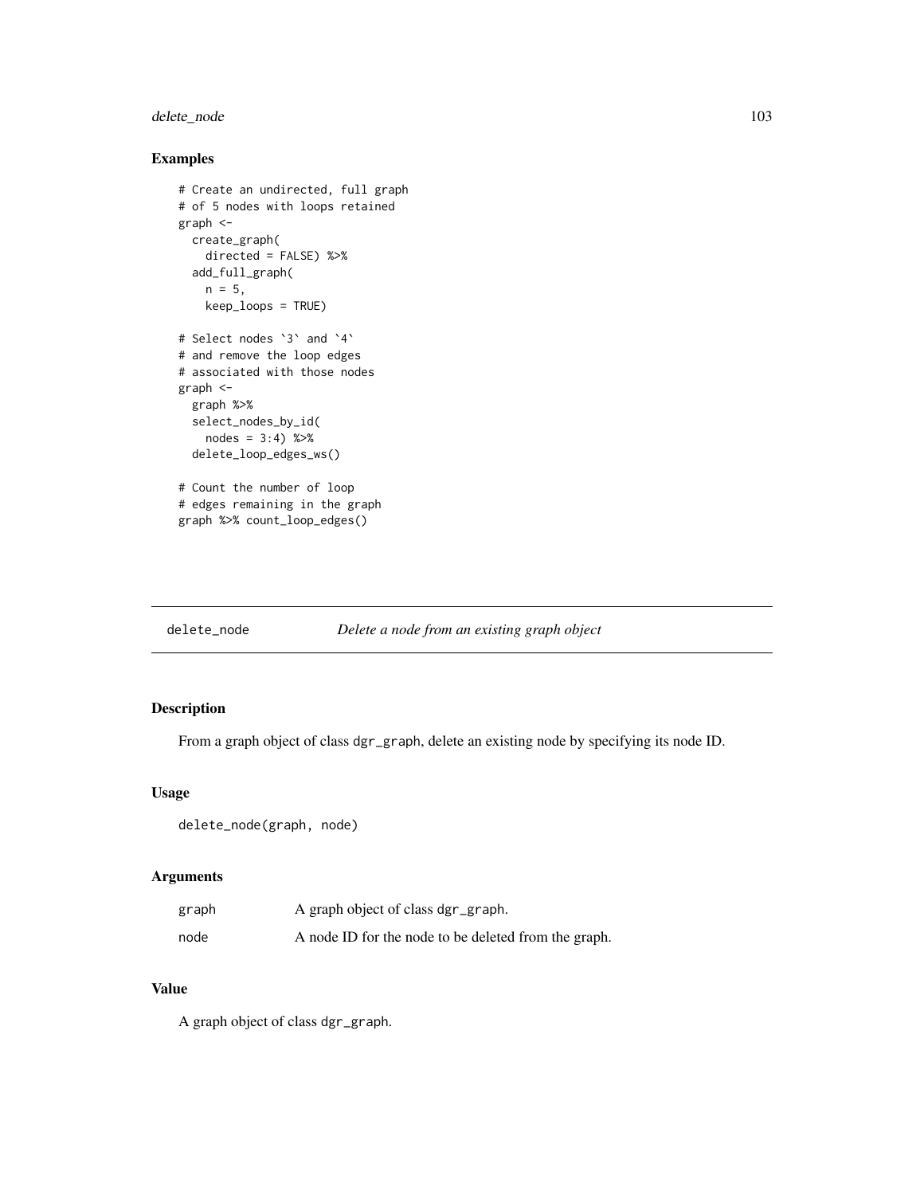## Examples

```
# Create an undirected, full graph
# of 5 nodes with loops retained
graph <-
  create_graph(
    directed = FALSE) %>%
  add_full_graph(
    n = 5,
    keep_loops = TRUE)

# Select nodes `3` and `4`
# and remove the loop edges
# associated with those nodes
graph <-
  graph %>%
  select_nodes_by_id(
    nodes = 3:4) %>%
  delete_loop_edges_ws()

# Count the number of loop
# edges remaining in the graph
graph %>% count_loop_edges()
```

---

# delete_node *Delete a node from an existing graph object*

---

## Description

From a graph object of class dgr_graph, delete an existing node by specifying its node ID.

## Usage

```
delete_node(graph, node)
```

## Arguments

| | |
|---|---|
| graph | A graph object of class dgr_graph. |
| node | A node ID for the node to be deleted from the graph. |

## Value

A graph object of class dgr_graph.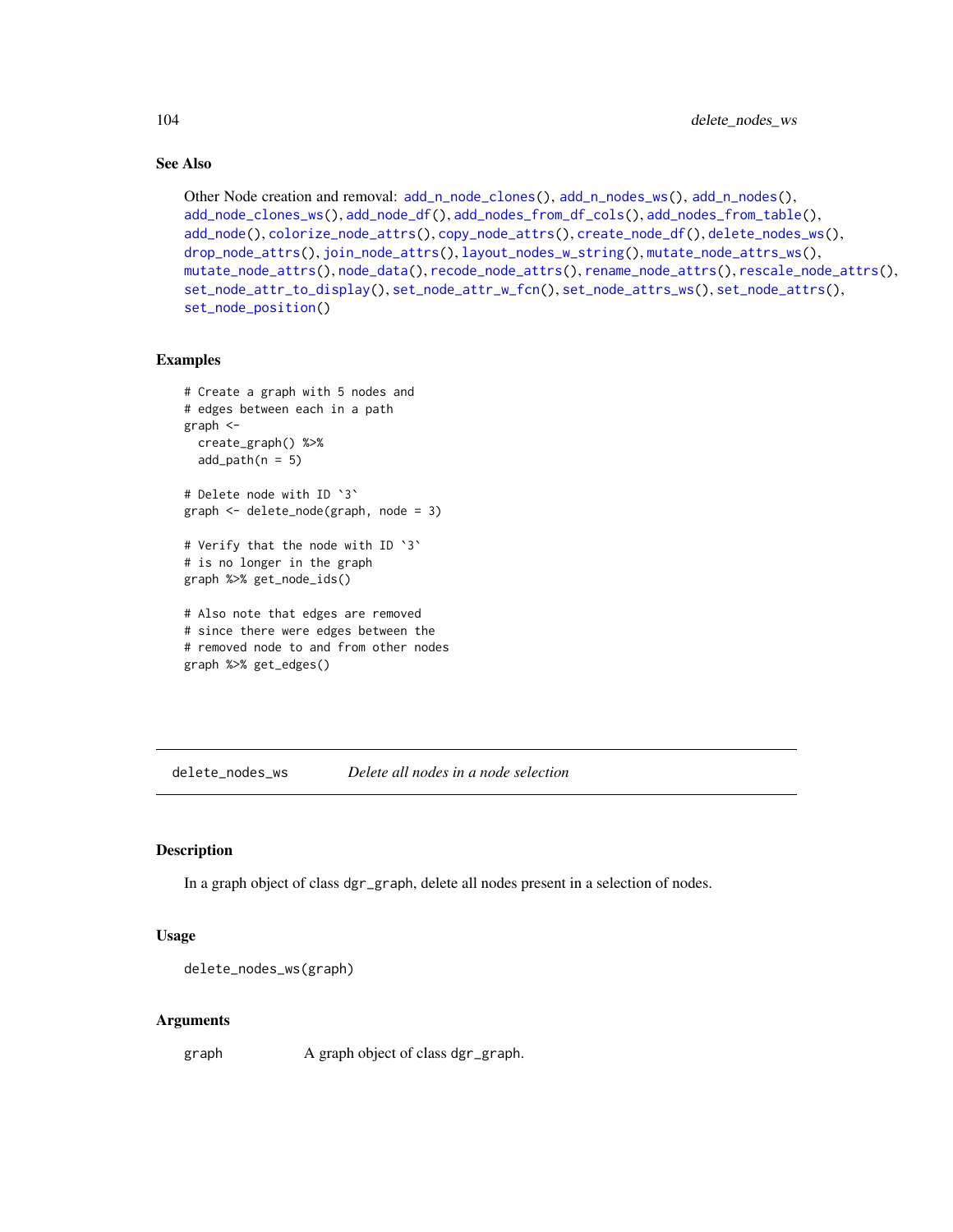## See Also

Other Node creation and removal: `add_n_node_clones()`, `add_n_nodes_ws()`, `add_n_nodes()`, `add_node_clones_ws()`, `add_node_df()`, `add_nodes_from_df_cols()`, `add_nodes_from_table()`, `add_node()`, `colorize_node_attrs()`, `copy_node_attrs()`, `create_node_df()`, `delete_nodes_ws()`, `drop_node_attrs()`, `join_node_attrs()`, `layout_nodes_w_string()`, `mutate_node_attrs_ws()`, `mutate_node_attrs()`, `node_data()`, `recode_node_attrs()`, `rename_node_attrs()`, `rescale_node_attrs()`, `set_node_attr_to_display()`, `set_node_attr_w_fcn()`, `set_node_attrs_ws()`, `set_node_attrs()`, `set_node_position()`

## Examples

```
# Create a graph with 5 nodes and
# edges between each in a path
graph <-
  create_graph() %>%
  add_path(n = 5)

# Delete node with ID `3`
graph <- delete_node(graph, node = 3)

# Verify that the node with ID `3`
# is no longer in the graph
graph %>% get_node_ids()

# Also note that edges are removed
# since there were edges between the
# removed node to and from other nodes
graph %>% get_edges()
```

---

# delete_nodes_ws — *Delete all nodes in a node selection*

## Description

In a graph object of class `dgr_graph`, delete all nodes present in a selection of nodes.

## Usage

```
delete_nodes_ws(graph)
```

## Arguments

| | |
|---|---|
| graph | A graph object of class `dgr_graph`. |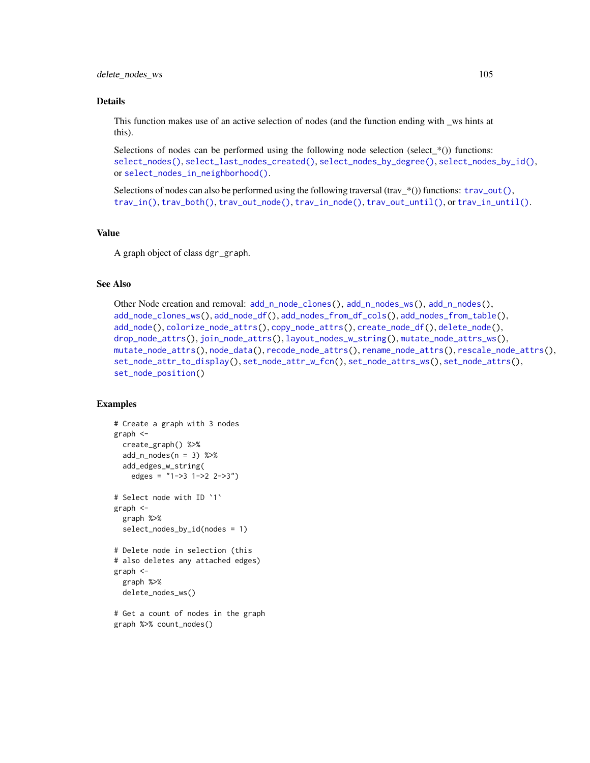### Details

This function makes use of an active selection of nodes (and the function ending with _ws hints at this).

Selections of nodes can be performed using the following node selection (select_*()) functions: select_nodes(), select_last_nodes_created(), select_nodes_by_degree(), select_nodes_by_id(), or select_nodes_in_neighborhood().

Selections of nodes can also be performed using the following traversal (trav_*()) functions: trav_out(), trav_in(), trav_both(), trav_out_node(), trav_in_node(), trav_out_until(), or trav_in_until().

### Value

A graph object of class dgr_graph.

### See Also

Other Node creation and removal: add_n_node_clones(), add_n_nodes_ws(), add_n_nodes(), add_node_clones_ws(), add_node_df(), add_nodes_from_df_cols(), add_nodes_from_table(), add_node(), colorize_node_attrs(), copy_node_attrs(), create_node_df(), delete_node(), drop_node_attrs(), join_node_attrs(), layout_nodes_w_string(), mutate_node_attrs_ws(), mutate_node_attrs(), node_data(), recode_node_attrs(), rename_node_attrs(), rescale_node_attrs(), set_node_attr_to_display(), set_node_attr_w_fcn(), set_node_attrs_ws(), set_node_attrs(), set_node_position()

### Examples

```
# Create a graph with 3 nodes
graph <-
  create_graph() %>%
  add_n_nodes(n = 3) %>%
  add_edges_w_string(
    edges = "1->3 1->2 2->3")

# Select node with ID `1`
graph <-
  graph %>%
  select_nodes_by_id(nodes = 1)

# Delete node in selection (this
# also deletes any attached edges)
graph <-
  graph %>%
  delete_nodes_ws()

# Get a count of nodes in the graph
graph %>% count_nodes()
```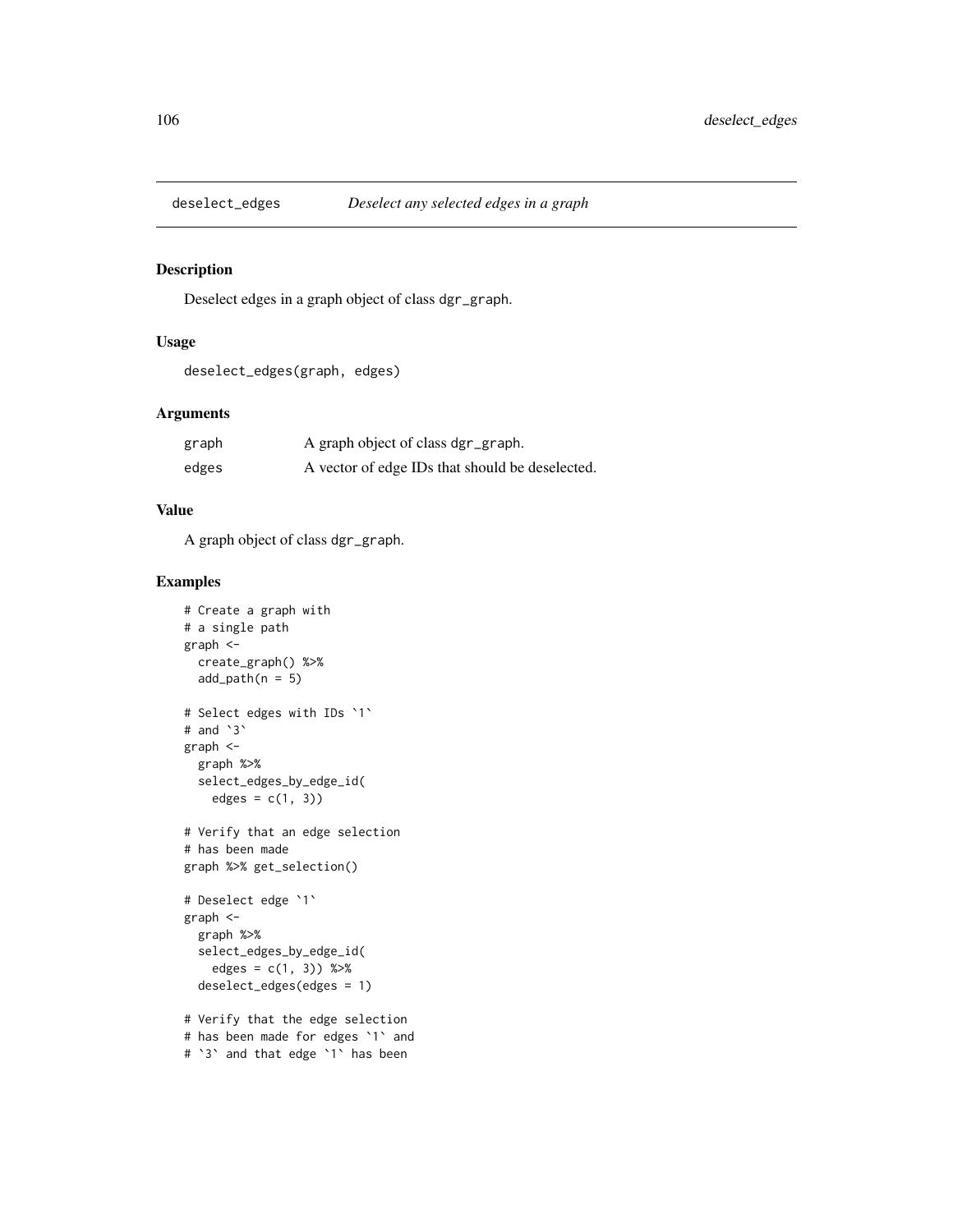## deselect_edges *Deselect any selected edges in a graph*

### Description

Deselect edges in a graph object of class dgr_graph.

### Usage

```
deselect_edges(graph, edges)
```

### Arguments

| | |
|---|---|
| graph | A graph object of class dgr_graph. |
| edges | A vector of edge IDs that should be deselected. |

### Value

A graph object of class dgr_graph.

### Examples

```
# Create a graph with
# a single path
graph <-
  create_graph() %>%
  add_path(n = 5)

# Select edges with IDs `1`
# and `3`
graph <-
  graph %>%
  select_edges_by_edge_id(
    edges = c(1, 3))

# Verify that an edge selection
# has been made
graph %>% get_selection()

# Deselect edge `1`
graph <-
  graph %>%
  select_edges_by_edge_id(
    edges = c(1, 3)) %>%
  deselect_edges(edges = 1)

# Verify that the edge selection
# has been made for edges `1` and
# `3` and that edge `1` has been
```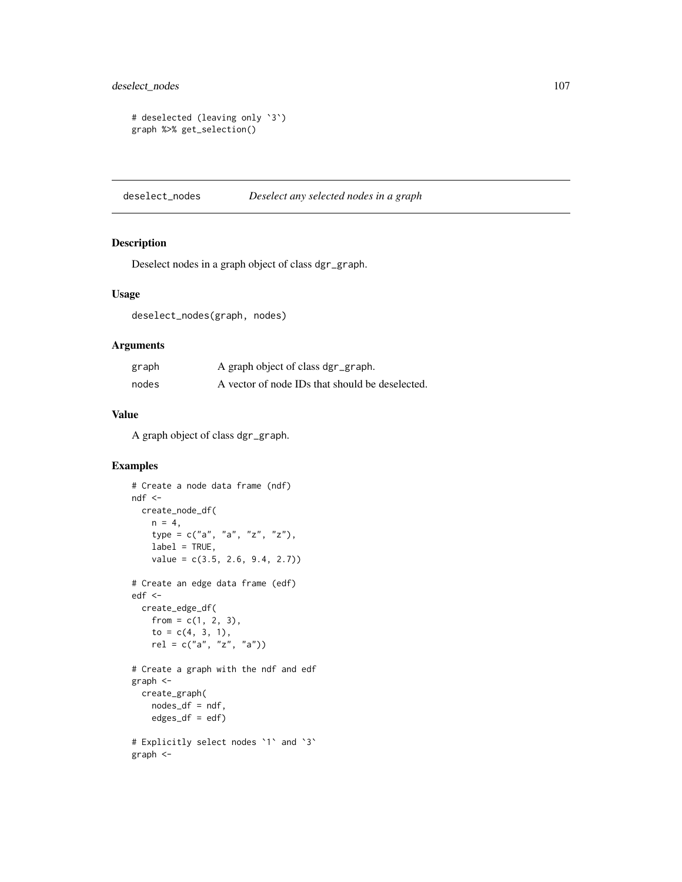```
# deselected (leaving only `3`)
graph %>% get_selection()
```

## deselect_nodes — *Deselect any selected nodes in a graph*

### Description

Deselect nodes in a graph object of class dgr_graph.

### Usage

```
deselect_nodes(graph, nodes)
```

### Arguments

| | |
|---|---|
| graph | A graph object of class dgr_graph. |
| nodes | A vector of node IDs that should be deselected. |

### Value

A graph object of class dgr_graph.

### Examples

```
# Create a node data frame (ndf)
ndf <-
  create_node_df(
    n = 4,
    type = c("a", "a", "z", "z"),
    label = TRUE,
    value = c(3.5, 2.6, 9.4, 2.7))

# Create an edge data frame (edf)
edf <-
  create_edge_df(
    from = c(1, 2, 3),
    to = c(4, 3, 1),
    rel = c("a", "z", "a"))

# Create a graph with the ndf and edf
graph <-
  create_graph(
    nodes_df = ndf,
    edges_df = edf)

# Explicitly select nodes `1` and `3`
graph <-
```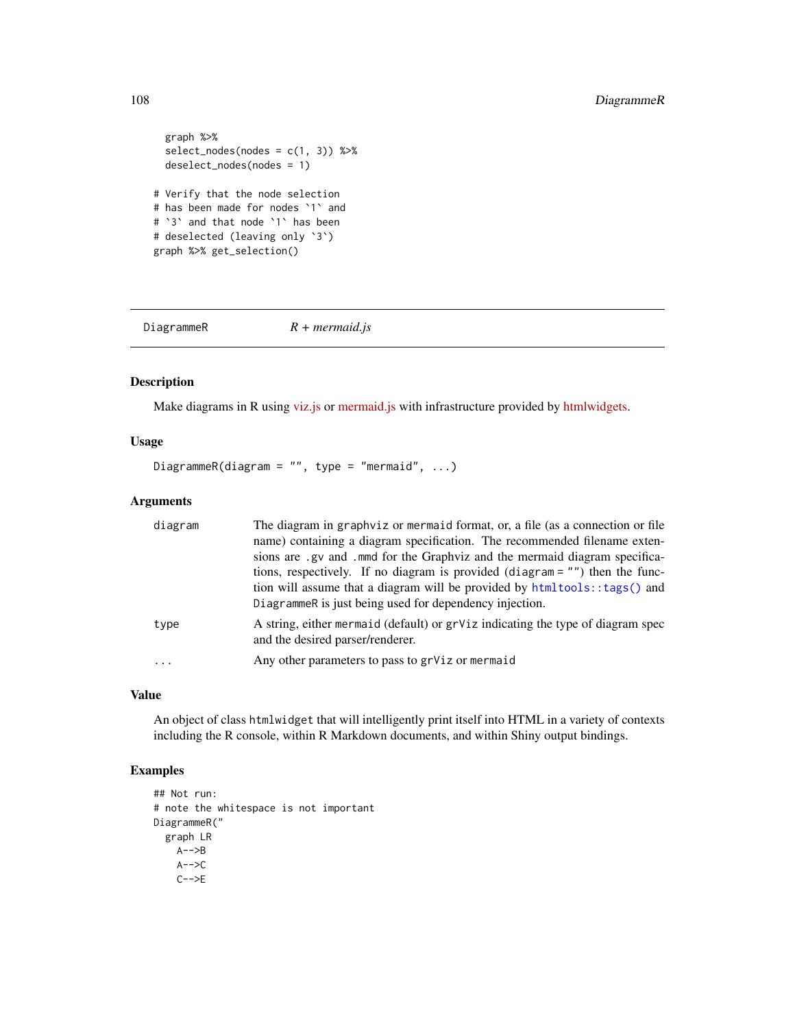```
graph %>%
  select_nodes(nodes = c(1, 3)) %>%
  deselect_nodes(nodes = 1)

# Verify that the node selection
# has been made for nodes `1` and
# `3` and that node `1` has been
# deselected (leaving only `3`)
graph %>% get_selection()
```

---

## DiagrammeR — *R + mermaid.js*

### Description

Make diagrams in R using viz.js or mermaid.js with infrastructure provided by htmlwidgets.

### Usage

```
DiagrammeR(diagram = "", type = "mermaid", ...)
```

### Arguments

| | |
|---|---|
| `diagram` | The diagram in `graphviz` or `mermaid` format, or, a file (as a connection or file name) containing a diagram specification. The recommended filename extensions are `.gv` and `.mmd` for the Graphviz and the mermaid diagram specifications, respectively. If no diagram is provided (`diagram = ""`) then the function will assume that a diagram will be provided by `htmltools::tags()` and `DiagrammeR` is just being used for dependency injection. |
| `type` | A string, either `mermaid` (default) or `grViz` indicating the type of diagram spec and the desired parser/renderer. |
| `...` | Any other parameters to pass to `grViz` or `mermaid` |

### Value

An object of class `htmlwidget` that will intelligently print itself into HTML in a variety of contexts including the R console, within R Markdown documents, and within Shiny output bindings.

### Examples

```
## Not run:
# note the whitespace is not important
DiagrammeR("
  graph LR
    A-->B
    A-->C
    C-->E
```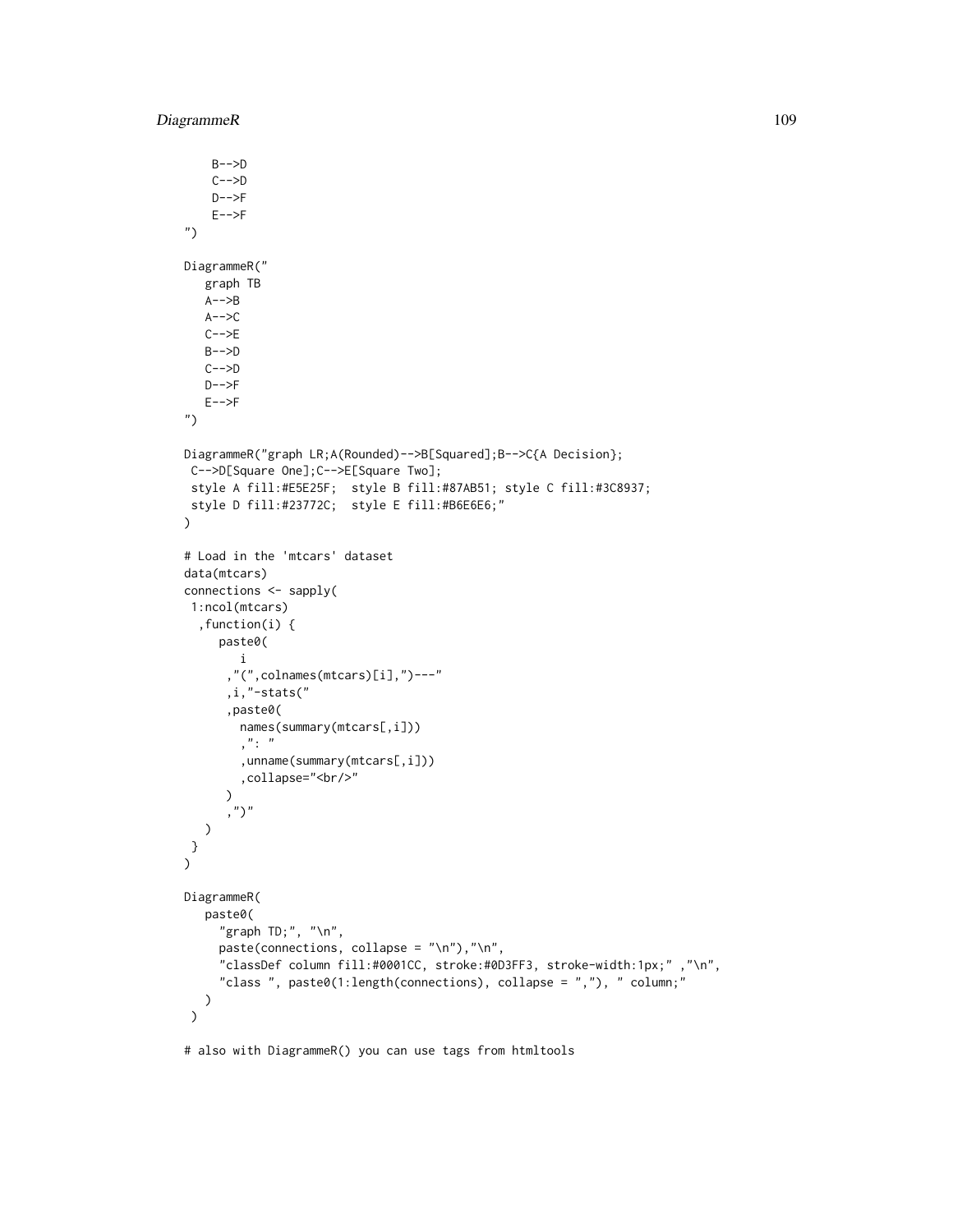```
    B-->D
    C-->D
    D-->F
    E-->F
")

DiagrammeR("
   graph TB
   A-->B
   A-->C
   C-->E
   B-->D
   C-->D
   D-->F
   E-->F
")

DiagrammeR("graph LR;A(Rounded)-->B[Squared];B-->C{A Decision};
 C-->D[Square One];C-->E[Square Two];
 style A fill:#E5E25F;  style B fill:#87AB51; style C fill:#3C8937;
 style D fill:#23772C;  style E fill:#B6E6E6;"
)

# Load in the 'mtcars' dataset
data(mtcars)
connections <- sapply(
 1:ncol(mtcars)
  ,function(i) {
     paste0(
        i
      ,"(",colnames(mtcars)[i],")---"
      ,i,"-stats("
      ,paste0(
        names(summary(mtcars[,i]))
        ,": "
        ,unname(summary(mtcars[,i]))
        ,collapse="<br/>"
      )
      ,")"
   )
 }
)

DiagrammeR(
   paste0(
     "graph TD;", "\n",
     paste(connections, collapse = "\n"),"\n",
     "classDef column fill:#0001CC, stroke:#0D3FF3, stroke-width:1px;" ,"\n",
     "class ", paste0(1:length(connections), collapse = ","), " column;"
   )
 )

# also with DiagrammeR() you can use tags from htmltools
```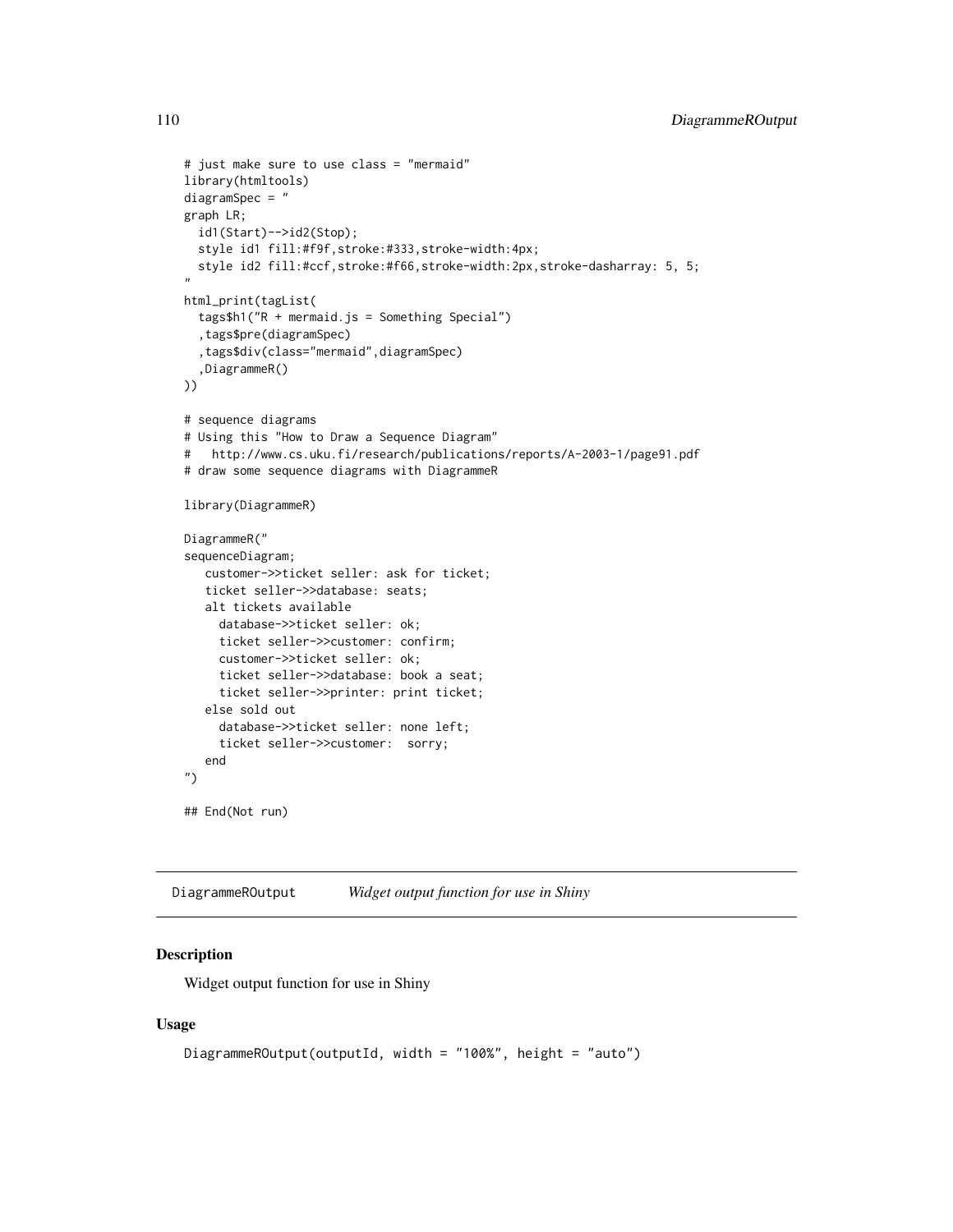```
# just make sure to use class = "mermaid"
library(htmltools)
diagramSpec = "
graph LR;
  id1(Start)-->id2(Stop);
  style id1 fill:#f9f,stroke:#333,stroke-width:4px;
  style id2 fill:#ccf,stroke:#f66,stroke-width:2px,stroke-dasharray: 5, 5;
"
html_print(tagList(
  tags$h1("R + mermaid.js = Something Special")
  ,tags$pre(diagramSpec)
  ,tags$div(class="mermaid",diagramSpec)
  ,DiagrammeR()
))

# sequence diagrams
# Using this "How to Draw a Sequence Diagram"
#   http://www.cs.uku.fi/research/publications/reports/A-2003-1/page91.pdf
# draw some sequence diagrams with DiagrammeR

library(DiagrammeR)

DiagrammeR("
sequenceDiagram;
   customer->>ticket seller: ask for ticket;
   ticket seller->>database: seats;
   alt tickets available
     database->>ticket seller: ok;
     ticket seller->>customer: confirm;
     customer->>ticket seller: ok;
     ticket seller->>database: book a seat;
     ticket seller->>printer: print ticket;
   else sold out
     database->>ticket seller: none left;
     ticket seller->>customer:  sorry;
   end
")

## End(Not run)
```

---

`DiagrammeROutput` *Widget output function for use in Shiny*

---

## Description

Widget output function for use in Shiny

## Usage

```
DiagrammeROutput(outputId, width = "100%", height = "auto")
```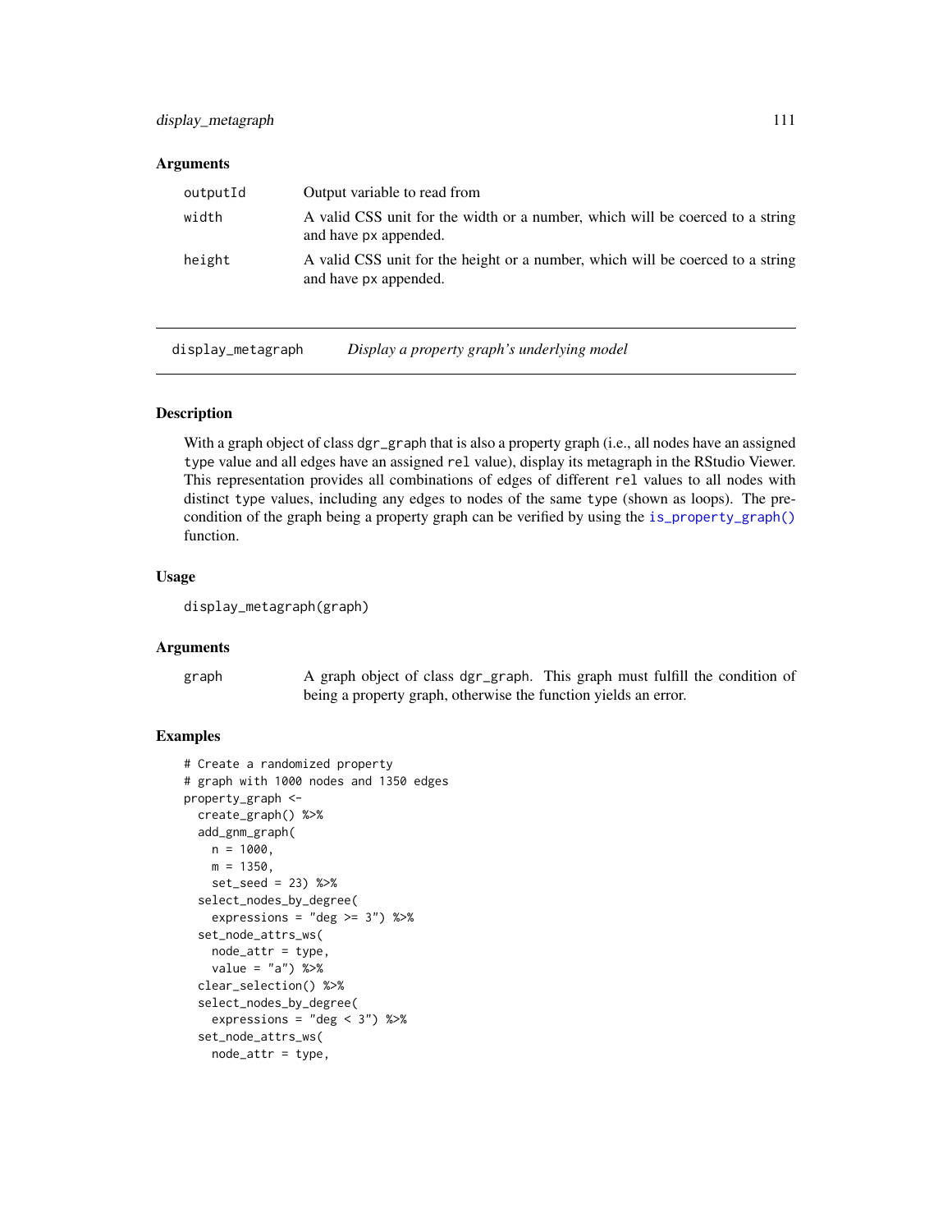## Arguments

| | |
|---|---|
| outputId | Output variable to read from |
| width | A valid CSS unit for the width or a number, which will be coerced to a string and have px appended. |
| height | A valid CSS unit for the height or a number, which will be coerced to a string and have px appended. |

---

# display_metagraph — *Display a property graph's underlying model*

## Description

With a graph object of class dgr_graph that is also a property graph (i.e., all nodes have an assigned type value and all edges have an assigned rel value), display its metagraph in the RStudio Viewer. This representation provides all combinations of edges of different rel values to all nodes with distinct type values, including any edges to nodes of the same type (shown as loops). The precondition of the graph being a property graph can be verified by using the is_property_graph() function.

## Usage

```
display_metagraph(graph)
```

## Arguments

| | |
|---|---|
| graph | A graph object of class dgr_graph. This graph must fulfill the condition of being a property graph, otherwise the function yields an error. |

## Examples

```
# Create a randomized property
# graph with 1000 nodes and 1350 edges
property_graph <-
  create_graph() %>%
  add_gnm_graph(
    n = 1000,
    m = 1350,
    set_seed = 23) %>%
  select_nodes_by_degree(
    expressions = "deg >= 3") %>%
  set_node_attrs_ws(
    node_attr = type,
    value = "a") %>%
  clear_selection() %>%
  select_nodes_by_degree(
    expressions = "deg < 3") %>%
  set_node_attrs_ws(
    node_attr = type,
```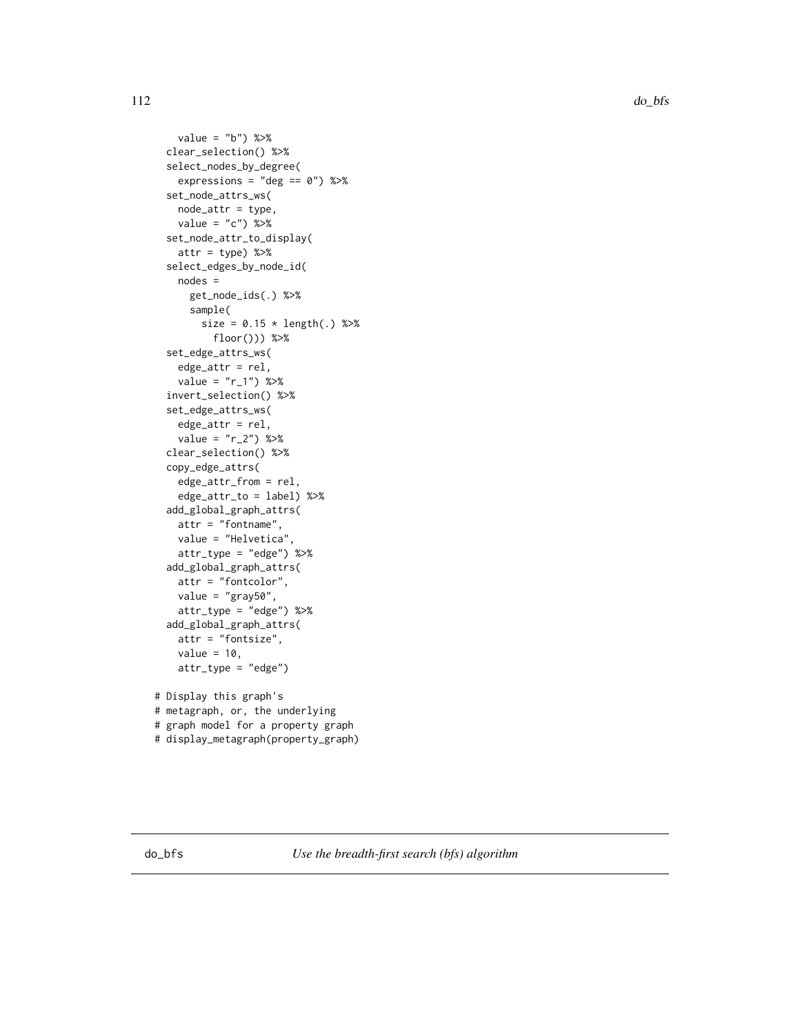```
      value = "b") %>%
    clear_selection() %>%
    select_nodes_by_degree(
      expressions = "deg == 0") %>%
    set_node_attrs_ws(
      node_attr = type,
      value = "c") %>%
    set_node_attr_to_display(
      attr = type) %>%
    select_edges_by_node_id(
      nodes =
        get_node_ids(.) %>%
        sample(
          size = 0.15 * length(.) %>%
            floor())) %>%
    set_edge_attrs_ws(
      edge_attr = rel,
      value = "r_1") %>%
    invert_selection() %>%
    set_edge_attrs_ws(
      edge_attr = rel,
      value = "r_2") %>%
    clear_selection() %>%
    copy_edge_attrs(
      edge_attr_from = rel,
      edge_attr_to = label) %>%
    add_global_graph_attrs(
      attr = "fontname",
      value = "Helvetica",
      attr_type = "edge") %>%
    add_global_graph_attrs(
      attr = "fontcolor",
      value = "gray50",
      attr_type = "edge") %>%
    add_global_graph_attrs(
      attr = "fontsize",
      value = 10,
      attr_type = "edge")

# Display this graph's
# metagraph, or, the underlying
# graph model for a property graph
# display_metagraph(property_graph)
```

---

## do_bfs *Use the breadth-first search (bfs) algorithm*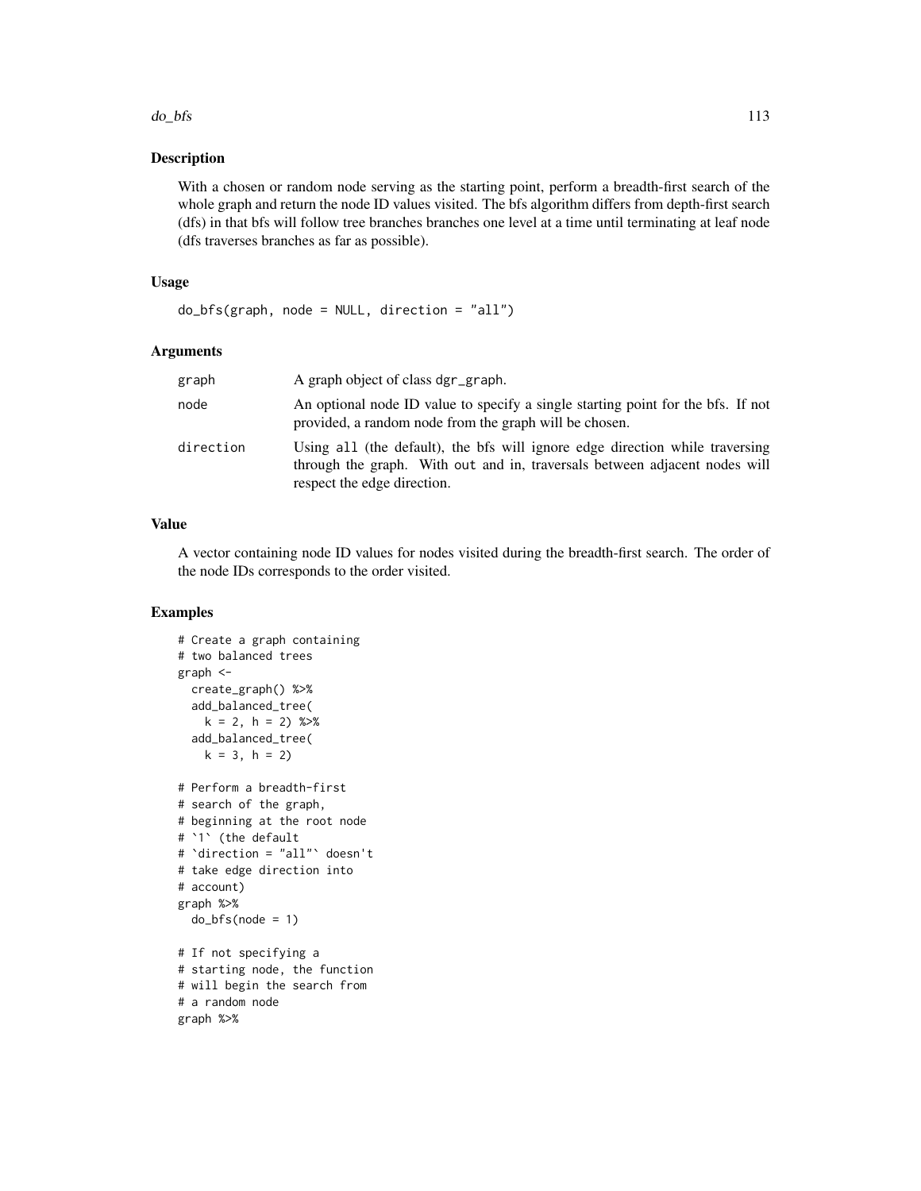## Description

With a chosen or random node serving as the starting point, perform a breadth-first search of the whole graph and return the node ID values visited. The bfs algorithm differs from depth-first search (dfs) in that bfs will follow tree branches branches one level at a time until terminating at leaf node (dfs traverses branches as far as possible).

## Usage

```
do_bfs(graph, node = NULL, direction = "all")
```

## Arguments

| | |
|---|---|
| graph | A graph object of class dgr_graph. |
| node | An optional node ID value to specify a single starting point for the bfs. If not provided, a random node from the graph will be chosen. |
| direction | Using all (the default), the bfs will ignore edge direction while traversing through the graph. With out and in, traversals between adjacent nodes will respect the edge direction. |

## Value

A vector containing node ID values for nodes visited during the breadth-first search. The order of the node IDs corresponds to the order visited.

## Examples

```
# Create a graph containing
# two balanced trees
graph <-
  create_graph() %>%
  add_balanced_tree(
    k = 2, h = 2) %>%
  add_balanced_tree(
    k = 3, h = 2)

# Perform a breadth-first
# search of the graph,
# beginning at the root node
# `1` (the default
# `direction = "all"` doesn't
# take edge direction into
# account)
graph %>%
  do_bfs(node = 1)

# If not specifying a
# starting node, the function
# will begin the search from
# a random node
graph %>%
```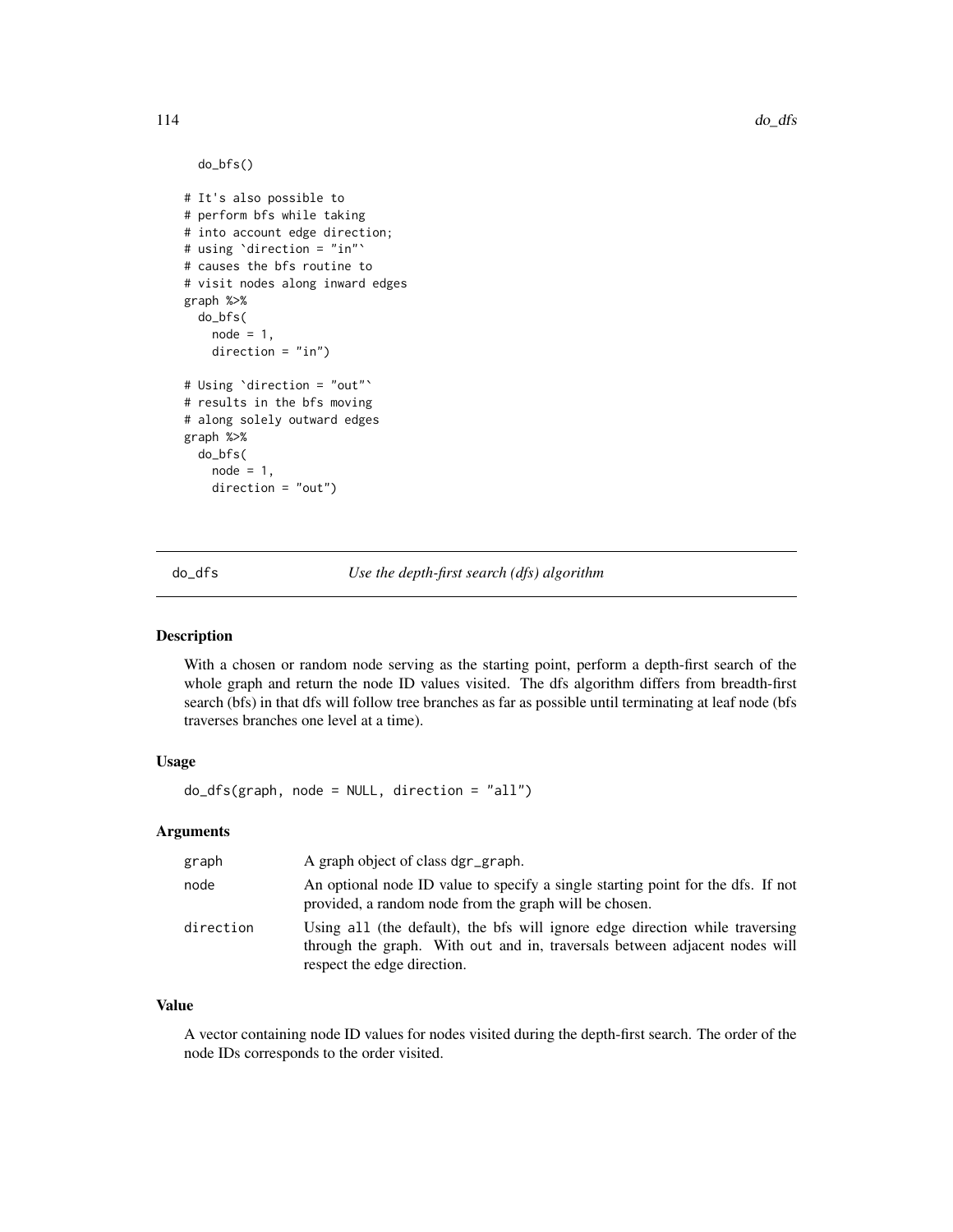```
  do_bfs()

# It's also possible to
# perform bfs while taking
# into account edge direction;
# using `direction = "in"`
# causes the bfs routine to
# visit nodes along inward edges
graph %>%
  do_bfs(
    node = 1,
    direction = "in")

# Using `direction = "out"`
# results in the bfs moving
# along solely outward edges
graph %>%
  do_bfs(
    node = 1,
    direction = "out")
```

## do_dfs — *Use the depth-first search (dfs) algorithm*

### Description

With a chosen or random node serving as the starting point, perform a depth-first search of the whole graph and return the node ID values visited. The dfs algorithm differs from breadth-first search (bfs) in that dfs will follow tree branches as far as possible until terminating at leaf node (bfs traverses branches one level at a time).

### Usage

```
do_dfs(graph, node = NULL, direction = "all")
```

### Arguments

| | |
|---|---|
| graph | A graph object of class `dgr_graph`. |
| node | An optional node ID value to specify a single starting point for the dfs. If not provided, a random node from the graph will be chosen. |
| direction | Using `all` (the default), the bfs will ignore edge direction while traversing through the graph. With `out` and `in`, traversals between adjacent nodes will respect the edge direction. |

### Value

A vector containing node ID values for nodes visited during the depth-first search. The order of the node IDs corresponds to the order visited.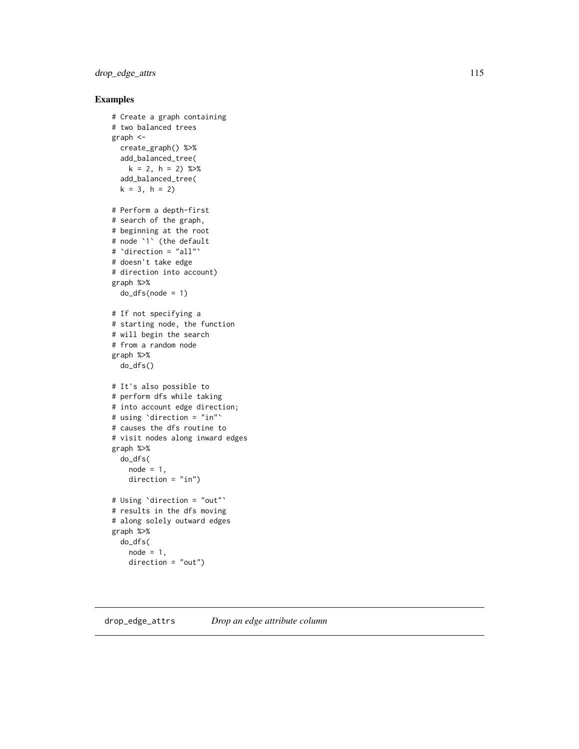## Examples

```
# Create a graph containing
# two balanced trees
graph <-
  create_graph() %>%
  add_balanced_tree(
    k = 2, h = 2) %>%
  add_balanced_tree(
  k = 3, h = 2)

# Perform a depth-first
# search of the graph,
# beginning at the root
# node `1` (the default
# `direction = "all"`
# doesn't take edge
# direction into account)
graph %>%
  do_dfs(node = 1)

# If not specifying a
# starting node, the function
# will begin the search
# from a random node
graph %>%
  do_dfs()

# It's also possible to
# perform dfs while taking
# into account edge direction;
# using `direction = "in"`
# causes the dfs routine to
# visit nodes along inward edges
graph %>%
  do_dfs(
    node = 1,
    direction = "in")

# Using `direction = "out"`
# results in the dfs moving
# along solely outward edges
graph %>%
  do_dfs(
    node = 1,
    direction = "out")
```

---

drop_edge_attrs *Drop an edge attribute column*

---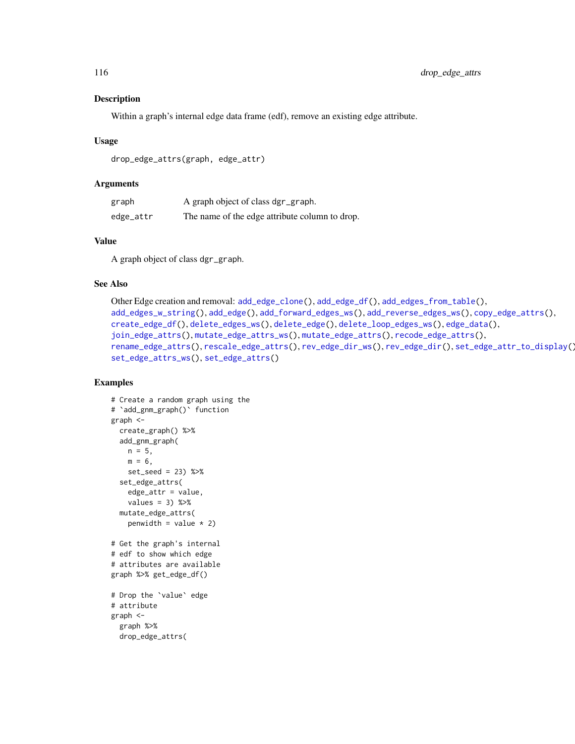## Description

Within a graph's internal edge data frame (edf), remove an existing edge attribute.

## Usage

```
drop_edge_attrs(graph, edge_attr)
```

## Arguments

| | |
|---|---|
| graph | A graph object of class dgr_graph. |
| edge_attr | The name of the edge attribute column to drop. |

## Value

A graph object of class dgr_graph.

## See Also

Other Edge creation and removal: add_edge_clone(), add_edge_df(), add_edges_from_table(), add_edges_w_string(), add_edge(), add_forward_edges_ws(), add_reverse_edges_ws(), copy_edge_attrs(), create_edge_df(), delete_edges_ws(), delete_edge(), delete_loop_edges_ws(), edge_data(), join_edge_attrs(), mutate_edge_attrs_ws(), mutate_edge_attrs(), recode_edge_attrs(), rename_edge_attrs(), rescale_edge_attrs(), rev_edge_dir_ws(), rev_edge_dir(), set_edge_attr_to_display(), set_edge_attrs_ws(), set_edge_attrs()

## Examples

```
# Create a random graph using the
# `add_gnm_graph()` function
graph <-
  create_graph() %>%
  add_gnm_graph(
    n = 5,
    m = 6,
    set_seed = 23) %>%
  set_edge_attrs(
    edge_attr = value,
    values = 3) %>%
  mutate_edge_attrs(
    penwidth = value * 2)

# Get the graph's internal
# edf to show which edge
# attributes are available
graph %>% get_edge_df()

# Drop the `value` edge
# attribute
graph <-
  graph %>%
  drop_edge_attrs(
```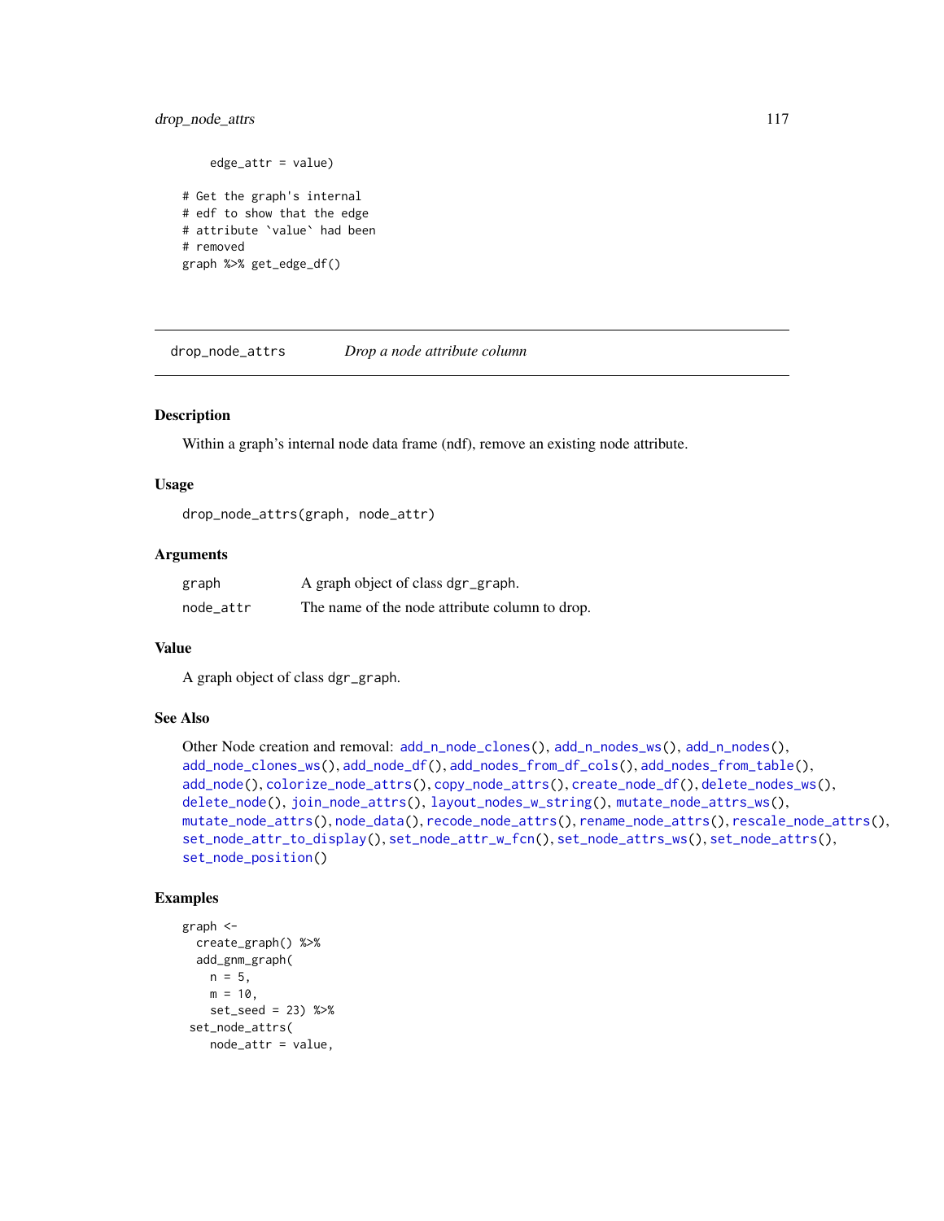```
    edge_attr = value)

# Get the graph's internal
# edf to show that the edge
# attribute `value` had been
# removed
graph %>% get_edge_df()
```

## drop_node_attrs — *Drop a node attribute column*

### Description

Within a graph's internal node data frame (ndf), remove an existing node attribute.

### Usage

```
drop_node_attrs(graph, node_attr)
```

### Arguments

| | |
|---|---|
| graph | A graph object of class dgr_graph. |
| node_attr | The name of the node attribute column to drop. |

### Value

A graph object of class dgr_graph.

### See Also

Other Node creation and removal: add_n_node_clones(), add_n_nodes_ws(), add_n_nodes(), add_node_clones_ws(), add_node_df(), add_nodes_from_df_cols(), add_nodes_from_table(), add_node(), colorize_node_attrs(), copy_node_attrs(), create_node_df(), delete_nodes_ws(), delete_node(), join_node_attrs(), layout_nodes_w_string(), mutate_node_attrs_ws(), mutate_node_attrs(), node_data(), recode_node_attrs(), rename_node_attrs(), rescale_node_attrs(), set_node_attr_to_display(), set_node_attr_w_fcn(), set_node_attrs_ws(), set_node_attrs(), set_node_position()

### Examples

```
graph <-
  create_graph() %>%
  add_gnm_graph(
    n = 5,
    m = 10,
    set_seed = 23) %>%
 set_node_attrs(
    node_attr = value,
```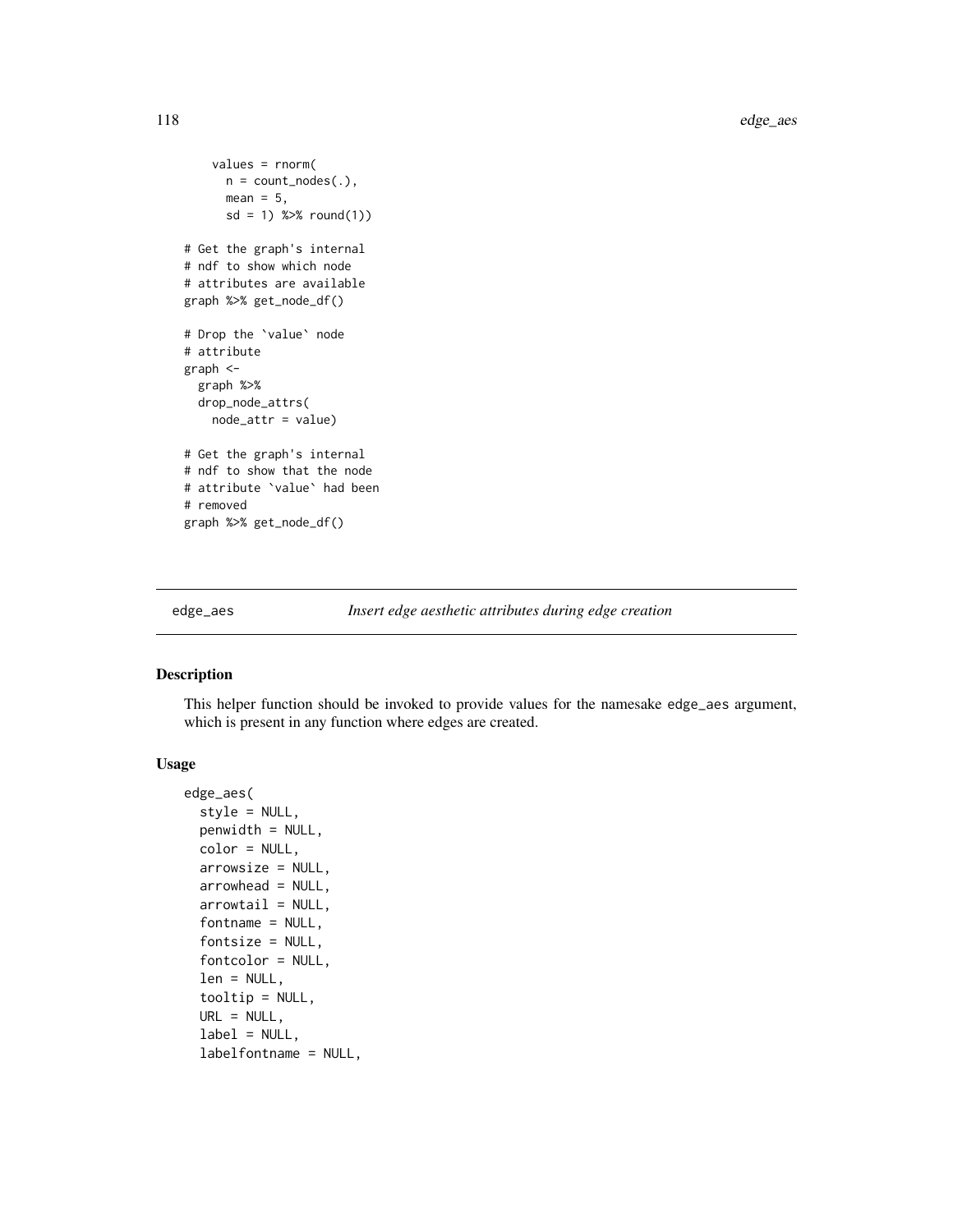```r
    values = rnorm(
      n = count_nodes(.),
      mean = 5,
      sd = 1) %>% round(1))

# Get the graph's internal
# ndf to show which node
# attributes are available
graph %>% get_node_df()

# Drop the `value` node
# attribute
graph <-
  graph %>%
  drop_node_attrs(
    node_attr = value)

# Get the graph's internal
# ndf to show that the node
# attribute `value` had been
# removed
graph %>% get_node_df()
```

---

`edge_aes` *Insert edge aesthetic attributes during edge creation*

---

### Description

This helper function should be invoked to provide values for the namesake `edge_aes` argument, which is present in any function where edges are created.

### Usage

```r
edge_aes(
  style = NULL,
  penwidth = NULL,
  color = NULL,
  arrowsize = NULL,
  arrowhead = NULL,
  arrowtail = NULL,
  fontname = NULL,
  fontsize = NULL,
  fontcolor = NULL,
  len = NULL,
  tooltip = NULL,
  URL = NULL,
  label = NULL,
  labelfontname = NULL,
```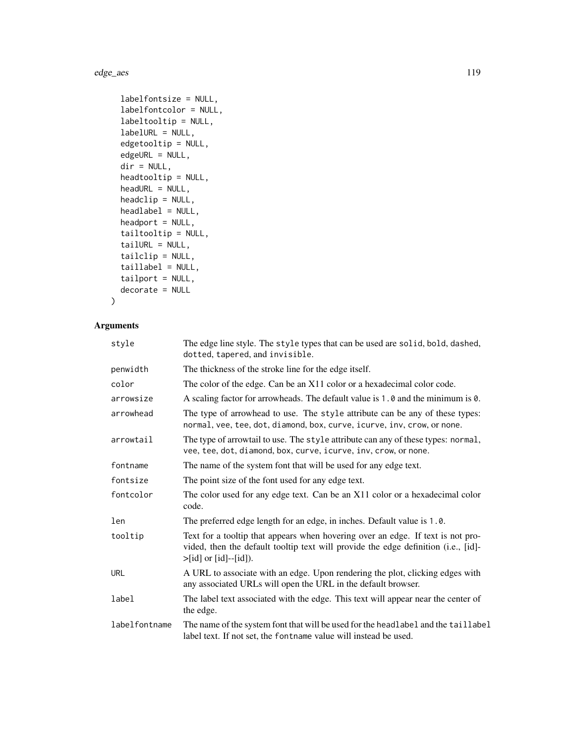```
  labelfontsize = NULL,
  labelfontcolor = NULL,
  labeltooltip = NULL,
  labelURL = NULL,
  edgetooltip = NULL,
  edgeURL = NULL,
  dir = NULL,
  headtooltip = NULL,
  headURL = NULL,
  headclip = NULL,
  headlabel = NULL,
  headport = NULL,
  tailtooltip = NULL,
  tailURL = NULL,
  tailclip = NULL,
  taillabel = NULL,
  tailport = NULL,
  decorate = NULL
)
```

## Arguments

| | |
|---|---|
| `style` | The edge line style. The `style` types that can be used are `solid`, `bold`, `dashed`, `dotted`, `tapered`, and `invisible`. |
| `penwidth` | The thickness of the stroke line for the edge itself. |
| `color` | The color of the edge. Can be an X11 color or a hexadecimal color code. |
| `arrowsize` | A scaling factor for arrowheads. The default value is `1.0` and the minimum is `0`. |
| `arrowhead` | The type of arrowhead to use. The `style` attribute can be any of these types: `normal`, `vee`, `tee`, `dot`, `diamond`, `box`, `curve`, `icurve`, `inv`, `crow`, or `none`. |
| `arrowtail` | The type of arrowtail to use. The `style` attribute can any of these types: `normal`, `vee`, `tee`, `dot`, `diamond`, `box`, `curve`, `icurve`, `inv`, `crow`, or `none`. |
| `fontname` | The name of the system font that will be used for any edge text. |
| `fontsize` | The point size of the font used for any edge text. |
| `fontcolor` | The color used for any edge text. Can be an X11 color or a hexadecimal color code. |
| `len` | The preferred edge length for an edge, in inches. Default value is `1.0`. |
| `tooltip` | Text for a tooltip that appears when hovering over an edge. If text is not provided, then the default tooltip text will provide the edge definition (i.e., [id]->[id] or [id]--[id]). |
| `URL` | A URL to associate with an edge. Upon rendering the plot, clicking edges with any associated URLs will open the URL in the default browser. |
| `label` | The label text associated with the edge. This text will appear near the center of the edge. |
| `labelfontname` | The name of the system font that will be used for the `headlabel` and the `taillabel` label text. If not set, the `fontname` value will instead be used. |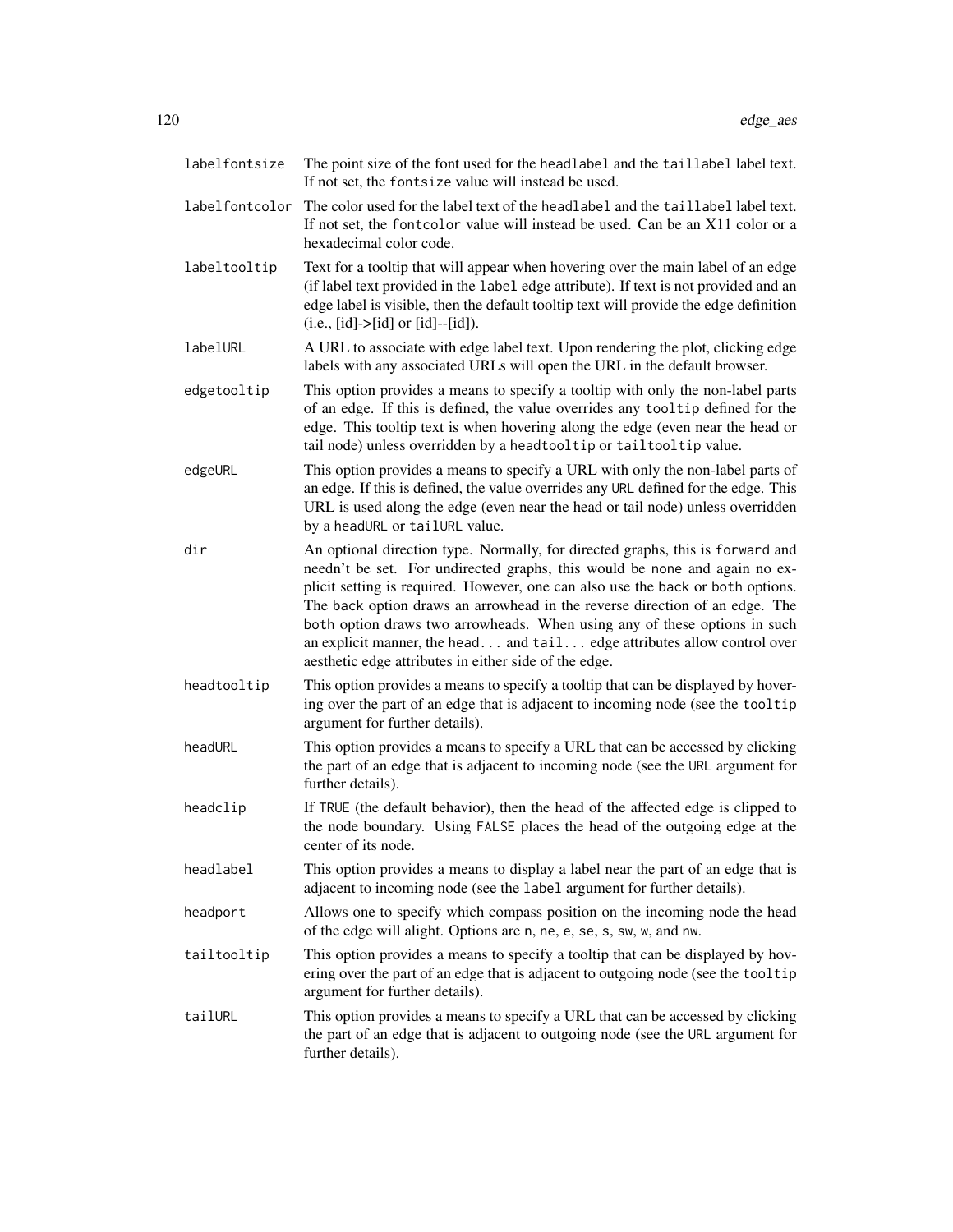`labelfontsize` The point size of the font used for the `headlabel` and the `taillabel` label text. If not set, the `fontsize` value will instead be used.

`labelfontcolor` The color used for the label text of the `headlabel` and the `taillabel` label text. If not set, the `fontcolor` value will instead be used. Can be an X11 color or a hexadecimal color code.

`labeltooltip` Text for a tooltip that will appear when hovering over the main label of an edge (if label text provided in the `label` edge attribute). If text is not provided and an edge label is visible, then the default tooltip text will provide the edge definition (i.e., [id]->[id] or [id]--[id]).

`labelURL` A URL to associate with edge label text. Upon rendering the plot, clicking edge labels with any associated URLs will open the URL in the default browser.

`edgetooltip` This option provides a means to specify a tooltip with only the non-label parts of an edge. If this is defined, the value overrides any `tooltip` defined for the edge. This tooltip text is when hovering along the edge (even near the head or tail node) unless overridden by a `headtooltip` or `tailtooltip` value.

`edgeURL` This option provides a means to specify a URL with only the non-label parts of an edge. If this is defined, the value overrides any `URL` defined for the edge. This URL is used along the edge (even near the head or tail node) unless overridden by a `headURL` or `tailURL` value.

`dir` An optional direction type. Normally, for directed graphs, this is `forward` and needn't be set. For undirected graphs, this would be `none` and again no explicit setting is required. However, one can also use the `back` or `both` options. The `back` option draws an arrowhead in the reverse direction of an edge. The `both` option draws two arrowheads. When using any of these options in such an explicit manner, the `head...` and `tail...` edge attributes allow control over aesthetic edge attributes in either side of the edge.

`headtooltip` This option provides a means to specify a tooltip that can be displayed by hovering over the part of an edge that is adjacent to incoming node (see the `tooltip` argument for further details).

`headURL` This option provides a means to specify a URL that can be accessed by clicking the part of an edge that is adjacent to incoming node (see the `URL` argument for further details).

`headclip` If `TRUE` (the default behavior), then the head of the affected edge is clipped to the node boundary. Using `FALSE` places the head of the outgoing edge at the center of its node.

`headlabel` This option provides a means to display a label near the part of an edge that is adjacent to incoming node (see the `label` argument for further details).

`headport` Allows one to specify which compass position on the incoming node the head of the edge will alight. Options are `n`, `ne`, `e`, `se`, `s`, `sw`, `w`, and `nw`.

`tailtooltip` This option provides a means to specify a tooltip that can be displayed by hovering over the part of an edge that is adjacent to outgoing node (see the `tooltip` argument for further details).

`tailURL` This option provides a means to specify a URL that can be accessed by clicking the part of an edge that is adjacent to outgoing node (see the `URL` argument for further details).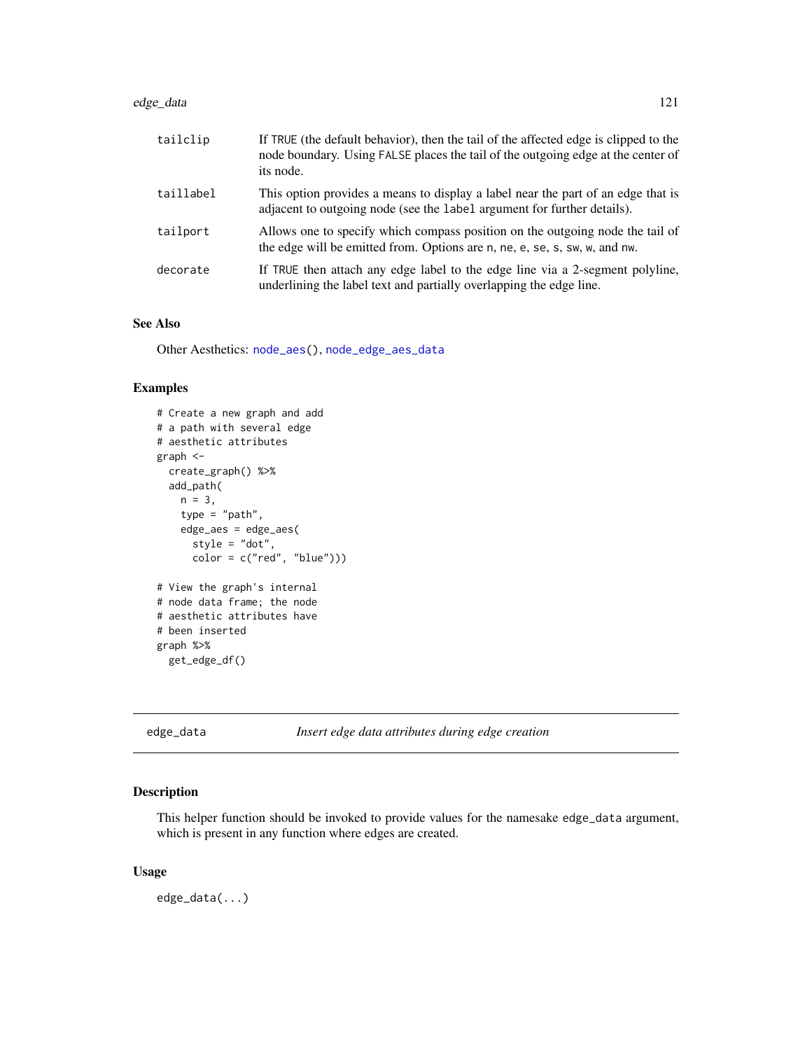| | |
|---|---|
| tailclip | If TRUE (the default behavior), then the tail of the affected edge is clipped to the node boundary. Using FALSE places the tail of the outgoing edge at the center of its node. |
| taillabel | This option provides a means to display a label near the part of an edge that is adjacent to outgoing node (see the label argument for further details). |
| tailport | Allows one to specify which compass position on the outgoing node the tail of the edge will be emitted from. Options are n, ne, e, se, s, sw, w, and nw. |
| decorate | If TRUE then attach any edge label to the edge line via a 2-segment polyline, underlining the label text and partially overlapping the edge line. |

### See Also

Other Aesthetics: node_aes(), node_edge_aes_data

### Examples

```
# Create a new graph and add
# a path with several edge
# aesthetic attributes
graph <-
  create_graph() %>%
  add_path(
    n = 3,
    type = "path",
    edge_aes = edge_aes(
      style = "dot",
      color = c("red", "blue")))

# View the graph's internal
# node data frame; the node
# aesthetic attributes have
# been inserted
graph %>%
  get_edge_df()
```

---

## edge_data — *Insert edge data attributes during edge creation*

### Description

This helper function should be invoked to provide values for the namesake edge_data argument, which is present in any function where edges are created.

### Usage

```
edge_data(...)
```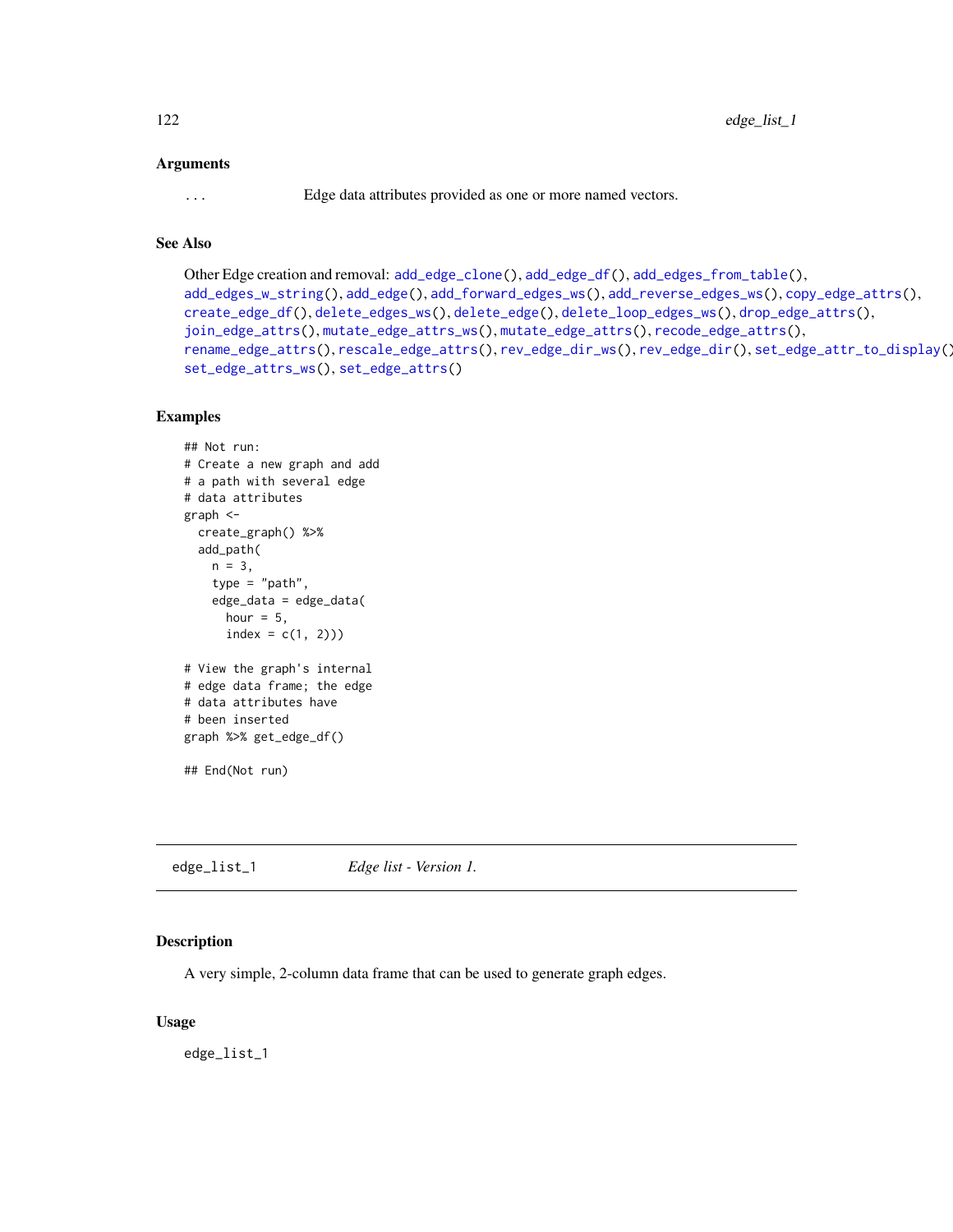### Arguments

`...` Edge data attributes provided as one or more named vectors.

### See Also

Other Edge creation and removal: `add_edge_clone()`, `add_edge_df()`, `add_edges_from_table()`, `add_edges_w_string()`, `add_edge()`, `add_forward_edges_ws()`, `add_reverse_edges_ws()`, `copy_edge_attrs()`, `create_edge_df()`, `delete_edges_ws()`, `delete_edge()`, `delete_loop_edges_ws()`, `drop_edge_attrs()`, `join_edge_attrs()`, `mutate_edge_attrs_ws()`, `mutate_edge_attrs()`, `recode_edge_attrs()`, `rename_edge_attrs()`, `rescale_edge_attrs()`, `rev_edge_dir_ws()`, `rev_edge_dir()`, `set_edge_attr_to_display()`, `set_edge_attrs_ws()`, `set_edge_attrs()`

### Examples

```
## Not run:
# Create a new graph and add
# a path with several edge
# data attributes
graph <-
  create_graph() %>%
  add_path(
    n = 3,
    type = "path",
    edge_data = edge_data(
      hour = 5,
      index = c(1, 2)))

# View the graph's internal
# edge data frame; the edge
# data attributes have
# been inserted
graph %>% get_edge_df()

## End(Not run)
```

---

## edge_list_1 — *Edge list - Version 1.*

### Description

A very simple, 2-column data frame that can be used to generate graph edges.

### Usage

```
edge_list_1
```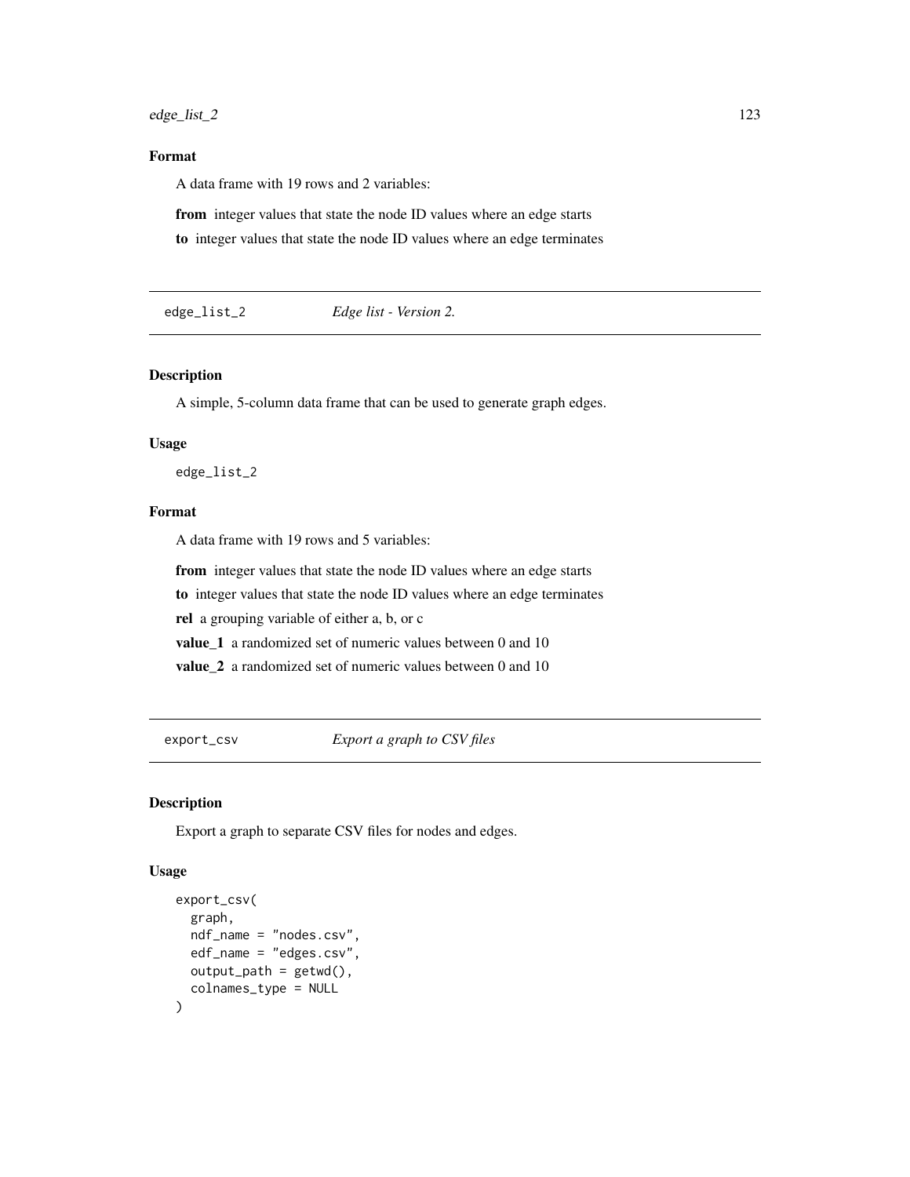## Format

A data frame with 19 rows and 2 variables:

**from** integer values that state the node ID values where an edge starts

**to** integer values that state the node ID values where an edge terminates

---

`edge_list_2` *Edge list - Version 2.*

---

## Description

A simple, 5-column data frame that can be used to generate graph edges.

## Usage

```
edge_list_2
```

## Format

A data frame with 19 rows and 5 variables:

**from** integer values that state the node ID values where an edge starts

**to** integer values that state the node ID values where an edge terminates

**rel** a grouping variable of either a, b, or c

**value_1** a randomized set of numeric values between 0 and 10

**value_2** a randomized set of numeric values between 0 and 10

---

`export_csv` *Export a graph to CSV files*

---

## Description

Export a graph to separate CSV files for nodes and edges.

## Usage

```
export_csv(
  graph,
  ndf_name = "nodes.csv",
  edf_name = "edges.csv",
  output_path = getwd(),
  colnames_type = NULL
)
```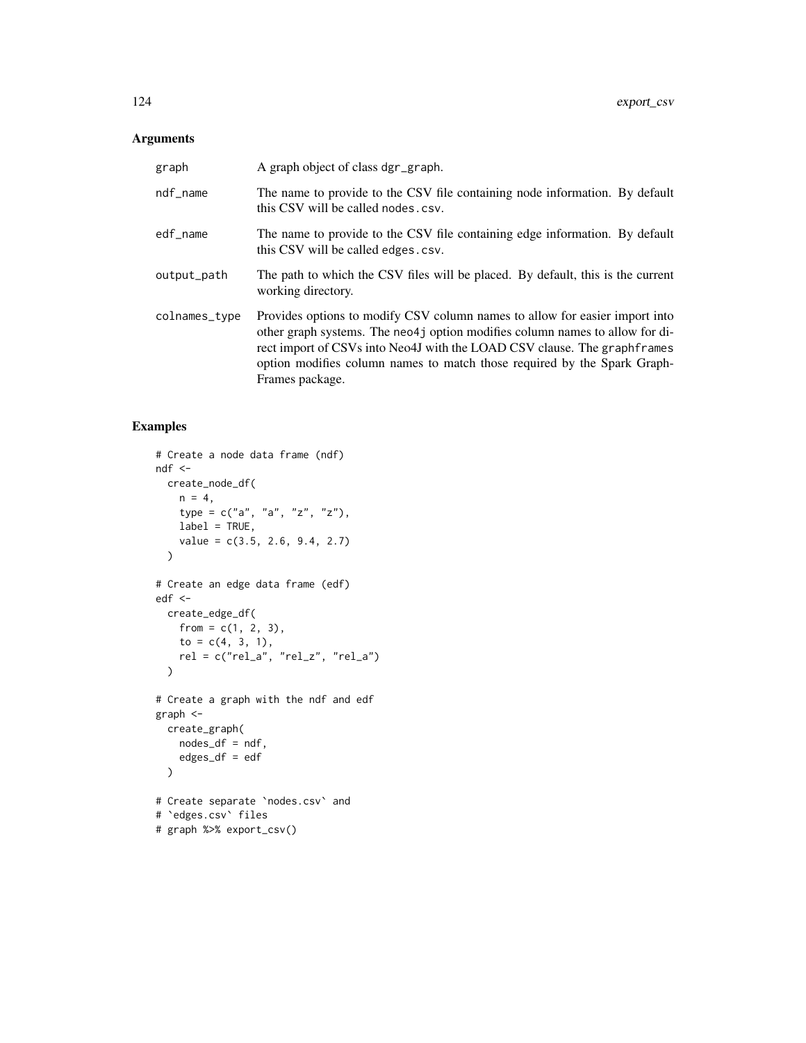## Arguments

| | |
|---|---|
| `graph` | A graph object of class `dgr_graph`. |
| `ndf_name` | The name to provide to the CSV file containing node information. By default this CSV will be called `nodes.csv`. |
| `edf_name` | The name to provide to the CSV file containing edge information. By default this CSV will be called `edges.csv`. |
| `output_path` | The path to which the CSV files will be placed. By default, this is the current working directory. |
| `colnames_type` | Provides options to modify CSV column names to allow for easier import into other graph systems. The `neo4j` option modifies column names to allow for direct import of CSVs into Neo4J with the LOAD CSV clause. The `graphframes` option modifies column names to match those required by the Spark GraphFrames package. |

## Examples

```
# Create a node data frame (ndf)
ndf <-
  create_node_df(
    n = 4,
    type = c("a", "a", "z", "z"),
    label = TRUE,
    value = c(3.5, 2.6, 9.4, 2.7)
  )

# Create an edge data frame (edf)
edf <-
  create_edge_df(
    from = c(1, 2, 3),
    to = c(4, 3, 1),
    rel = c("rel_a", "rel_z", "rel_a")
  )

# Create a graph with the ndf and edf
graph <-
  create_graph(
    nodes_df = ndf,
    edges_df = edf
  )

# Create separate `nodes.csv` and
# `edges.csv` files
# graph %>% export_csv()
```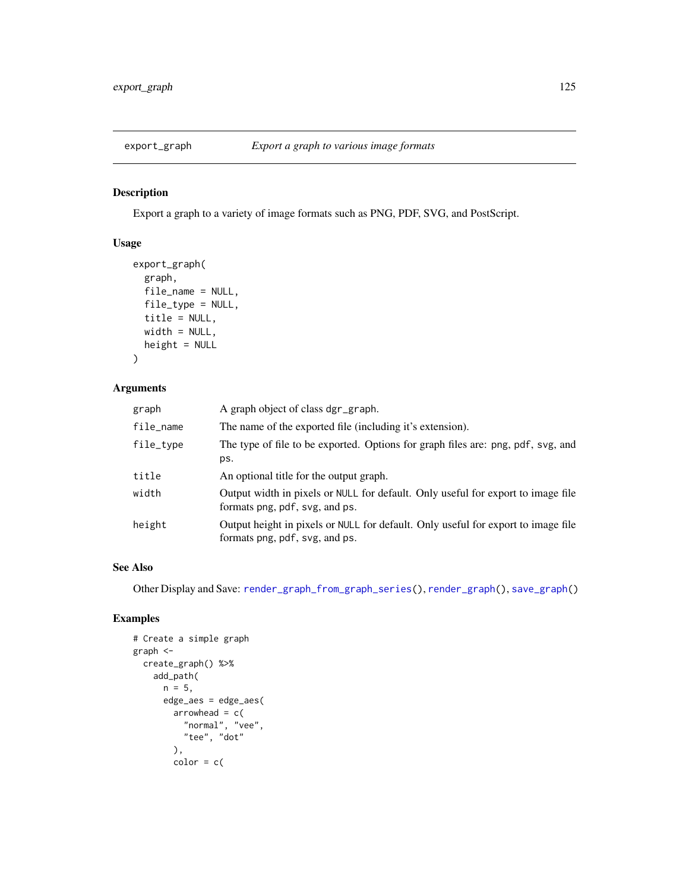# export_graph — *Export a graph to various image formats*

## Description

Export a graph to a variety of image formats such as PNG, PDF, SVG, and PostScript.

## Usage

```
export_graph(
  graph,
  file_name = NULL,
  file_type = NULL,
  title = NULL,
  width = NULL,
  height = NULL
)
```

## Arguments

| | |
|---|---|
| graph | A graph object of class dgr_graph. |
| file_name | The name of the exported file (including it's extension). |
| file_type | The type of file to be exported. Options for graph files are: png, pdf, svg, and ps. |
| title | An optional title for the output graph. |
| width | Output width in pixels or NULL for default. Only useful for export to image file formats png, pdf, svg, and ps. |
| height | Output height in pixels or NULL for default. Only useful for export to image file formats png, pdf, svg, and ps. |

## See Also

Other Display and Save: render_graph_from_graph_series(), render_graph(), save_graph()

## Examples

```
# Create a simple graph
graph <-
  create_graph() %>%
    add_path(
      n = 5,
      edge_aes = edge_aes(
        arrowhead = c(
          "normal", "vee",
          "tee", "dot"
        ),
        color = c(
```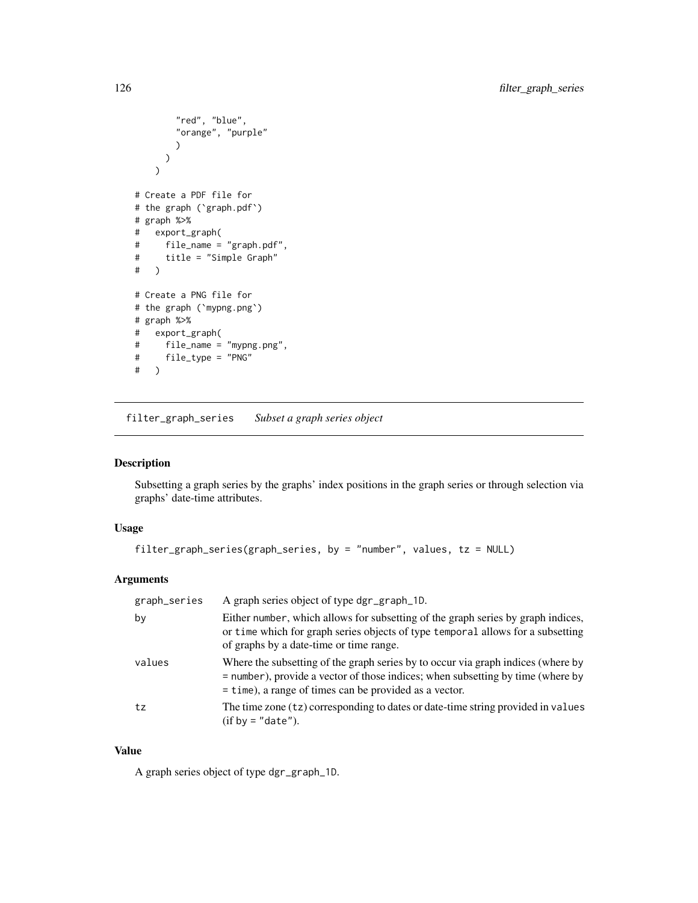```
        "red", "blue",
        "orange", "purple"
        )
      )
    )

# Create a PDF file for
# the graph (`graph.pdf`)
# graph %>%
#   export_graph(
#     file_name = "graph.pdf",
#     title = "Simple Graph"
#   )

# Create a PNG file for
# the graph (`mypng.png`)
# graph %>%
#   export_graph(
#     file_name = "mypng.png",
#     file_type = "PNG"
#   )
```

## filter_graph_series *Subset a graph series object*

### Description

Subsetting a graph series by the graphs' index positions in the graph series or through selection via graphs' date-time attributes.

### Usage

```
filter_graph_series(graph_series, by = "number", values, tz = NULL)
```

### Arguments

| | |
|---|---|
| graph_series | A graph series object of type `dgr_graph_1D`. |
| by | Either `number`, which allows for subsetting of the graph series by graph indices, or `time` which for graph series objects of type `temporal` allows for a subsetting of graphs by a date-time or time range. |
| values | Where the subsetting of the graph series by to occur via graph indices (where `by = number`), provide a vector of those indices; when subsetting by time (where `by = time`), a range of times can be provided as a vector. |
| tz | The time zone (`tz`) corresponding to dates or date-time string provided in `values` (if `by = "date"`). |

### Value

A graph series object of type `dgr_graph_1D`.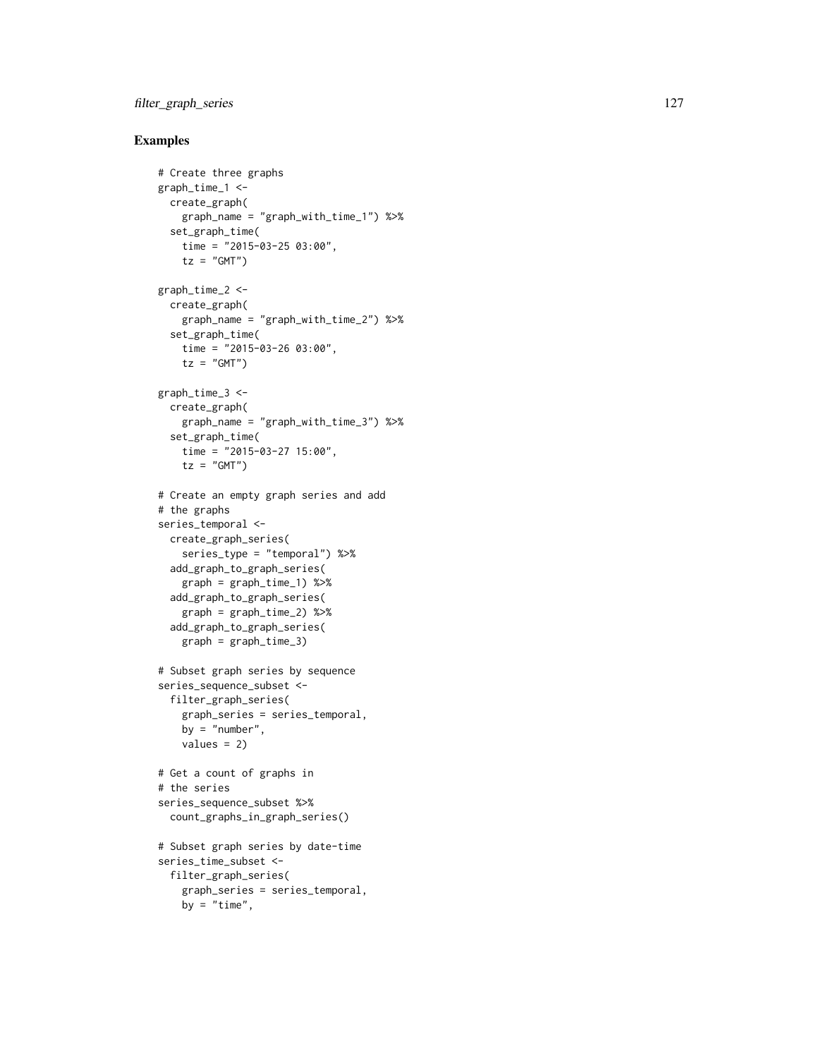## Examples

```
# Create three graphs
graph_time_1 <-
  create_graph(
    graph_name = "graph_with_time_1") %>%
  set_graph_time(
    time = "2015-03-25 03:00",
    tz = "GMT")

graph_time_2 <-
  create_graph(
    graph_name = "graph_with_time_2") %>%
  set_graph_time(
    time = "2015-03-26 03:00",
    tz = "GMT")

graph_time_3 <-
  create_graph(
    graph_name = "graph_with_time_3") %>%
  set_graph_time(
    time = "2015-03-27 15:00",
    tz = "GMT")

# Create an empty graph series and add
# the graphs
series_temporal <-
  create_graph_series(
    series_type = "temporal") %>%
  add_graph_to_graph_series(
    graph = graph_time_1) %>%
  add_graph_to_graph_series(
    graph = graph_time_2) %>%
  add_graph_to_graph_series(
    graph = graph_time_3)

# Subset graph series by sequence
series_sequence_subset <-
  filter_graph_series(
    graph_series = series_temporal,
    by = "number",
    values = 2)

# Get a count of graphs in
# the series
series_sequence_subset %>%
  count_graphs_in_graph_series()

# Subset graph series by date-time
series_time_subset <-
  filter_graph_series(
    graph_series = series_temporal,
    by = "time",
```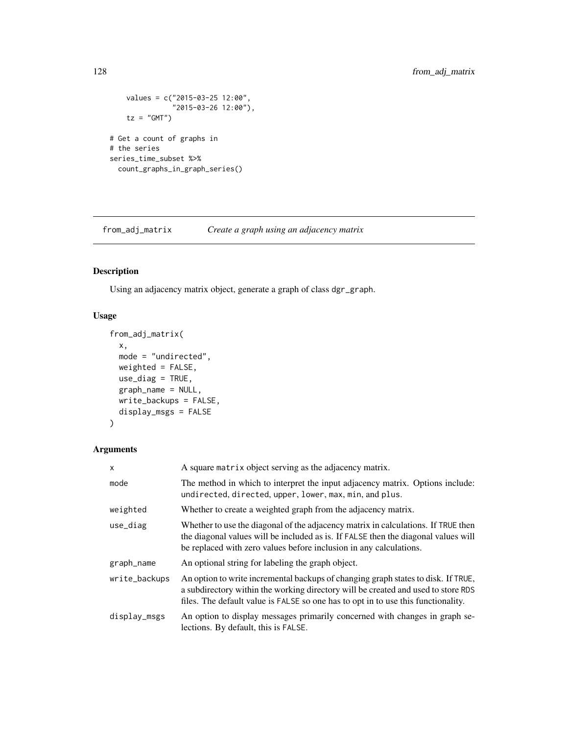```
    values = c("2015-03-25 12:00",
               "2015-03-26 12:00"),
    tz = "GMT")

# Get a count of graphs in
# the series
series_time_subset %>%
  count_graphs_in_graph_series()
```

## from_adj_matrix — *Create a graph using an adjacency matrix*

### Description

Using an adjacency matrix object, generate a graph of class `dgr_graph`.

### Usage

```
from_adj_matrix(
  x,
  mode = "undirected",
  weighted = FALSE,
  use_diag = TRUE,
  graph_name = NULL,
  write_backups = FALSE,
  display_msgs = FALSE
)
```

### Arguments

| | |
|---|---|
| `x` | A square `matrix` object serving as the adjacency matrix. |
| `mode` | The method in which to interpret the input adjacency matrix. Options include: `undirected`, `directed`, `upper`, `lower`, `max`, `min`, and `plus`. |
| `weighted` | Whether to create a weighted graph from the adjacency matrix. |
| `use_diag` | Whether to use the diagonal of the adjacency matrix in calculations. If `TRUE` then the diagonal values will be included as is. If `FALSE` then the diagonal values will be replaced with zero values before inclusion in any calculations. |
| `graph_name` | An optional string for labeling the graph object. |
| `write_backups` | An option to write incremental backups of changing graph states to disk. If `TRUE`, a subdirectory within the working directory will be created and used to store `RDS` files. The default value is `FALSE` so one has to opt in to use this functionality. |
| `display_msgs` | An option to display messages primarily concerned with changes in graph selections. By default, this is `FALSE`. |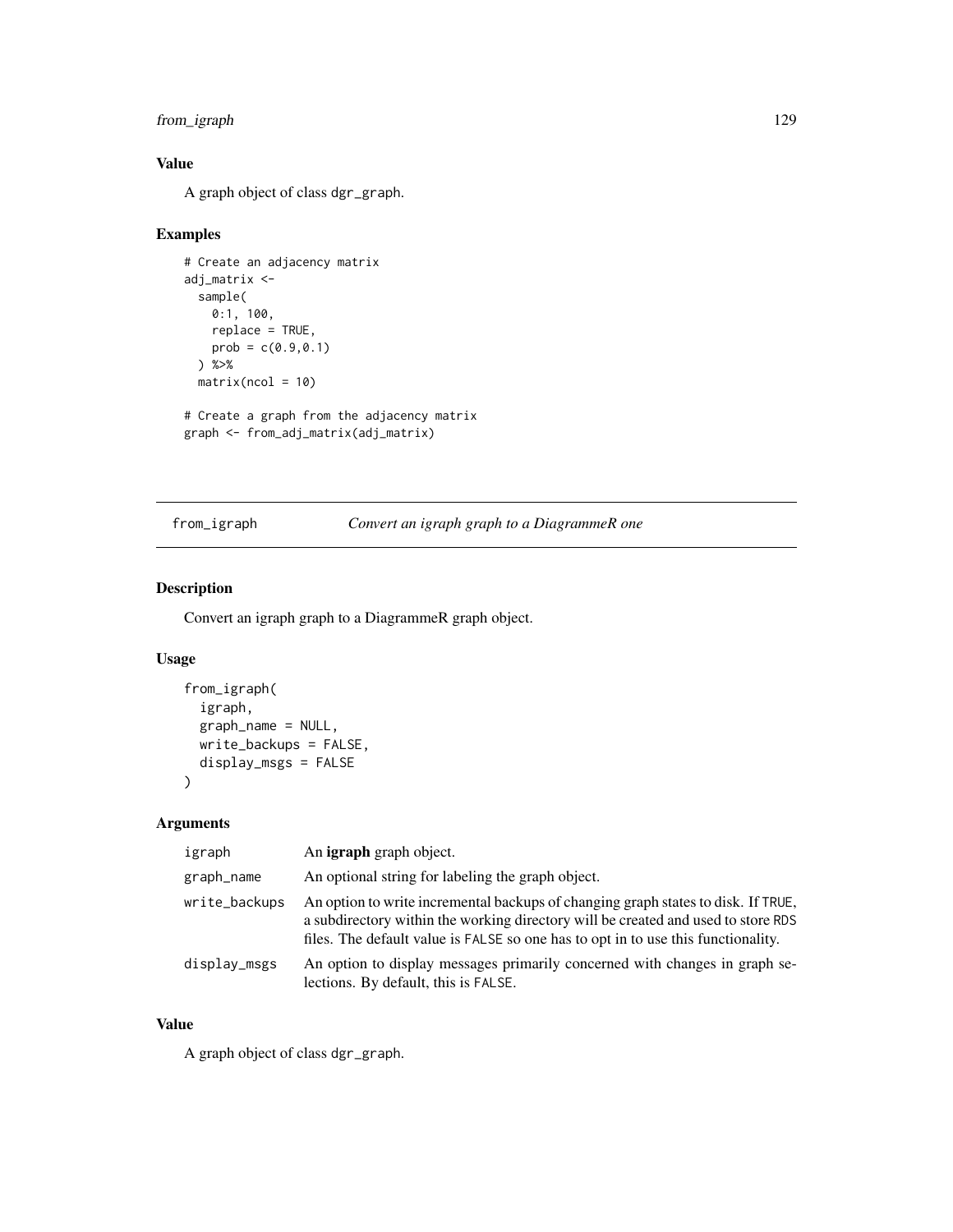### Value

A graph object of class `dgr_graph`.

### Examples

```
# Create an adjacency matrix
adj_matrix <-
  sample(
    0:1, 100,
    replace = TRUE,
    prob = c(0.9,0.1)
  ) %>%
  matrix(ncol = 10)

# Create a graph from the adjacency matrix
graph <- from_adj_matrix(adj_matrix)
```

---

## from_igraph — *Convert an igraph graph to a DiagrammeR one*

### Description

Convert an igraph graph to a DiagrammeR graph object.

### Usage

```
from_igraph(
  igraph,
  graph_name = NULL,
  write_backups = FALSE,
  display_msgs = FALSE
)
```

### Arguments

| | |
|---|---|
| `igraph` | An **igraph** graph object. |
| `graph_name` | An optional string for labeling the graph object. |
| `write_backups` | An option to write incremental backups of changing graph states to disk. If `TRUE`, a subdirectory within the working directory will be created and used to store `RDS` files. The default value is `FALSE` so one has to opt in to use this functionality. |
| `display_msgs` | An option to display messages primarily concerned with changes in graph selections. By default, this is `FALSE`. |

### Value

A graph object of class `dgr_graph`.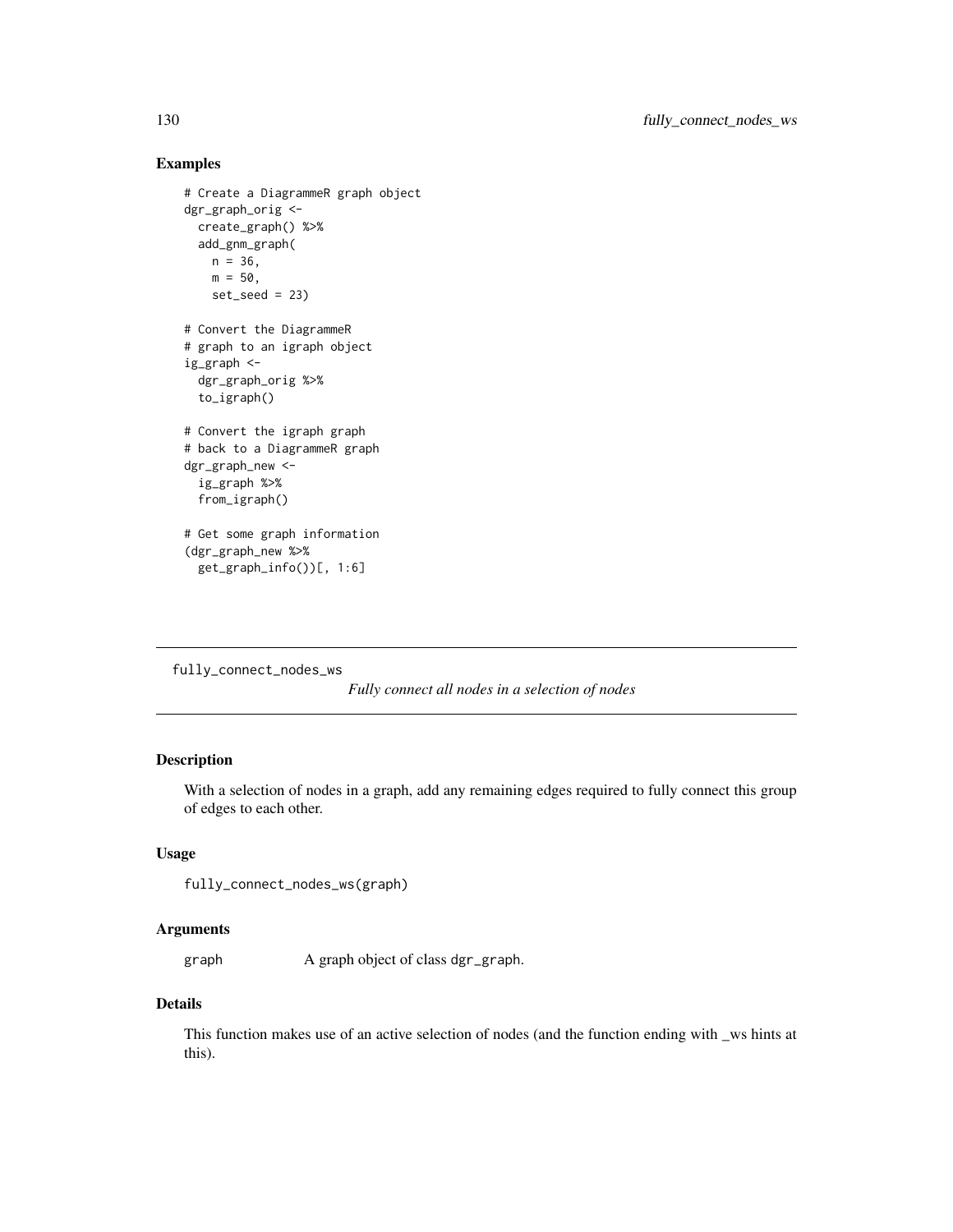## Examples

```
# Create a DiagrammeR graph object
dgr_graph_orig <-
  create_graph() %>%
  add_gnm_graph(
    n = 36,
    m = 50,
    set_seed = 23)

# Convert the DiagrammeR
# graph to an igraph object
ig_graph <-
  dgr_graph_orig %>%
  to_igraph()

# Convert the igraph graph
# back to a DiagrammeR graph
dgr_graph_new <-
  ig_graph %>%
  from_igraph()

# Get some graph information
(dgr_graph_new %>%
  get_graph_info())[, 1:6]
```

---

# fully_connect_nodes_ws

*Fully connect all nodes in a selection of nodes*

---

## Description

With a selection of nodes in a graph, add any remaining edges required to fully connect this group of edges to each other.

## Usage

```
fully_connect_nodes_ws(graph)
```

## Arguments

| | |
|---|---|
| graph | A graph object of class dgr_graph. |

## Details

This function makes use of an active selection of nodes (and the function ending with _ws hints at this).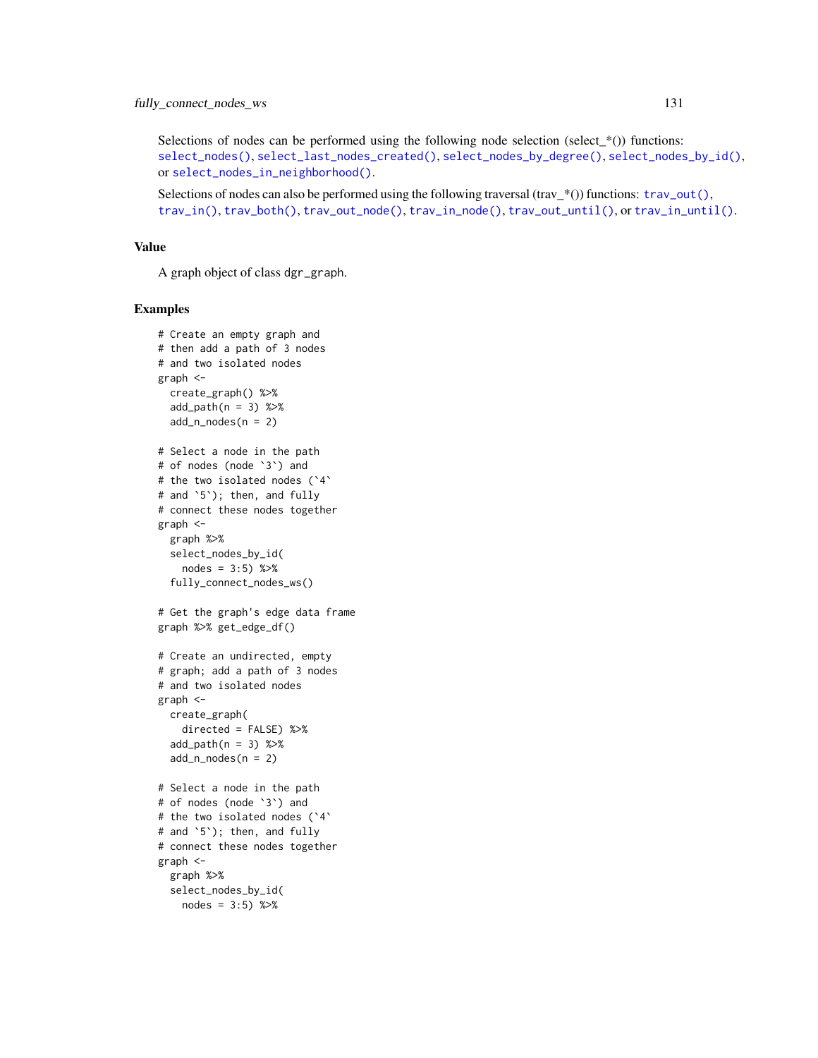Selections of nodes can be performed using the following node selection (select_*()) functions: `select_nodes()`, `select_last_nodes_created()`, `select_nodes_by_degree()`, `select_nodes_by_id()`, or `select_nodes_in_neighborhood()`.

Selections of nodes can also be performed using the following traversal (trav_*()) functions: `trav_out()`, `trav_in()`, `trav_both()`, `trav_out_node()`, `trav_in_node()`, `trav_out_until()`, or `trav_in_until()`.

## Value

A graph object of class `dgr_graph`.

## Examples

```
# Create an empty graph and
# then add a path of 3 nodes
# and two isolated nodes
graph <-
  create_graph() %>%
  add_path(n = 3) %>%
  add_n_nodes(n = 2)

# Select a node in the path
# of nodes (node `3`) and
# the two isolated nodes (`4`
# and `5`); then, and fully
# connect these nodes together
graph <-
  graph %>%
  select_nodes_by_id(
    nodes = 3:5) %>%
  fully_connect_nodes_ws()

# Get the graph's edge data frame
graph %>% get_edge_df()

# Create an undirected, empty
# graph; add a path of 3 nodes
# and two isolated nodes
graph <-
  create_graph(
    directed = FALSE) %>%
  add_path(n = 3) %>%
  add_n_nodes(n = 2)

# Select a node in the path
# of nodes (node `3`) and
# the two isolated nodes (`4`
# and `5`); then, and fully
# connect these nodes together
graph <-
  graph %>%
  select_nodes_by_id(
    nodes = 3:5) %>%
```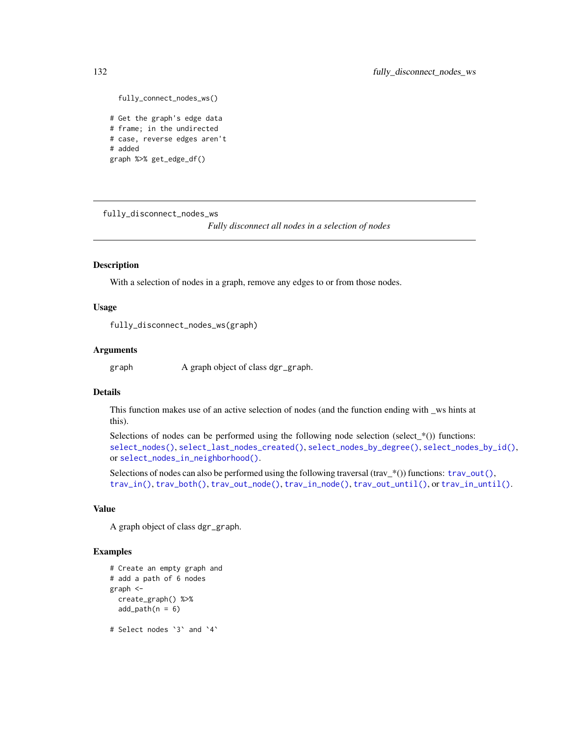```
  fully_connect_nodes_ws()

# Get the graph's edge data
# frame; in the undirected
# case, reverse edges aren't
# added
graph %>% get_edge_df()
```

---

## fully_disconnect_nodes_ws

*Fully disconnect all nodes in a selection of nodes*

---

### Description

With a selection of nodes in a graph, remove any edges to or from those nodes.

### Usage

```
fully_disconnect_nodes_ws(graph)
```

### Arguments

| | |
|---|---|
| graph | A graph object of class dgr_graph. |

### Details

This function makes use of an active selection of nodes (and the function ending with _ws hints at this).

Selections of nodes can be performed using the following node selection (select_*()) functions: `select_nodes()`, `select_last_nodes_created()`, `select_nodes_by_degree()`, `select_nodes_by_id()`, or `select_nodes_in_neighborhood()`.

Selections of nodes can also be performed using the following traversal (trav_*()) functions: `trav_out()`, `trav_in()`, `trav_both()`, `trav_out_node()`, `trav_in_node()`, `trav_out_until()`, or `trav_in_until()`.

### Value

A graph object of class dgr_graph.

### Examples

```
# Create an empty graph and
# add a path of 6 nodes
graph <-
  create_graph() %>%
  add_path(n = 6)

# Select nodes `3` and `4`
```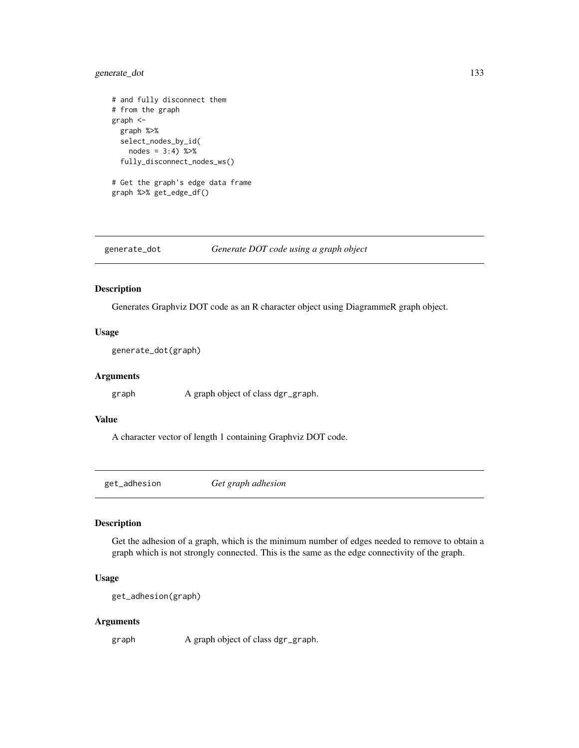```
# and fully disconnect them
# from the graph
graph <-
  graph %>%
  select_nodes_by_id(
    nodes = 3:4) %>%
  fully_disconnect_nodes_ws()

# Get the graph's edge data frame
graph %>% get_edge_df()
```

## generate_dot — *Generate DOT code using a graph object*

### Description

Generates Graphviz DOT code as an R character object using DiagrammeR graph object.

### Usage

```
generate_dot(graph)
```

### Arguments

| | |
|---|---|
| graph | A graph object of class dgr_graph. |

### Value

A character vector of length 1 containing Graphviz DOT code.

## get_adhesion — *Get graph adhesion*

### Description

Get the adhesion of a graph, which is the minimum number of edges needed to remove to obtain a graph which is not strongly connected. This is the same as the edge connectivity of the graph.

### Usage

```
get_adhesion(graph)
```

### Arguments

| | |
|---|---|
| graph | A graph object of class dgr_graph. |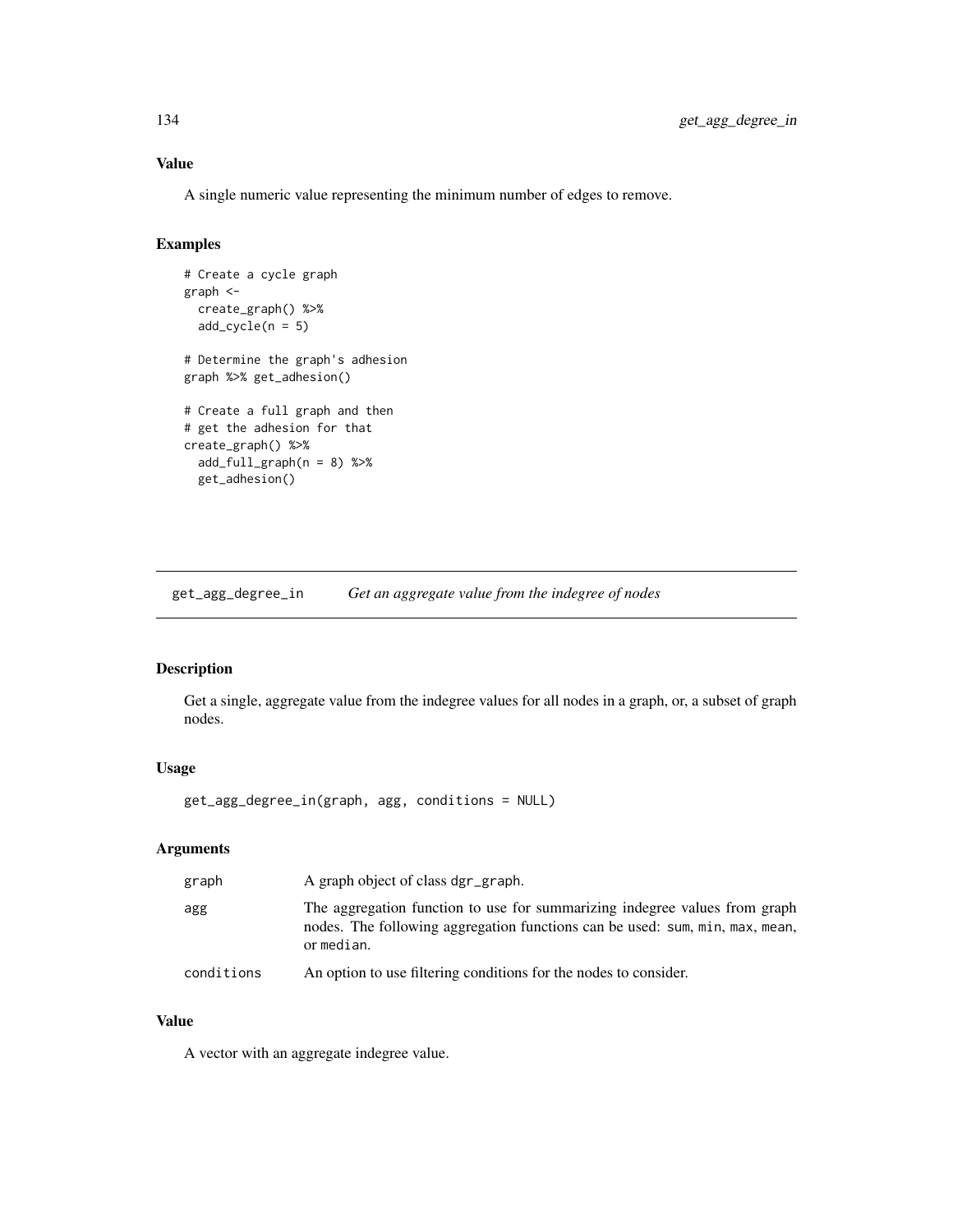### Value

A single numeric value representing the minimum number of edges to remove.

### Examples

```
# Create a cycle graph
graph <-
  create_graph() %>%
  add_cycle(n = 5)

# Determine the graph's adhesion
graph %>% get_adhesion()

# Create a full graph and then
# get the adhesion for that
create_graph() %>%
  add_full_graph(n = 8) %>%
  get_adhesion()
```

---

## get_agg_degree_in    *Get an aggregate value from the indegree of nodes*

---

### Description

Get a single, aggregate value from the indegree values for all nodes in a graph, or, a subset of graph nodes.

### Usage

```
get_agg_degree_in(graph, agg, conditions = NULL)
```

### Arguments

| | |
|---|---|
| graph | A graph object of class dgr_graph. |
| agg | The aggregation function to use for summarizing indegree values from graph nodes. The following aggregation functions can be used: sum, min, max, mean, or median. |
| conditions | An option to use filtering conditions for the nodes to consider. |

### Value

A vector with an aggregate indegree value.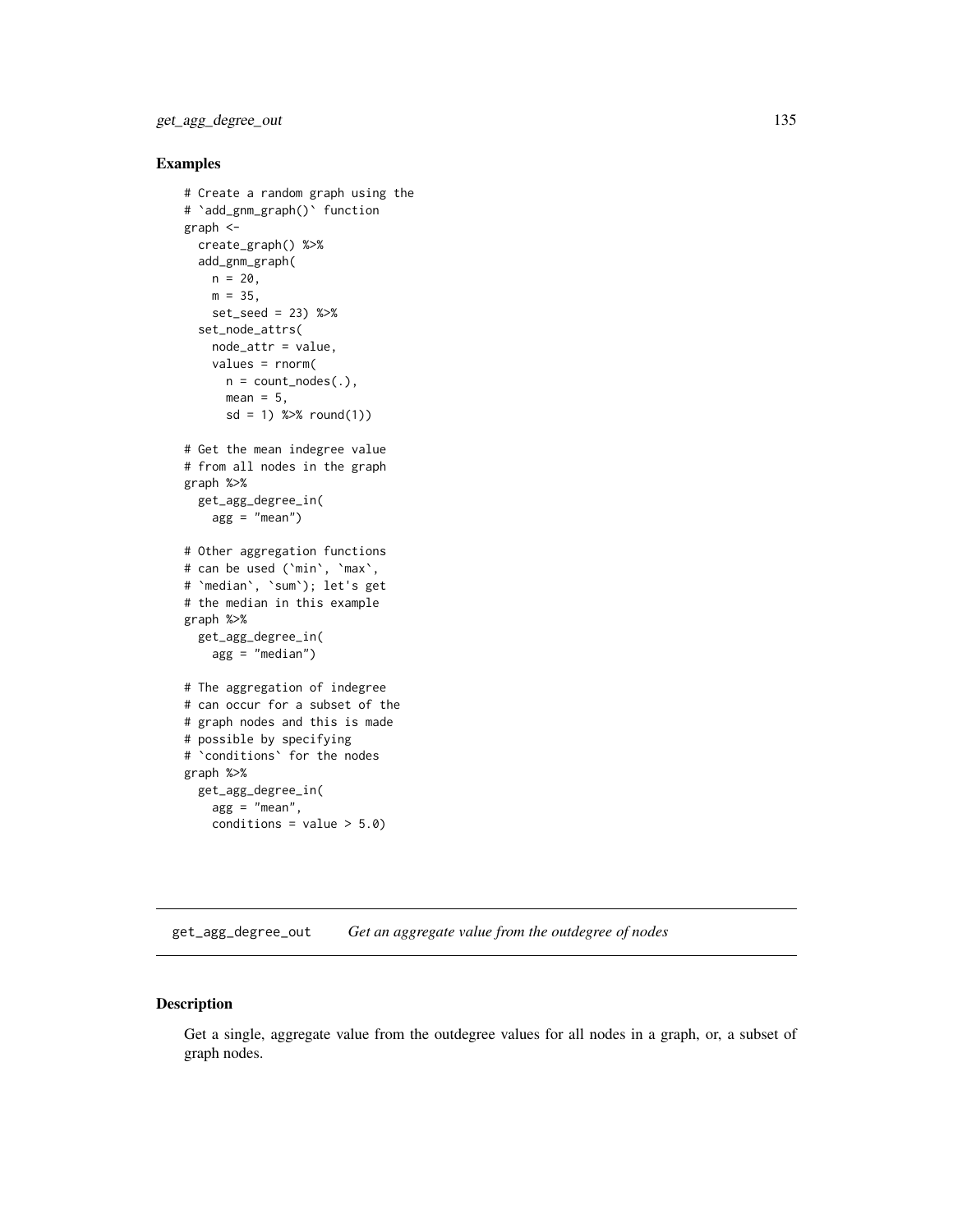## Examples

```
# Create a random graph using the
# `add_gnm_graph()` function
graph <-
  create_graph() %>%
  add_gnm_graph(
    n = 20,
    m = 35,
    set_seed = 23) %>%
  set_node_attrs(
    node_attr = value,
    values = rnorm(
      n = count_nodes(.),
      mean = 5,
      sd = 1) %>% round(1))

# Get the mean indegree value
# from all nodes in the graph
graph %>%
  get_agg_degree_in(
    agg = "mean")

# Other aggregation functions
# can be used (`min`, `max`,
# `median`, `sum`); let's get
# the median in this example
graph %>%
  get_agg_degree_in(
    agg = "median")

# The aggregation of indegree
# can occur for a subset of the
# graph nodes and this is made
# possible by specifying
# `conditions` for the nodes
graph %>%
  get_agg_degree_in(
    agg = "mean",
    conditions = value > 5.0)
```

---

# get_agg_degree_out *Get an aggregate value from the outdegree of nodes*

---

## Description

Get a single, aggregate value from the outdegree values for all nodes in a graph, or, a subset of graph nodes.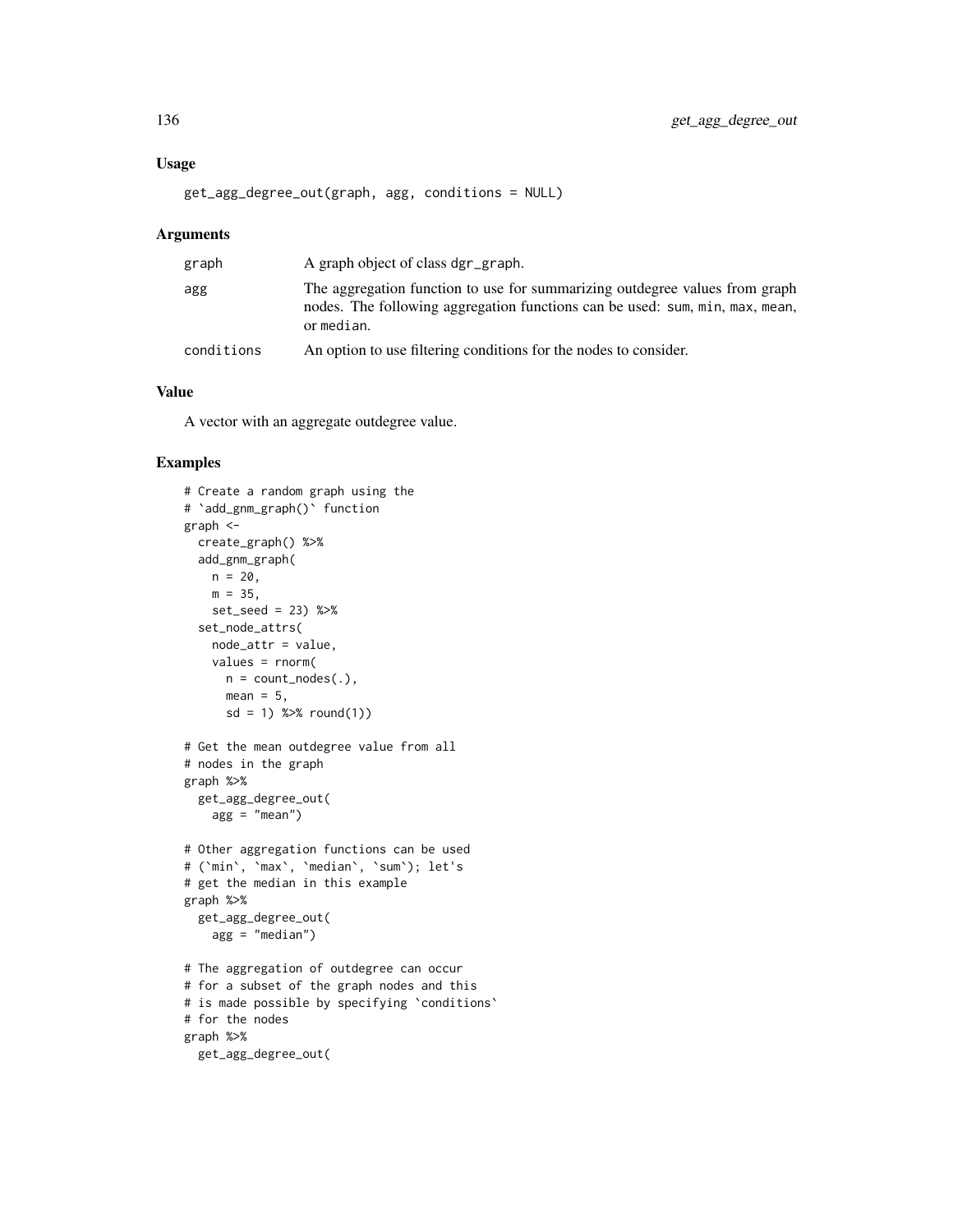### Usage

```
get_agg_degree_out(graph, agg, conditions = NULL)
```

### Arguments

| | |
|---|---|
| graph | A graph object of class dgr_graph. |
| agg | The aggregation function to use for summarizing outdegree values from graph nodes. The following aggregation functions can be used: sum, min, max, mean, or median. |
| conditions | An option to use filtering conditions for the nodes to consider. |

### Value

A vector with an aggregate outdegree value.

### Examples

```
# Create a random graph using the
# `add_gnm_graph()` function
graph <-
  create_graph() %>%
  add_gnm_graph(
    n = 20,
    m = 35,
    set_seed = 23) %>%
  set_node_attrs(
    node_attr = value,
    values = rnorm(
      n = count_nodes(.),
      mean = 5,
      sd = 1) %>% round(1))

# Get the mean outdegree value from all
# nodes in the graph
graph %>%
  get_agg_degree_out(
    agg = "mean")

# Other aggregation functions can be used
# (`min`, `max`, `median`, `sum`); let's
# get the median in this example
graph %>%
  get_agg_degree_out(
    agg = "median")

# The aggregation of outdegree can occur
# for a subset of the graph nodes and this
# is made possible by specifying `conditions`
# for the nodes
graph %>%
  get_agg_degree_out(
```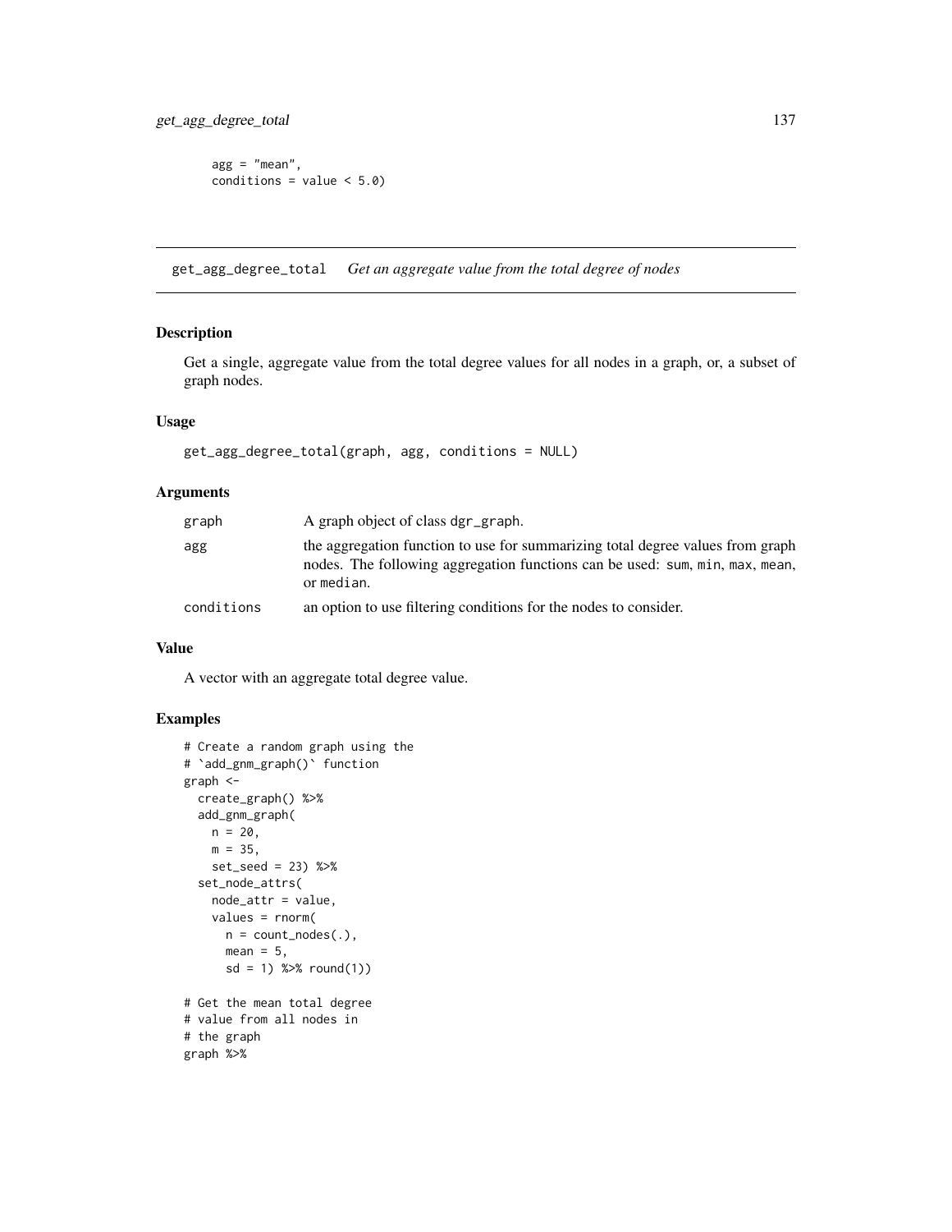```
agg = "mean",
conditions = value < 5.0)
```

---

## get_agg_degree_total    *Get an aggregate value from the total degree of nodes*

### Description

Get a single, aggregate value from the total degree values for all nodes in a graph, or, a subset of graph nodes.

### Usage

```
get_agg_degree_total(graph, agg, conditions = NULL)
```

### Arguments

| | |
|---|---|
| graph | A graph object of class dgr_graph. |
| agg | the aggregation function to use for summarizing total degree values from graph nodes. The following aggregation functions can be used: sum, min, max, mean, or median. |
| conditions | an option to use filtering conditions for the nodes to consider. |

### Value

A vector with an aggregate total degree value.

### Examples

```
# Create a random graph using the
# `add_gnm_graph()` function
graph <-
  create_graph() %>%
  add_gnm_graph(
    n = 20,
    m = 35,
    set_seed = 23) %>%
  set_node_attrs(
    node_attr = value,
    values = rnorm(
      n = count_nodes(.),
      mean = 5,
      sd = 1) %>% round(1))

# Get the mean total degree
# value from all nodes in
# the graph
graph %>%
```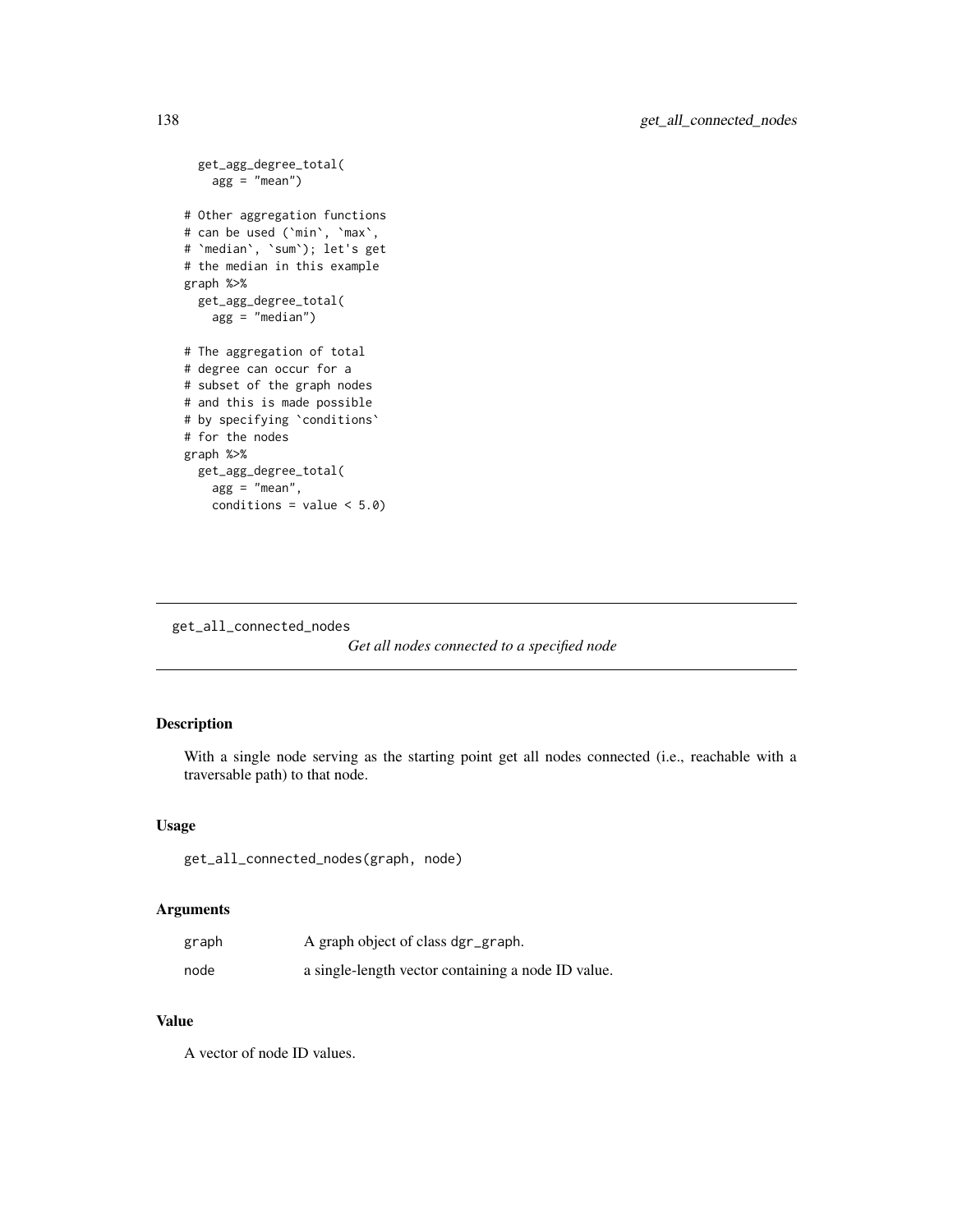```
  get_agg_degree_total(
    agg = "mean")

# Other aggregation functions
# can be used (`min`, `max`,
# `median`, `sum`); let's get
# the median in this example
graph %>%
  get_agg_degree_total(
    agg = "median")

# The aggregation of total
# degree can occur for a
# subset of the graph nodes
# and this is made possible
# by specifying `conditions`
# for the nodes
graph %>%
  get_agg_degree_total(
    agg = "mean",
    conditions = value < 5.0)
```

---

## get_all_connected_nodes

*Get all nodes connected to a specified node*

---

### Description

With a single node serving as the starting point get all nodes connected (i.e., reachable with a traversable path) to that node.

### Usage

```
get_all_connected_nodes(graph, node)
```

### Arguments

| | |
|---|---|
| graph | A graph object of class dgr_graph. |
| node | a single-length vector containing a node ID value. |

### Value

A vector of node ID values.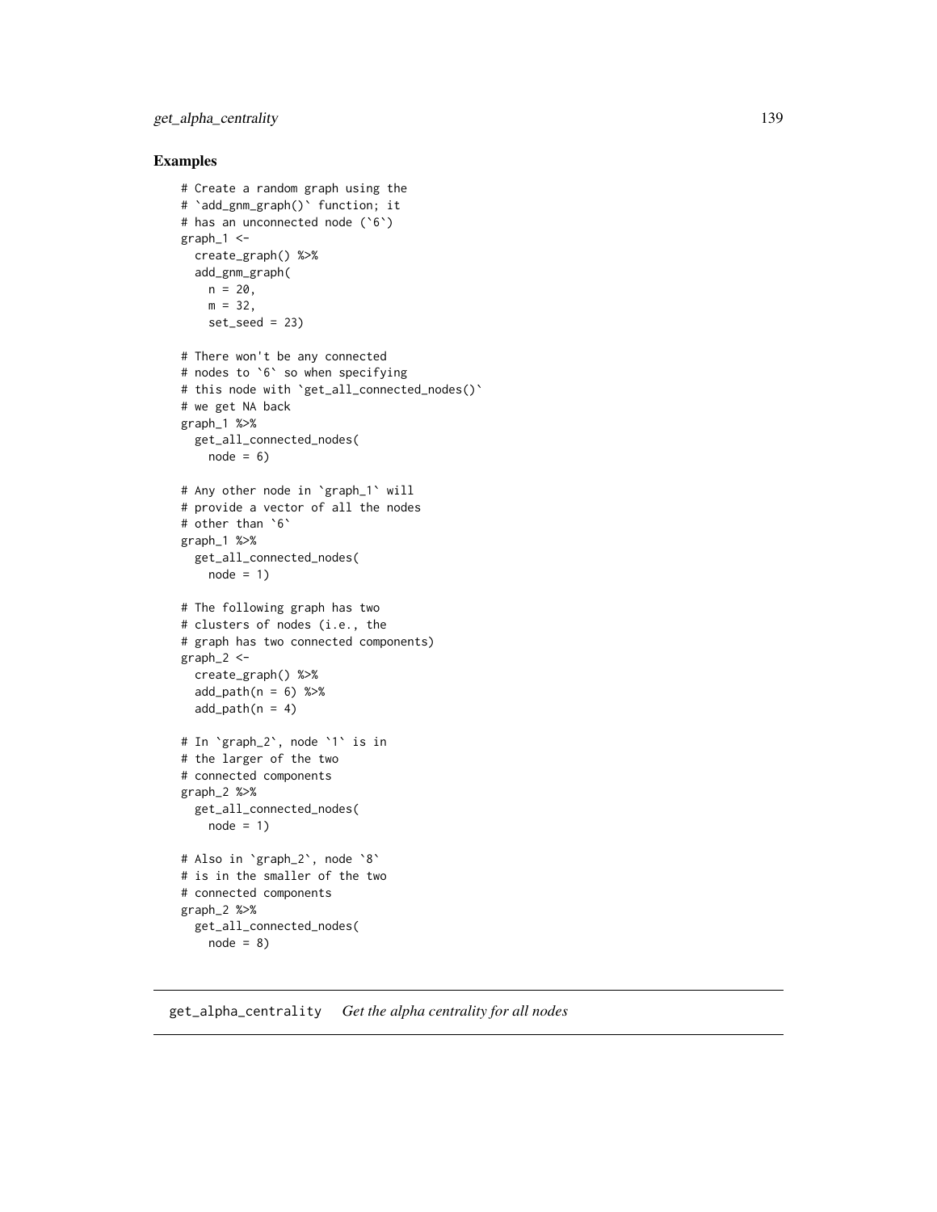## Examples

```
# Create a random graph using the
# `add_gnm_graph()` function; it
# has an unconnected node (`6`)
graph_1 <-
  create_graph() %>%
  add_gnm_graph(
    n = 20,
    m = 32,
    set_seed = 23)

# There won't be any connected
# nodes to `6` so when specifying
# this node with `get_all_connected_nodes()`
# we get NA back
graph_1 %>%
  get_all_connected_nodes(
    node = 6)

# Any other node in `graph_1` will
# provide a vector of all the nodes
# other than `6`
graph_1 %>%
  get_all_connected_nodes(
    node = 1)

# The following graph has two
# clusters of nodes (i.e., the
# graph has two connected components)
graph_2 <-
  create_graph() %>%
  add_path(n = 6) %>%
  add_path(n = 4)

# In `graph_2`, node `1` is in
# the larger of the two
# connected components
graph_2 %>%
  get_all_connected_nodes(
    node = 1)

# Also in `graph_2`, node `8`
# is in the smaller of the two
# connected components
graph_2 %>%
  get_all_connected_nodes(
    node = 8)
```

---

`get_alpha_centrality` *Get the alpha centrality for all nodes*

---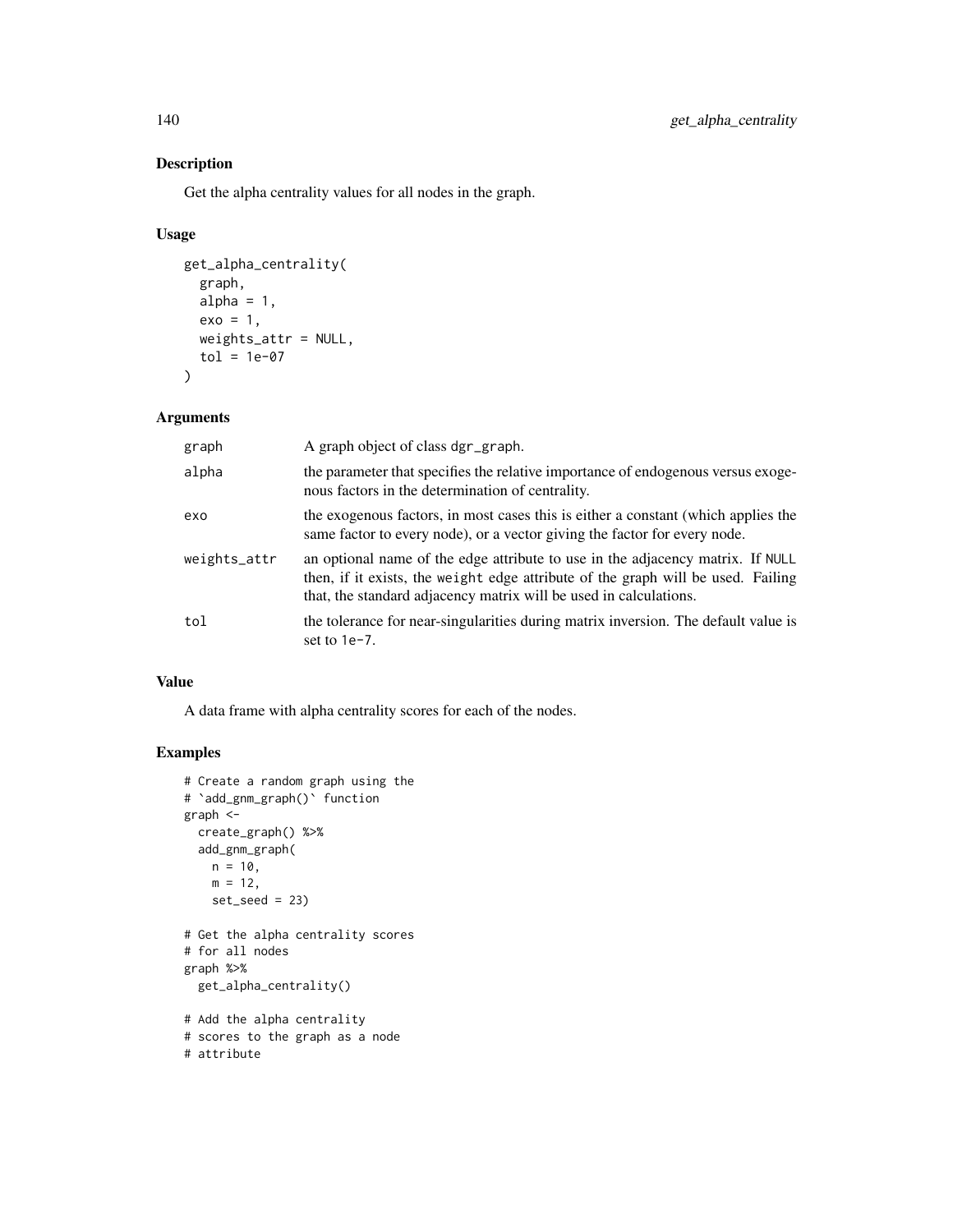## Description

Get the alpha centrality values for all nodes in the graph.

## Usage

```
get_alpha_centrality(
  graph,
  alpha = 1,
  exo = 1,
  weights_attr = NULL,
  tol = 1e-07
)
```

## Arguments

| | |
|---|---|
| graph | A graph object of class dgr_graph. |
| alpha | the parameter that specifies the relative importance of endogenous versus exogenous factors in the determination of centrality. |
| exo | the exogenous factors, in most cases this is either a constant (which applies the same factor to every node), or a vector giving the factor for every node. |
| weights_attr | an optional name of the edge attribute to use in the adjacency matrix. If NULL then, if it exists, the weight edge attribute of the graph will be used. Failing that, the standard adjacency matrix will be used in calculations. |
| tol | the tolerance for near-singularities during matrix inversion. The default value is set to 1e-7. |

## Value

A data frame with alpha centrality scores for each of the nodes.

## Examples

```
# Create a random graph using the
# `add_gnm_graph()` function
graph <-
  create_graph() %>%
  add_gnm_graph(
    n = 10,
    m = 12,
    set_seed = 23)

# Get the alpha centrality scores
# for all nodes
graph %>%
  get_alpha_centrality()

# Add the alpha centrality
# scores to the graph as a node
# attribute
```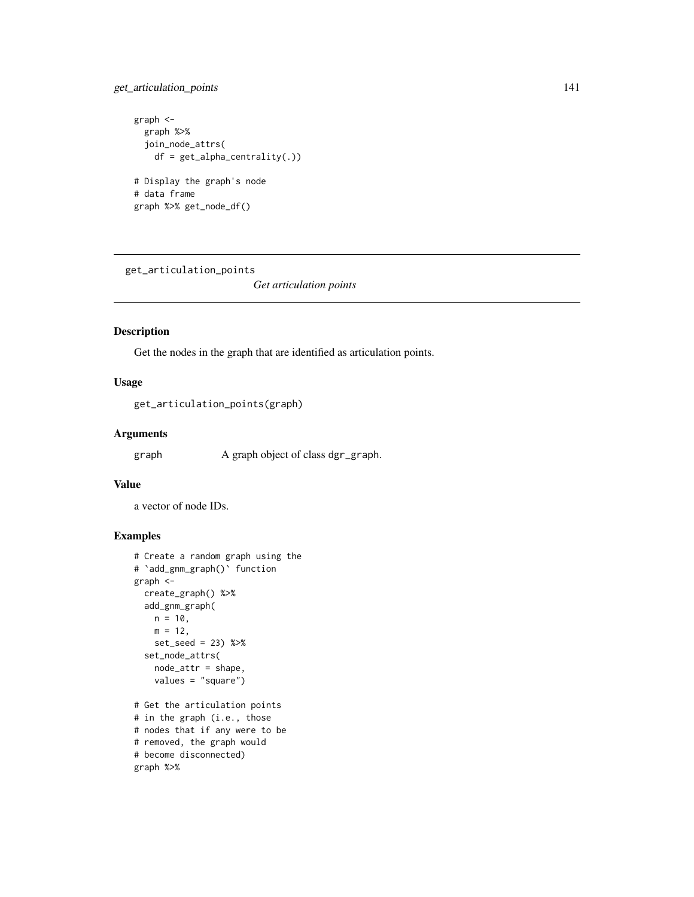```
graph <-
  graph %>%
  join_node_attrs(
    df = get_alpha_centrality(.))

# Display the graph's node
# data frame
graph %>% get_node_df()
```

---

get_articulation_points

*Get articulation points*

---

## Description

Get the nodes in the graph that are identified as articulation points.

## Usage

```
get_articulation_points(graph)
```

## Arguments

graph          A graph object of class dgr_graph.

## Value

a vector of node IDs.

## Examples

```
# Create a random graph using the
# `add_gnm_graph()` function
graph <-
  create_graph() %>%
  add_gnm_graph(
    n = 10,
    m = 12,
    set_seed = 23) %>%
  set_node_attrs(
    node_attr = shape,
    values = "square")

# Get the articulation points
# in the graph (i.e., those
# nodes that if any were to be
# removed, the graph would
# become disconnected)
graph %>%
```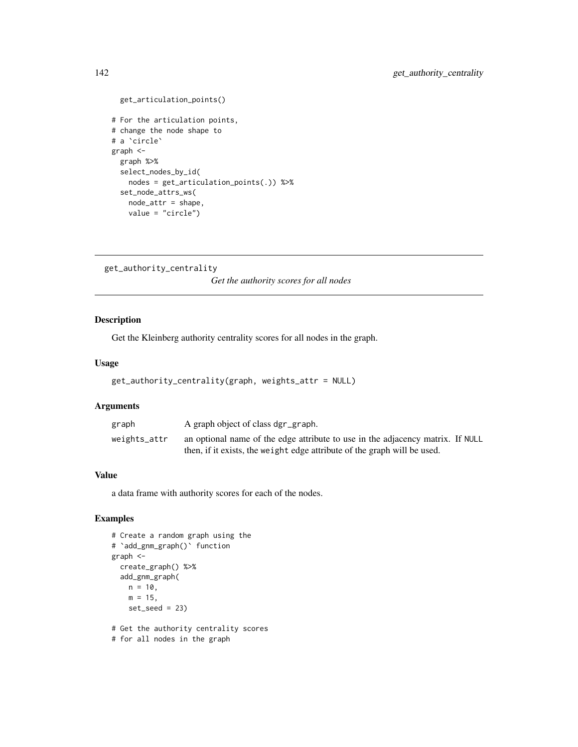```
  get_articulation_points()

# For the articulation points,
# change the node shape to
# a `circle`
graph <-
  graph %>%
  select_nodes_by_id(
    nodes = get_articulation_points(.)) %>%
  set_node_attrs_ws(
    node_attr = shape,
    value = "circle")
```

## get_authority_centrality

*Get the authority scores for all nodes*

### Description

Get the Kleinberg authority centrality scores for all nodes in the graph.

### Usage

```
get_authority_centrality(graph, weights_attr = NULL)
```

### Arguments

| | |
|---|---|
| graph | A graph object of class dgr_graph. |
| weights_attr | an optional name of the edge attribute to use in the adjacency matrix. If NULL then, if it exists, the weight edge attribute of the graph will be used. |

### Value

a data frame with authority scores for each of the nodes.

### Examples

```
# Create a random graph using the
# `add_gnm_graph()` function
graph <-
  create_graph() %>%
  add_gnm_graph(
    n = 10,
    m = 15,
    set_seed = 23)

# Get the authority centrality scores
# for all nodes in the graph
```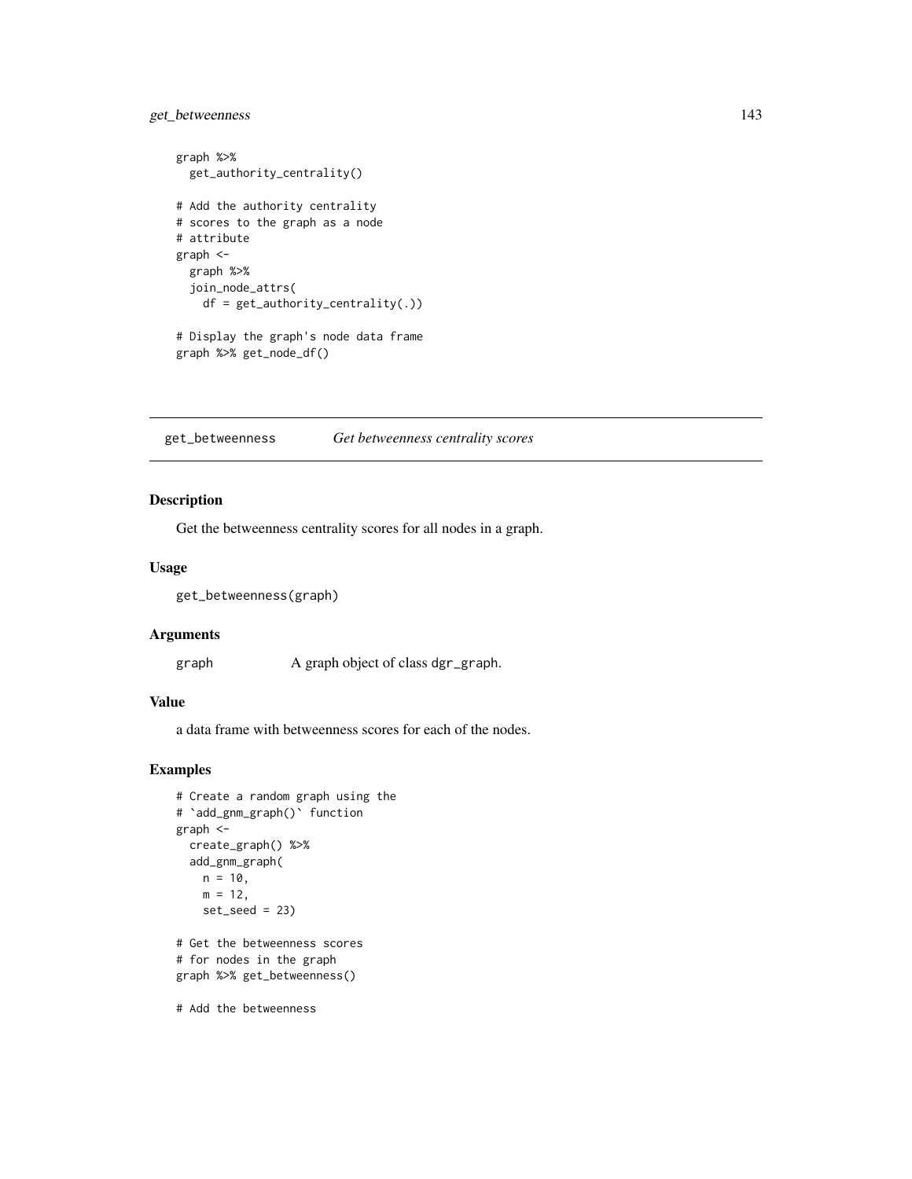```
graph %>%
  get_authority_centrality()

# Add the authority centrality
# scores to the graph as a node
# attribute
graph <-
  graph %>%
  join_node_attrs(
    df = get_authority_centrality(.))

# Display the graph's node data frame
graph %>% get_node_df()
```

## get_betweenness *Get betweenness centrality scores*

### Description

Get the betweenness centrality scores for all nodes in a graph.

### Usage

```
get_betweenness(graph)
```

### Arguments

| | |
|---|---|
| graph | A graph object of class dgr_graph. |

### Value

a data frame with betweenness scores for each of the nodes.

### Examples

```
# Create a random graph using the
# `add_gnm_graph()` function
graph <-
  create_graph() %>%
  add_gnm_graph(
    n = 10,
    m = 12,
    set_seed = 23)

# Get the betweenness scores
# for nodes in the graph
graph %>% get_betweenness()

# Add the betweenness
```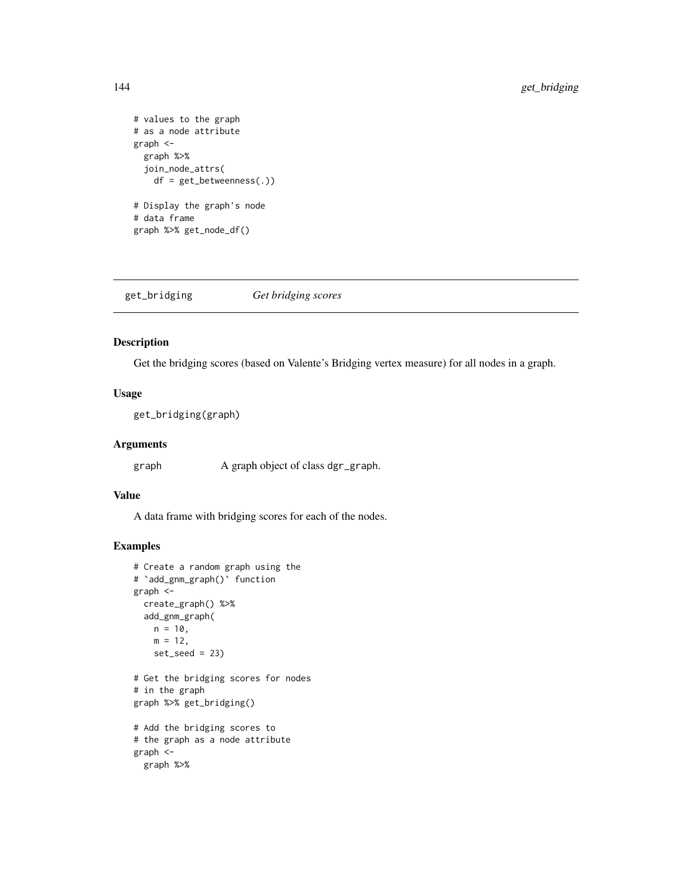```
# values to the graph
# as a node attribute
graph <-
  graph %>%
  join_node_attrs(
    df = get_betweenness(.))

# Display the graph's node
# data frame
graph %>% get_node_df()
```

---

## get_bridging — *Get bridging scores*

### Description

Get the bridging scores (based on Valente's Bridging vertex measure) for all nodes in a graph.

### Usage

```
get_bridging(graph)
```

### Arguments

graph — A graph object of class dgr_graph.

### Value

A data frame with bridging scores for each of the nodes.

### Examples

```
# Create a random graph using the
# `add_gnm_graph()` function
graph <-
  create_graph() %>%
  add_gnm_graph(
    n = 10,
    m = 12,
    set_seed = 23)

# Get the bridging scores for nodes
# in the graph
graph %>% get_bridging()

# Add the bridging scores to
# the graph as a node attribute
graph <-
  graph %>%
```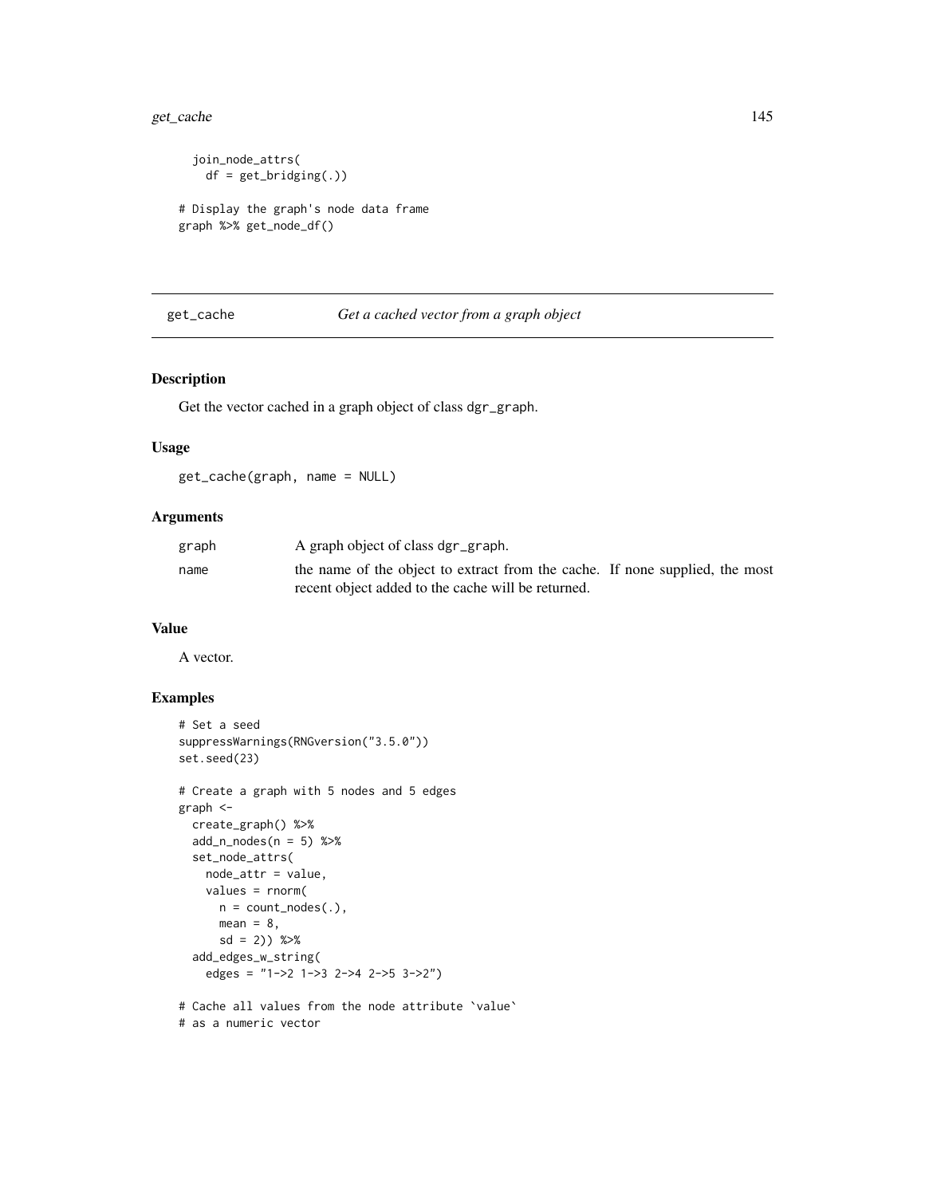```
  join_node_attrs(
    df = get_bridging(.))

# Display the graph's node data frame
graph %>% get_node_df()
```

## get_cache — *Get a cached vector from a graph object*

### Description

Get the vector cached in a graph object of class dgr_graph.

### Usage

```
get_cache(graph, name = NULL)
```

### Arguments

| | |
|---|---|
| graph | A graph object of class dgr_graph. |
| name | the name of the object to extract from the cache. If none supplied, the most recent object added to the cache will be returned. |

### Value

A vector.

### Examples

```
# Set a seed
suppressWarnings(RNGversion("3.5.0"))
set.seed(23)

# Create a graph with 5 nodes and 5 edges
graph <-
  create_graph() %>%
  add_n_nodes(n = 5) %>%
  set_node_attrs(
    node_attr = value,
    values = rnorm(
      n = count_nodes(.),
      mean = 8,
      sd = 2)) %>%
  add_edges_w_string(
    edges = "1->2 1->3 2->4 2->5 3->2")

# Cache all values from the node attribute `value`
# as a numeric vector
```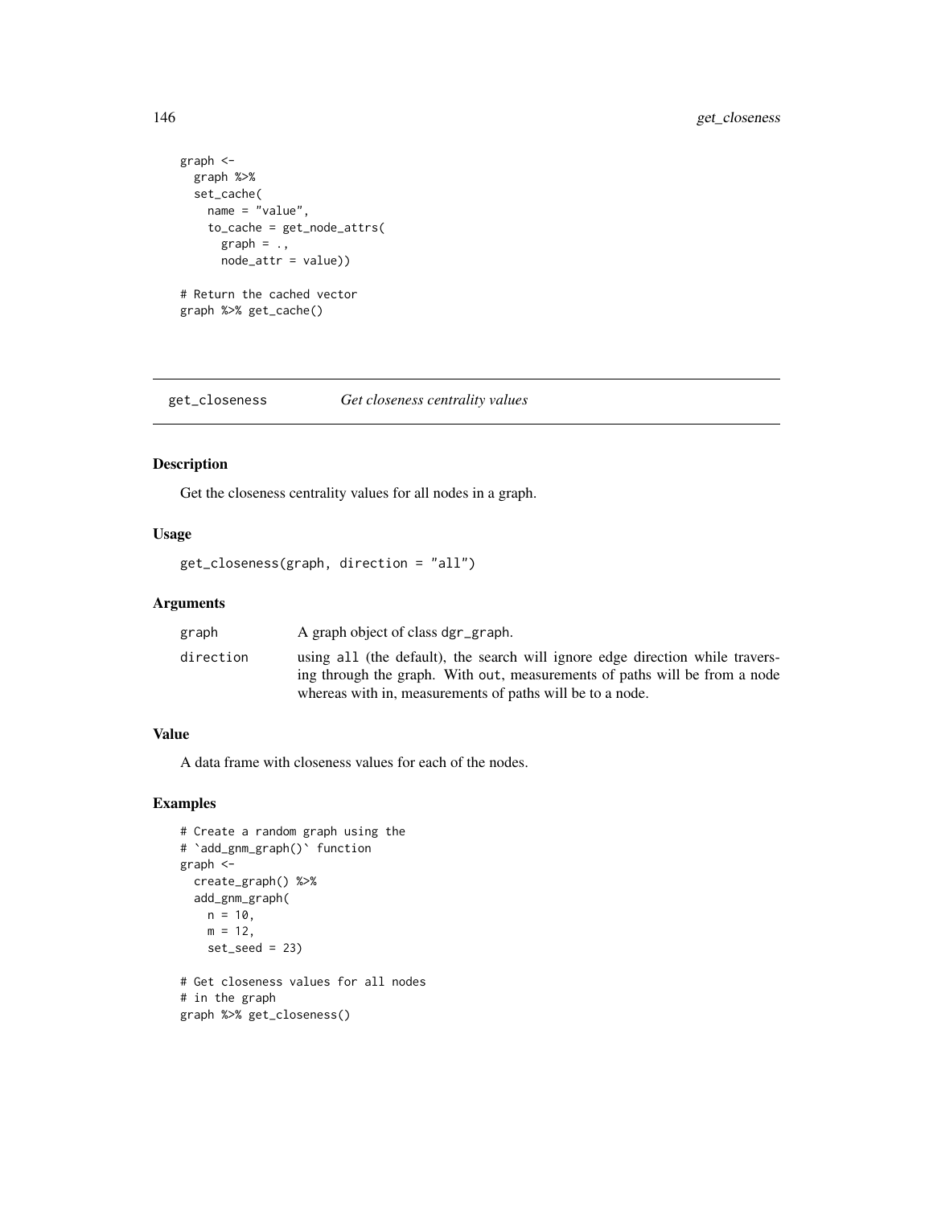```
graph <-
  graph %>%
  set_cache(
    name = "value",
    to_cache = get_node_attrs(
      graph = .,
      node_attr = value))

# Return the cached vector
graph %>% get_cache()
```

## get_closeness — *Get closeness centrality values*

### Description

Get the closeness centrality values for all nodes in a graph.

### Usage

```
get_closeness(graph, direction = "all")
```

### Arguments

| | |
|---|---|
| graph | A graph object of class dgr_graph. |
| direction | using all (the default), the search will ignore edge direction while traversing through the graph. With out, measurements of paths will be from a node whereas with in, measurements of paths will be to a node. |

### Value

A data frame with closeness values for each of the nodes.

### Examples

```
# Create a random graph using the
# `add_gnm_graph()` function
graph <-
  create_graph() %>%
  add_gnm_graph(
    n = 10,
    m = 12,
    set_seed = 23)

# Get closeness values for all nodes
# in the graph
graph %>% get_closeness()
```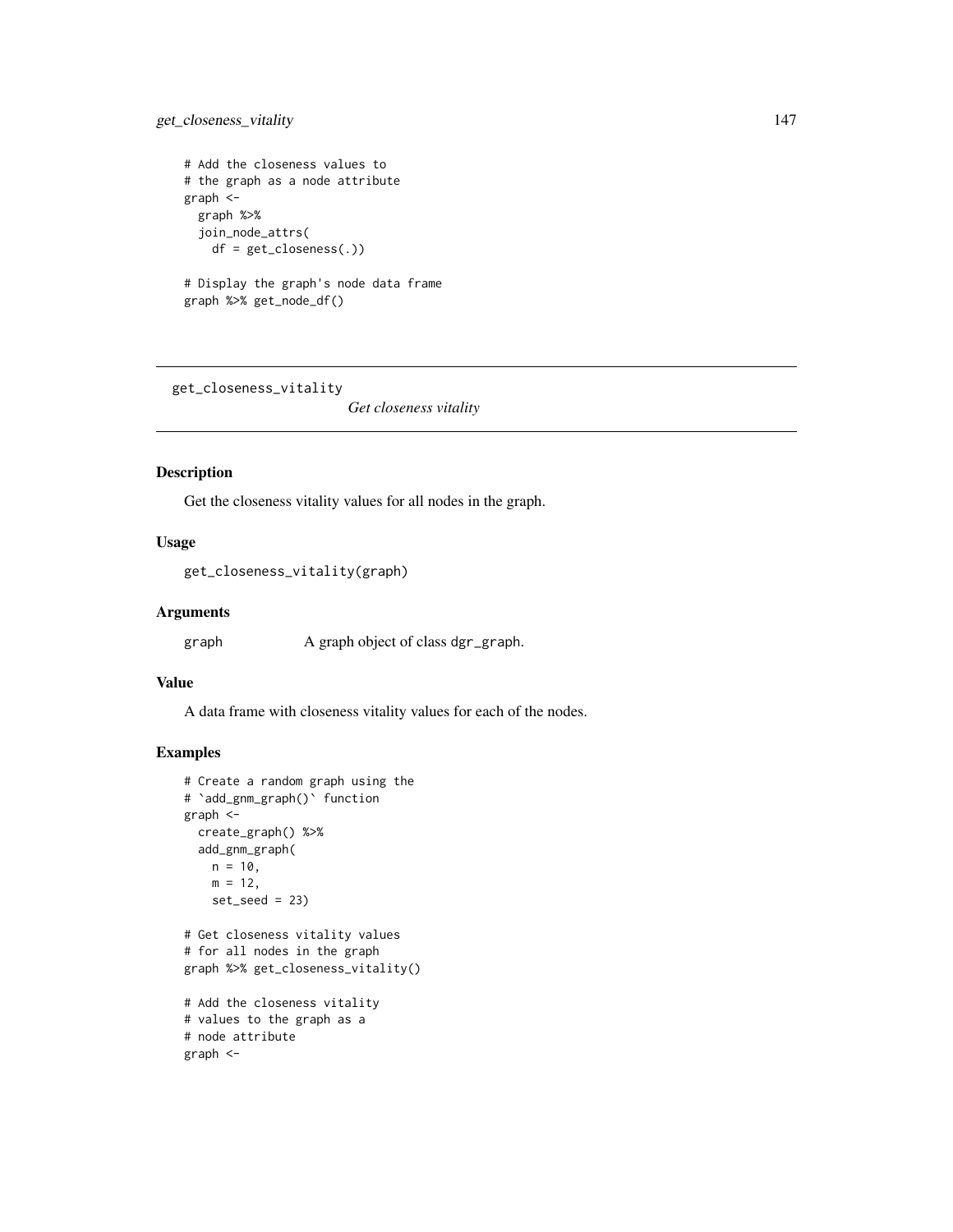```
# Add the closeness values to
# the graph as a node attribute
graph <-
  graph %>%
  join_node_attrs(
    df = get_closeness(.))

# Display the graph's node data frame
graph %>% get_node_df()
```

---

## get_closeness_vitality    *Get closeness vitality*

---

### Description

Get the closeness vitality values for all nodes in the graph.

### Usage

```
get_closeness_vitality(graph)
```

### Arguments

| | |
|---|---|
| graph | A graph object of class dgr_graph. |

### Value

A data frame with closeness vitality values for each of the nodes.

### Examples

```
# Create a random graph using the
# `add_gnm_graph()` function
graph <-
  create_graph() %>%
  add_gnm_graph(
    n = 10,
    m = 12,
    set_seed = 23)

# Get closeness vitality values
# for all nodes in the graph
graph %>% get_closeness_vitality()

# Add the closeness vitality
# values to the graph as a
# node attribute
graph <-
```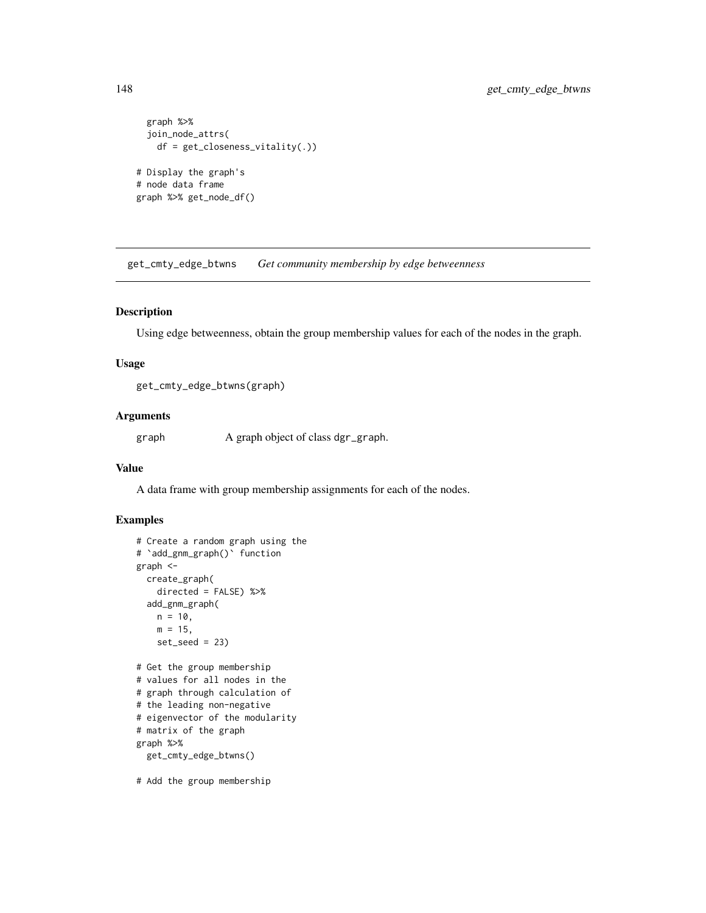```
  graph %>%
  join_node_attrs(
    df = get_closeness_vitality(.))

# Display the graph's
# node data frame
graph %>% get_node_df()
```

## get_cmty_edge_btwns    *Get community membership by edge betweenness*

### Description

Using edge betweenness, obtain the group membership values for each of the nodes in the graph.

### Usage

```
get_cmty_edge_btwns(graph)
```

### Arguments

graph    A graph object of class dgr_graph.

### Value

A data frame with group membership assignments for each of the nodes.

### Examples

```
# Create a random graph using the
# `add_gnm_graph()` function
graph <-
  create_graph(
    directed = FALSE) %>%
  add_gnm_graph(
    n = 10,
    m = 15,
    set_seed = 23)

# Get the group membership
# values for all nodes in the
# graph through calculation of
# the leading non-negative
# eigenvector of the modularity
# matrix of the graph
graph %>%
  get_cmty_edge_btwns()

# Add the group membership
```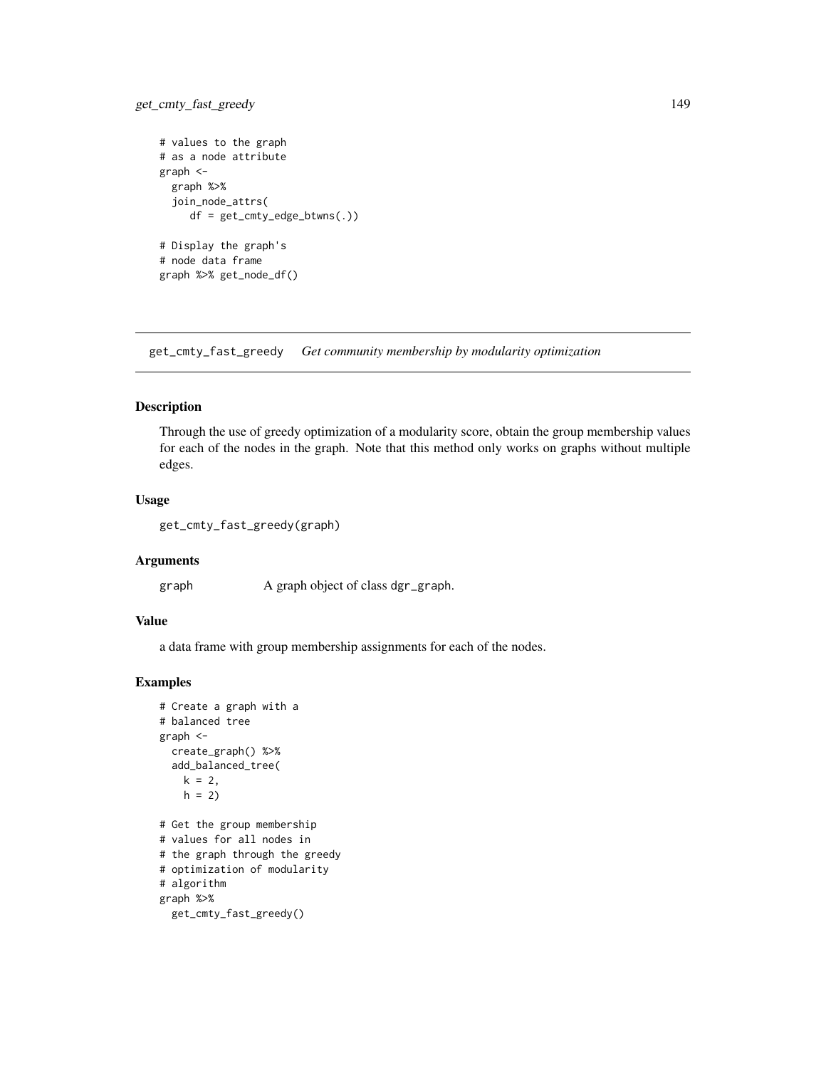```
# values to the graph
# as a node attribute
graph <-
  graph %>%
  join_node_attrs(
     df = get_cmty_edge_btwns(.))

# Display the graph's
# node data frame
graph %>% get_node_df()
```

## get_cmty_fast_greedy    *Get community membership by modularity optimization*

### Description

Through the use of greedy optimization of a modularity score, obtain the group membership values for each of the nodes in the graph. Note that this method only works on graphs without multiple edges.

### Usage

```
get_cmty_fast_greedy(graph)
```

### Arguments

| | |
|---|---|
| graph | A graph object of class dgr_graph. |

### Value

a data frame with group membership assignments for each of the nodes.

### Examples

```
# Create a graph with a
# balanced tree
graph <-
  create_graph() %>%
  add_balanced_tree(
    k = 2,
    h = 2)

# Get the group membership
# values for all nodes in
# the graph through the greedy
# optimization of modularity
# algorithm
graph %>%
  get_cmty_fast_greedy()
```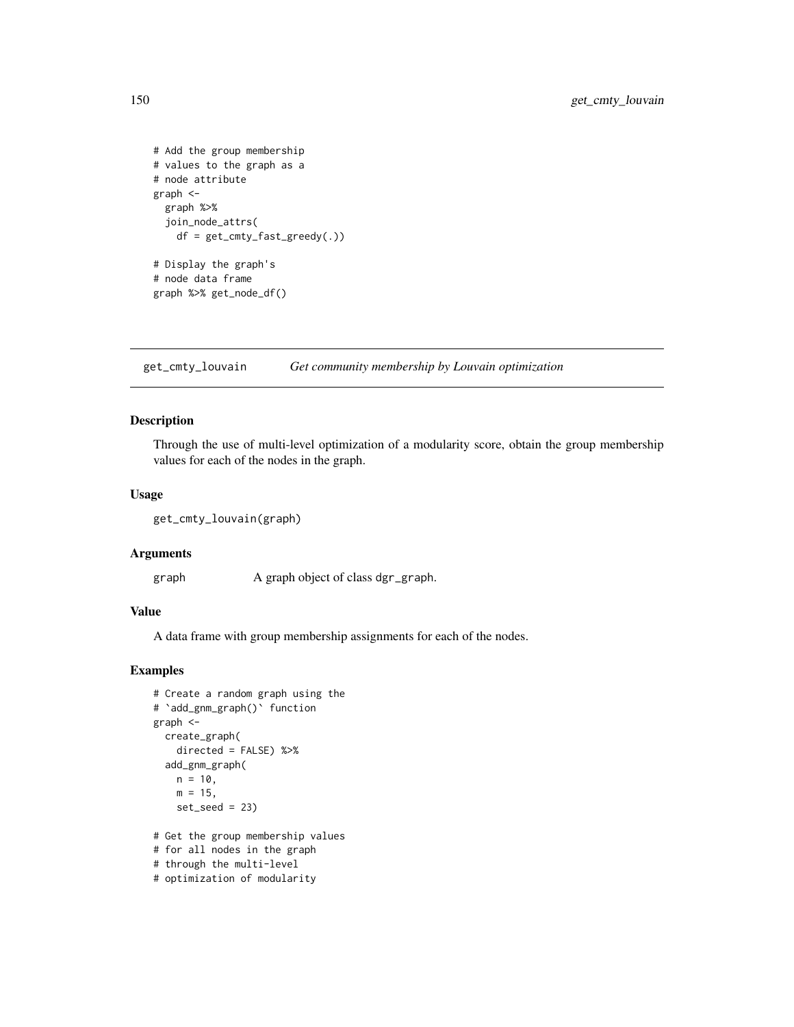```
# Add the group membership
# values to the graph as a
# node attribute
graph <-
  graph %>%
  join_node_attrs(
    df = get_cmty_fast_greedy(.))

# Display the graph's
# node data frame
graph %>% get_node_df()
```

## get_cmty_louvain — *Get community membership by Louvain optimization*

### Description

Through the use of multi-level optimization of a modularity score, obtain the group membership values for each of the nodes in the graph.

### Usage

```
get_cmty_louvain(graph)
```

### Arguments

| | |
|---|---|
| graph | A graph object of class dgr_graph. |

### Value

A data frame with group membership assignments for each of the nodes.

### Examples

```
# Create a random graph using the
# `add_gnm_graph()` function
graph <-
  create_graph(
    directed = FALSE) %>%
  add_gnm_graph(
    n = 10,
    m = 15,
    set_seed = 23)

# Get the group membership values
# for all nodes in the graph
# through the multi-level
# optimization of modularity
```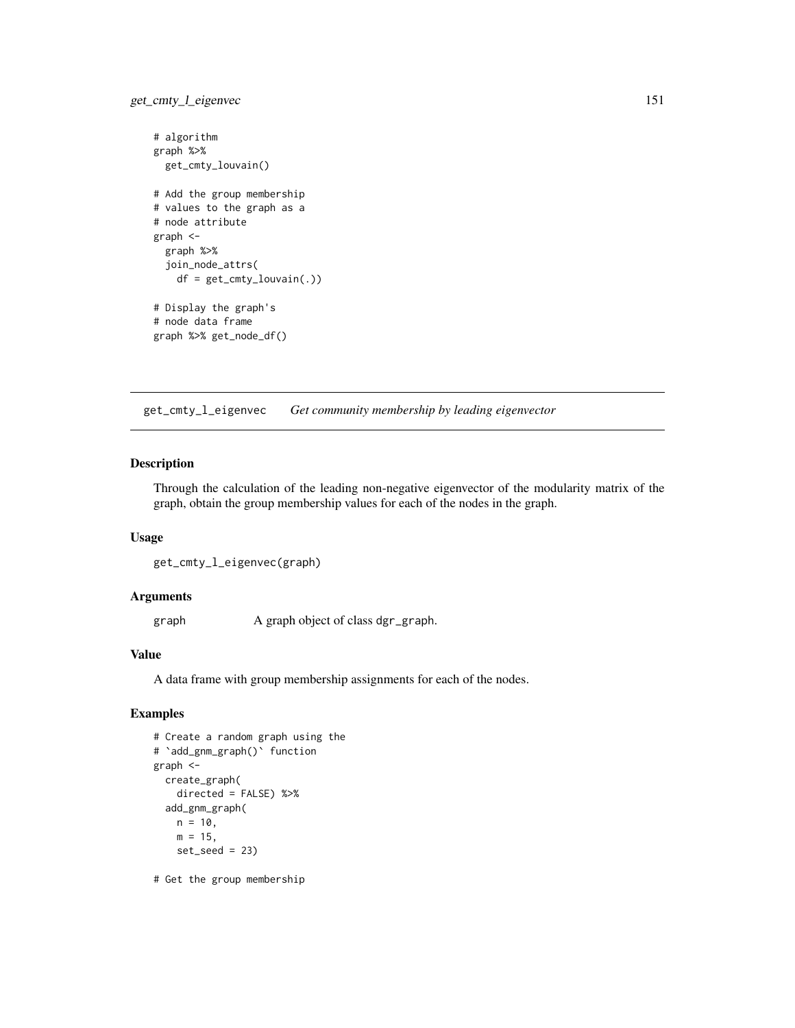```
# algorithm
graph %>%
  get_cmty_louvain()

# Add the group membership
# values to the graph as a
# node attribute
graph <-
  graph %>%
  join_node_attrs(
    df = get_cmty_louvain(.))

# Display the graph's
# node data frame
graph %>% get_node_df()
```

## get_cmty_l_eigenvec — *Get community membership by leading eigenvector*

### Description

Through the calculation of the leading non-negative eigenvector of the modularity matrix of the graph, obtain the group membership values for each of the nodes in the graph.

### Usage

```
get_cmty_l_eigenvec(graph)
```

### Arguments

| | |
|---|---|
| graph | A graph object of class `dgr_graph`. |

### Value

A data frame with group membership assignments for each of the nodes.

### Examples

```
# Create a random graph using the
# `add_gnm_graph()` function
graph <-
  create_graph(
    directed = FALSE) %>%
  add_gnm_graph(
    n = 10,
    m = 15,
    set_seed = 23)

# Get the group membership
```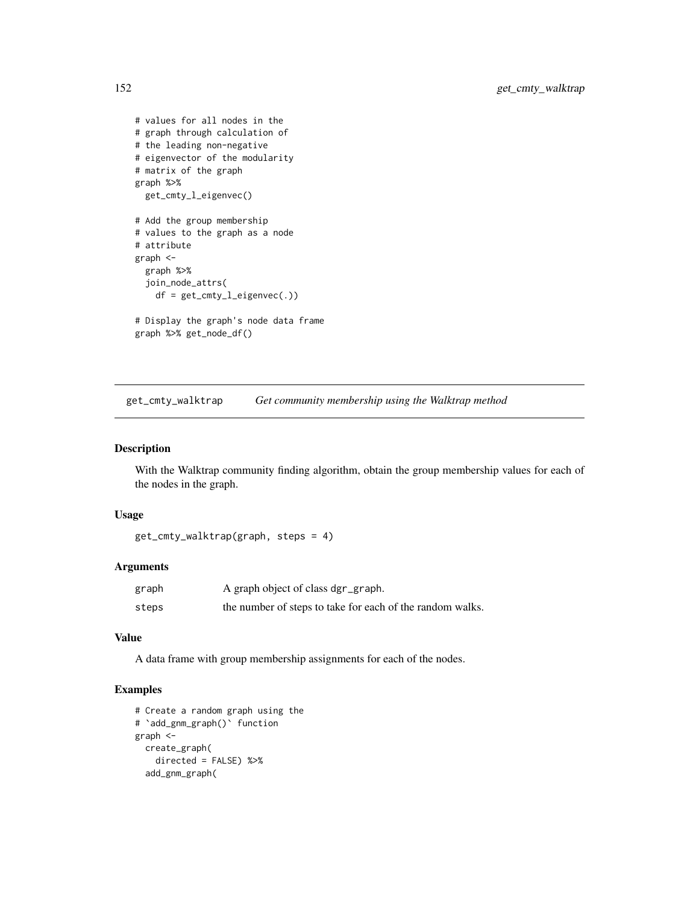```
# values for all nodes in the
# graph through calculation of
# the leading non-negative
# eigenvector of the modularity
# matrix of the graph
graph %>%
  get_cmty_l_eigenvec()

# Add the group membership
# values to the graph as a node
# attribute
graph <-
  graph %>%
  join_node_attrs(
    df = get_cmty_l_eigenvec(.))

# Display the graph's node data frame
graph %>% get_node_df()
```

## get_cmty_walktrap — *Get community membership using the Walktrap method*

### Description

With the Walktrap community finding algorithm, obtain the group membership values for each of the nodes in the graph.

### Usage

```
get_cmty_walktrap(graph, steps = 4)
```

### Arguments

| | |
|---|---|
| graph | A graph object of class dgr_graph. |
| steps | the number of steps to take for each of the random walks. |

### Value

A data frame with group membership assignments for each of the nodes.

### Examples

```
# Create a random graph using the
# `add_gnm_graph()` function
graph <-
  create_graph(
    directed = FALSE) %>%
  add_gnm_graph(
```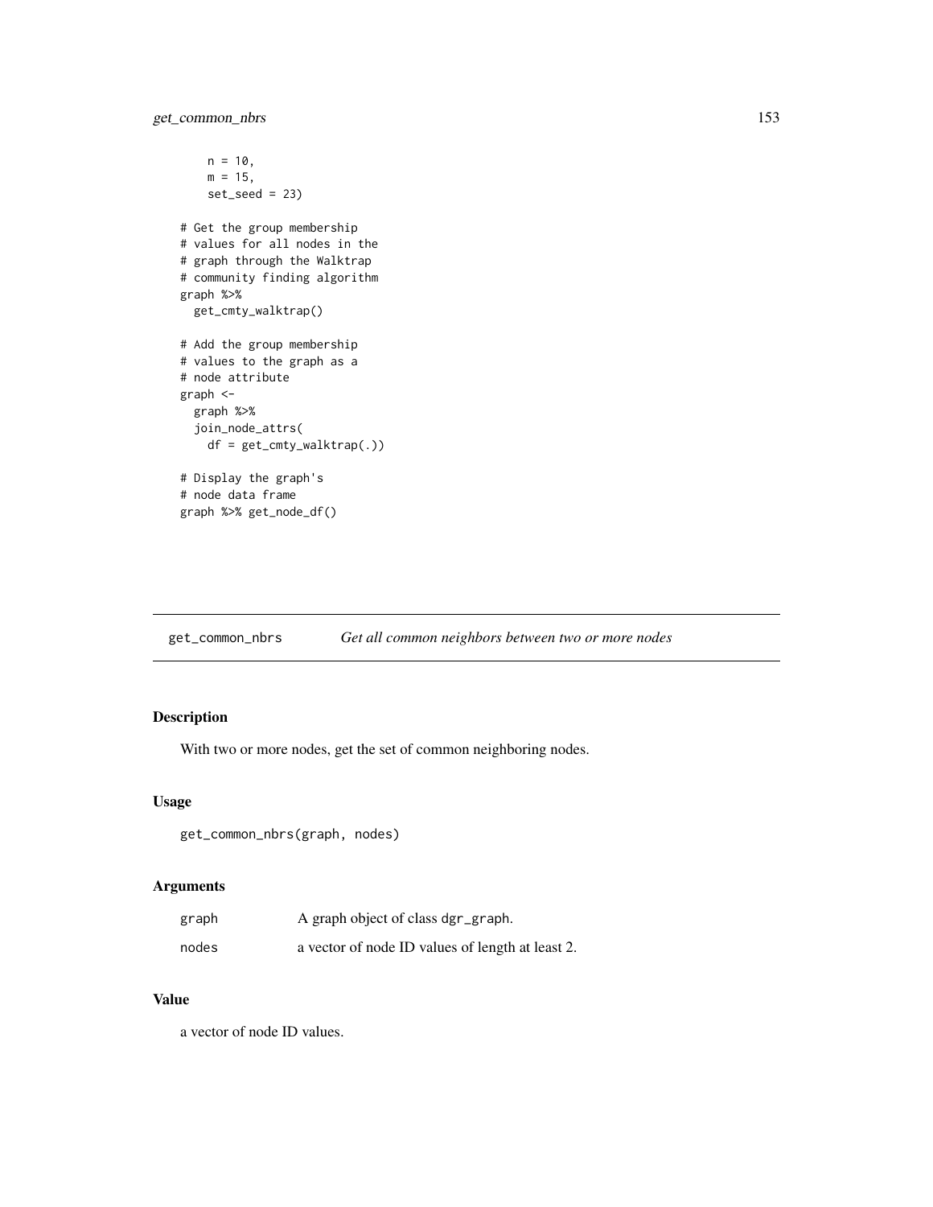```
    n = 10,
    m = 15,
    set_seed = 23)

# Get the group membership
# values for all nodes in the
# graph through the Walktrap
# community finding algorithm
graph %>%
  get_cmty_walktrap()

# Add the group membership
# values to the graph as a
# node attribute
graph <-
  graph %>%
  join_node_attrs(
    df = get_cmty_walktrap(.))

# Display the graph's
# node data frame
graph %>% get_node_df()
```

## get_common_nbrs *Get all common neighbors between two or more nodes*

### Description

With two or more nodes, get the set of common neighboring nodes.

### Usage

```
get_common_nbrs(graph, nodes)
```

### Arguments

| | |
|---|---|
| graph | A graph object of class `dgr_graph`. |
| nodes | a vector of node ID values of length at least 2. |

### Value

a vector of node ID values.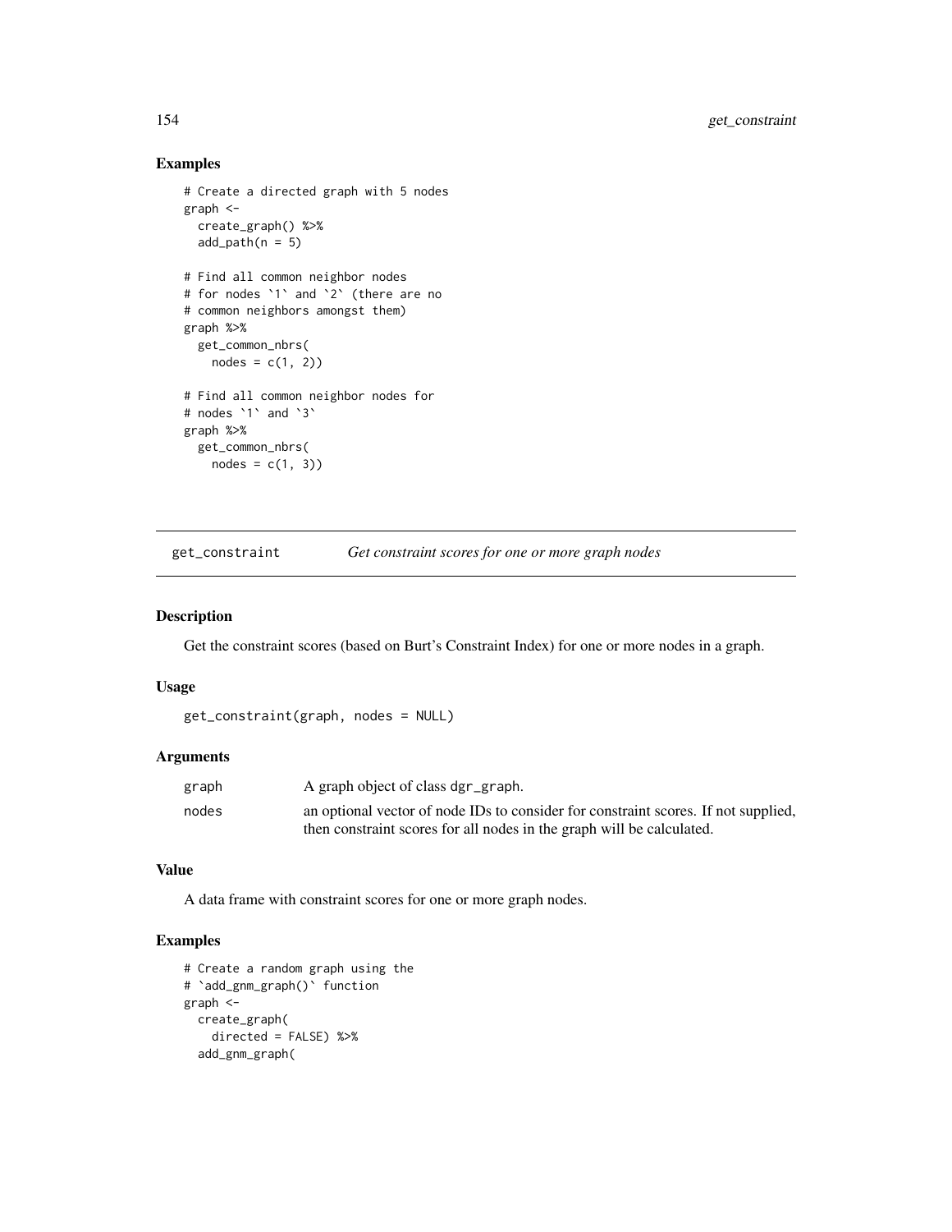## Examples

```
# Create a directed graph with 5 nodes
graph <-
  create_graph() %>%
  add_path(n = 5)

# Find all common neighbor nodes
# for nodes `1` and `2` (there are no
# common neighbors amongst them)
graph %>%
  get_common_nbrs(
    nodes = c(1, 2))

# Find all common neighbor nodes for
# nodes `1` and `3`
graph %>%
  get_common_nbrs(
    nodes = c(1, 3))
```

---

get_constraint    *Get constraint scores for one or more graph nodes*

---

## Description

Get the constraint scores (based on Burt's Constraint Index) for one or more nodes in a graph.

## Usage

```
get_constraint(graph, nodes = NULL)
```

## Arguments

| | |
|---|---|
| graph | A graph object of class dgr_graph. |
| nodes | an optional vector of node IDs to consider for constraint scores. If not supplied, then constraint scores for all nodes in the graph will be calculated. |

## Value

A data frame with constraint scores for one or more graph nodes.

## Examples

```
# Create a random graph using the
# `add_gnm_graph()` function
graph <-
  create_graph(
    directed = FALSE) %>%
  add_gnm_graph(
```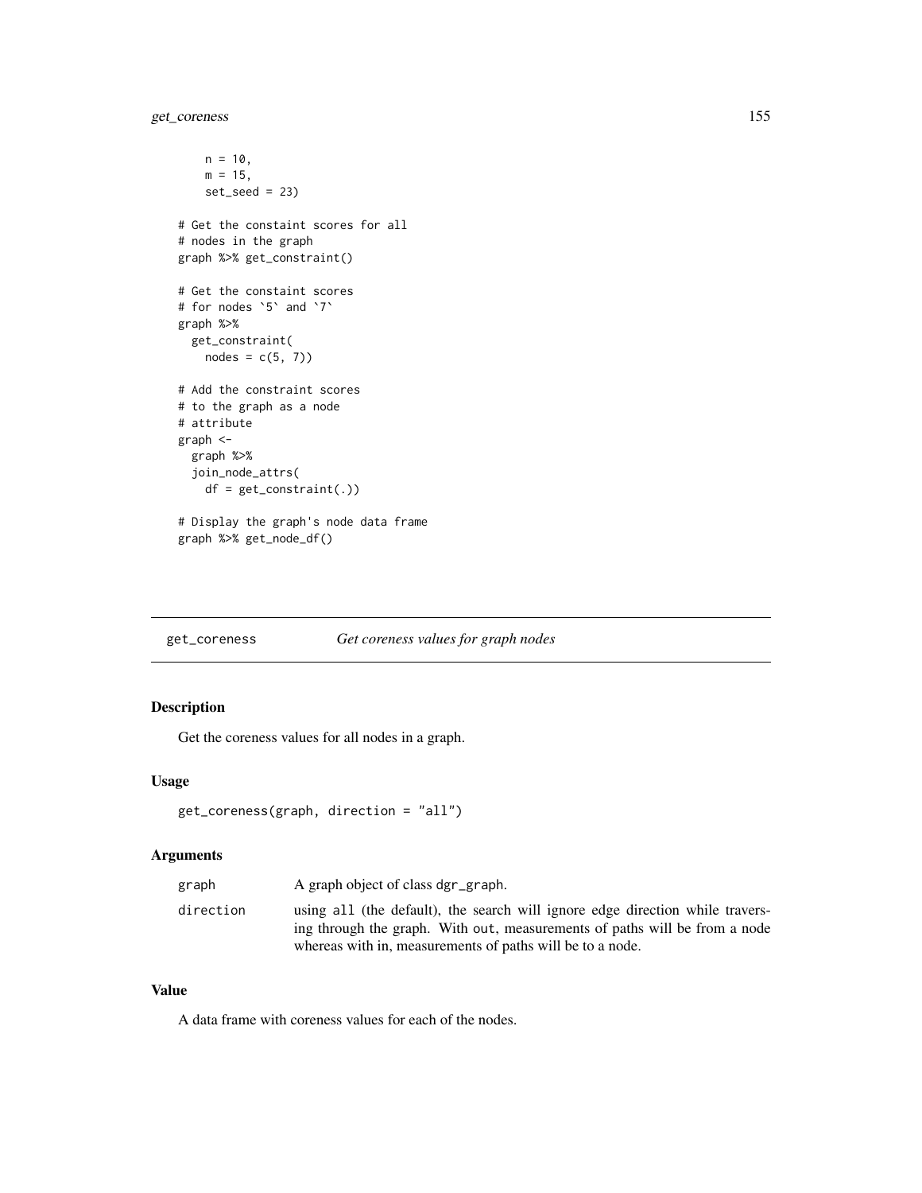```
    n = 10,
    m = 15,
    set_seed = 23)

# Get the constaint scores for all
# nodes in the graph
graph %>% get_constraint()

# Get the constaint scores
# for nodes `5` and `7`
graph %>%
  get_constraint(
    nodes = c(5, 7))

# Add the constraint scores
# to the graph as a node
# attribute
graph <-
  graph %>%
  join_node_attrs(
    df = get_constraint(.))

# Display the graph's node data frame
graph %>% get_node_df()
```

---

## get_coreness — *Get coreness values for graph nodes*

### Description

Get the coreness values for all nodes in a graph.

### Usage

```
get_coreness(graph, direction = "all")
```

### Arguments

| | |
|---|---|
| graph | A graph object of class `dgr_graph`. |
| direction | using `all` (the default), the search will ignore edge direction while traversing through the graph. With `out`, measurements of paths will be from a node whereas with in, measurements of paths will be to a node. |

### Value

A data frame with coreness values for each of the nodes.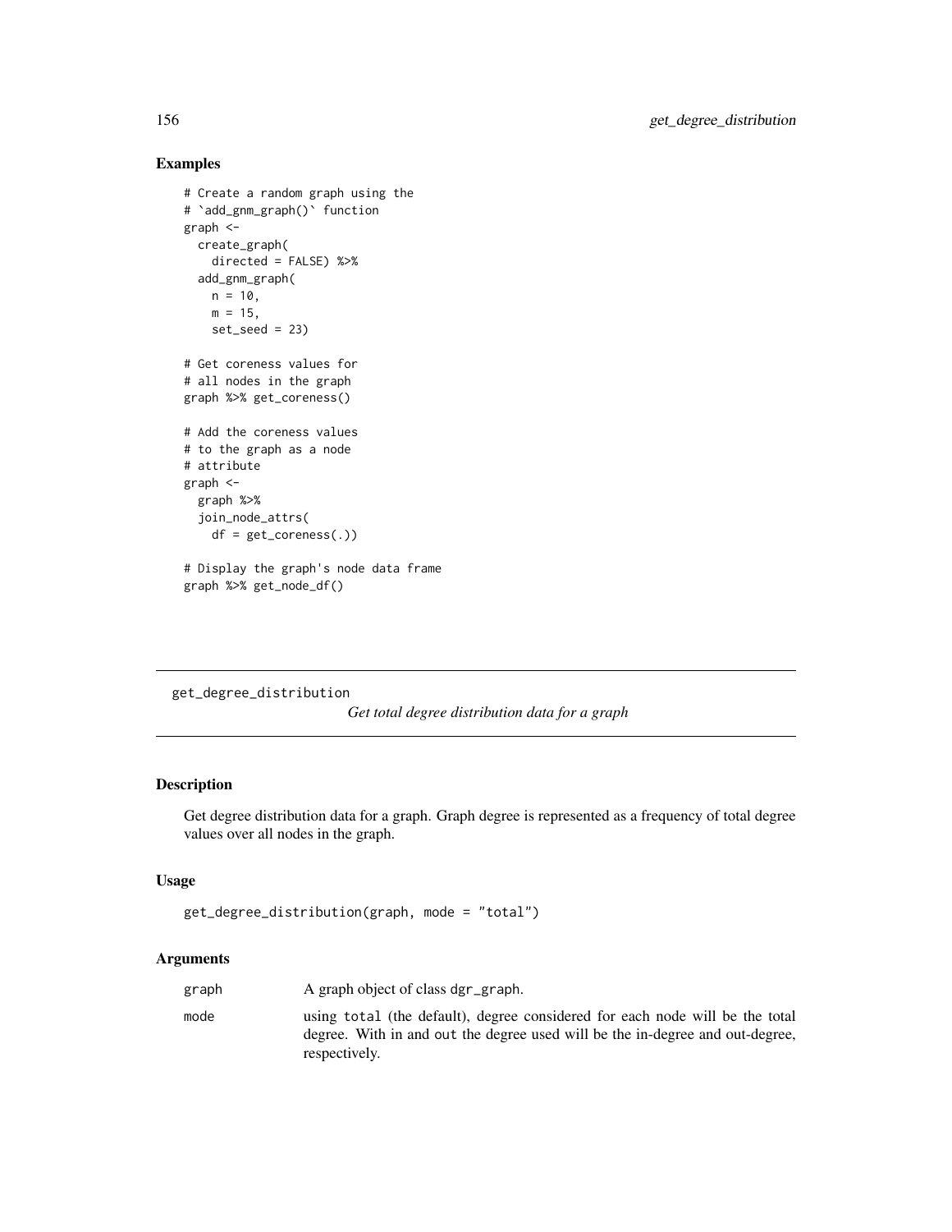## Examples

```
# Create a random graph using the
# `add_gnm_graph()` function
graph <-
  create_graph(
    directed = FALSE) %>%
  add_gnm_graph(
    n = 10,
    m = 15,
    set_seed = 23)

# Get coreness values for
# all nodes in the graph
graph %>% get_coreness()

# Add the coreness values
# to the graph as a node
# attribute
graph <-
  graph %>%
  join_node_attrs(
    df = get_coreness(.))

# Display the graph's node data frame
graph %>% get_node_df()
```

---

# get_degree_distribution

*Get total degree distribution data for a graph*

---

## Description

Get degree distribution data for a graph. Graph degree is represented as a frequency of total degree values over all nodes in the graph.

## Usage

```
get_degree_distribution(graph, mode = "total")
```

## Arguments

| | |
|---|---|
| graph | A graph object of class `dgr_graph`. |
| mode | using `total` (the default), degree considered for each node will be the total degree. With in and `out` the degree used will be the in-degree and out-degree, respectively. |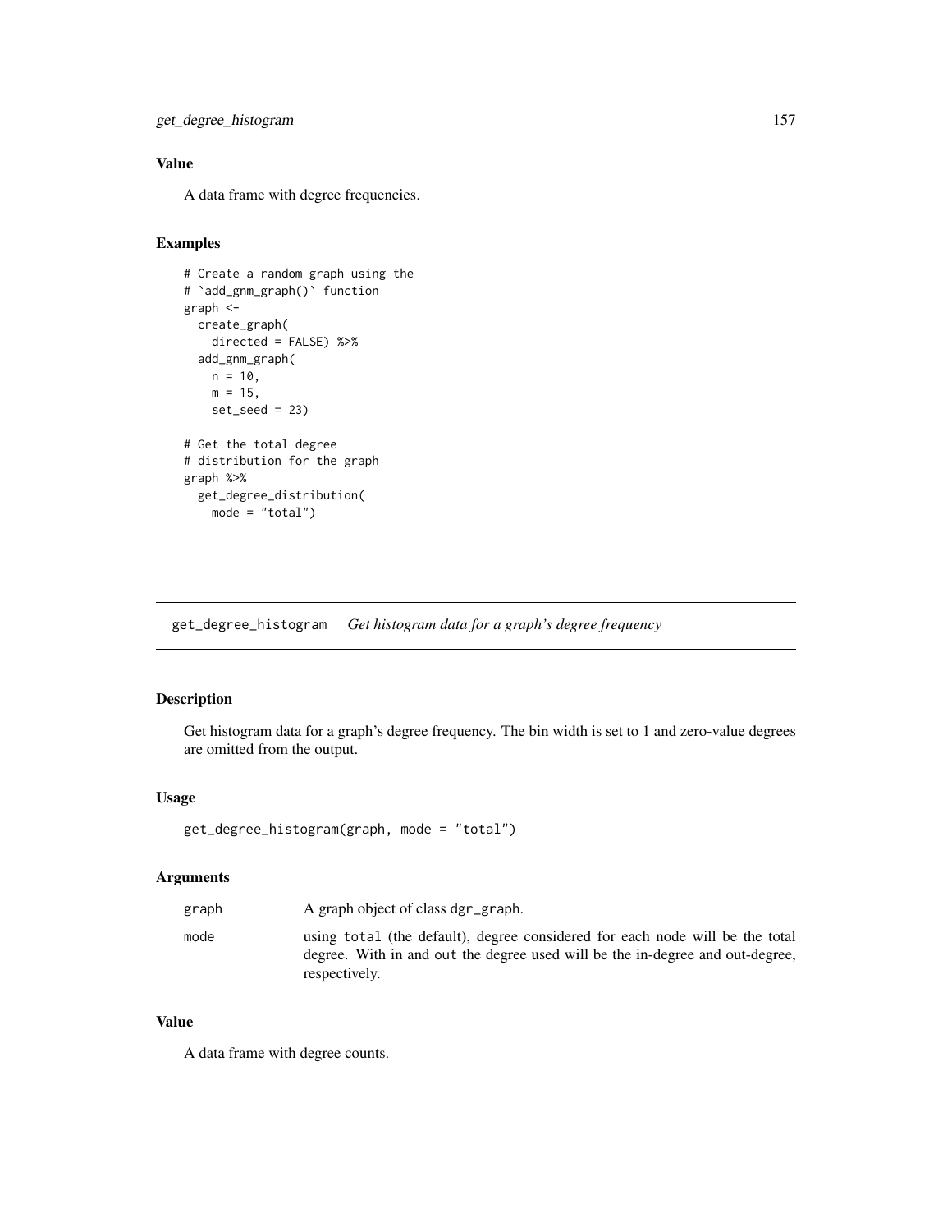### Value

A data frame with degree frequencies.

### Examples

```
# Create a random graph using the
# `add_gnm_graph()` function
graph <-
  create_graph(
    directed = FALSE) %>%
  add_gnm_graph(
    n = 10,
    m = 15,
    set_seed = 23)

# Get the total degree
# distribution for the graph
graph %>%
  get_degree_distribution(
    mode = "total")
```

---

## get_degree_histogram *Get histogram data for a graph's degree frequency*

---

### Description

Get histogram data for a graph's degree frequency. The bin width is set to 1 and zero-value degrees are omitted from the output.

### Usage

```
get_degree_histogram(graph, mode = "total")
```

### Arguments

| | |
|---|---|
| graph | A graph object of class dgr_graph. |
| mode | using total (the default), degree considered for each node will be the total degree. With in and out the degree used will be the in-degree and out-degree, respectively. |

### Value

A data frame with degree counts.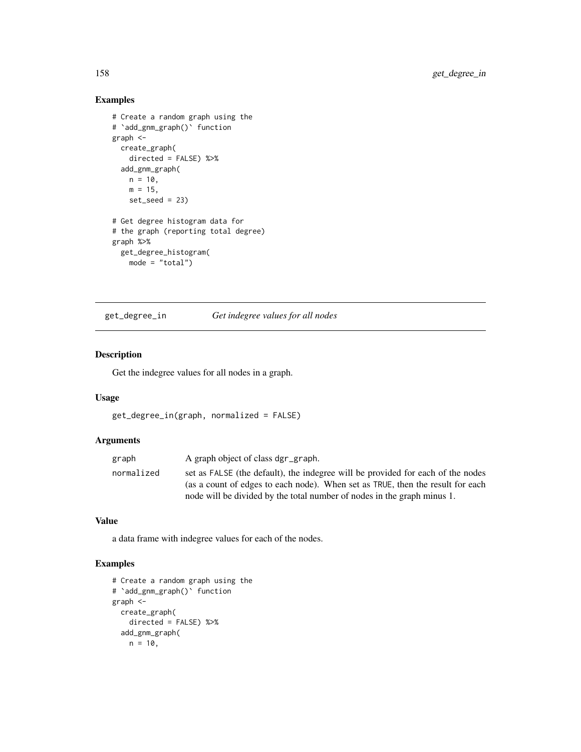## Examples

```
# Create a random graph using the
# `add_gnm_graph()` function
graph <-
  create_graph(
    directed = FALSE) %>%
  add_gnm_graph(
    n = 10,
    m = 15,
    set_seed = 23)

# Get degree histogram data for
# the graph (reporting total degree)
graph %>%
  get_degree_histogram(
    mode = "total")
```

---

# get_degree_in — *Get indegree values for all nodes*

## Description

Get the indegree values for all nodes in a graph.

## Usage

```
get_degree_in(graph, normalized = FALSE)
```

## Arguments

| | |
|---|---|
| graph | A graph object of class dgr_graph. |
| normalized | set as FALSE (the default), the indegree will be provided for each of the nodes (as a count of edges to each node). When set as TRUE, then the result for each node will be divided by the total number of nodes in the graph minus 1. |

## Value

a data frame with indegree values for each of the nodes.

## Examples

```
# Create a random graph using the
# `add_gnm_graph()` function
graph <-
  create_graph(
    directed = FALSE) %>%
  add_gnm_graph(
    n = 10,
```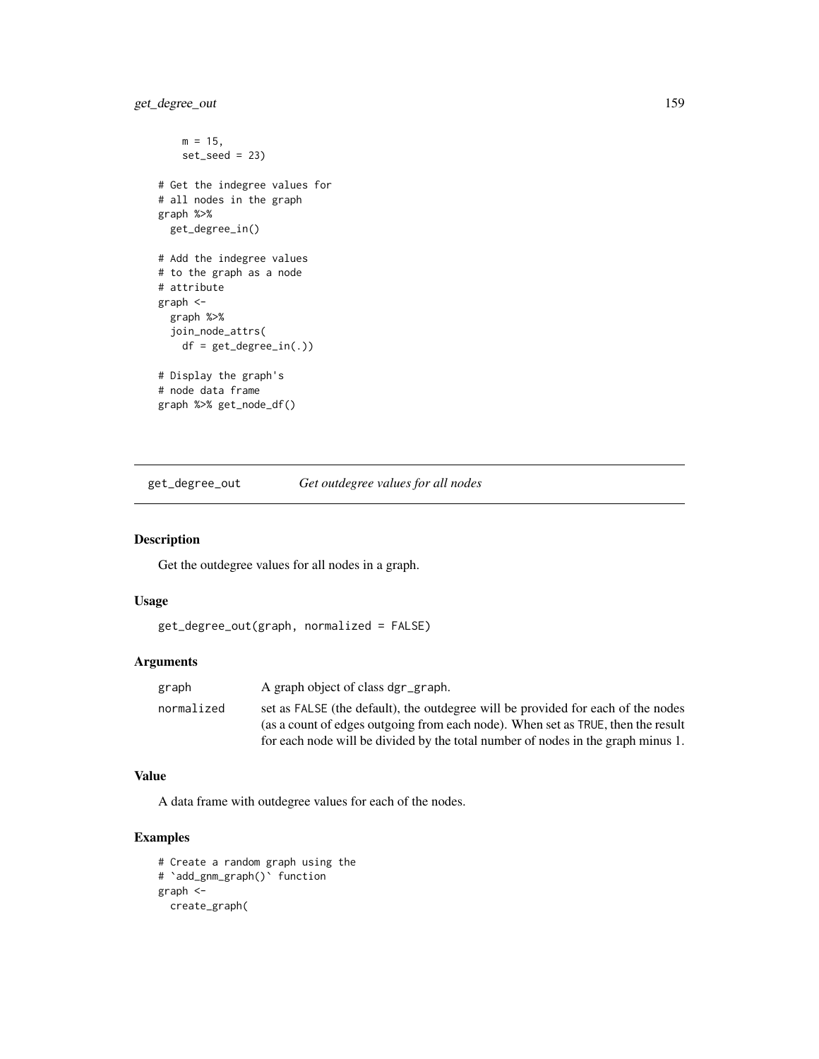```
    m = 15,
    set_seed = 23)

# Get the indegree values for
# all nodes in the graph
graph %>%
  get_degree_in()

# Add the indegree values
# to the graph as a node
# attribute
graph <-
  graph %>%
  join_node_attrs(
    df = get_degree_in(.))

# Display the graph's
# node data frame
graph %>% get_node_df()
```

---

## get_degree_out — *Get outdegree values for all nodes*

---

### Description

Get the outdegree values for all nodes in a graph.

### Usage

```
get_degree_out(graph, normalized = FALSE)
```

### Arguments

| | |
|---|---|
| graph | A graph object of class `dgr_graph`. |
| normalized | set as `FALSE` (the default), the outdegree will be provided for each of the nodes (as a count of edges outgoing from each node). When set as `TRUE`, then the result for each node will be divided by the total number of nodes in the graph minus 1. |

### Value

A data frame with outdegree values for each of the nodes.

### Examples

```
# Create a random graph using the
# `add_gnm_graph()` function
graph <-
  create_graph(
```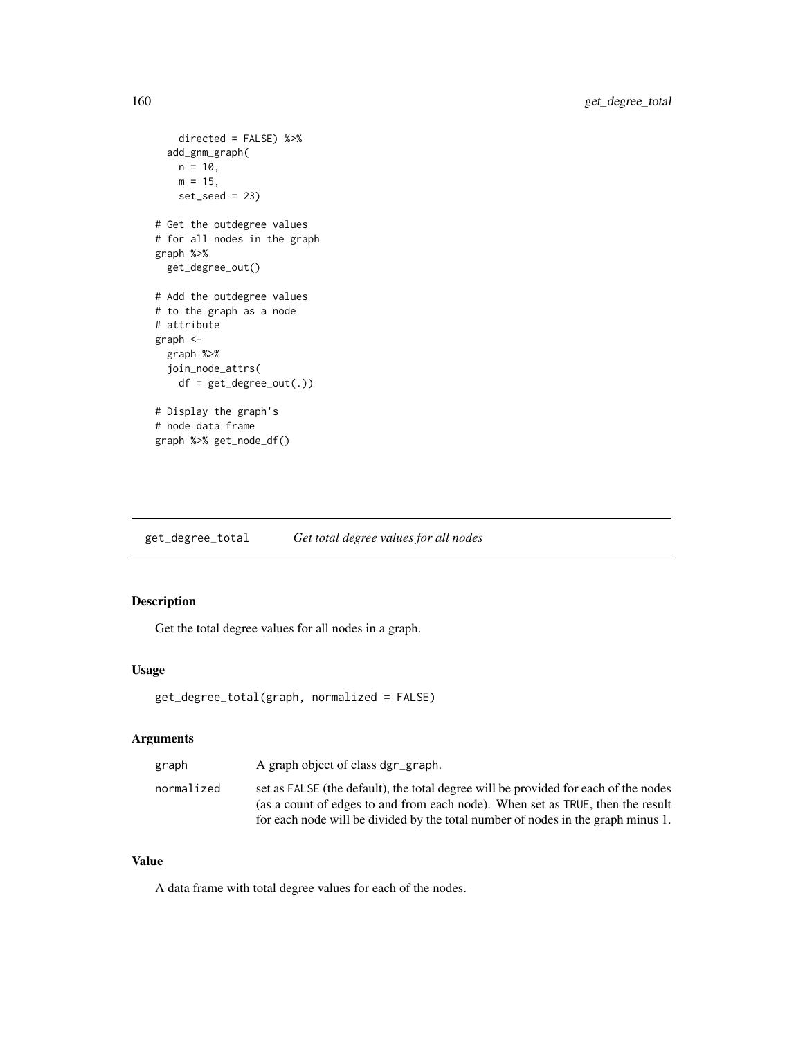```
    directed = FALSE) %>%
  add_gnm_graph(
    n = 10,
    m = 15,
    set_seed = 23)

# Get the outdegree values
# for all nodes in the graph
graph %>%
  get_degree_out()

# Add the outdegree values
# to the graph as a node
# attribute
graph <-
  graph %>%
  join_node_attrs(
    df = get_degree_out(.))

# Display the graph's
# node data frame
graph %>% get_node_df()
```

## get_degree_total — *Get total degree values for all nodes*

### Description

Get the total degree values for all nodes in a graph.

### Usage

```
get_degree_total(graph, normalized = FALSE)
```

### Arguments

| | |
|---|---|
| graph | A graph object of class dgr_graph. |
| normalized | set as FALSE (the default), the total degree will be provided for each of the nodes (as a count of edges to and from each node). When set as TRUE, then the result for each node will be divided by the total number of nodes in the graph minus 1. |

### Value

A data frame with total degree values for each of the nodes.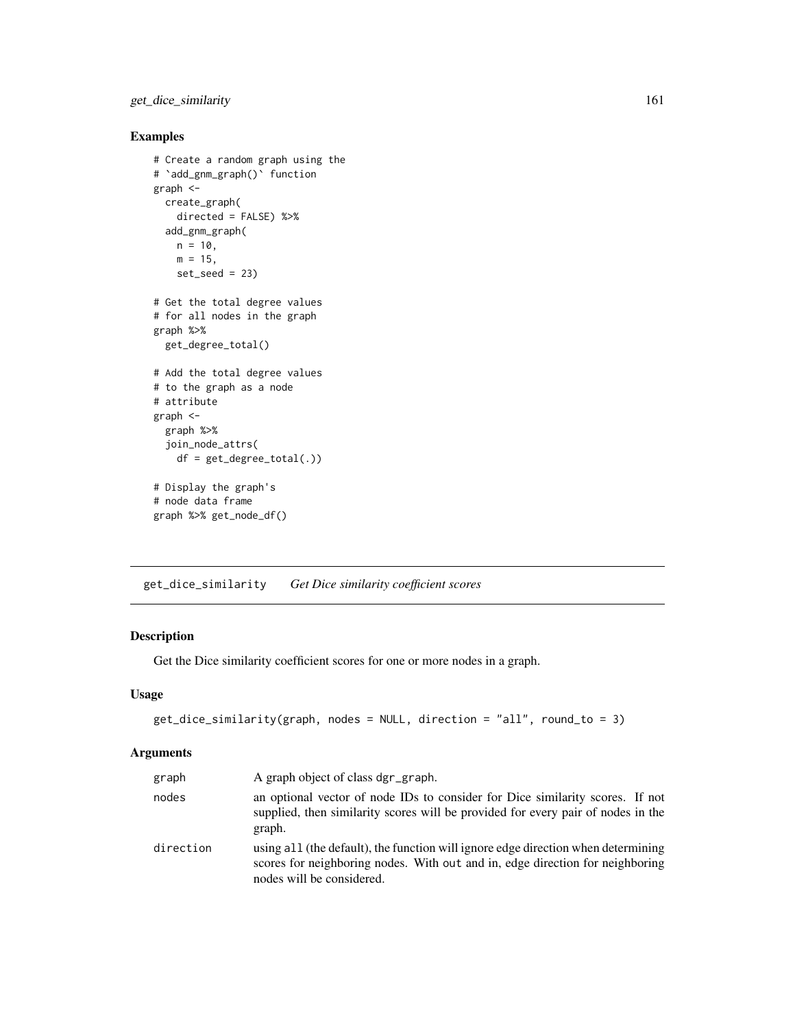## Examples

```
# Create a random graph using the
# `add_gnm_graph()` function
graph <-
  create_graph(
    directed = FALSE) %>%
  add_gnm_graph(
    n = 10,
    m = 15,
    set_seed = 23)

# Get the total degree values
# for all nodes in the graph
graph %>%
  get_degree_total()

# Add the total degree values
# to the graph as a node
# attribute
graph <-
  graph %>%
  join_node_attrs(
    df = get_degree_total(.))

# Display the graph's
# node data frame
graph %>% get_node_df()
```

---

# get_dice_similarity *Get Dice similarity coefficient scores*

## Description

Get the Dice similarity coefficient scores for one or more nodes in a graph.

## Usage

```
get_dice_similarity(graph, nodes = NULL, direction = "all", round_to = 3)
```

## Arguments

| | |
|---|---|
| graph | A graph object of class dgr_graph. |
| nodes | an optional vector of node IDs to consider for Dice similarity scores. If not supplied, then similarity scores will be provided for every pair of nodes in the graph. |
| direction | using all (the default), the function will ignore edge direction when determining scores for neighboring nodes. With out and in, edge direction for neighboring nodes will be considered. |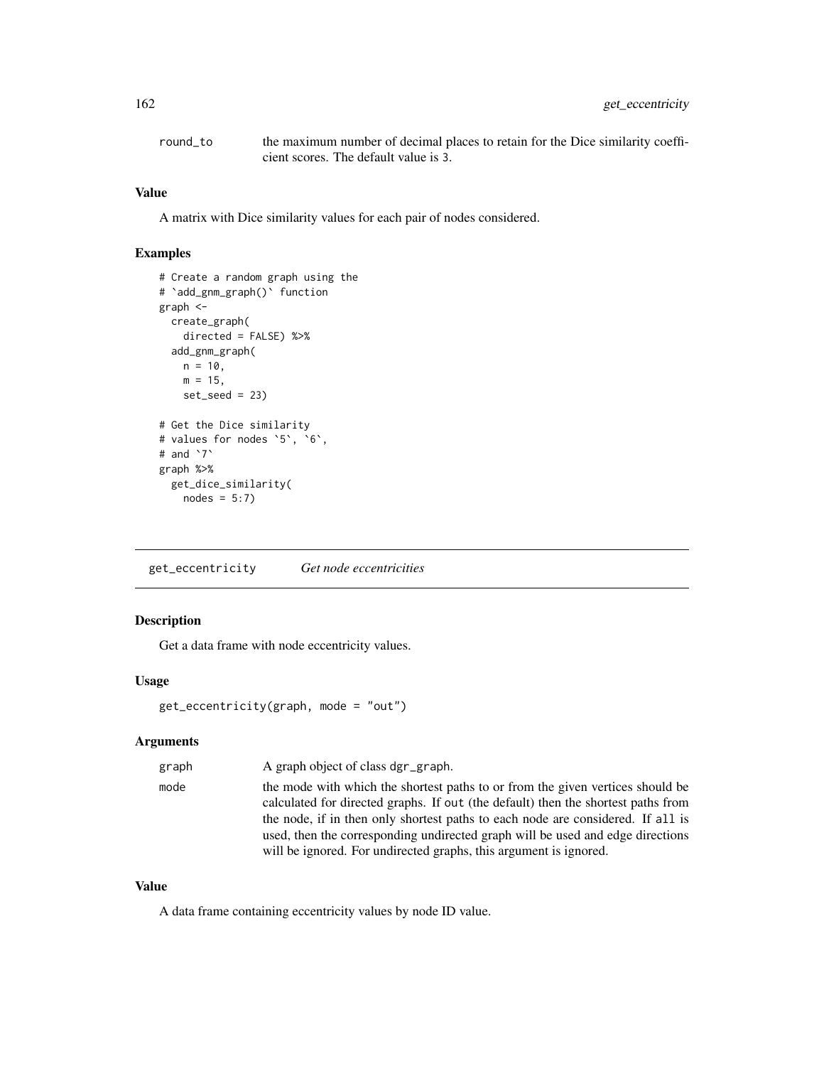| | |
|---|---|
| round_to | the maximum number of decimal places to retain for the Dice similarity coefficient scores. The default value is 3. |

### Value

A matrix with Dice similarity values for each pair of nodes considered.

### Examples

```
# Create a random graph using the
# `add_gnm_graph()` function
graph <-
  create_graph(
    directed = FALSE) %>%
  add_gnm_graph(
    n = 10,
    m = 15,
    set_seed = 23)

# Get the Dice similarity
# values for nodes `5`, `6`,
# and `7`
graph %>%
  get_dice_similarity(
    nodes = 5:7)
```

## get_eccentricity *Get node eccentricities*

### Description

Get a data frame with node eccentricity values.

### Usage

```
get_eccentricity(graph, mode = "out")
```

### Arguments

| | |
|---|---|
| graph | A graph object of class dgr_graph. |
| mode | the mode with which the shortest paths to or from the given vertices should be calculated for directed graphs. If out (the default) then the shortest paths from the node, if in then only shortest paths to each node are considered. If all is used, then the corresponding undirected graph will be used and edge directions will be ignored. For undirected graphs, this argument is ignored. |

### Value

A data frame containing eccentricity values by node ID value.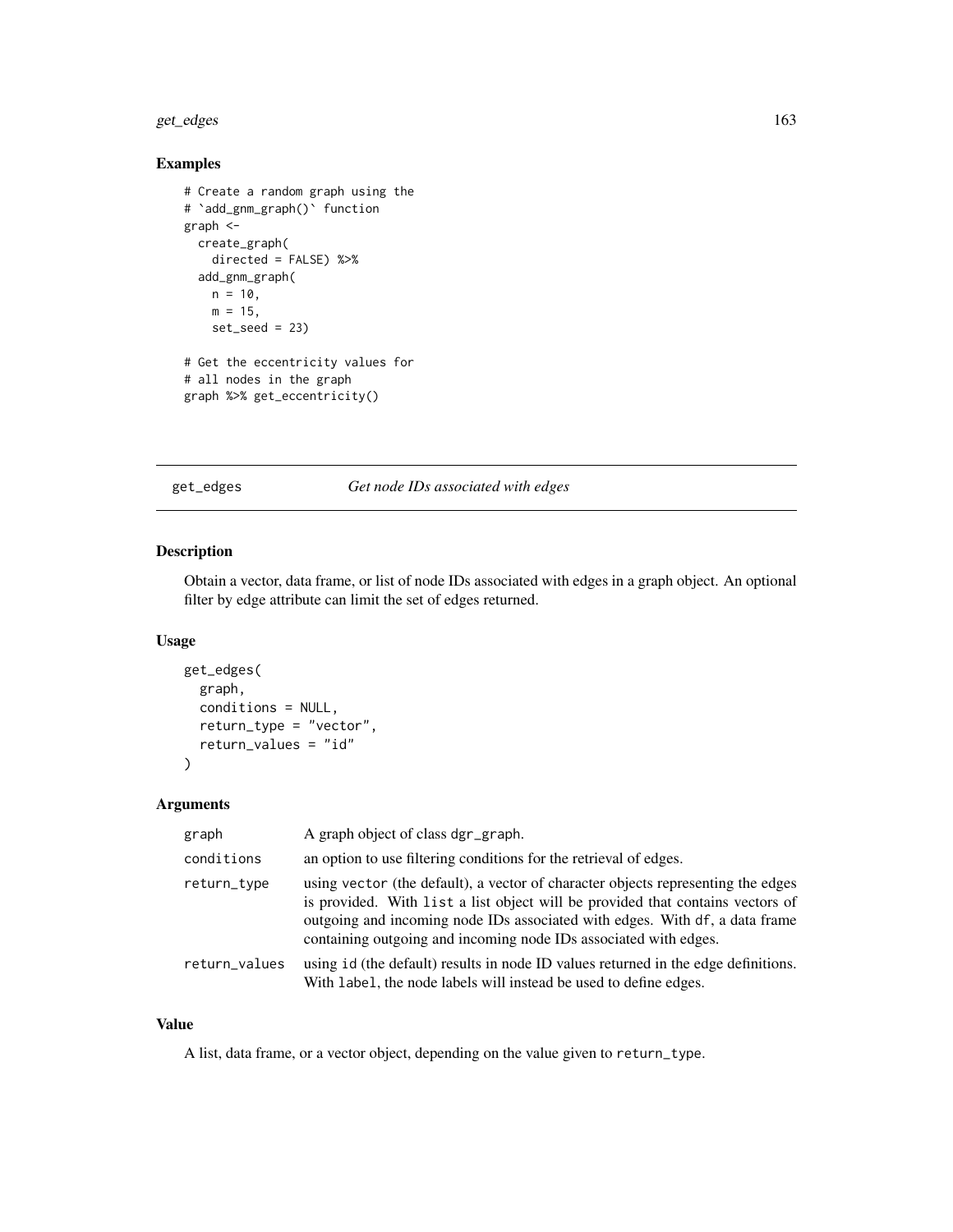## Examples

```
# Create a random graph using the
# `add_gnm_graph()` function
graph <-
  create_graph(
    directed = FALSE) %>%
  add_gnm_graph(
    n = 10,
    m = 15,
    set_seed = 23)

# Get the eccentricity values for
# all nodes in the graph
graph %>% get_eccentricity()
```

---

# get_edges — *Get node IDs associated with edges*

---

## Description

Obtain a vector, data frame, or list of node IDs associated with edges in a graph object. An optional filter by edge attribute can limit the set of edges returned.

## Usage

```
get_edges(
  graph,
  conditions = NULL,
  return_type = "vector",
  return_values = "id"
)
```

## Arguments

| | |
|---|---|
| graph | A graph object of class `dgr_graph`. |
| conditions | an option to use filtering conditions for the retrieval of edges. |
| return_type | using `vector` (the default), a vector of character objects representing the edges is provided. With `list` a list object will be provided that contains vectors of outgoing and incoming node IDs associated with edges. With `df`, a data frame containing outgoing and incoming node IDs associated with edges. |
| return_values | using `id` (the default) results in node ID values returned in the edge definitions. With `label`, the node labels will instead be used to define edges. |

## Value

A list, data frame, or a vector object, depending on the value given to `return_type`.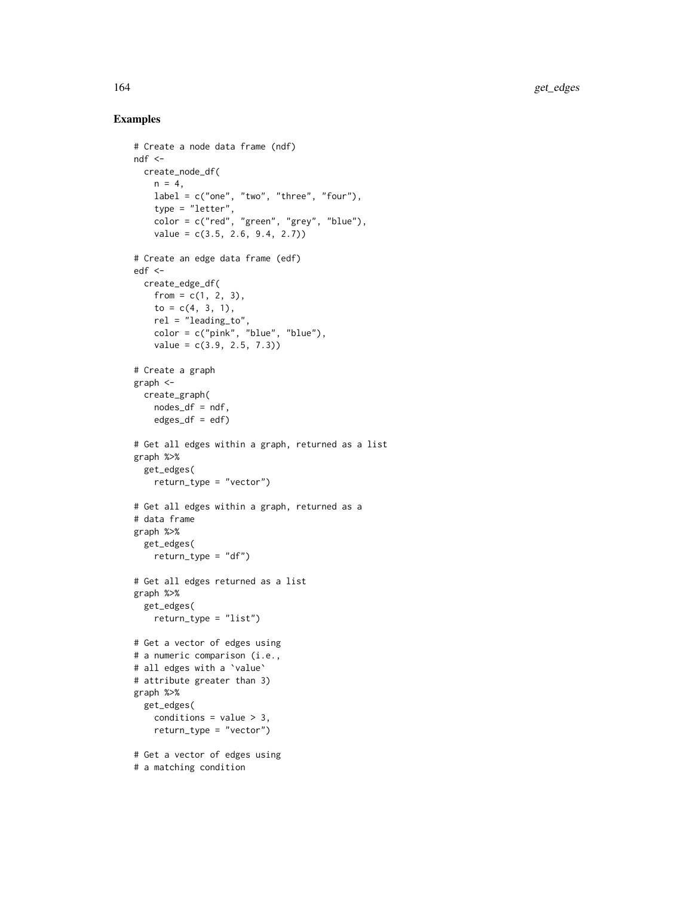## Examples

```
# Create a node data frame (ndf)
ndf <-
  create_node_df(
    n = 4,
    label = c("one", "two", "three", "four"),
    type = "letter",
    color = c("red", "green", "grey", "blue"),
    value = c(3.5, 2.6, 9.4, 2.7))

# Create an edge data frame (edf)
edf <-
  create_edge_df(
    from = c(1, 2, 3),
    to = c(4, 3, 1),
    rel = "leading_to",
    color = c("pink", "blue", "blue"),
    value = c(3.9, 2.5, 7.3))

# Create a graph
graph <-
  create_graph(
    nodes_df = ndf,
    edges_df = edf)

# Get all edges within a graph, returned as a list
graph %>%
  get_edges(
    return_type = "vector")

# Get all edges within a graph, returned as a
# data frame
graph %>%
  get_edges(
    return_type = "df")

# Get all edges returned as a list
graph %>%
  get_edges(
    return_type = "list")

# Get a vector of edges using
# a numeric comparison (i.e.,
# all edges with a `value`
# attribute greater than 3)
graph %>%
  get_edges(
    conditions = value > 3,
    return_type = "vector")

# Get a vector of edges using
# a matching condition
```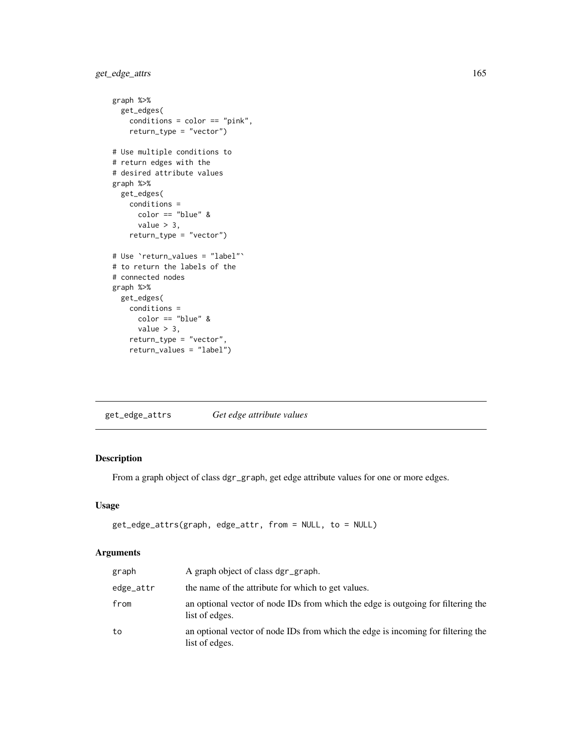```
graph %>%
  get_edges(
    conditions = color == "pink",
    return_type = "vector")

# Use multiple conditions to
# return edges with the
# desired attribute values
graph %>%
  get_edges(
    conditions =
      color == "blue" &
      value > 3,
    return_type = "vector")

# Use `return_values = "label"`
# to return the labels of the
# connected nodes
graph %>%
  get_edges(
    conditions =
      color == "blue" &
      value > 3,
    return_type = "vector",
    return_values = "label")
```

## get_edge_attrs    *Get edge attribute values*

### Description

From a graph object of class dgr_graph, get edge attribute values for one or more edges.

### Usage

```
get_edge_attrs(graph, edge_attr, from = NULL, to = NULL)
```

### Arguments

| | |
|---|---|
| graph | A graph object of class dgr_graph. |
| edge_attr | the name of the attribute for which to get values. |
| from | an optional vector of node IDs from which the edge is outgoing for filtering the list of edges. |
| to | an optional vector of node IDs from which the edge is incoming for filtering the list of edges. |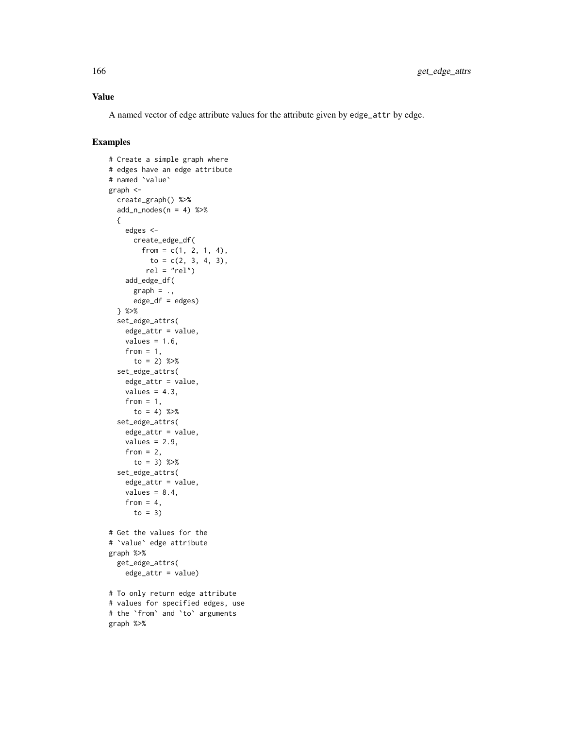## Value

A named vector of edge attribute values for the attribute given by edge_attr by edge.

## Examples

```
# Create a simple graph where
# edges have an edge attribute
# named `value`
graph <-
  create_graph() %>%
  add_n_nodes(n = 4) %>%
  {
    edges <-
      create_edge_df(
        from = c(1, 2, 1, 4),
          to = c(2, 3, 4, 3),
         rel = "rel")
    add_edge_df(
      graph = .,
      edge_df = edges)
  } %>%
  set_edge_attrs(
    edge_attr = value,
    values = 1.6,
    from = 1,
      to = 2) %>%
  set_edge_attrs(
    edge_attr = value,
    values = 4.3,
    from = 1,
      to = 4) %>%
  set_edge_attrs(
    edge_attr = value,
    values = 2.9,
    from = 2,
      to = 3) %>%
  set_edge_attrs(
    edge_attr = value,
    values = 8.4,
    from = 4,
      to = 3)

# Get the values for the
# `value` edge attribute
graph %>%
  get_edge_attrs(
    edge_attr = value)

# To only return edge attribute
# values for specified edges, use
# the `from` and `to` arguments
graph %>%
```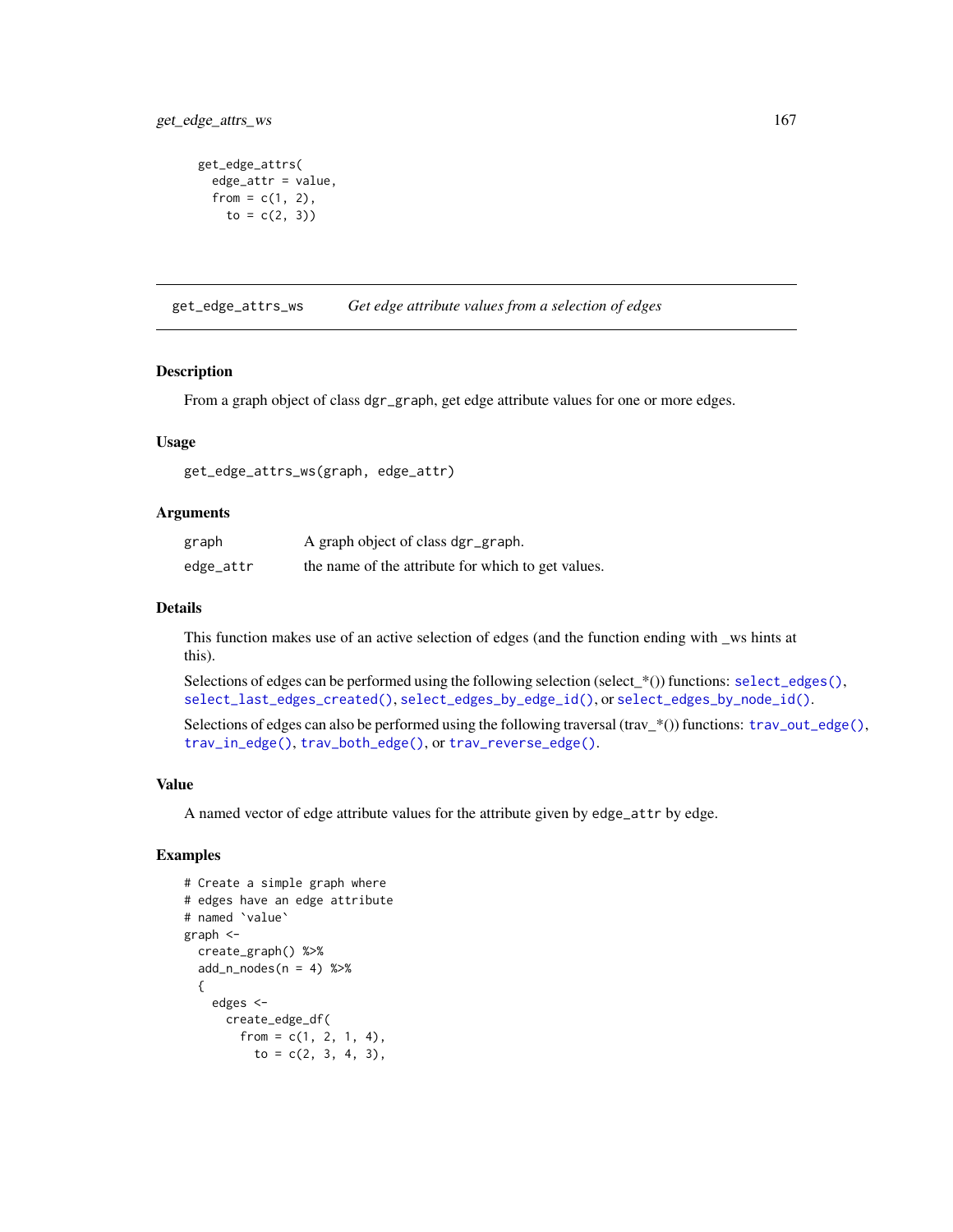```
get_edge_attrs(
  edge_attr = value,
  from = c(1, 2),
    to = c(2, 3))
```

## get_edge_attrs_ws — *Get edge attribute values from a selection of edges*

### Description

From a graph object of class `dgr_graph`, get edge attribute values for one or more edges.

### Usage

```
get_edge_attrs_ws(graph, edge_attr)
```

### Arguments

| | |
|---|---|
| `graph` | A graph object of class `dgr_graph`. |
| `edge_attr` | the name of the attribute for which to get values. |

### Details

This function makes use of an active selection of edges (and the function ending with _ws hints at this).

Selections of edges can be performed using the following selection (select_*()) functions: `select_edges()`, `select_last_edges_created()`, `select_edges_by_edge_id()`, or `select_edges_by_node_id()`.

Selections of edges can also be performed using the following traversal (trav_*()) functions: `trav_out_edge()`, `trav_in_edge()`, `trav_both_edge()`, or `trav_reverse_edge()`.

### Value

A named vector of edge attribute values for the attribute given by `edge_attr` by edge.

### Examples

```
# Create a simple graph where
# edges have an edge attribute
# named `value`
graph <-
  create_graph() %>%
  add_n_nodes(n = 4) %>%
  {
    edges <-
      create_edge_df(
        from = c(1, 2, 1, 4),
          to = c(2, 3, 4, 3),
```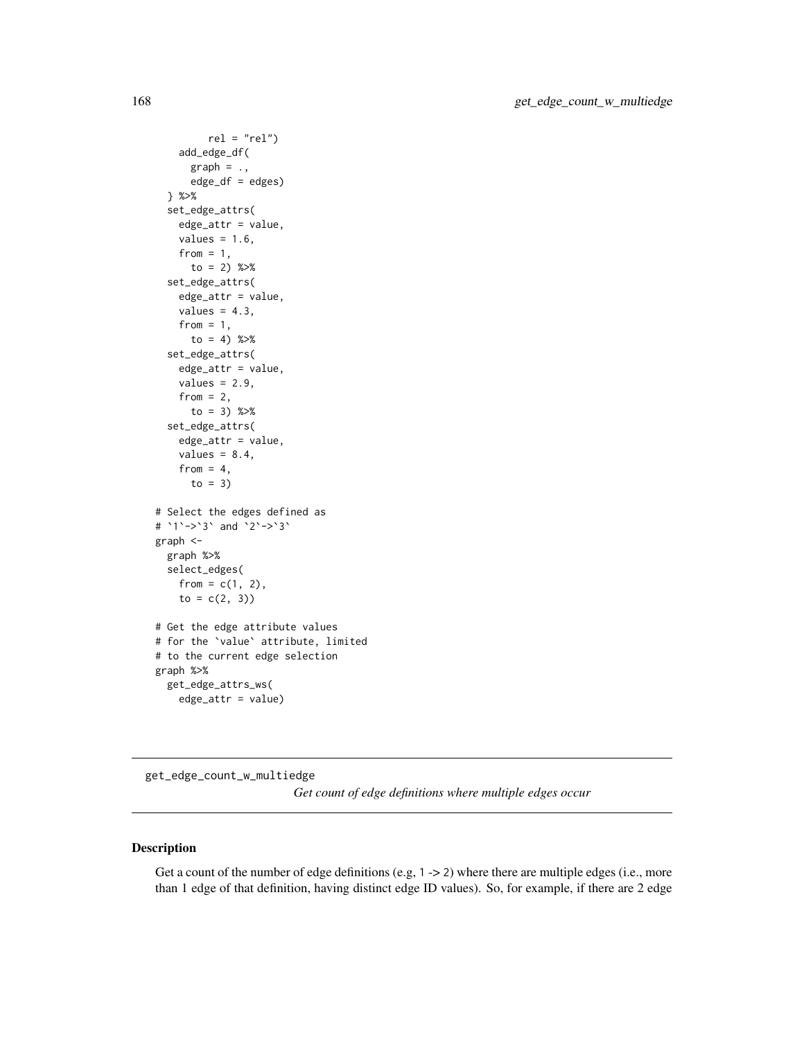```
        rel = "rel")
    add_edge_df(
      graph = .,
      edge_df = edges)
  } %>%
  set_edge_attrs(
    edge_attr = value,
    values = 1.6,
    from = 1,
      to = 2) %>%
  set_edge_attrs(
    edge_attr = value,
    values = 4.3,
    from = 1,
      to = 4) %>%
  set_edge_attrs(
    edge_attr = value,
    values = 2.9,
    from = 2,
      to = 3) %>%
  set_edge_attrs(
    edge_attr = value,
    values = 8.4,
    from = 4,
      to = 3)

# Select the edges defined as
# `1`->`3` and `2`->`3`
graph <-
  graph %>%
  select_edges(
    from = c(1, 2),
    to = c(2, 3))

# Get the edge attribute values
# for the `value` attribute, limited
# to the current edge selection
graph %>%
  get_edge_attrs_ws(
    edge_attr = value)
```

---

get_edge_count_w_multiedge

*Get count of edge definitions where multiple edges occur*

---

## Description

Get a count of the number of edge definitions (e.g, 1 -> 2) where there are multiple edges (i.e., more than 1 edge of that definition, having distinct edge ID values). So, for example, if there are 2 edge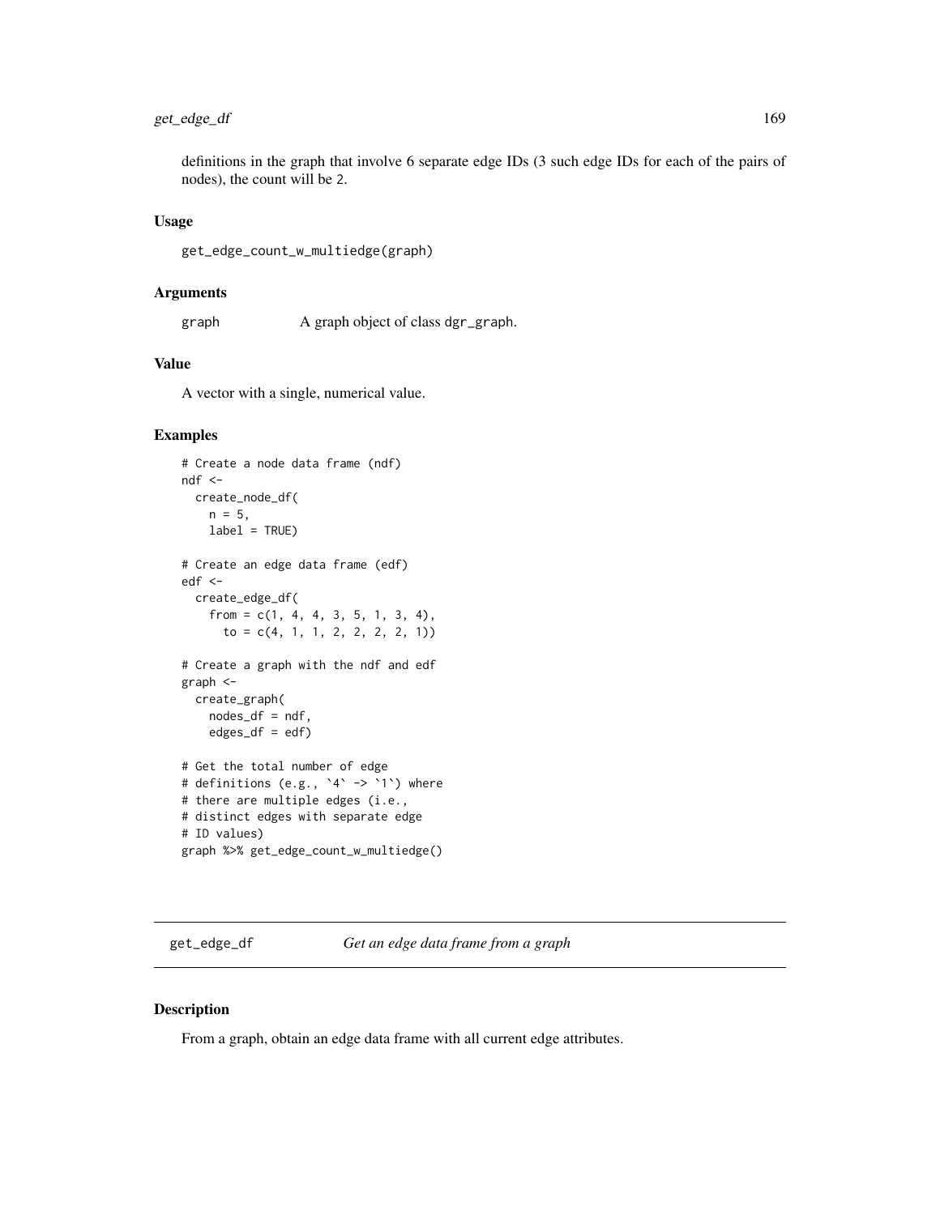definitions in the graph that involve 6 separate edge IDs (3 such edge IDs for each of the pairs of nodes), the count will be 2.

### Usage

```
get_edge_count_w_multiedge(graph)
```

### Arguments

graph    A graph object of class dgr_graph.

### Value

A vector with a single, numerical value.

### Examples

```
# Create a node data frame (ndf)
ndf <-
  create_node_df(
    n = 5,
    label = TRUE)

# Create an edge data frame (edf)
edf <-
  create_edge_df(
    from = c(1, 4, 4, 3, 5, 1, 3, 4),
      to = c(4, 1, 1, 2, 2, 2, 2, 1))

# Create a graph with the ndf and edf
graph <-
  create_graph(
    nodes_df = ndf,
    edges_df = edf)

# Get the total number of edge
# definitions (e.g., `4` -> `1`) where
# there are multiple edges (i.e.,
# distinct edges with separate edge
# ID values)
graph %>% get_edge_count_w_multiedge()
```

---

## get_edge_df    *Get an edge data frame from a graph*

### Description

From a graph, obtain an edge data frame with all current edge attributes.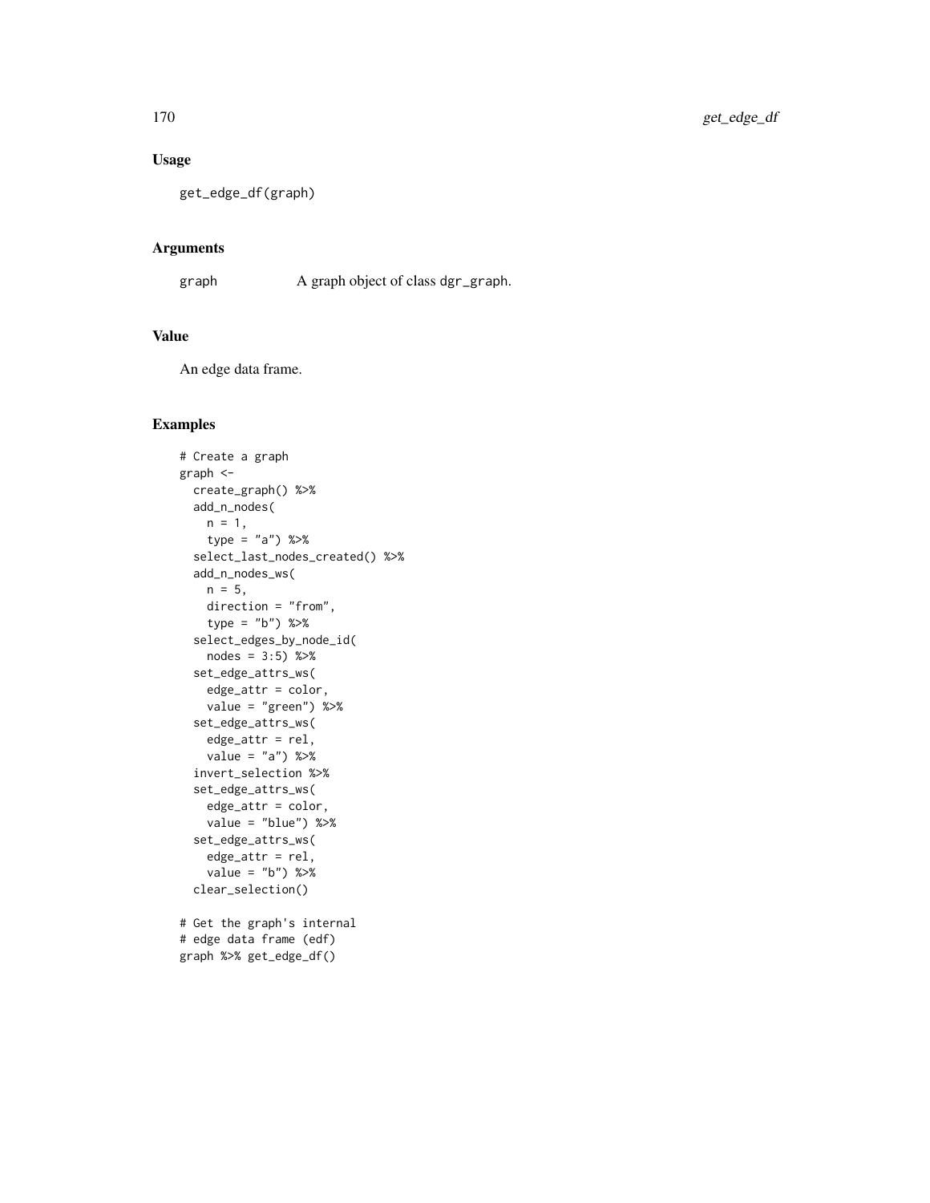## Usage

```
get_edge_df(graph)
```

## Arguments

| | |
|---|---|
| graph | A graph object of class dgr_graph. |

## Value

An edge data frame.

## Examples

```
# Create a graph
graph <-
  create_graph() %>%
  add_n_nodes(
    n = 1,
    type = "a") %>%
  select_last_nodes_created() %>%
  add_n_nodes_ws(
    n = 5,
    direction = "from",
    type = "b") %>%
  select_edges_by_node_id(
    nodes = 3:5) %>%
  set_edge_attrs_ws(
    edge_attr = color,
    value = "green") %>%
  set_edge_attrs_ws(
    edge_attr = rel,
    value = "a") %>%
  invert_selection %>%
  set_edge_attrs_ws(
    edge_attr = color,
    value = "blue") %>%
  set_edge_attrs_ws(
    edge_attr = rel,
    value = "b") %>%
  clear_selection()

# Get the graph's internal
# edge data frame (edf)
graph %>% get_edge_df()
```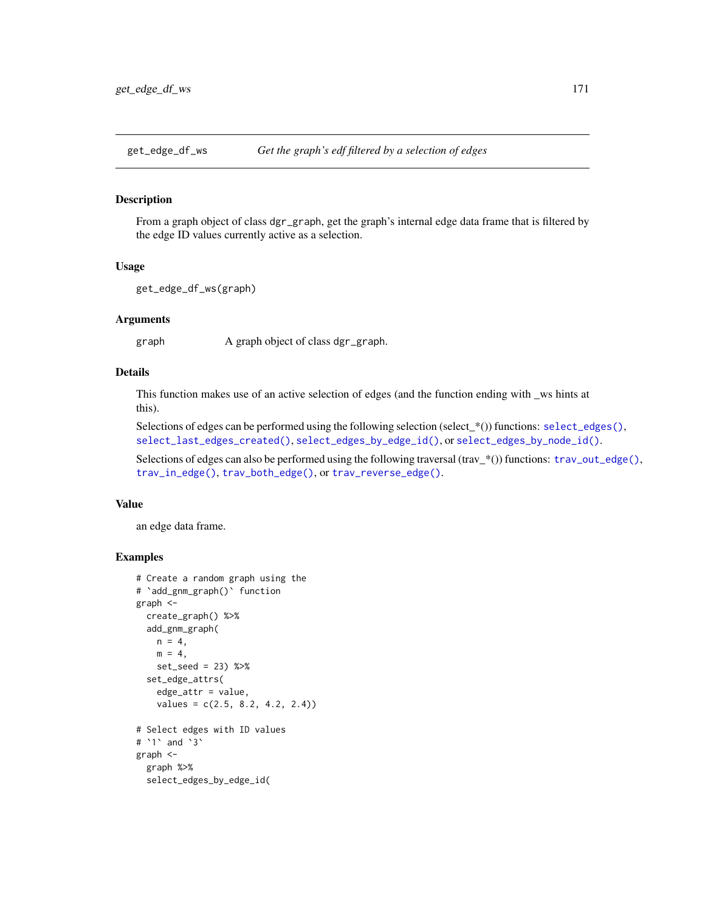## get_edge_df_ws — *Get the graph's edf filtered by a selection of edges*

### Description

From a graph object of class dgr_graph, get the graph's internal edge data frame that is filtered by the edge ID values currently active as a selection.

### Usage

```
get_edge_df_ws(graph)
```

### Arguments

| | |
|---|---|
| graph | A graph object of class dgr_graph. |

### Details

This function makes use of an active selection of edges (and the function ending with _ws hints at this).

Selections of edges can be performed using the following selection (select_*()) functions: select_edges(), select_last_edges_created(), select_edges_by_edge_id(), or select_edges_by_node_id().

Selections of edges can also be performed using the following traversal (trav_*()) functions: trav_out_edge(), trav_in_edge(), trav_both_edge(), or trav_reverse_edge().

### Value

an edge data frame.

### Examples

```
# Create a random graph using the
# `add_gnm_graph()` function
graph <-
  create_graph() %>%
  add_gnm_graph(
    n = 4,
    m = 4,
    set_seed = 23) %>%
  set_edge_attrs(
    edge_attr = value,
    values = c(2.5, 8.2, 4.2, 2.4))

# Select edges with ID values
# `1` and `3`
graph <-
  graph %>%
  select_edges_by_edge_id(
```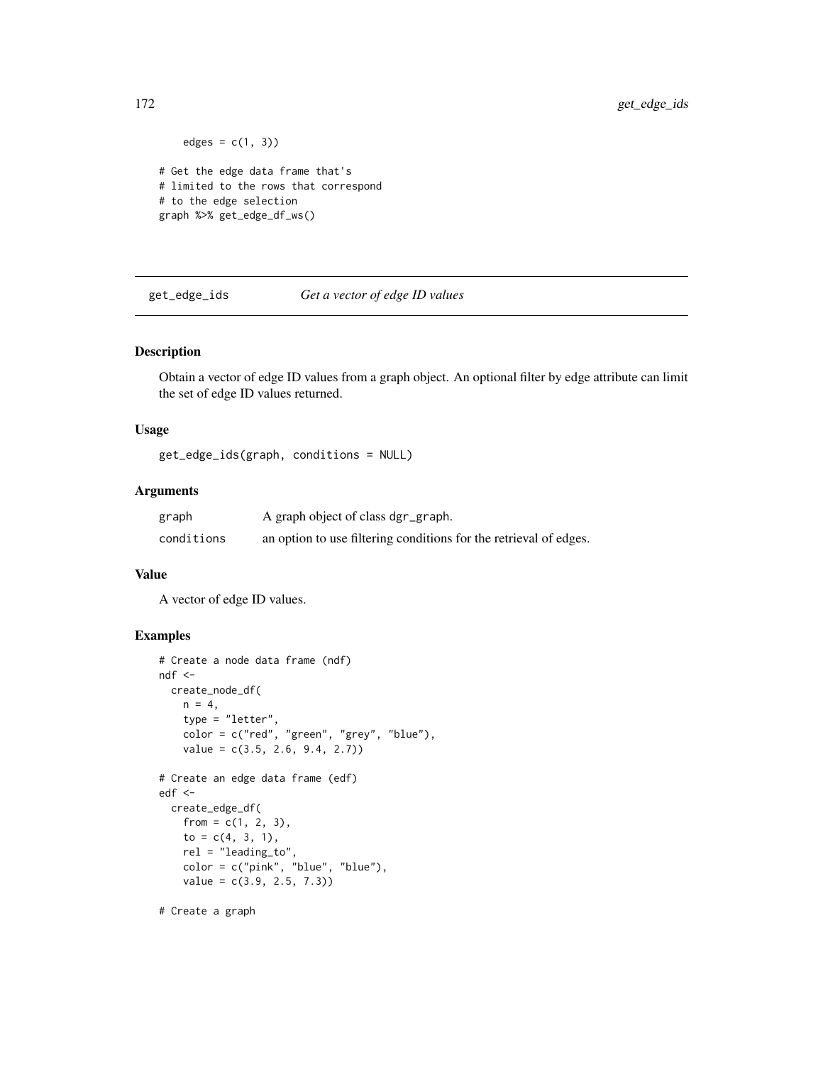```
    edges = c(1, 3))

# Get the edge data frame that's
# limited to the rows that correspond
# to the edge selection
graph %>% get_edge_df_ws()
```

## get_edge_ids — *Get a vector of edge ID values*

### Description

Obtain a vector of edge ID values from a graph object. An optional filter by edge attribute can limit the set of edge ID values returned.

### Usage

```
get_edge_ids(graph, conditions = NULL)
```

### Arguments

| | |
|---|---|
| graph | A graph object of class dgr_graph. |
| conditions | an option to use filtering conditions for the retrieval of edges. |

### Value

A vector of edge ID values.

### Examples

```
# Create a node data frame (ndf)
ndf <-
  create_node_df(
    n = 4,
    type = "letter",
    color = c("red", "green", "grey", "blue"),
    value = c(3.5, 2.6, 9.4, 2.7))

# Create an edge data frame (edf)
edf <-
  create_edge_df(
    from = c(1, 2, 3),
    to = c(4, 3, 1),
    rel = "leading_to",
    color = c("pink", "blue", "blue"),
    value = c(3.9, 2.5, 7.3))

# Create a graph
```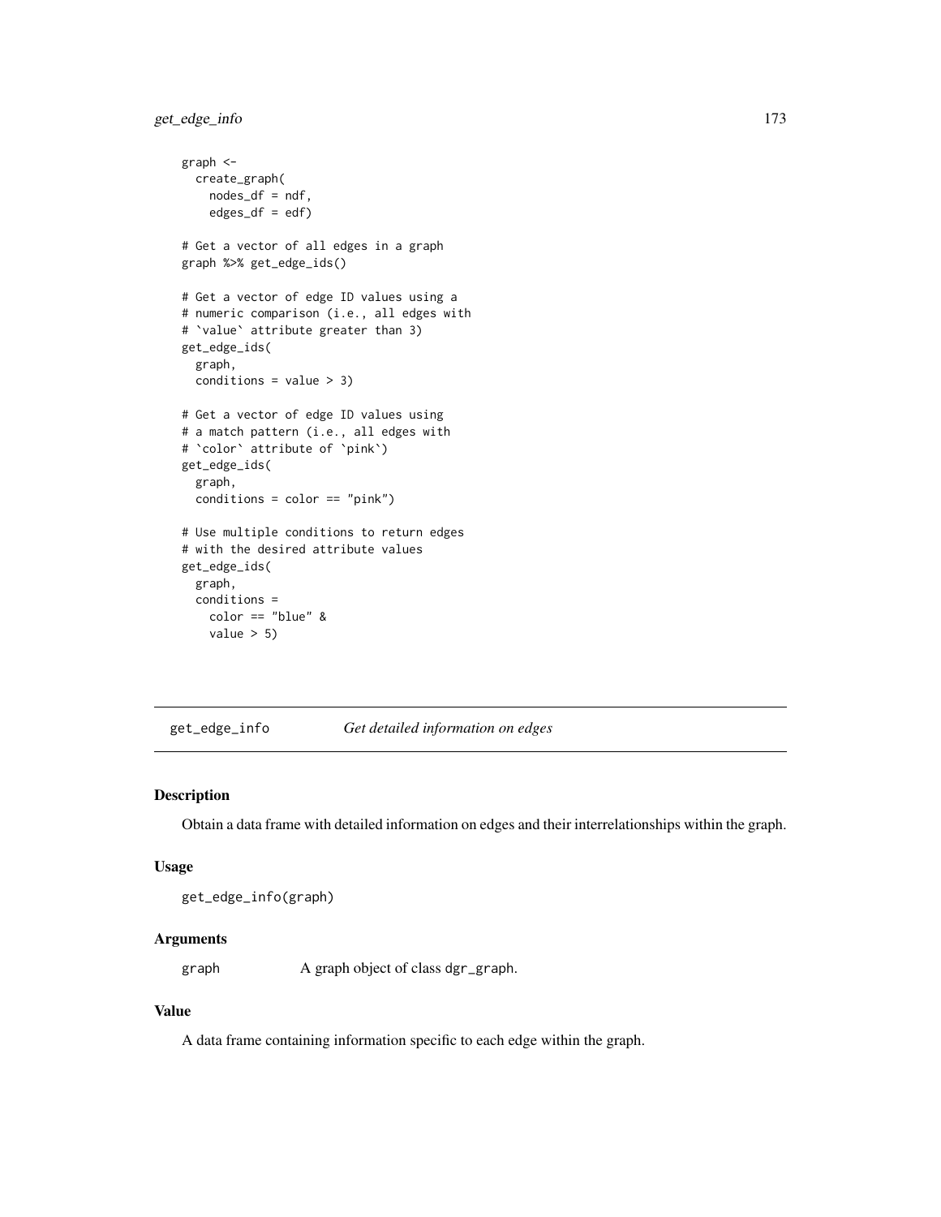```
graph <-
  create_graph(
    nodes_df = ndf,
    edges_df = edf)

# Get a vector of all edges in a graph
graph %>% get_edge_ids()

# Get a vector of edge ID values using a
# numeric comparison (i.e., all edges with
# `value` attribute greater than 3)
get_edge_ids(
  graph,
  conditions = value > 3)

# Get a vector of edge ID values using
# a match pattern (i.e., all edges with
# `color` attribute of `pink`)
get_edge_ids(
  graph,
  conditions = color == "pink")

# Use multiple conditions to return edges
# with the desired attribute values
get_edge_ids(
  graph,
  conditions =
    color == "blue" &
    value > 5)
```

## get_edge_info *Get detailed information on edges*

### Description

Obtain a data frame with detailed information on edges and their interrelationships within the graph.

### Usage

```
get_edge_info(graph)
```

### Arguments

| | |
|---|---|
| graph | A graph object of class dgr_graph. |

### Value

A data frame containing information specific to each edge within the graph.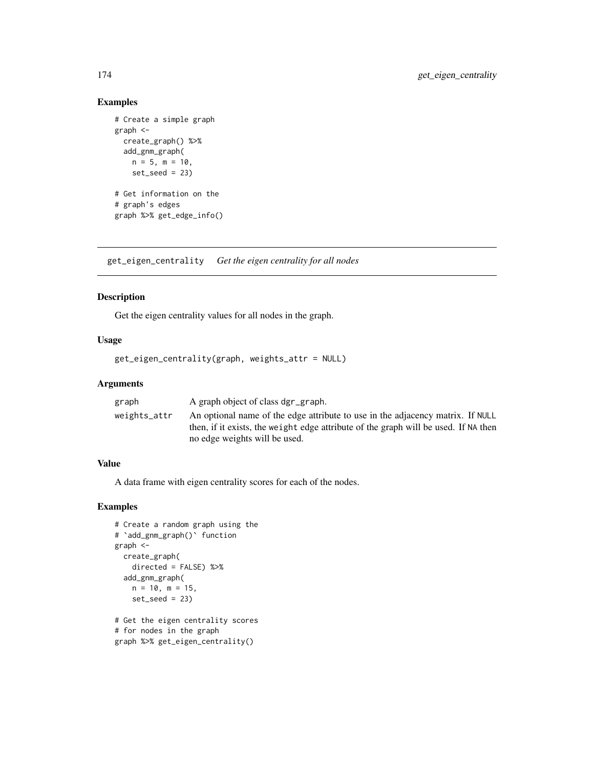### Examples

```
# Create a simple graph
graph <-
  create_graph() %>%
  add_gnm_graph(
    n = 5, m = 10,
    set_seed = 23)

# Get information on the
# graph's edges
graph %>% get_edge_info()
```

---

## get_eigen_centrality *Get the eigen centrality for all nodes*

### Description

Get the eigen centrality values for all nodes in the graph.

### Usage

```
get_eigen_centrality(graph, weights_attr = NULL)
```

### Arguments

| | |
|---|---|
| graph | A graph object of class dgr_graph. |
| weights_attr | An optional name of the edge attribute to use in the adjacency matrix. If NULL then, if it exists, the weight edge attribute of the graph will be used. If NA then no edge weights will be used. |

### Value

A data frame with eigen centrality scores for each of the nodes.

### Examples

```
# Create a random graph using the
# `add_gnm_graph()` function
graph <-
  create_graph(
    directed = FALSE) %>%
  add_gnm_graph(
    n = 10, m = 15,
    set_seed = 23)

# Get the eigen centrality scores
# for nodes in the graph
graph %>% get_eigen_centrality()
```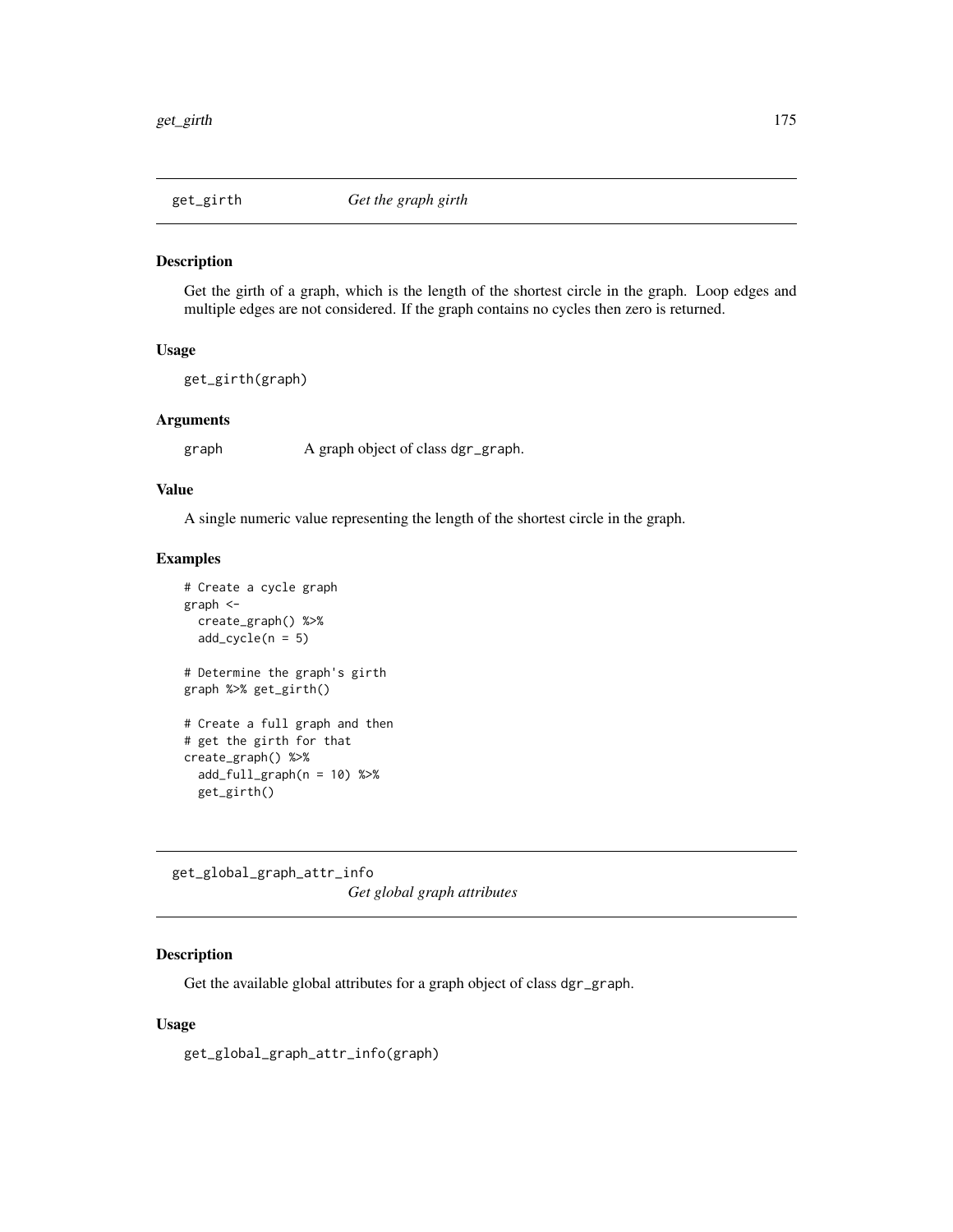## get_girth *Get the graph girth*

### Description

Get the girth of a graph, which is the length of the shortest circle in the graph. Loop edges and multiple edges are not considered. If the graph contains no cycles then zero is returned.

### Usage

```
get_girth(graph)
```

### Arguments

| | |
|---|---|
| graph | A graph object of class dgr_graph. |

### Value

A single numeric value representing the length of the shortest circle in the graph.

### Examples

```
# Create a cycle graph
graph <-
  create_graph() %>%
  add_cycle(n = 5)

# Determine the graph's girth
graph %>% get_girth()

# Create a full graph and then
# get the girth for that
create_graph() %>%
  add_full_graph(n = 10) %>%
  get_girth()
```

## get_global_graph_attr_info *Get global graph attributes*

### Description

Get the available global attributes for a graph object of class dgr_graph.

### Usage

```
get_global_graph_attr_info(graph)
```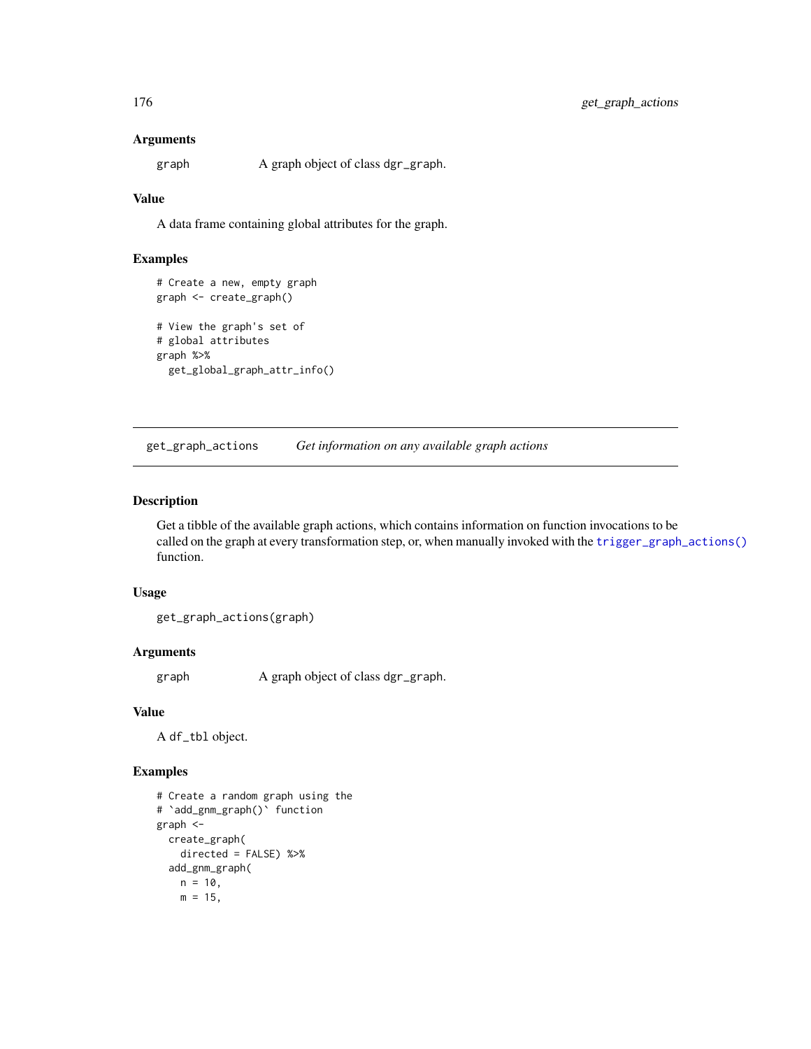### Arguments

graph A graph object of class dgr_graph.

### Value

A data frame containing global attributes for the graph.

### Examples

```
# Create a new, empty graph
graph <- create_graph()

# View the graph's set of
# global attributes
graph %>%
  get_global_graph_attr_info()
```

---

## get_graph_actions *Get information on any available graph actions*

### Description

Get a tibble of the available graph actions, which contains information on function invocations to be called on the graph at every transformation step, or, when manually invoked with the trigger_graph_actions() function.

### Usage

```
get_graph_actions(graph)
```

### Arguments

graph A graph object of class dgr_graph.

### Value

A df_tbl object.

### Examples

```
# Create a random graph using the
# `add_gnm_graph()` function
graph <-
  create_graph(
    directed = FALSE) %>%
  add_gnm_graph(
    n = 10,
    m = 15,
```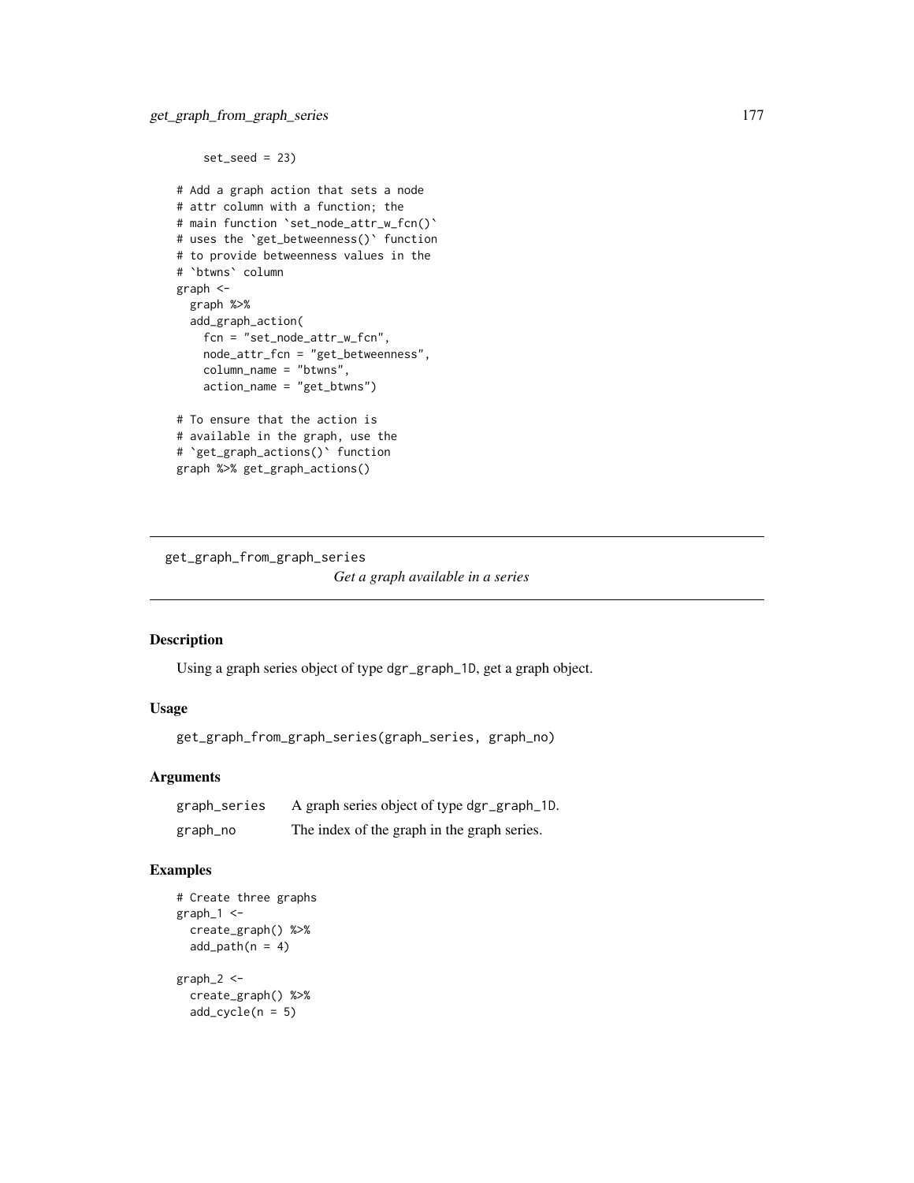```
    set_seed = 23)

# Add a graph action that sets a node
# attr column with a function; the
# main function `set_node_attr_w_fcn()`
# uses the `get_betweenness()` function
# to provide betweenness values in the
# `btwns` column
graph <-
  graph %>%
  add_graph_action(
    fcn = "set_node_attr_w_fcn",
    node_attr_fcn = "get_betweenness",
    column_name = "btwns",
    action_name = "get_btwns")

# To ensure that the action is
# available in the graph, use the
# `get_graph_actions()` function
graph %>% get_graph_actions()
```

---

## get_graph_from_graph_series

*Get a graph available in a series*

### Description

Using a graph series object of type dgr_graph_1D, get a graph object.

### Usage

```
get_graph_from_graph_series(graph_series, graph_no)
```

### Arguments

| | |
|---|---|
| graph_series | A graph series object of type dgr_graph_1D. |
| graph_no | The index of the graph in the graph series. |

### Examples

```
# Create three graphs
graph_1 <-
  create_graph() %>%
  add_path(n = 4)

graph_2 <-
  create_graph() %>%
  add_cycle(n = 5)
```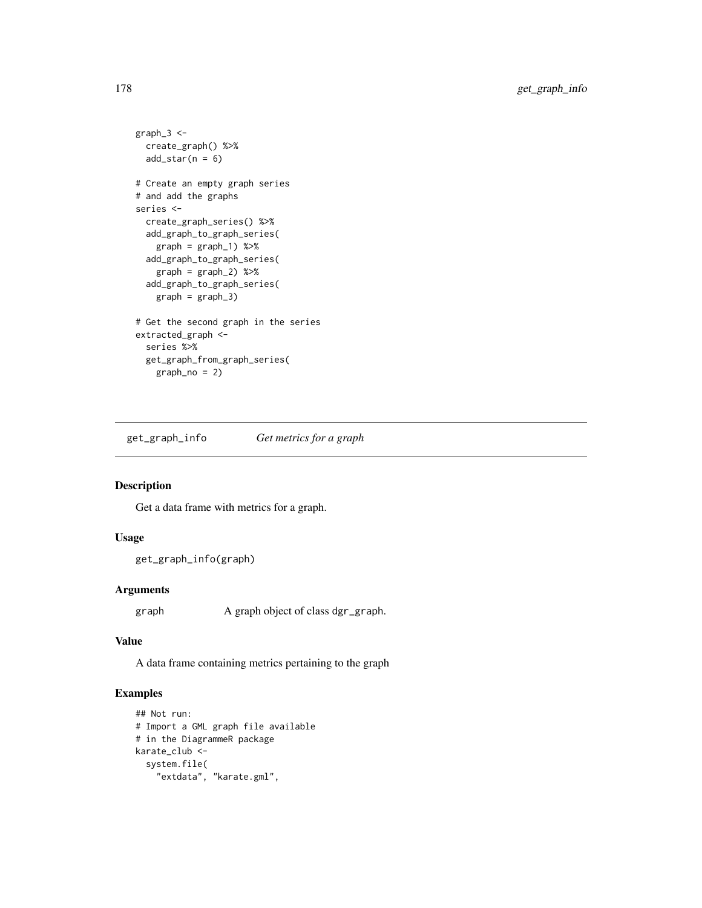```
graph_3 <-
  create_graph() %>%
  add_star(n = 6)

# Create an empty graph series
# and add the graphs
series <-
  create_graph_series() %>%
  add_graph_to_graph_series(
    graph = graph_1) %>%
  add_graph_to_graph_series(
    graph = graph_2) %>%
  add_graph_to_graph_series(
    graph = graph_3)

# Get the second graph in the series
extracted_graph <-
  series %>%
  get_graph_from_graph_series(
    graph_no = 2)
```

---

## get_graph_info *Get metrics for a graph*

---

### Description

Get a data frame with metrics for a graph.

### Usage

```
get_graph_info(graph)
```

### Arguments

| | |
|---|---|
| graph | A graph object of class dgr_graph. |

### Value

A data frame containing metrics pertaining to the graph

### Examples

```
## Not run:
# Import a GML graph file available
# in the DiagrammeR package
karate_club <-
  system.file(
    "extdata", "karate.gml",
```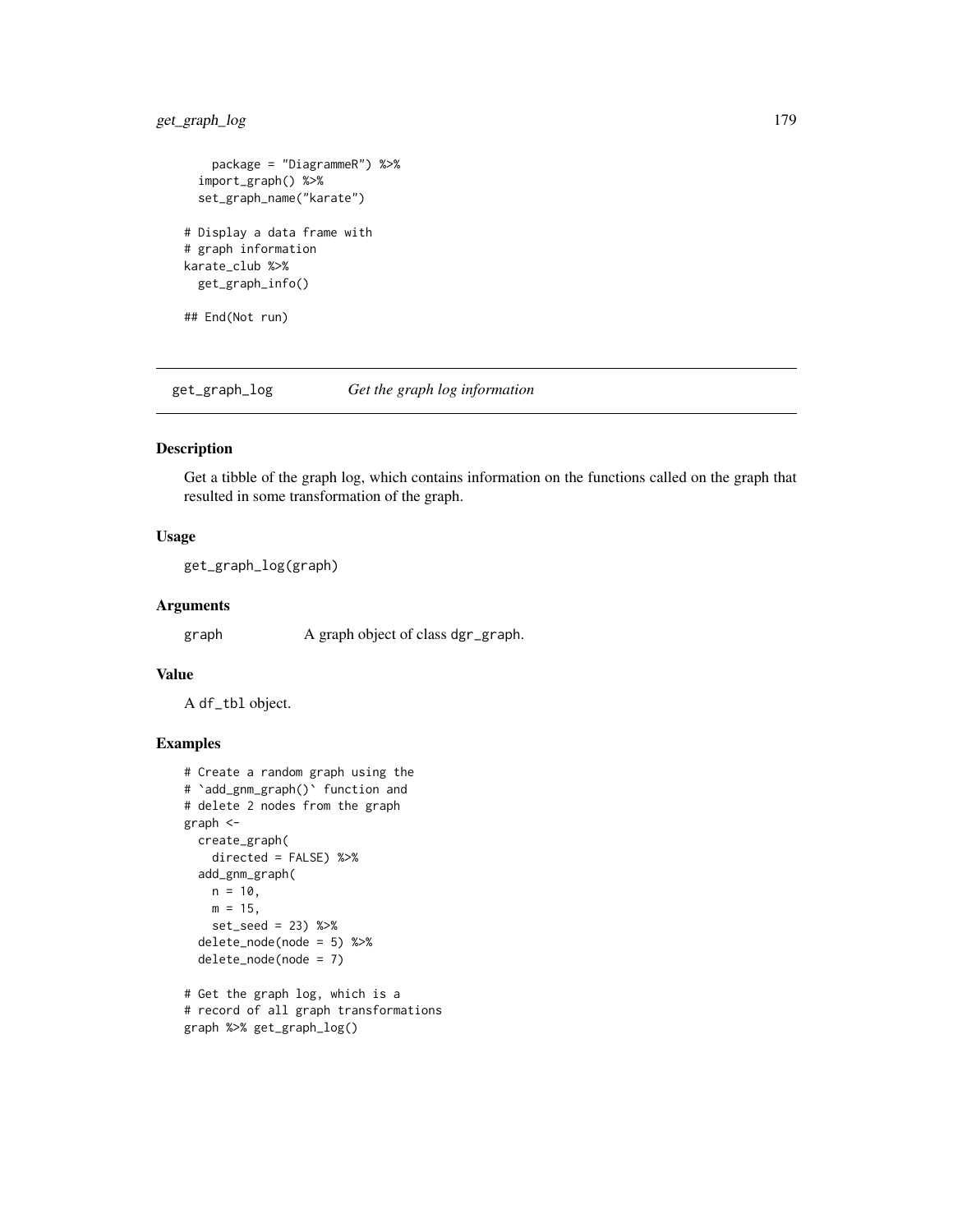```
    package = "DiagrammeR") %>%
  import_graph() %>%
  set_graph_name("karate")

# Display a data frame with
# graph information
karate_club %>%
  get_graph_info()

## End(Not run)
```

## get_graph_log    *Get the graph log information*

### Description

Get a tibble of the graph log, which contains information on the functions called on the graph that resulted in some transformation of the graph.

### Usage

```
get_graph_log(graph)
```

### Arguments

graph    A graph object of class dgr_graph.

### Value

A df_tbl object.

### Examples

```
# Create a random graph using the
# `add_gnm_graph()` function and
# delete 2 nodes from the graph
graph <-
  create_graph(
    directed = FALSE) %>%
  add_gnm_graph(
    n = 10,
    m = 15,
    set_seed = 23) %>%
  delete_node(node = 5) %>%
  delete_node(node = 7)

# Get the graph log, which is a
# record of all graph transformations
graph %>% get_graph_log()
```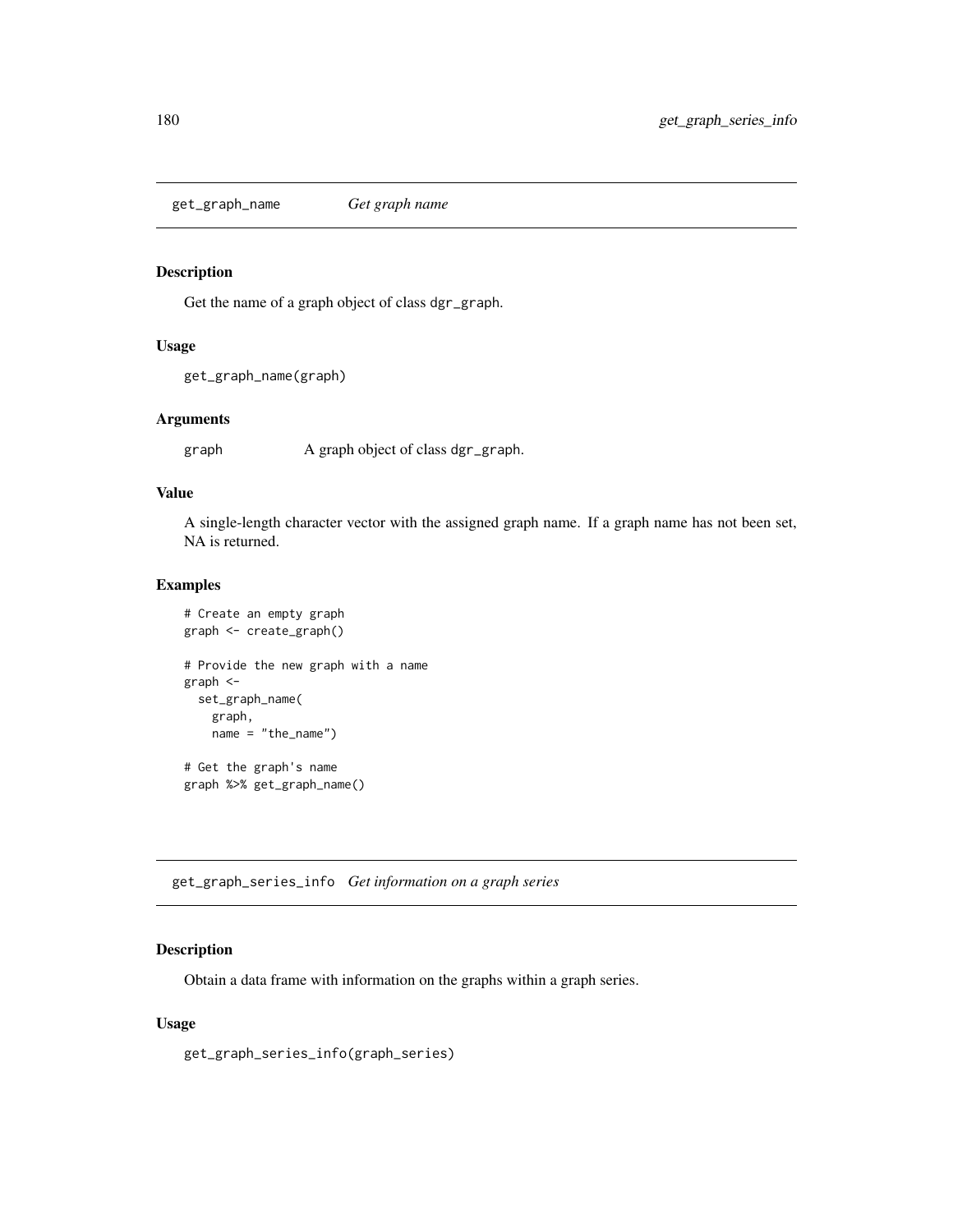## get_graph_name    *Get graph name*

### Description

Get the name of a graph object of class `dgr_graph`.

### Usage

```
get_graph_name(graph)
```

### Arguments

| | |
|---|---|
| graph | A graph object of class `dgr_graph`. |

### Value

A single-length character vector with the assigned graph name. If a graph name has not been set, NA is returned.

### Examples

```
# Create an empty graph
graph <- create_graph()

# Provide the new graph with a name
graph <-
  set_graph_name(
    graph,
    name = "the_name")

# Get the graph's name
graph %>% get_graph_name()
```

## get_graph_series_info    *Get information on a graph series*

### Description

Obtain a data frame with information on the graphs within a graph series.

### Usage

```
get_graph_series_info(graph_series)
```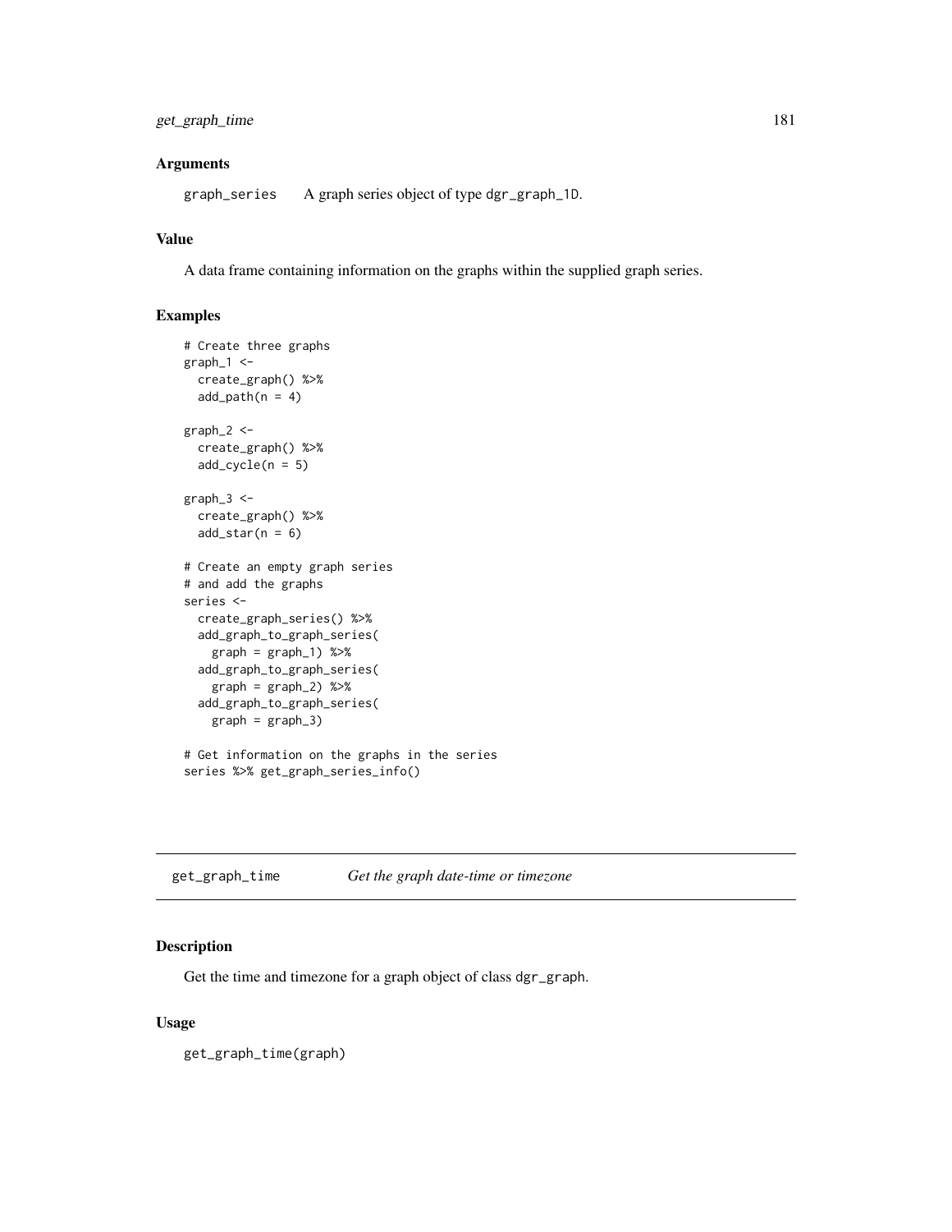### Arguments

graph_series    A graph series object of type `dgr_graph_1D`.

### Value

A data frame containing information on the graphs within the supplied graph series.

### Examples

```
# Create three graphs
graph_1 <-
  create_graph() %>%
  add_path(n = 4)

graph_2 <-
  create_graph() %>%
  add_cycle(n = 5)

graph_3 <-
  create_graph() %>%
  add_star(n = 6)

# Create an empty graph series
# and add the graphs
series <-
  create_graph_series() %>%
  add_graph_to_graph_series(
    graph = graph_1) %>%
  add_graph_to_graph_series(
    graph = graph_2) %>%
  add_graph_to_graph_series(
    graph = graph_3)

# Get information on the graphs in the series
series %>% get_graph_series_info()
```

---

## get_graph_time    *Get the graph date-time or timezone*

---

### Description

Get the time and timezone for a graph object of class `dgr_graph`.

### Usage

```
get_graph_time(graph)
```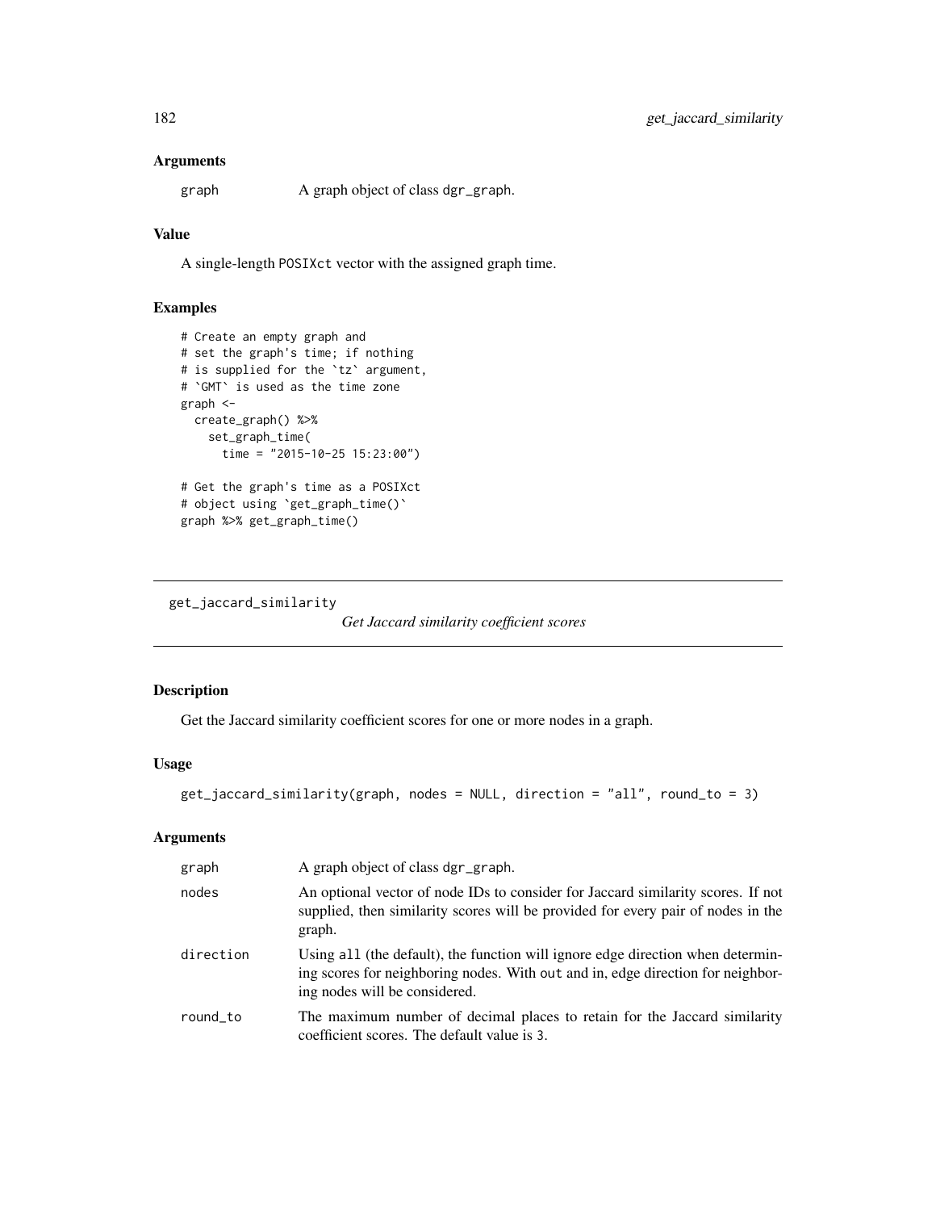### Arguments

graph A graph object of class dgr_graph.

### Value

A single-length POSIXct vector with the assigned graph time.

### Examples

```
# Create an empty graph and
# set the graph's time; if nothing
# is supplied for the `tz` argument,
# `GMT` is used as the time zone
graph <-
  create_graph() %>%
    set_graph_time(
      time = "2015-10-25 15:23:00")

# Get the graph's time as a POSIXct
# object using `get_graph_time()`
graph %>% get_graph_time()
```

---

## get_jaccard_similarity

*Get Jaccard similarity coefficient scores*

### Description

Get the Jaccard similarity coefficient scores for one or more nodes in a graph.

### Usage

```
get_jaccard_similarity(graph, nodes = NULL, direction = "all", round_to = 3)
```

### Arguments

| | |
|---|---|
| graph | A graph object of class dgr_graph. |
| nodes | An optional vector of node IDs to consider for Jaccard similarity scores. If not supplied, then similarity scores will be provided for every pair of nodes in the graph. |
| direction | Using all (the default), the function will ignore edge direction when determining scores for neighboring nodes. With out and in, edge direction for neighboring nodes will be considered. |
| round_to | The maximum number of decimal places to retain for the Jaccard similarity coefficient scores. The default value is 3. |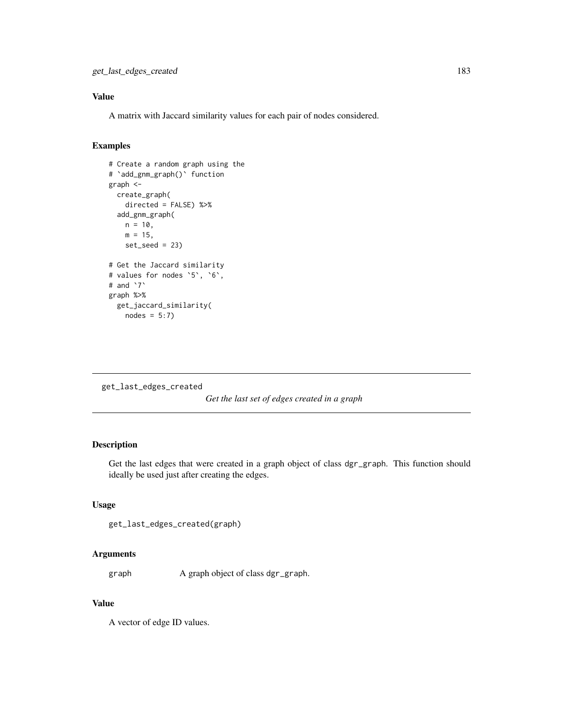### Value

A matrix with Jaccard similarity values for each pair of nodes considered.

### Examples

```
# Create a random graph using the
# `add_gnm_graph()` function
graph <-
  create_graph(
    directed = FALSE) %>%
  add_gnm_graph(
    n = 10,
    m = 15,
    set_seed = 23)

# Get the Jaccard similarity
# values for nodes `5`, `6`,
# and `7`
graph %>%
  get_jaccard_similarity(
    nodes = 5:7)
```

---

## get_last_edges_created

*Get the last set of edges created in a graph*

---

### Description

Get the last edges that were created in a graph object of class dgr_graph. This function should ideally be used just after creating the edges.

### Usage

```
get_last_edges_created(graph)
```

### Arguments

| | |
|---|---|
| graph | A graph object of class dgr_graph. |

### Value

A vector of edge ID values.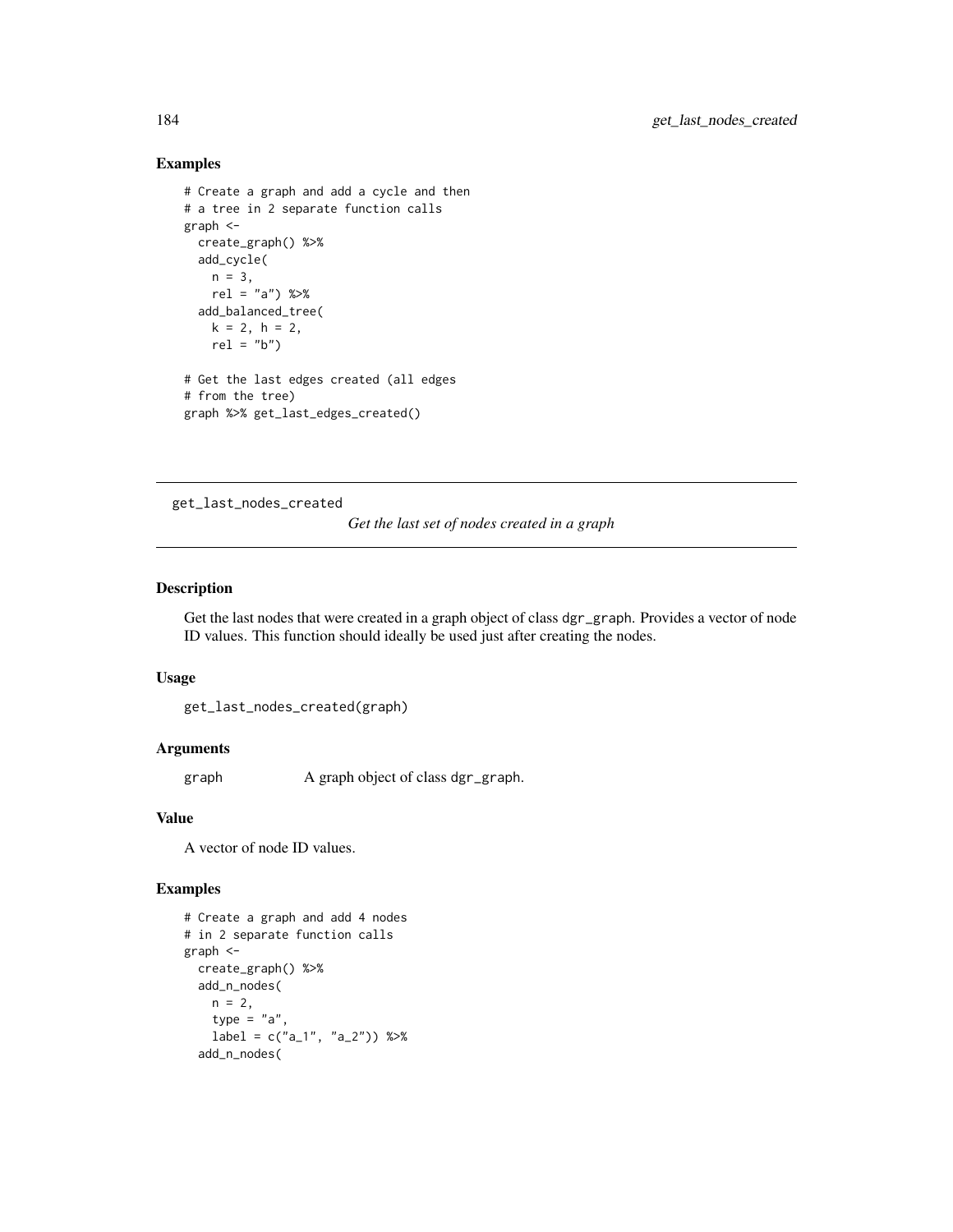### Examples

```
# Create a graph and add a cycle and then
# a tree in 2 separate function calls
graph <-
  create_graph() %>%
  add_cycle(
    n = 3,
    rel = "a") %>%
  add_balanced_tree(
    k = 2, h = 2,
    rel = "b")

# Get the last edges created (all edges
# from the tree)
graph %>% get_last_edges_created()
```

---

## get_last_nodes_created

*Get the last set of nodes created in a graph*

---

### Description

Get the last nodes that were created in a graph object of class dgr_graph. Provides a vector of node ID values. This function should ideally be used just after creating the nodes.

### Usage

```
get_last_nodes_created(graph)
```

### Arguments

| | |
|---|---|
| graph | A graph object of class dgr_graph. |

### Value

A vector of node ID values.

### Examples

```
# Create a graph and add 4 nodes
# in 2 separate function calls
graph <-
  create_graph() %>%
  add_n_nodes(
    n = 2,
    type = "a",
    label = c("a_1", "a_2")) %>%
  add_n_nodes(
```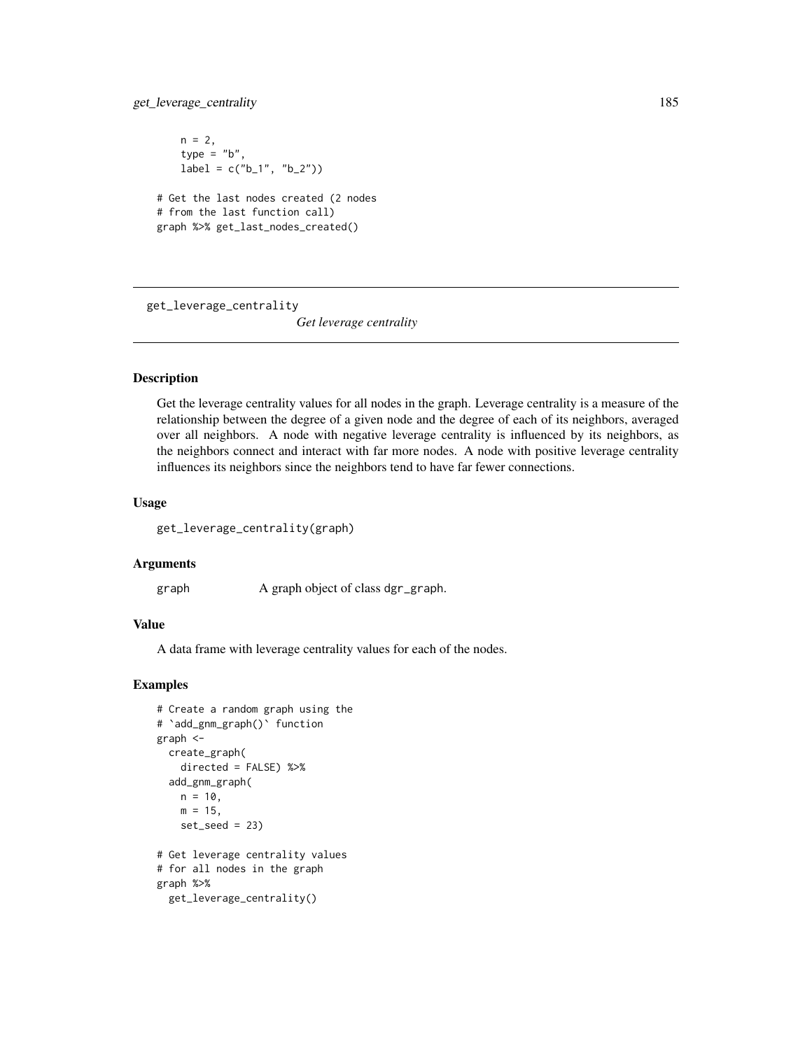```
    n = 2,
    type = "b",
    label = c("b_1", "b_2"))

# Get the last nodes created (2 nodes
# from the last function call)
graph %>% get_last_nodes_created()
```

---

## get_leverage_centrality

*Get leverage centrality*

---

### Description

Get the leverage centrality values for all nodes in the graph. Leverage centrality is a measure of the relationship between the degree of a given node and the degree of each of its neighbors, averaged over all neighbors. A node with negative leverage centrality is influenced by its neighbors, as the neighbors connect and interact with far more nodes. A node with positive leverage centrality influences its neighbors since the neighbors tend to have far fewer connections.

### Usage

```
get_leverage_centrality(graph)
```

### Arguments

| | |
|---|---|
| graph | A graph object of class dgr_graph. |

### Value

A data frame with leverage centrality values for each of the nodes.

### Examples

```
# Create a random graph using the
# `add_gnm_graph()` function
graph <-
  create_graph(
    directed = FALSE) %>%
  add_gnm_graph(
    n = 10,
    m = 15,
    set_seed = 23)

# Get leverage centrality values
# for all nodes in the graph
graph %>%
  get_leverage_centrality()
```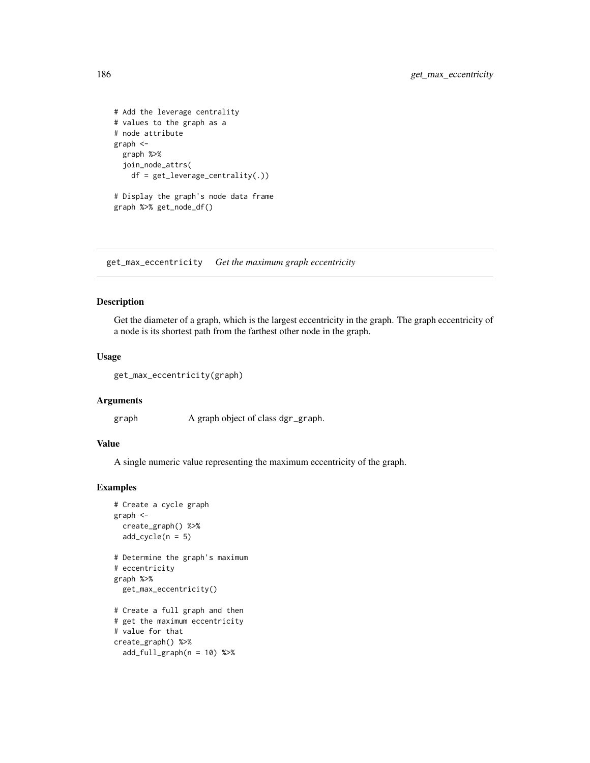```
# Add the leverage centrality
# values to the graph as a
# node attribute
graph <-
  graph %>%
  join_node_attrs(
    df = get_leverage_centrality(.))

# Display the graph's node data frame
graph %>% get_node_df()
```

## get_max_eccentricity *Get the maximum graph eccentricity*

### Description

Get the diameter of a graph, which is the largest eccentricity in the graph. The graph eccentricity of a node is its shortest path from the farthest other node in the graph.

### Usage

```
get_max_eccentricity(graph)
```

### Arguments

graph A graph object of class `dgr_graph`.

### Value

A single numeric value representing the maximum eccentricity of the graph.

### Examples

```
# Create a cycle graph
graph <-
  create_graph() %>%
  add_cycle(n = 5)

# Determine the graph's maximum
# eccentricity
graph %>%
  get_max_eccentricity()

# Create a full graph and then
# get the maximum eccentricity
# value for that
create_graph() %>%
  add_full_graph(n = 10) %>%
```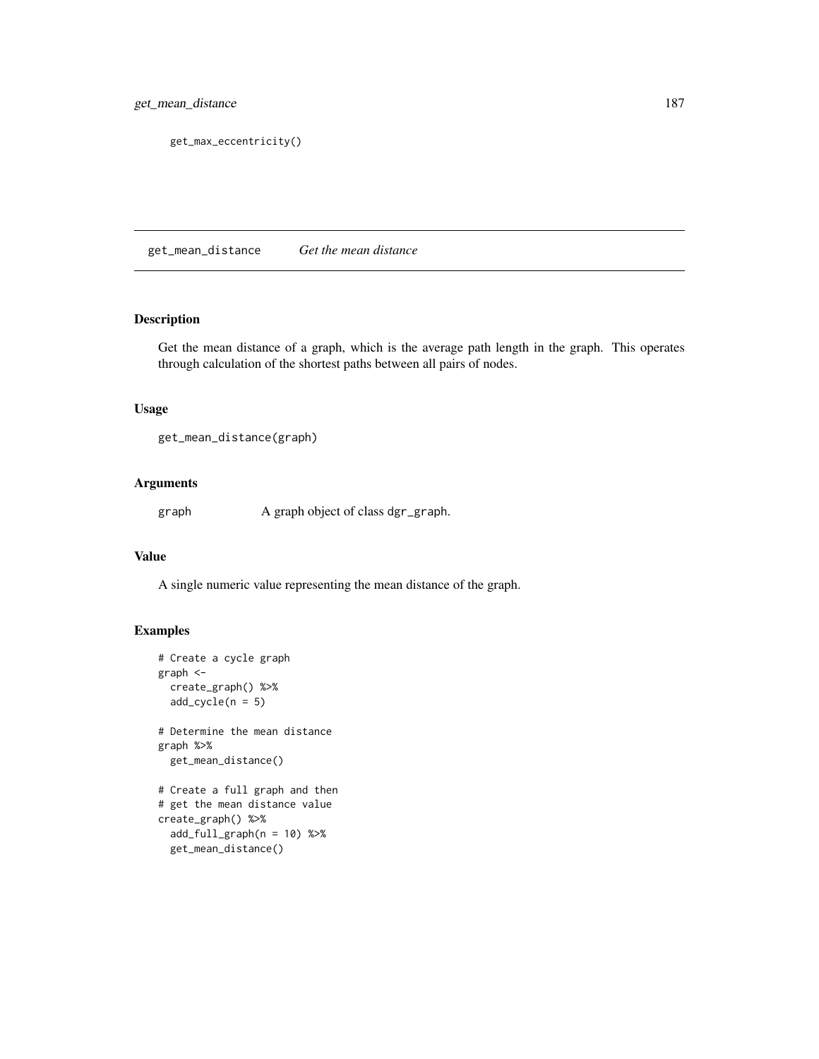```
get_max_eccentricity()
```

## get_mean_distance *Get the mean distance*

### Description

Get the mean distance of a graph, which is the average path length in the graph. This operates through calculation of the shortest paths between all pairs of nodes.

### Usage

```
get_mean_distance(graph)
```

### Arguments

| | |
|---|---|
| graph | A graph object of class `dgr_graph`. |

### Value

A single numeric value representing the mean distance of the graph.

### Examples

```
# Create a cycle graph
graph <-
  create_graph() %>%
  add_cycle(n = 5)

# Determine the mean distance
graph %>%
  get_mean_distance()

# Create a full graph and then
# get the mean distance value
create_graph() %>%
  add_full_graph(n = 10) %>%
  get_mean_distance()
```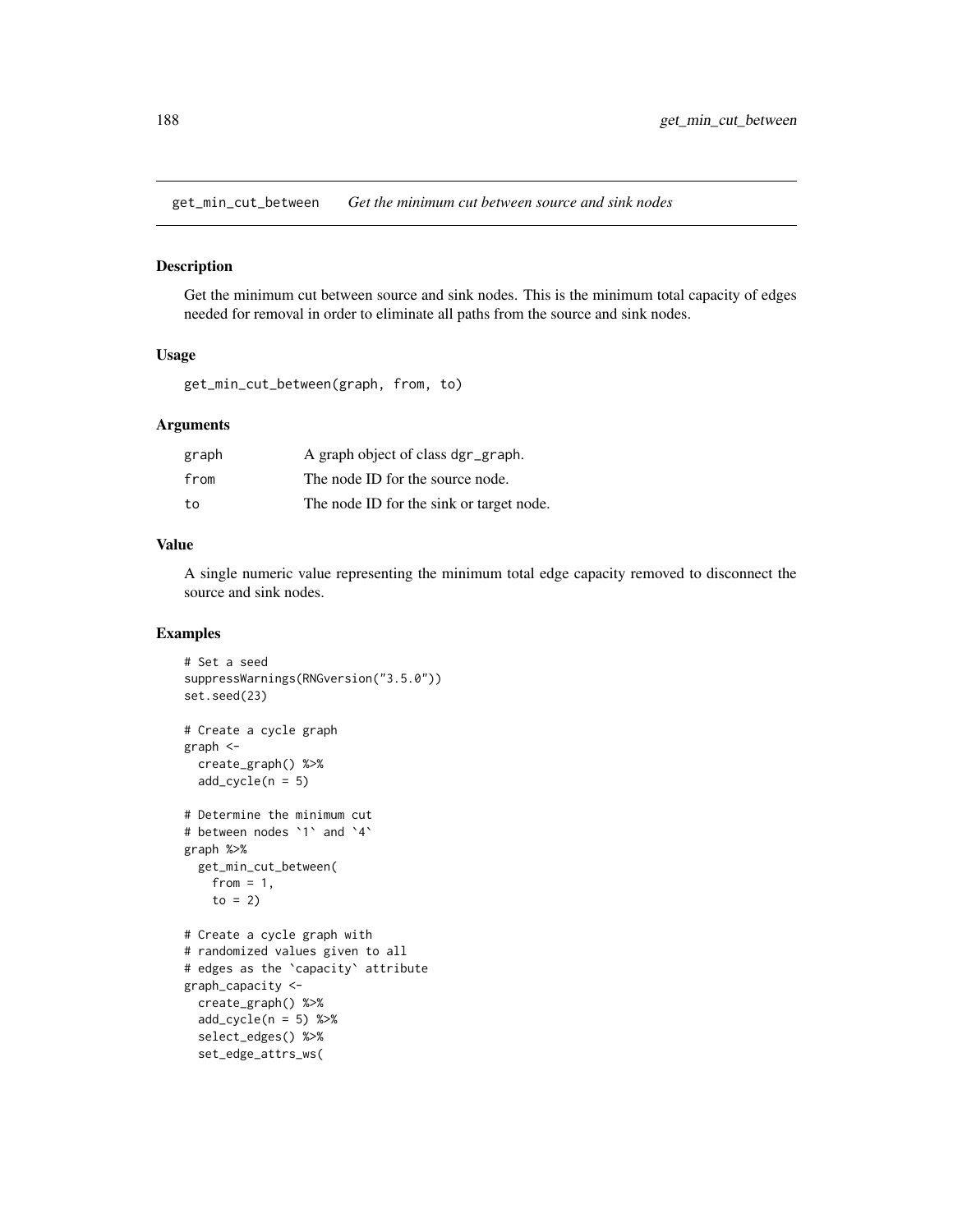## get_min_cut_between *Get the minimum cut between source and sink nodes*

### Description

Get the minimum cut between source and sink nodes. This is the minimum total capacity of edges needed for removal in order to eliminate all paths from the source and sink nodes.

### Usage

```
get_min_cut_between(graph, from, to)
```

### Arguments

| | |
|---|---|
| graph | A graph object of class dgr_graph. |
| from | The node ID for the source node. |
| to | The node ID for the sink or target node. |

### Value

A single numeric value representing the minimum total edge capacity removed to disconnect the source and sink nodes.

### Examples

```
# Set a seed
suppressWarnings(RNGversion("3.5.0"))
set.seed(23)

# Create a cycle graph
graph <-
  create_graph() %>%
  add_cycle(n = 5)

# Determine the minimum cut
# between nodes `1` and `4`
graph %>%
  get_min_cut_between(
    from = 1,
    to = 2)

# Create a cycle graph with
# randomized values given to all
# edges as the `capacity` attribute
graph_capacity <-
  create_graph() %>%
  add_cycle(n = 5) %>%
  select_edges() %>%
  set_edge_attrs_ws(
```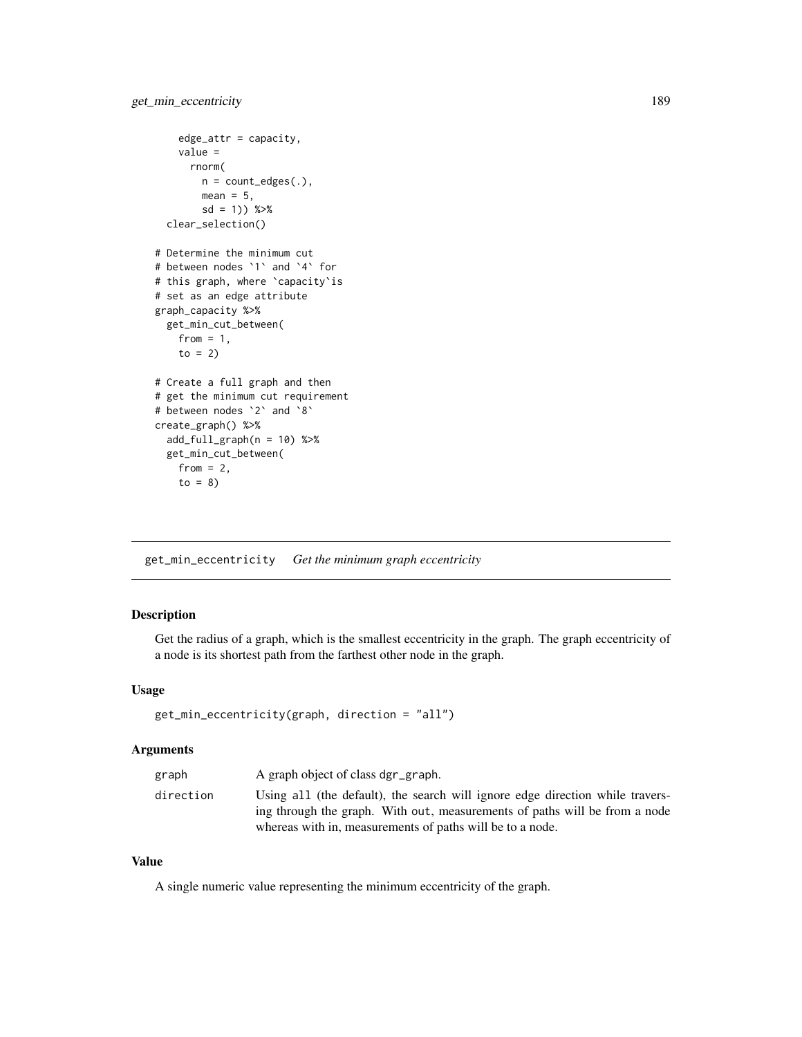```
    edge_attr = capacity,
    value =
      rnorm(
        n = count_edges(.),
        mean = 5,
        sd = 1)) %>%
  clear_selection()

# Determine the minimum cut
# between nodes `1` and `4` for
# this graph, where `capacity`is
# set as an edge attribute
graph_capacity %>%
  get_min_cut_between(
    from = 1,
    to = 2)

# Create a full graph and then
# get the minimum cut requirement
# between nodes `2` and `8`
create_graph() %>%
  add_full_graph(n = 10) %>%
  get_min_cut_between(
    from = 2,
    to = 8)
```

## get_min_eccentricity    *Get the minimum graph eccentricity*

### Description

Get the radius of a graph, which is the smallest eccentricity in the graph. The graph eccentricity of a node is its shortest path from the farthest other node in the graph.

### Usage

```
get_min_eccentricity(graph, direction = "all")
```

### Arguments

| | |
|---|---|
| graph | A graph object of class dgr_graph. |
| direction | Using all (the default), the search will ignore edge direction while traversing through the graph. With out, measurements of paths will be from a node whereas with in, measurements of paths will be to a node. |

### Value

A single numeric value representing the minimum eccentricity of the graph.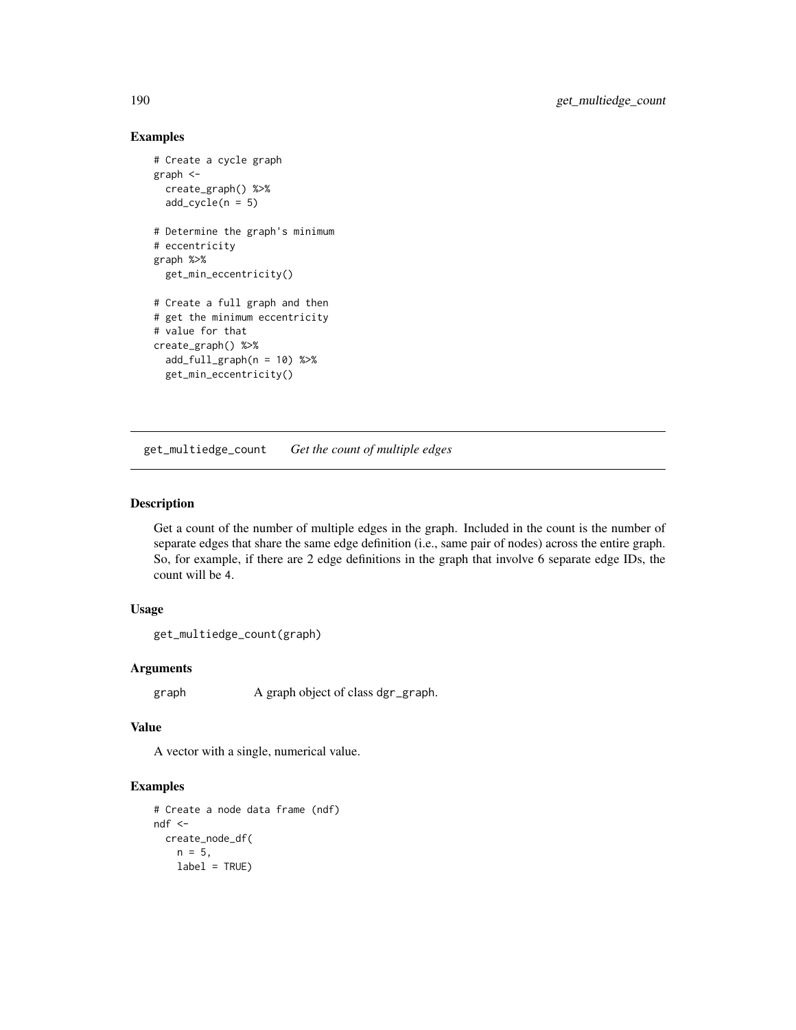## Examples

```
# Create a cycle graph
graph <-
  create_graph() %>%
  add_cycle(n = 5)

# Determine the graph's minimum
# eccentricity
graph %>%
  get_min_eccentricity()

# Create a full graph and then
# get the minimum eccentricity
# value for that
create_graph() %>%
  add_full_graph(n = 10) %>%
  get_min_eccentricity()
```

---

# get_multiedge_count    *Get the count of multiple edges*

---

## Description

Get a count of the number of multiple edges in the graph. Included in the count is the number of separate edges that share the same edge definition (i.e., same pair of nodes) across the entire graph. So, for example, if there are 2 edge definitions in the graph that involve 6 separate edge IDs, the count will be 4.

## Usage

```
get_multiedge_count(graph)
```

## Arguments

| | |
|---|---|
| graph | A graph object of class dgr_graph. |

## Value

A vector with a single, numerical value.

## Examples

```
# Create a node data frame (ndf)
ndf <-
  create_node_df(
    n = 5,
    label = TRUE)
```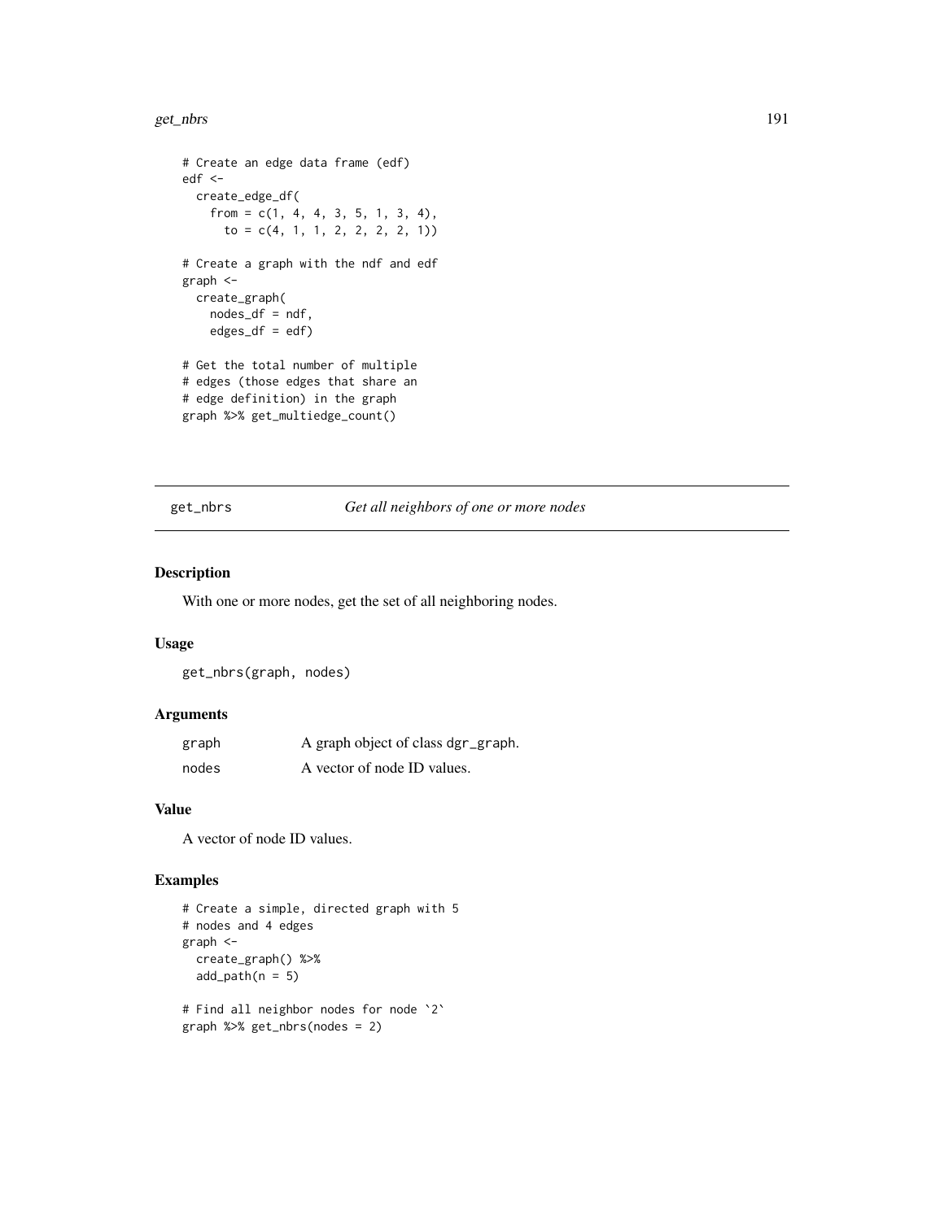```
# Create an edge data frame (edf)
edf <-
  create_edge_df(
    from = c(1, 4, 4, 3, 5, 1, 3, 4),
      to = c(4, 1, 1, 2, 2, 2, 2, 1))

# Create a graph with the ndf and edf
graph <-
  create_graph(
    nodes_df = ndf,
    edges_df = edf)

# Get the total number of multiple
# edges (those edges that share an
# edge definition) in the graph
graph %>% get_multiedge_count()
```

---

## get_nbrs — *Get all neighbors of one or more nodes*

### Description

With one or more nodes, get the set of all neighboring nodes.

### Usage

```
get_nbrs(graph, nodes)
```

### Arguments

| | |
|---|---|
| graph | A graph object of class `dgr_graph`. |
| nodes | A vector of node ID values. |

### Value

A vector of node ID values.

### Examples

```
# Create a simple, directed graph with 5
# nodes and 4 edges
graph <-
  create_graph() %>%
  add_path(n = 5)

# Find all neighbor nodes for node `2`
graph %>% get_nbrs(nodes = 2)
```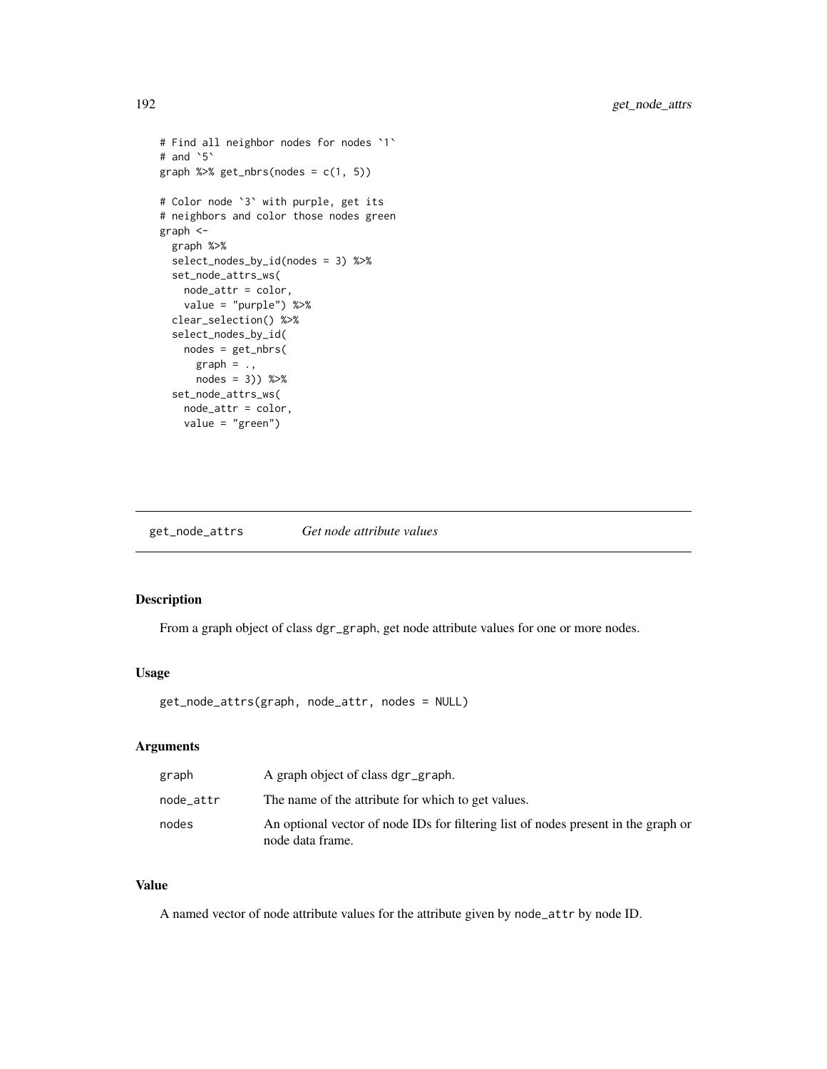```
# Find all neighbor nodes for nodes `1`
# and `5`
graph %>% get_nbrs(nodes = c(1, 5))

# Color node `3` with purple, get its
# neighbors and color those nodes green
graph <-
  graph %>%
  select_nodes_by_id(nodes = 3) %>%
  set_node_attrs_ws(
    node_attr = color,
    value = "purple") %>%
  clear_selection() %>%
  select_nodes_by_id(
    nodes = get_nbrs(
      graph = .,
      nodes = 3)) %>%
  set_node_attrs_ws(
    node_attr = color,
    value = "green")
```

## get_node_attrs *Get node attribute values*

### Description

From a graph object of class dgr_graph, get node attribute values for one or more nodes.

### Usage

```
get_node_attrs(graph, node_attr, nodes = NULL)
```

### Arguments

| | |
|---|---|
| graph | A graph object of class dgr_graph. |
| node_attr | The name of the attribute for which to get values. |
| nodes | An optional vector of node IDs for filtering list of nodes present in the graph or node data frame. |

### Value

A named vector of node attribute values for the attribute given by node_attr by node ID.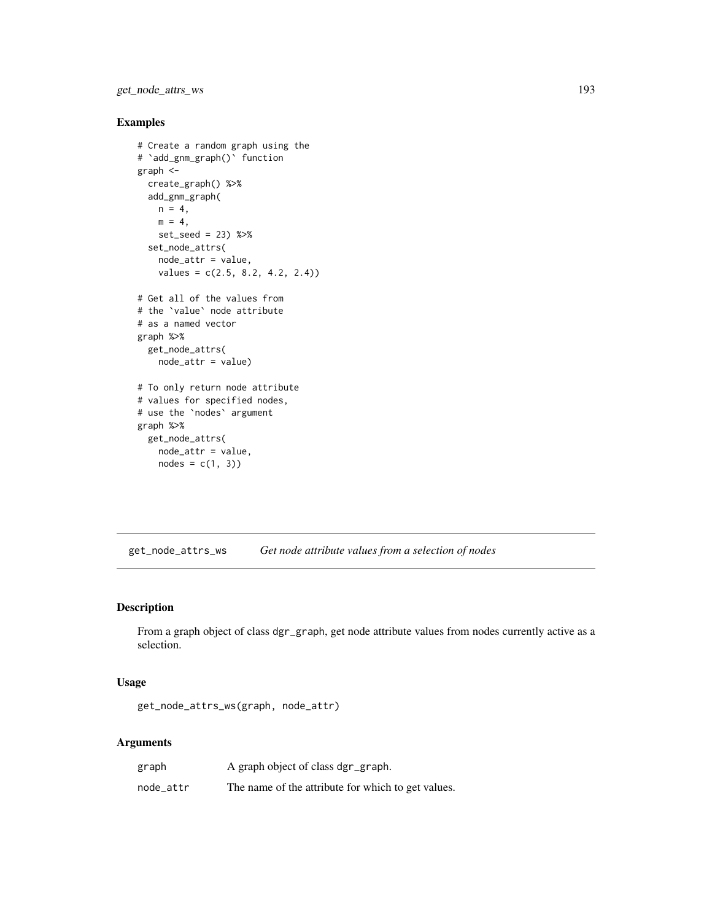### Examples

```
# Create a random graph using the
# `add_gnm_graph()` function
graph <-
  create_graph() %>%
  add_gnm_graph(
    n = 4,
    m = 4,
    set_seed = 23) %>%
  set_node_attrs(
    node_attr = value,
    values = c(2.5, 8.2, 4.2, 2.4))

# Get all of the values from
# the `value` node attribute
# as a named vector
graph %>%
  get_node_attrs(
    node_attr = value)

# To only return node attribute
# values for specified nodes,
# use the `nodes` argument
graph %>%
  get_node_attrs(
    node_attr = value,
    nodes = c(1, 3))
```

## get_node_attrs_ws — *Get node attribute values from a selection of nodes*

### Description

From a graph object of class `dgr_graph`, get node attribute values from nodes currently active as a selection.

### Usage

```
get_node_attrs_ws(graph, node_attr)
```

### Arguments

| | |
|---|---|
| `graph` | A graph object of class `dgr_graph`. |
| `node_attr` | The name of the attribute for which to get values. |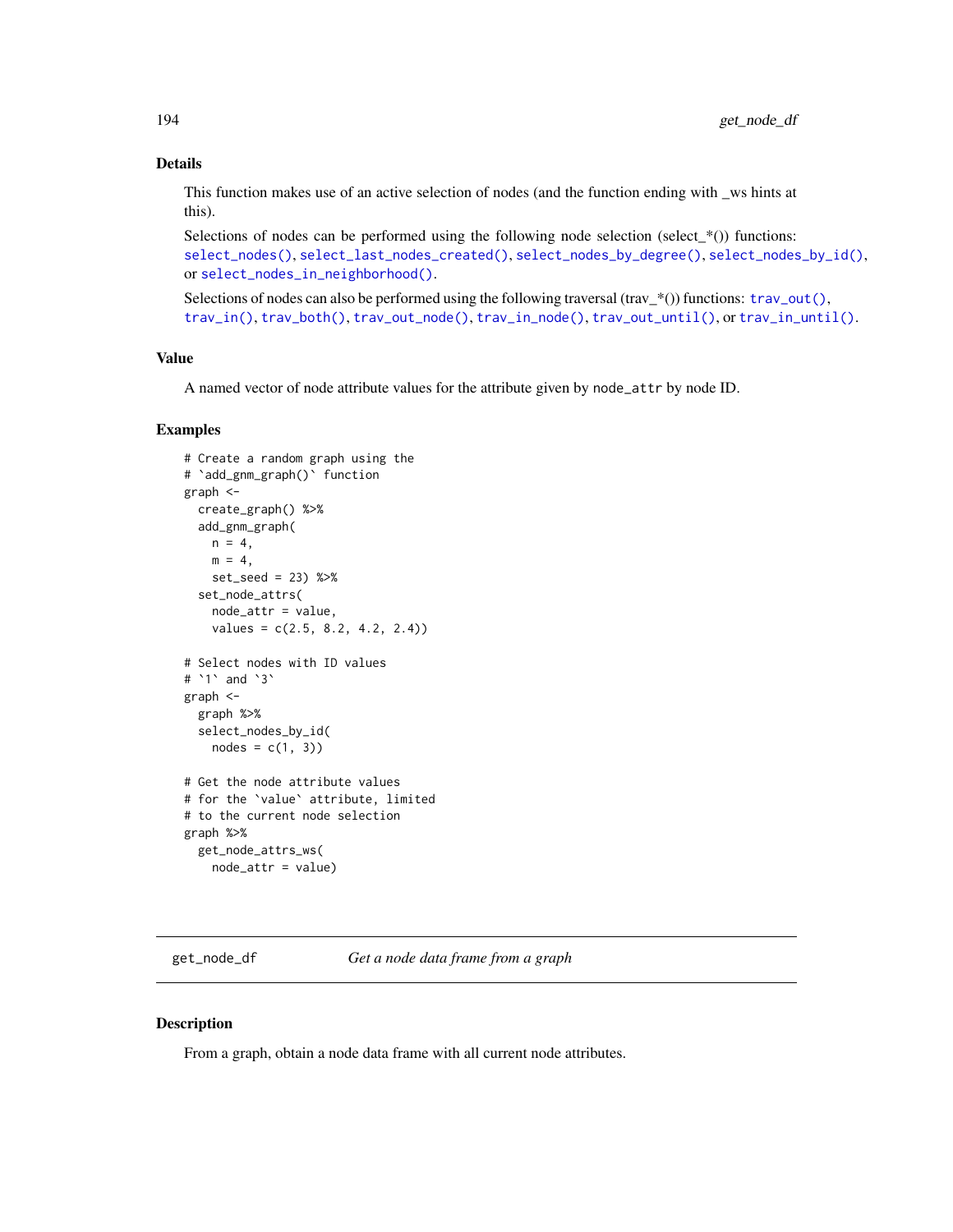### Details

This function makes use of an active selection of nodes (and the function ending with _ws hints at this).

Selections of nodes can be performed using the following node selection (select_*()) functions: `select_nodes()`, `select_last_nodes_created()`, `select_nodes_by_degree()`, `select_nodes_by_id()`, or `select_nodes_in_neighborhood()`.

Selections of nodes can also be performed using the following traversal (trav_*()) functions: `trav_out()`, `trav_in()`, `trav_both()`, `trav_out_node()`, `trav_in_node()`, `trav_out_until()`, or `trav_in_until()`.

### Value

A named vector of node attribute values for the attribute given by `node_attr` by node ID.

### Examples

```
# Create a random graph using the
# `add_gnm_graph()` function
graph <-
  create_graph() %>%
  add_gnm_graph(
    n = 4,
    m = 4,
    set_seed = 23) %>%
  set_node_attrs(
    node_attr = value,
    values = c(2.5, 8.2, 4.2, 2.4))

# Select nodes with ID values
# `1` and `3`
graph <-
  graph %>%
  select_nodes_by_id(
    nodes = c(1, 3))

# Get the node attribute values
# for the `value` attribute, limited
# to the current node selection
graph %>%
  get_node_attrs_ws(
    node_attr = value)
```

---

## get_node_df    *Get a node data frame from a graph*

### Description

From a graph, obtain a node data frame with all current node attributes.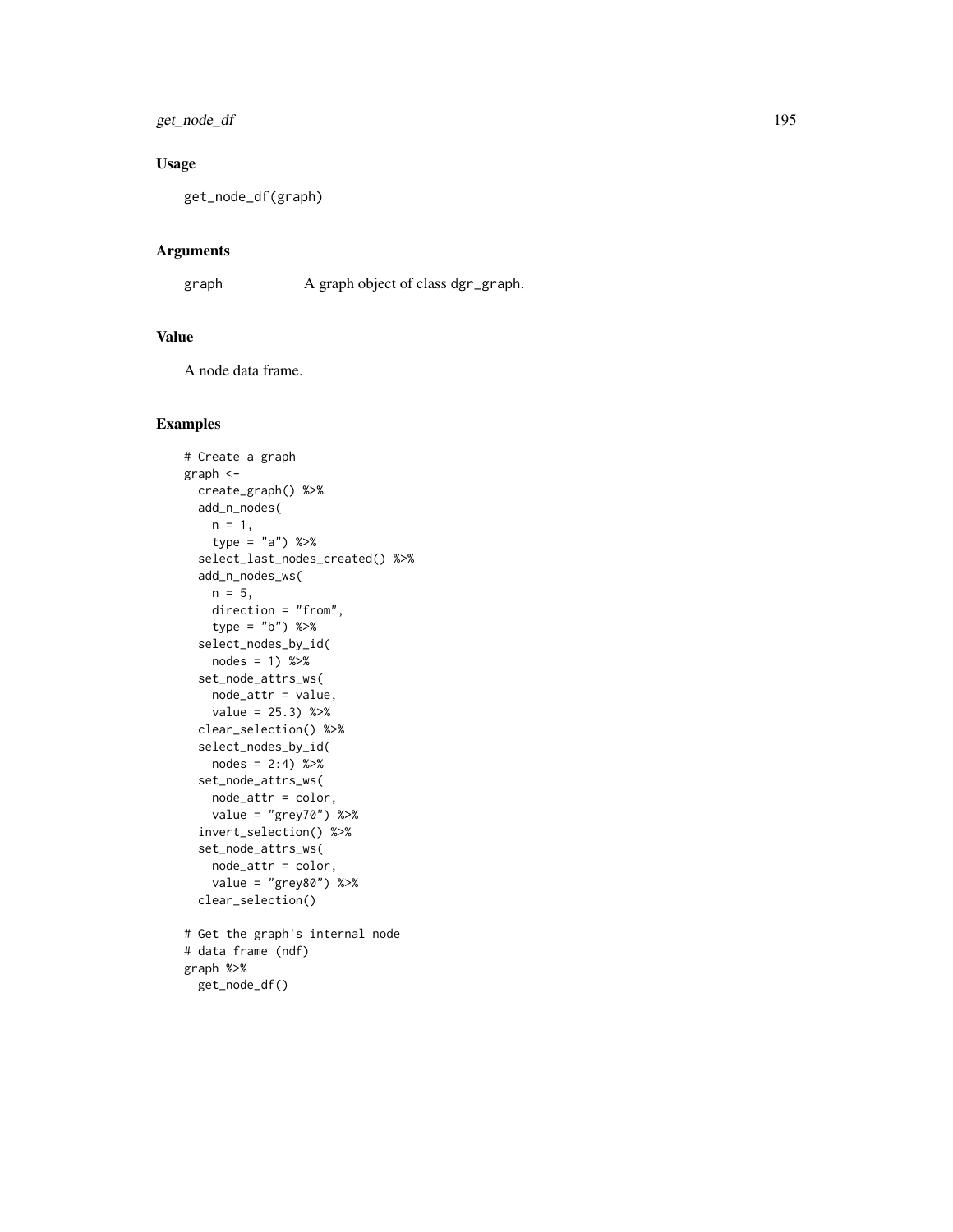## Usage

```
get_node_df(graph)
```

## Arguments

graph A graph object of class dgr_graph.

## Value

A node data frame.

## Examples

```
# Create a graph
graph <-
  create_graph() %>%
  add_n_nodes(
    n = 1,
    type = "a") %>%
  select_last_nodes_created() %>%
  add_n_nodes_ws(
    n = 5,
    direction = "from",
    type = "b") %>%
  select_nodes_by_id(
    nodes = 1) %>%
  set_node_attrs_ws(
    node_attr = value,
    value = 25.3) %>%
  clear_selection() %>%
  select_nodes_by_id(
    nodes = 2:4) %>%
  set_node_attrs_ws(
    node_attr = color,
    value = "grey70") %>%
  invert_selection() %>%
  set_node_attrs_ws(
    node_attr = color,
    value = "grey80") %>%
  clear_selection()

# Get the graph's internal node
# data frame (ndf)
graph %>%
  get_node_df()
```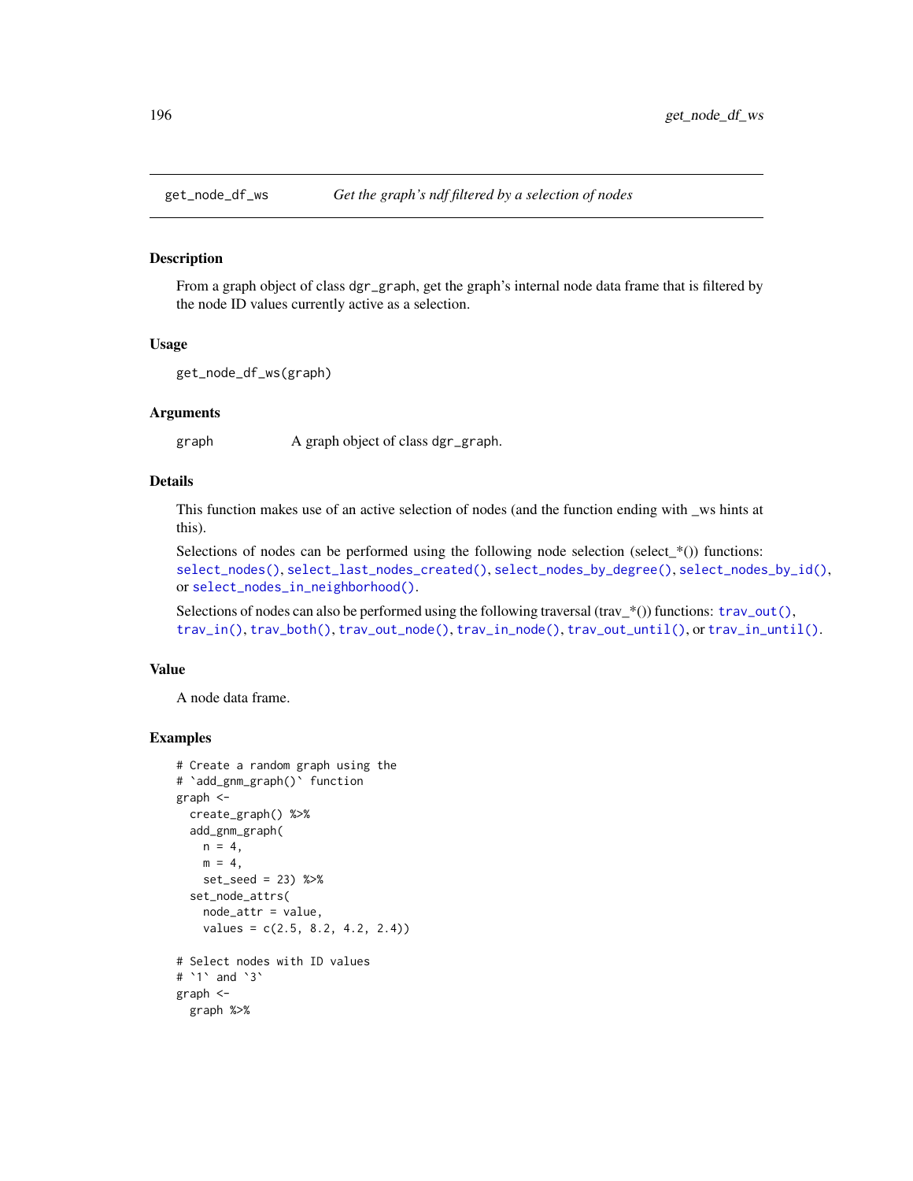## get_node_df_ws — *Get the graph's ndf filtered by a selection of nodes*

### Description

From a graph object of class `dgr_graph`, get the graph's internal node data frame that is filtered by the node ID values currently active as a selection.

### Usage

```
get_node_df_ws(graph)
```

### Arguments

| | |
|---|---|
| graph | A graph object of class `dgr_graph`. |

### Details

This function makes use of an active selection of nodes (and the function ending with _ws hints at this).

Selections of nodes can be performed using the following node selection (select_*()) functions: `select_nodes()`, `select_last_nodes_created()`, `select_nodes_by_degree()`, `select_nodes_by_id()`, or `select_nodes_in_neighborhood()`.

Selections of nodes can also be performed using the following traversal (trav_*()) functions: `trav_out()`, `trav_in()`, `trav_both()`, `trav_out_node()`, `trav_in_node()`, `trav_out_until()`, or `trav_in_until()`.

### Value

A node data frame.

### Examples

```
# Create a random graph using the
# `add_gnm_graph()` function
graph <-
  create_graph() %>%
  add_gnm_graph(
    n = 4,
    m = 4,
    set_seed = 23) %>%
  set_node_attrs(
    node_attr = value,
    values = c(2.5, 8.2, 4.2, 2.4))

# Select nodes with ID values
# `1` and `3`
graph <-
  graph %>%
```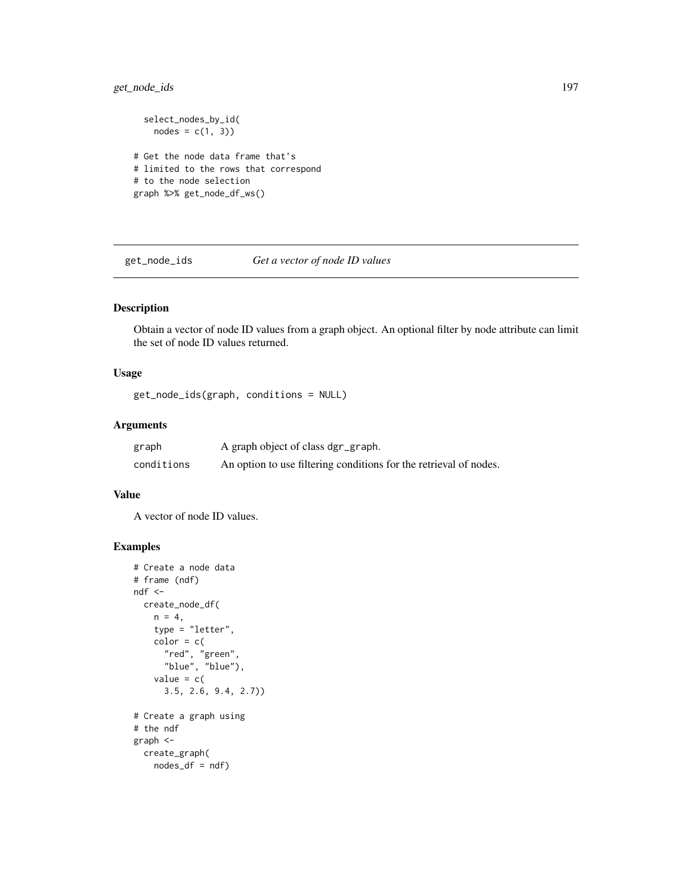```
  select_nodes_by_id(
    nodes = c(1, 3))

# Get the node data frame that's
# limited to the rows that correspond
# to the node selection
graph %>% get_node_df_ws()
```

## get_node_ids — *Get a vector of node ID values*

### Description

Obtain a vector of node ID values from a graph object. An optional filter by node attribute can limit the set of node ID values returned.

### Usage

```
get_node_ids(graph, conditions = NULL)
```

### Arguments

| | |
|---|---|
| graph | A graph object of class dgr_graph. |
| conditions | An option to use filtering conditions for the retrieval of nodes. |

### Value

A vector of node ID values.

### Examples

```
# Create a node data
# frame (ndf)
ndf <-
  create_node_df(
    n = 4,
    type = "letter",
    color = c(
      "red", "green",
      "blue", "blue"),
    value = c(
      3.5, 2.6, 9.4, 2.7))

# Create a graph using
# the ndf
graph <-
  create_graph(
    nodes_df = ndf)
```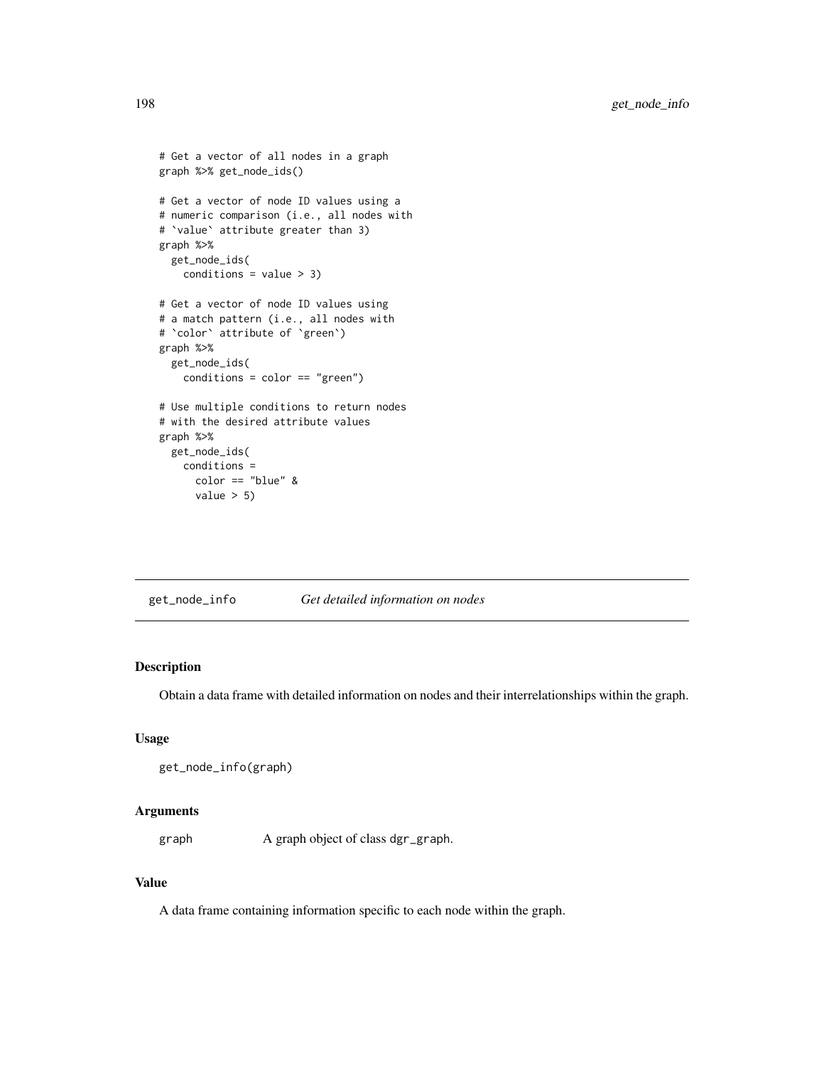```
# Get a vector of all nodes in a graph
graph %>% get_node_ids()

# Get a vector of node ID values using a
# numeric comparison (i.e., all nodes with
# `value` attribute greater than 3)
graph %>%
  get_node_ids(
    conditions = value > 3)

# Get a vector of node ID values using
# a match pattern (i.e., all nodes with
# `color` attribute of `green`)
graph %>%
  get_node_ids(
    conditions = color == "green")

# Use multiple conditions to return nodes
# with the desired attribute values
graph %>%
  get_node_ids(
    conditions =
      color == "blue" &
      value > 5)
```

## get_node_info *Get detailed information on nodes*

### Description

Obtain a data frame with detailed information on nodes and their interrelationships within the graph.

### Usage

```
get_node_info(graph)
```

### Arguments

graph A graph object of class dgr_graph.

### Value

A data frame containing information specific to each node within the graph.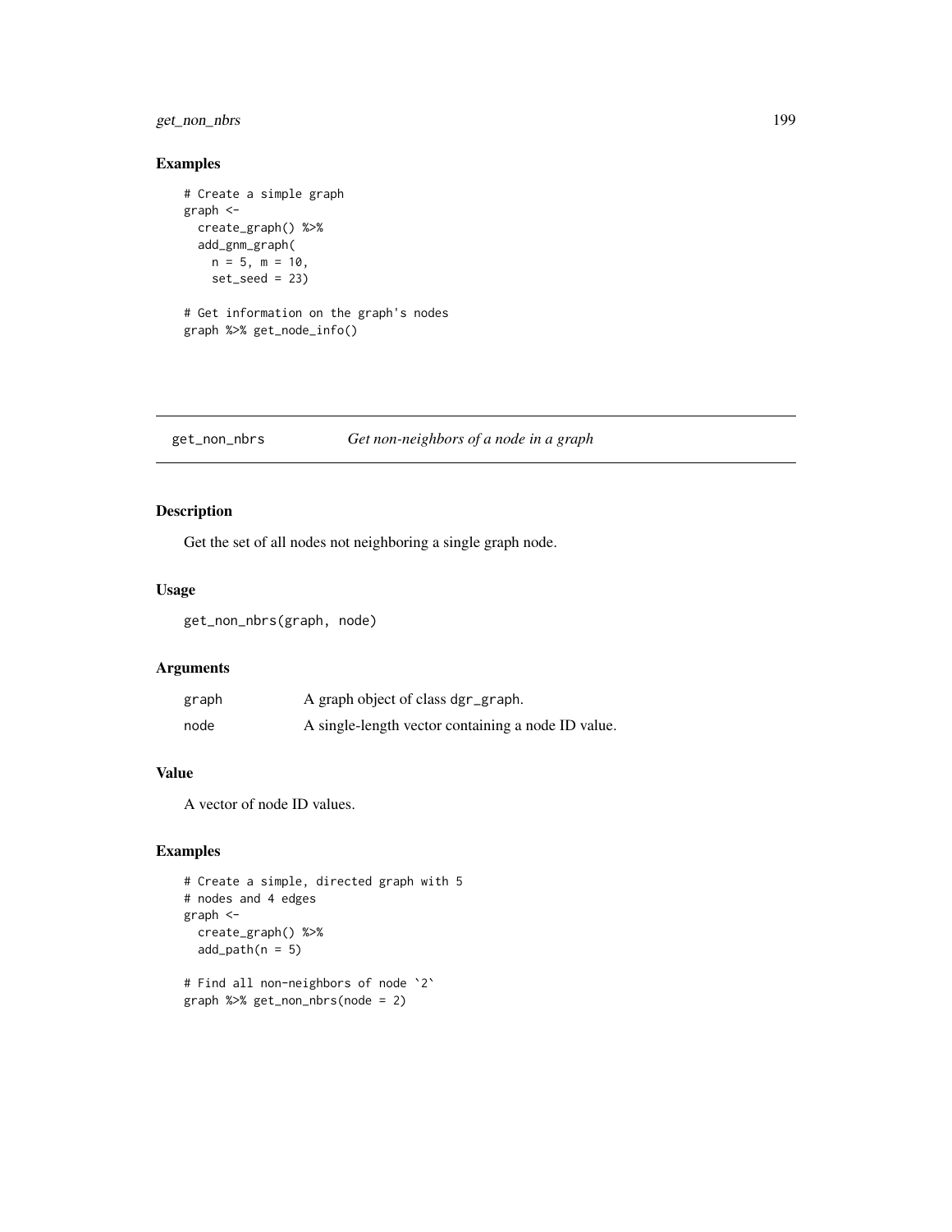## Examples

```
# Create a simple graph
graph <-
  create_graph() %>%
  add_gnm_graph(
    n = 5, m = 10,
    set_seed = 23)

# Get information on the graph's nodes
graph %>% get_node_info()
```

---

# get_non_nbrs — *Get non-neighbors of a node in a graph*

---

## Description

Get the set of all nodes not neighboring a single graph node.

## Usage

```
get_non_nbrs(graph, node)
```

## Arguments

| | |
|---|---|
| graph | A graph object of class dgr_graph. |
| node | A single-length vector containing a node ID value. |

## Value

A vector of node ID values.

## Examples

```
# Create a simple, directed graph with 5
# nodes and 4 edges
graph <-
  create_graph() %>%
  add_path(n = 5)

# Find all non-neighbors of node `2`
graph %>% get_non_nbrs(node = 2)
```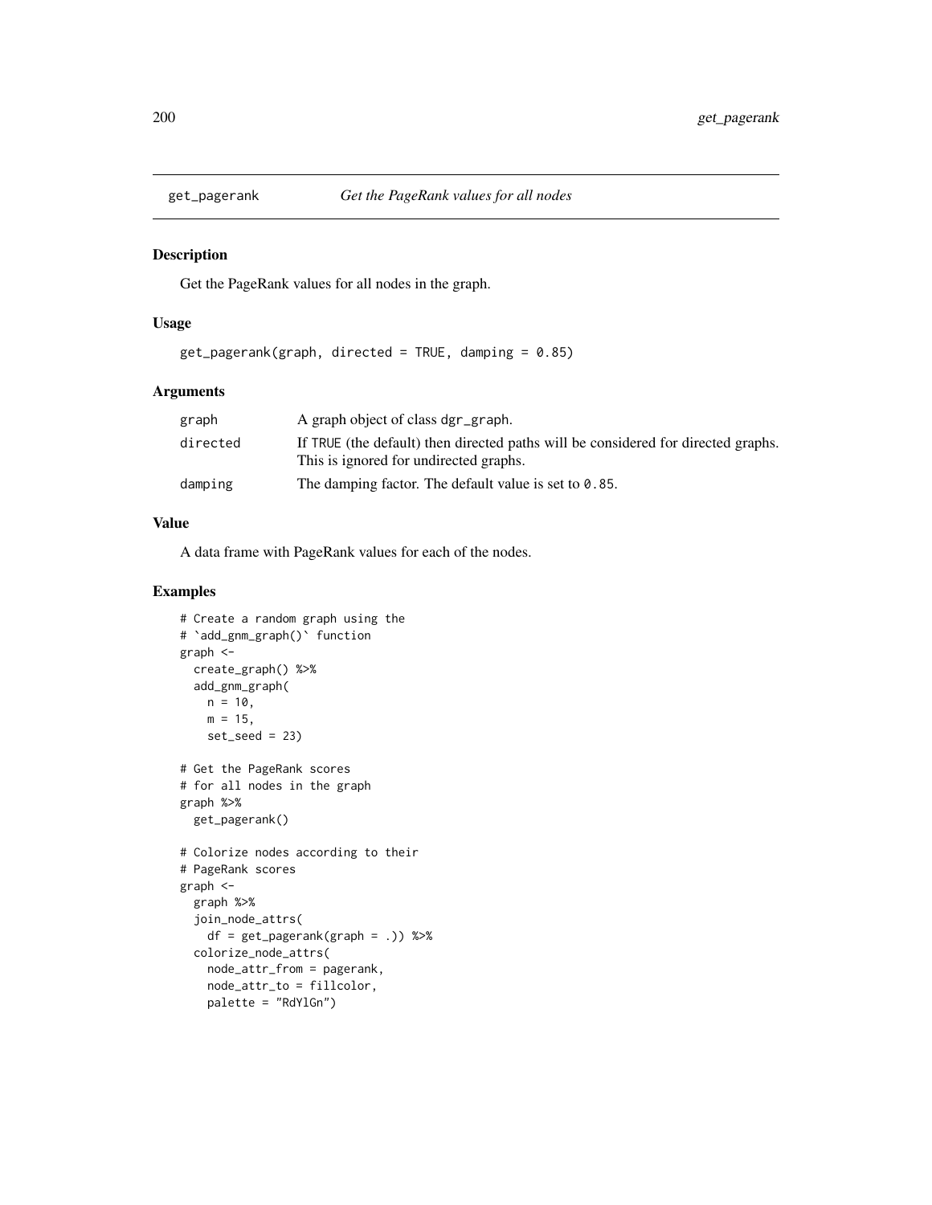## get_pagerank — *Get the PageRank values for all nodes*

### Description

Get the PageRank values for all nodes in the graph.

### Usage

```
get_pagerank(graph, directed = TRUE, damping = 0.85)
```

### Arguments

| | |
|---|---|
| graph | A graph object of class dgr_graph. |
| directed | If TRUE (the default) then directed paths will be considered for directed graphs. This is ignored for undirected graphs. |
| damping | The damping factor. The default value is set to 0.85. |

### Value

A data frame with PageRank values for each of the nodes.

### Examples

```
# Create a random graph using the
# `add_gnm_graph()` function
graph <-
  create_graph() %>%
  add_gnm_graph(
    n = 10,
    m = 15,
    set_seed = 23)

# Get the PageRank scores
# for all nodes in the graph
graph %>%
  get_pagerank()

# Colorize nodes according to their
# PageRank scores
graph <-
  graph %>%
  join_node_attrs(
    df = get_pagerank(graph = .)) %>%
  colorize_node_attrs(
    node_attr_from = pagerank,
    node_attr_to = fillcolor,
    palette = "RdYlGn")
```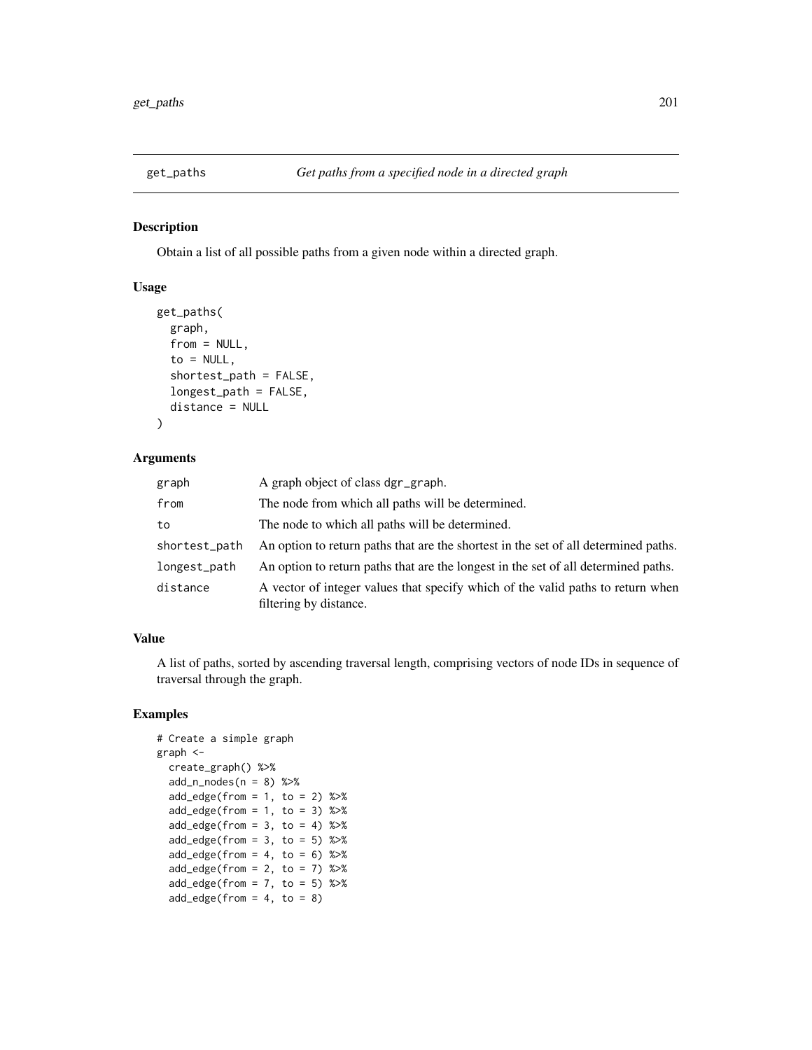# get_paths — *Get paths from a specified node in a directed graph*

## Description

Obtain a list of all possible paths from a given node within a directed graph.

## Usage

```
get_paths(
  graph,
  from = NULL,
  to = NULL,
  shortest_path = FALSE,
  longest_path = FALSE,
  distance = NULL
)
```

## Arguments

| | |
|---|---|
| `graph` | A graph object of class `dgr_graph`. |
| `from` | The node from which all paths will be determined. |
| `to` | The node to which all paths will be determined. |
| `shortest_path` | An option to return paths that are the shortest in the set of all determined paths. |
| `longest_path` | An option to return paths that are the longest in the set of all determined paths. |
| `distance` | A vector of integer values that specify which of the valid paths to return when filtering by distance. |

## Value

A list of paths, sorted by ascending traversal length, comprising vectors of node IDs in sequence of traversal through the graph.

## Examples

```
# Create a simple graph
graph <-
  create_graph() %>%
  add_n_nodes(n = 8) %>%
  add_edge(from = 1, to = 2) %>%
  add_edge(from = 1, to = 3) %>%
  add_edge(from = 3, to = 4) %>%
  add_edge(from = 3, to = 5) %>%
  add_edge(from = 4, to = 6) %>%
  add_edge(from = 2, to = 7) %>%
  add_edge(from = 7, to = 5) %>%
  add_edge(from = 4, to = 8)
```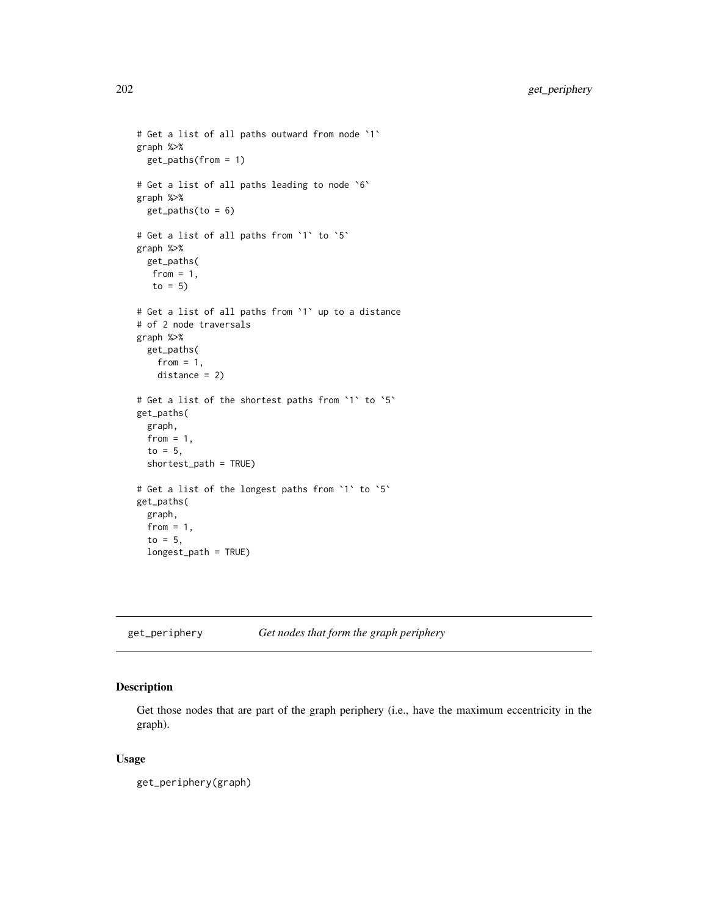```
# Get a list of all paths outward from node `1`
graph %>%
  get_paths(from = 1)

# Get a list of all paths leading to node `6`
graph %>%
  get_paths(to = 6)

# Get a list of all paths from `1` to `5`
graph %>%
  get_paths(
   from = 1,
   to = 5)

# Get a list of all paths from `1` up to a distance
# of 2 node traversals
graph %>%
  get_paths(
    from = 1,
    distance = 2)

# Get a list of the shortest paths from `1` to `5`
get_paths(
  graph,
  from = 1,
  to = 5,
  shortest_path = TRUE)

# Get a list of the longest paths from `1` to `5`
get_paths(
  graph,
  from = 1,
  to = 5,
  longest_path = TRUE)
```

## get_periphery    *Get nodes that form the graph periphery*

### Description

Get those nodes that are part of the graph periphery (i.e., have the maximum eccentricity in the graph).

### Usage

```
get_periphery(graph)
```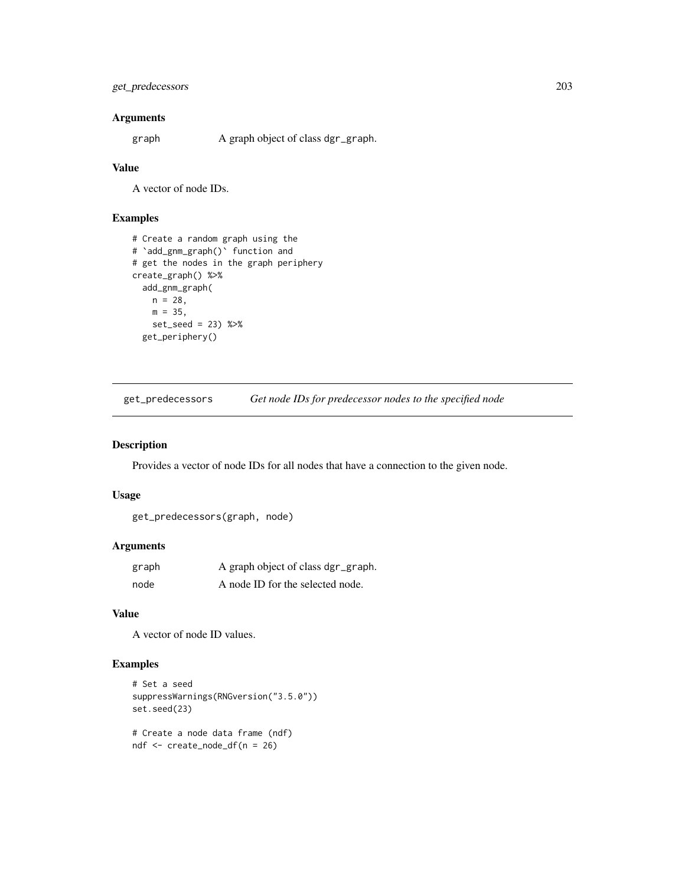### Arguments

graph A graph object of class dgr_graph.

### Value

A vector of node IDs.

### Examples

```
# Create a random graph using the
# `add_gnm_graph()` function and
# get the nodes in the graph periphery
create_graph() %>%
  add_gnm_graph(
    n = 28,
    m = 35,
    set_seed = 23) %>%
  get_periphery()
```

---

## get_predecessors *Get node IDs for predecessor nodes to the specified node*

### Description

Provides a vector of node IDs for all nodes that have a connection to the given node.

### Usage

```
get_predecessors(graph, node)
```

### Arguments

| | |
|---|---|
| graph | A graph object of class dgr_graph. |
| node | A node ID for the selected node. |

### Value

A vector of node ID values.

### Examples

```
# Set a seed
suppressWarnings(RNGversion("3.5.0"))
set.seed(23)

# Create a node data frame (ndf)
ndf <- create_node_df(n = 26)
```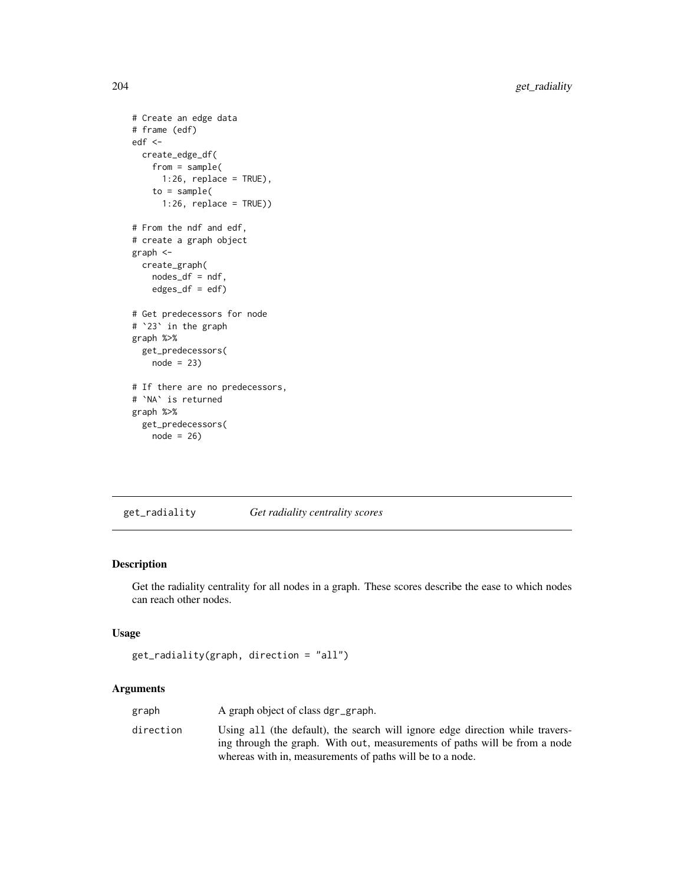```
# Create an edge data
# frame (edf)
edf <-
  create_edge_df(
    from = sample(
      1:26, replace = TRUE),
    to = sample(
      1:26, replace = TRUE))

# From the ndf and edf,
# create a graph object
graph <-
  create_graph(
    nodes_df = ndf,
    edges_df = edf)

# Get predecessors for node
# `23` in the graph
graph %>%
  get_predecessors(
    node = 23)

# If there are no predecessors,
# `NA` is returned
graph %>%
  get_predecessors(
    node = 26)
```

## get_radiality — *Get radiality centrality scores*

### Description

Get the radiality centrality for all nodes in a graph. These scores describe the ease to which nodes can reach other nodes.

### Usage

```
get_radiality(graph, direction = "all")
```

### Arguments

| | |
|---|---|
| graph | A graph object of class dgr_graph. |
| direction | Using all (the default), the search will ignore edge direction while traversing through the graph. With out, measurements of paths will be from a node whereas with in, measurements of paths will be to a node. |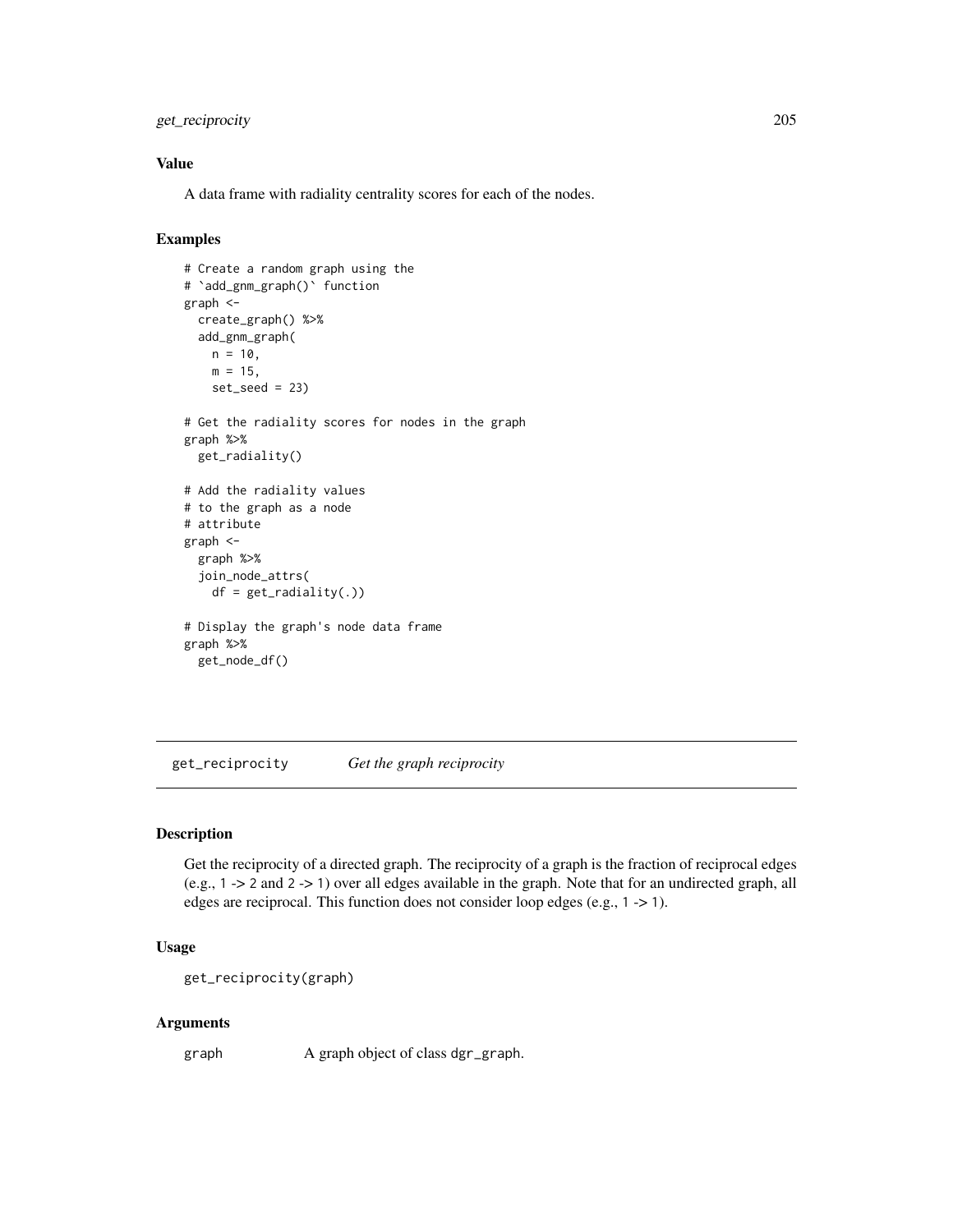### Value

A data frame with radiality centrality scores for each of the nodes.

### Examples

```
# Create a random graph using the
# `add_gnm_graph()` function
graph <-
  create_graph() %>%
  add_gnm_graph(
    n = 10,
    m = 15,
    set_seed = 23)

# Get the radiality scores for nodes in the graph
graph %>%
  get_radiality()

# Add the radiality values
# to the graph as a node
# attribute
graph <-
  graph %>%
  join_node_attrs(
    df = get_radiality(.))

# Display the graph's node data frame
graph %>%
  get_node_df()
```

---

## get_reciprocity    *Get the graph reciprocity*

---

### Description

Get the reciprocity of a directed graph. The reciprocity of a graph is the fraction of reciprocal edges (e.g., 1 -> 2 and 2 -> 1) over all edges available in the graph. Note that for an undirected graph, all edges are reciprocal. This function does not consider loop edges (e.g., 1 -> 1).

### Usage

```
get_reciprocity(graph)
```

### Arguments

| | |
|---|---|
| graph | A graph object of class dgr_graph. |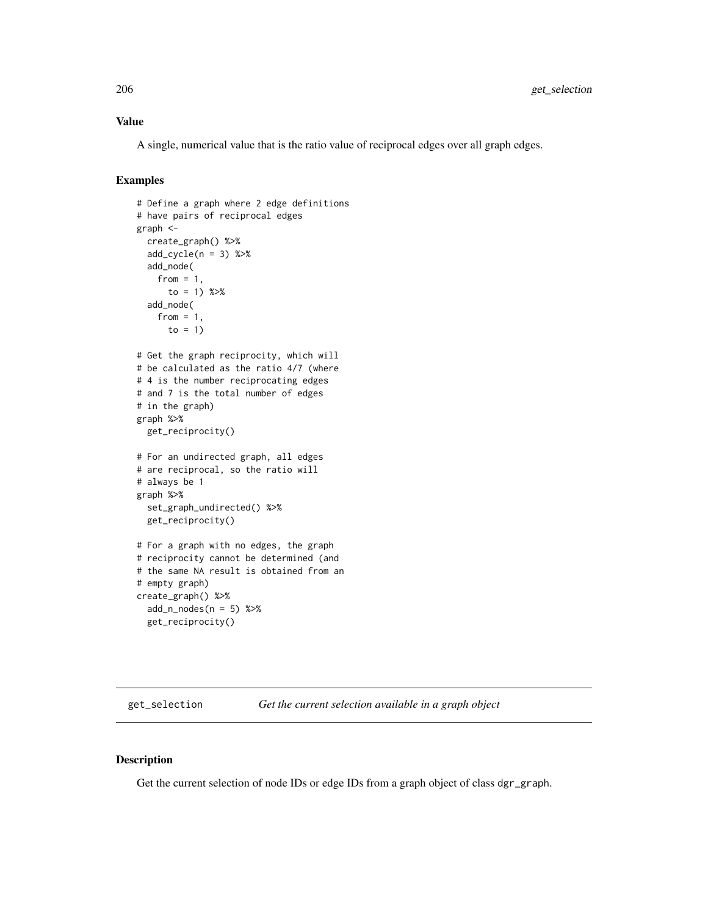## Value

A single, numerical value that is the ratio value of reciprocal edges over all graph edges.

## Examples

```
# Define a graph where 2 edge definitions
# have pairs of reciprocal edges
graph <-
  create_graph() %>%
  add_cycle(n = 3) %>%
  add_node(
    from = 1,
      to = 1) %>%
  add_node(
    from = 1,
      to = 1)

# Get the graph reciprocity, which will
# be calculated as the ratio 4/7 (where
# 4 is the number reciprocating edges
# and 7 is the total number of edges
# in the graph)
graph %>%
  get_reciprocity()

# For an undirected graph, all edges
# are reciprocal, so the ratio will
# always be 1
graph %>%
  set_graph_undirected() %>%
  get_reciprocity()

# For a graph with no edges, the graph
# reciprocity cannot be determined (and
# the same NA result is obtained from an
# empty graph)
create_graph() %>%
  add_n_nodes(n = 5) %>%
  get_reciprocity()
```

---

# get_selection — *Get the current selection available in a graph object*

## Description

Get the current selection of node IDs or edge IDs from a graph object of class `dgr_graph`.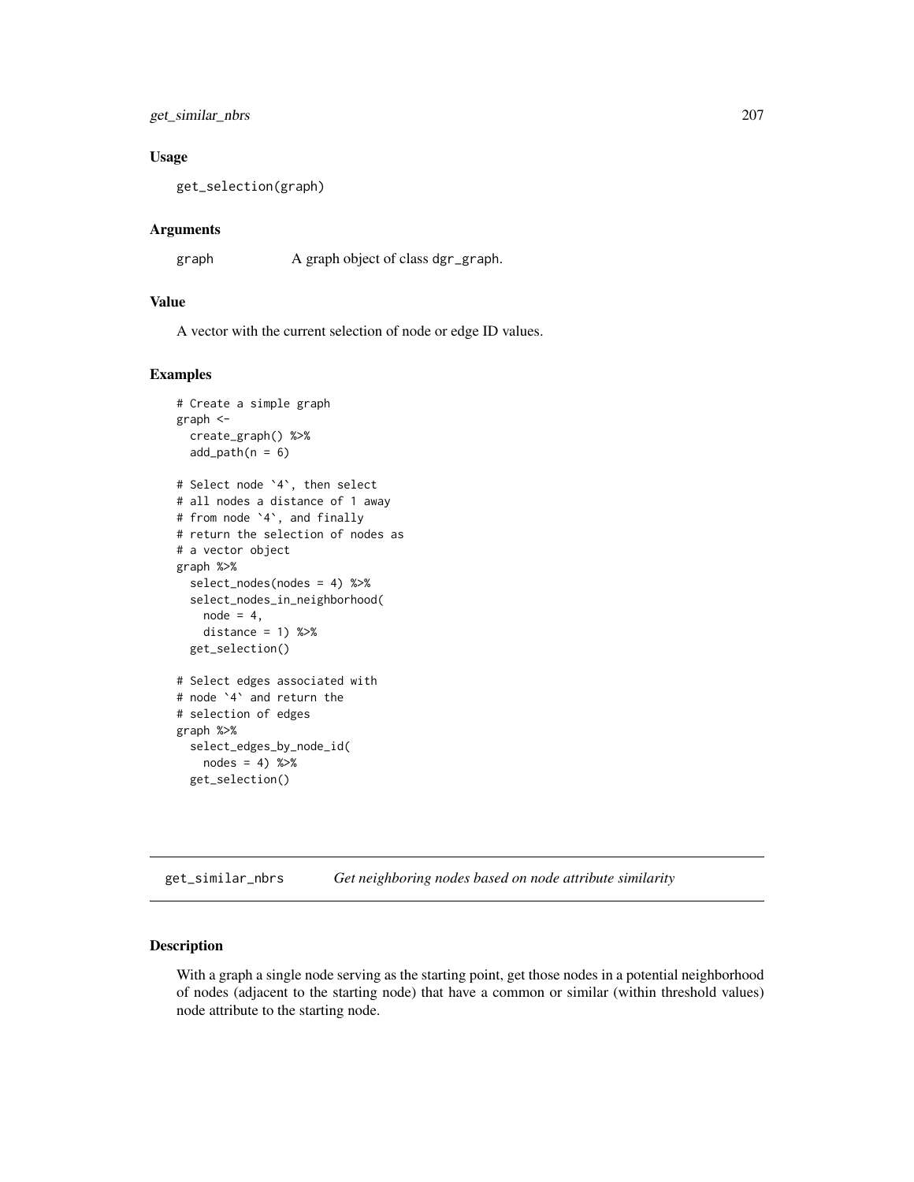### Usage

```
get_selection(graph)
```

### Arguments

| | |
|---|---|
| graph | A graph object of class `dgr_graph`. |

### Value

A vector with the current selection of node or edge ID values.

### Examples

```
# Create a simple graph
graph <-
  create_graph() %>%
  add_path(n = 6)

# Select node `4`, then select
# all nodes a distance of 1 away
# from node `4`, and finally
# return the selection of nodes as
# a vector object
graph %>%
  select_nodes(nodes = 4) %>%
  select_nodes_in_neighborhood(
    node = 4,
    distance = 1) %>%
  get_selection()

# Select edges associated with
# node `4` and return the
# selection of edges
graph %>%
  select_edges_by_node_id(
    nodes = 4) %>%
  get_selection()
```

---

## get_similar_nbrs — *Get neighboring nodes based on node attribute similarity*

### Description

With a graph a single node serving as the starting point, get those nodes in a potential neighborhood of nodes (adjacent to the starting node) that have a common or similar (within threshold values) node attribute to the starting node.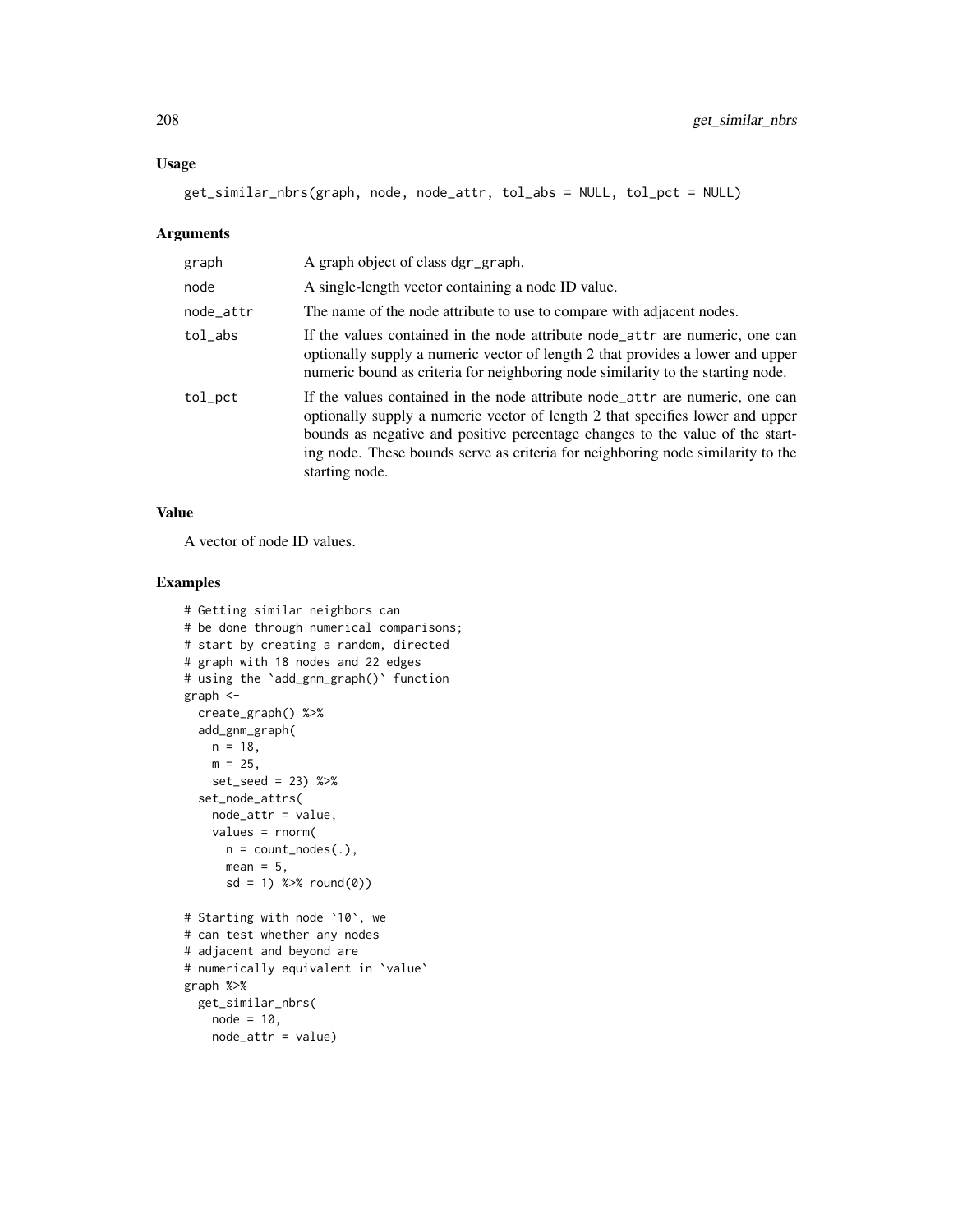## Usage

```
get_similar_nbrs(graph, node, node_attr, tol_abs = NULL, tol_pct = NULL)
```

## Arguments

| | |
|---|---|
| graph | A graph object of class dgr_graph. |
| node | A single-length vector containing a node ID value. |
| node_attr | The name of the node attribute to use to compare with adjacent nodes. |
| tol_abs | If the values contained in the node attribute node_attr are numeric, one can optionally supply a numeric vector of length 2 that provides a lower and upper numeric bound as criteria for neighboring node similarity to the starting node. |
| tol_pct | If the values contained in the node attribute node_attr are numeric, one can optionally supply a numeric vector of length 2 that specifies lower and upper bounds as negative and positive percentage changes to the value of the starting node. These bounds serve as criteria for neighboring node similarity to the starting node. |

## Value

A vector of node ID values.

## Examples

```
# Getting similar neighbors can
# be done through numerical comparisons;
# start by creating a random, directed
# graph with 18 nodes and 22 edges
# using the `add_gnm_graph()` function
graph <-
  create_graph() %>%
  add_gnm_graph(
    n = 18,
    m = 25,
    set_seed = 23) %>%
  set_node_attrs(
    node_attr = value,
    values = rnorm(
      n = count_nodes(.),
      mean = 5,
      sd = 1) %>% round(0))

# Starting with node `10`, we
# can test whether any nodes
# adjacent and beyond are
# numerically equivalent in `value`
graph %>%
  get_similar_nbrs(
    node = 10,
    node_attr = value)
```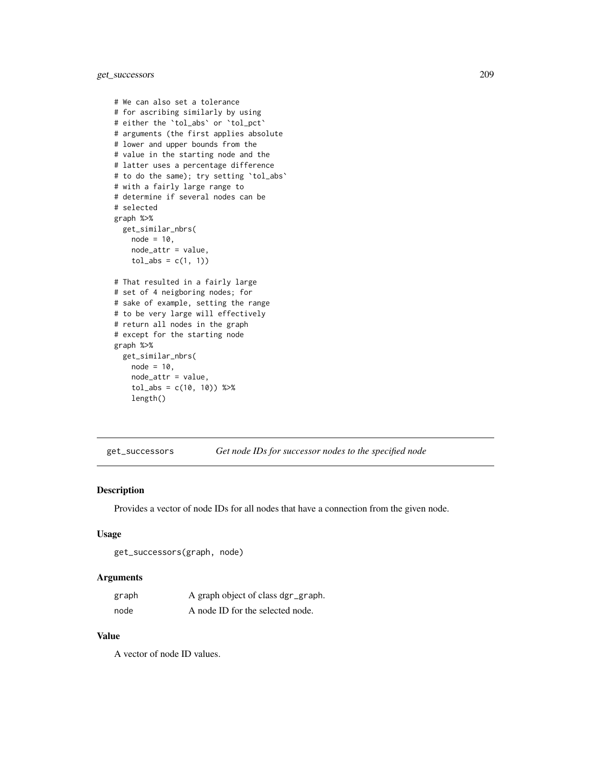```
# We can also set a tolerance
# for ascribing similarly by using
# either the `tol_abs` or `tol_pct`
# arguments (the first applies absolute
# lower and upper bounds from the
# value in the starting node and the
# latter uses a percentage difference
# to do the same); try setting `tol_abs`
# with a fairly large range to
# determine if several nodes can be
# selected
graph %>%
  get_similar_nbrs(
    node = 10,
    node_attr = value,
    tol_abs = c(1, 1))

# That resulted in a fairly large
# set of 4 neigboring nodes; for
# sake of example, setting the range
# to be very large will effectively
# return all nodes in the graph
# except for the starting node
graph %>%
  get_similar_nbrs(
    node = 10,
    node_attr = value,
    tol_abs = c(10, 10)) %>%
    length()
```

---

## get_successors *Get node IDs for successor nodes to the specified node*

### Description

Provides a vector of node IDs for all nodes that have a connection from the given node.

### Usage

```
get_successors(graph, node)
```

### Arguments

| | |
|---|---|
| graph | A graph object of class dgr_graph. |
| node | A node ID for the selected node. |

### Value

A vector of node ID values.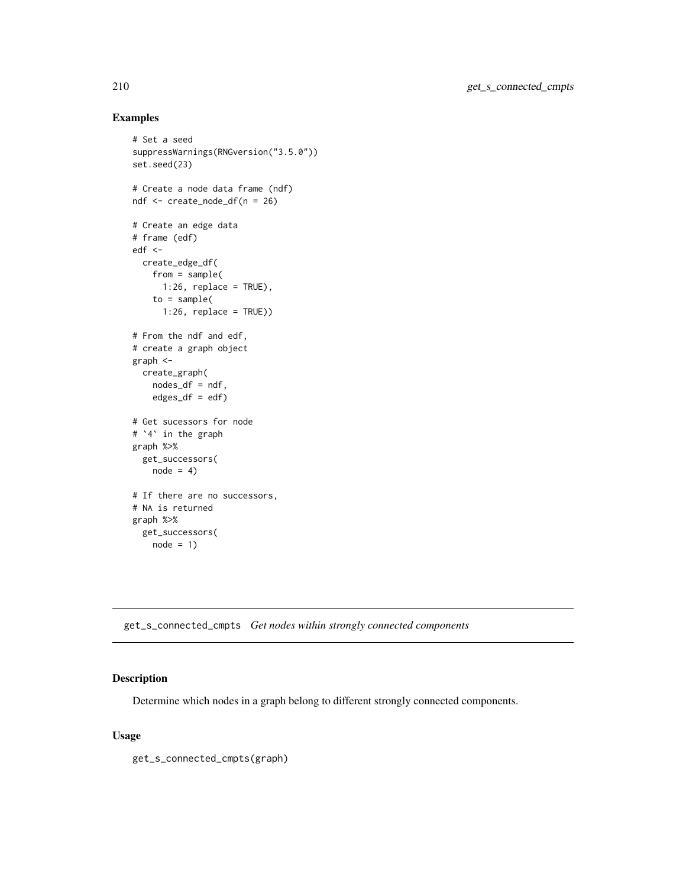### Examples

```
# Set a seed
suppressWarnings(RNGversion("3.5.0"))
set.seed(23)

# Create a node data frame (ndf)
ndf <- create_node_df(n = 26)

# Create an edge data
# frame (edf)
edf <-
  create_edge_df(
    from = sample(
      1:26, replace = TRUE),
    to = sample(
      1:26, replace = TRUE))

# From the ndf and edf,
# create a graph object
graph <-
  create_graph(
    nodes_df = ndf,
    edges_df = edf)

# Get sucessors for node
# `4` in the graph
graph %>%
  get_successors(
    node = 4)

# If there are no successors,
# NA is returned
graph %>%
  get_successors(
    node = 1)
```

---

## get_s_connected_cmpts *Get nodes within strongly connected components*

---

### Description

Determine which nodes in a graph belong to different strongly connected components.

### Usage

```
get_s_connected_cmpts(graph)
```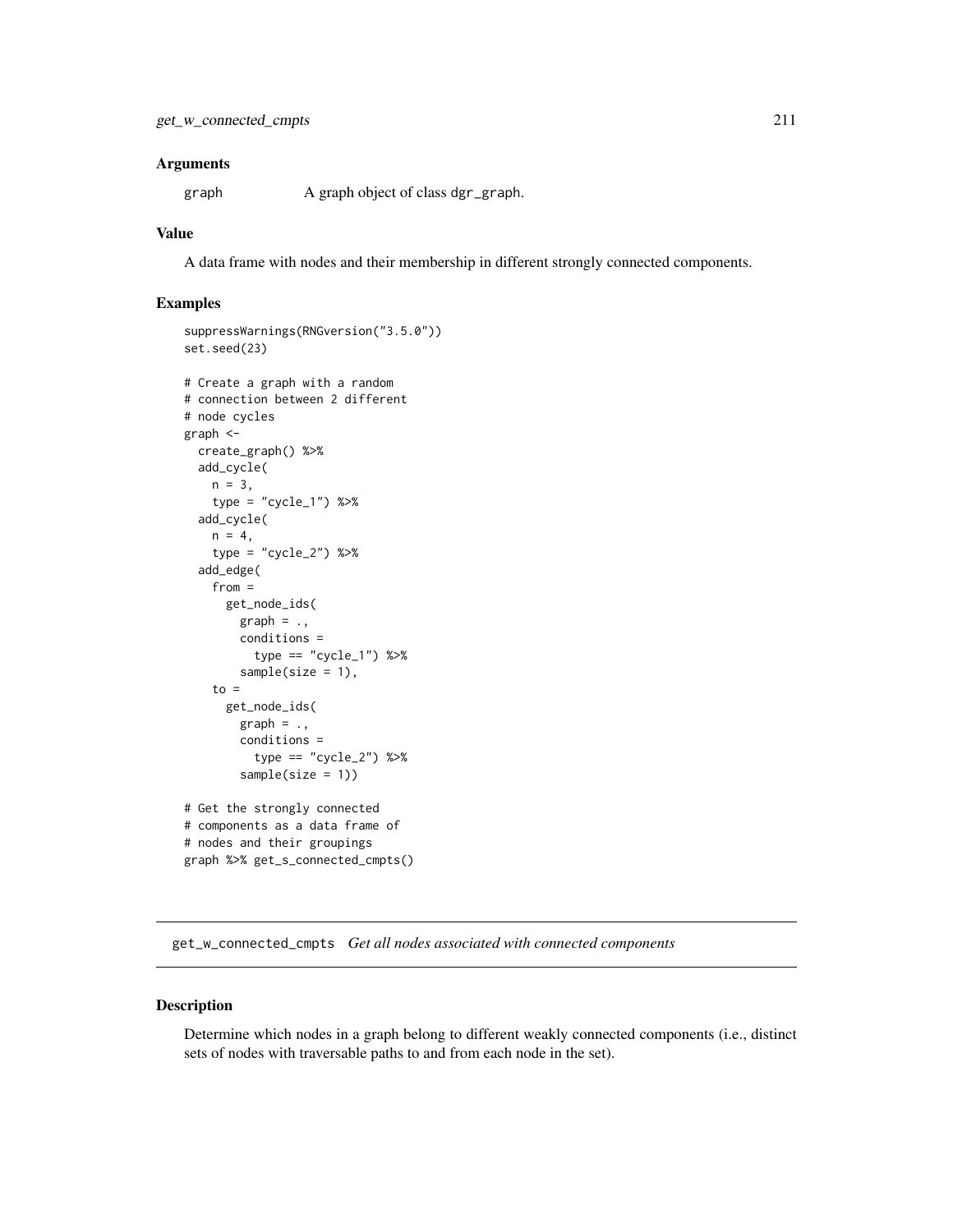### Arguments

graph    A graph object of class `dgr_graph`.

### Value

A data frame with nodes and their membership in different strongly connected components.

### Examples

```
suppressWarnings(RNGversion("3.5.0"))
set.seed(23)

# Create a graph with a random
# connection between 2 different
# node cycles
graph <-
  create_graph() %>%
  add_cycle(
    n = 3,
    type = "cycle_1") %>%
  add_cycle(
    n = 4,
    type = "cycle_2") %>%
  add_edge(
    from =
      get_node_ids(
        graph = .,
        conditions =
          type == "cycle_1") %>%
        sample(size = 1),
    to =
      get_node_ids(
        graph = .,
        conditions =
          type == "cycle_2") %>%
        sample(size = 1))

# Get the strongly connected
# components as a data frame of
# nodes and their groupings
graph %>% get_s_connected_cmpts()
```

---

## get_w_connected_cmpts    *Get all nodes associated with connected components*

### Description

Determine which nodes in a graph belong to different weakly connected components (i.e., distinct sets of nodes with traversable paths to and from each node in the set).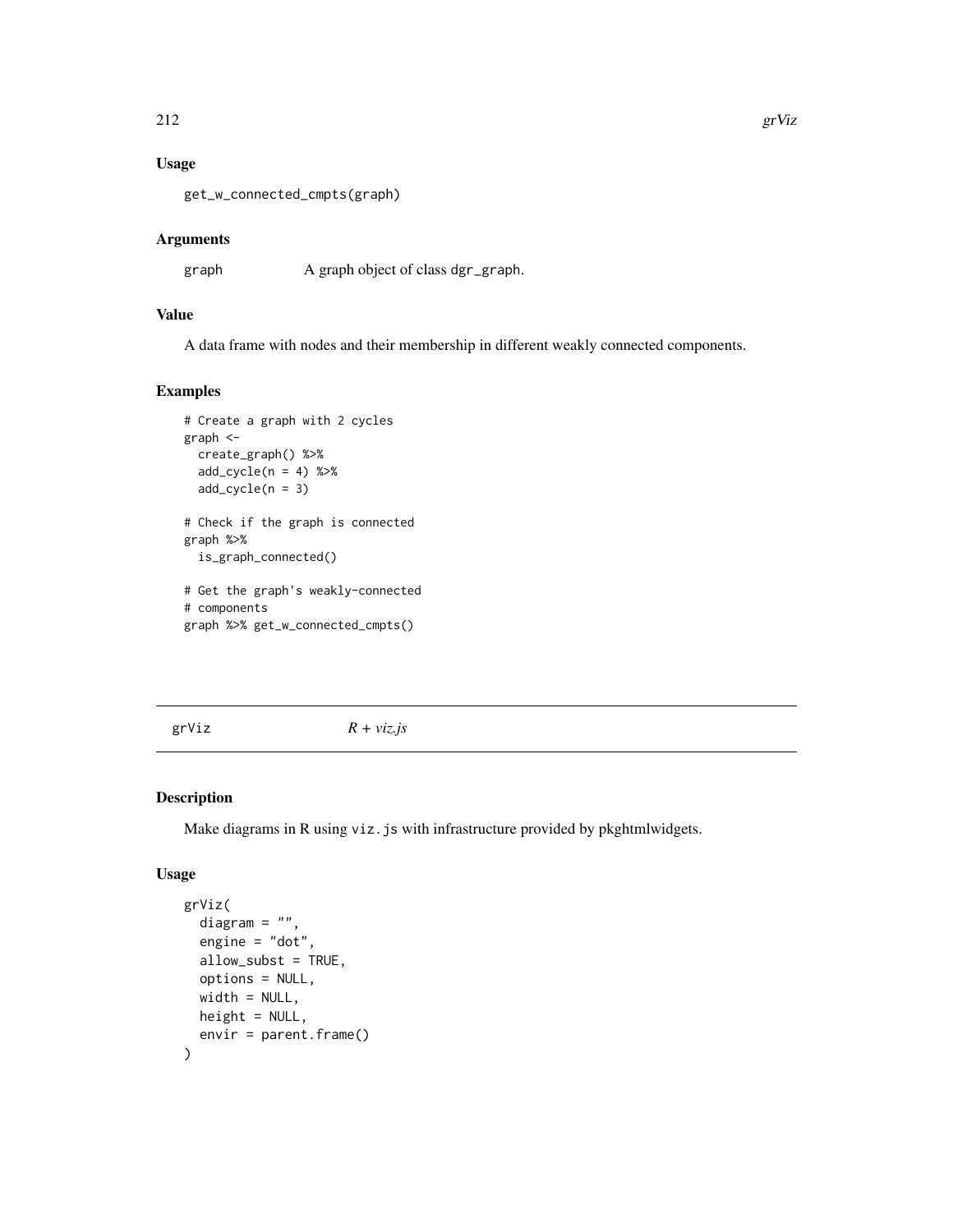## Usage

```
get_w_connected_cmpts(graph)
```

## Arguments

graph A graph object of class dgr_graph.

## Value

A data frame with nodes and their membership in different weakly connected components.

## Examples

```
# Create a graph with 2 cycles
graph <-
  create_graph() %>%
  add_cycle(n = 4) %>%
  add_cycle(n = 3)

# Check if the graph is connected
graph %>%
  is_graph_connected()

# Get the graph's weakly-connected
# components
graph %>% get_w_connected_cmpts()
```

---

# grViz *R + viz.js*

## Description

Make diagrams in R using viz.js with infrastructure provided by pkghtmlwidgets.

## Usage

```
grViz(
  diagram = "",
  engine = "dot",
  allow_subst = TRUE,
  options = NULL,
  width = NULL,
  height = NULL,
  envir = parent.frame()
)
```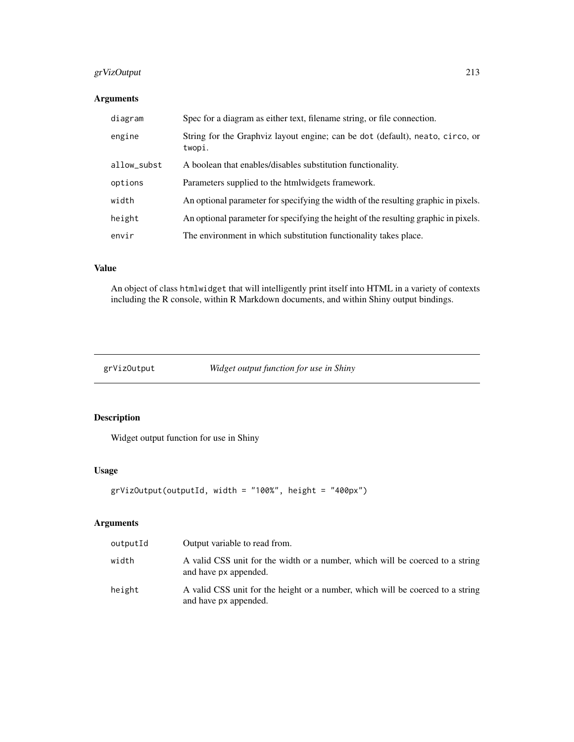### Arguments

| | |
|---|---|
| diagram | Spec for a diagram as either text, filename string, or file connection. |
| engine | String for the Graphviz layout engine; can be dot (default), neato, circo, or twopi. |
| allow_subst | A boolean that enables/disables substitution functionality. |
| options | Parameters supplied to the htmlwidgets framework. |
| width | An optional parameter for specifying the width of the resulting graphic in pixels. |
| height | An optional parameter for specifying the height of the resulting graphic in pixels. |
| envir | The environment in which substitution functionality takes place. |

### Value

An object of class htmlwidget that will intelligently print itself into HTML in a variety of contexts including the R console, within R Markdown documents, and within Shiny output bindings.

---

## grVizOutput *Widget output function for use in Shiny*

---

### Description

Widget output function for use in Shiny

### Usage

```
grVizOutput(outputId, width = "100%", height = "400px")
```

### Arguments

| | |
|---|---|
| outputId | Output variable to read from. |
| width | A valid CSS unit for the width or a number, which will be coerced to a string and have px appended. |
| height | A valid CSS unit for the height or a number, which will be coerced to a string and have px appended. |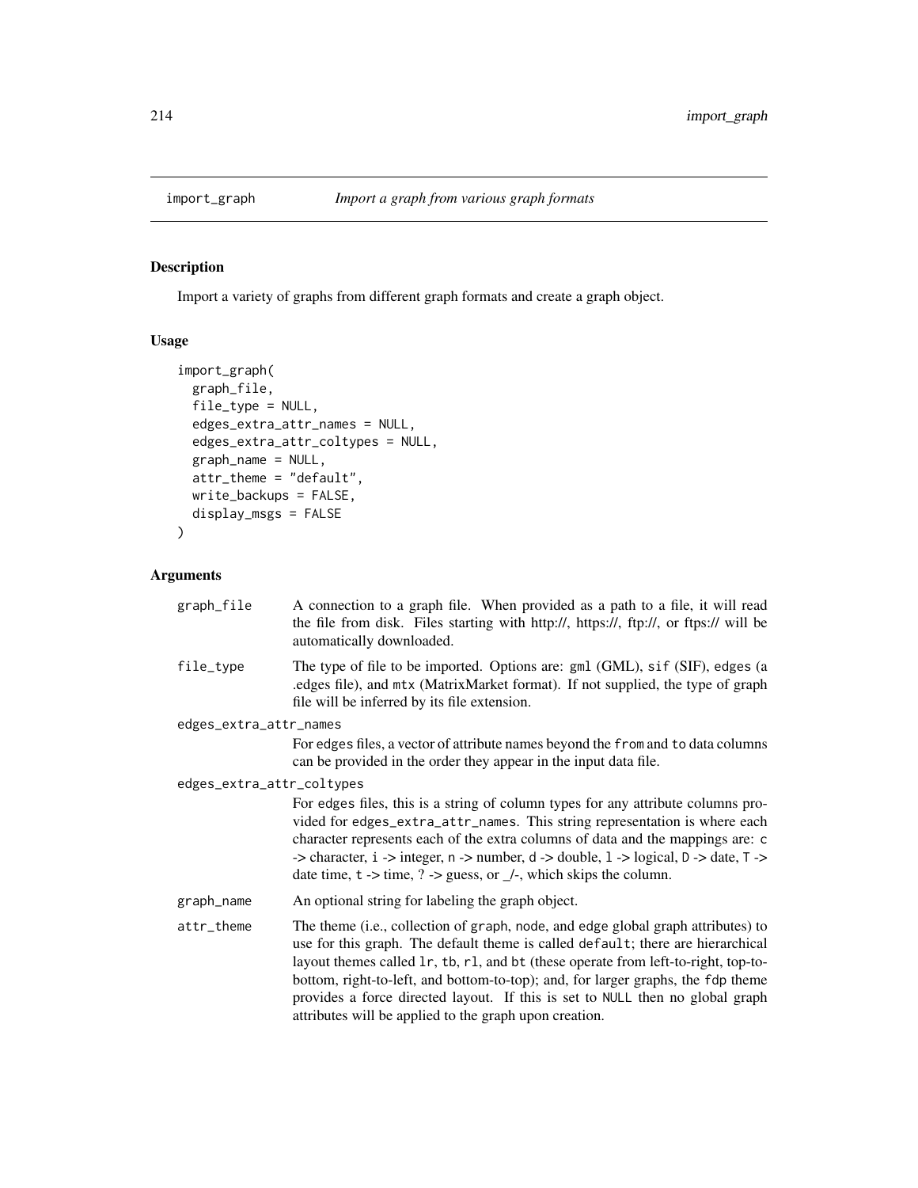# import_graph — *Import a graph from various graph formats*

## Description

Import a variety of graphs from different graph formats and create a graph object.

## Usage

```
import_graph(
  graph_file,
  file_type = NULL,
  edges_extra_attr_names = NULL,
  edges_extra_attr_coltypes = NULL,
  graph_name = NULL,
  attr_theme = "default",
  write_backups = FALSE,
  display_msgs = FALSE
)
```

## Arguments

`graph_file` 
: A connection to a graph file. When provided as a path to a file, it will read the file from disk. Files starting with http://, https://, ftp://, or ftps:// will be automatically downloaded.

`file_type` 
: The type of file to be imported. Options are: `gml` (GML), `sif` (SIF), `edges` (a .edges file), and `mtx` (MatrixMarket format). If not supplied, the type of graph file will be inferred by its file extension.

`edges_extra_attr_names` 
: For `edges` files, a vector of attribute names beyond the `from` and `to` data columns can be provided in the order they appear in the input data file.

`edges_extra_attr_coltypes` 
: For `edges` files, this is a string of column types for any attribute columns provided for `edges_extra_attr_names`. This string representation is where each character represents each of the extra columns of data and the mappings are: `c` -> character, `i` -> integer, `n` -> number, `d` -> double, `l` -> logical, `D` -> date, `T` -> date time, `t` -> time, `?` -> guess, or `_/-`, which skips the column.

`graph_name` 
: An optional string for labeling the graph object.

`attr_theme` 
: The theme (i.e., collection of `graph`, `node`, and `edge` global graph attributes) to use for this graph. The default theme is called `default`; there are hierarchical layout themes called `lr`, `tb`, `rl`, and `bt` (these operate from left-to-right, top-to-bottom, right-to-left, and bottom-to-top); and, for larger graphs, the `fdp` theme provides a force directed layout. If this is set to `NULL` then no global graph attributes will be applied to the graph upon creation.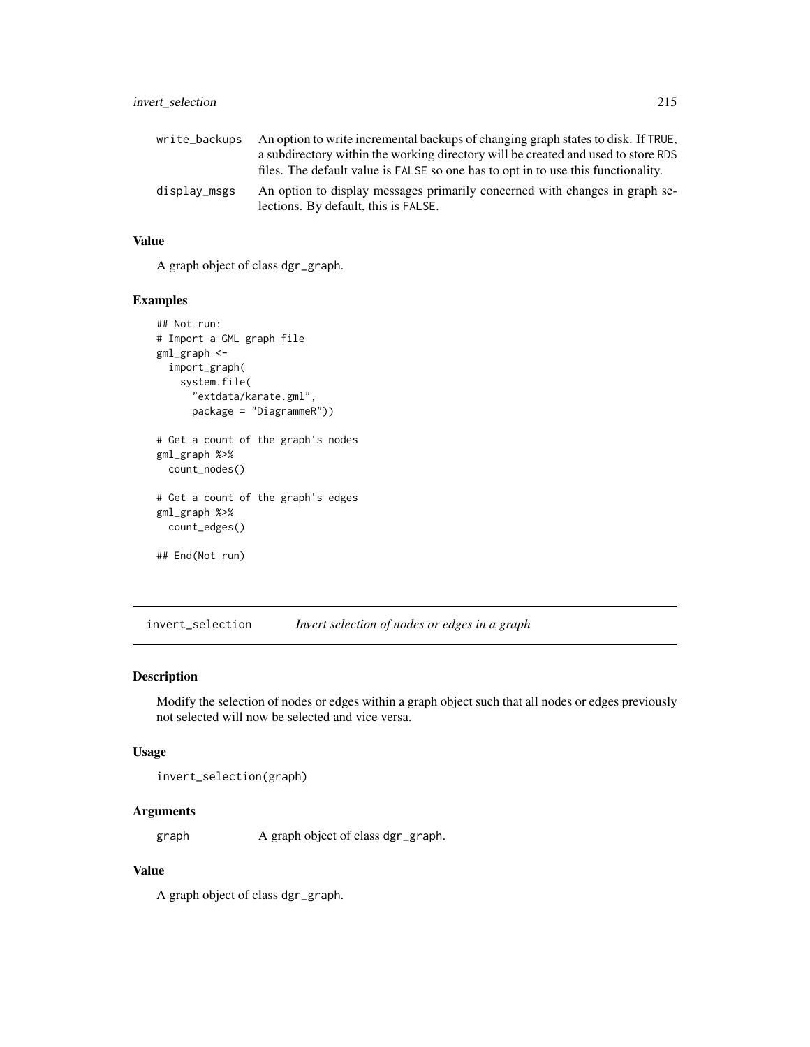| | |
|---|---|
| write_backups | An option to write incremental backups of changing graph states to disk. If TRUE, a subdirectory within the working directory will be created and used to store RDS files. The default value is FALSE so one has to opt in to use this functionality. |
| display_msgs | An option to display messages primarily concerned with changes in graph selections. By default, this is FALSE. |

### Value

A graph object of class dgr_graph.

### Examples

```
## Not run:
# Import a GML graph file
gml_graph <-
  import_graph(
    system.file(
      "extdata/karate.gml",
      package = "DiagrammeR"))

# Get a count of the graph's nodes
gml_graph %>%
  count_nodes()

# Get a count of the graph's edges
gml_graph %>%
  count_edges()

## End(Not run)
```

---

## invert_selection — *Invert selection of nodes or edges in a graph*

### Description

Modify the selection of nodes or edges within a graph object such that all nodes or edges previously not selected will now be selected and vice versa.

### Usage

```
invert_selection(graph)
```

### Arguments

| | |
|---|---|
| graph | A graph object of class dgr_graph. |

### Value

A graph object of class dgr_graph.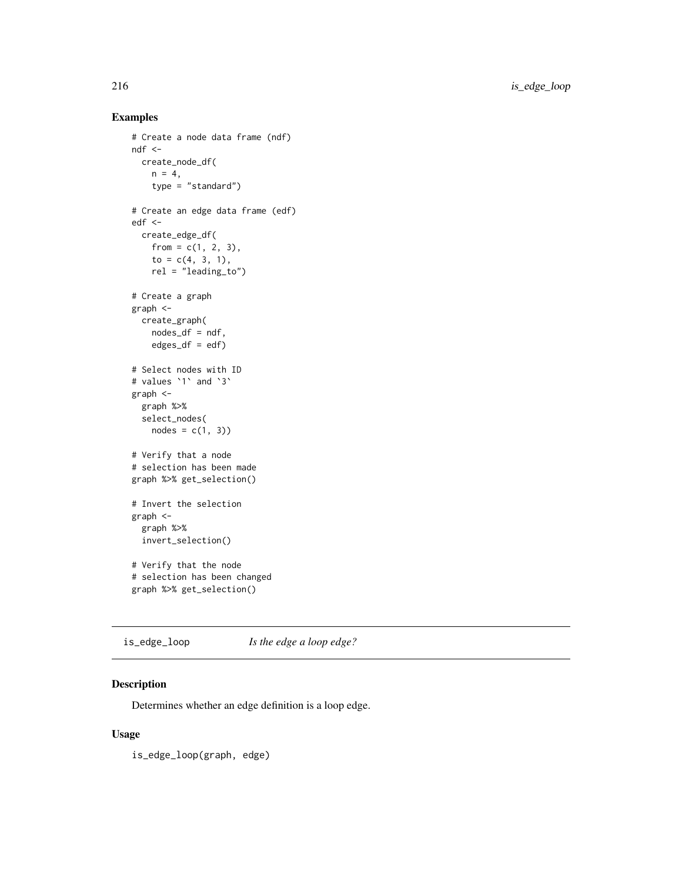## Examples

```
# Create a node data frame (ndf)
ndf <-
  create_node_df(
    n = 4,
    type = "standard")

# Create an edge data frame (edf)
edf <-
  create_edge_df(
    from = c(1, 2, 3),
    to = c(4, 3, 1),
    rel = "leading_to")

# Create a graph
graph <-
  create_graph(
    nodes_df = ndf,
    edges_df = edf)

# Select nodes with ID
# values `1` and `3`
graph <-
  graph %>%
  select_nodes(
    nodes = c(1, 3))

# Verify that a node
# selection has been made
graph %>% get_selection()

# Invert the selection
graph <-
  graph %>%
  invert_selection()

# Verify that the node
# selection has been changed
graph %>% get_selection()
```

# is_edge_loop *Is the edge a loop edge?*

## Description

Determines whether an edge definition is a loop edge.

## Usage

```
is_edge_loop(graph, edge)
```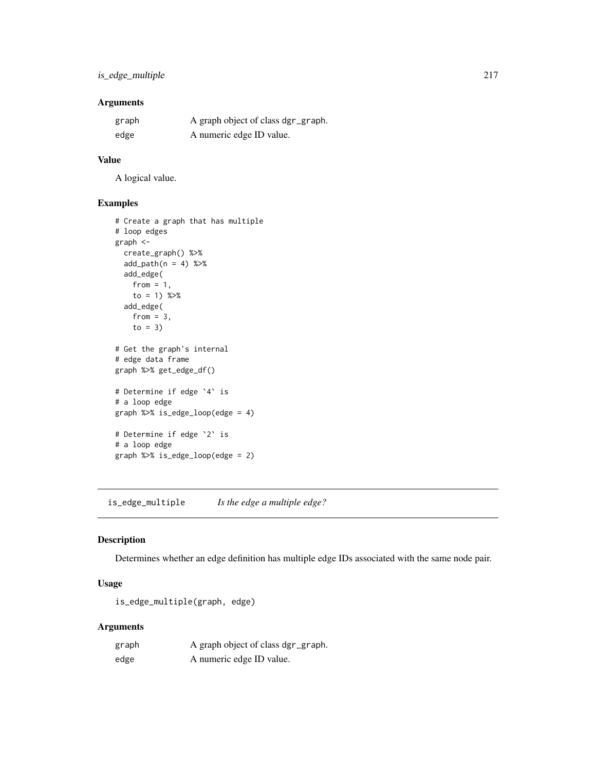### Arguments

| | |
|---|---|
| graph | A graph object of class dgr_graph. |
| edge | A numeric edge ID value. |

### Value

A logical value.

### Examples

```
# Create a graph that has multiple
# loop edges
graph <-
  create_graph() %>%
  add_path(n = 4) %>%
  add_edge(
    from = 1,
    to = 1) %>%
  add_edge(
    from = 3,
    to = 3)

# Get the graph's internal
# edge data frame
graph %>% get_edge_df()

# Determine if edge `4` is
# a loop edge
graph %>% is_edge_loop(edge = 4)

# Determine if edge `2` is
# a loop edge
graph %>% is_edge_loop(edge = 2)
```

---

## is_edge_multiple *Is the edge a multiple edge?*

---

### Description

Determines whether an edge definition has multiple edge IDs associated with the same node pair.

### Usage

```
is_edge_multiple(graph, edge)
```

### Arguments

| | |
|---|---|
| graph | A graph object of class dgr_graph. |
| edge | A numeric edge ID value. |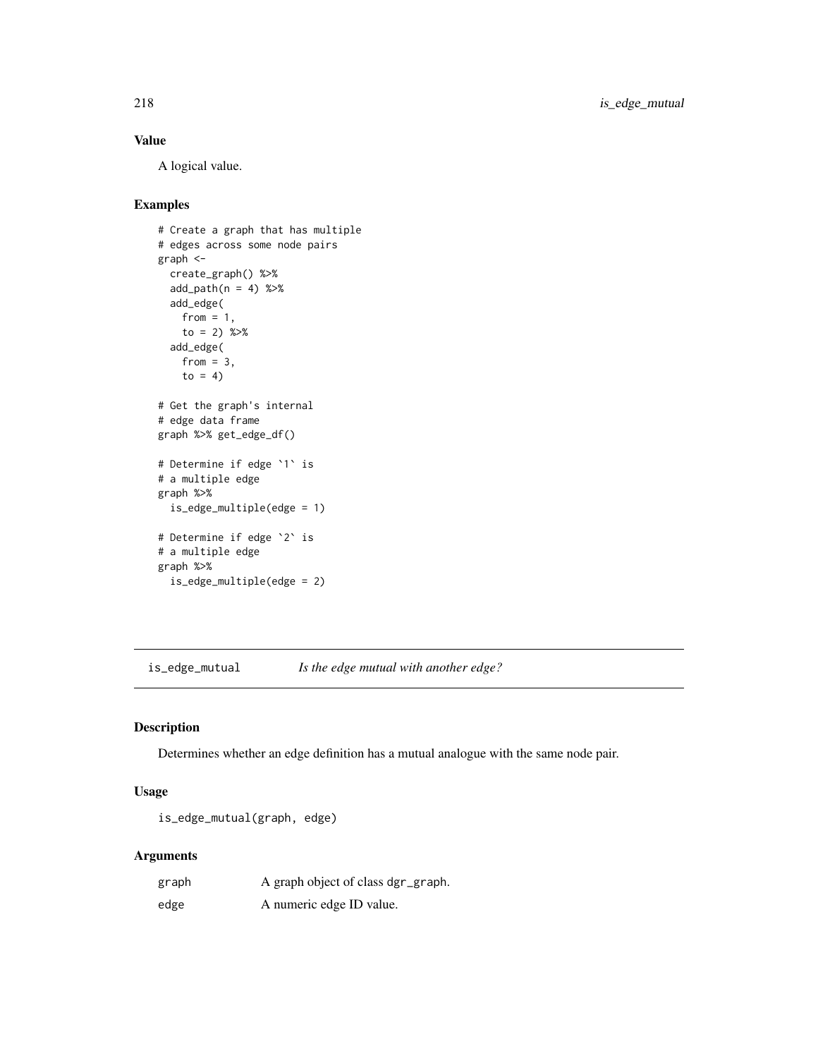### Value

A logical value.

### Examples

```
# Create a graph that has multiple
# edges across some node pairs
graph <-
  create_graph() %>%
  add_path(n = 4) %>%
  add_edge(
    from = 1,
    to = 2) %>%
  add_edge(
    from = 3,
    to = 4)

# Get the graph's internal
# edge data frame
graph %>% get_edge_df()

# Determine if edge `1` is
# a multiple edge
graph %>%
  is_edge_multiple(edge = 1)

# Determine if edge `2` is
# a multiple edge
graph %>%
  is_edge_multiple(edge = 2)
```

---

## is_edge_mutual    *Is the edge mutual with another edge?*

---

### Description

Determines whether an edge definition has a mutual analogue with the same node pair.

### Usage

```
is_edge_mutual(graph, edge)
```

### Arguments

| | |
|---|---|
| graph | A graph object of class dgr_graph. |
| edge | A numeric edge ID value. |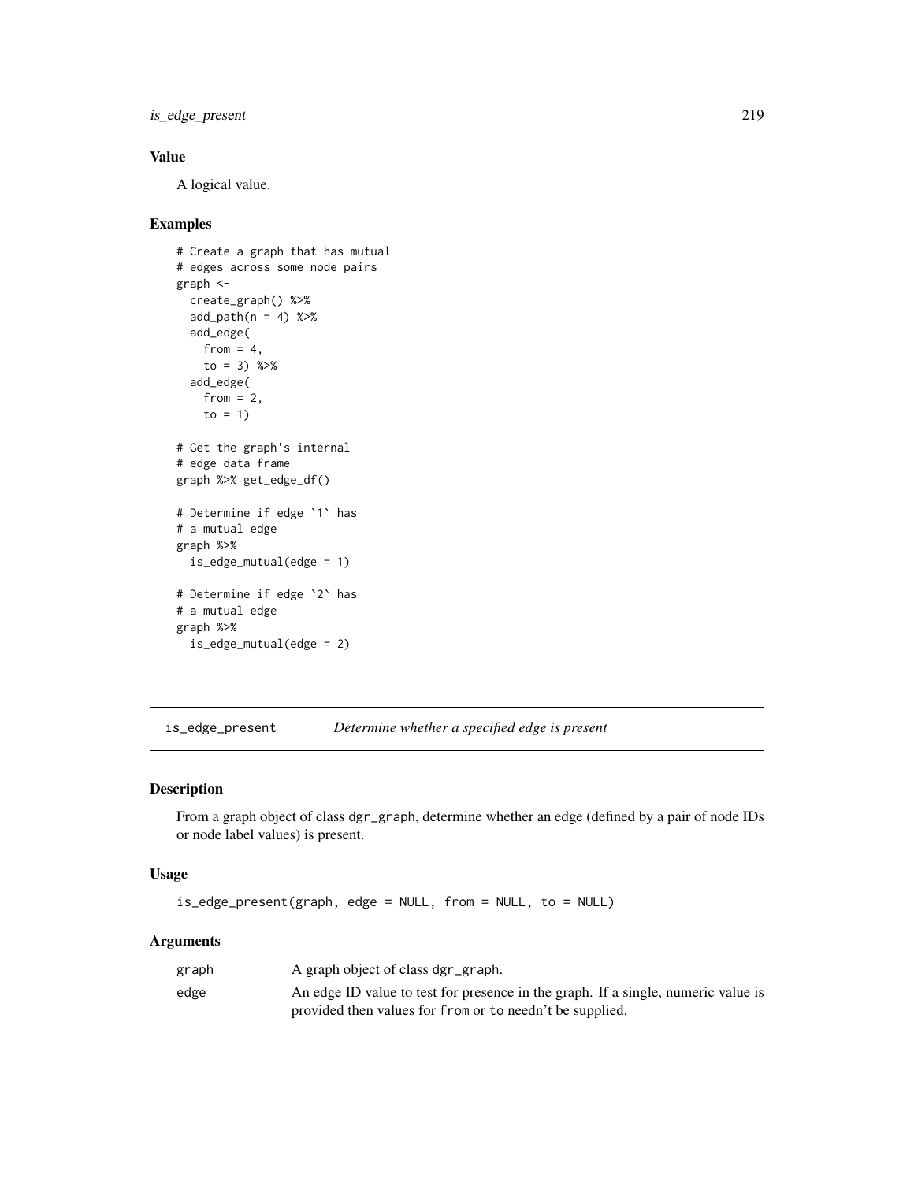### Value

A logical value.

### Examples

```
# Create a graph that has mutual
# edges across some node pairs
graph <-
  create_graph() %>%
  add_path(n = 4) %>%
  add_edge(
    from = 4,
    to = 3) %>%
  add_edge(
    from = 2,
    to = 1)

# Get the graph's internal
# edge data frame
graph %>% get_edge_df()

# Determine if edge `1` has
# a mutual edge
graph %>%
  is_edge_mutual(edge = 1)

# Determine if edge `2` has
# a mutual edge
graph %>%
  is_edge_mutual(edge = 2)
```

---

## is_edge_present — *Determine whether a specified edge is present*

### Description

From a graph object of class dgr_graph, determine whether an edge (defined by a pair of node IDs or node label values) is present.

### Usage

```
is_edge_present(graph, edge = NULL, from = NULL, to = NULL)
```

### Arguments

| | |
|---|---|
| graph | A graph object of class dgr_graph. |
| edge | An edge ID value to test for presence in the graph. If a single, numeric value is provided then values for from or to needn't be supplied. |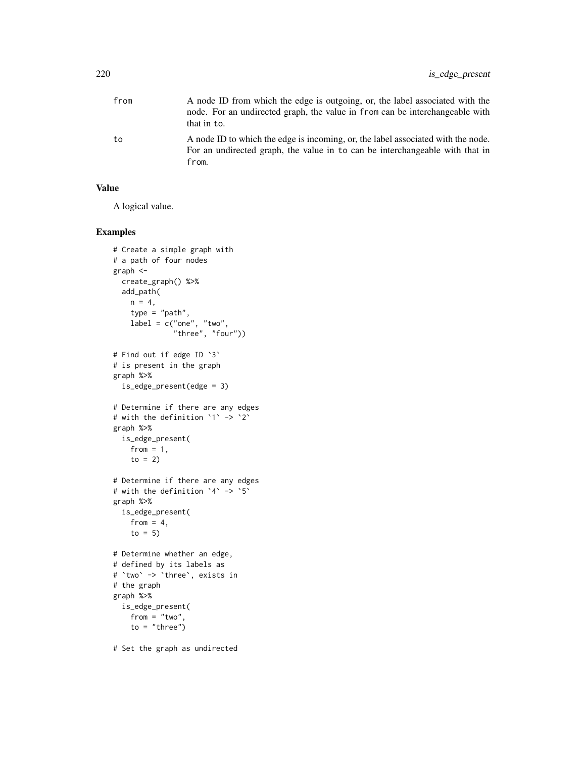| | |
|---|---|
| from | A node ID from which the edge is outgoing, or, the label associated with the node. For an undirected graph, the value in from can be interchangeable with that in to. |
| to | A node ID to which the edge is incoming, or, the label associated with the node. For an undirected graph, the value in to can be interchangeable with that in from. |

## Value

A logical value.

## Examples

```
# Create a simple graph with
# a path of four nodes
graph <-
  create_graph() %>%
  add_path(
    n = 4,
    type = "path",
    label = c("one", "two",
              "three", "four"))

# Find out if edge ID `3`
# is present in the graph
graph %>%
  is_edge_present(edge = 3)

# Determine if there are any edges
# with the definition `1` -> `2`
graph %>%
  is_edge_present(
    from = 1,
    to = 2)

# Determine if there are any edges
# with the definition `4` -> `5`
graph %>%
  is_edge_present(
    from = 4,
    to = 5)

# Determine whether an edge,
# defined by its labels as
# `two` -> `three`, exists in
# the graph
graph %>%
  is_edge_present(
    from = "two",
    to = "three")

# Set the graph as undirected
```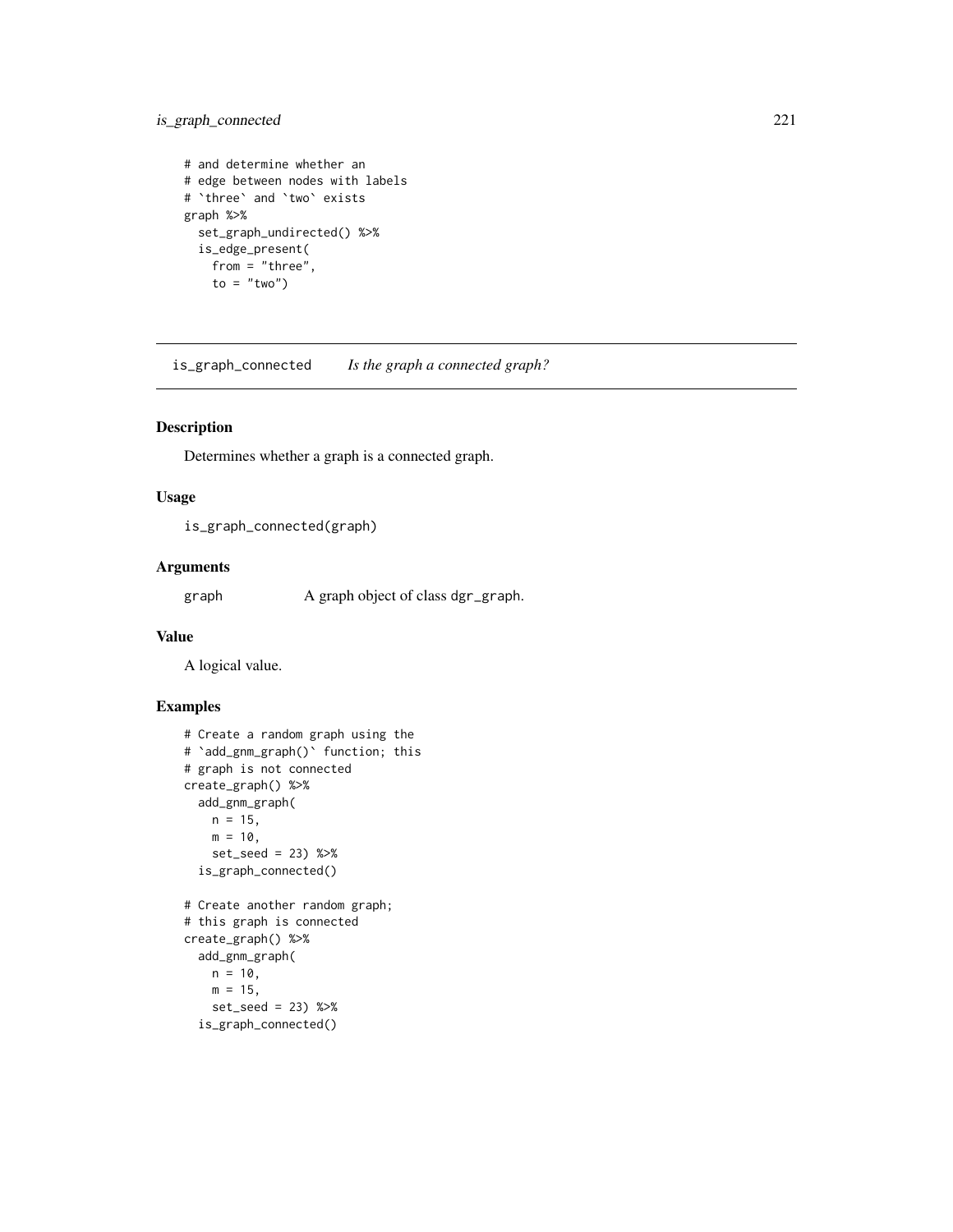```
# and determine whether an
# edge between nodes with labels
# `three` and `two` exists
graph %>%
  set_graph_undirected() %>%
  is_edge_present(
    from = "three",
    to = "two")
```

---

## is_graph_connected *Is the graph a connected graph?*

---

### Description

Determines whether a graph is a connected graph.

### Usage

```
is_graph_connected(graph)
```

### Arguments

| | |
|---|---|
| graph | A graph object of class dgr_graph. |

### Value

A logical value.

### Examples

```
# Create a random graph using the
# `add_gnm_graph()` function; this
# graph is not connected
create_graph() %>%
  add_gnm_graph(
    n = 15,
    m = 10,
    set_seed = 23) %>%
  is_graph_connected()

# Create another random graph;
# this graph is connected
create_graph() %>%
  add_gnm_graph(
    n = 10,
    m = 15,
    set_seed = 23) %>%
  is_graph_connected()
```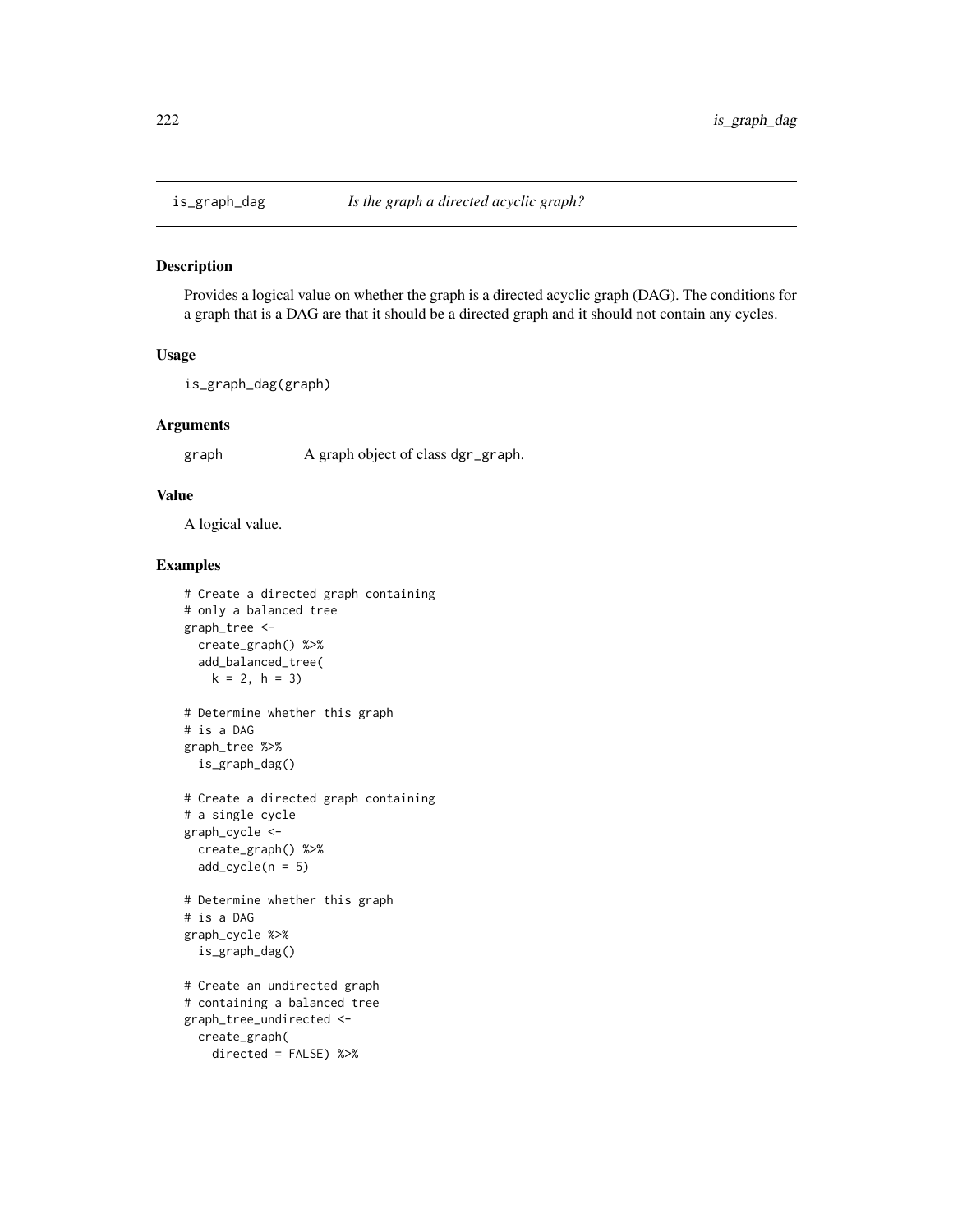## is_graph_dag *Is the graph a directed acyclic graph?*

### Description

Provides a logical value on whether the graph is a directed acyclic graph (DAG). The conditions for a graph that is a DAG are that it should be a directed graph and it should not contain any cycles.

### Usage

```
is_graph_dag(graph)
```

### Arguments

graph A graph object of class `dgr_graph`.

### Value

A logical value.

### Examples

```
# Create a directed graph containing
# only a balanced tree
graph_tree <-
  create_graph() %>%
  add_balanced_tree(
    k = 2, h = 3)

# Determine whether this graph
# is a DAG
graph_tree %>%
  is_graph_dag()

# Create a directed graph containing
# a single cycle
graph_cycle <-
  create_graph() %>%
  add_cycle(n = 5)

# Determine whether this graph
# is a DAG
graph_cycle %>%
  is_graph_dag()

# Create an undirected graph
# containing a balanced tree
graph_tree_undirected <-
  create_graph(
    directed = FALSE) %>%
```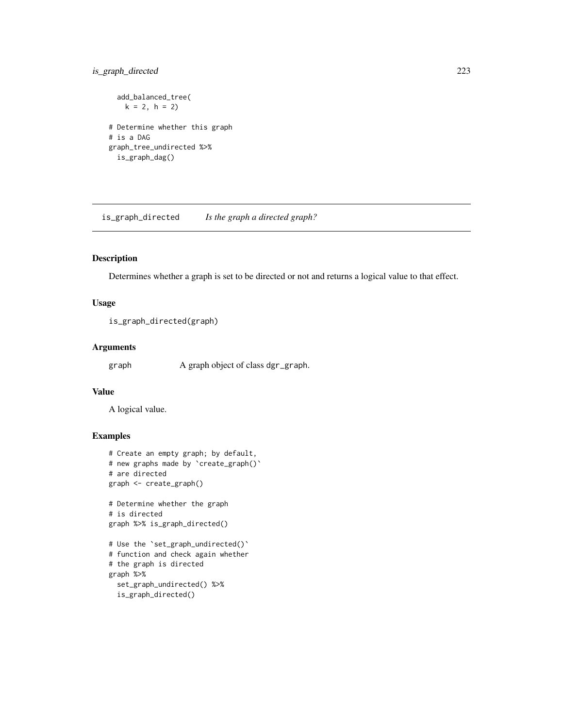```
  add_balanced_tree(
    k = 2, h = 2)

# Determine whether this graph
# is a DAG
graph_tree_undirected %>%
  is_graph_dag()
```

## is_graph_directed *Is the graph a directed graph?*

### Description

Determines whether a graph is set to be directed or not and returns a logical value to that effect.

### Usage

```
is_graph_directed(graph)
```

### Arguments

| | |
|---|---|
| graph | A graph object of class dgr_graph. |

### Value

A logical value.

### Examples

```
# Create an empty graph; by default,
# new graphs made by `create_graph()`
# are directed
graph <- create_graph()

# Determine whether the graph
# is directed
graph %>% is_graph_directed()

# Use the `set_graph_undirected()`
# function and check again whether
# the graph is directed
graph %>%
  set_graph_undirected() %>%
  is_graph_directed()
```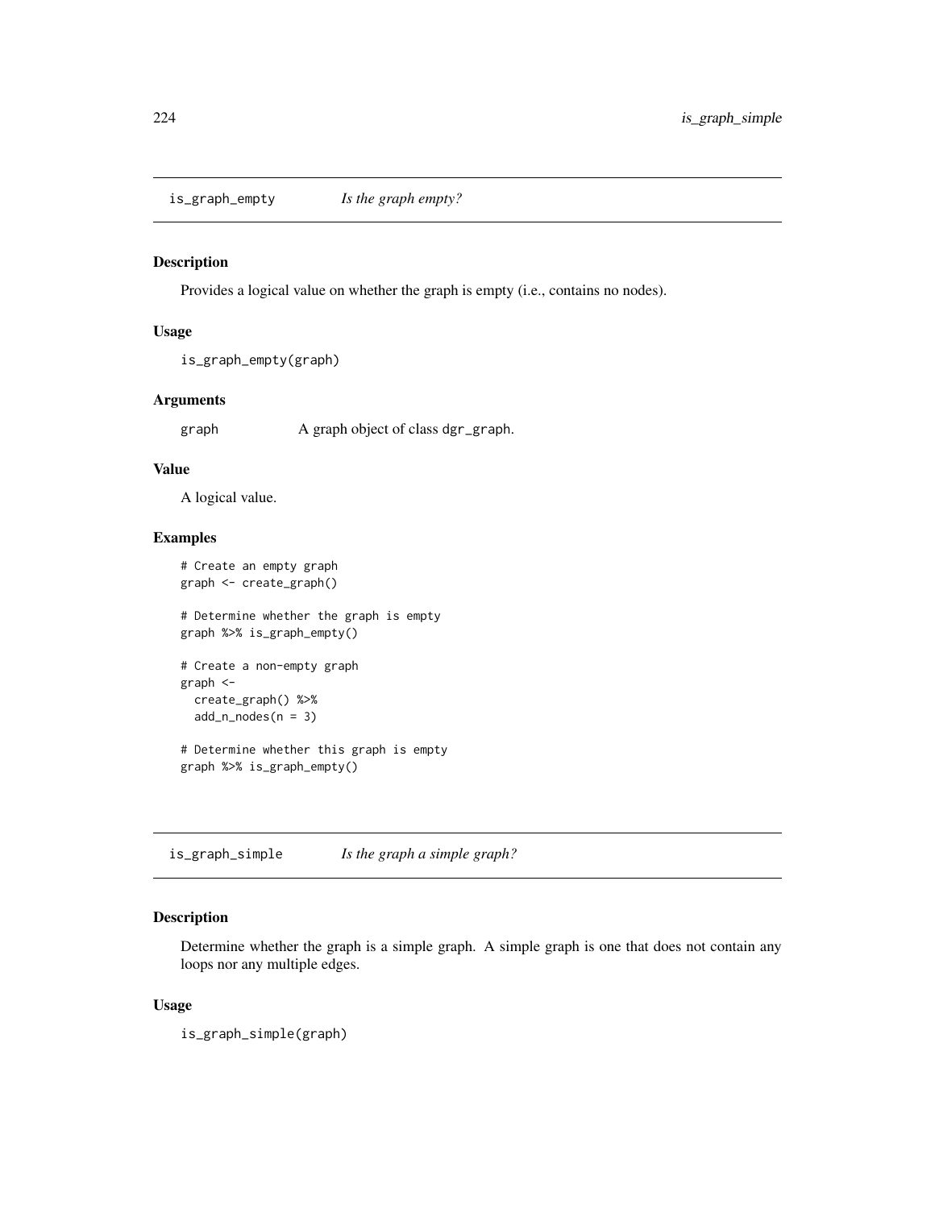## is_graph_empty *Is the graph empty?*

### Description

Provides a logical value on whether the graph is empty (i.e., contains no nodes).

### Usage

```
is_graph_empty(graph)
```

### Arguments

| | |
|---|---|
| graph | A graph object of class dgr_graph. |

### Value

A logical value.

### Examples

```
# Create an empty graph
graph <- create_graph()

# Determine whether the graph is empty
graph %>% is_graph_empty()

# Create a non-empty graph
graph <-
  create_graph() %>%
  add_n_nodes(n = 3)

# Determine whether this graph is empty
graph %>% is_graph_empty()
```

## is_graph_simple *Is the graph a simple graph?*

### Description

Determine whether the graph is a simple graph. A simple graph is one that does not contain any loops nor any multiple edges.

### Usage

```
is_graph_simple(graph)
```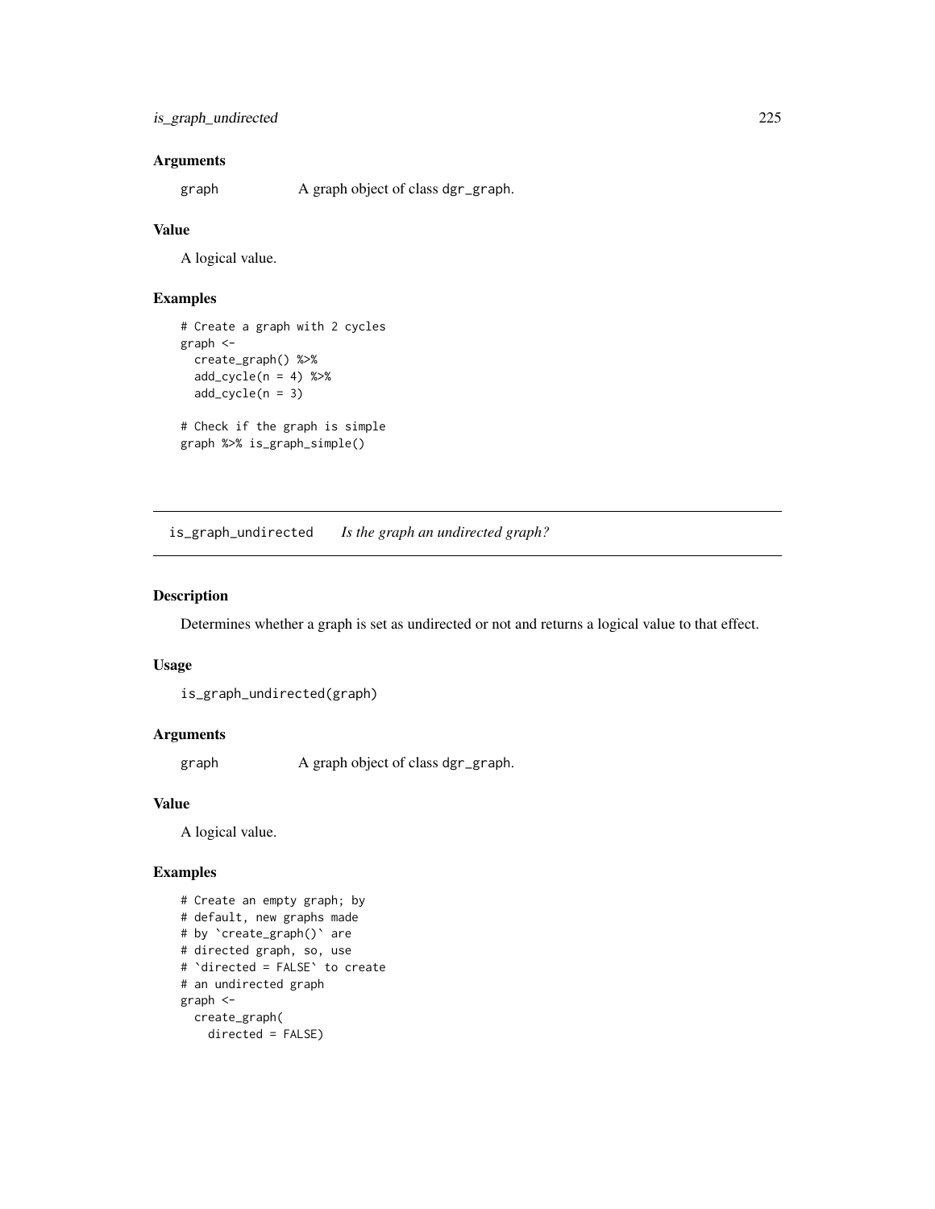### Arguments

graph A graph object of class dgr_graph.

### Value

A logical value.

### Examples

```
# Create a graph with 2 cycles
graph <-
  create_graph() %>%
  add_cycle(n = 4) %>%
  add_cycle(n = 3)

# Check if the graph is simple
graph %>% is_graph_simple()
```

---

## is_graph_undirected *Is the graph an undirected graph?*

### Description

Determines whether a graph is set as undirected or not and returns a logical value to that effect.

### Usage

```
is_graph_undirected(graph)
```

### Arguments

graph A graph object of class dgr_graph.

### Value

A logical value.

### Examples

```
# Create an empty graph; by
# default, new graphs made
# by `create_graph()` are
# directed graph, so, use
# `directed = FALSE` to create
# an undirected graph
graph <-
  create_graph(
    directed = FALSE)
```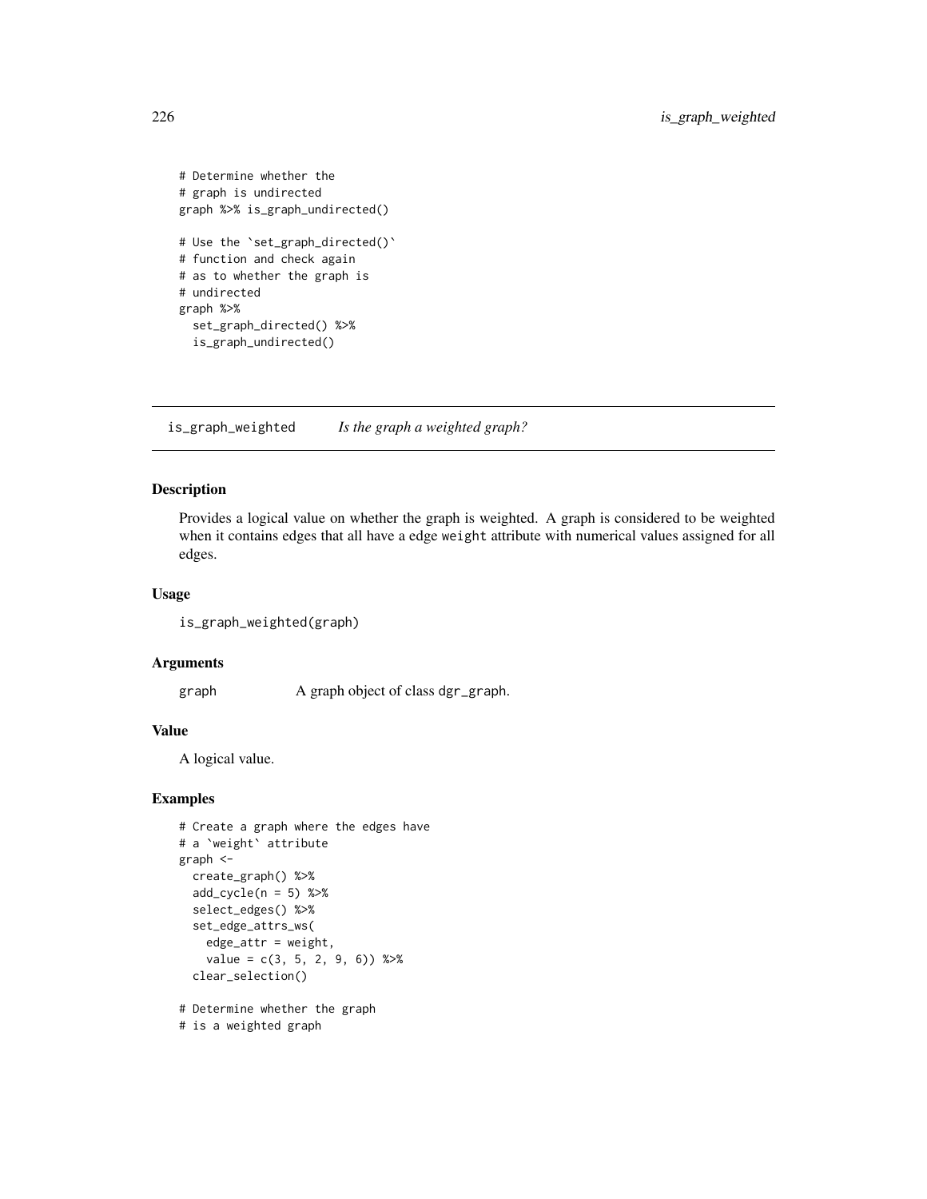```
# Determine whether the
# graph is undirected
graph %>% is_graph_undirected()

# Use the `set_graph_directed()`
# function and check again
# as to whether the graph is
# undirected
graph %>%
  set_graph_directed() %>%
  is_graph_undirected()
```

## is_graph_weighted *Is the graph a weighted graph?*

### Description

Provides a logical value on whether the graph is weighted. A graph is considered to be weighted when it contains edges that all have a edge `weight` attribute with numerical values assigned for all edges.

### Usage

```
is_graph_weighted(graph)
```

### Arguments

graph A graph object of class `dgr_graph`.

### Value

A logical value.

### Examples

```
# Create a graph where the edges have
# a `weight` attribute
graph <-
  create_graph() %>%
  add_cycle(n = 5) %>%
  select_edges() %>%
  set_edge_attrs_ws(
    edge_attr = weight,
    value = c(3, 5, 2, 9, 6)) %>%
  clear_selection()

# Determine whether the graph
# is a weighted graph
```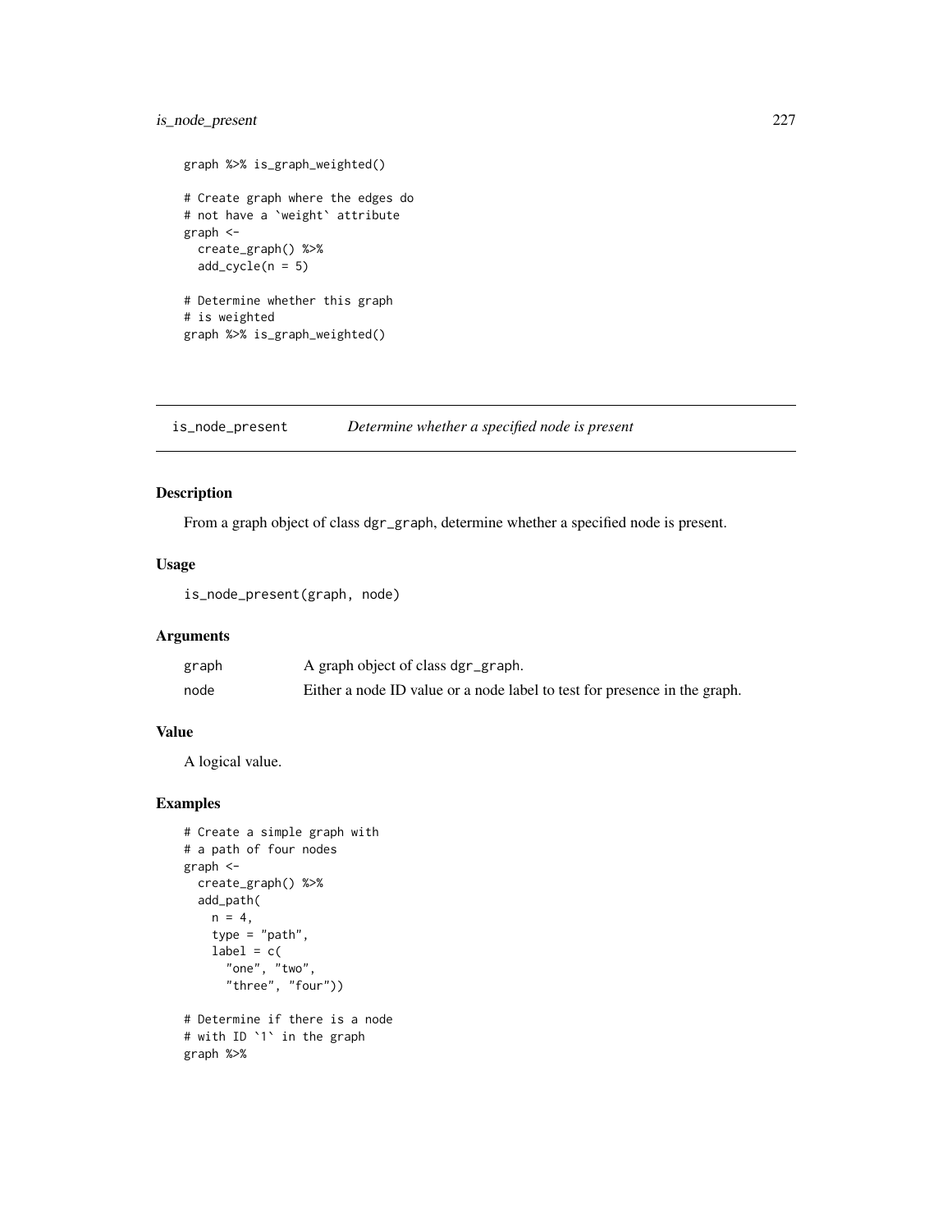```
graph %>% is_graph_weighted()

# Create graph where the edges do
# not have a `weight` attribute
graph <-
  create_graph() %>%
  add_cycle(n = 5)

# Determine whether this graph
# is weighted
graph %>% is_graph_weighted()
```

## is_node_present *Determine whether a specified node is present*

### Description

From a graph object of class dgr_graph, determine whether a specified node is present.

### Usage

```
is_node_present(graph, node)
```

### Arguments

| | |
|---|---|
| graph | A graph object of class dgr_graph. |
| node | Either a node ID value or a node label to test for presence in the graph. |

### Value

A logical value.

### Examples

```
# Create a simple graph with
# a path of four nodes
graph <-
  create_graph() %>%
  add_path(
    n = 4,
    type = "path",
    label = c(
      "one", "two",
      "three", "four"))

# Determine if there is a node
# with ID `1` in the graph
graph %>%
```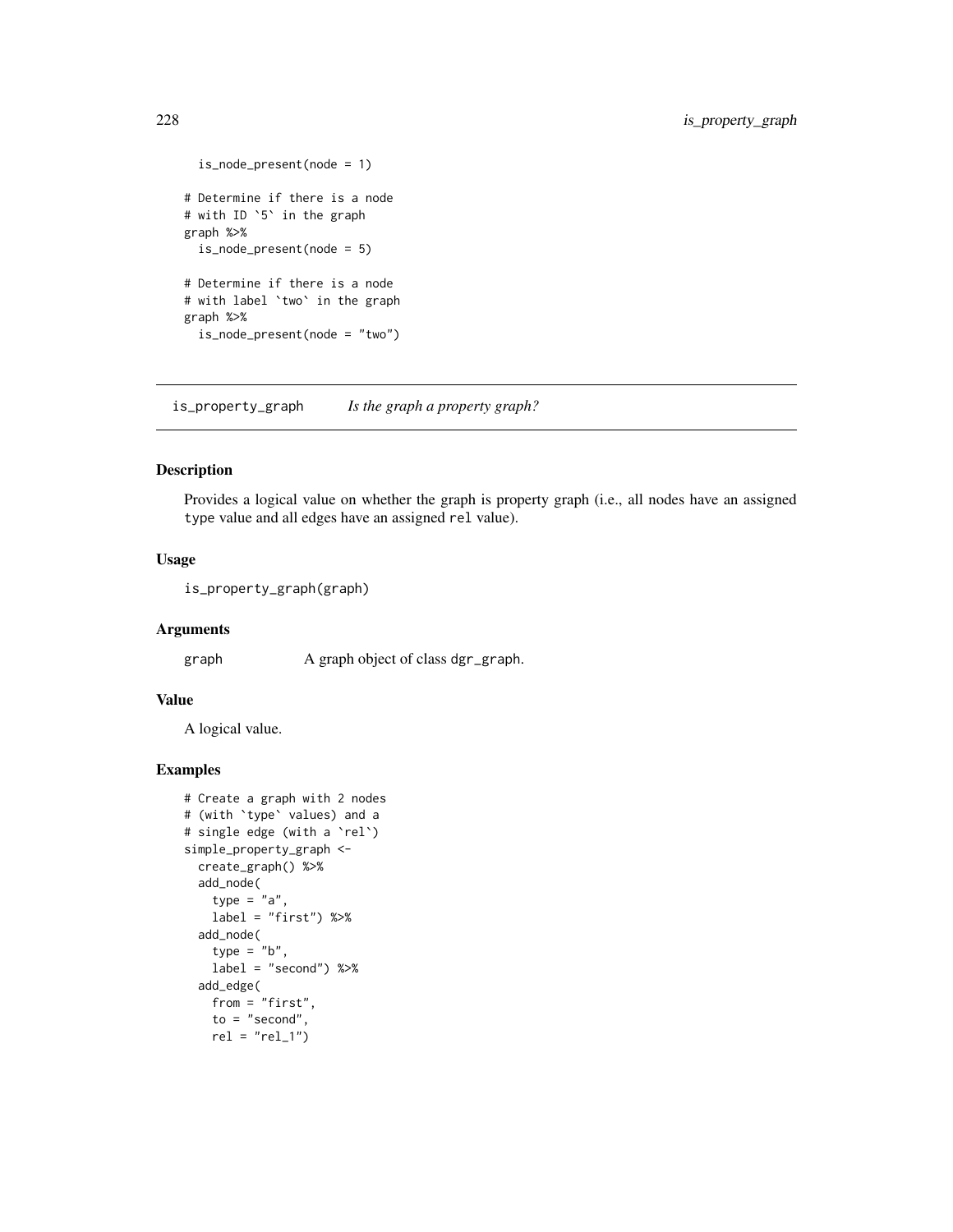```
  is_node_present(node = 1)

# Determine if there is a node
# with ID `5` in the graph
graph %>%
  is_node_present(node = 5)

# Determine if there is a node
# with label `two` in the graph
graph %>%
  is_node_present(node = "two")
```

---

## is_property_graph    *Is the graph a property graph?*

---

### Description

Provides a logical value on whether the graph is property graph (i.e., all nodes have an assigned `type` value and all edges have an assigned `rel` value).

### Usage

```
is_property_graph(graph)
```

### Arguments

| | |
|---|---|
| graph | A graph object of class dgr_graph. |

### Value

A logical value.

### Examples

```
# Create a graph with 2 nodes
# (with `type` values) and a
# single edge (with a `rel`)
simple_property_graph <-
  create_graph() %>%
  add_node(
    type = "a",
    label = "first") %>%
  add_node(
    type = "b",
    label = "second") %>%
  add_edge(
    from = "first",
    to = "second",
    rel = "rel_1")
```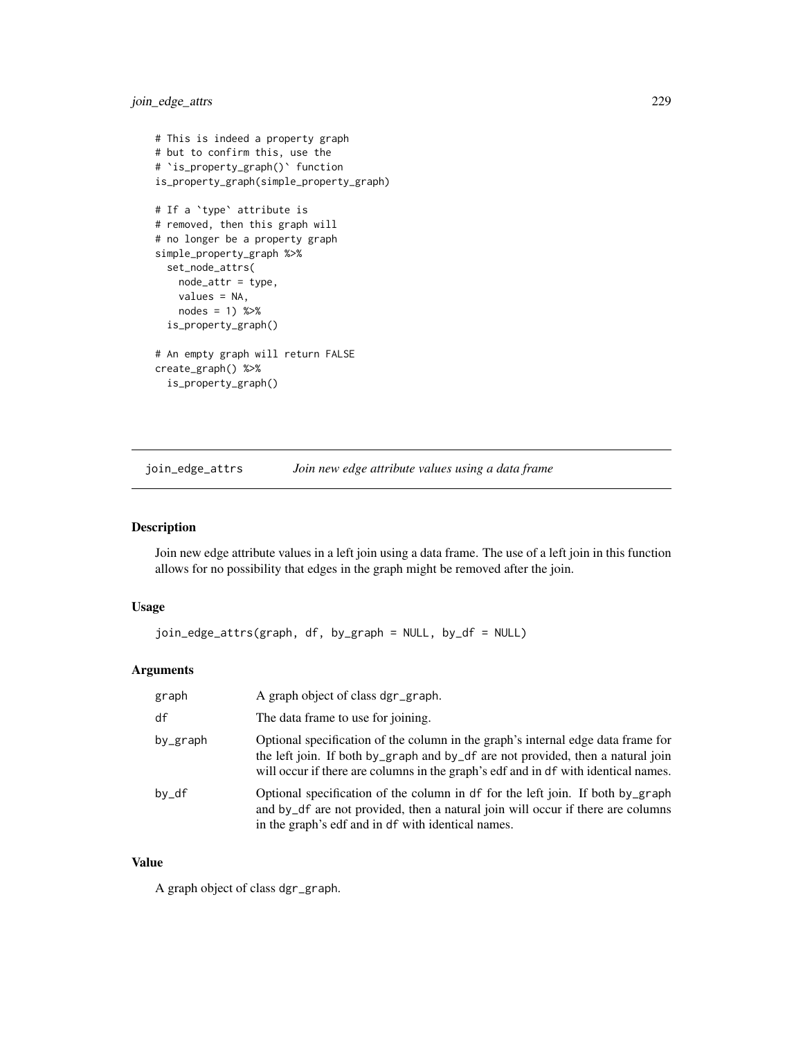```r
# This is indeed a property graph
# but to confirm this, use the
# `is_property_graph()` function
is_property_graph(simple_property_graph)

# If a `type` attribute is
# removed, then this graph will
# no longer be a property graph
simple_property_graph %>%
  set_node_attrs(
    node_attr = type,
    values = NA,
    nodes = 1) %>%
  is_property_graph()

# An empty graph will return FALSE
create_graph() %>%
  is_property_graph()
```

---

## join_edge_attrs *Join new edge attribute values using a data frame*

### Description

Join new edge attribute values in a left join using a data frame. The use of a left join in this function allows for no possibility that edges in the graph might be removed after the join.

### Usage

```r
join_edge_attrs(graph, df, by_graph = NULL, by_df = NULL)
```

### Arguments

| | |
|---|---|
| graph | A graph object of class dgr_graph. |
| df | The data frame to use for joining. |
| by_graph | Optional specification of the column in the graph's internal edge data frame for the left join. If both by_graph and by_df are not provided, then a natural join will occur if there are columns in the graph's edf and in df with identical names. |
| by_df | Optional specification of the column in df for the left join. If both by_graph and by_df are not provided, then a natural join will occur if there are columns in the graph's edf and in df with identical names. |

### Value

A graph object of class dgr_graph.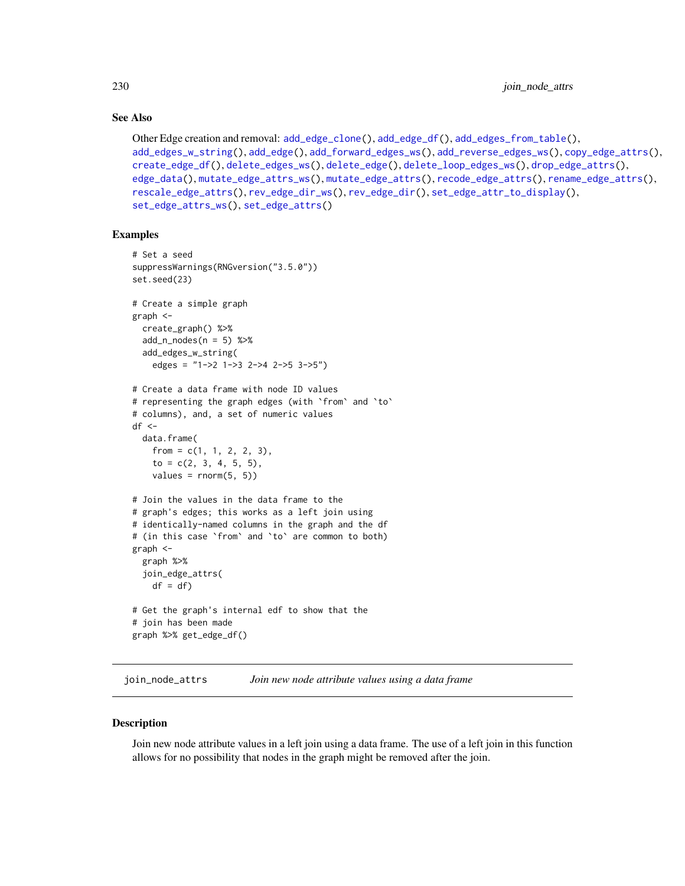### See Also

Other Edge creation and removal: add_edge_clone(), add_edge_df(), add_edges_from_table(), add_edges_w_string(), add_edge(), add_forward_edges_ws(), add_reverse_edges_ws(), copy_edge_attrs(), create_edge_df(), delete_edges_ws(), delete_edge(), delete_loop_edges_ws(), drop_edge_attrs(), edge_data(), mutate_edge_attrs_ws(), mutate_edge_attrs(), recode_edge_attrs(), rename_edge_attrs(), rescale_edge_attrs(), rev_edge_dir_ws(), rev_edge_dir(), set_edge_attr_to_display(), set_edge_attrs_ws(), set_edge_attrs()

### Examples

```
# Set a seed
suppressWarnings(RNGversion("3.5.0"))
set.seed(23)

# Create a simple graph
graph <-
  create_graph() %>%
  add_n_nodes(n = 5) %>%
  add_edges_w_string(
    edges = "1->2 1->3 2->4 2->5 3->5")

# Create a data frame with node ID values
# representing the graph edges (with `from` and `to`
# columns), and, a set of numeric values
df <-
  data.frame(
    from = c(1, 1, 2, 2, 3),
    to = c(2, 3, 4, 5, 5),
    values = rnorm(5, 5))

# Join the values in the data frame to the
# graph's edges; this works as a left join using
# identically-named columns in the graph and the df
# (in this case `from` and `to` are common to both)
graph <-
  graph %>%
  join_edge_attrs(
    df = df)

# Get the graph's internal edf to show that the
# join has been made
graph %>% get_edge_df()
```

---

## join_node_attrs — *Join new node attribute values using a data frame*

### Description

Join new node attribute values in a left join using a data frame. The use of a left join in this function allows for no possibility that nodes in the graph might be removed after the join.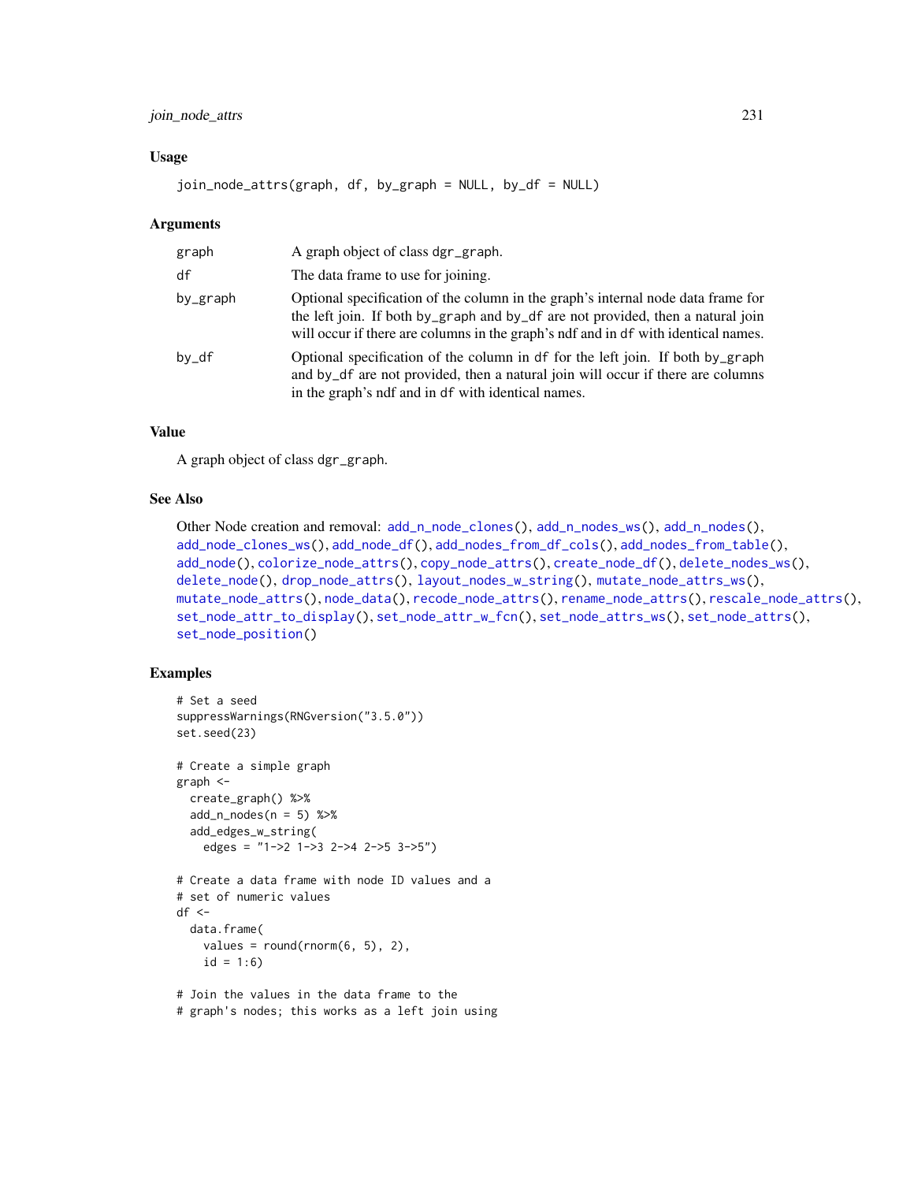### Usage

```
join_node_attrs(graph, df, by_graph = NULL, by_df = NULL)
```

### Arguments

| | |
|---|---|
| graph | A graph object of class dgr_graph. |
| df | The data frame to use for joining. |
| by_graph | Optional specification of the column in the graph's internal node data frame for the left join. If both by_graph and by_df are not provided, then a natural join will occur if there are columns in the graph's ndf and in df with identical names. |
| by_df | Optional specification of the column in df for the left join. If both by_graph and by_df are not provided, then a natural join will occur if there are columns in the graph's ndf and in df with identical names. |

### Value

A graph object of class dgr_graph.

### See Also

Other Node creation and removal: add_n_node_clones(), add_n_nodes_ws(), add_n_nodes(), add_node_clones_ws(), add_node_df(), add_nodes_from_df_cols(), add_nodes_from_table(), add_node(), colorize_node_attrs(), copy_node_attrs(), create_node_df(), delete_nodes_ws(), delete_node(), drop_node_attrs(), layout_nodes_w_string(), mutate_node_attrs_ws(), mutate_node_attrs(), node_data(), recode_node_attrs(), rename_node_attrs(), rescale_node_attrs(), set_node_attr_to_display(), set_node_attr_w_fcn(), set_node_attrs_ws(), set_node_attrs(), set_node_position()

### Examples

```
# Set a seed
suppressWarnings(RNGversion("3.5.0"))
set.seed(23)

# Create a simple graph
graph <-
  create_graph() %>%
  add_n_nodes(n = 5) %>%
  add_edges_w_string(
    edges = "1->2 1->3 2->4 2->5 3->5")

# Create a data frame with node ID values and a
# set of numeric values
df <-
  data.frame(
    values = round(rnorm(6, 5), 2),
    id = 1:6)

# Join the values in the data frame to the
# graph's nodes; this works as a left join using
```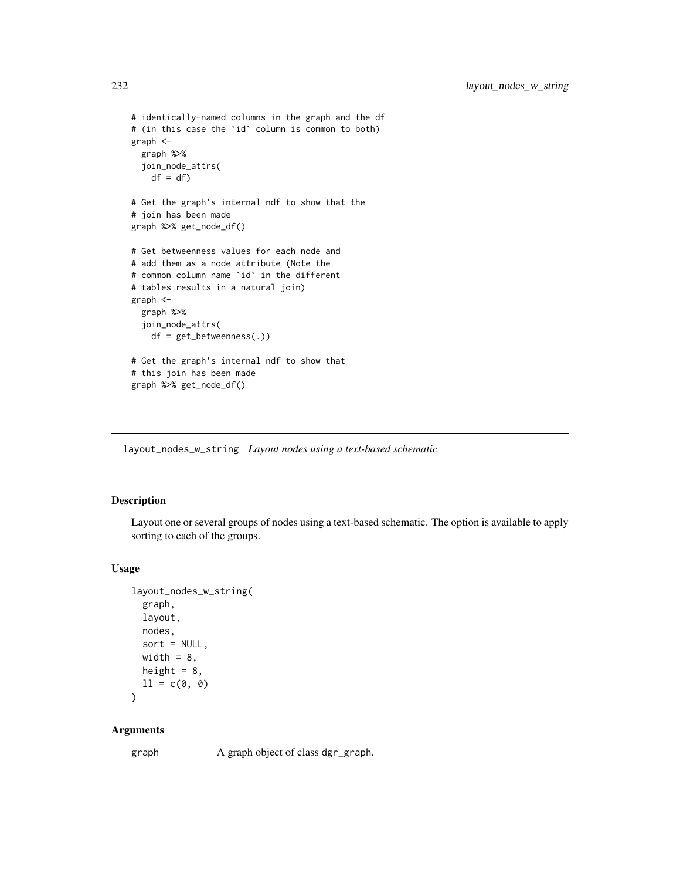```
# identically-named columns in the graph and the df
# (in this case the `id` column is common to both)
graph <-
  graph %>%
  join_node_attrs(
    df = df)

# Get the graph's internal ndf to show that the
# join has been made
graph %>% get_node_df()

# Get betweenness values for each node and
# add them as a node attribute (Note the
# common column name `id` in the different
# tables results in a natural join)
graph <-
  graph %>%
  join_node_attrs(
    df = get_betweenness(.))

# Get the graph's internal ndf to show that
# this join has been made
graph %>% get_node_df()
```

---

## layout_nodes_w_string *Layout nodes using a text-based schematic*

### Description

Layout one or several groups of nodes using a text-based schematic. The option is available to apply sorting to each of the groups.

### Usage

```
layout_nodes_w_string(
  graph,
  layout,
  nodes,
  sort = NULL,
  width = 8,
  height = 8,
  ll = c(0, 0)
)
```

### Arguments

graph    A graph object of class dgr_graph.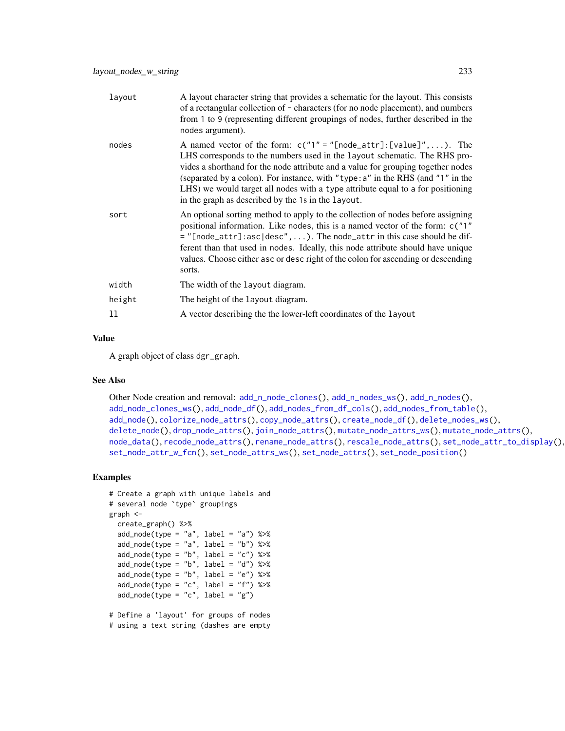| | |
|---|---|
| `layout` | A layout character string that provides a schematic for the layout. This consists of a rectangular collection of `-` characters (for no node placement), and numbers from `1` to `9` (representing different groupings of nodes, further described in the `nodes` argument). |
| `nodes` | A named vector of the form: `c("1" = "[node_attr]:[value]",...)`. The LHS corresponds to the numbers used in the `layout` schematic. The RHS provides a shorthand for the node attribute and a value for grouping together nodes (separated by a colon). For instance, with `"type:a"` in the RHS (and `"1"` in the LHS) we would target all nodes with a `type` attribute equal to `a` for positioning in the graph as described by the `1`s in the `layout`. |
| `sort` | An optional sorting method to apply to the collection of nodes before assigning positional information. Like `nodes`, this is a named vector of the form: `c("1" = "[node_attr]:asc\|desc",...)`. The `node_attr` in this case should be different than that used in `nodes`. Ideally, this node attribute should have unique values. Choose either `asc` or `desc` right of the colon for ascending or descending sorts. |
| `width` | The width of the `layout` diagram. |
| `height` | The height of the `layout` diagram. |
| `ll` | A vector describing the the lower-left coordinates of the `layout` |

## Value

A graph object of class `dgr_graph`.

## See Also

Other Node creation and removal: `add_n_node_clones()`, `add_n_nodes_ws()`, `add_n_nodes()`, `add_node_clones_ws()`, `add_node_df()`, `add_nodes_from_df_cols()`, `add_nodes_from_table()`, `add_node()`, `colorize_node_attrs()`, `copy_node_attrs()`, `create_node_df()`, `delete_nodes_ws()`, `delete_node()`, `drop_node_attrs()`, `join_node_attrs()`, `mutate_node_attrs_ws()`, `mutate_node_attrs()`, `node_data()`, `recode_node_attrs()`, `rename_node_attrs()`, `rescale_node_attrs()`, `set_node_attr_to_display()`, `set_node_attr_w_fcn()`, `set_node_attrs_ws()`, `set_node_attrs()`, `set_node_position()`

## Examples

```
# Create a graph with unique labels and
# several node `type` groupings
graph <-
  create_graph() %>%
  add_node(type = "a", label = "a") %>%
  add_node(type = "a", label = "b") %>%
  add_node(type = "b", label = "c") %>%
  add_node(type = "b", label = "d") %>%
  add_node(type = "b", label = "e") %>%
  add_node(type = "c", label = "f") %>%
  add_node(type = "c", label = "g")

# Define a 'layout' for groups of nodes
# using a text string (dashes are empty
```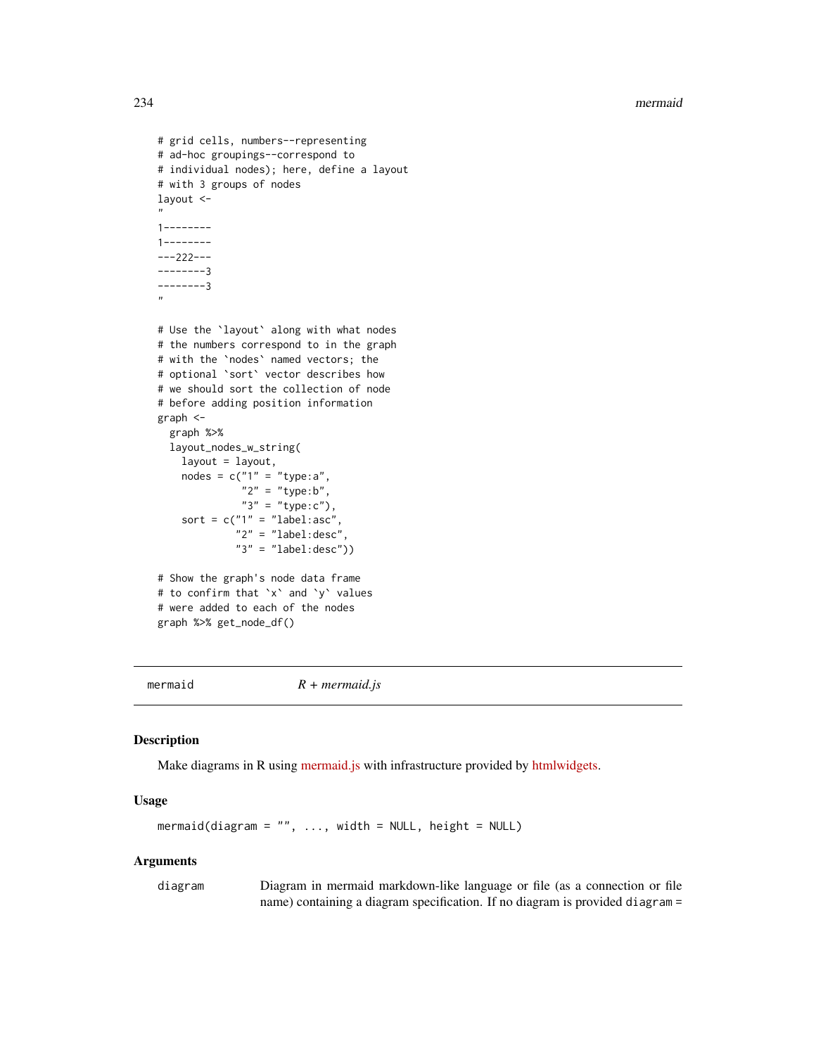```
# grid cells, numbers--representing
# ad-hoc groupings--correspond to
# individual nodes); here, define a layout
# with 3 groups of nodes
layout <-
"
1--------
1--------
---222---
--------3
--------3
"

# Use the `layout` along with what nodes
# the numbers correspond to in the graph
# with the `nodes` named vectors; the
# optional `sort` vector describes how
# we should sort the collection of node
# before adding position information
graph <-
  graph %>%
  layout_nodes_w_string(
    layout = layout,
    nodes = c("1" = "type:a",
              "2" = "type:b",
              "3" = "type:c"),
    sort = c("1" = "label:asc",
             "2" = "label:desc",
             "3" = "label:desc"))

# Show the graph's node data frame
# to confirm that `x` and `y` values
# were added to each of the nodes
graph %>% get_node_df()
```

---

mermaid *R + mermaid.js*

---

## Description

Make diagrams in R using mermaid.js with infrastructure provided by htmlwidgets.

## Usage

```
mermaid(diagram = "", ..., width = NULL, height = NULL)
```

## Arguments

diagram Diagram in mermaid markdown-like language or file (as a connection or file name) containing a diagram specification. If no diagram is provided diagram =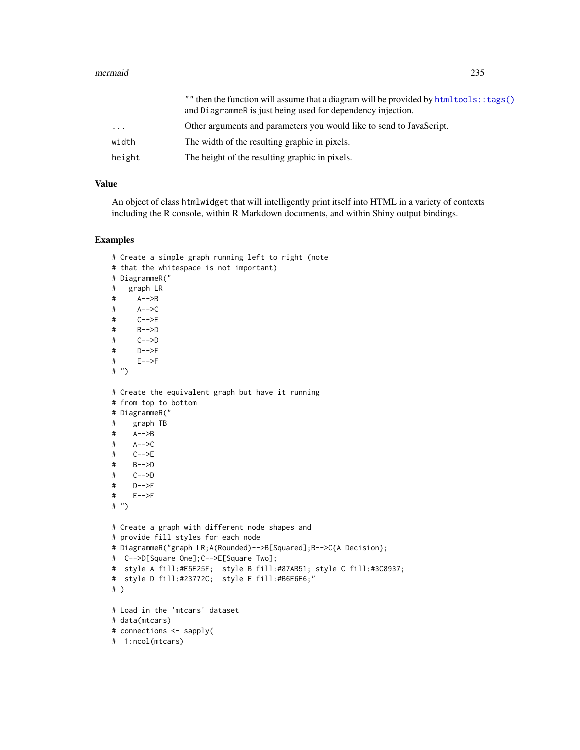|  |  |
|---|---|
|  | "" then the function will assume that a diagram will be provided by `htmltools::tags()` and `DiagrammeR` is just being used for dependency injection. |
| `...` | Other arguments and parameters you would like to send to JavaScript. |
| `width` | The width of the resulting graphic in pixels. |
| `height` | The height of the resulting graphic in pixels. |

## Value

An object of class `htmlwidget` that will intelligently print itself into HTML in a variety of contexts including the R console, within R Markdown documents, and within Shiny output bindings.

## Examples

```
# Create a simple graph running left to right (note
# that the whitespace is not important)
# DiagrammeR("
#   graph LR
#     A-->B
#     A-->C
#     C-->E
#     B-->D
#     C-->D
#     D-->F
#     E-->F
# ")

# Create the equivalent graph but have it running
# from top to bottom
# DiagrammeR("
#    graph TB
#    A-->B
#    A-->C
#    C-->E
#    B-->D
#    C-->D
#    D-->F
#    E-->F
# ")

# Create a graph with different node shapes and
# provide fill styles for each node
# DiagrammeR("graph LR;A(Rounded)-->B[Squared];B-->C{A Decision};
#  C-->D[Square One];C-->E[Square Two];
#  style A fill:#E5E25F;  style B fill:#87AB51; style C fill:#3C8937;
#  style D fill:#23772C;  style E fill:#B6E6E6;"
# )

# Load in the 'mtcars' dataset
# data(mtcars)
# connections <- sapply(
#  1:ncol(mtcars)
```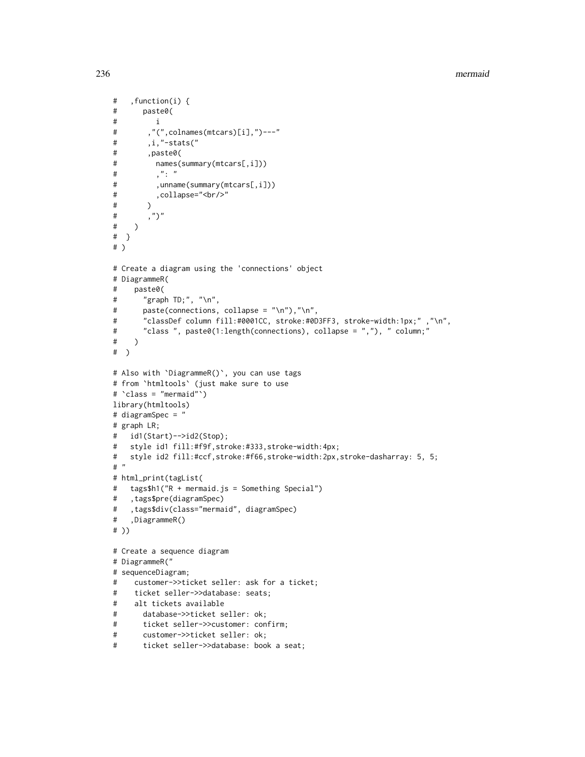```
#   ,function(i) {
#      paste0(
#         i
#       ,"(",colnames(mtcars)[i],")---"
#       ,i,"-stats("
#       ,paste0(
#         names(summary(mtcars[,i]))
#         ,": "
#         ,unname(summary(mtcars[,i]))
#         ,collapse="<br/>"
#       )
#       ,")"
#    )
#  }
# )

# Create a diagram using the 'connections' object
# DiagrammeR(
#    paste0(
#      "graph TD;", "\n",
#      paste(connections, collapse = "\n"),"\n",
#      "classDef column fill:#0001CC, stroke:#0D3FF3, stroke-width:1px;" ,"\n",
#      "class ", paste0(1:length(connections), collapse = ","), " column;"
#    )
#  )

# Also with `DiagrammeR()`, you can use tags
# from `htmltools` (just make sure to use
# `class = "mermaid"`)
library(htmltools)
# diagramSpec = "
# graph LR;
#   id1(Start)-->id2(Stop);
#   style id1 fill:#f9f,stroke:#333,stroke-width:4px;
#   style id2 fill:#ccf,stroke:#f66,stroke-width:2px,stroke-dasharray: 5, 5;
# "
# html_print(tagList(
#   tags$h1("R + mermaid.js = Something Special")
#   ,tags$pre(diagramSpec)
#   ,tags$div(class="mermaid", diagramSpec)
#   ,DiagrammeR()
# ))

# Create a sequence diagram
# DiagrammeR("
# sequenceDiagram;
#    customer->>ticket seller: ask for a ticket;
#    ticket seller->>database: seats;
#    alt tickets available
#      database->>ticket seller: ok;
#      ticket seller->>customer: confirm;
#      customer->>ticket seller: ok;
#      ticket seller->>database: book a seat;
```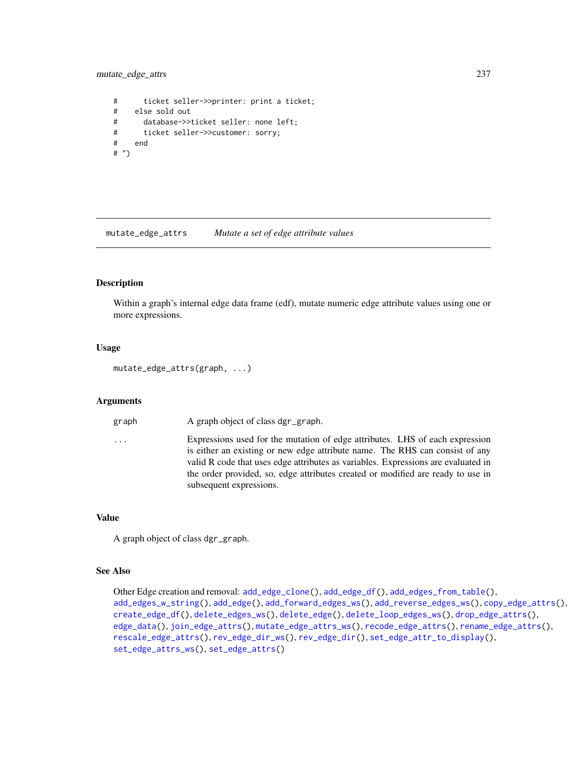```
#      ticket seller->>printer: print a ticket;
#    else sold out
#      database->>ticket seller: none left;
#      ticket seller->>customer: sorry;
#    end
# ")
```

## mutate_edge_attrs    *Mutate a set of edge attribute values*

### Description

Within a graph's internal edge data frame (edf), mutate numeric edge attribute values using one or more expressions.

### Usage

```
mutate_edge_attrs(graph, ...)
```

### Arguments

| | |
|---|---|
| graph | A graph object of class dgr_graph. |
| ... | Expressions used for the mutation of edge attributes. LHS of each expression is either an existing or new edge attribute name. The RHS can consist of any valid R code that uses edge attributes as variables. Expressions are evaluated in the order provided, so, edge attributes created or modified are ready to use in subsequent expressions. |

### Value

A graph object of class dgr_graph.

### See Also

Other Edge creation and removal: add_edge_clone(), add_edge_df(), add_edges_from_table(), add_edges_w_string(), add_edge(), add_forward_edges_ws(), add_reverse_edges_ws(), copy_edge_attrs(), create_edge_df(), delete_edges_ws(), delete_edge(), delete_loop_edges_ws(), drop_edge_attrs(), edge_data(), join_edge_attrs(), mutate_edge_attrs_ws(), recode_edge_attrs(), rename_edge_attrs(), rescale_edge_attrs(), rev_edge_dir_ws(), rev_edge_dir(), set_edge_attr_to_display(), set_edge_attrs_ws(), set_edge_attrs()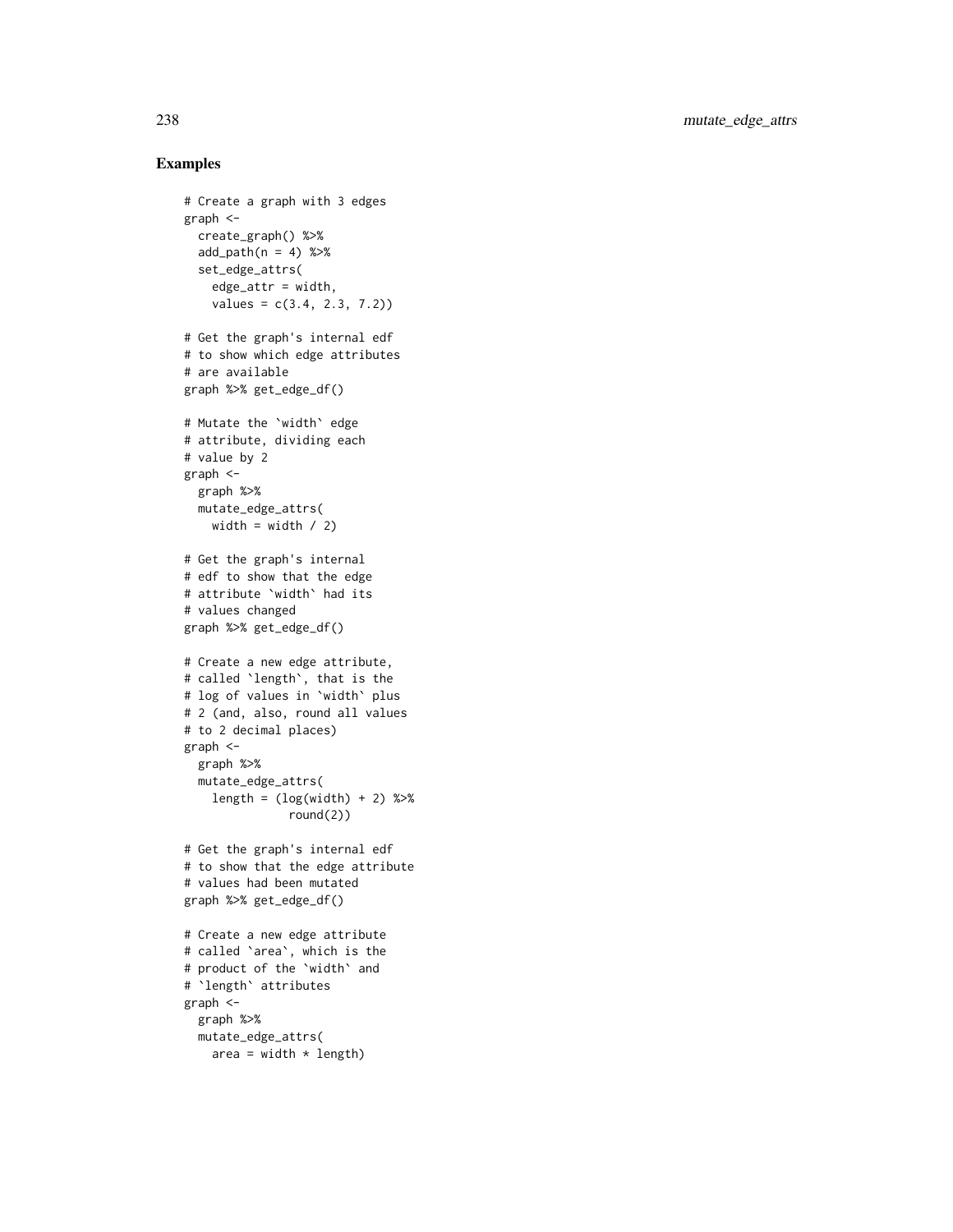## Examples

```
# Create a graph with 3 edges
graph <-
  create_graph() %>%
  add_path(n = 4) %>%
  set_edge_attrs(
    edge_attr = width,
    values = c(3.4, 2.3, 7.2))

# Get the graph's internal edf
# to show which edge attributes
# are available
graph %>% get_edge_df()

# Mutate the `width` edge
# attribute, dividing each
# value by 2
graph <-
  graph %>%
  mutate_edge_attrs(
    width = width / 2)

# Get the graph's internal
# edf to show that the edge
# attribute `width` had its
# values changed
graph %>% get_edge_df()

# Create a new edge attribute,
# called `length`, that is the
# log of values in `width` plus
# 2 (and, also, round all values
# to 2 decimal places)
graph <-
  graph %>%
  mutate_edge_attrs(
    length = (log(width) + 2) %>%
             round(2))

# Get the graph's internal edf
# to show that the edge attribute
# values had been mutated
graph %>% get_edge_df()

# Create a new edge attribute
# called `area`, which is the
# product of the `width` and
# `length` attributes
graph <-
  graph %>%
  mutate_edge_attrs(
    area = width * length)
```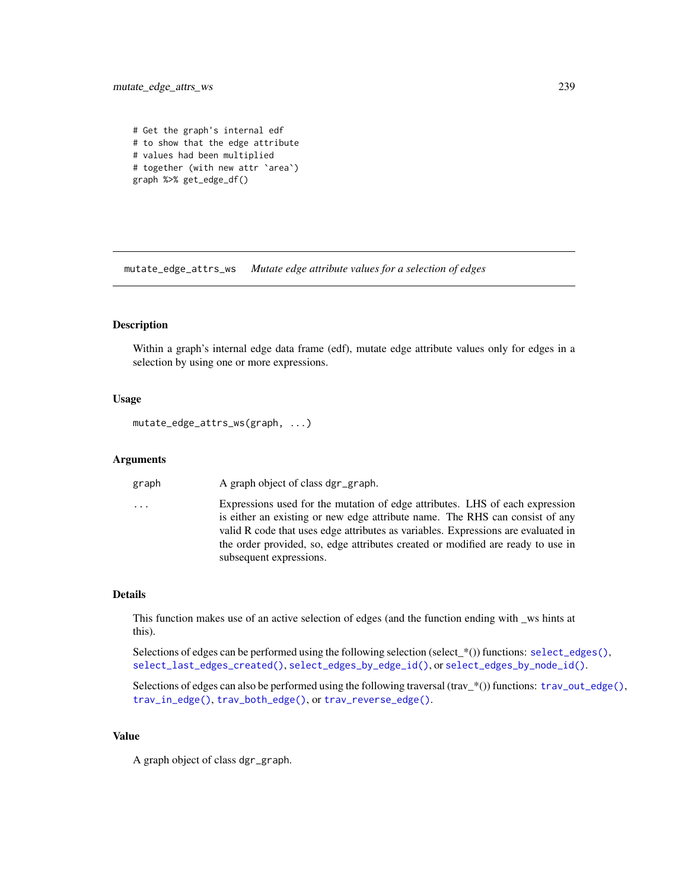```
# Get the graph's internal edf
# to show that the edge attribute
# values had been multiplied
# together (with new attr `area`)
graph %>% get_edge_df()
```

---

## mutate_edge_attrs_ws — *Mutate edge attribute values for a selection of edges*

---

### Description

Within a graph's internal edge data frame (edf), mutate edge attribute values only for edges in a selection by using one or more expressions.

### Usage

```
mutate_edge_attrs_ws(graph, ...)
```

### Arguments

| | |
|---|---|
| `graph` | A graph object of class `dgr_graph`. |
| `...` | Expressions used for the mutation of edge attributes. LHS of each expression is either an existing or new edge attribute name. The RHS can consist of any valid R code that uses edge attributes as variables. Expressions are evaluated in the order provided, so, edge attributes created or modified are ready to use in subsequent expressions. |

### Details

This function makes use of an active selection of edges (and the function ending with _ws hints at this).

Selections of edges can be performed using the following selection (select_*()) functions: `select_edges()`, `select_last_edges_created()`, `select_edges_by_edge_id()`, or `select_edges_by_node_id()`.

Selections of edges can also be performed using the following traversal (trav_*()) functions: `trav_out_edge()`, `trav_in_edge()`, `trav_both_edge()`, or `trav_reverse_edge()`.

### Value

A graph object of class `dgr_graph`.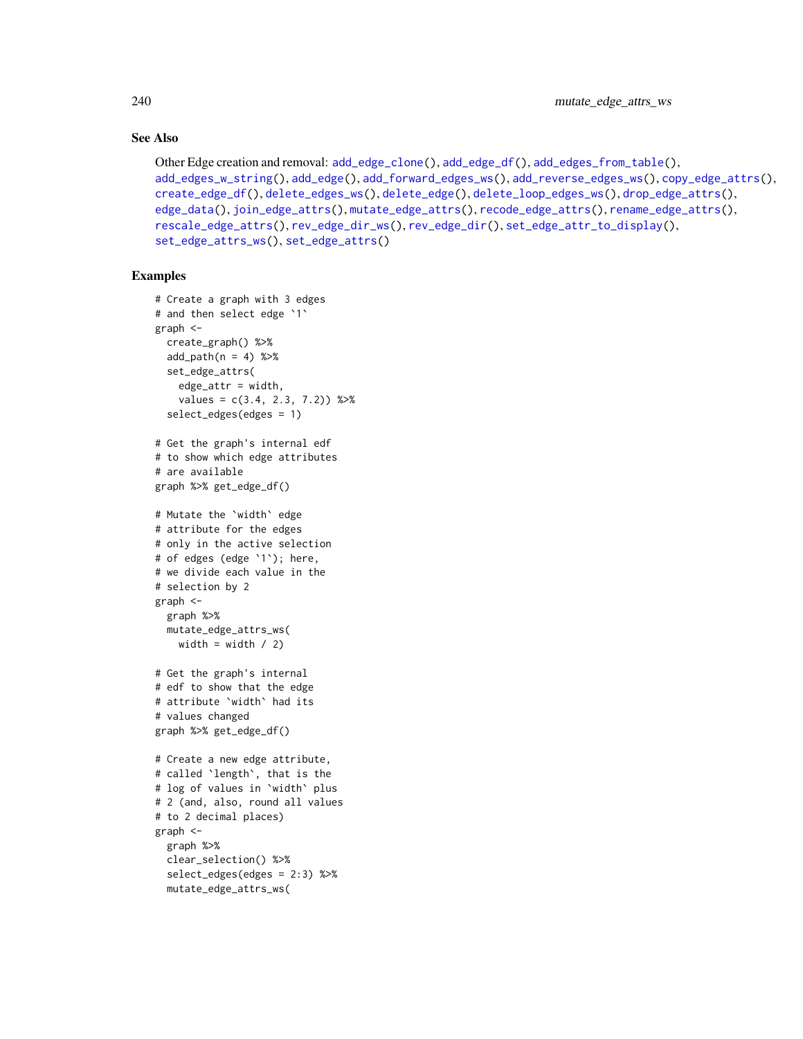## See Also

Other Edge creation and removal: `add_edge_clone()`, `add_edge_df()`, `add_edges_from_table()`, `add_edges_w_string()`, `add_edge()`, `add_forward_edges_ws()`, `add_reverse_edges_ws()`, `copy_edge_attrs()`, `create_edge_df()`, `delete_edges_ws()`, `delete_edge()`, `delete_loop_edges_ws()`, `drop_edge_attrs()`, `edge_data()`, `join_edge_attrs()`, `mutate_edge_attrs()`, `recode_edge_attrs()`, `rename_edge_attrs()`, `rescale_edge_attrs()`, `rev_edge_dir_ws()`, `rev_edge_dir()`, `set_edge_attr_to_display()`, `set_edge_attrs_ws()`, `set_edge_attrs()`

## Examples

```
# Create a graph with 3 edges
# and then select edge `1`
graph <-
  create_graph() %>%
  add_path(n = 4) %>%
  set_edge_attrs(
    edge_attr = width,
    values = c(3.4, 2.3, 7.2)) %>%
  select_edges(edges = 1)

# Get the graph's internal edf
# to show which edge attributes
# are available
graph %>% get_edge_df()

# Mutate the `width` edge
# attribute for the edges
# only in the active selection
# of edges (edge `1`); here,
# we divide each value in the
# selection by 2
graph <-
  graph %>%
  mutate_edge_attrs_ws(
    width = width / 2)

# Get the graph's internal
# edf to show that the edge
# attribute `width` had its
# values changed
graph %>% get_edge_df()

# Create a new edge attribute,
# called `length`, that is the
# log of values in `width` plus
# 2 (and, also, round all values
# to 2 decimal places)
graph <-
  graph %>%
  clear_selection() %>%
  select_edges(edges = 2:3) %>%
  mutate_edge_attrs_ws(
```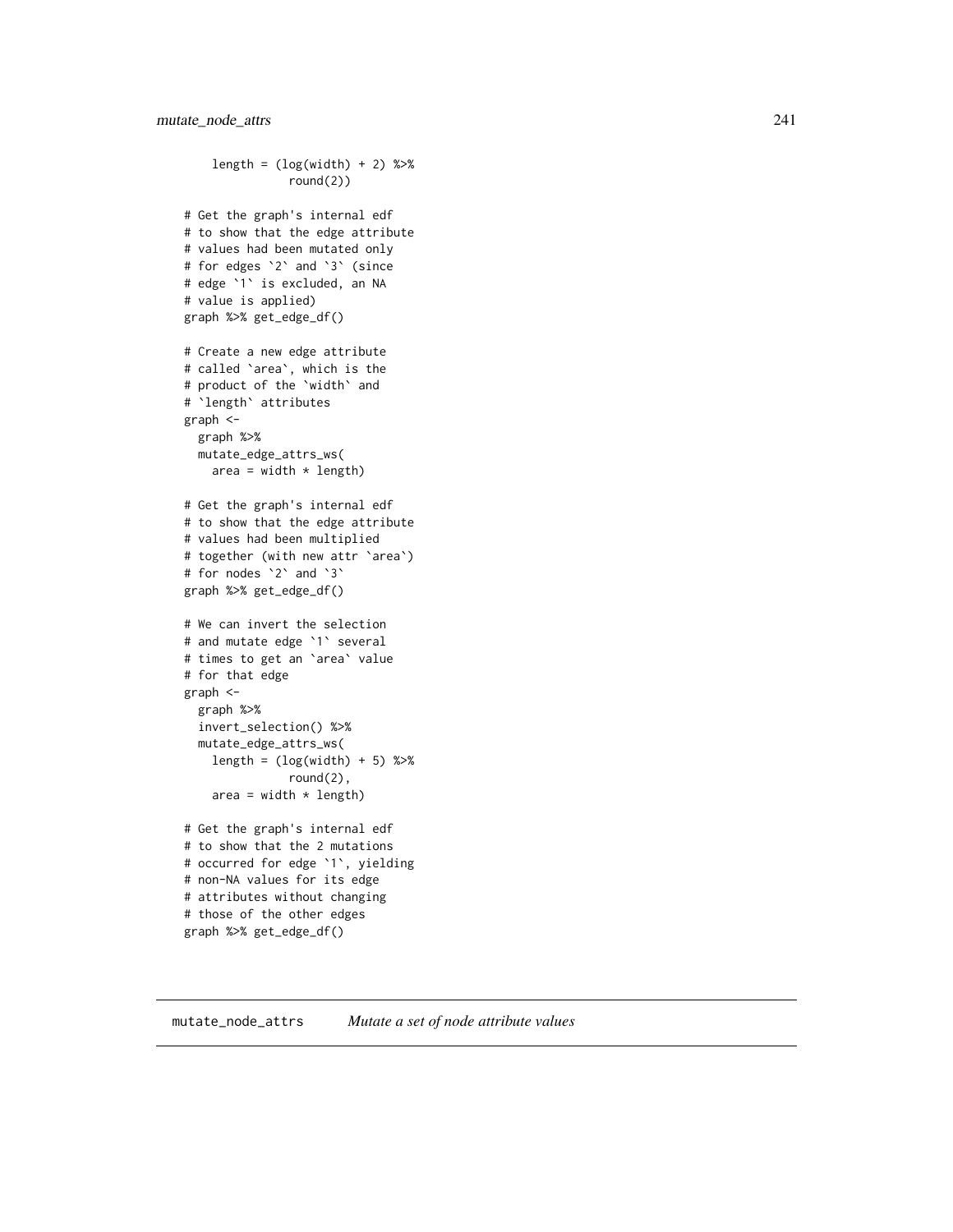```
    length = (log(width) + 2) %>%
             round(2))

# Get the graph's internal edf
# to show that the edge attribute
# values had been mutated only
# for edges `2` and `3` (since
# edge `1` is excluded, an NA
# value is applied)
graph %>% get_edge_df()

# Create a new edge attribute
# called `area`, which is the
# product of the `width` and
# `length` attributes
graph <-
  graph %>%
  mutate_edge_attrs_ws(
    area = width * length)

# Get the graph's internal edf
# to show that the edge attribute
# values had been multiplied
# together (with new attr `area`)
# for nodes `2` and `3`
graph %>% get_edge_df()

# We can invert the selection
# and mutate edge `1` several
# times to get an `area` value
# for that edge
graph <-
  graph %>%
  invert_selection() %>%
  mutate_edge_attrs_ws(
    length = (log(width) + 5) %>%
             round(2),
    area = width * length)

# Get the graph's internal edf
# to show that the 2 mutations
# occurred for edge `1`, yielding
# non-NA values for its edge
# attributes without changing
# those of the other edges
graph %>% get_edge_df()
```

## mutate_node_attrs    *Mutate a set of node attribute values*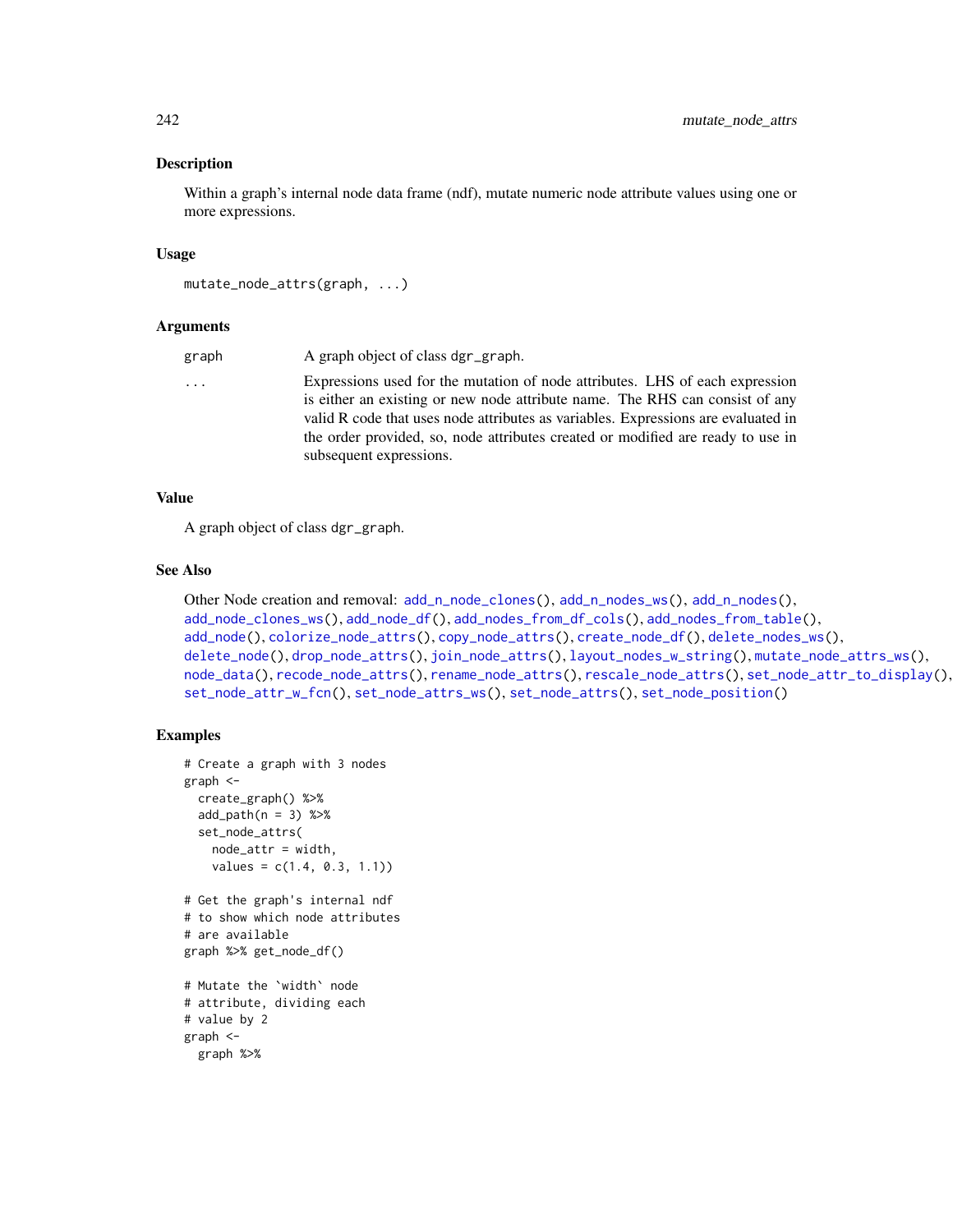## Description

Within a graph's internal node data frame (ndf), mutate numeric node attribute values using one or more expressions.

## Usage

```
mutate_node_attrs(graph, ...)
```

## Arguments

| | |
|---|---|
| graph | A graph object of class dgr_graph. |
| ... | Expressions used for the mutation of node attributes. LHS of each expression is either an existing or new node attribute name. The RHS can consist of any valid R code that uses node attributes as variables. Expressions are evaluated in the order provided, so, node attributes created or modified are ready to use in subsequent expressions. |

## Value

A graph object of class dgr_graph.

## See Also

Other Node creation and removal: add_n_node_clones(), add_n_nodes_ws(), add_n_nodes(), add_node_clones_ws(), add_node_df(), add_nodes_from_df_cols(), add_nodes_from_table(), add_node(), colorize_node_attrs(), copy_node_attrs(), create_node_df(), delete_nodes_ws(), delete_node(), drop_node_attrs(), join_node_attrs(), layout_nodes_w_string(), mutate_node_attrs_ws(), node_data(), recode_node_attrs(), rename_node_attrs(), rescale_node_attrs(), set_node_attr_to_display(), set_node_attr_w_fcn(), set_node_attrs_ws(), set_node_attrs(), set_node_position()

## Examples

```
# Create a graph with 3 nodes
graph <-
  create_graph() %>%
  add_path(n = 3) %>%
  set_node_attrs(
    node_attr = width,
    values = c(1.4, 0.3, 1.1))

# Get the graph's internal ndf
# to show which node attributes
# are available
graph %>% get_node_df()

# Mutate the `width` node
# attribute, dividing each
# value by 2
graph <-
  graph %>%
```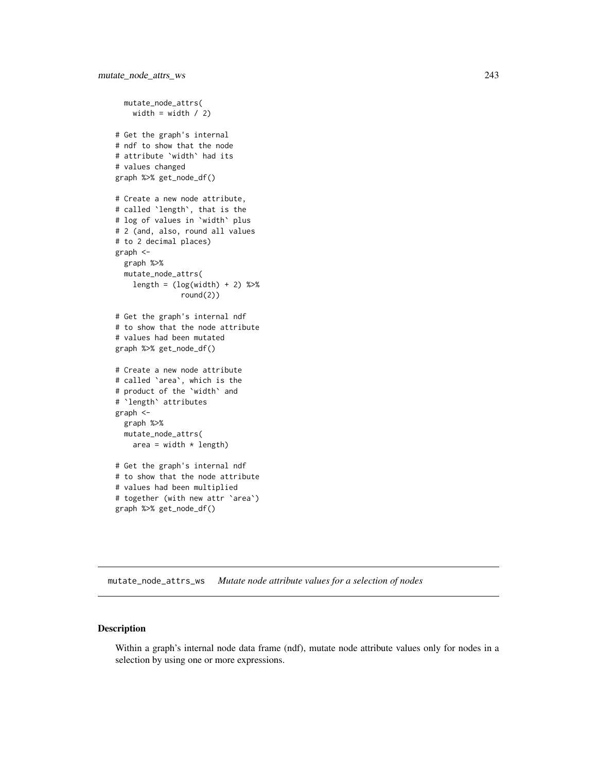```
  mutate_node_attrs(
    width = width / 2)

# Get the graph's internal
# ndf to show that the node
# attribute `width` had its
# values changed
graph %>% get_node_df()

# Create a new node attribute,
# called `length`, that is the
# log of values in `width` plus
# 2 (and, also, round all values
# to 2 decimal places)
graph <-
  graph %>%
  mutate_node_attrs(
    length = (log(width) + 2) %>%
             round(2))

# Get the graph's internal ndf
# to show that the node attribute
# values had been mutated
graph %>% get_node_df()

# Create a new node attribute
# called `area`, which is the
# product of the `width` and
# `length` attributes
graph <-
  graph %>%
  mutate_node_attrs(
    area = width * length)

# Get the graph's internal ndf
# to show that the node attribute
# values had been multiplied
# together (with new attr `area`)
graph %>% get_node_df()
```

## mutate_node_attrs_ws    *Mutate node attribute values for a selection of nodes*

### Description

Within a graph's internal node data frame (ndf), mutate node attribute values only for nodes in a selection by using one or more expressions.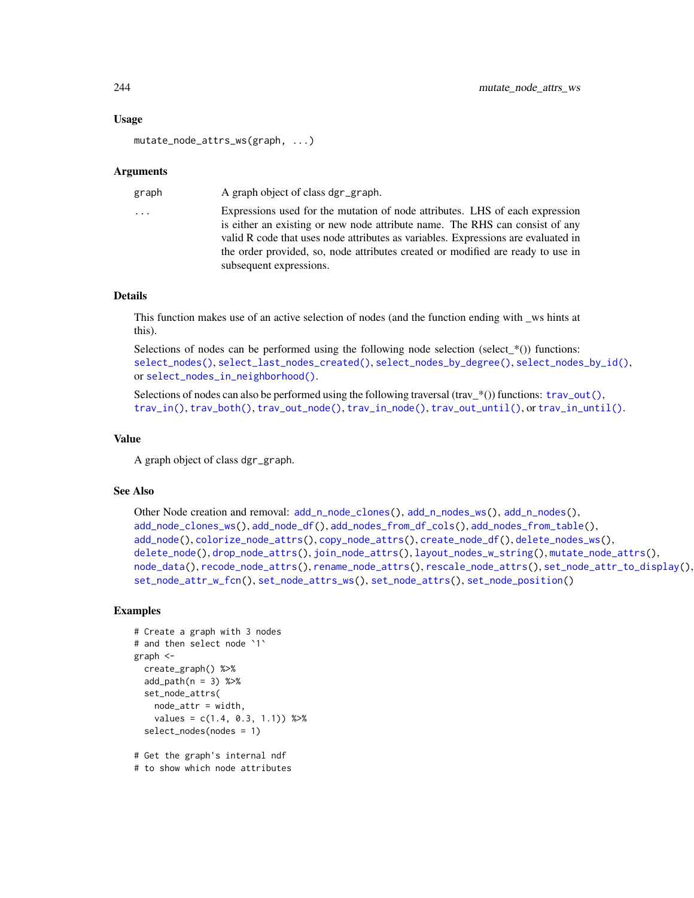## Usage

```
mutate_node_attrs_ws(graph, ...)
```

## Arguments

| | |
|---|---|
| graph | A graph object of class dgr_graph. |
| ... | Expressions used for the mutation of node attributes. LHS of each expression is either an existing or new node attribute name. The RHS can consist of any valid R code that uses node attributes as variables. Expressions are evaluated in the order provided, so, node attributes created or modified are ready to use in subsequent expressions. |

## Details

This function makes use of an active selection of nodes (and the function ending with _ws hints at this).

Selections of nodes can be performed using the following node selection (select_*()) functions: select_nodes(), select_last_nodes_created(), select_nodes_by_degree(), select_nodes_by_id(), or select_nodes_in_neighborhood().

Selections of nodes can also be performed using the following traversal (trav_*()) functions: trav_out(), trav_in(), trav_both(), trav_out_node(), trav_in_node(), trav_out_until(), or trav_in_until().

## Value

A graph object of class dgr_graph.

## See Also

Other Node creation and removal: add_n_node_clones(), add_n_nodes_ws(), add_n_nodes(), add_node_clones_ws(), add_node_df(), add_nodes_from_df_cols(), add_nodes_from_table(), add_node(), colorize_node_attrs(), copy_node_attrs(), create_node_df(), delete_nodes_ws(), delete_node(), drop_node_attrs(), join_node_attrs(), layout_nodes_w_string(), mutate_node_attrs(), node_data(), recode_node_attrs(), rename_node_attrs(), rescale_node_attrs(), set_node_attr_to_display(), set_node_attr_w_fcn(), set_node_attrs_ws(), set_node_attrs(), set_node_position()

## Examples

```
# Create a graph with 3 nodes
# and then select node `1`
graph <-
  create_graph() %>%
  add_path(n = 3) %>%
  set_node_attrs(
    node_attr = width,
    values = c(1.4, 0.3, 1.1)) %>%
  select_nodes(nodes = 1)

# Get the graph's internal ndf
# to show which node attributes
```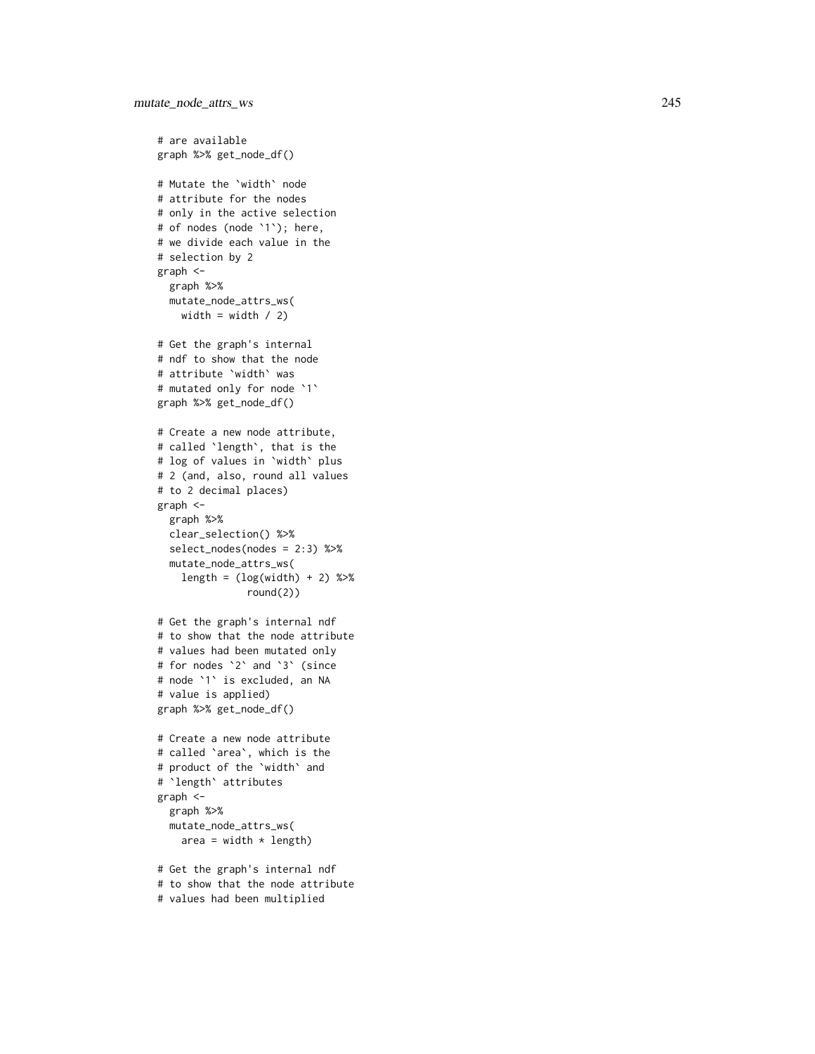```
# are available
graph %>% get_node_df()

# Mutate the `width` node
# attribute for the nodes
# only in the active selection
# of nodes (node `1`); here,
# we divide each value in the
# selection by 2
graph <-
  graph %>%
  mutate_node_attrs_ws(
    width = width / 2)

# Get the graph's internal
# ndf to show that the node
# attribute `width` was
# mutated only for node `1`
graph %>% get_node_df()

# Create a new node attribute,
# called `length`, that is the
# log of values in `width` plus
# 2 (and, also, round all values
# to 2 decimal places)
graph <-
  graph %>%
  clear_selection() %>%
  select_nodes(nodes = 2:3) %>%
  mutate_node_attrs_ws(
    length = (log(width) + 2) %>%
               round(2))

# Get the graph's internal ndf
# to show that the node attribute
# values had been mutated only
# for nodes `2` and `3` (since
# node `1` is excluded, an NA
# value is applied)
graph %>% get_node_df()

# Create a new node attribute
# called `area`, which is the
# product of the `width` and
# `length` attributes
graph <-
  graph %>%
  mutate_node_attrs_ws(
    area = width * length)

# Get the graph's internal ndf
# to show that the node attribute
# values had been multiplied
```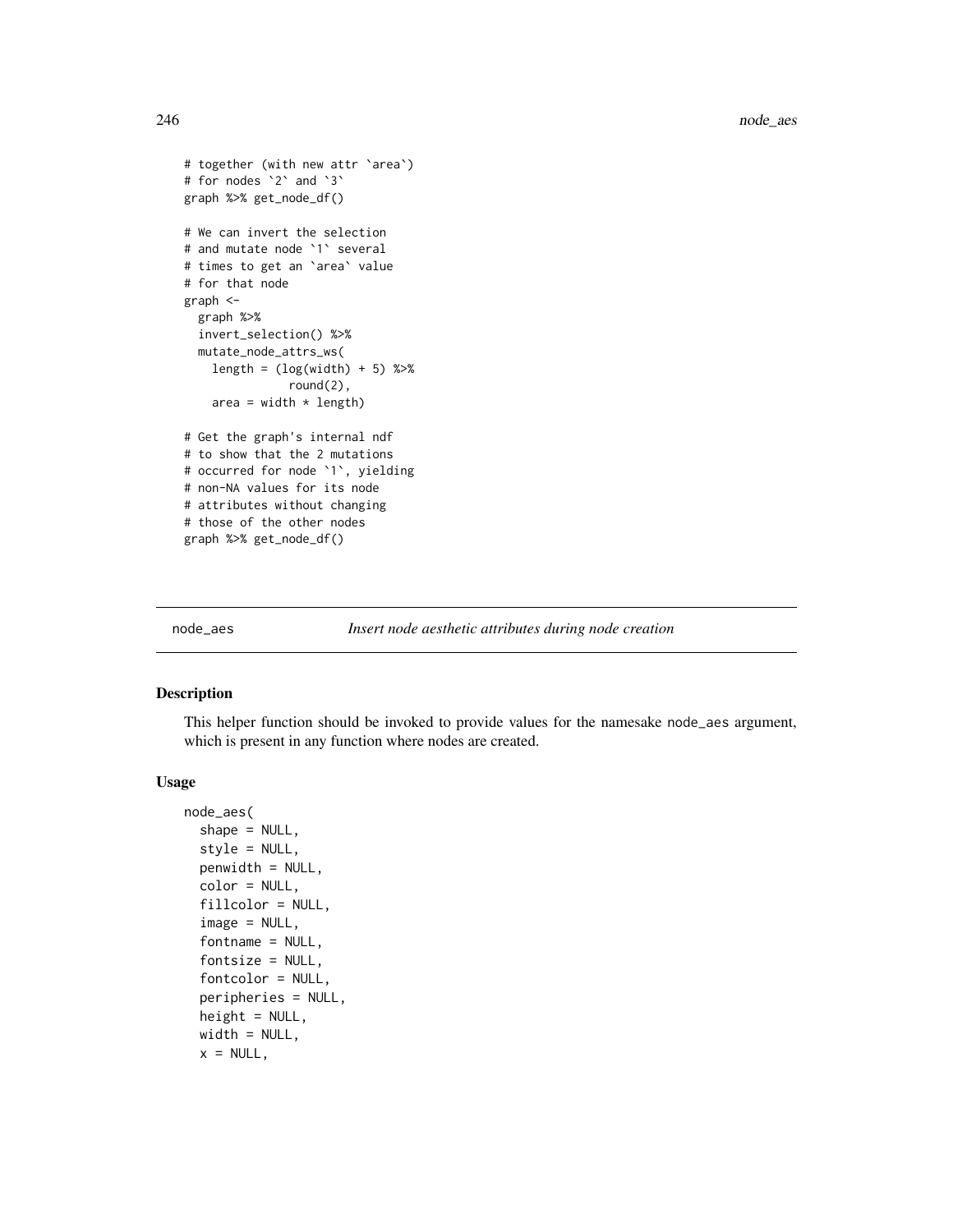```
# together (with new attr `area`)
# for nodes `2` and `3`
graph %>% get_node_df()

# We can invert the selection
# and mutate node `1` several
# times to get an `area` value
# for that node
graph <-
  graph %>%
  invert_selection() %>%
  mutate_node_attrs_ws(
    length = (log(width) + 5) %>%
               round(2),
    area = width * length)

# Get the graph's internal ndf
# to show that the 2 mutations
# occurred for node `1`, yielding
# non-NA values for its node
# attributes without changing
# those of the other nodes
graph %>% get_node_df()
```

## node_aes — *Insert node aesthetic attributes during node creation*

### Description

This helper function should be invoked to provide values for the namesake node_aes argument, which is present in any function where nodes are created.

### Usage

```
node_aes(
  shape = NULL,
  style = NULL,
  penwidth = NULL,
  color = NULL,
  fillcolor = NULL,
  image = NULL,
  fontname = NULL,
  fontsize = NULL,
  fontcolor = NULL,
  peripheries = NULL,
  height = NULL,
  width = NULL,
  x = NULL,
```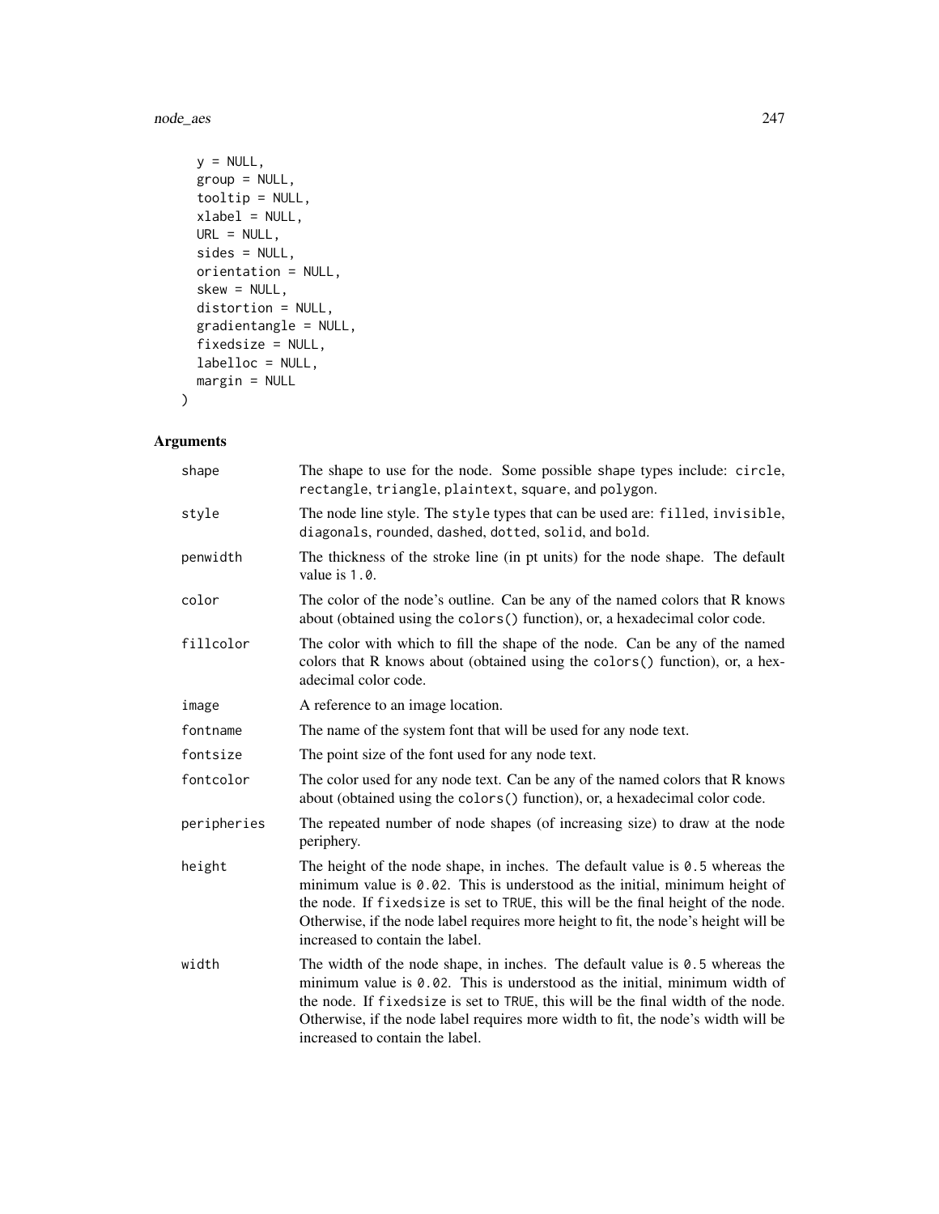```
  y = NULL,
  group = NULL,
  tooltip = NULL,
  xlabel = NULL,
  URL = NULL,
  sides = NULL,
  orientation = NULL,
  skew = NULL,
  distortion = NULL,
  gradientangle = NULL,
  fixedsize = NULL,
  labelloc = NULL,
  margin = NULL
)
```

## Arguments

| | |
|---|---|
| shape | The shape to use for the node. Some possible shape types include: circle, rectangle, triangle, plaintext, square, and polygon. |
| style | The node line style. The style types that can be used are: filled, invisible, diagonals, rounded, dashed, dotted, solid, and bold. |
| penwidth | The thickness of the stroke line (in pt units) for the node shape. The default value is 1.0. |
| color | The color of the node's outline. Can be any of the named colors that R knows about (obtained using the colors() function), or, a hexadecimal color code. |
| fillcolor | The color with which to fill the shape of the node. Can be any of the named colors that R knows about (obtained using the colors() function), or, a hexadecimal color code. |
| image | A reference to an image location. |
| fontname | The name of the system font that will be used for any node text. |
| fontsize | The point size of the font used for any node text. |
| fontcolor | The color used for any node text. Can be any of the named colors that R knows about (obtained using the colors() function), or, a hexadecimal color code. |
| peripheries | The repeated number of node shapes (of increasing size) to draw at the node periphery. |
| height | The height of the node shape, in inches. The default value is 0.5 whereas the minimum value is 0.02. This is understood as the initial, minimum height of the node. If fixedsize is set to TRUE, this will be the final height of the node. Otherwise, if the node label requires more height to fit, the node's height will be increased to contain the label. |
| width | The width of the node shape, in inches. The default value is 0.5 whereas the minimum value is 0.02. This is understood as the initial, minimum width of the node. If fixedsize is set to TRUE, this will be the final width of the node. Otherwise, if the node label requires more width to fit, the node's width will be increased to contain the label. |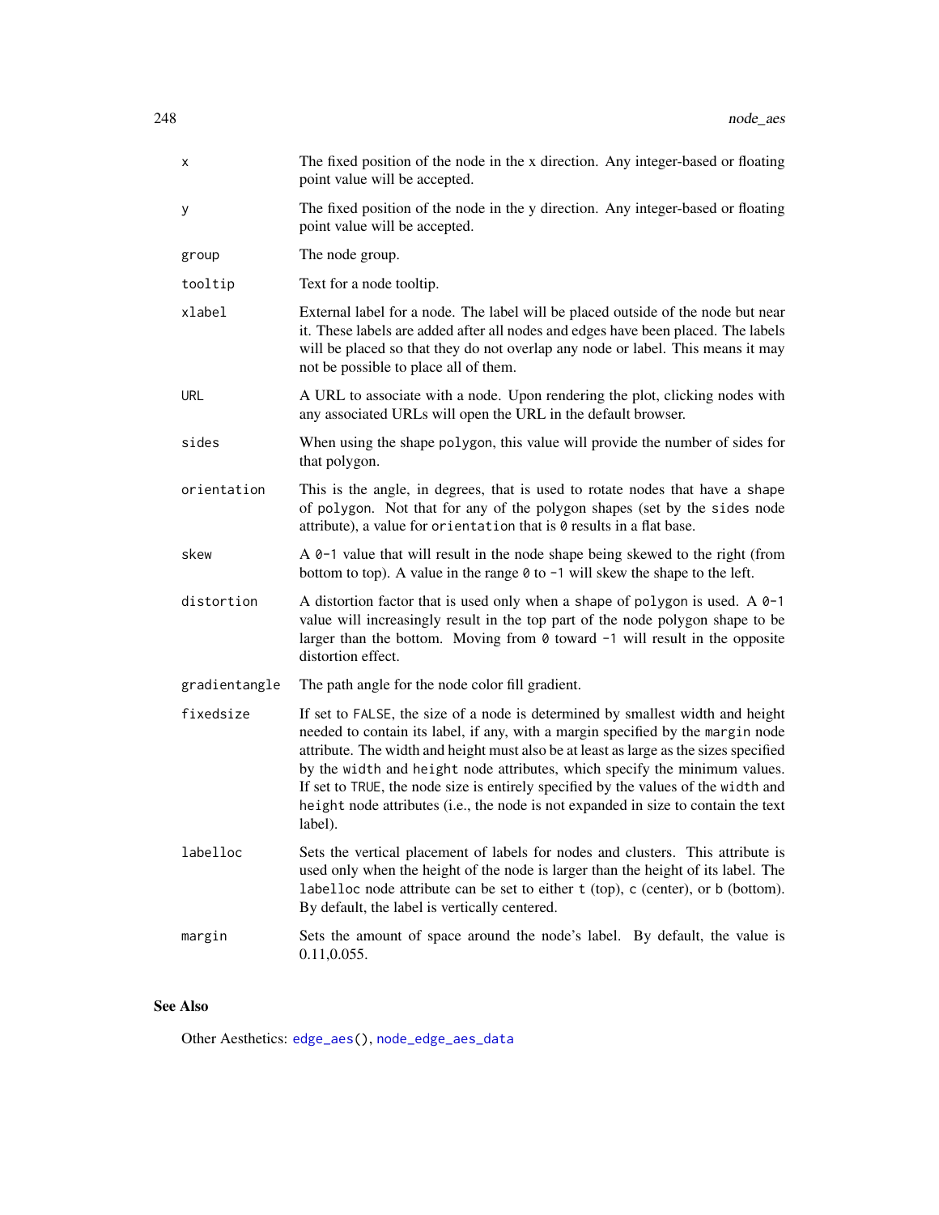| | |
|---|---|
| `x` | The fixed position of the node in the x direction. Any integer-based or floating point value will be accepted. |
| `y` | The fixed position of the node in the y direction. Any integer-based or floating point value will be accepted. |
| `group` | The node group. |
| `tooltip` | Text for a node tooltip. |
| `xlabel` | External label for a node. The label will be placed outside of the node but near it. These labels are added after all nodes and edges have been placed. The labels will be placed so that they do not overlap any node or label. This means it may not be possible to place all of them. |
| `URL` | A URL to associate with a node. Upon rendering the plot, clicking nodes with any associated URLs will open the URL in the default browser. |
| `sides` | When using the shape `polygon`, this value will provide the number of sides for that polygon. |
| `orientation` | This is the angle, in degrees, that is used to rotate nodes that have a `shape` of `polygon`. Not that for any of the polygon shapes (set by the `sides` node attribute), a value for `orientation` that is `0` results in a flat base. |
| `skew` | A `0-1` value that will result in the node shape being skewed to the right (from bottom to top). A value in the range `0` to `-1` will skew the shape to the left. |
| `distortion` | A distortion factor that is used only when a `shape` of `polygon` is used. A `0-1` value will increasingly result in the top part of the node polygon shape to be larger than the bottom. Moving from `0` toward `-1` will result in the opposite distortion effect. |
| `gradientangle` | The path angle for the node color fill gradient. |
| `fixedsize` | If set to `FALSE`, the size of a node is determined by smallest width and height needed to contain its label, if any, with a margin specified by the `margin` node attribute. The width and height must also be at least as large as the sizes specified by the `width` and `height` node attributes, which specify the minimum values. If set to `TRUE`, the node size is entirely specified by the values of the `width` and `height` node attributes (i.e., the node is not expanded in size to contain the text label). |
| `labelloc` | Sets the vertical placement of labels for nodes and clusters. This attribute is used only when the height of the node is larger than the height of its label. The `labelloc` node attribute can be set to either `t` (top), `c` (center), or `b` (bottom). By default, the label is vertically centered. |
| `margin` | Sets the amount of space around the node's label. By default, the value is 0.11,0.055. |

## See Also

Other Aesthetics: `edge_aes()`, `node_edge_aes_data`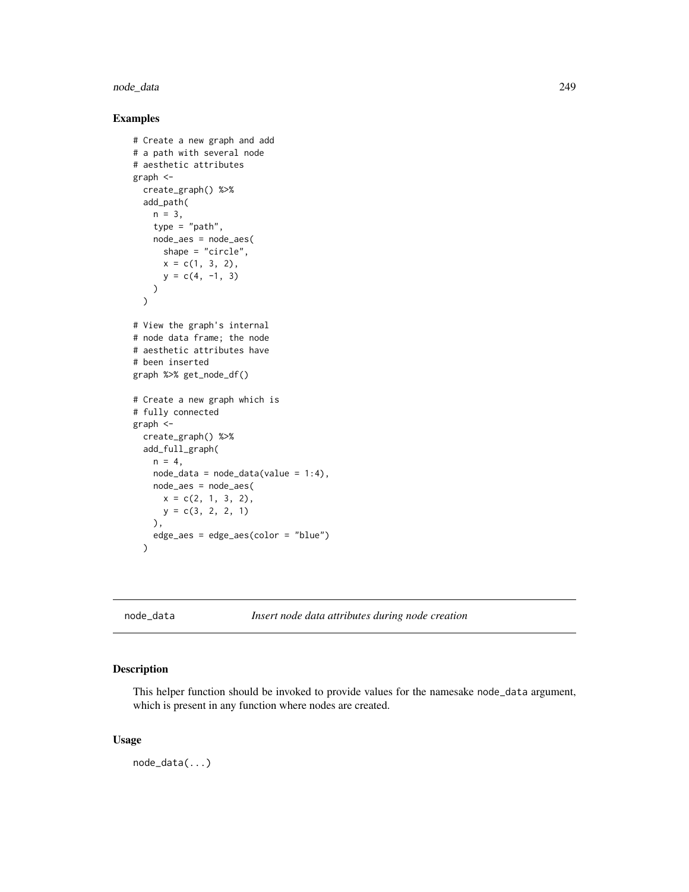### Examples

```
# Create a new graph and add
# a path with several node
# aesthetic attributes
graph <-
  create_graph() %>%
  add_path(
    n = 3,
    type = "path",
    node_aes = node_aes(
      shape = "circle",
      x = c(1, 3, 2),
      y = c(4, -1, 3)
    )
  )

# View the graph's internal
# node data frame; the node
# aesthetic attributes have
# been inserted
graph %>% get_node_df()

# Create a new graph which is
# fully connected
graph <-
  create_graph() %>%
  add_full_graph(
    n = 4,
    node_data = node_data(value = 1:4),
    node_aes = node_aes(
      x = c(2, 1, 3, 2),
      y = c(3, 2, 2, 1)
    ),
    edge_aes = edge_aes(color = "blue")
  )
```

## node_data — *Insert node data attributes during node creation*

### Description

This helper function should be invoked to provide values for the namesake node_data argument, which is present in any function where nodes are created.

### Usage

```
node_data(...)
```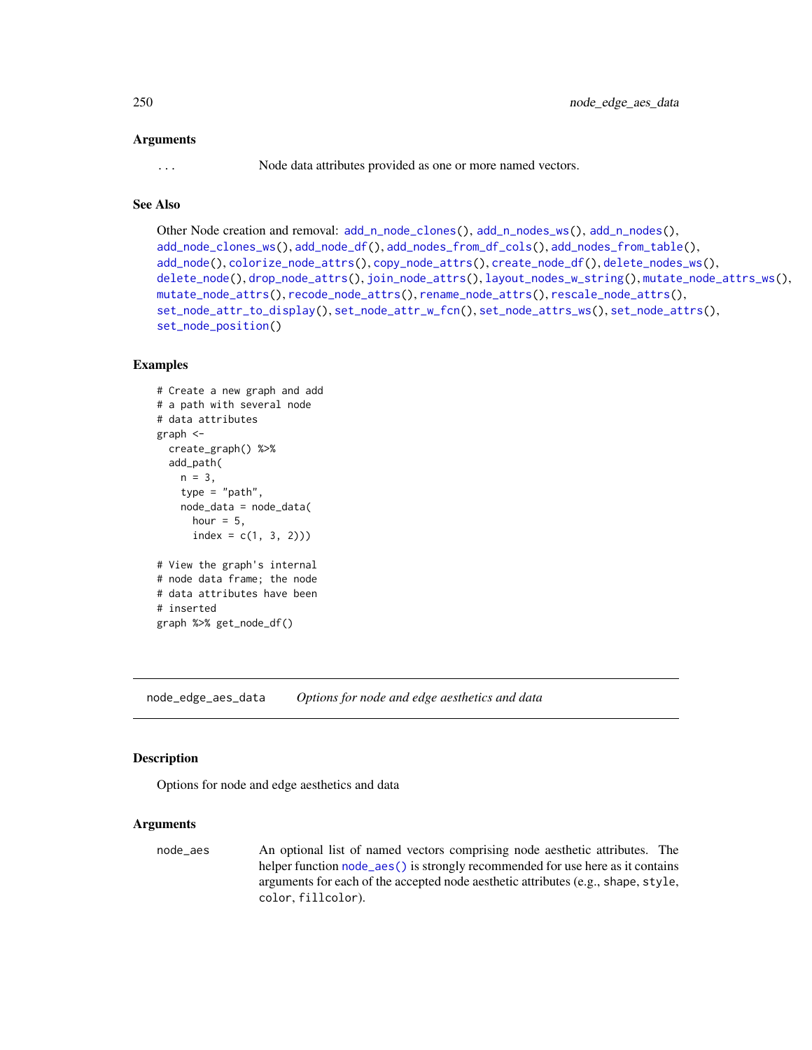### Arguments

`...` Node data attributes provided as one or more named vectors.

### See Also

Other Node creation and removal: add_n_node_clones(), add_n_nodes_ws(), add_n_nodes(), add_node_clones_ws(), add_node_df(), add_nodes_from_df_cols(), add_nodes_from_table(), add_node(), colorize_node_attrs(), copy_node_attrs(), create_node_df(), delete_nodes_ws(), delete_node(), drop_node_attrs(), join_node_attrs(), layout_nodes_w_string(), mutate_node_attrs_ws(), mutate_node_attrs(), recode_node_attrs(), rename_node_attrs(), rescale_node_attrs(), set_node_attr_to_display(), set_node_attr_w_fcn(), set_node_attrs_ws(), set_node_attrs(), set_node_position()

### Examples

```
# Create a new graph and add
# a path with several node
# data attributes
graph <-
  create_graph() %>%
  add_path(
    n = 3,
    type = "path",
    node_data = node_data(
      hour = 5,
      index = c(1, 3, 2)))

# View the graph's internal
# node data frame; the node
# data attributes have been
# inserted
graph %>% get_node_df()
```

---

## node_edge_aes_data — *Options for node and edge aesthetics and data*

### Description

Options for node and edge aesthetics and data

### Arguments

`node_aes` An optional list of named vectors comprising node aesthetic attributes. The helper function node_aes() is strongly recommended for use here as it contains arguments for each of the accepted node aesthetic attributes (e.g., shape, style, color, fillcolor).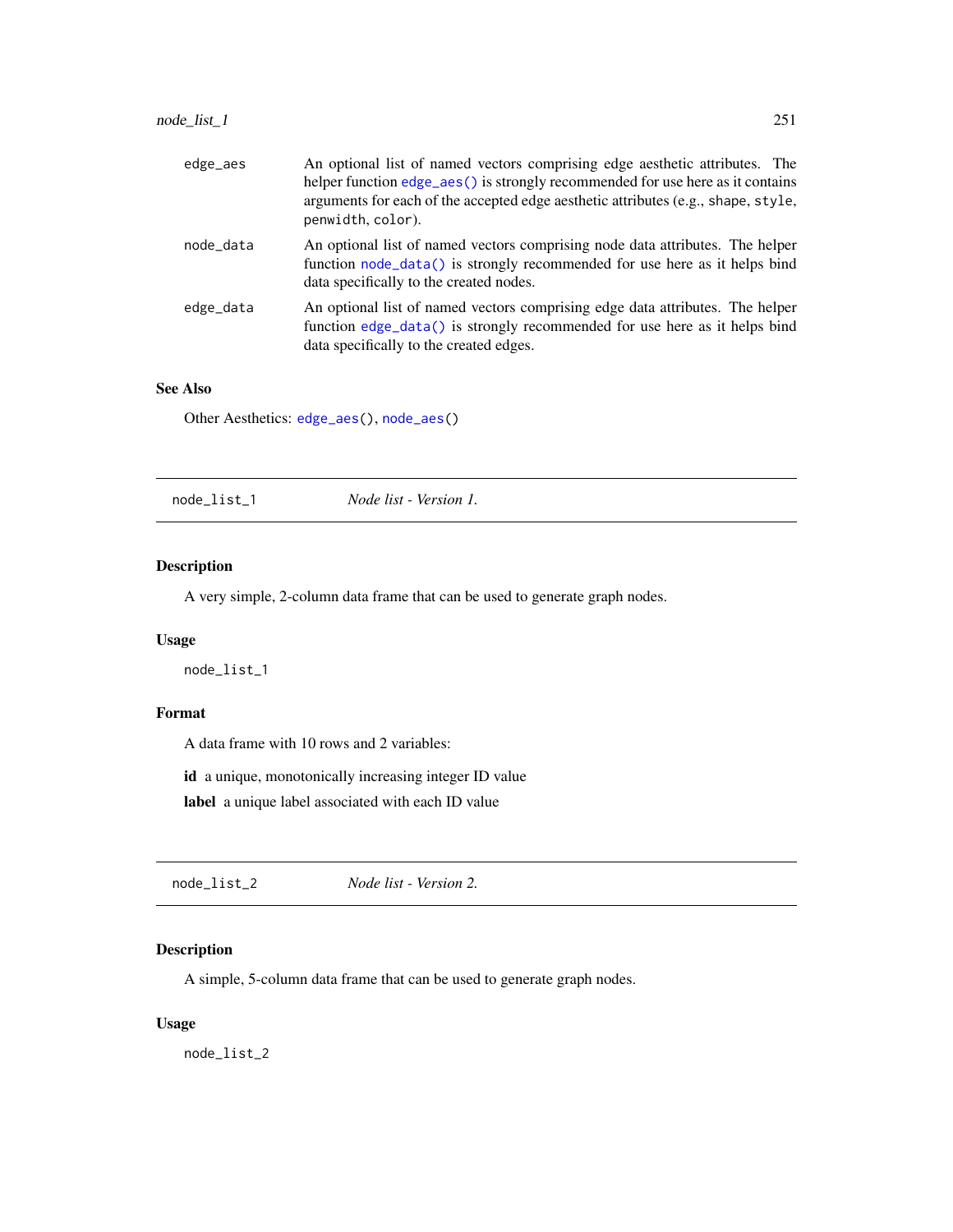| | |
|---|---|
| `edge_aes` | An optional list of named vectors comprising edge aesthetic attributes. The helper function `edge_aes()` is strongly recommended for use here as it contains arguments for each of the accepted edge aesthetic attributes (e.g., `shape`, `style`, `penwidth`, `color`). |
| `node_data` | An optional list of named vectors comprising node data attributes. The helper function `node_data()` is strongly recommended for use here as it helps bind data specifically to the created nodes. |
| `edge_data` | An optional list of named vectors comprising edge data attributes. The helper function `edge_data()` is strongly recommended for use here as it helps bind data specifically to the created edges. |

## See Also

Other Aesthetics: `edge_aes()`, `node_aes()`

---

# `node_list_1` — *Node list - Version 1.*

## Description

A very simple, 2-column data frame that can be used to generate graph nodes.

## Usage

```
node_list_1
```

## Format

A data frame with 10 rows and 2 variables:

**id** a unique, monotonically increasing integer ID value

**label** a unique label associated with each ID value

---

# `node_list_2` — *Node list - Version 2.*

## Description

A simple, 5-column data frame that can be used to generate graph nodes.

## Usage

```
node_list_2
```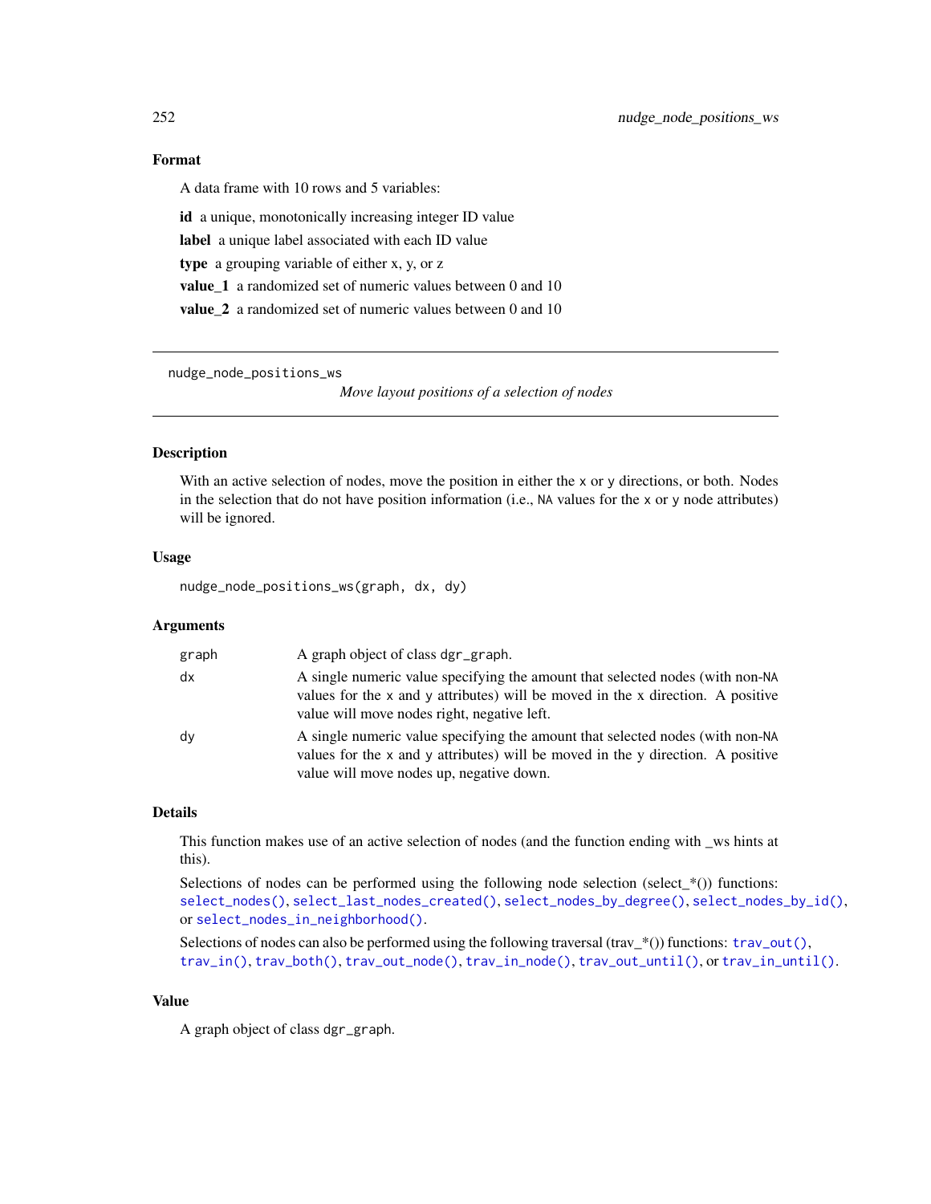### Format

A data frame with 10 rows and 5 variables:

**id** a unique, monotonically increasing integer ID value

**label** a unique label associated with each ID value

**type** a grouping variable of either x, y, or z

**value_1** a randomized set of numeric values between 0 and 10

**value_2** a randomized set of numeric values between 0 and 10

---

## nudge_node_positions_ws

*Move layout positions of a selection of nodes*

---

### Description

With an active selection of nodes, move the position in either the x or y directions, or both. Nodes in the selection that do not have position information (i.e., NA values for the x or y node attributes) will be ignored.

### Usage

```
nudge_node_positions_ws(graph, dx, dy)
```

### Arguments

| | |
|---|---|
| graph | A graph object of class dgr_graph. |
| dx | A single numeric value specifying the amount that selected nodes (with non-NA values for the x and y attributes) will be moved in the x direction. A positive value will move nodes right, negative left. |
| dy | A single numeric value specifying the amount that selected nodes (with non-NA values for the x and y attributes) will be moved in the y direction. A positive value will move nodes up, negative down. |

### Details

This function makes use of an active selection of nodes (and the function ending with _ws hints at this).

Selections of nodes can be performed using the following node selection (select_*()) functions: select_nodes(), select_last_nodes_created(), select_nodes_by_degree(), select_nodes_by_id(), or select_nodes_in_neighborhood().

Selections of nodes can also be performed using the following traversal (trav_*()) functions: trav_out(), trav_in(), trav_both(), trav_out_node(), trav_in_node(), trav_out_until(), or trav_in_until().

### Value

A graph object of class dgr_graph.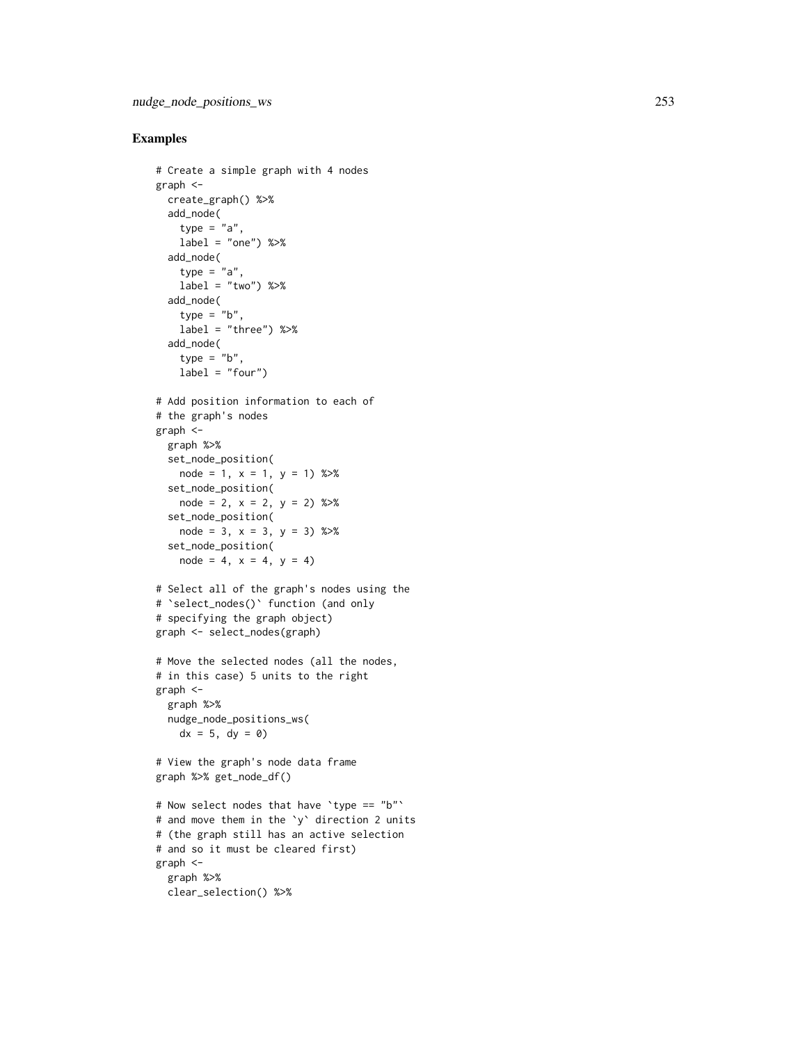## Examples

```
# Create a simple graph with 4 nodes
graph <-
  create_graph() %>%
  add_node(
    type = "a",
    label = "one") %>%
  add_node(
    type = "a",
    label = "two") %>%
  add_node(
    type = "b",
    label = "three") %>%
  add_node(
    type = "b",
    label = "four")

# Add position information to each of
# the graph's nodes
graph <-
  graph %>%
  set_node_position(
    node = 1, x = 1, y = 1) %>%
  set_node_position(
    node = 2, x = 2, y = 2) %>%
  set_node_position(
    node = 3, x = 3, y = 3) %>%
  set_node_position(
    node = 4, x = 4, y = 4)

# Select all of the graph's nodes using the
# `select_nodes()` function (and only
# specifying the graph object)
graph <- select_nodes(graph)

# Move the selected nodes (all the nodes,
# in this case) 5 units to the right
graph <-
  graph %>%
  nudge_node_positions_ws(
    dx = 5, dy = 0)

# View the graph's node data frame
graph %>% get_node_df()

# Now select nodes that have `type == "b"`
# and move them in the `y` direction 2 units
# (the graph still has an active selection
# and so it must be cleared first)
graph <-
  graph %>%
  clear_selection() %>%
```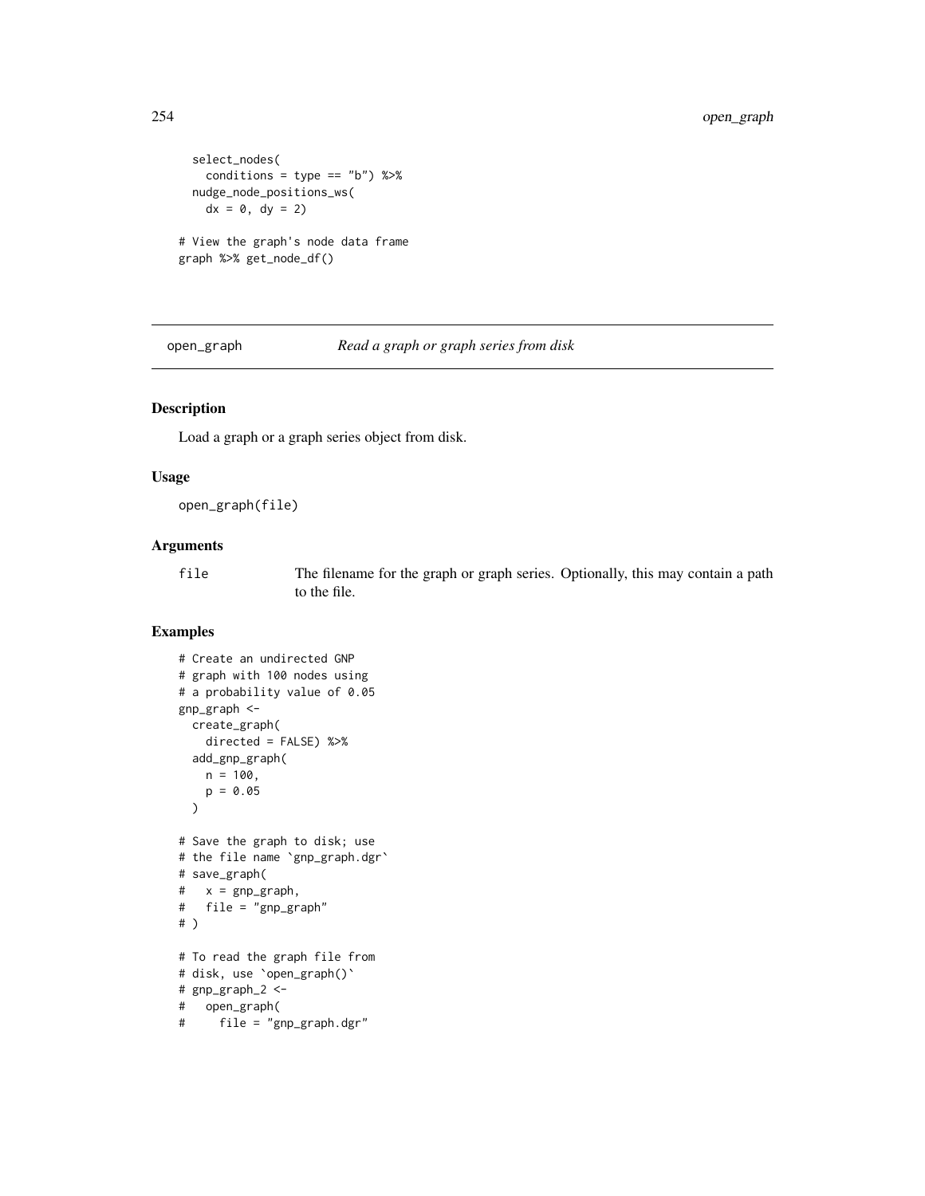```
  select_nodes(
    conditions = type == "b") %>%
  nudge_node_positions_ws(
    dx = 0, dy = 2)

# View the graph's node data frame
graph %>% get_node_df()
```

## open_graph    *Read a graph or graph series from disk*

### Description

Load a graph or a graph series object from disk.

### Usage

```
open_graph(file)
```

### Arguments

file    The filename for the graph or graph series. Optionally, this may contain a path to the file.

### Examples

```
# Create an undirected GNP
# graph with 100 nodes using
# a probability value of 0.05
gnp_graph <-
  create_graph(
    directed = FALSE) %>%
  add_gnp_graph(
    n = 100,
    p = 0.05
  )

# Save the graph to disk; use
# the file name `gnp_graph.dgr`
# save_graph(
#   x = gnp_graph,
#   file = "gnp_graph"
# )

# To read the graph file from
# disk, use `open_graph()`
# gnp_graph_2 <-
#   open_graph(
#     file = "gnp_graph.dgr"
```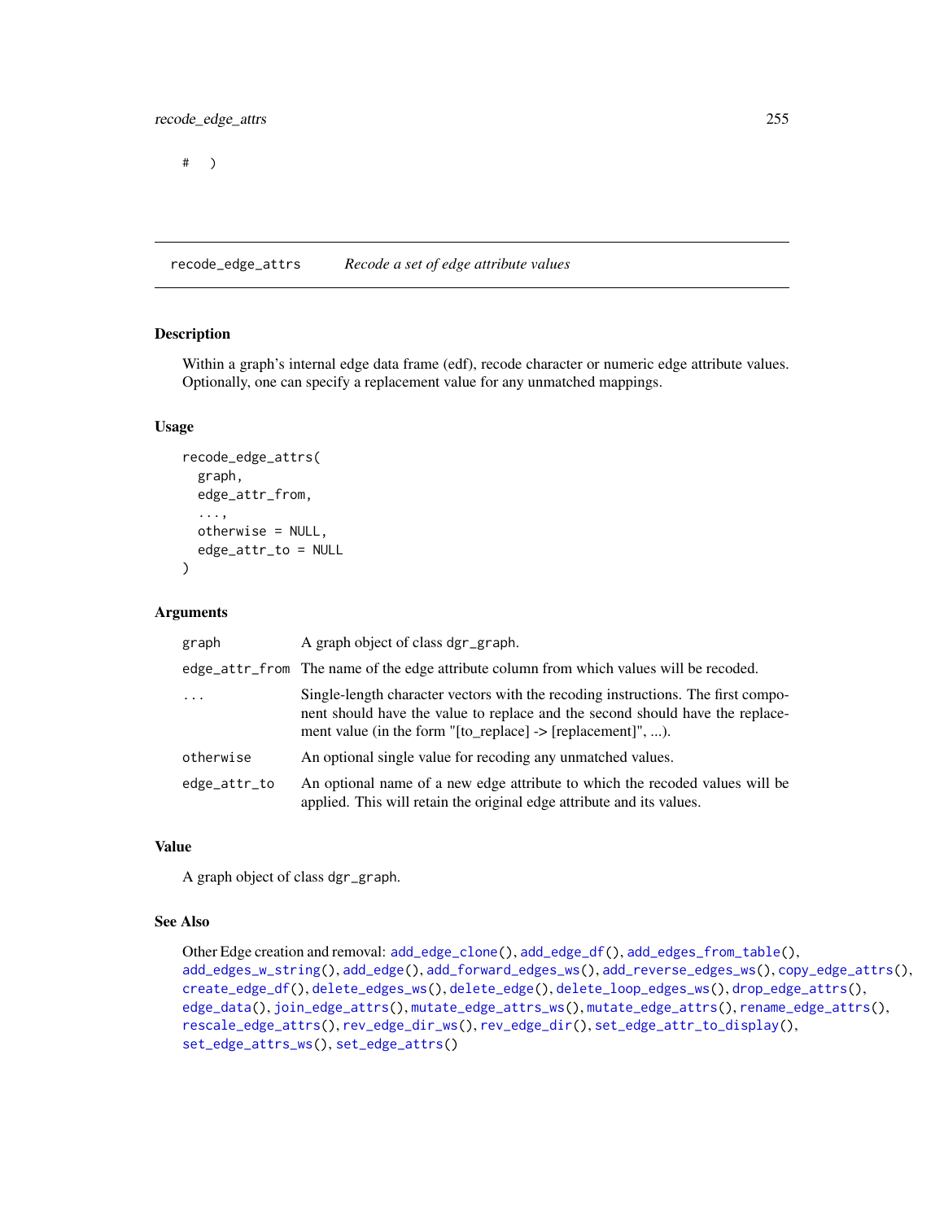```
# )
```

## recode_edge_attrs — *Recode a set of edge attribute values*

### Description

Within a graph's internal edge data frame (edf), recode character or numeric edge attribute values. Optionally, one can specify a replacement value for any unmatched mappings.

### Usage

```
recode_edge_attrs(
  graph,
  edge_attr_from,
  ...,
  otherwise = NULL,
  edge_attr_to = NULL
)
```

### Arguments

| | |
|---|---|
| `graph` | A graph object of class `dgr_graph`. |
| `edge_attr_from` | The name of the edge attribute column from which values will be recoded. |
| `...` | Single-length character vectors with the recoding instructions. The first component should have the value to replace and the second should have the replacement value (in the form "[to_replace] -> [replacement]", ...). |
| `otherwise` | An optional single value for recoding any unmatched values. |
| `edge_attr_to` | An optional name of a new edge attribute to which the recoded values will be applied. This will retain the original edge attribute and its values. |

### Value

A graph object of class `dgr_graph`.

### See Also

Other Edge creation and removal: `add_edge_clone()`, `add_edge_df()`, `add_edges_from_table()`, `add_edges_w_string()`, `add_edge()`, `add_forward_edges_ws()`, `add_reverse_edges_ws()`, `copy_edge_attrs()`, `create_edge_df()`, `delete_edges_ws()`, `delete_edge()`, `delete_loop_edges_ws()`, `drop_edge_attrs()`, `edge_data()`, `join_edge_attrs()`, `mutate_edge_attrs_ws()`, `mutate_edge_attrs()`, `rename_edge_attrs()`, `rescale_edge_attrs()`, `rev_edge_dir_ws()`, `rev_edge_dir()`, `set_edge_attr_to_display()`, `set_edge_attrs_ws()`, `set_edge_attrs()`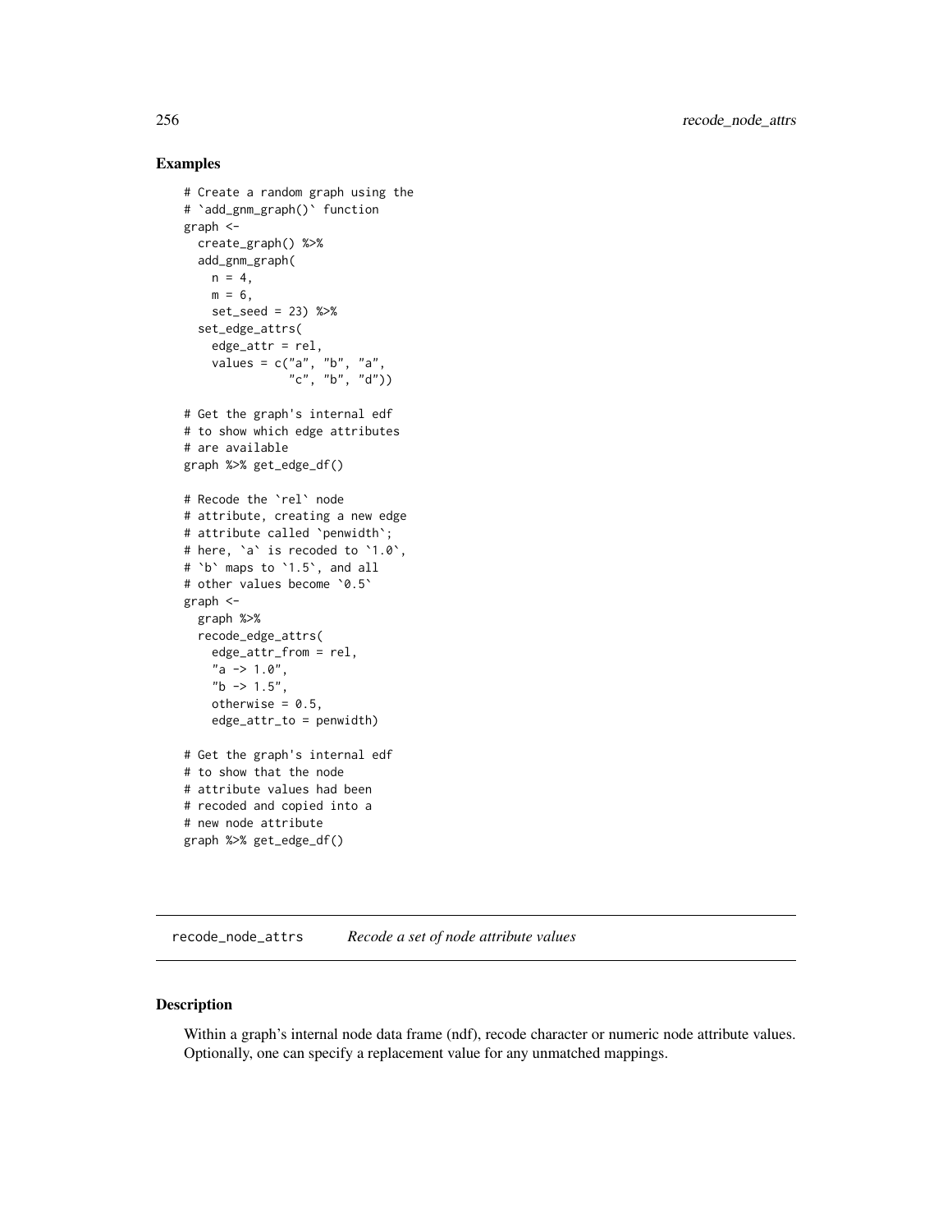## Examples

```
# Create a random graph using the
# `add_gnm_graph()` function
graph <-
  create_graph() %>%
  add_gnm_graph(
    n = 4,
    m = 6,
    set_seed = 23) %>%
  set_edge_attrs(
    edge_attr = rel,
    values = c("a", "b", "a",
               "c", "b", "d"))

# Get the graph's internal edf
# to show which edge attributes
# are available
graph %>% get_edge_df()

# Recode the `rel` node
# attribute, creating a new edge
# attribute called `penwidth`;
# here, `a` is recoded to `1.0`,
# `b` maps to `1.5`, and all
# other values become `0.5`
graph <-
  graph %>%
  recode_edge_attrs(
    edge_attr_from = rel,
    "a -> 1.0",
    "b -> 1.5",
    otherwise = 0.5,
    edge_attr_to = penwidth)

# Get the graph's internal edf
# to show that the node
# attribute values had been
# recoded and copied into a
# new node attribute
graph %>% get_edge_df()
```

---

recode_node_attrs &nbsp;&nbsp;&nbsp; *Recode a set of node attribute values*

---

## Description

Within a graph's internal node data frame (ndf), recode character or numeric node attribute values. Optionally, one can specify a replacement value for any unmatched mappings.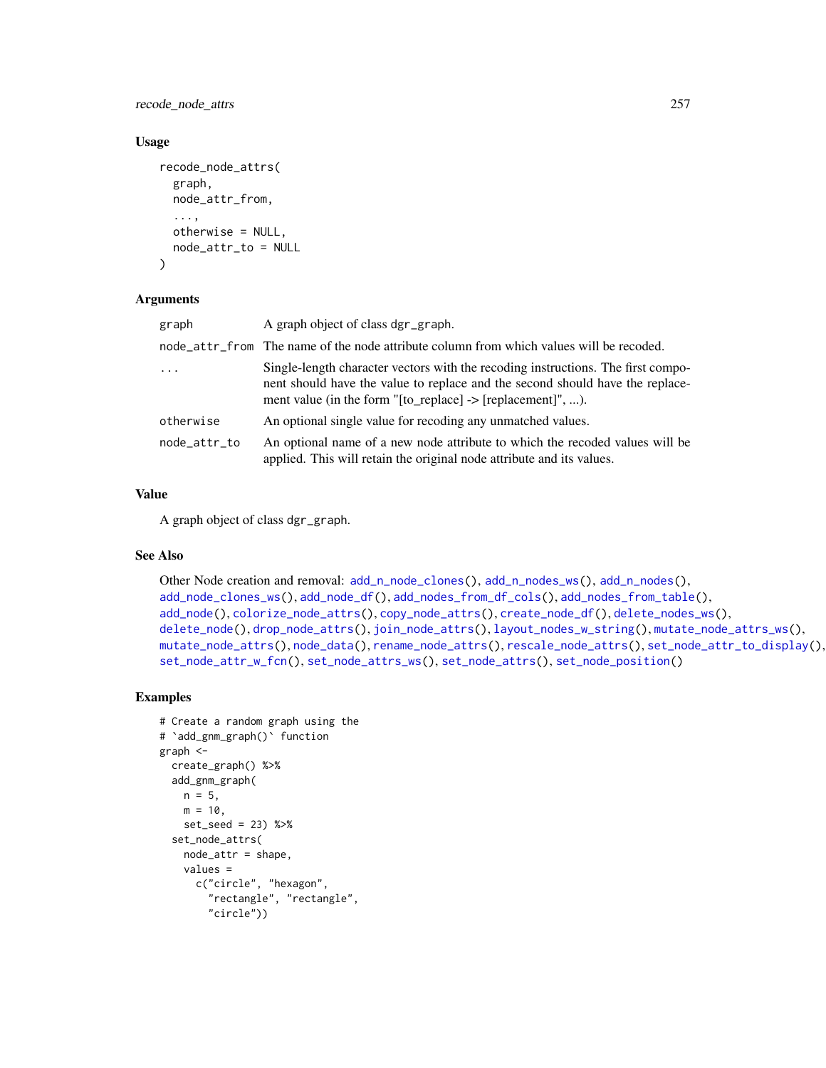### Usage

```
recode_node_attrs(
  graph,
  node_attr_from,
  ...,
  otherwise = NULL,
  node_attr_to = NULL
)
```

### Arguments

| | |
|---|---|
| graph | A graph object of class dgr_graph. |
| node_attr_from | The name of the node attribute column from which values will be recoded. |
| ... | Single-length character vectors with the recoding instructions. The first component should have the value to replace and the second should have the replacement value (in the form "[to_replace] -> [replacement]", ...). |
| otherwise | An optional single value for recoding any unmatched values. |
| node_attr_to | An optional name of a new node attribute to which the recoded values will be applied. This will retain the original node attribute and its values. |

### Value

A graph object of class dgr_graph.

### See Also

Other Node creation and removal: add_n_node_clones(), add_n_nodes_ws(), add_n_nodes(), add_node_clones_ws(), add_node_df(), add_nodes_from_df_cols(), add_nodes_from_table(), add_node(), colorize_node_attrs(), copy_node_attrs(), create_node_df(), delete_nodes_ws(), delete_node(), drop_node_attrs(), join_node_attrs(), layout_nodes_w_string(), mutate_node_attrs_ws(), mutate_node_attrs(), node_data(), rename_node_attrs(), rescale_node_attrs(), set_node_attr_to_display(), set_node_attr_w_fcn(), set_node_attrs_ws(), set_node_attrs(), set_node_position()

### Examples

```
# Create a random graph using the
# `add_gnm_graph()` function
graph <-
  create_graph() %>%
  add_gnm_graph(
    n = 5,
    m = 10,
    set_seed = 23) %>%
  set_node_attrs(
    node_attr = shape,
    values =
      c("circle", "hexagon",
        "rectangle", "rectangle",
        "circle"))
```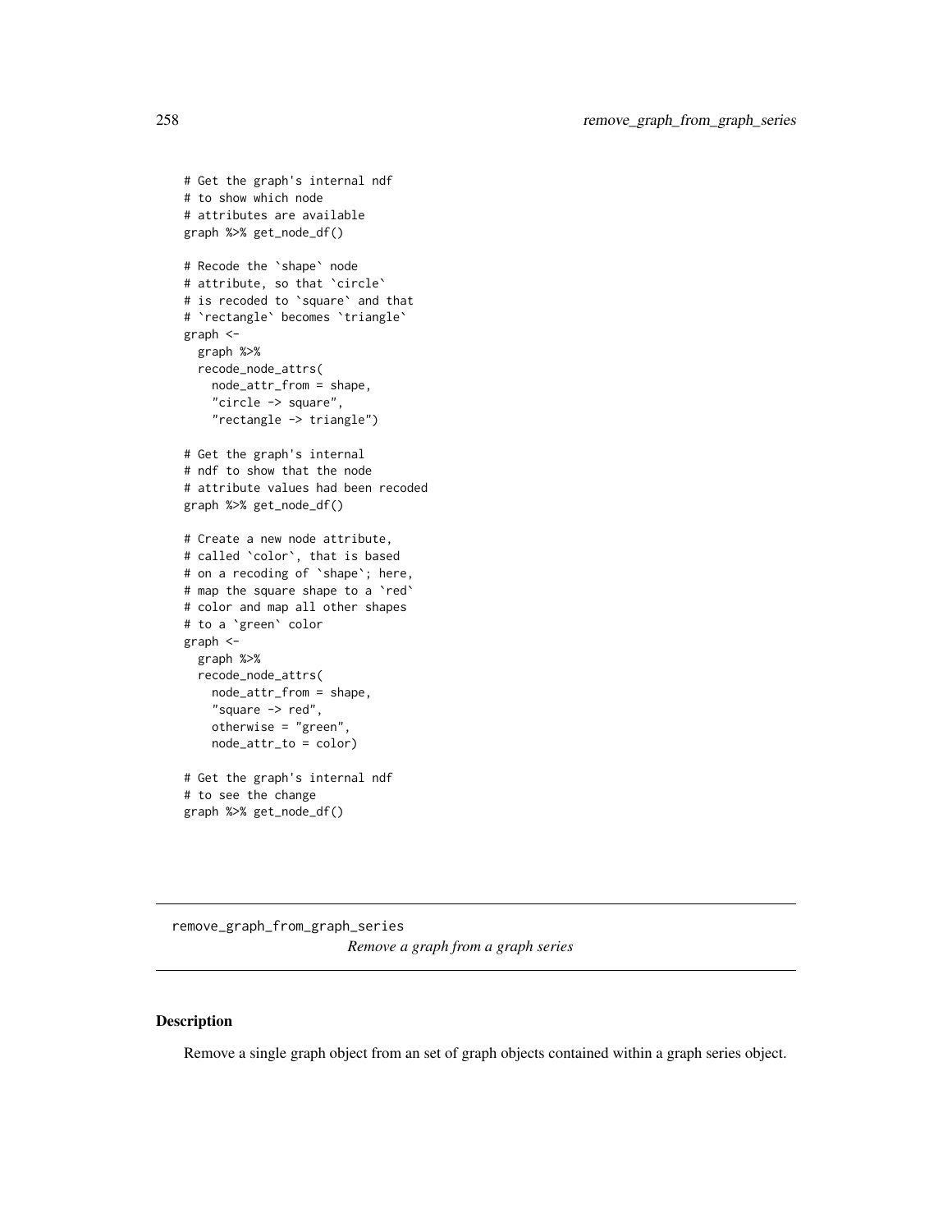```
# Get the graph's internal ndf
# to show which node
# attributes are available
graph %>% get_node_df()

# Recode the `shape` node
# attribute, so that `circle`
# is recoded to `square` and that
# `rectangle` becomes `triangle`
graph <-
  graph %>%
  recode_node_attrs(
    node_attr_from = shape,
    "circle -> square",
    "rectangle -> triangle")

# Get the graph's internal
# ndf to show that the node
# attribute values had been recoded
graph %>% get_node_df()

# Create a new node attribute,
# called `color`, that is based
# on a recoding of `shape`; here,
# map the square shape to a `red`
# color and map all other shapes
# to a `green` color
graph <-
  graph %>%
  recode_node_attrs(
    node_attr_from = shape,
    "square -> red",
    otherwise = "green",
    node_attr_to = color)

# Get the graph's internal ndf
# to see the change
graph %>% get_node_df()
```

---

## remove_graph_from_graph_series

*Remove a graph from a graph series*

---

### Description

Remove a single graph object from an set of graph objects contained within a graph series object.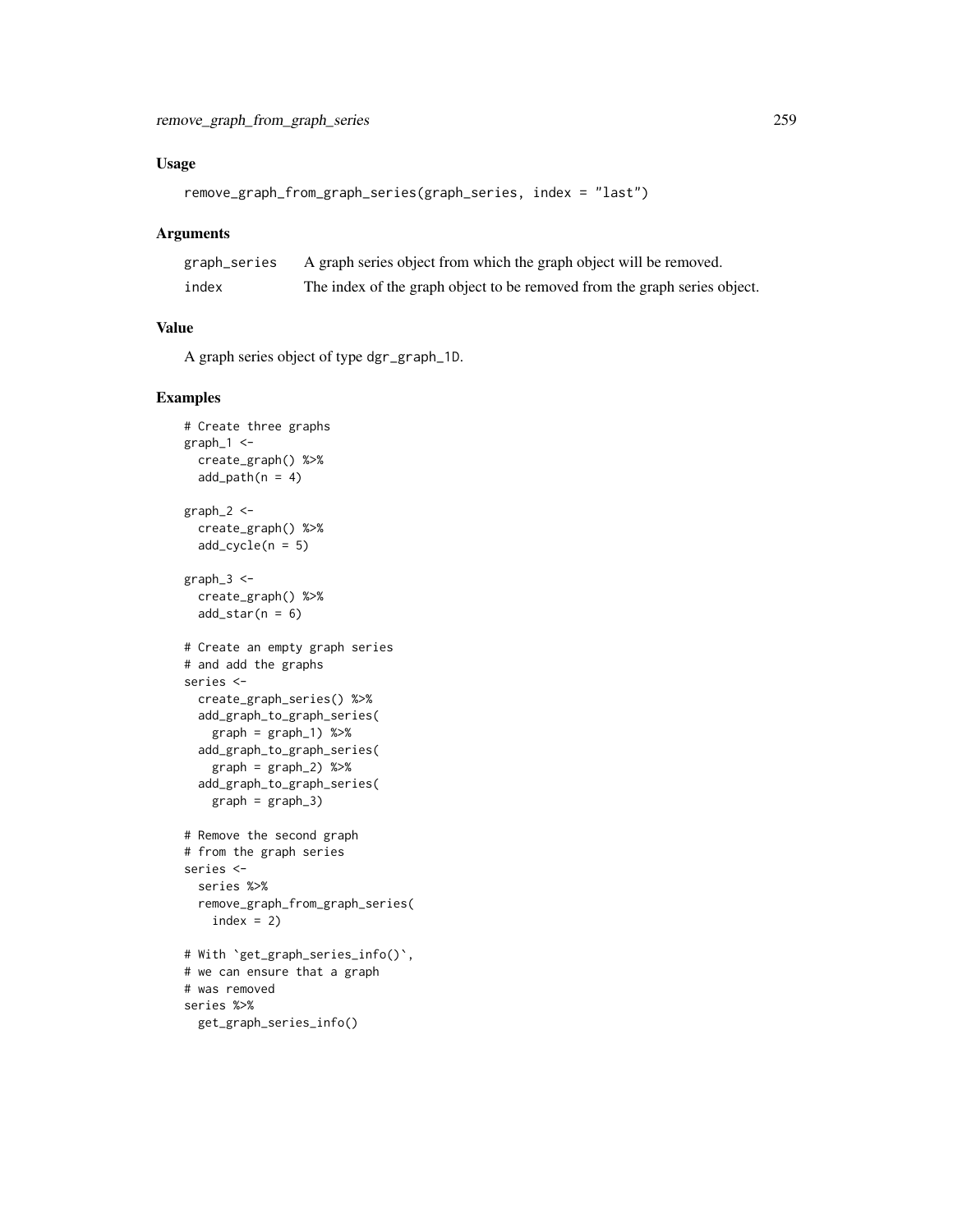## Usage

```
remove_graph_from_graph_series(graph_series, index = "last")
```

## Arguments

| | |
|---|---|
| graph_series | A graph series object from which the graph object will be removed. |
| index | The index of the graph object to be removed from the graph series object. |

## Value

A graph series object of type dgr_graph_1D.

## Examples

```
# Create three graphs
graph_1 <-
  create_graph() %>%
  add_path(n = 4)

graph_2 <-
  create_graph() %>%
  add_cycle(n = 5)

graph_3 <-
  create_graph() %>%
  add_star(n = 6)

# Create an empty graph series
# and add the graphs
series <-
  create_graph_series() %>%
  add_graph_to_graph_series(
    graph = graph_1) %>%
  add_graph_to_graph_series(
    graph = graph_2) %>%
  add_graph_to_graph_series(
    graph = graph_3)

# Remove the second graph
# from the graph series
series <-
  series %>%
  remove_graph_from_graph_series(
    index = 2)

# With `get_graph_series_info()`,
# we can ensure that a graph
# was removed
series %>%
  get_graph_series_info()
```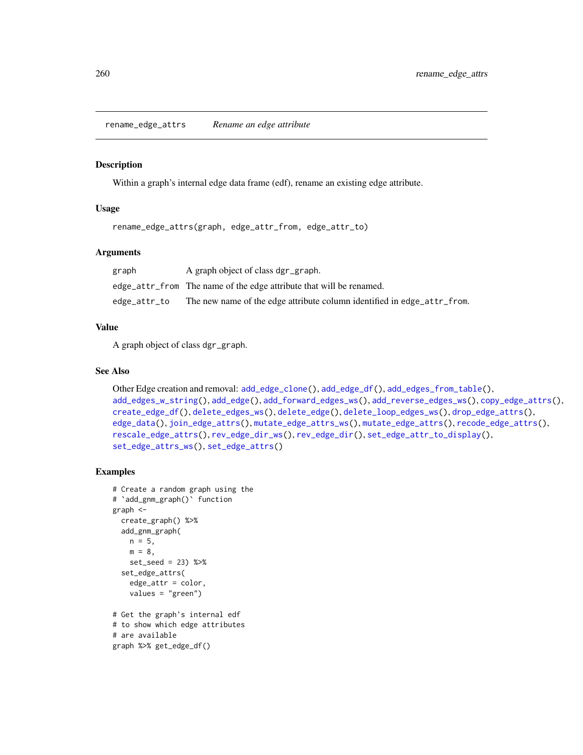# rename_edge_attrs — *Rename an edge attribute*

## Description

Within a graph's internal edge data frame (edf), rename an existing edge attribute.

## Usage

```
rename_edge_attrs(graph, edge_attr_from, edge_attr_to)
```

## Arguments

| | |
|---|---|
| `graph` | A graph object of class `dgr_graph`. |
| `edge_attr_from` | The name of the edge attribute that will be renamed. |
| `edge_attr_to` | The new name of the edge attribute column identified in `edge_attr_from`. |

## Value

A graph object of class `dgr_graph`.

## See Also

Other Edge creation and removal: `add_edge_clone()`, `add_edge_df()`, `add_edges_from_table()`, `add_edges_w_string()`, `add_edge()`, `add_forward_edges_ws()`, `add_reverse_edges_ws()`, `copy_edge_attrs()`, `create_edge_df()`, `delete_edges_ws()`, `delete_edge()`, `delete_loop_edges_ws()`, `drop_edge_attrs()`, `edge_data()`, `join_edge_attrs()`, `mutate_edge_attrs_ws()`, `mutate_edge_attrs()`, `recode_edge_attrs()`, `rescale_edge_attrs()`, `rev_edge_dir_ws()`, `rev_edge_dir()`, `set_edge_attr_to_display()`, `set_edge_attrs_ws()`, `set_edge_attrs()`

## Examples

```
# Create a random graph using the
# `add_gnm_graph()` function
graph <-
  create_graph() %>%
  add_gnm_graph(
    n = 5,
    m = 8,
    set_seed = 23) %>%
  set_edge_attrs(
    edge_attr = color,
    values = "green")

# Get the graph's internal edf
# to show which edge attributes
# are available
graph %>% get_edge_df()
```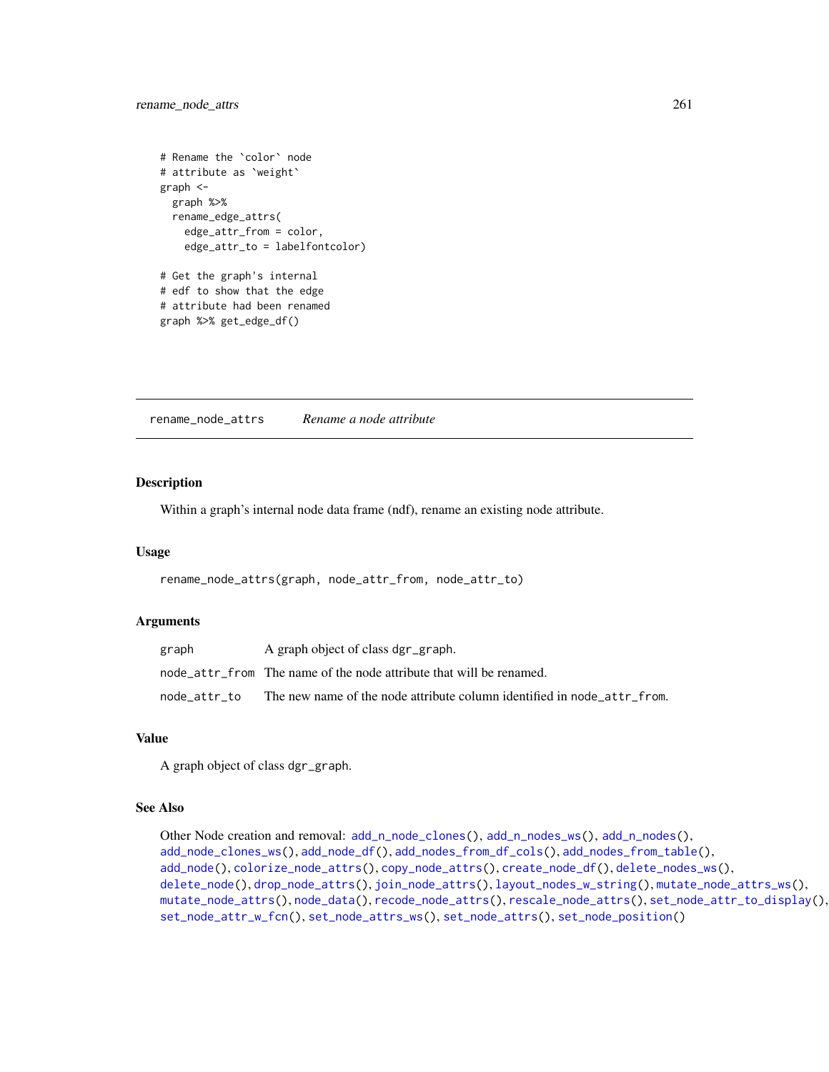```
# Rename the `color` node
# attribute as `weight`
graph <-
  graph %>%
  rename_edge_attrs(
    edge_attr_from = color,
    edge_attr_to = labelfontcolor)

# Get the graph's internal
# edf to show that the edge
# attribute had been renamed
graph %>% get_edge_df()
```

## rename_node_attrs — *Rename a node attribute*

### Description

Within a graph's internal node data frame (ndf), rename an existing node attribute.

### Usage

```
rename_node_attrs(graph, node_attr_from, node_attr_to)
```

### Arguments

| | |
|---|---|
| `graph` | A graph object of class `dgr_graph`. |
| `node_attr_from` | The name of the node attribute that will be renamed. |
| `node_attr_to` | The new name of the node attribute column identified in `node_attr_from`. |

### Value

A graph object of class `dgr_graph`.

### See Also

Other Node creation and removal: `add_n_node_clones()`, `add_n_nodes_ws()`, `add_n_nodes()`, `add_node_clones_ws()`, `add_node_df()`, `add_nodes_from_df_cols()`, `add_nodes_from_table()`, `add_node()`, `colorize_node_attrs()`, `copy_node_attrs()`, `create_node_df()`, `delete_nodes_ws()`, `delete_node()`, `drop_node_attrs()`, `join_node_attrs()`, `layout_nodes_w_string()`, `mutate_node_attrs_ws()`, `mutate_node_attrs()`, `node_data()`, `recode_node_attrs()`, `rescale_node_attrs()`, `set_node_attr_to_display()`, `set_node_attr_w_fcn()`, `set_node_attrs_ws()`, `set_node_attrs()`, `set_node_position()`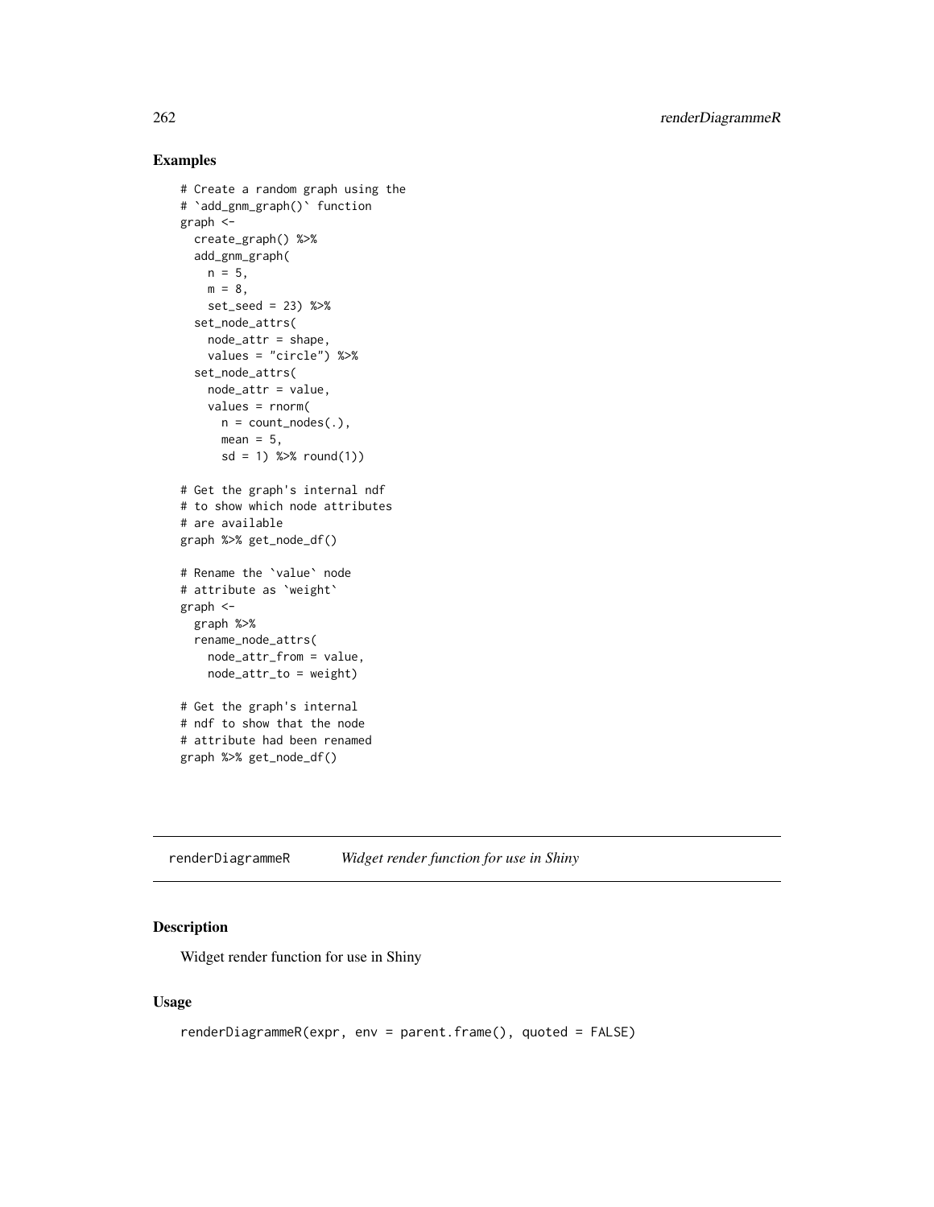## Examples

```
# Create a random graph using the
# `add_gnm_graph()` function
graph <-
  create_graph() %>%
  add_gnm_graph(
    n = 5,
    m = 8,
    set_seed = 23) %>%
  set_node_attrs(
    node_attr = shape,
    values = "circle") %>%
  set_node_attrs(
    node_attr = value,
    values = rnorm(
      n = count_nodes(.),
      mean = 5,
      sd = 1) %>% round(1))

# Get the graph's internal ndf
# to show which node attributes
# are available
graph %>% get_node_df()

# Rename the `value` node
# attribute as `weight`
graph <-
  graph %>%
  rename_node_attrs(
    node_attr_from = value,
    node_attr_to = weight)

# Get the graph's internal
# ndf to show that the node
# attribute had been renamed
graph %>% get_node_df()
```

---

# renderDiagrammeR &nbsp;&nbsp;&nbsp; *Widget render function for use in Shiny*

## Description

Widget render function for use in Shiny

## Usage

```
renderDiagrammeR(expr, env = parent.frame(), quoted = FALSE)
```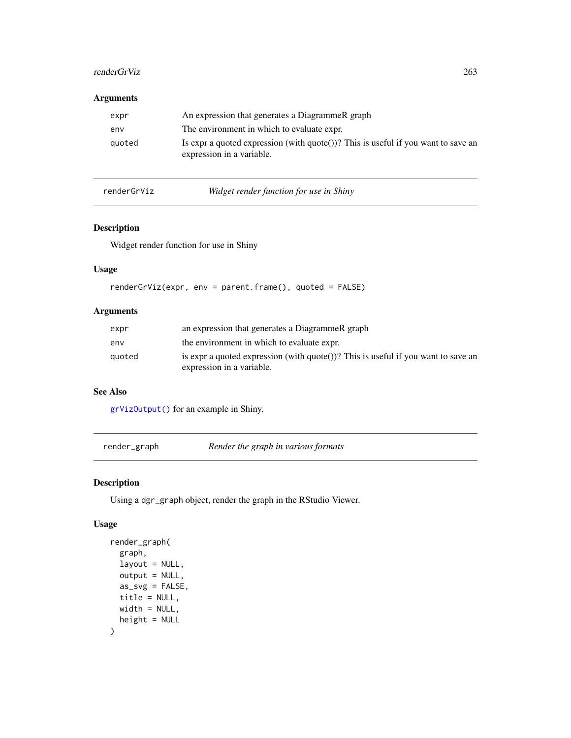### Arguments

| | |
|---|---|
| `expr` | An expression that generates a DiagrammeR graph |
| `env` | The environment in which to evaluate expr. |
| `quoted` | Is expr a quoted expression (with quote())? This is useful if you want to save an expression in a variable. |

---

## renderGrViz *Widget render function for use in Shiny*

### Description

Widget render function for use in Shiny

### Usage

```
renderGrViz(expr, env = parent.frame(), quoted = FALSE)
```

### Arguments

| | |
|---|---|
| `expr` | an expression that generates a DiagrammeR graph |
| `env` | the environment in which to evaluate expr. |
| `quoted` | is expr a quoted expression (with quote())? This is useful if you want to save an expression in a variable. |

### See Also

`grVizOutput()` for an example in Shiny.

---

## render_graph *Render the graph in various formats*

### Description

Using a `dgr_graph` object, render the graph in the RStudio Viewer.

### Usage

```
render_graph(
  graph,
  layout = NULL,
  output = NULL,
  as_svg = FALSE,
  title = NULL,
  width = NULL,
  height = NULL
)
```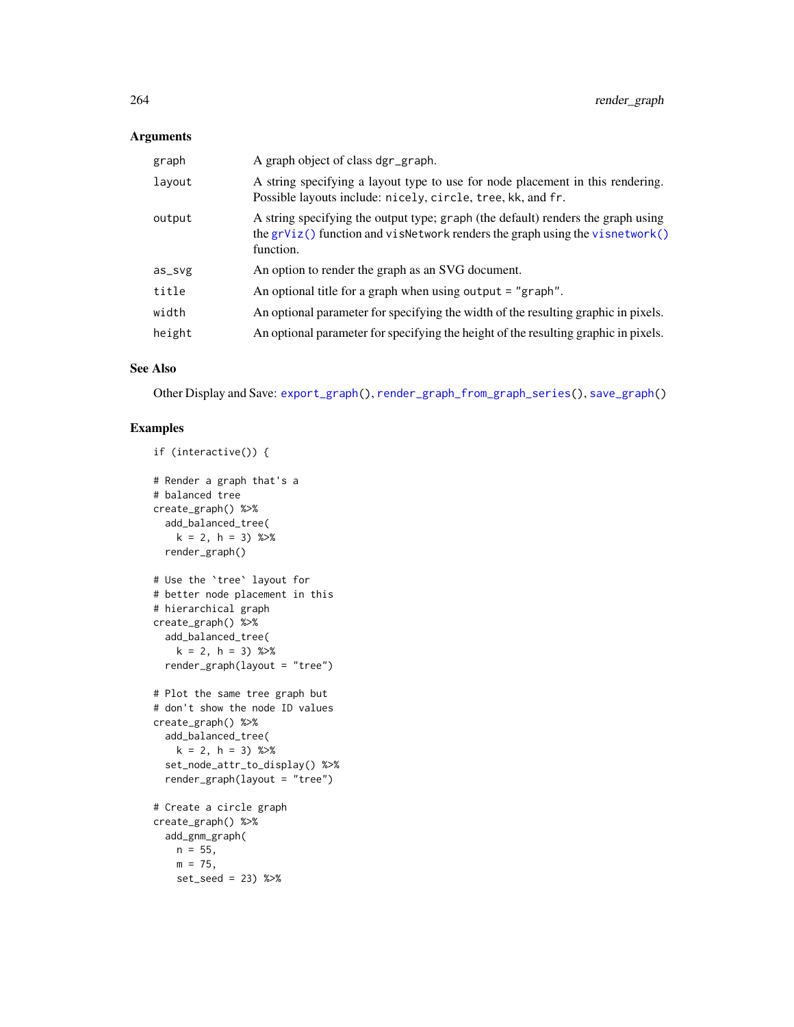## Arguments

| | |
|---|---|
| graph | A graph object of class dgr_graph. |
| layout | A string specifying a layout type to use for node placement in this rendering. Possible layouts include: nicely, circle, tree, kk, and fr. |
| output | A string specifying the output type; graph (the default) renders the graph using the grViz() function and visNetwork renders the graph using the visnetwork() function. |
| as_svg | An option to render the graph as an SVG document. |
| title | An optional title for a graph when using output = "graph". |
| width | An optional parameter for specifying the width of the resulting graphic in pixels. |
| height | An optional parameter for specifying the height of the resulting graphic in pixels. |

## See Also

Other Display and Save: export_graph(), render_graph_from_graph_series(), save_graph()

## Examples

```
if (interactive()) {

# Render a graph that's a
# balanced tree
create_graph() %>%
  add_balanced_tree(
    k = 2, h = 3) %>%
  render_graph()

# Use the `tree` layout for
# better node placement in this
# hierarchical graph
create_graph() %>%
  add_balanced_tree(
    k = 2, h = 3) %>%
  render_graph(layout = "tree")

# Plot the same tree graph but
# don't show the node ID values
create_graph() %>%
  add_balanced_tree(
    k = 2, h = 3) %>%
  set_node_attr_to_display() %>%
  render_graph(layout = "tree")

# Create a circle graph
create_graph() %>%
  add_gnm_graph(
    n = 55,
    m = 75,
    set_seed = 23) %>%
```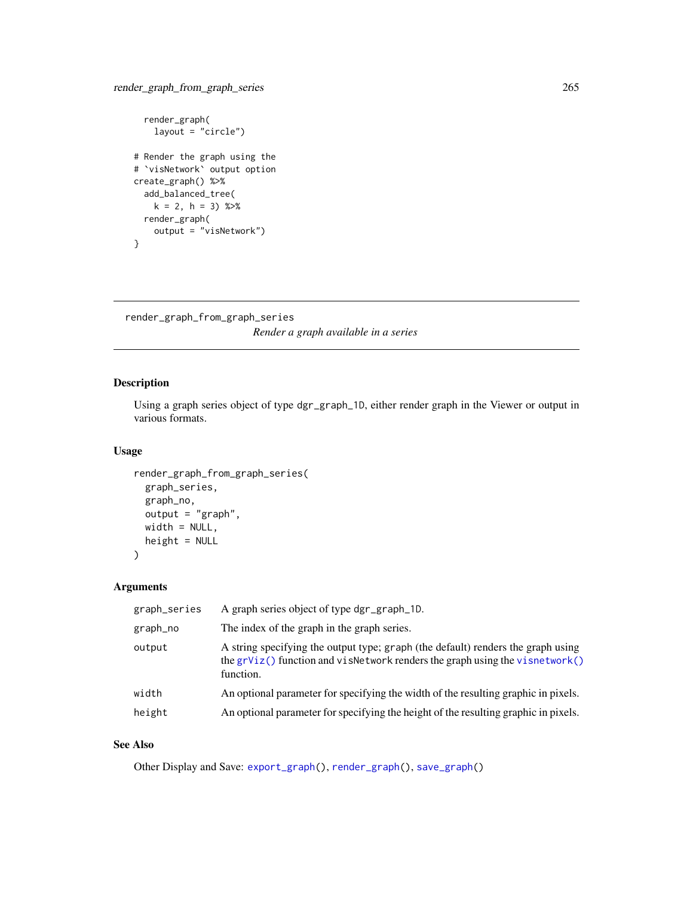```
  render_graph(
    layout = "circle")

# Render the graph using the
# `visNetwork` output option
create_graph() %>%
  add_balanced_tree(
    k = 2, h = 3) %>%
  render_graph(
    output = "visNetwork")
}
```

---

## render_graph_from_graph_series

*Render a graph available in a series*

---

### Description

Using a graph series object of type `dgr_graph_1D`, either render graph in the Viewer or output in various formats.

### Usage

```
render_graph_from_graph_series(
  graph_series,
  graph_no,
  output = "graph",
  width = NULL,
  height = NULL
)
```

### Arguments

| | |
|---|---|
| `graph_series` | A graph series object of type `dgr_graph_1D`. |
| `graph_no` | The index of the graph in the graph series. |
| `output` | A string specifying the output type; `graph` (the default) renders the graph using the `grViz()` function and `visNetwork` renders the graph using the `visnetwork()` function. |
| `width` | An optional parameter for specifying the width of the resulting graphic in pixels. |
| `height` | An optional parameter for specifying the height of the resulting graphic in pixels. |

### See Also

Other Display and Save: `export_graph()`, `render_graph()`, `save_graph()`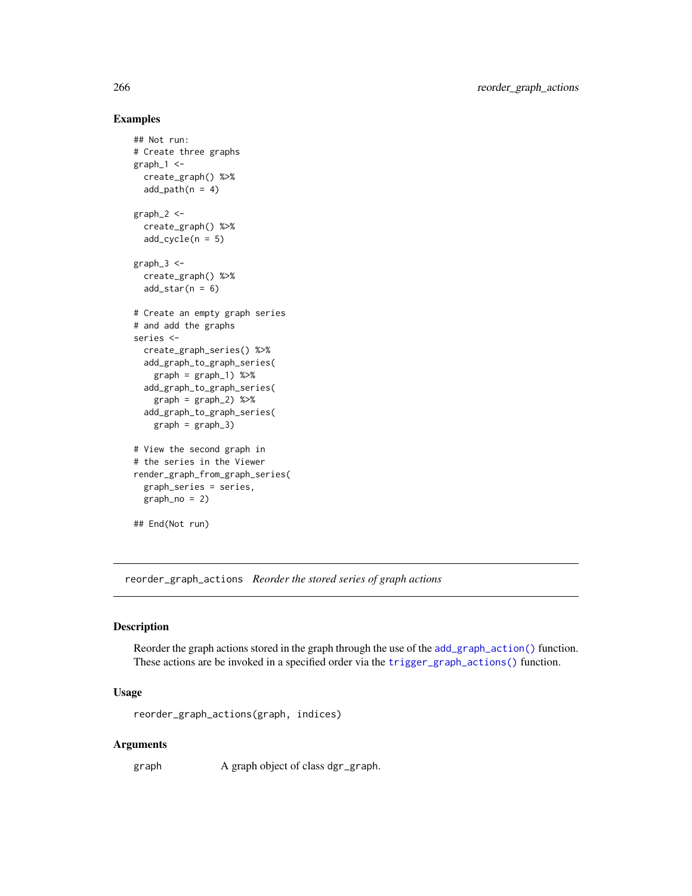## Examples

```
## Not run:
# Create three graphs
graph_1 <-
  create_graph() %>%
  add_path(n = 4)

graph_2 <-
  create_graph() %>%
  add_cycle(n = 5)

graph_3 <-
  create_graph() %>%
  add_star(n = 6)

# Create an empty graph series
# and add the graphs
series <-
  create_graph_series() %>%
  add_graph_to_graph_series(
    graph = graph_1) %>%
  add_graph_to_graph_series(
    graph = graph_2) %>%
  add_graph_to_graph_series(
    graph = graph_3)

# View the second graph in
# the series in the Viewer
render_graph_from_graph_series(
  graph_series = series,
  graph_no = 2)

## End(Not run)
```

---

# reorder_graph_actions *Reorder the stored series of graph actions*

---

## Description

Reorder the graph actions stored in the graph through the use of the `add_graph_action()` function. These actions are be invoked in a specified order via the `trigger_graph_actions()` function.

## Usage

```
reorder_graph_actions(graph, indices)
```

## Arguments

| | |
|---|---|
| `graph` | A graph object of class `dgr_graph`. |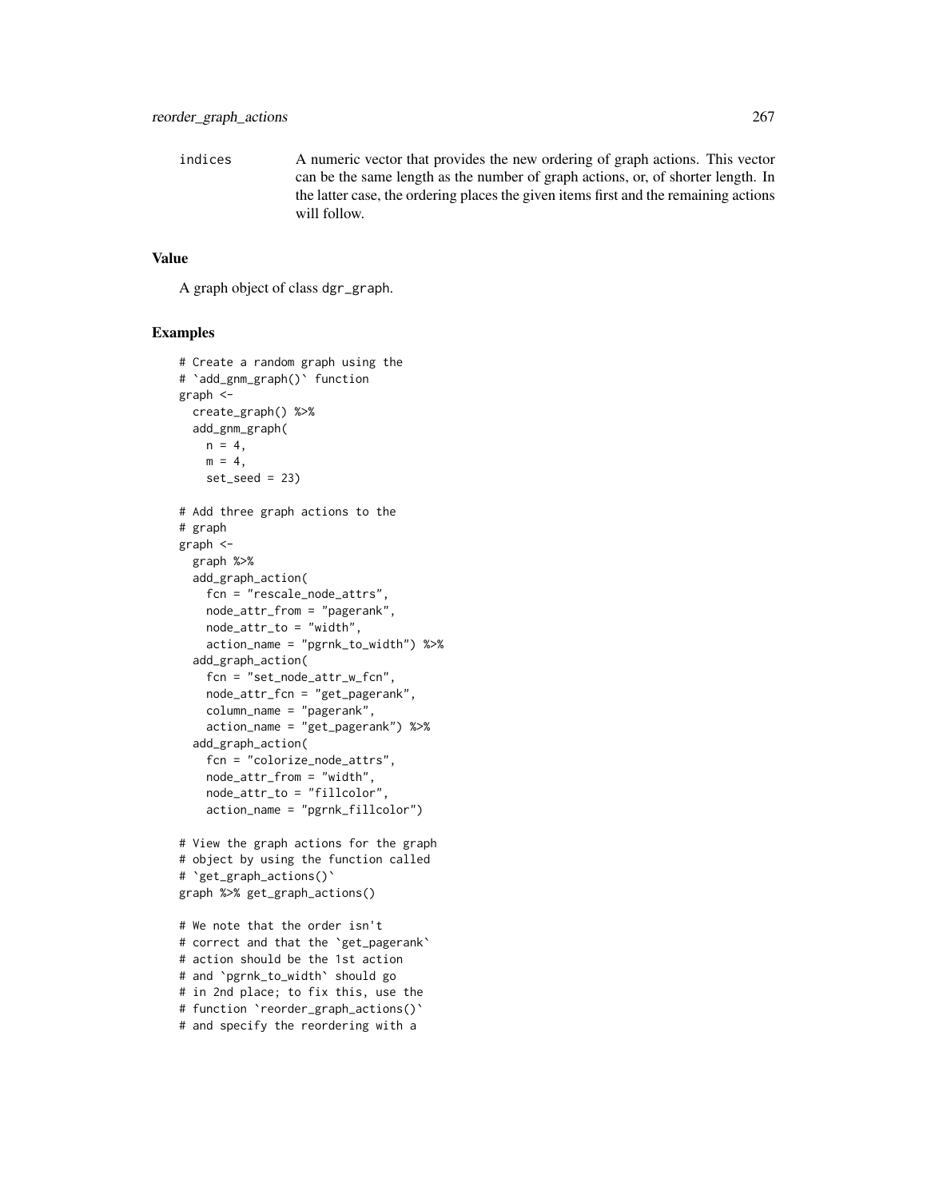indices A numeric vector that provides the new ordering of graph actions. This vector can be the same length as the number of graph actions, or, of shorter length. In the latter case, the ordering places the given items first and the remaining actions will follow.

### Value

A graph object of class dgr_graph.

### Examples

```
# Create a random graph using the
# `add_gnm_graph()` function
graph <-
  create_graph() %>%
  add_gnm_graph(
    n = 4,
    m = 4,
    set_seed = 23)

# Add three graph actions to the
# graph
graph <-
  graph %>%
  add_graph_action(
    fcn = "rescale_node_attrs",
    node_attr_from = "pagerank",
    node_attr_to = "width",
    action_name = "pgrnk_to_width") %>%
  add_graph_action(
    fcn = "set_node_attr_w_fcn",
    node_attr_fcn = "get_pagerank",
    column_name = "pagerank",
    action_name = "get_pagerank") %>%
  add_graph_action(
    fcn = "colorize_node_attrs",
    node_attr_from = "width",
    node_attr_to = "fillcolor",
    action_name = "pgrnk_fillcolor")

# View the graph actions for the graph
# object by using the function called
# `get_graph_actions()`
graph %>% get_graph_actions()

# We note that the order isn't
# correct and that the `get_pagerank`
# action should be the 1st action
# and `pgrnk_to_width` should go
# in 2nd place; to fix this, use the
# function `reorder_graph_actions()`
# and specify the reordering with a
```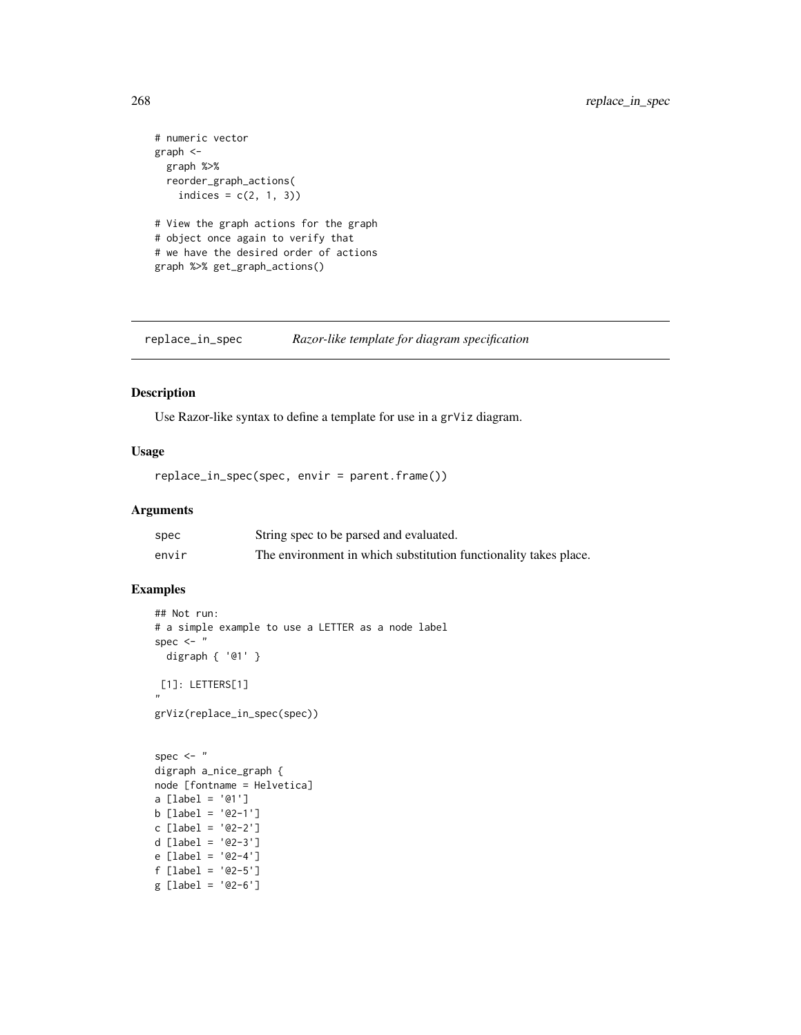```
# numeric vector
graph <-
  graph %>%
  reorder_graph_actions(
    indices = c(2, 1, 3))

# View the graph actions for the graph
# object once again to verify that
# we have the desired order of actions
graph %>% get_graph_actions()
```

## replace_in_spec    *Razor-like template for diagram specification*

### Description

Use Razor-like syntax to define a template for use in a `grViz` diagram.

### Usage

```
replace_in_spec(spec, envir = parent.frame())
```

### Arguments

| | |
|---|---|
| spec | String spec to be parsed and evaluated. |
| envir | The environment in which substitution functionality takes place. |

### Examples

```
## Not run:
# a simple example to use a LETTER as a node label
spec <- "
  digraph { '@1' }

 [1]: LETTERS[1]
"
grViz(replace_in_spec(spec))


spec <- "
digraph a_nice_graph {
node [fontname = Helvetica]
a [label = '@1']
b [label = '@2-1']
c [label = '@2-2']
d [label = '@2-3']
e [label = '@2-4']
f [label = '@2-5']
g [label = '@2-6']
```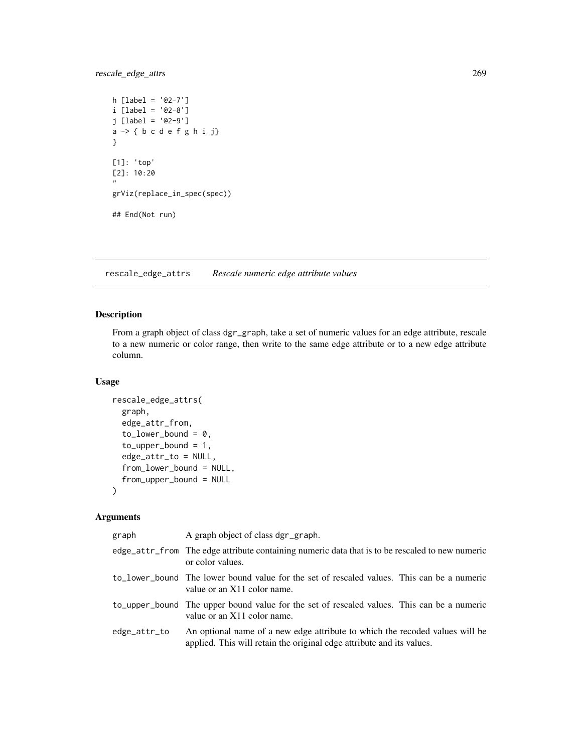```
h [label = '@2-7']
i [label = '@2-8']
j [label = '@2-9']
a -> { b c d e f g h i j}
}

[1]: 'top'
[2]: 10:20
"
grViz(replace_in_spec(spec))

## End(Not run)
```

## rescale_edge_attrs *Rescale numeric edge attribute values*

### Description

From a graph object of class dgr_graph, take a set of numeric values for an edge attribute, rescale to a new numeric or color range, then write to the same edge attribute or to a new edge attribute column.

### Usage

```
rescale_edge_attrs(
  graph,
  edge_attr_from,
  to_lower_bound = 0,
  to_upper_bound = 1,
  edge_attr_to = NULL,
  from_lower_bound = NULL,
  from_upper_bound = NULL
)
```

### Arguments

| | |
|---|---|
| graph | A graph object of class dgr_graph. |
| edge_attr_from | The edge attribute containing numeric data that is to be rescaled to new numeric or color values. |
| to_lower_bound | The lower bound value for the set of rescaled values. This can be a numeric value or an X11 color name. |
| to_upper_bound | The upper bound value for the set of rescaled values. This can be a numeric value or an X11 color name. |
| edge_attr_to | An optional name of a new edge attribute to which the recoded values will be applied. This will retain the original edge attribute and its values. |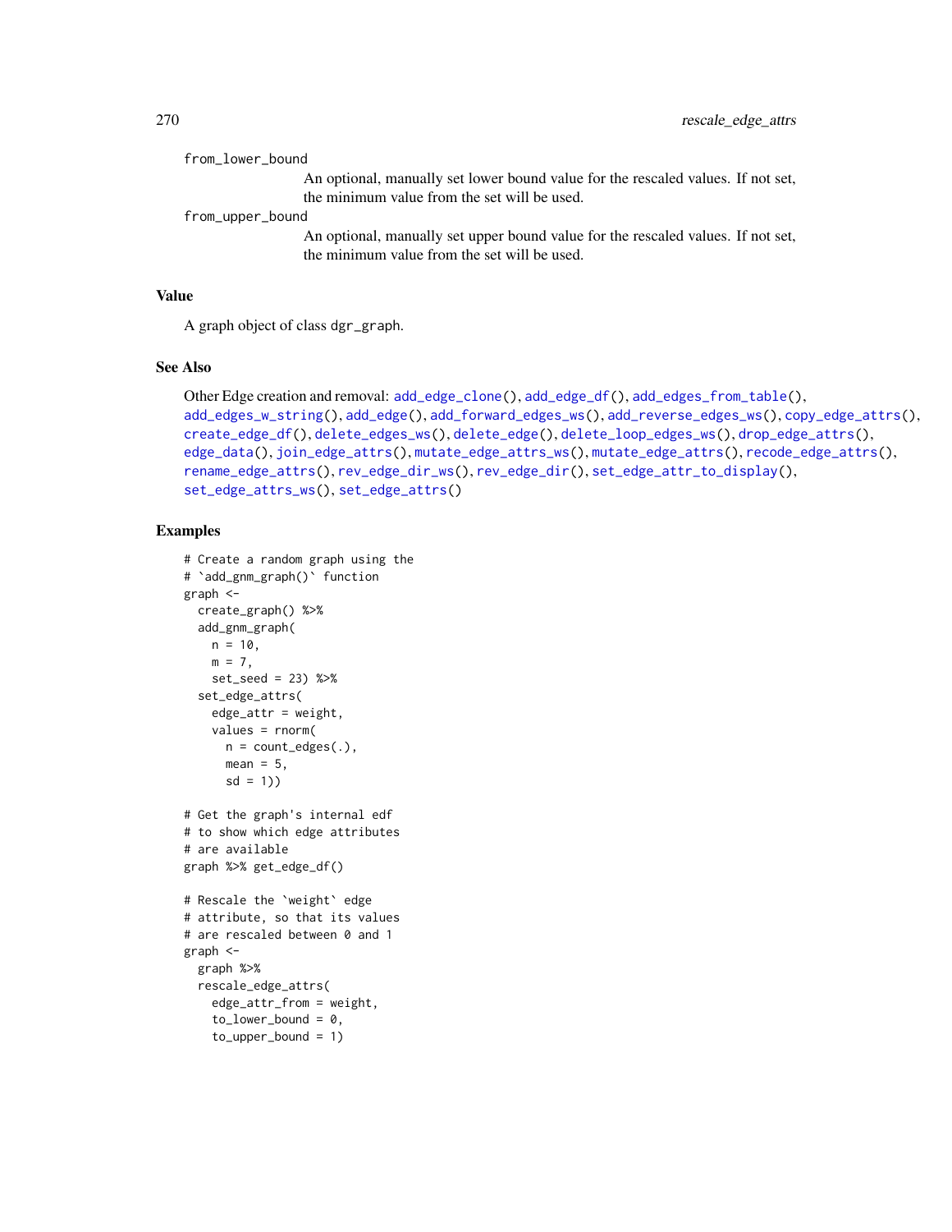from_lower_bound
: An optional, manually set lower bound value for the rescaled values. If not set, the minimum value from the set will be used.

from_upper_bound
: An optional, manually set upper bound value for the rescaled values. If not set, the minimum value from the set will be used.

### Value

A graph object of class dgr_graph.

### See Also

Other Edge creation and removal: add_edge_clone(), add_edge_df(), add_edges_from_table(), add_edges_w_string(), add_edge(), add_forward_edges_ws(), add_reverse_edges_ws(), copy_edge_attrs(), create_edge_df(), delete_edges_ws(), delete_edge(), delete_loop_edges_ws(), drop_edge_attrs(), edge_data(), join_edge_attrs(), mutate_edge_attrs_ws(), mutate_edge_attrs(), recode_edge_attrs(), rename_edge_attrs(), rev_edge_dir_ws(), rev_edge_dir(), set_edge_attr_to_display(), set_edge_attrs_ws(), set_edge_attrs()

### Examples

```
# Create a random graph using the
# `add_gnm_graph()` function
graph <-
  create_graph() %>%
  add_gnm_graph(
    n = 10,
    m = 7,
    set_seed = 23) %>%
  set_edge_attrs(
    edge_attr = weight,
    values = rnorm(
      n = count_edges(.),
      mean = 5,
      sd = 1))

# Get the graph's internal edf
# to show which edge attributes
# are available
graph %>% get_edge_df()

# Rescale the `weight` edge
# attribute, so that its values
# are rescaled between 0 and 1
graph <-
  graph %>%
  rescale_edge_attrs(
    edge_attr_from = weight,
    to_lower_bound = 0,
    to_upper_bound = 1)
```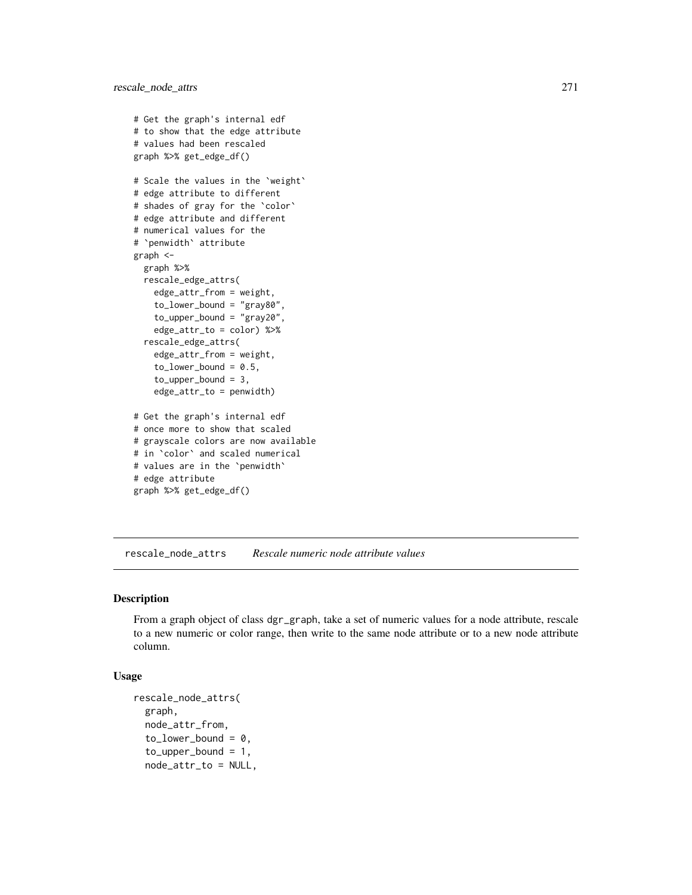```
# Get the graph's internal edf
# to show that the edge attribute
# values had been rescaled
graph %>% get_edge_df()

# Scale the values in the `weight`
# edge attribute to different
# shades of gray for the `color`
# edge attribute and different
# numerical values for the
# `penwidth` attribute
graph <-
  graph %>%
  rescale_edge_attrs(
    edge_attr_from = weight,
    to_lower_bound = "gray80",
    to_upper_bound = "gray20",
    edge_attr_to = color) %>%
  rescale_edge_attrs(
    edge_attr_from = weight,
    to_lower_bound = 0.5,
    to_upper_bound = 3,
    edge_attr_to = penwidth)

# Get the graph's internal edf
# once more to show that scaled
# grayscale colors are now available
# in `color` and scaled numerical
# values are in the `penwidth`
# edge attribute
graph %>% get_edge_df()
```

## rescale_node_attrs *Rescale numeric node attribute values*

### Description

From a graph object of class dgr_graph, take a set of numeric values for a node attribute, rescale to a new numeric or color range, then write to the same node attribute or to a new node attribute column.

### Usage

```
rescale_node_attrs(
  graph,
  node_attr_from,
  to_lower_bound = 0,
  to_upper_bound = 1,
  node_attr_to = NULL,
```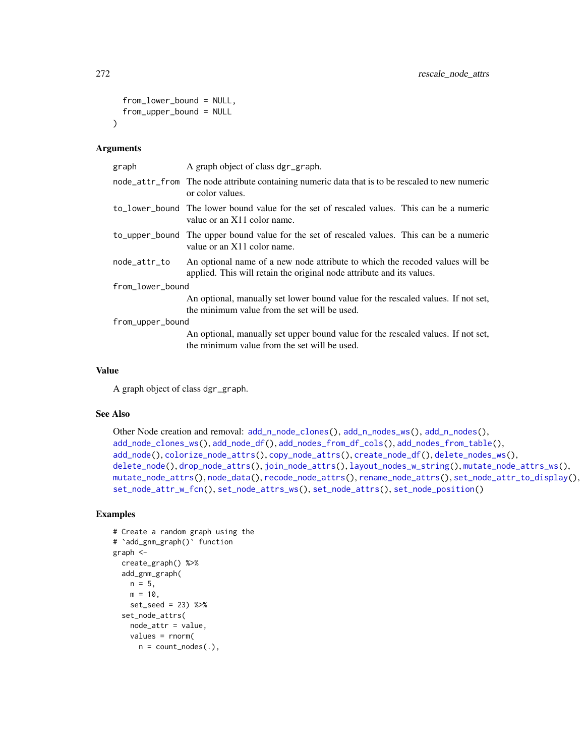```
  from_lower_bound = NULL,
  from_upper_bound = NULL
)
```

## Arguments

| | |
|---|---|
| graph | A graph object of class dgr_graph. |
| node_attr_from | The node attribute containing numeric data that is to be rescaled to new numeric or color values. |
| to_lower_bound | The lower bound value for the set of rescaled values. This can be a numeric value or an X11 color name. |
| to_upper_bound | The upper bound value for the set of rescaled values. This can be a numeric value or an X11 color name. |
| node_attr_to | An optional name of a new node attribute to which the recoded values will be applied. This will retain the original node attribute and its values. |
| from_lower_bound | An optional, manually set lower bound value for the rescaled values. If not set, the minimum value from the set will be used. |
| from_upper_bound | An optional, manually set upper bound value for the rescaled values. If not set, the minimum value from the set will be used. |

## Value

A graph object of class dgr_graph.

## See Also

Other Node creation and removal: add_n_node_clones(), add_n_nodes_ws(), add_n_nodes(), add_node_clones_ws(), add_node_df(), add_nodes_from_df_cols(), add_nodes_from_table(), add_node(), colorize_node_attrs(), copy_node_attrs(), create_node_df(), delete_nodes_ws(), delete_node(), drop_node_attrs(), join_node_attrs(), layout_nodes_w_string(), mutate_node_attrs_ws(), mutate_node_attrs(), node_data(), recode_node_attrs(), rename_node_attrs(), set_node_attr_to_display(), set_node_attr_w_fcn(), set_node_attrs_ws(), set_node_attrs(), set_node_position()

## Examples

```
# Create a random graph using the
# `add_gnm_graph()` function
graph <-
  create_graph() %>%
  add_gnm_graph(
    n = 5,
    m = 10,
    set_seed = 23) %>%
  set_node_attrs(
    node_attr = value,
    values = rnorm(
      n = count_nodes(.),
```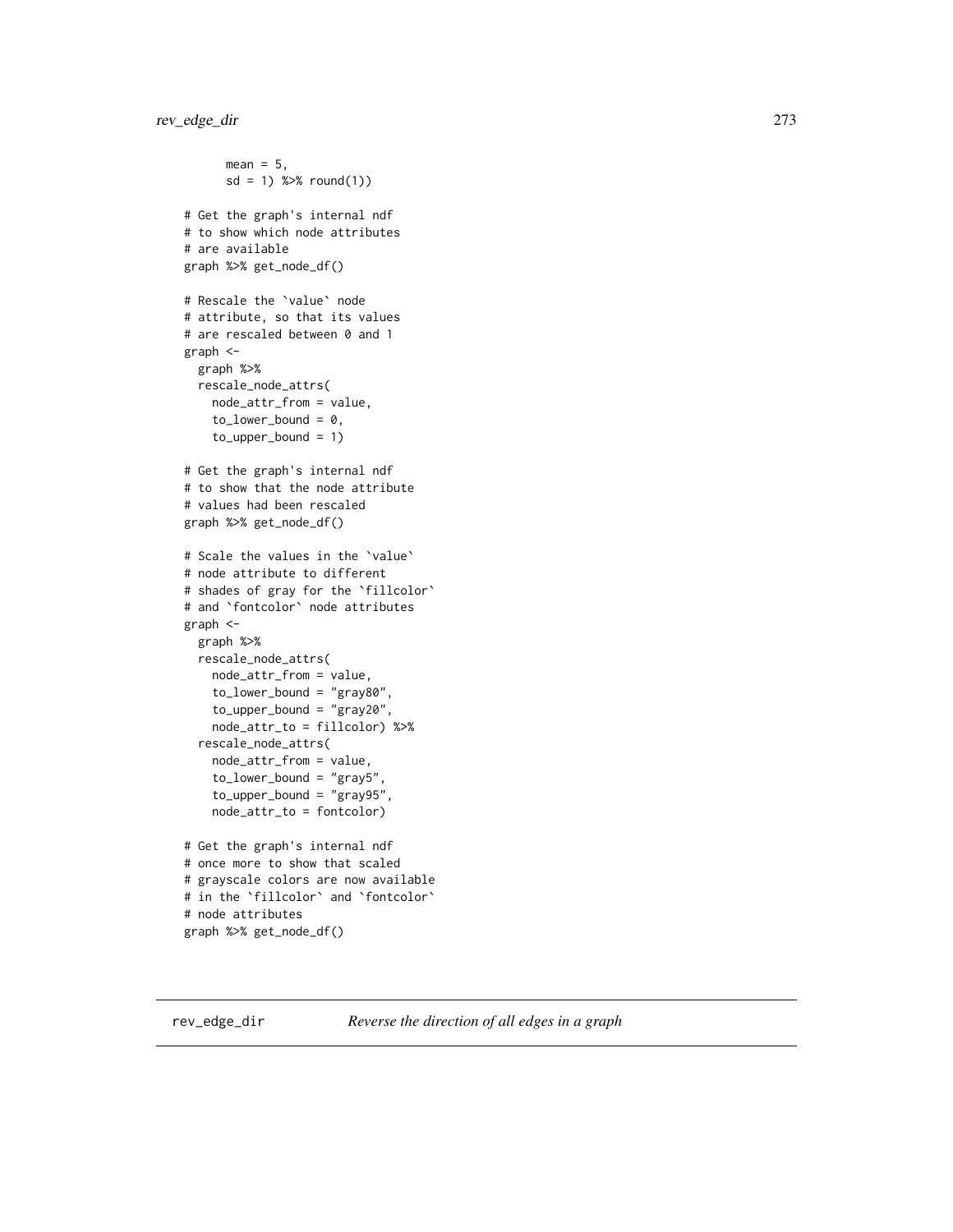```
      mean = 5,
      sd = 1) %>% round(1))

# Get the graph's internal ndf
# to show which node attributes
# are available
graph %>% get_node_df()

# Rescale the `value` node
# attribute, so that its values
# are rescaled between 0 and 1
graph <-
  graph %>%
  rescale_node_attrs(
    node_attr_from = value,
    to_lower_bound = 0,
    to_upper_bound = 1)

# Get the graph's internal ndf
# to show that the node attribute
# values had been rescaled
graph %>% get_node_df()

# Scale the values in the `value`
# node attribute to different
# shades of gray for the `fillcolor`
# and `fontcolor` node attributes
graph <-
  graph %>%
  rescale_node_attrs(
    node_attr_from = value,
    to_lower_bound = "gray80",
    to_upper_bound = "gray20",
    node_attr_to = fillcolor) %>%
  rescale_node_attrs(
    node_attr_from = value,
    to_lower_bound = "gray5",
    to_upper_bound = "gray95",
    node_attr_to = fontcolor)

# Get the graph's internal ndf
# once more to show that scaled
# grayscale colors are now available
# in the `fillcolor` and `fontcolor`
# node attributes
graph %>% get_node_df()
```

## rev_edge_dir    *Reverse the direction of all edges in a graph*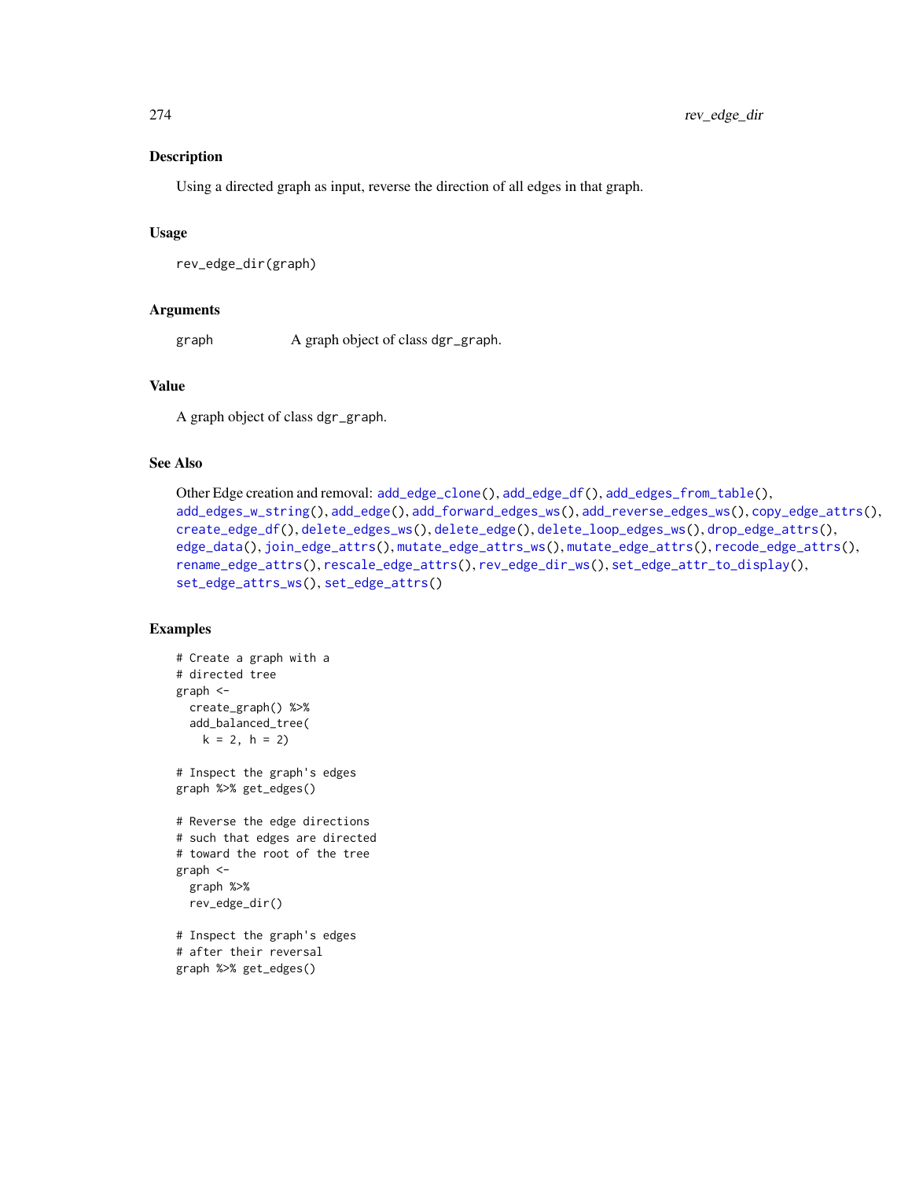### Description

Using a directed graph as input, reverse the direction of all edges in that graph.

### Usage

```
rev_edge_dir(graph)
```

### Arguments

| | |
|---|---|
| graph | A graph object of class dgr_graph. |

### Value

A graph object of class dgr_graph.

### See Also

Other Edge creation and removal: add_edge_clone(), add_edge_df(), add_edges_from_table(), add_edges_w_string(), add_edge(), add_forward_edges_ws(), add_reverse_edges_ws(), copy_edge_attrs(), create_edge_df(), delete_edges_ws(), delete_edge(), delete_loop_edges_ws(), drop_edge_attrs(), edge_data(), join_edge_attrs(), mutate_edge_attrs_ws(), mutate_edge_attrs(), recode_edge_attrs(), rename_edge_attrs(), rescale_edge_attrs(), rev_edge_dir_ws(), set_edge_attr_to_display(), set_edge_attrs_ws(), set_edge_attrs()

### Examples

```
# Create a graph with a
# directed tree
graph <-
  create_graph() %>%
  add_balanced_tree(
    k = 2, h = 2)

# Inspect the graph's edges
graph %>% get_edges()

# Reverse the edge directions
# such that edges are directed
# toward the root of the tree
graph <-
  graph %>%
  rev_edge_dir()

# Inspect the graph's edges
# after their reversal
graph %>% get_edges()
```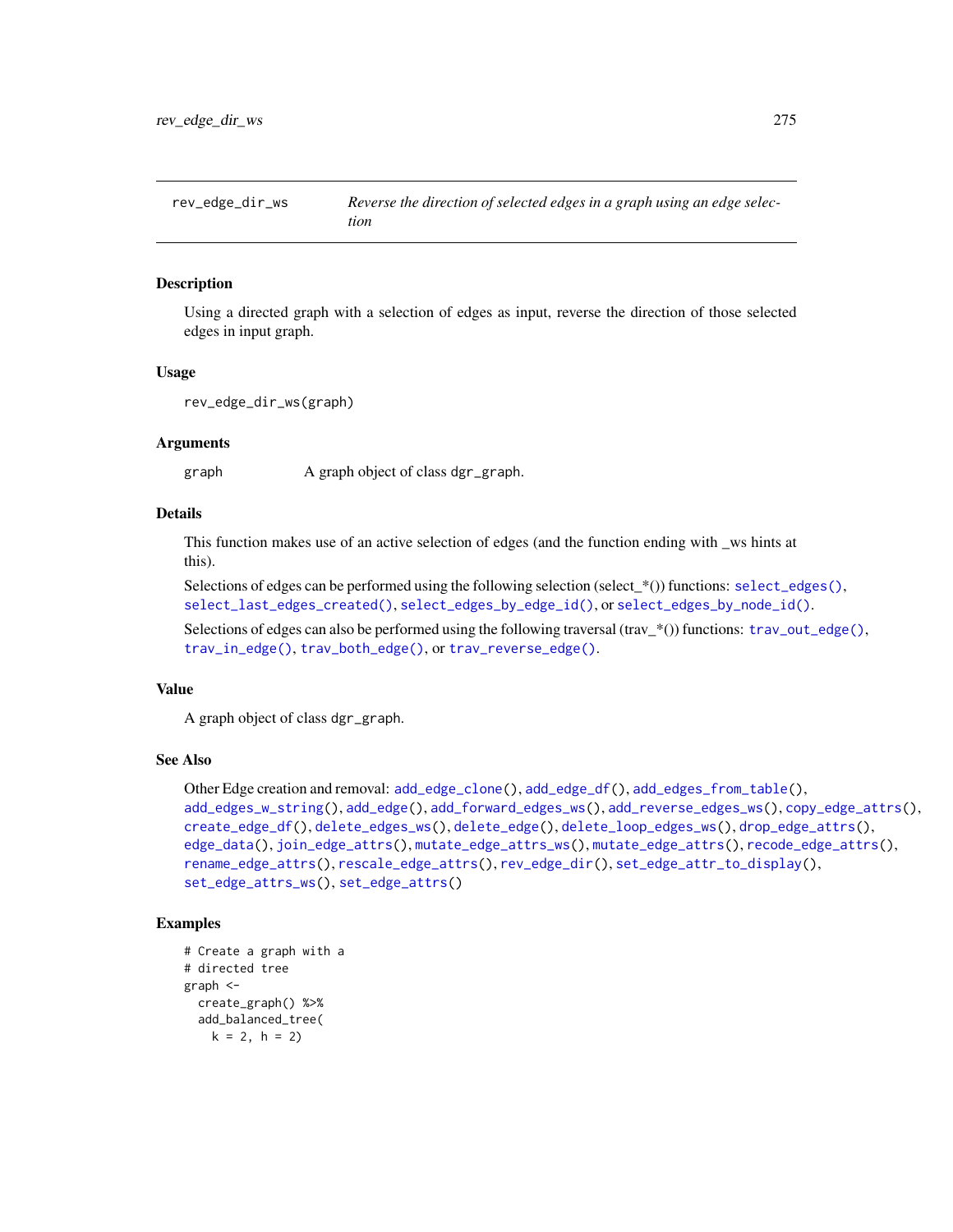# rev_edge_dir_ws

*Reverse the direction of selected edges in a graph using an edge selection*

## Description

Using a directed graph with a selection of edges as input, reverse the direction of those selected edges in input graph.

## Usage

```
rev_edge_dir_ws(graph)
```

## Arguments

| | |
|---|---|
| graph | A graph object of class dgr_graph. |

## Details

This function makes use of an active selection of edges (and the function ending with _ws hints at this).

Selections of edges can be performed using the following selection (select_*()) functions: select_edges(), select_last_edges_created(), select_edges_by_edge_id(), or select_edges_by_node_id().

Selections of edges can also be performed using the following traversal (trav_*()) functions: trav_out_edge(), trav_in_edge(), trav_both_edge(), or trav_reverse_edge().

## Value

A graph object of class dgr_graph.

## See Also

Other Edge creation and removal: add_edge_clone(), add_edge_df(), add_edges_from_table(), add_edges_w_string(), add_edge(), add_forward_edges_ws(), add_reverse_edges_ws(), copy_edge_attrs(), create_edge_df(), delete_edges_ws(), delete_edge(), delete_loop_edges_ws(), drop_edge_attrs(), edge_data(), join_edge_attrs(), mutate_edge_attrs_ws(), mutate_edge_attrs(), recode_edge_attrs(), rename_edge_attrs(), rescale_edge_attrs(), rev_edge_dir(), set_edge_attr_to_display(), set_edge_attrs_ws(), set_edge_attrs()

## Examples

```
# Create a graph with a
# directed tree
graph <-
  create_graph() %>%
  add_balanced_tree(
    k = 2, h = 2)
```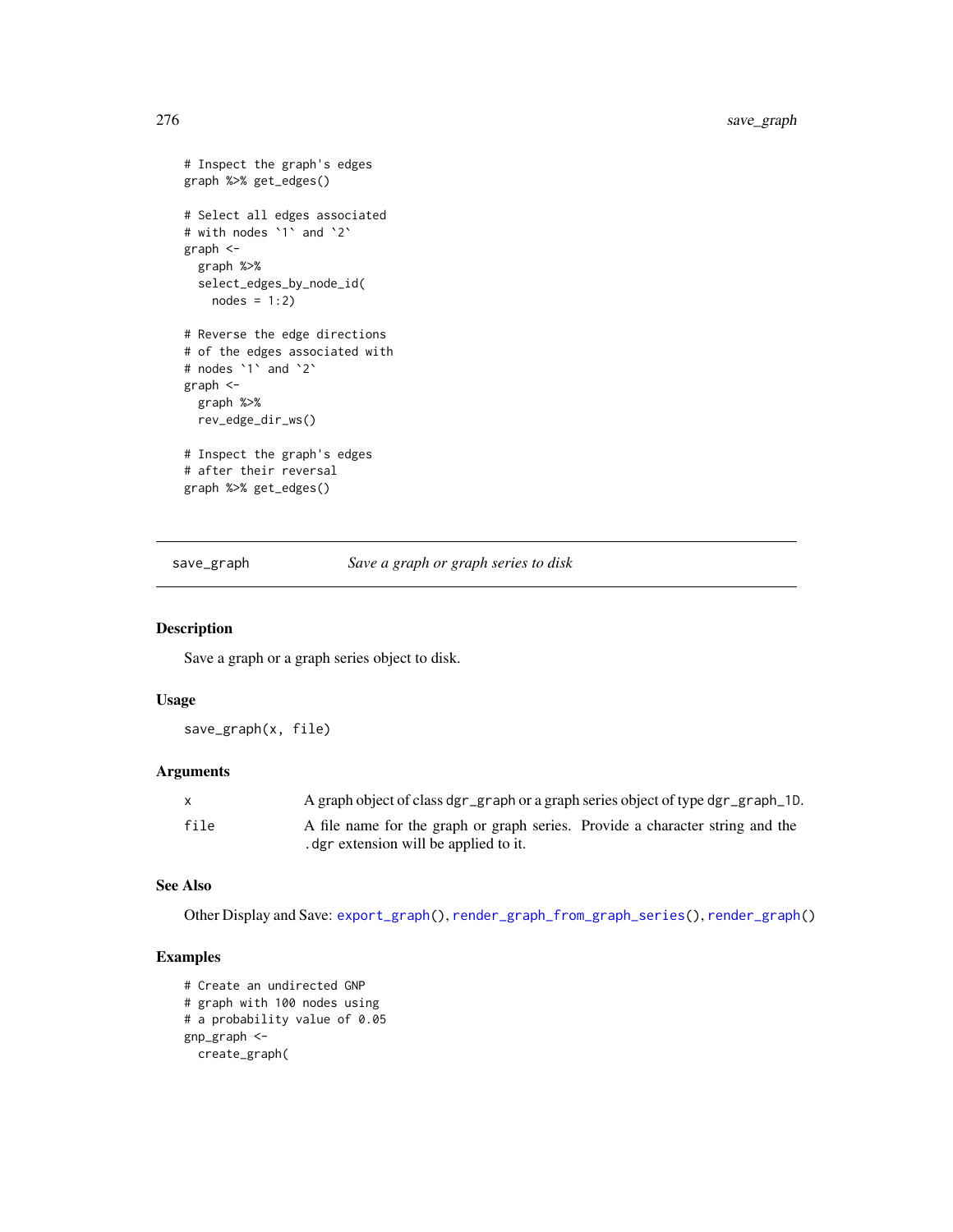```
# Inspect the graph's edges
graph %>% get_edges()

# Select all edges associated
# with nodes `1` and `2`
graph <-
  graph %>%
  select_edges_by_node_id(
    nodes = 1:2)

# Reverse the edge directions
# of the edges associated with
# nodes `1` and `2`
graph <-
  graph %>%
  rev_edge_dir_ws()

# Inspect the graph's edges
# after their reversal
graph %>% get_edges()
```

---

## save_graph — *Save a graph or graph series to disk*

### Description

Save a graph or a graph series object to disk.

### Usage

```
save_graph(x, file)
```

### Arguments

| | |
|---|---|
| x | A graph object of class `dgr_graph` or a graph series object of type `dgr_graph_1D`. |
| file | A file name for the graph or graph series. Provide a character string and the `.dgr` extension will be applied to it. |

### See Also

Other Display and Save: `export_graph()`, `render_graph_from_graph_series()`, `render_graph()`

### Examples

```
# Create an undirected GNP
# graph with 100 nodes using
# a probability value of 0.05
gnp_graph <-
  create_graph(
```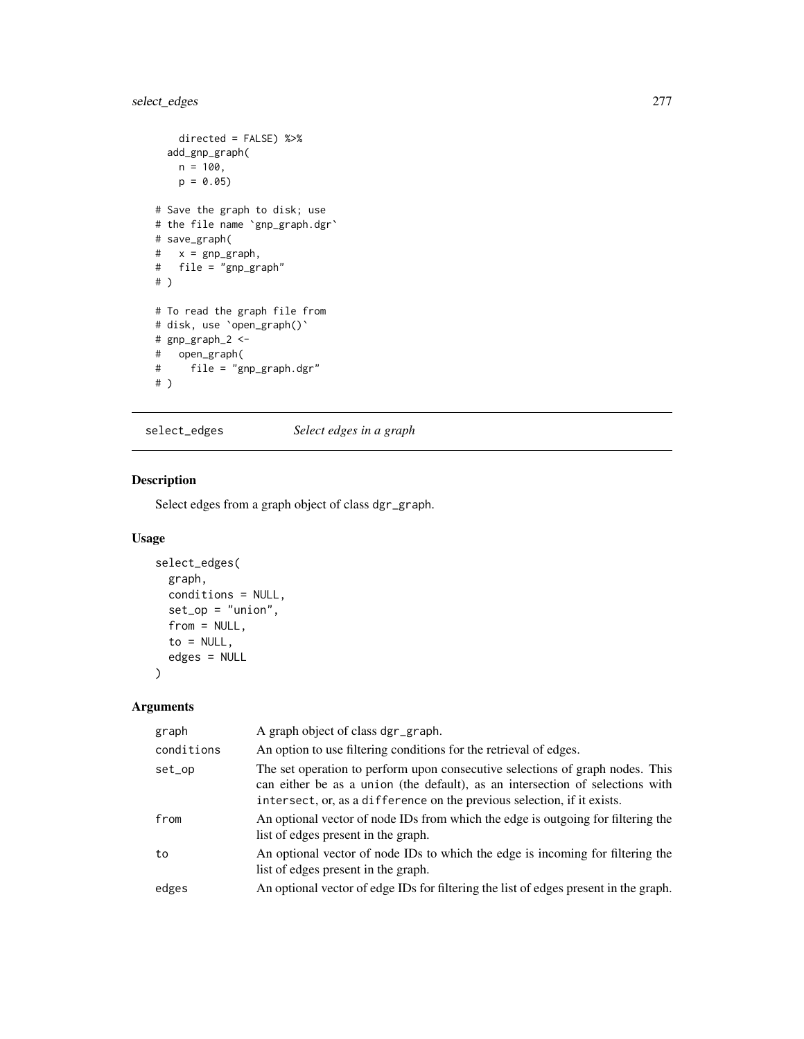```
    directed = FALSE) %>%
  add_gnp_graph(
    n = 100,
    p = 0.05)

# Save the graph to disk; use
# the file name `gnp_graph.dgr`
# save_graph(
#   x = gnp_graph,
#   file = "gnp_graph"
# )

# To read the graph file from
# disk, use `open_graph()`
# gnp_graph_2 <-
#   open_graph(
#     file = "gnp_graph.dgr"
# )
```

## select_edges — *Select edges in a graph*

### Description

Select edges from a graph object of class dgr_graph.

### Usage

```
select_edges(
  graph,
  conditions = NULL,
  set_op = "union",
  from = NULL,
  to = NULL,
  edges = NULL
)
```

### Arguments

| | |
|---|---|
| graph | A graph object of class dgr_graph. |
| conditions | An option to use filtering conditions for the retrieval of edges. |
| set_op | The set operation to perform upon consecutive selections of graph nodes. This can either be as a union (the default), as an intersection of selections with intersect, or, as a difference on the previous selection, if it exists. |
| from | An optional vector of node IDs from which the edge is outgoing for filtering the list of edges present in the graph. |
| to | An optional vector of node IDs to which the edge is incoming for filtering the list of edges present in the graph. |
| edges | An optional vector of edge IDs for filtering the list of edges present in the graph. |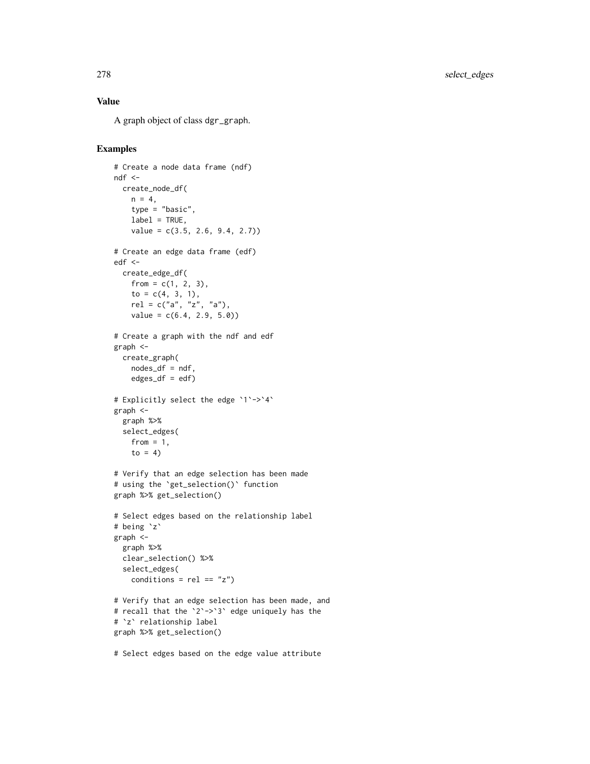## Value

A graph object of class dgr_graph.

## Examples

```
# Create a node data frame (ndf)
ndf <-
  create_node_df(
    n = 4,
    type = "basic",
    label = TRUE,
    value = c(3.5, 2.6, 9.4, 2.7))

# Create an edge data frame (edf)
edf <-
  create_edge_df(
    from = c(1, 2, 3),
    to = c(4, 3, 1),
    rel = c("a", "z", "a"),
    value = c(6.4, 2.9, 5.0))

# Create a graph with the ndf and edf
graph <-
  create_graph(
    nodes_df = ndf,
    edges_df = edf)

# Explicitly select the edge `1`->`4`
graph <-
  graph %>%
  select_edges(
    from = 1,
    to = 4)

# Verify that an edge selection has been made
# using the `get_selection()` function
graph %>% get_selection()

# Select edges based on the relationship label
# being `z`
graph <-
  graph %>%
  clear_selection() %>%
  select_edges(
    conditions = rel == "z")

# Verify that an edge selection has been made, and
# recall that the `2`->`3` edge uniquely has the
# `z` relationship label
graph %>% get_selection()

# Select edges based on the edge value attribute
```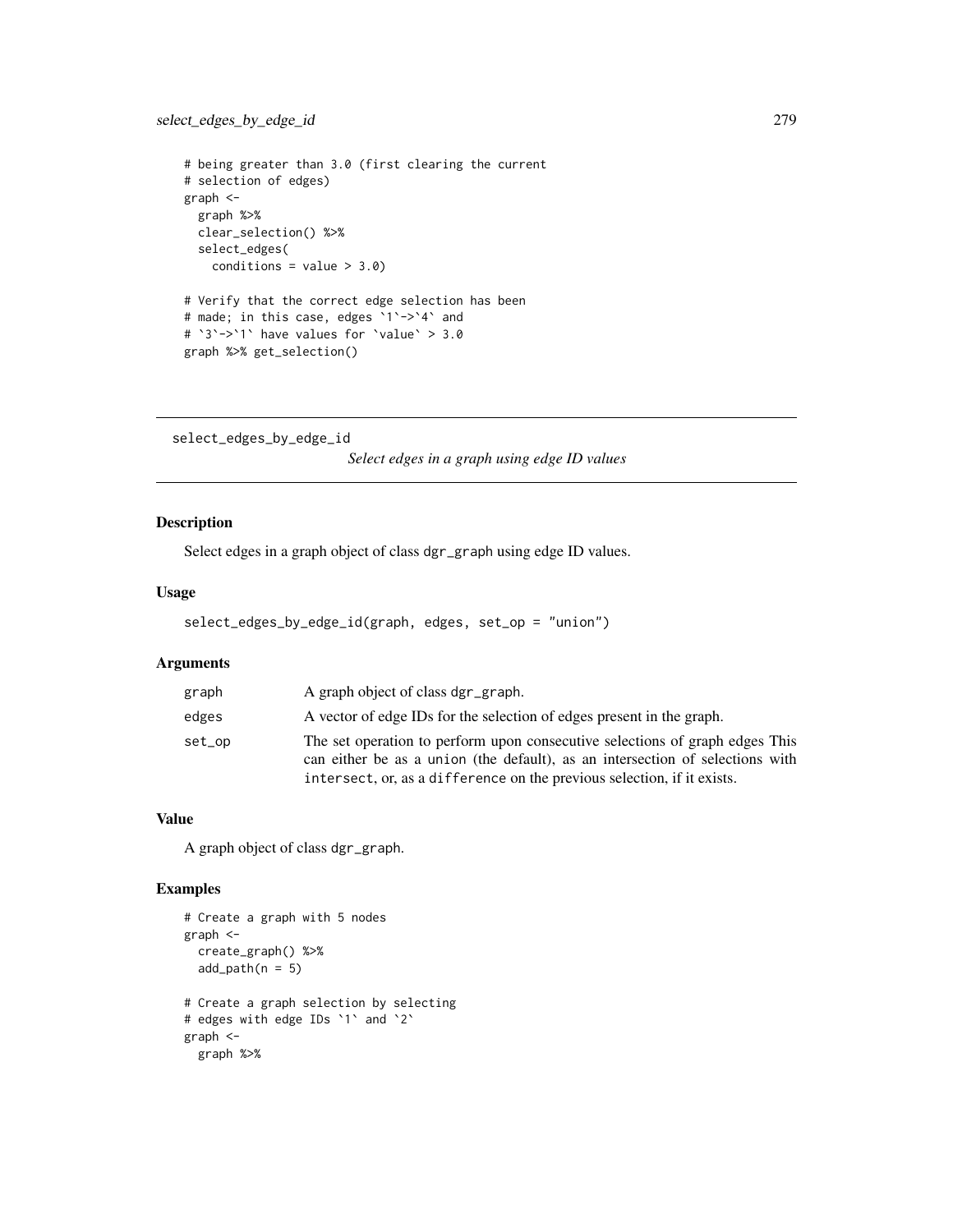```
# being greater than 3.0 (first clearing the current
# selection of edges)
graph <-
  graph %>%
  clear_selection() %>%
  select_edges(
    conditions = value > 3.0)

# Verify that the correct edge selection has been
# made; in this case, edges `1`->`4` and
# `3`->`1` have values for `value` > 3.0
graph %>% get_selection()
```

## select_edges_by_edge_id

*Select edges in a graph using edge ID values*

### Description

Select edges in a graph object of class dgr_graph using edge ID values.

### Usage

```
select_edges_by_edge_id(graph, edges, set_op = "union")
```

### Arguments

| | |
|---|---|
| graph | A graph object of class dgr_graph. |
| edges | A vector of edge IDs for the selection of edges present in the graph. |
| set_op | The set operation to perform upon consecutive selections of graph edges This can either be as a union (the default), as an intersection of selections with intersect, or, as a difference on the previous selection, if it exists. |

### Value

A graph object of class dgr_graph.

### Examples

```
# Create a graph with 5 nodes
graph <-
  create_graph() %>%
  add_path(n = 5)

# Create a graph selection by selecting
# edges with edge IDs `1` and `2`
graph <-
  graph %>%
```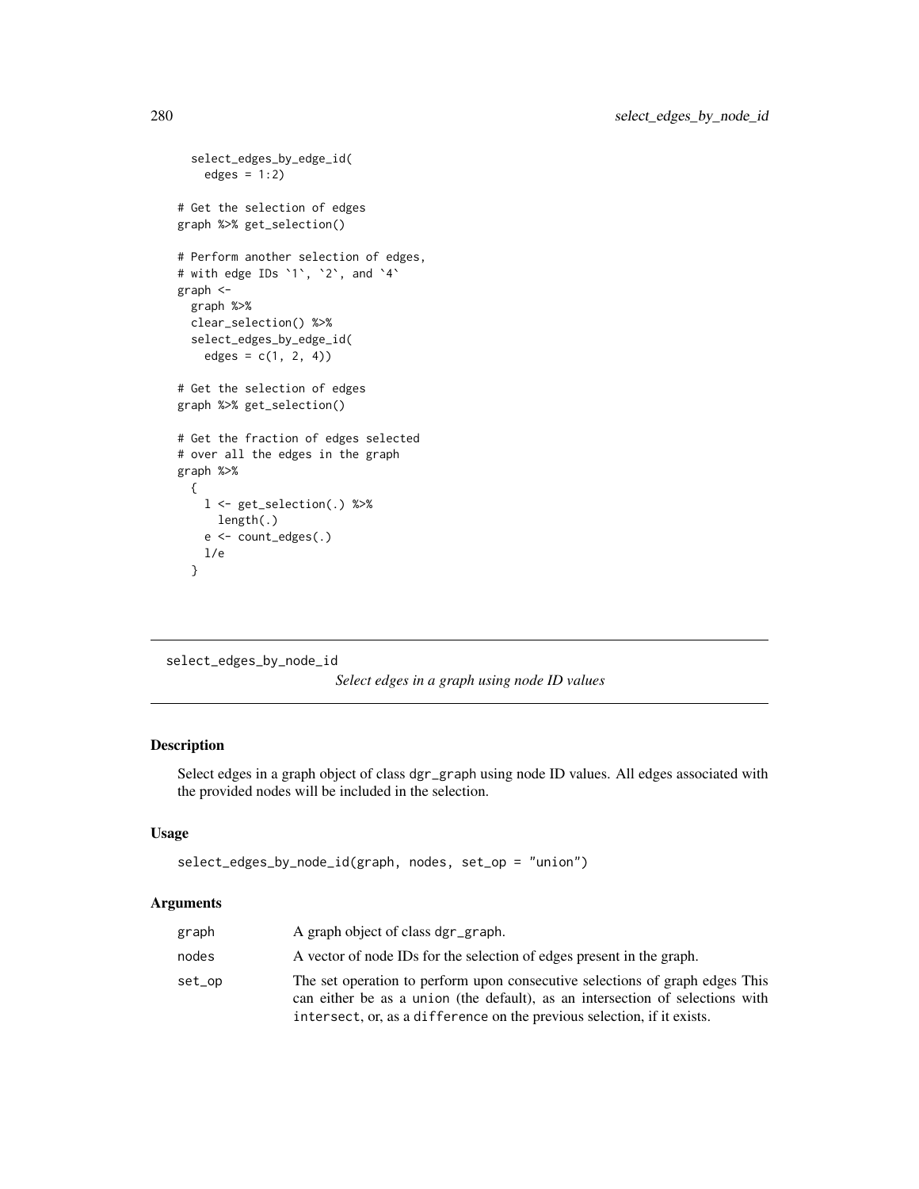```
  select_edges_by_edge_id(
    edges = 1:2)

# Get the selection of edges
graph %>% get_selection()

# Perform another selection of edges,
# with edge IDs `1`, `2`, and `4`
graph <-
  graph %>%
  clear_selection() %>%
  select_edges_by_edge_id(
    edges = c(1, 2, 4))

# Get the selection of edges
graph %>% get_selection()

# Get the fraction of edges selected
# over all the edges in the graph
graph %>%
  {
    l <- get_selection(.) %>%
      length(.)
    e <- count_edges(.)
    l/e
  }
```

---

## select_edges_by_node_id

*Select edges in a graph using node ID values*

### Description

Select edges in a graph object of class `dgr_graph` using node ID values. All edges associated with the provided nodes will be included in the selection.

### Usage

```
select_edges_by_node_id(graph, nodes, set_op = "union")
```

### Arguments

| | |
|---|---|
| graph | A graph object of class `dgr_graph`. |
| nodes | A vector of node IDs for the selection of edges present in the graph. |
| set_op | The set operation to perform upon consecutive selections of graph edges This can either be as a `union` (the default), as an intersection of selections with `intersect`, or, as a `difference` on the previous selection, if it exists. |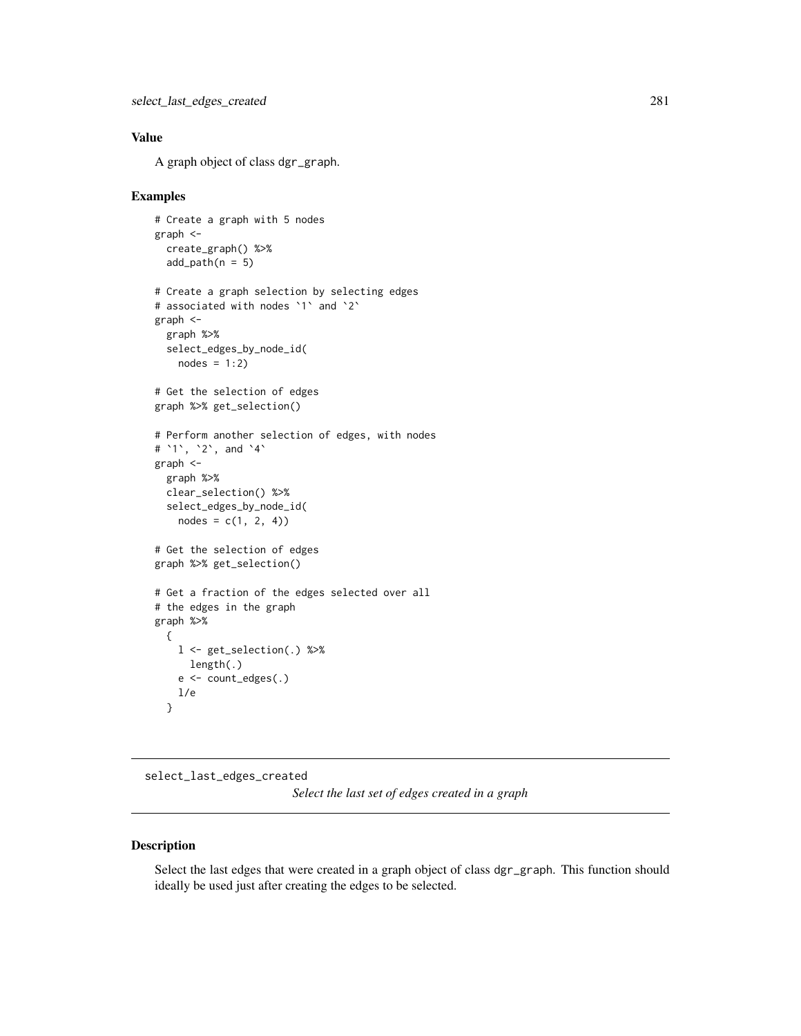## Value

A graph object of class dgr_graph.

## Examples

```
# Create a graph with 5 nodes
graph <-
  create_graph() %>%
  add_path(n = 5)

# Create a graph selection by selecting edges
# associated with nodes `1` and `2`
graph <-
  graph %>%
  select_edges_by_node_id(
    nodes = 1:2)

# Get the selection of edges
graph %>% get_selection()

# Perform another selection of edges, with nodes
# `1`, `2`, and `4`
graph <-
  graph %>%
  clear_selection() %>%
  select_edges_by_node_id(
    nodes = c(1, 2, 4))

# Get the selection of edges
graph %>% get_selection()

# Get a fraction of the edges selected over all
# the edges in the graph
graph %>%
  {
    l <- get_selection(.) %>%
      length(.)
    e <- count_edges(.)
    l/e
  }
```

---

# select_last_edges_created

*Select the last set of edges created in a graph*

---

## Description

Select the last edges that were created in a graph object of class dgr_graph. This function should ideally be used just after creating the edges to be selected.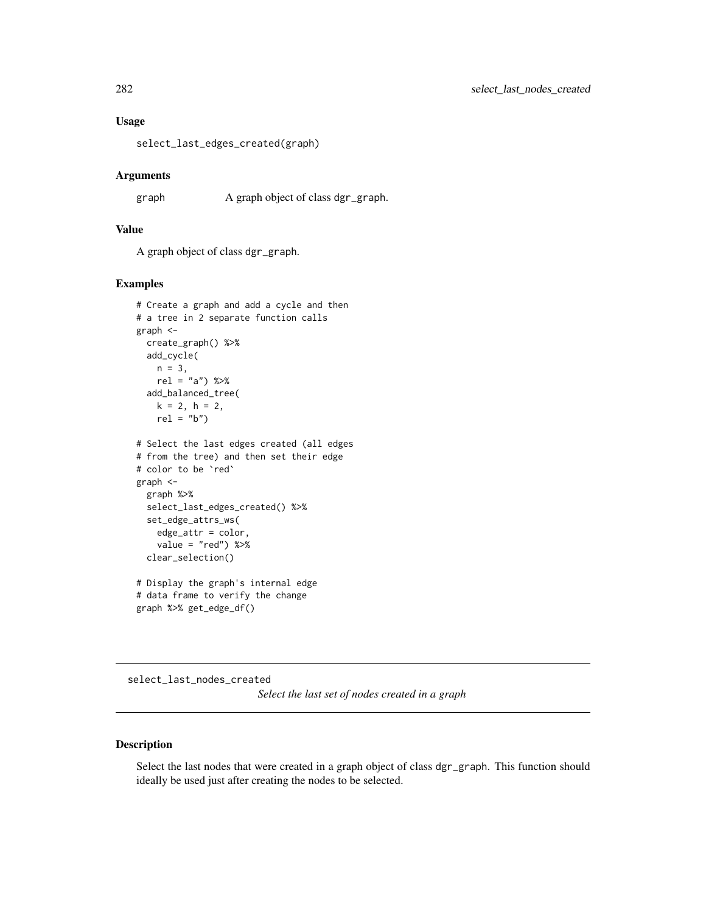### Usage

```
select_last_edges_created(graph)
```

### Arguments

graph    A graph object of class dgr_graph.

### Value

A graph object of class dgr_graph.

### Examples

```
# Create a graph and add a cycle and then
# a tree in 2 separate function calls
graph <-
  create_graph() %>%
  add_cycle(
    n = 3,
    rel = "a") %>%
  add_balanced_tree(
    k = 2, h = 2,
    rel = "b")

# Select the last edges created (all edges
# from the tree) and then set their edge
# color to be `red`
graph <-
  graph %>%
  select_last_edges_created() %>%
  set_edge_attrs_ws(
    edge_attr = color,
    value = "red") %>%
  clear_selection()

# Display the graph's internal edge
# data frame to verify the change
graph %>% get_edge_df()
```

---

## select_last_nodes_created

*Select the last set of nodes created in a graph*

### Description

Select the last nodes that were created in a graph object of class dgr_graph. This function should ideally be used just after creating the nodes to be selected.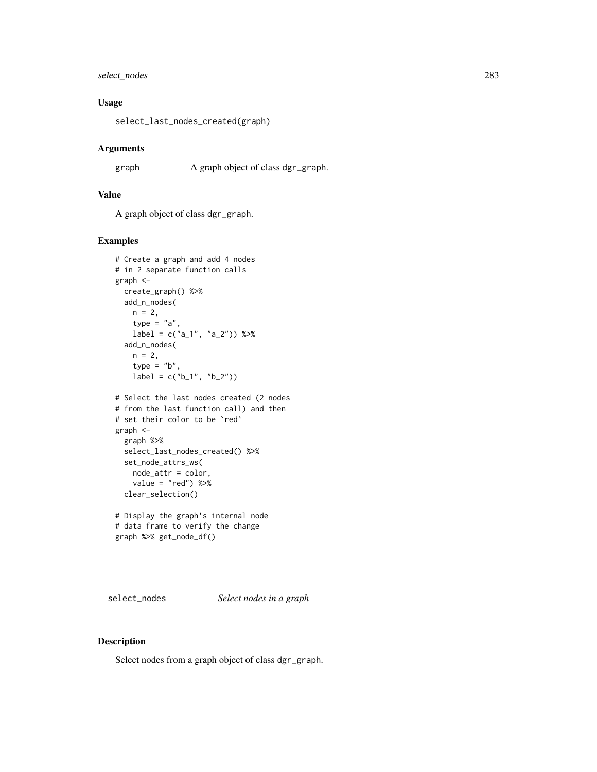## Usage

```
select_last_nodes_created(graph)
```

## Arguments

graph    A graph object of class dgr_graph.

## Value

A graph object of class dgr_graph.

## Examples

```
# Create a graph and add 4 nodes
# in 2 separate function calls
graph <-
  create_graph() %>%
  add_n_nodes(
    n = 2,
    type = "a",
    label = c("a_1", "a_2")) %>%
  add_n_nodes(
    n = 2,
    type = "b",
    label = c("b_1", "b_2"))

# Select the last nodes created (2 nodes
# from the last function call) and then
# set their color to be `red`
graph <-
  graph %>%
  select_last_nodes_created() %>%
  set_node_attrs_ws(
    node_attr = color,
    value = "red") %>%
  clear_selection()

# Display the graph's internal node
# data frame to verify the change
graph %>% get_node_df()
```

---

# select_nodes    *Select nodes in a graph*

## Description

Select nodes from a graph object of class dgr_graph.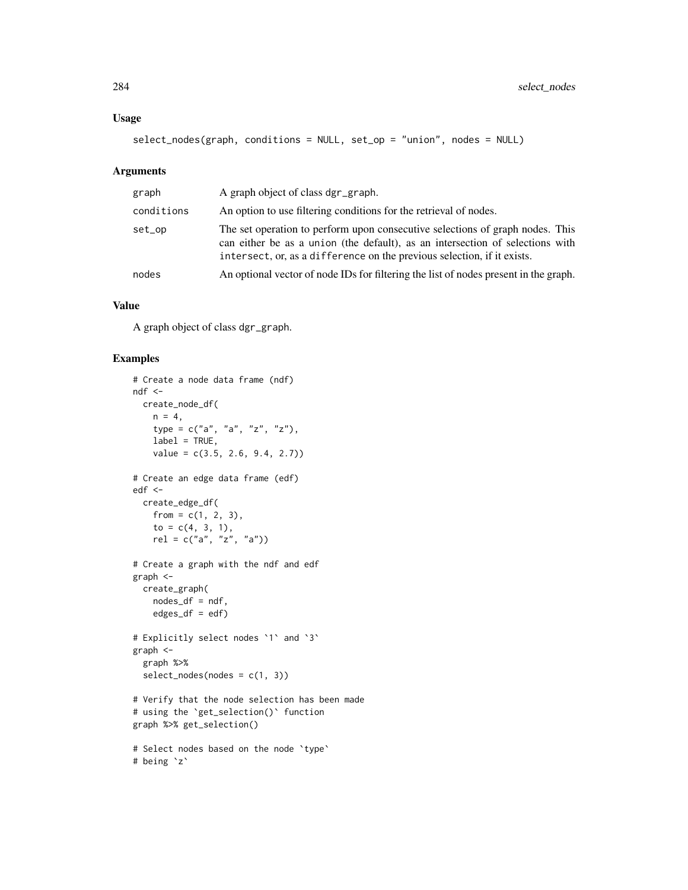### Usage

```
select_nodes(graph, conditions = NULL, set_op = "union", nodes = NULL)
```

### Arguments

| | |
|---|---|
| graph | A graph object of class dgr_graph. |
| conditions | An option to use filtering conditions for the retrieval of nodes. |
| set_op | The set operation to perform upon consecutive selections of graph nodes. This can either be as a union (the default), as an intersection of selections with intersect, or, as a difference on the previous selection, if it exists. |
| nodes | An optional vector of node IDs for filtering the list of nodes present in the graph. |

### Value

A graph object of class dgr_graph.

### Examples

```
# Create a node data frame (ndf)
ndf <-
  create_node_df(
    n = 4,
    type = c("a", "a", "z", "z"),
    label = TRUE,
    value = c(3.5, 2.6, 9.4, 2.7))

# Create an edge data frame (edf)
edf <-
  create_edge_df(
    from = c(1, 2, 3),
    to = c(4, 3, 1),
    rel = c("a", "z", "a"))

# Create a graph with the ndf and edf
graph <-
  create_graph(
    nodes_df = ndf,
    edges_df = edf)

# Explicitly select nodes `1` and `3`
graph <-
  graph %>%
  select_nodes(nodes = c(1, 3))

# Verify that the node selection has been made
# using the `get_selection()` function
graph %>% get_selection()

# Select nodes based on the node `type`
# being `z`
```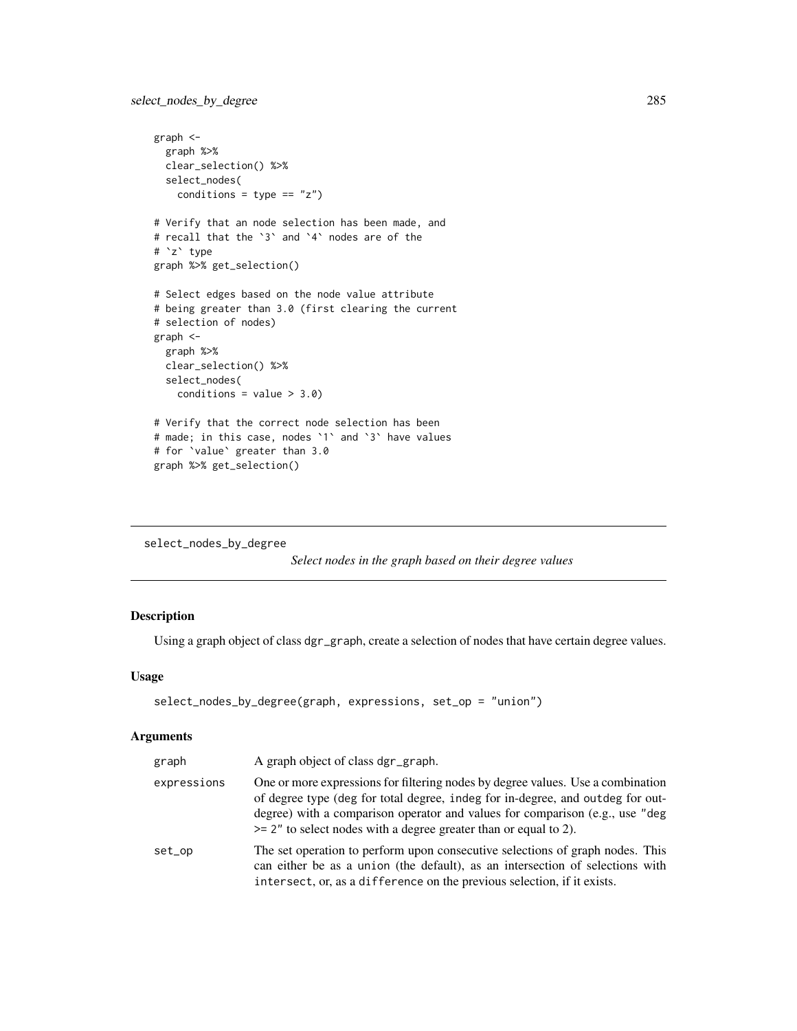```
graph <-
  graph %>%
  clear_selection() %>%
  select_nodes(
    conditions = type == "z")

# Verify that an node selection has been made, and
# recall that the `3` and `4` nodes are of the
# `z` type
graph %>% get_selection()

# Select edges based on the node value attribute
# being greater than 3.0 (first clearing the current
# selection of nodes)
graph <-
  graph %>%
  clear_selection() %>%
  select_nodes(
    conditions = value > 3.0)

# Verify that the correct node selection has been
# made; in this case, nodes `1` and `3` have values
# for `value` greater than 3.0
graph %>% get_selection()
```

---

select_nodes_by_degree

*Select nodes in the graph based on their degree values*

---

## Description

Using a graph object of class dgr_graph, create a selection of nodes that have certain degree values.

## Usage

```
select_nodes_by_degree(graph, expressions, set_op = "union")
```

## Arguments

| | |
|---|---|
| graph | A graph object of class dgr_graph. |
| expressions | One or more expressions for filtering nodes by degree values. Use a combination of degree type (deg for total degree, indeg for in-degree, and outdeg for out-degree) with a comparison operator and values for comparison (e.g., use "deg >= 2" to select nodes with a degree greater than or equal to 2). |
| set_op | The set operation to perform upon consecutive selections of graph nodes. This can either be as a union (the default), as an intersection of selections with intersect, or, as a difference on the previous selection, if it exists. |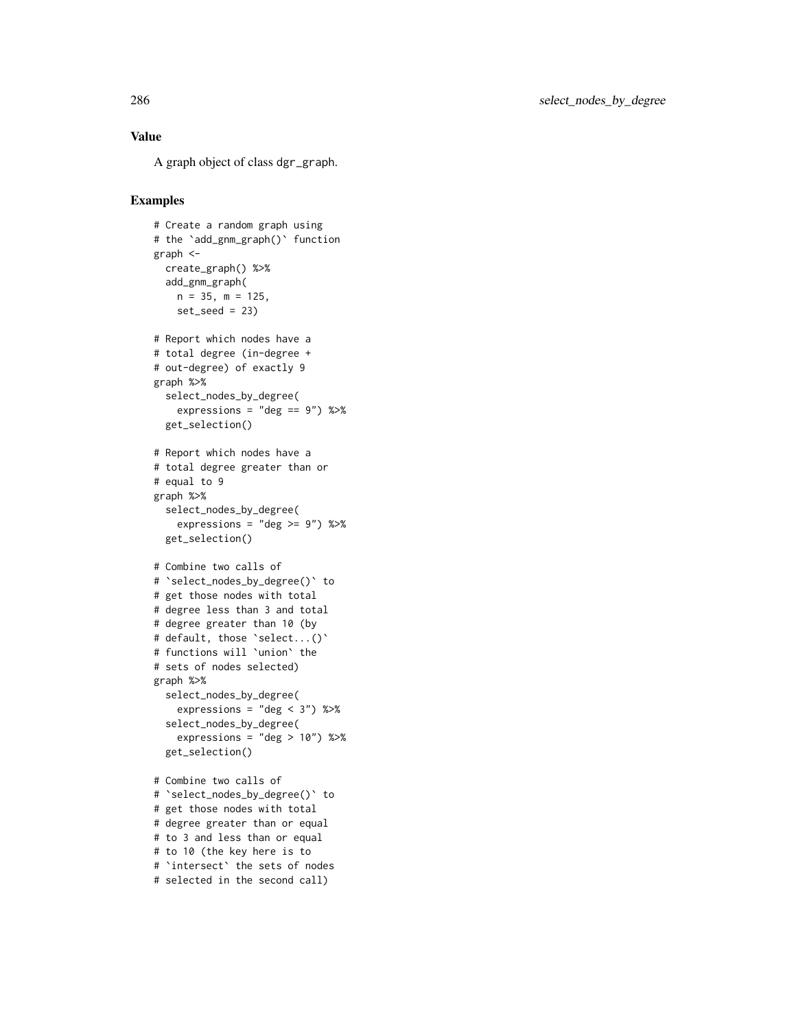### Value

A graph object of class `dgr_graph`.

### Examples

```
# Create a random graph using
# the `add_gnm_graph()` function
graph <-
  create_graph() %>%
  add_gnm_graph(
    n = 35, m = 125,
    set_seed = 23)

# Report which nodes have a
# total degree (in-degree +
# out-degree) of exactly 9
graph %>%
  select_nodes_by_degree(
    expressions = "deg == 9") %>%
  get_selection()

# Report which nodes have a
# total degree greater than or
# equal to 9
graph %>%
  select_nodes_by_degree(
    expressions = "deg >= 9") %>%
  get_selection()

# Combine two calls of
# `select_nodes_by_degree()` to
# get those nodes with total
# degree less than 3 and total
# degree greater than 10 (by
# default, those `select...()`
# functions will `union` the
# sets of nodes selected)
graph %>%
  select_nodes_by_degree(
    expressions = "deg < 3") %>%
  select_nodes_by_degree(
    expressions = "deg > 10") %>%
  get_selection()

# Combine two calls of
# `select_nodes_by_degree()` to
# get those nodes with total
# degree greater than or equal
# to 3 and less than or equal
# to 10 (the key here is to
# `intersect` the sets of nodes
# selected in the second call)
```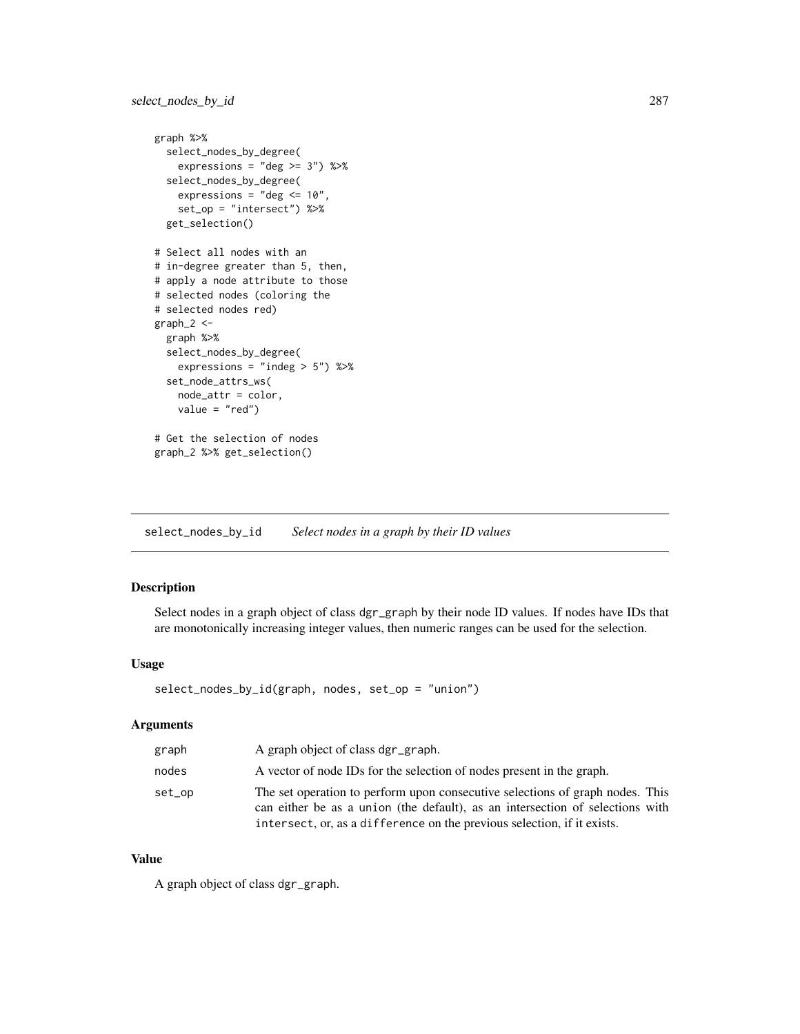```
graph %>%
  select_nodes_by_degree(
    expressions = "deg >= 3") %>%
  select_nodes_by_degree(
    expressions = "deg <= 10",
    set_op = "intersect") %>%
  get_selection()

# Select all nodes with an
# in-degree greater than 5, then,
# apply a node attribute to those
# selected nodes (coloring the
# selected nodes red)
graph_2 <-
  graph %>%
  select_nodes_by_degree(
    expressions = "indeg > 5") %>%
  set_node_attrs_ws(
    node_attr = color,
    value = "red")

# Get the selection of nodes
graph_2 %>% get_selection()
```

---

## select_nodes_by_id — *Select nodes in a graph by their ID values*

### Description

Select nodes in a graph object of class dgr_graph by their node ID values. If nodes have IDs that are monotonically increasing integer values, then numeric ranges can be used for the selection.

### Usage

```
select_nodes_by_id(graph, nodes, set_op = "union")
```

### Arguments

| | |
|---|---|
| graph | A graph object of class dgr_graph. |
| nodes | A vector of node IDs for the selection of nodes present in the graph. |
| set_op | The set operation to perform upon consecutive selections of graph nodes. This can either be as a union (the default), as an intersection of selections with intersect, or, as a difference on the previous selection, if it exists. |

### Value

A graph object of class dgr_graph.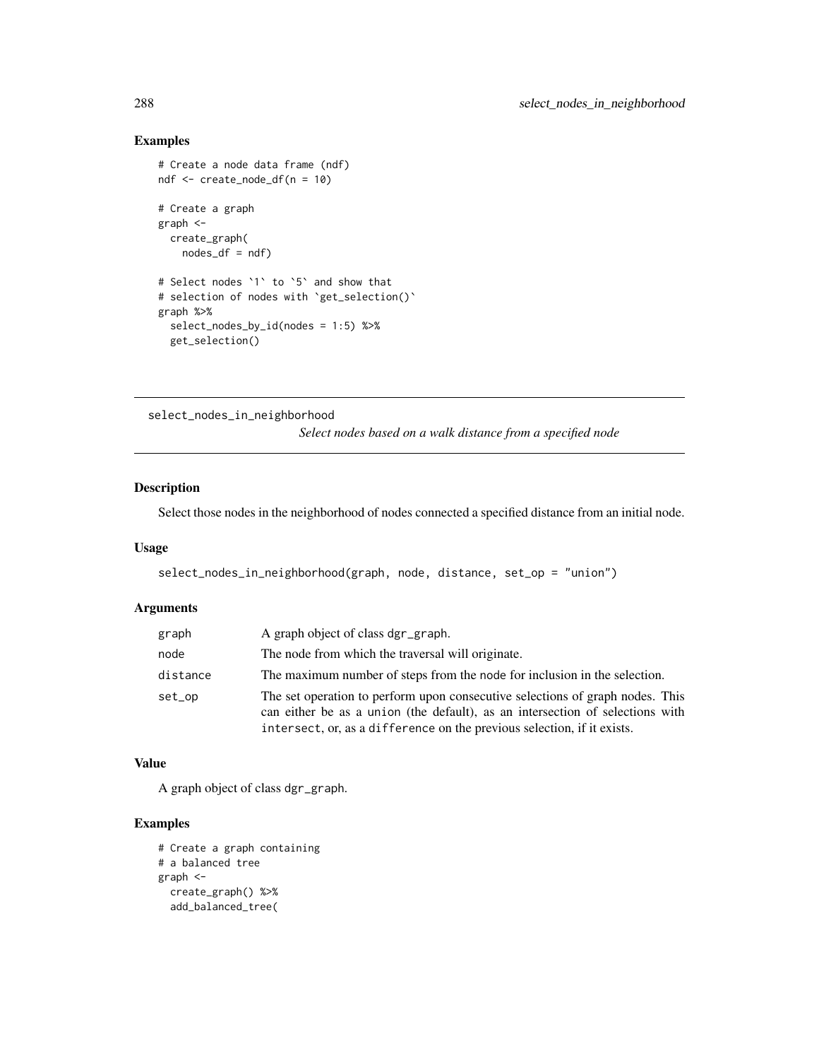## Examples

```
# Create a node data frame (ndf)
ndf <- create_node_df(n = 10)

# Create a graph
graph <-
  create_graph(
    nodes_df = ndf)

# Select nodes `1` to `5` and show that
# selection of nodes with `get_selection()`
graph %>%
  select_nodes_by_id(nodes = 1:5) %>%
  get_selection()
```

---

# select_nodes_in_neighborhood

*Select nodes based on a walk distance from a specified node*

---

## Description

Select those nodes in the neighborhood of nodes connected a specified distance from an initial node.

## Usage

```
select_nodes_in_neighborhood(graph, node, distance, set_op = "union")
```

## Arguments

| | |
|---|---|
| graph | A graph object of class dgr_graph. |
| node | The node from which the traversal will originate. |
| distance | The maximum number of steps from the node for inclusion in the selection. |
| set_op | The set operation to perform upon consecutive selections of graph nodes. This can either be as a union (the default), as an intersection of selections with intersect, or, as a difference on the previous selection, if it exists. |

## Value

A graph object of class dgr_graph.

## Examples

```
# Create a graph containing
# a balanced tree
graph <-
  create_graph() %>%
  add_balanced_tree(
```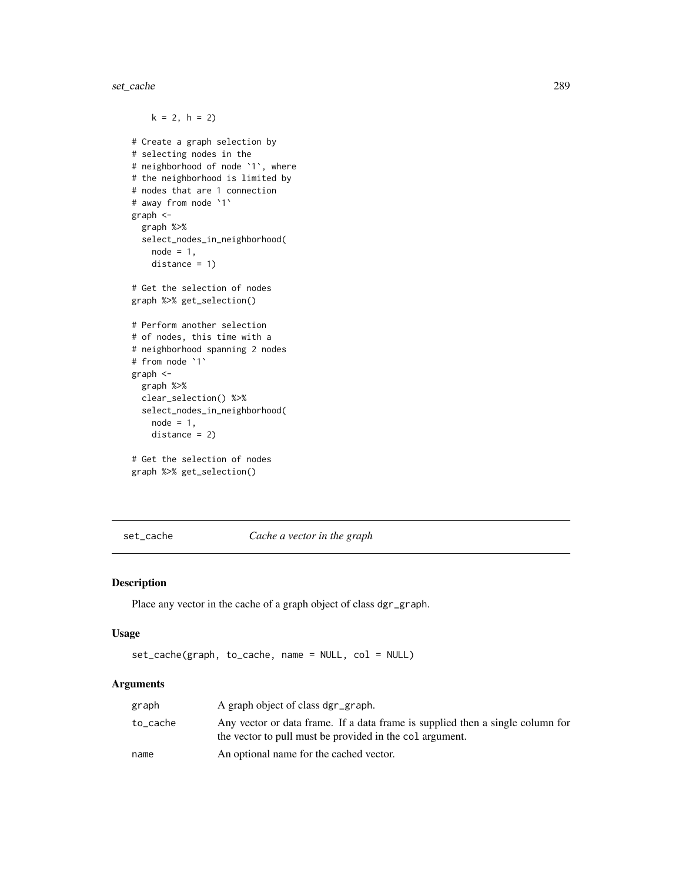```
    k = 2, h = 2)

# Create a graph selection by
# selecting nodes in the
# neighborhood of node `1`, where
# the neighborhood is limited by
# nodes that are 1 connection
# away from node `1`
graph <-
  graph %>%
  select_nodes_in_neighborhood(
    node = 1,
    distance = 1)

# Get the selection of nodes
graph %>% get_selection()

# Perform another selection
# of nodes, this time with a
# neighborhood spanning 2 nodes
# from node `1`
graph <-
  graph %>%
  clear_selection() %>%
  select_nodes_in_neighborhood(
    node = 1,
    distance = 2)

# Get the selection of nodes
graph %>% get_selection()
```

## set_cache — *Cache a vector in the graph*

### Description

Place any vector in the cache of a graph object of class dgr_graph.

### Usage

```
set_cache(graph, to_cache, name = NULL, col = NULL)
```

### Arguments

| | |
|---|---|
| graph | A graph object of class dgr_graph. |
| to_cache | Any vector or data frame. If a data frame is supplied then a single column for the vector to pull must be provided in the col argument. |
| name | An optional name for the cached vector. |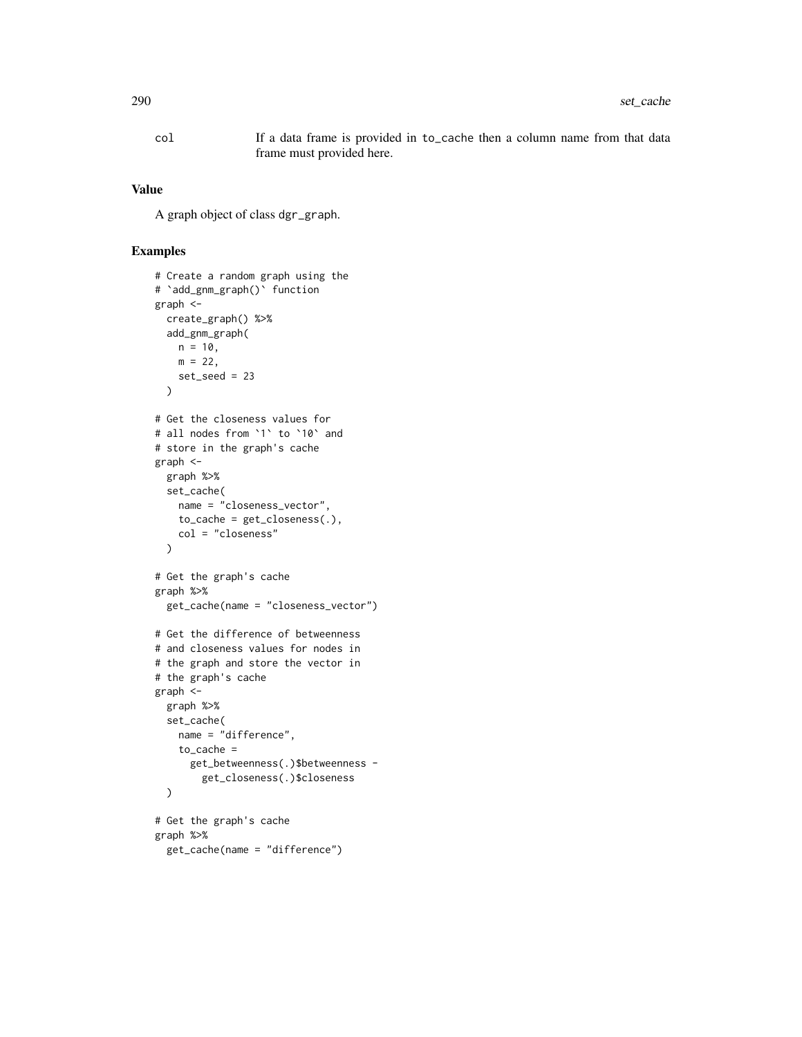col If a data frame is provided in to_cache then a column name from that data frame must provided here.

### Value

A graph object of class dgr_graph.

### Examples

```
# Create a random graph using the
# `add_gnm_graph()` function
graph <-
  create_graph() %>%
  add_gnm_graph(
    n = 10,
    m = 22,
    set_seed = 23
  )

# Get the closeness values for
# all nodes from `1` to `10` and
# store in the graph's cache
graph <-
  graph %>%
  set_cache(
    name = "closeness_vector",
    to_cache = get_closeness(.),
    col = "closeness"
  )

# Get the graph's cache
graph %>%
  get_cache(name = "closeness_vector")

# Get the difference of betweenness
# and closeness values for nodes in
# the graph and store the vector in
# the graph's cache
graph <-
  graph %>%
  set_cache(
    name = "difference",
    to_cache =
      get_betweenness(.)$betweenness -
        get_closeness(.)$closeness
  )

# Get the graph's cache
graph %>%
  get_cache(name = "difference")
```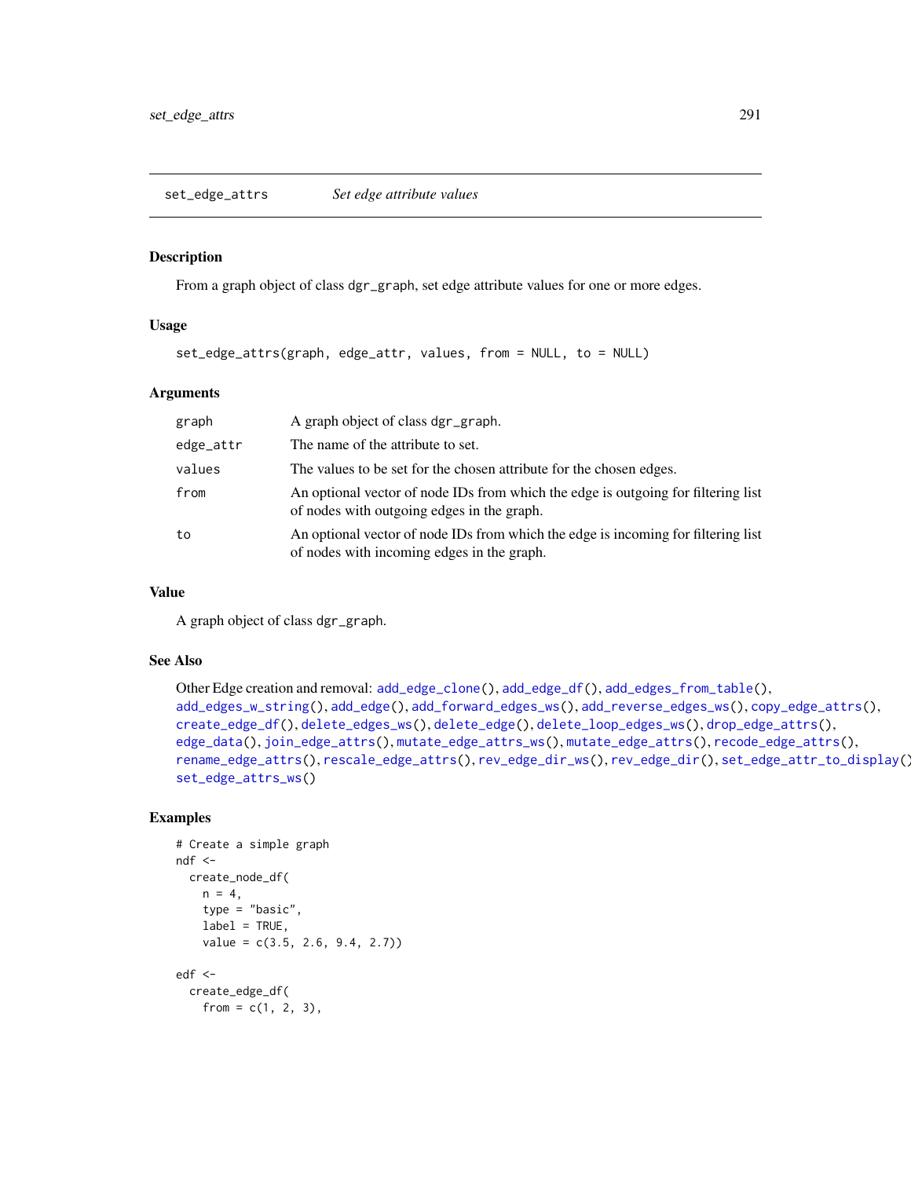## set_edge_attrs — *Set edge attribute values*

### Description

From a graph object of class `dgr_graph`, set edge attribute values for one or more edges.

### Usage

```
set_edge_attrs(graph, edge_attr, values, from = NULL, to = NULL)
```

### Arguments

| | |
|---|---|
| `graph` | A graph object of class `dgr_graph`. |
| `edge_attr` | The name of the attribute to set. |
| `values` | The values to be set for the chosen attribute for the chosen edges. |
| `from` | An optional vector of node IDs from which the edge is outgoing for filtering list of nodes with outgoing edges in the graph. |
| `to` | An optional vector of node IDs from which the edge is incoming for filtering list of nodes with incoming edges in the graph. |

### Value

A graph object of class `dgr_graph`.

### See Also

Other Edge creation and removal: `add_edge_clone()`, `add_edge_df()`, `add_edges_from_table()`, `add_edges_w_string()`, `add_edge()`, `add_forward_edges_ws()`, `add_reverse_edges_ws()`, `copy_edge_attrs()`, `create_edge_df()`, `delete_edges_ws()`, `delete_edge()`, `delete_loop_edges_ws()`, `drop_edge_attrs()`, `edge_data()`, `join_edge_attrs()`, `mutate_edge_attrs_ws()`, `mutate_edge_attrs()`, `recode_edge_attrs()`, `rename_edge_attrs()`, `rescale_edge_attrs()`, `rev_edge_dir_ws()`, `rev_edge_dir()`, `set_edge_attr_to_display()`, `set_edge_attrs_ws()`

### Examples

```
# Create a simple graph
ndf <-
  create_node_df(
    n = 4,
    type = "basic",
    label = TRUE,
    value = c(3.5, 2.6, 9.4, 2.7))

edf <-
  create_edge_df(
    from = c(1, 2, 3),
```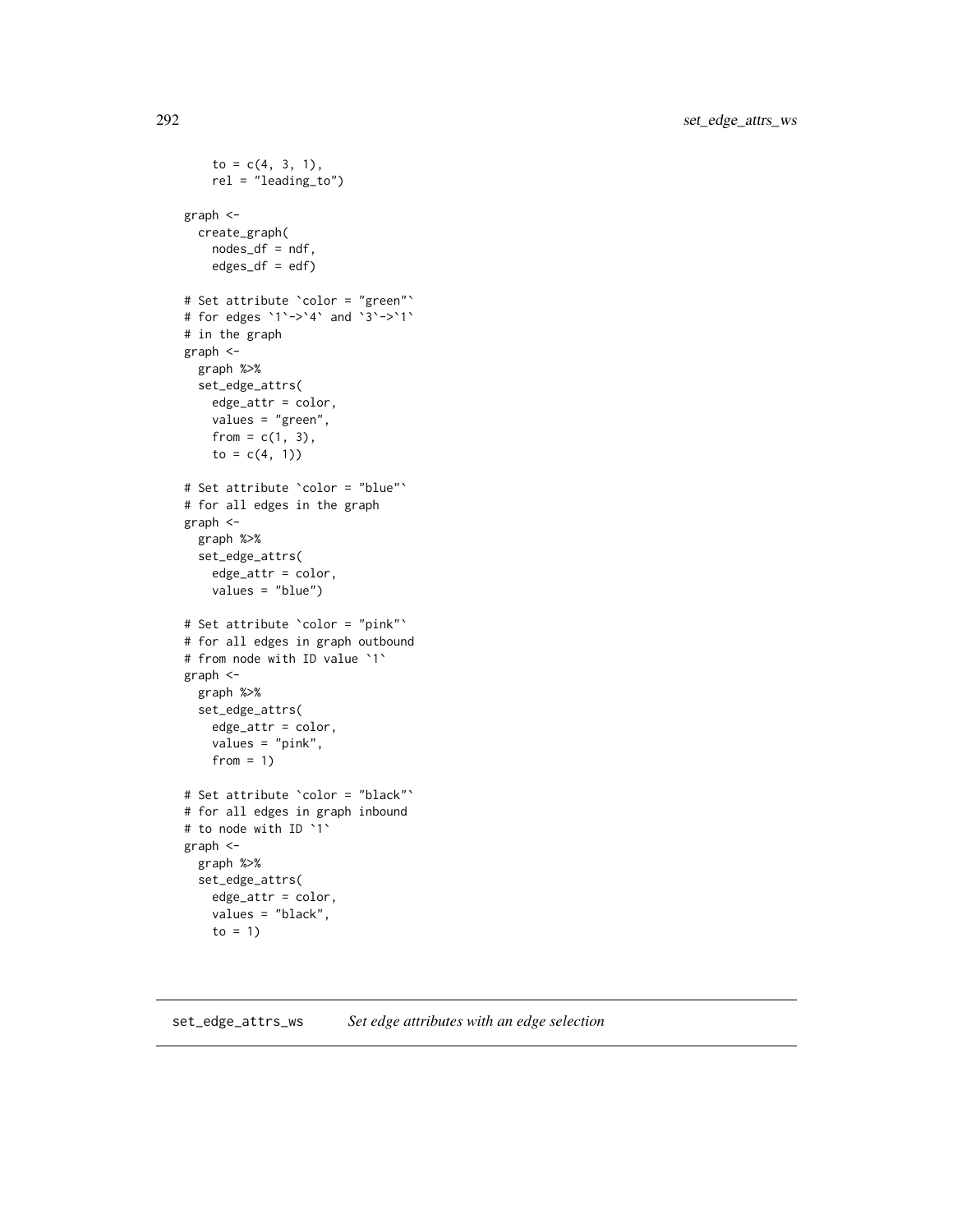```
    to = c(4, 3, 1),
    rel = "leading_to")

graph <-
  create_graph(
    nodes_df = ndf,
    edges_df = edf)

# Set attribute `color = "green"`
# for edges `1`->`4` and `3`->`1`
# in the graph
graph <-
  graph %>%
  set_edge_attrs(
    edge_attr = color,
    values = "green",
    from = c(1, 3),
    to = c(4, 1))

# Set attribute `color = "blue"`
# for all edges in the graph
graph <-
  graph %>%
  set_edge_attrs(
    edge_attr = color,
    values = "blue")

# Set attribute `color = "pink"`
# for all edges in graph outbound
# from node with ID value `1`
graph <-
  graph %>%
  set_edge_attrs(
    edge_attr = color,
    values = "pink",
    from = 1)

# Set attribute `color = "black"`
# for all edges in graph inbound
# to node with ID `1`
graph <-
  graph %>%
  set_edge_attrs(
    edge_attr = color,
    values = "black",
    to = 1)
```

## set_edge_attrs_ws    *Set edge attributes with an edge selection*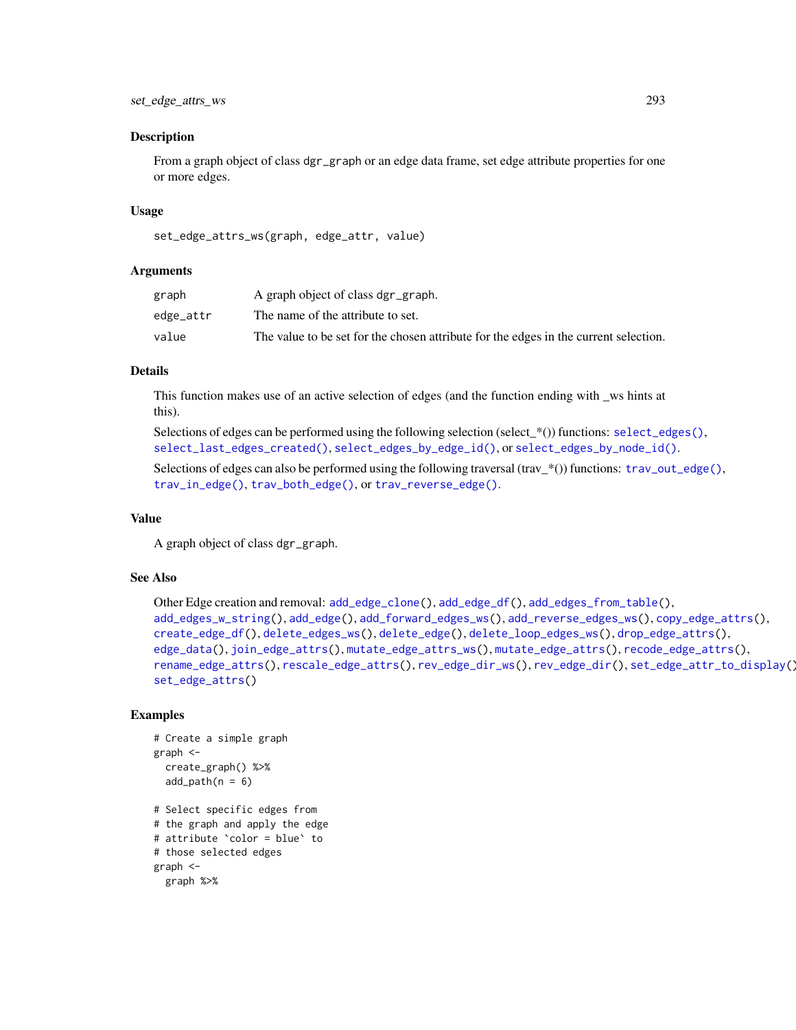## Description

From a graph object of class `dgr_graph` or an edge data frame, set edge attribute properties for one or more edges.

## Usage

```
set_edge_attrs_ws(graph, edge_attr, value)
```

## Arguments

| | |
|---|---|
| graph | A graph object of class `dgr_graph`. |
| edge_attr | The name of the attribute to set. |
| value | The value to be set for the chosen attribute for the edges in the current selection. |

## Details

This function makes use of an active selection of edges (and the function ending with _ws hints at this).

Selections of edges can be performed using the following selection (select_*()) functions: `select_edges()`, `select_last_edges_created()`, `select_edges_by_edge_id()`, or `select_edges_by_node_id()`.

Selections of edges can also be performed using the following traversal (trav_*()) functions: `trav_out_edge()`, `trav_in_edge()`, `trav_both_edge()`, or `trav_reverse_edge()`.

## Value

A graph object of class `dgr_graph`.

## See Also

Other Edge creation and removal: `add_edge_clone()`, `add_edge_df()`, `add_edges_from_table()`, `add_edges_w_string()`, `add_edge()`, `add_forward_edges_ws()`, `add_reverse_edges_ws()`, `copy_edge_attrs()`, `create_edge_df()`, `delete_edges_ws()`, `delete_edge()`, `delete_loop_edges_ws()`, `drop_edge_attrs()`, `edge_data()`, `join_edge_attrs()`, `mutate_edge_attrs_ws()`, `mutate_edge_attrs()`, `recode_edge_attrs()`, `rename_edge_attrs()`, `rescale_edge_attrs()`, `rev_edge_dir_ws()`, `rev_edge_dir()`, `set_edge_attr_to_display()`, `set_edge_attrs()`

## Examples

```
# Create a simple graph
graph <-
  create_graph() %>%
  add_path(n = 6)

# Select specific edges from
# the graph and apply the edge
# attribute `color = blue` to
# those selected edges
graph <-
  graph %>%
```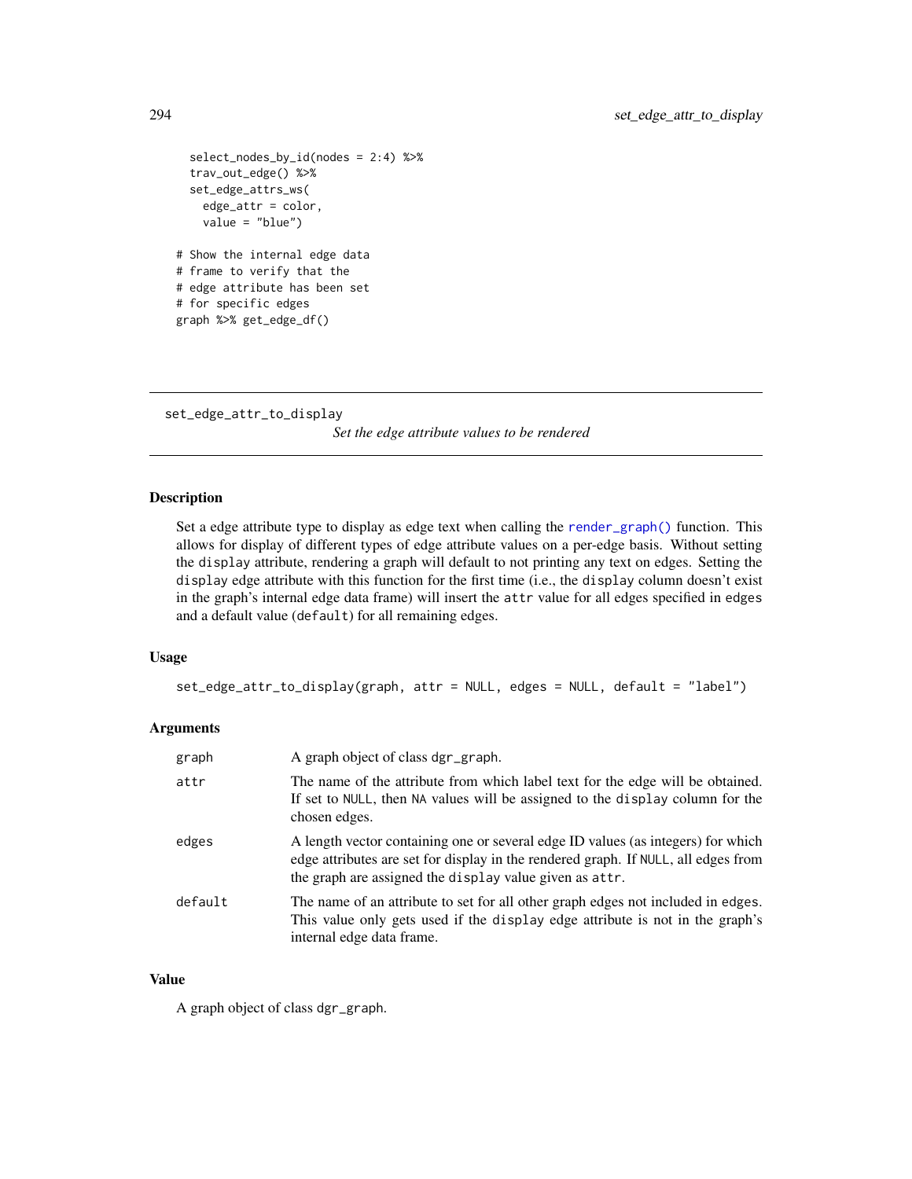```
    select_nodes_by_id(nodes = 2:4) %>%
    trav_out_edge() %>%
    set_edge_attrs_ws(
      edge_attr = color,
      value = "blue")

  # Show the internal edge data
  # frame to verify that the
  # edge attribute has been set
  # for specific edges
  graph %>% get_edge_df()
```

---

## set_edge_attr_to_display

*Set the edge attribute values to be rendered*

---

### Description

Set a edge attribute type to display as edge text when calling the `render_graph()` function. This allows for display of different types of edge attribute values on a per-edge basis. Without setting the `display` attribute, rendering a graph will default to not printing any text on edges. Setting the `display` edge attribute with this function for the first time (i.e., the `display` column doesn't exist in the graph's internal edge data frame) will insert the `attr` value for all edges specified in `edges` and a default value (`default`) for all remaining edges.

### Usage

```
set_edge_attr_to_display(graph, attr = NULL, edges = NULL, default = "label")
```

### Arguments

| | |
|---|---|
| `graph` | A graph object of class `dgr_graph`. |
| `attr` | The name of the attribute from which label text for the edge will be obtained. If set to `NULL`, then `NA` values will be assigned to the `display` column for the chosen edges. |
| `edges` | A length vector containing one or several edge ID values (as integers) for which edge attributes are set for display in the rendered graph. If `NULL`, all edges from the graph are assigned the `display` value given as `attr`. |
| `default` | The name of an attribute to set for all other graph edges not included in `edges`. This value only gets used if the `display` edge attribute is not in the graph's internal edge data frame. |

### Value

A graph object of class `dgr_graph`.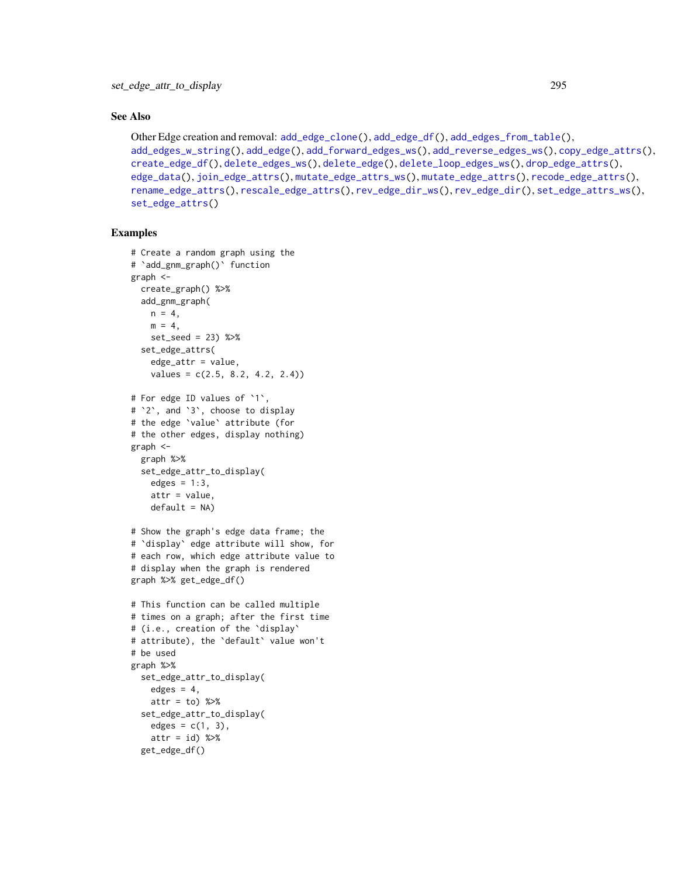## See Also

Other Edge creation and removal: add_edge_clone(), add_edge_df(), add_edges_from_table(), add_edges_w_string(), add_edge(), add_forward_edges_ws(), add_reverse_edges_ws(), copy_edge_attrs(), create_edge_df(), delete_edges_ws(), delete_edge(), delete_loop_edges_ws(), drop_edge_attrs(), edge_data(), join_edge_attrs(), mutate_edge_attrs_ws(), mutate_edge_attrs(), recode_edge_attrs(), rename_edge_attrs(), rescale_edge_attrs(), rev_edge_dir_ws(), rev_edge_dir(), set_edge_attrs_ws(), set_edge_attrs()

## Examples

```
# Create a random graph using the
# `add_gnm_graph()` function
graph <-
  create_graph() %>%
  add_gnm_graph(
    n = 4,
    m = 4,
    set_seed = 23) %>%
  set_edge_attrs(
    edge_attr = value,
    values = c(2.5, 8.2, 4.2, 2.4))

# For edge ID values of `1`,
# `2`, and `3`, choose to display
# the edge `value` attribute (for
# the other edges, display nothing)
graph <-
  graph %>%
  set_edge_attr_to_display(
    edges = 1:3,
    attr = value,
    default = NA)

# Show the graph's edge data frame; the
# `display` edge attribute will show, for
# each row, which edge attribute value to
# display when the graph is rendered
graph %>% get_edge_df()

# This function can be called multiple
# times on a graph; after the first time
# (i.e., creation of the `display`
# attribute), the `default` value won't
# be used
graph %>%
  set_edge_attr_to_display(
    edges = 4,
    attr = to) %>%
  set_edge_attr_to_display(
    edges = c(1, 3),
    attr = id) %>%
  get_edge_df()
```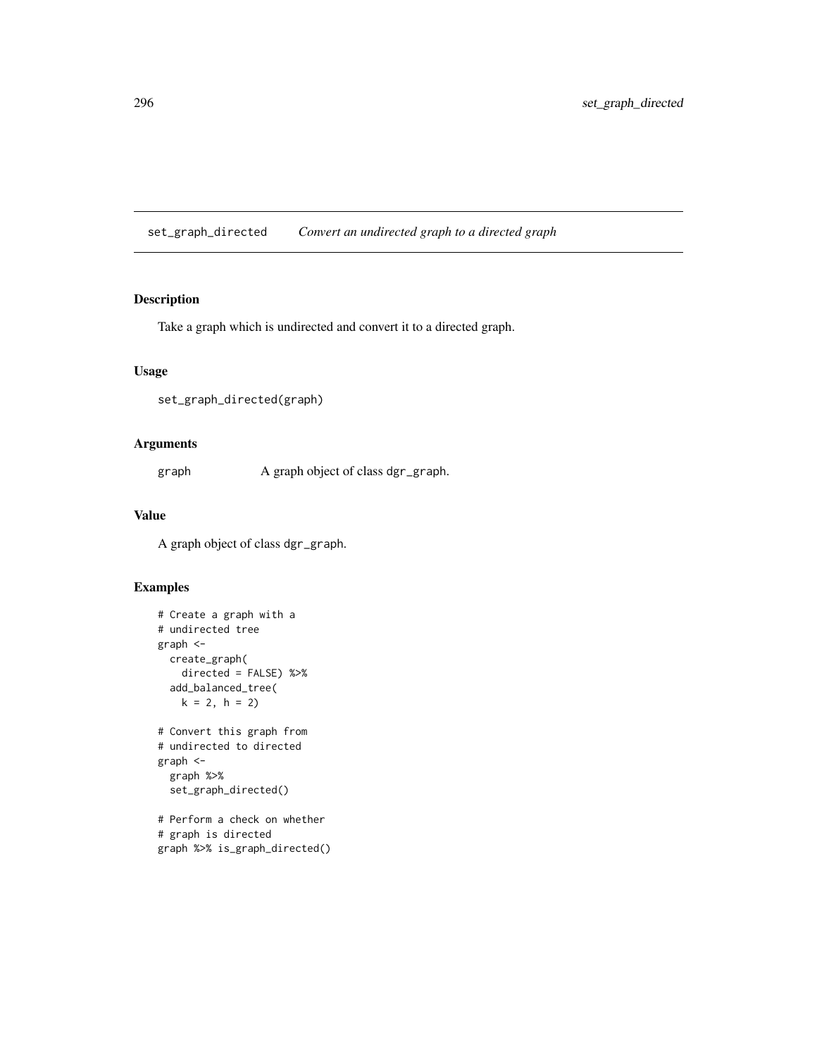## set_graph_directed — *Convert an undirected graph to a directed graph*

### Description

Take a graph which is undirected and convert it to a directed graph.

### Usage

```
set_graph_directed(graph)
```

### Arguments

graph    A graph object of class `dgr_graph`.

### Value

A graph object of class `dgr_graph`.

### Examples

```
# Create a graph with a
# undirected tree
graph <-
  create_graph(
    directed = FALSE) %>%
  add_balanced_tree(
    k = 2, h = 2)

# Convert this graph from
# undirected to directed
graph <-
  graph %>%
  set_graph_directed()

# Perform a check on whether
# graph is directed
graph %>% is_graph_directed()
```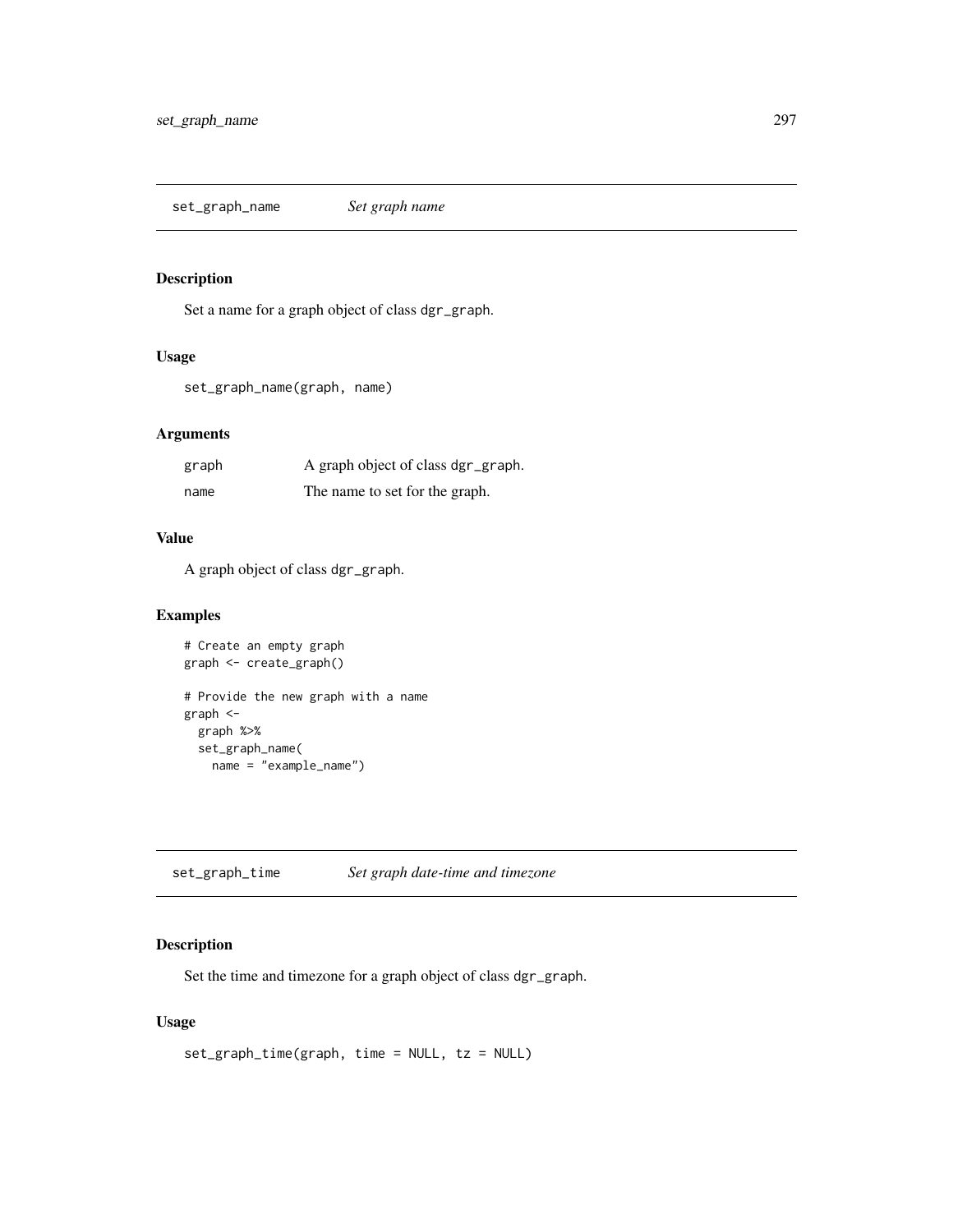## set_graph_name *Set graph name*

### Description

Set a name for a graph object of class `dgr_graph`.

### Usage

```
set_graph_name(graph, name)
```

### Arguments

| | |
|---|---|
| graph | A graph object of class `dgr_graph`. |
| name | The name to set for the graph. |

### Value

A graph object of class `dgr_graph`.

### Examples

```
# Create an empty graph
graph <- create_graph()

# Provide the new graph with a name
graph <-
  graph %>%
  set_graph_name(
    name = "example_name")
```

## set_graph_time *Set graph date-time and timezone*

### Description

Set the time and timezone for a graph object of class `dgr_graph`.

### Usage

```
set_graph_time(graph, time = NULL, tz = NULL)
```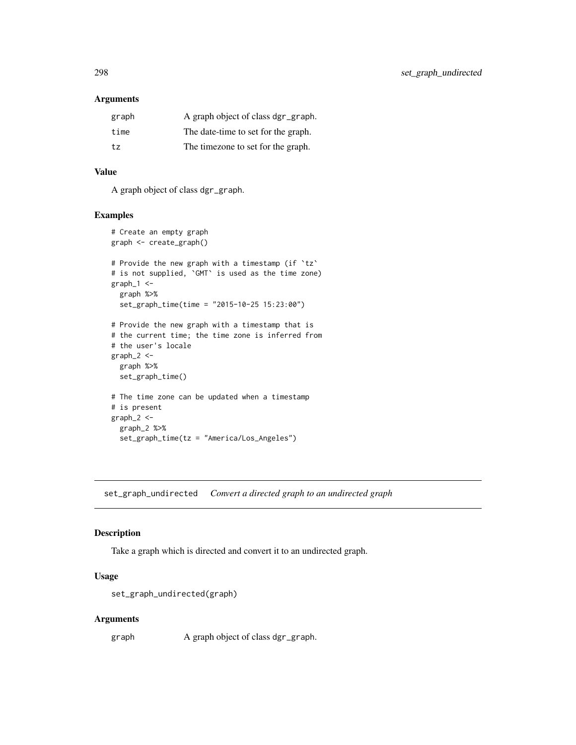### Arguments

| | |
|---|---|
| graph | A graph object of class dgr_graph. |
| time | The date-time to set for the graph. |
| tz | The timezone to set for the graph. |

### Value

A graph object of class dgr_graph.

### Examples

```
# Create an empty graph
graph <- create_graph()

# Provide the new graph with a timestamp (if `tz`
# is not supplied, `GMT` is used as the time zone)
graph_1 <-
  graph %>%
  set_graph_time(time = "2015-10-25 15:23:00")

# Provide the new graph with a timestamp that is
# the current time; the time zone is inferred from
# the user's locale
graph_2 <-
  graph %>%
  set_graph_time()

# The time zone can be updated when a timestamp
# is present
graph_2 <-
  graph_2 %>%
  set_graph_time(tz = "America/Los_Angeles")
```

---

## set_graph_undirected *Convert a directed graph to an undirected graph*

### Description

Take a graph which is directed and convert it to an undirected graph.

### Usage

```
set_graph_undirected(graph)
```

### Arguments

| | |
|---|---|
| graph | A graph object of class dgr_graph. |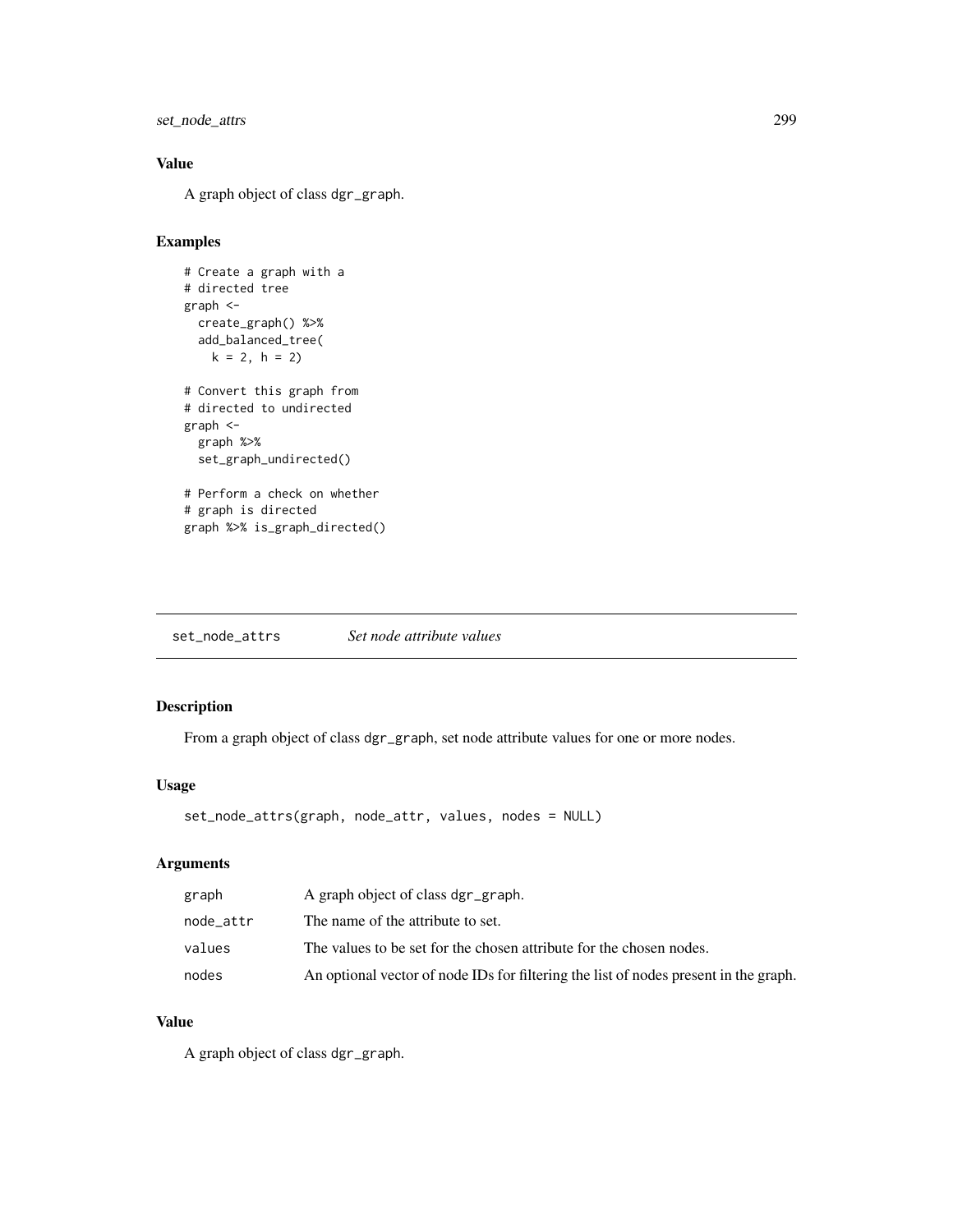### Value

A graph object of class `dgr_graph`.

### Examples

```
# Create a graph with a
# directed tree
graph <-
  create_graph() %>%
  add_balanced_tree(
    k = 2, h = 2)

# Convert this graph from
# directed to undirected
graph <-
  graph %>%
  set_graph_undirected()

# Perform a check on whether
# graph is directed
graph %>% is_graph_directed()
```

---

## set_node_attrs — *Set node attribute values*

---

### Description

From a graph object of class `dgr_graph`, set node attribute values for one or more nodes.

### Usage

```
set_node_attrs(graph, node_attr, values, nodes = NULL)
```

### Arguments

| | |
|---|---|
| `graph` | A graph object of class `dgr_graph`. |
| `node_attr` | The name of the attribute to set. |
| `values` | The values to be set for the chosen attribute for the chosen nodes. |
| `nodes` | An optional vector of node IDs for filtering the list of nodes present in the graph. |

### Value

A graph object of class `dgr_graph`.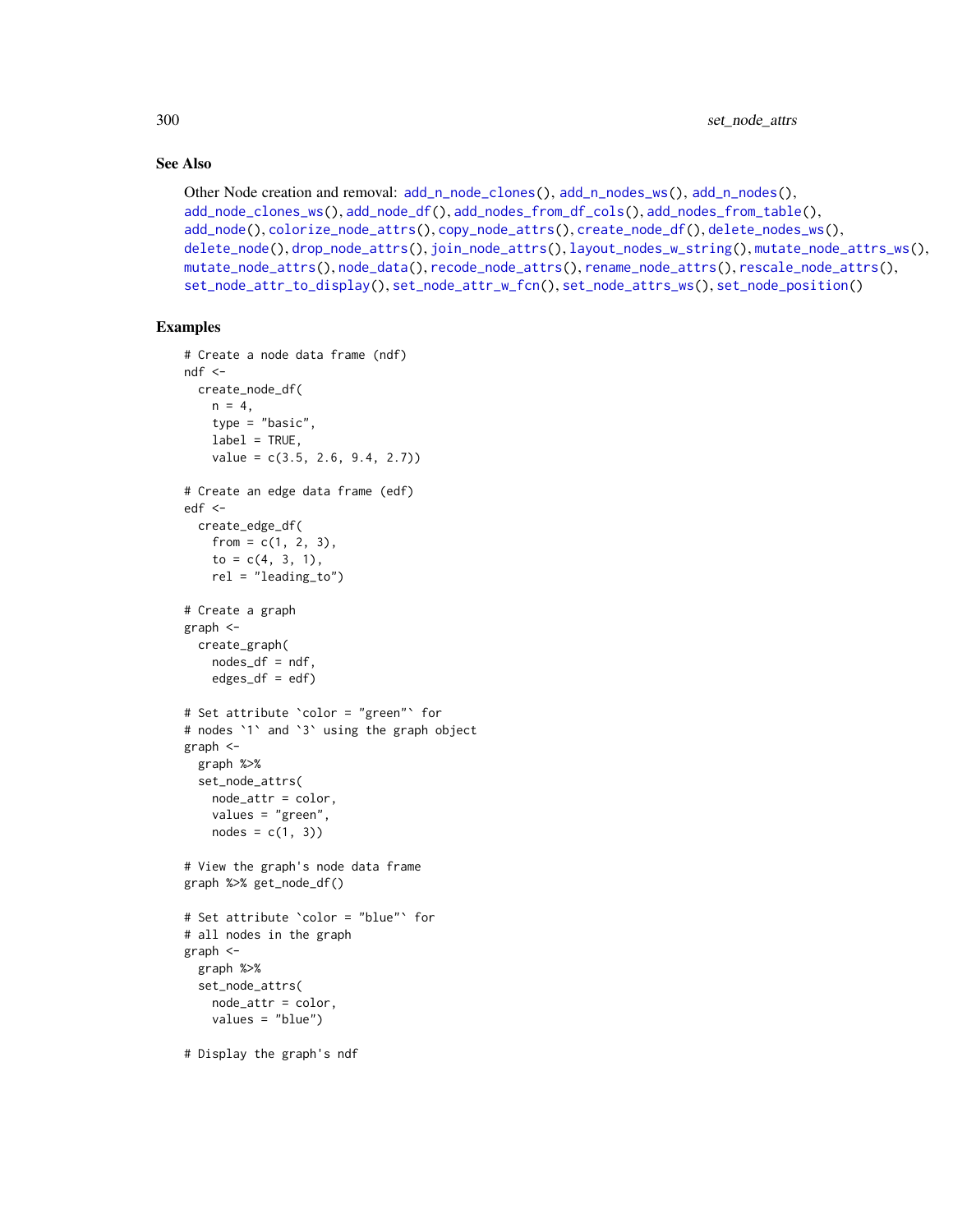## See Also

Other Node creation and removal: add_n_node_clones(), add_n_nodes_ws(), add_n_nodes(), add_node_clones_ws(), add_node_df(), add_nodes_from_df_cols(), add_nodes_from_table(), add_node(), colorize_node_attrs(), copy_node_attrs(), create_node_df(), delete_nodes_ws(), delete_node(), drop_node_attrs(), join_node_attrs(), layout_nodes_w_string(), mutate_node_attrs_ws(), mutate_node_attrs(), node_data(), recode_node_attrs(), rename_node_attrs(), rescale_node_attrs(), set_node_attr_to_display(), set_node_attr_w_fcn(), set_node_attrs_ws(), set_node_position()

## Examples

```
# Create a node data frame (ndf)
ndf <-
  create_node_df(
    n = 4,
    type = "basic",
    label = TRUE,
    value = c(3.5, 2.6, 9.4, 2.7))

# Create an edge data frame (edf)
edf <-
  create_edge_df(
    from = c(1, 2, 3),
    to = c(4, 3, 1),
    rel = "leading_to")

# Create a graph
graph <-
  create_graph(
    nodes_df = ndf,
    edges_df = edf)

# Set attribute `color = "green"` for
# nodes `1` and `3` using the graph object
graph <-
  graph %>%
  set_node_attrs(
    node_attr = color,
    values = "green",
    nodes = c(1, 3))

# View the graph's node data frame
graph %>% get_node_df()

# Set attribute `color = "blue"` for
# all nodes in the graph
graph <-
  graph %>%
  set_node_attrs(
    node_attr = color,
    values = "blue")

# Display the graph's ndf
```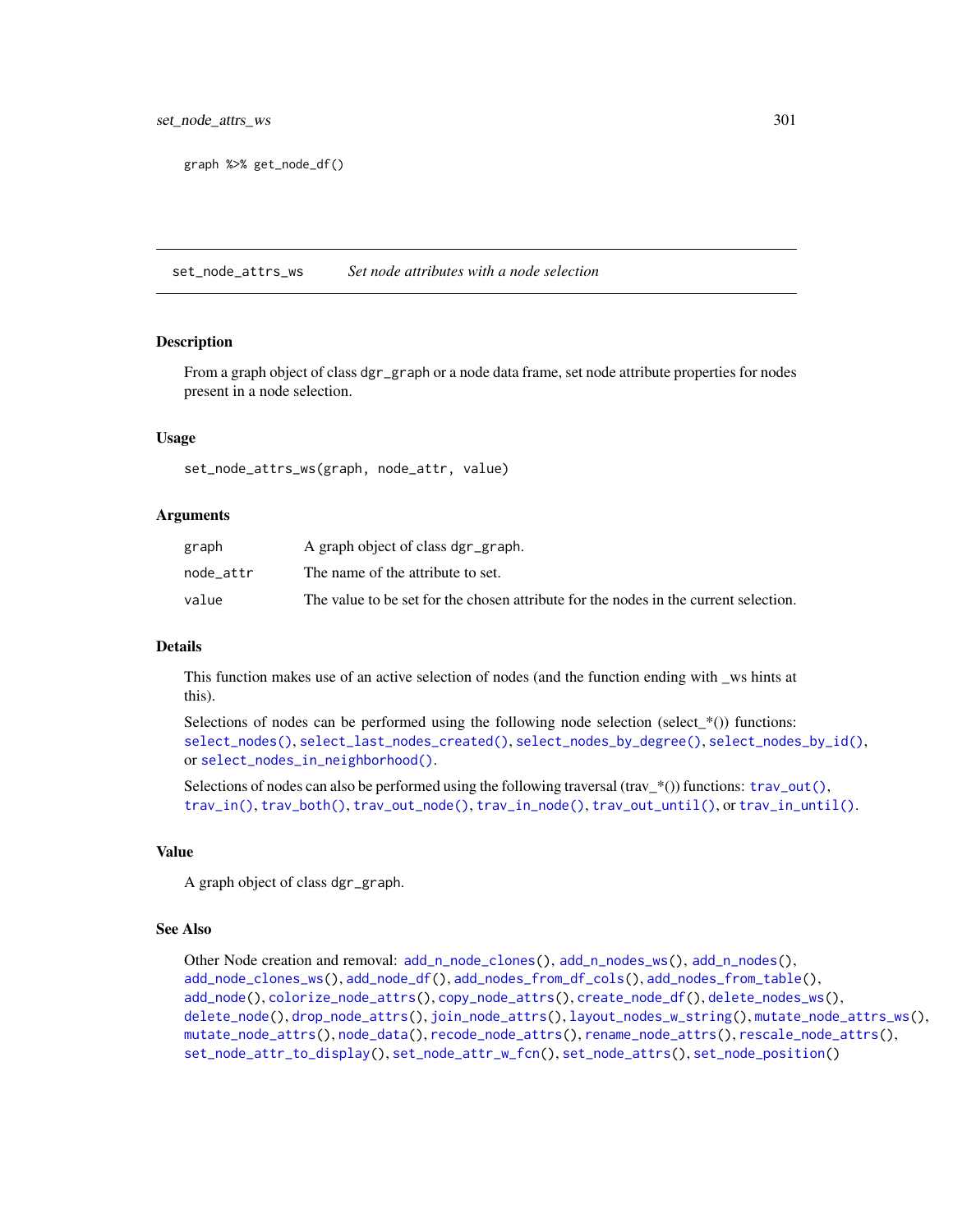```
graph %>% get_node_df()
```

## set_node_attrs_ws — *Set node attributes with a node selection*

### Description

From a graph object of class `dgr_graph` or a node data frame, set node attribute properties for nodes present in a node selection.

### Usage

```
set_node_attrs_ws(graph, node_attr, value)
```

### Arguments

| | |
|---|---|
| `graph` | A graph object of class `dgr_graph`. |
| `node_attr` | The name of the attribute to set. |
| `value` | The value to be set for the chosen attribute for the nodes in the current selection. |

### Details

This function makes use of an active selection of nodes (and the function ending with _ws hints at this).

Selections of nodes can be performed using the following node selection (select_*()) functions: `select_nodes()`, `select_last_nodes_created()`, `select_nodes_by_degree()`, `select_nodes_by_id()`, or `select_nodes_in_neighborhood()`.

Selections of nodes can also be performed using the following traversal (trav_*()) functions: `trav_out()`, `trav_in()`, `trav_both()`, `trav_out_node()`, `trav_in_node()`, `trav_out_until()`, or `trav_in_until()`.

### Value

A graph object of class `dgr_graph`.

### See Also

Other Node creation and removal: `add_n_node_clones()`, `add_n_nodes_ws()`, `add_n_nodes()`, `add_node_clones_ws()`, `add_node_df()`, `add_nodes_from_df_cols()`, `add_nodes_from_table()`, `add_node()`, `colorize_node_attrs()`, `copy_node_attrs()`, `create_node_df()`, `delete_nodes_ws()`, `delete_node()`, `drop_node_attrs()`, `join_node_attrs()`, `layout_nodes_w_string()`, `mutate_node_attrs_ws()`, `mutate_node_attrs()`, `node_data()`, `recode_node_attrs()`, `rename_node_attrs()`, `rescale_node_attrs()`, `set_node_attr_to_display()`, `set_node_attr_w_fcn()`, `set_node_attrs()`, `set_node_position()`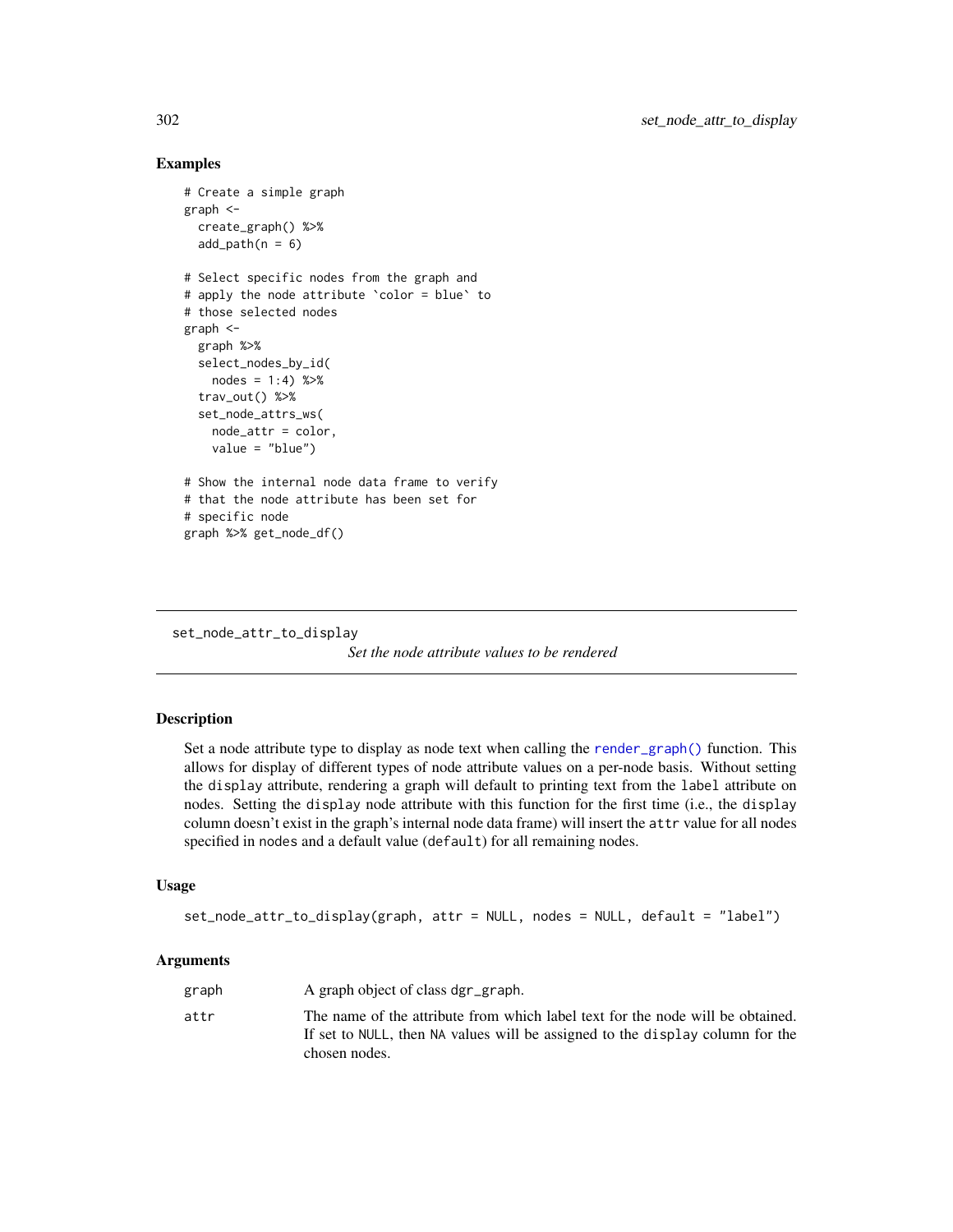## Examples

```
# Create a simple graph
graph <-
  create_graph() %>%
  add_path(n = 6)

# Select specific nodes from the graph and
# apply the node attribute `color = blue` to
# those selected nodes
graph <-
  graph %>%
  select_nodes_by_id(
    nodes = 1:4) %>%
  trav_out() %>%
  set_node_attrs_ws(
    node_attr = color,
    value = "blue")

# Show the internal node data frame to verify
# that the node attribute has been set for
# specific node
graph %>% get_node_df()
```

---

# set_node_attr_to_display

*Set the node attribute values to be rendered*

---

## Description

Set a node attribute type to display as node text when calling the `render_graph()` function. This allows for display of different types of node attribute values on a per-node basis. Without setting the `display` attribute, rendering a graph will default to printing text from the `label` attribute on nodes. Setting the `display` node attribute with this function for the first time (i.e., the `display` column doesn't exist in the graph's internal node data frame) will insert the `attr` value for all nodes specified in `nodes` and a default value (`default`) for all remaining nodes.

## Usage

```
set_node_attr_to_display(graph, attr = NULL, nodes = NULL, default = "label")
```

## Arguments

| | |
|---|---|
| `graph` | A graph object of class `dgr_graph`. |
| `attr` | The name of the attribute from which label text for the node will be obtained. If set to `NULL`, then `NA` values will be assigned to the `display` column for the chosen nodes. |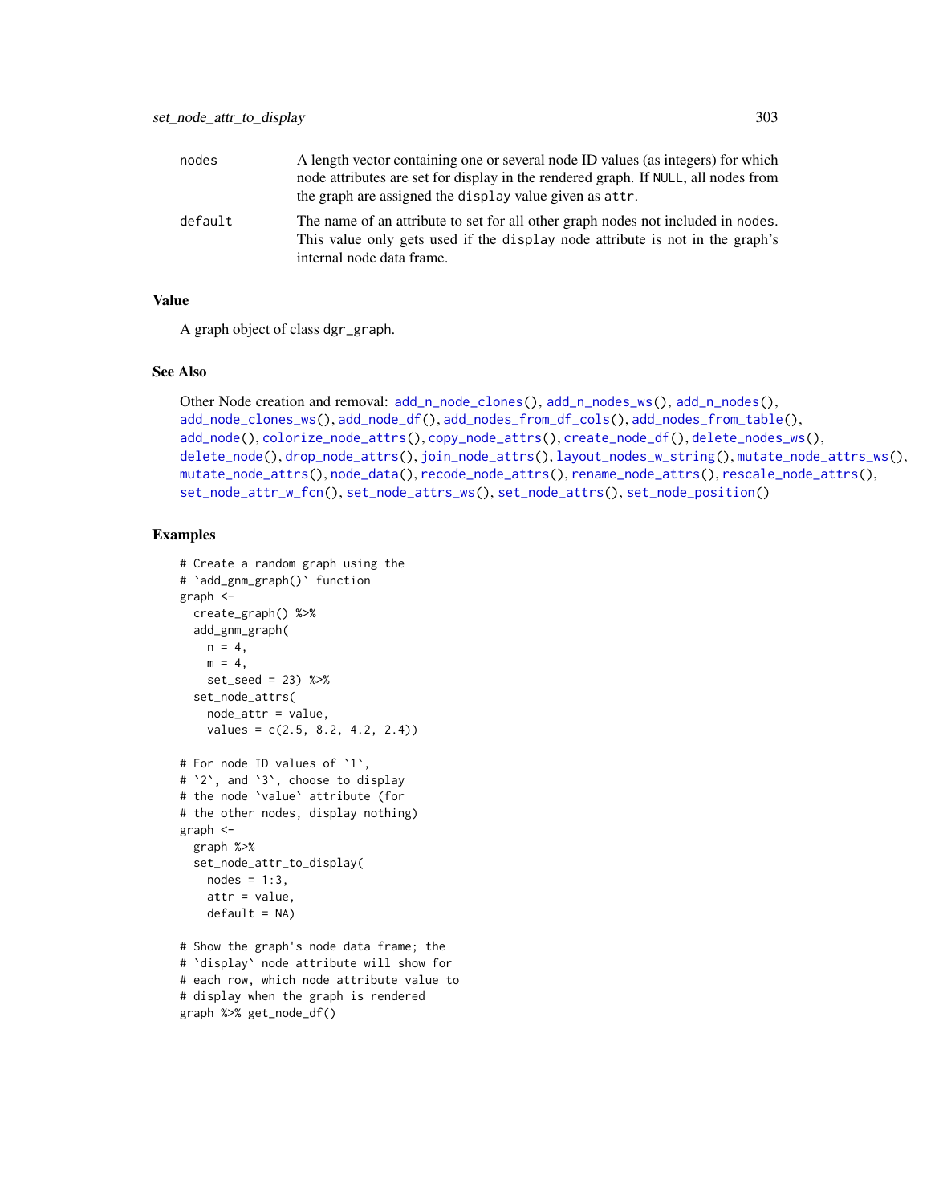| | |
|---|---|
| nodes | A length vector containing one or several node ID values (as integers) for which node attributes are set for display in the rendered graph. If NULL, all nodes from the graph are assigned the display value given as attr. |
| default | The name of an attribute to set for all other graph nodes not included in nodes. This value only gets used if the display node attribute is not in the graph's internal node data frame. |

## Value

A graph object of class dgr_graph.

## See Also

Other Node creation and removal: add_n_node_clones(), add_n_nodes_ws(), add_n_nodes(), add_node_clones_ws(), add_node_df(), add_nodes_from_df_cols(), add_nodes_from_table(), add_node(), colorize_node_attrs(), copy_node_attrs(), create_node_df(), delete_nodes_ws(), delete_node(), drop_node_attrs(), join_node_attrs(), layout_nodes_w_string(), mutate_node_attrs_ws(), mutate_node_attrs(), node_data(), recode_node_attrs(), rename_node_attrs(), rescale_node_attrs(), set_node_attr_w_fcn(), set_node_attrs_ws(), set_node_attrs(), set_node_position()

## Examples

```
# Create a random graph using the
# `add_gnm_graph()` function
graph <-
  create_graph() %>%
  add_gnm_graph(
    n = 4,
    m = 4,
    set_seed = 23) %>%
  set_node_attrs(
    node_attr = value,
    values = c(2.5, 8.2, 4.2, 2.4))

# For node ID values of `1`,
# `2`, and `3`, choose to display
# the node `value` attribute (for
# the other nodes, display nothing)
graph <-
  graph %>%
  set_node_attr_to_display(
    nodes = 1:3,
    attr = value,
    default = NA)

# Show the graph's node data frame; the
# `display` node attribute will show for
# each row, which node attribute value to
# display when the graph is rendered
graph %>% get_node_df()
```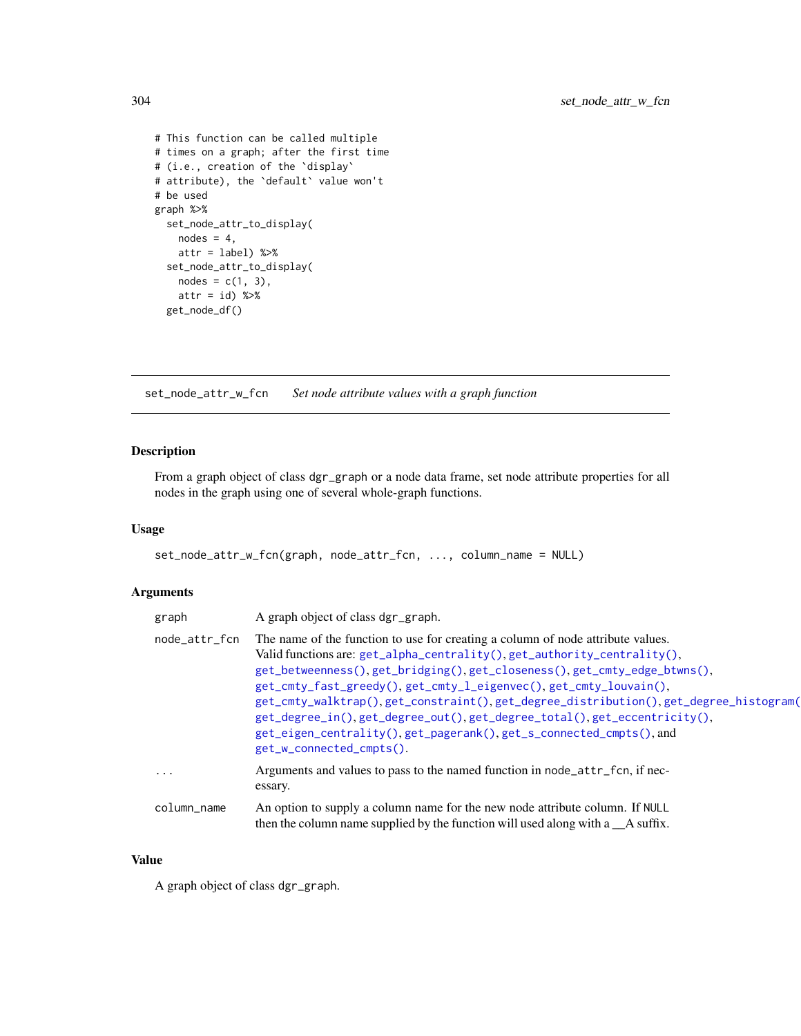```
# This function can be called multiple
# times on a graph; after the first time
# (i.e., creation of the `display`
# attribute), the `default` value won't
# be used
graph %>%
  set_node_attr_to_display(
    nodes = 4,
    attr = label) %>%
  set_node_attr_to_display(
    nodes = c(1, 3),
    attr = id) %>%
  get_node_df()
```

## set_node_attr_w_fcn *Set node attribute values with a graph function*

### Description

From a graph object of class `dgr_graph` or a node data frame, set node attribute properties for all nodes in the graph using one of several whole-graph functions.

### Usage

```
set_node_attr_w_fcn(graph, node_attr_fcn, ..., column_name = NULL)
```

### Arguments

| | |
|---|---|
| `graph` | A graph object of class `dgr_graph`. |
| `node_attr_fcn` | The name of the function to use for creating a column of node attribute values. Valid functions are: `get_alpha_centrality()`, `get_authority_centrality()`, `get_betweenness()`, `get_bridging()`, `get_closeness()`, `get_cmty_edge_btwns()`, `get_cmty_fast_greedy()`, `get_cmty_l_eigenvec()`, `get_cmty_louvain()`, `get_cmty_walktrap()`, `get_constraint()`, `get_degree_distribution()`, `get_degree_histogram()`, `get_degree_in()`, `get_degree_out()`, `get_degree_total()`, `get_eccentricity()`, `get_eigen_centrality()`, `get_pagerank()`, `get_s_connected_cmpts()`, and `get_w_connected_cmpts()`. |
| `...` | Arguments and values to pass to the named function in `node_attr_fcn`, if necessary. |
| `column_name` | An option to supply a column name for the new node attribute column. If `NULL` then the column name supplied by the function will used along with a __A suffix. |

### Value

A graph object of class `dgr_graph`.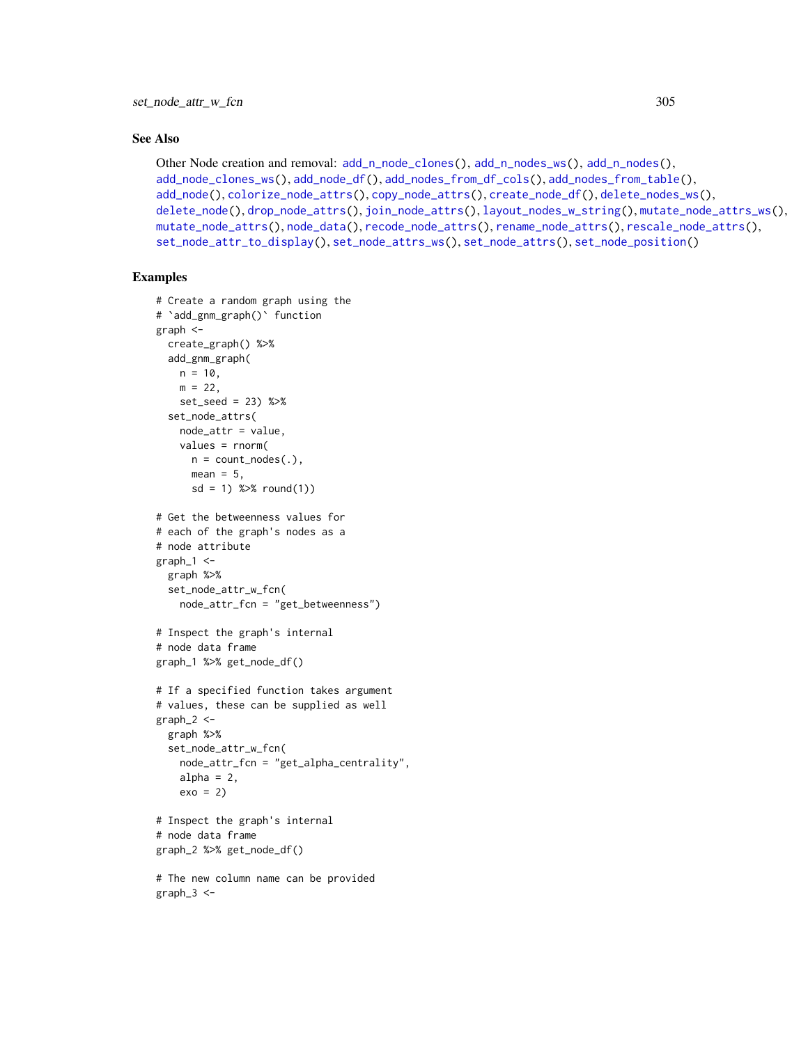## See Also

Other Node creation and removal: add_n_node_clones(), add_n_nodes_ws(), add_n_nodes(), add_node_clones_ws(), add_node_df(), add_nodes_from_df_cols(), add_nodes_from_table(), add_node(), colorize_node_attrs(), copy_node_attrs(), create_node_df(), delete_nodes_ws(), delete_node(), drop_node_attrs(), join_node_attrs(), layout_nodes_w_string(), mutate_node_attrs_ws(), mutate_node_attrs(), node_data(), recode_node_attrs(), rename_node_attrs(), rescale_node_attrs(), set_node_attr_to_display(), set_node_attrs_ws(), set_node_attrs(), set_node_position()

## Examples

```
# Create a random graph using the
# `add_gnm_graph()` function
graph <-
  create_graph() %>%
  add_gnm_graph(
    n = 10,
    m = 22,
    set_seed = 23) %>%
  set_node_attrs(
    node_attr = value,
    values = rnorm(
      n = count_nodes(.),
      mean = 5,
      sd = 1) %>% round(1))

# Get the betweenness values for
# each of the graph's nodes as a
# node attribute
graph_1 <-
  graph %>%
  set_node_attr_w_fcn(
    node_attr_fcn = "get_betweenness")

# Inspect the graph's internal
# node data frame
graph_1 %>% get_node_df()

# If a specified function takes argument
# values, these can be supplied as well
graph_2 <-
  graph %>%
  set_node_attr_w_fcn(
    node_attr_fcn = "get_alpha_centrality",
    alpha = 2,
    exo = 2)

# Inspect the graph's internal
# node data frame
graph_2 %>% get_node_df()

# The new column name can be provided
graph_3 <-
```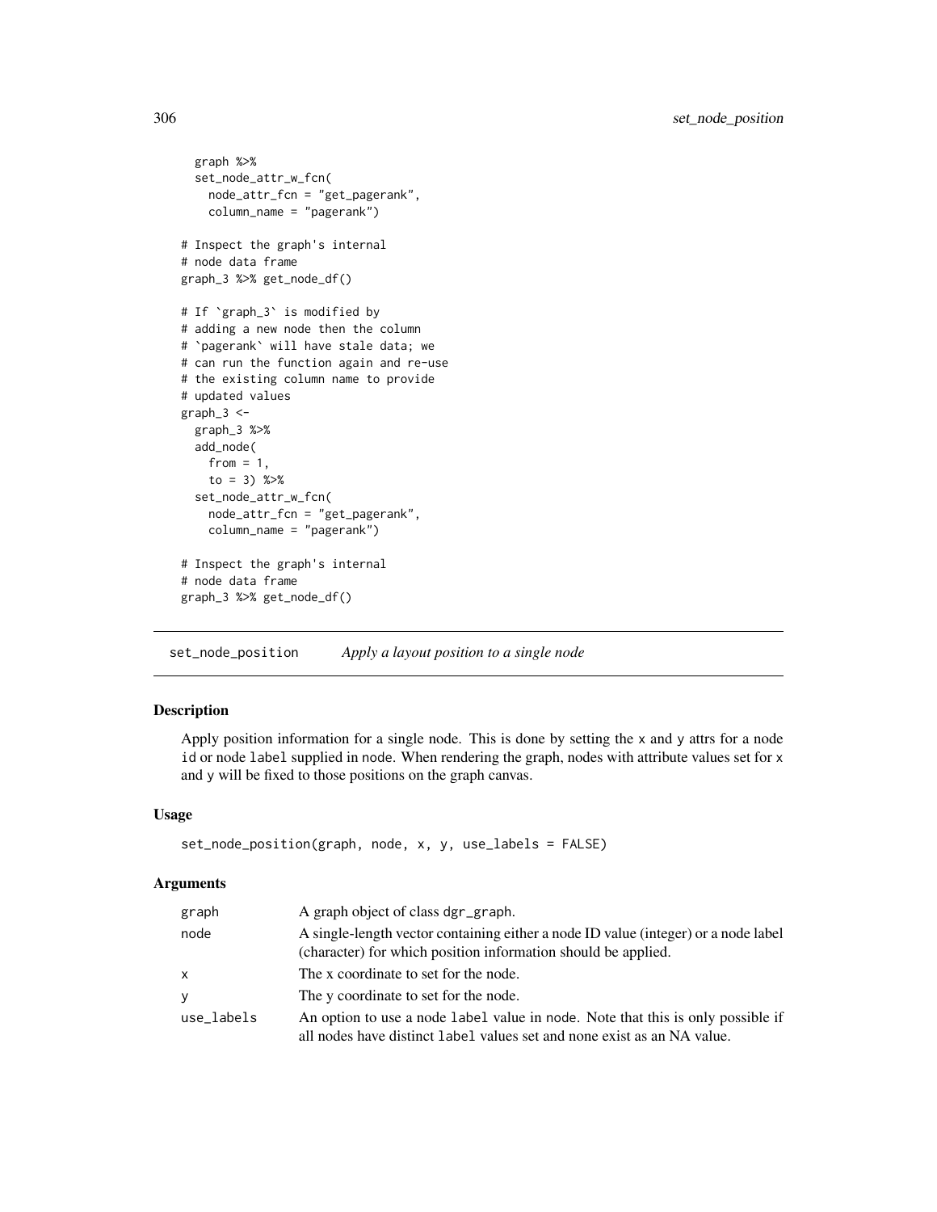```
  graph %>%
  set_node_attr_w_fcn(
    node_attr_fcn = "get_pagerank",
    column_name = "pagerank")

# Inspect the graph's internal
# node data frame
graph_3 %>% get_node_df()

# If `graph_3` is modified by
# adding a new node then the column
# `pagerank` will have stale data; we
# can run the function again and re-use
# the existing column name to provide
# updated values
graph_3 <-
  graph_3 %>%
  add_node(
    from = 1,
    to = 3) %>%
  set_node_attr_w_fcn(
    node_attr_fcn = "get_pagerank",
    column_name = "pagerank")

# Inspect the graph's internal
# node data frame
graph_3 %>% get_node_df()
```

---

## set_node_position — *Apply a layout position to a single node*

### Description

Apply position information for a single node. This is done by setting the x and y attrs for a node id or node label supplied in node. When rendering the graph, nodes with attribute values set for x and y will be fixed to those positions on the graph canvas.

### Usage

```
set_node_position(graph, node, x, y, use_labels = FALSE)
```

### Arguments

| | |
|---|---|
| graph | A graph object of class dgr_graph. |
| node | A single-length vector containing either a node ID value (integer) or a node label (character) for which position information should be applied. |
| x | The x coordinate to set for the node. |
| y | The y coordinate to set for the node. |
| use_labels | An option to use a node label value in node. Note that this is only possible if all nodes have distinct label values set and none exist as an NA value. |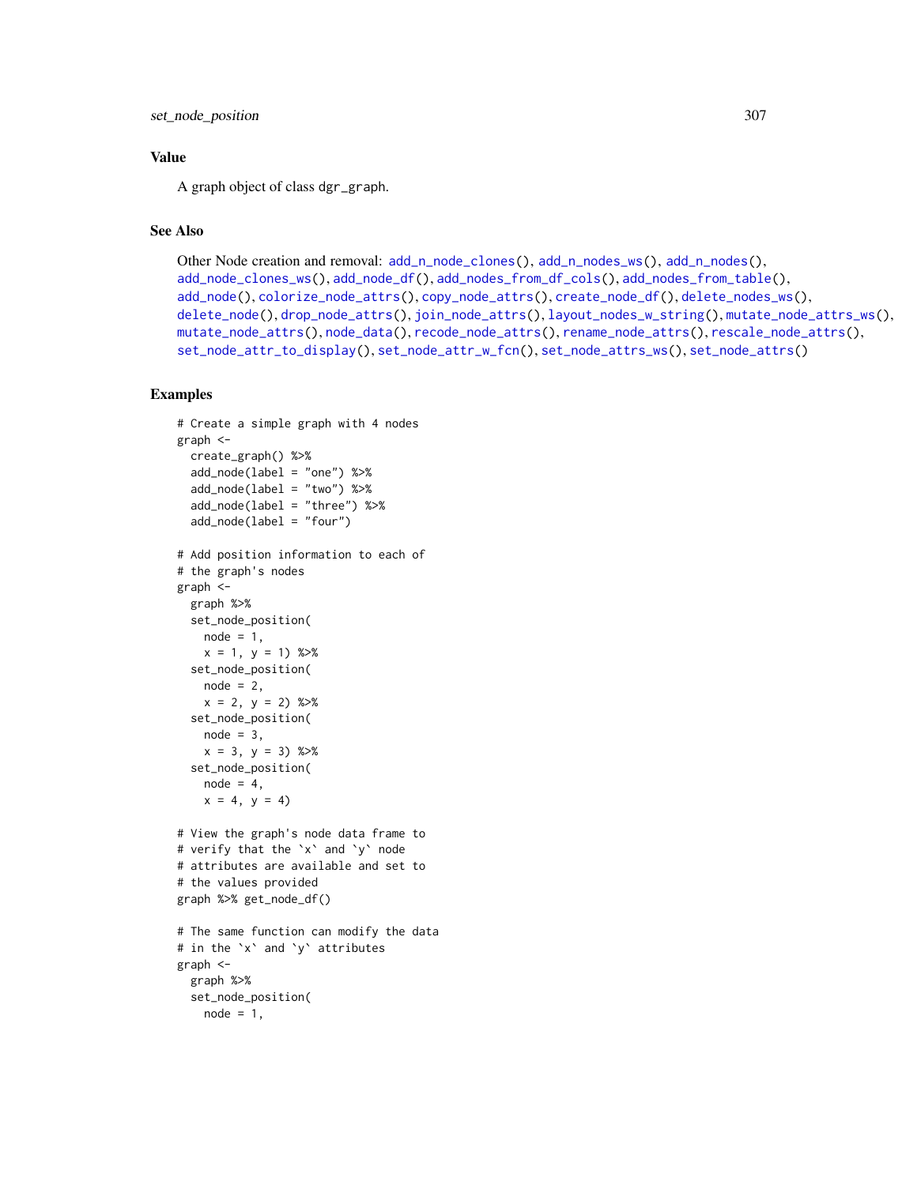## Value

A graph object of class dgr_graph.

## See Also

Other Node creation and removal: add_n_node_clones(), add_n_nodes_ws(), add_n_nodes(), add_node_clones_ws(), add_node_df(), add_nodes_from_df_cols(), add_nodes_from_table(), add_node(), colorize_node_attrs(), copy_node_attrs(), create_node_df(), delete_nodes_ws(), delete_node(), drop_node_attrs(), join_node_attrs(), layout_nodes_w_string(), mutate_node_attrs_ws(), mutate_node_attrs(), node_data(), recode_node_attrs(), rename_node_attrs(), rescale_node_attrs(), set_node_attr_to_display(), set_node_attr_w_fcn(), set_node_attrs_ws(), set_node_attrs()

## Examples

```
# Create a simple graph with 4 nodes
graph <-
  create_graph() %>%
  add_node(label = "one") %>%
  add_node(label = "two") %>%
  add_node(label = "three") %>%
  add_node(label = "four")

# Add position information to each of
# the graph's nodes
graph <-
  graph %>%
  set_node_position(
    node = 1,
    x = 1, y = 1) %>%
  set_node_position(
    node = 2,
    x = 2, y = 2) %>%
  set_node_position(
    node = 3,
    x = 3, y = 3) %>%
  set_node_position(
    node = 4,
    x = 4, y = 4)

# View the graph's node data frame to
# verify that the `x` and `y` node
# attributes are available and set to
# the values provided
graph %>% get_node_df()

# The same function can modify the data
# in the `x` and `y` attributes
graph <-
  graph %>%
  set_node_position(
    node = 1,
```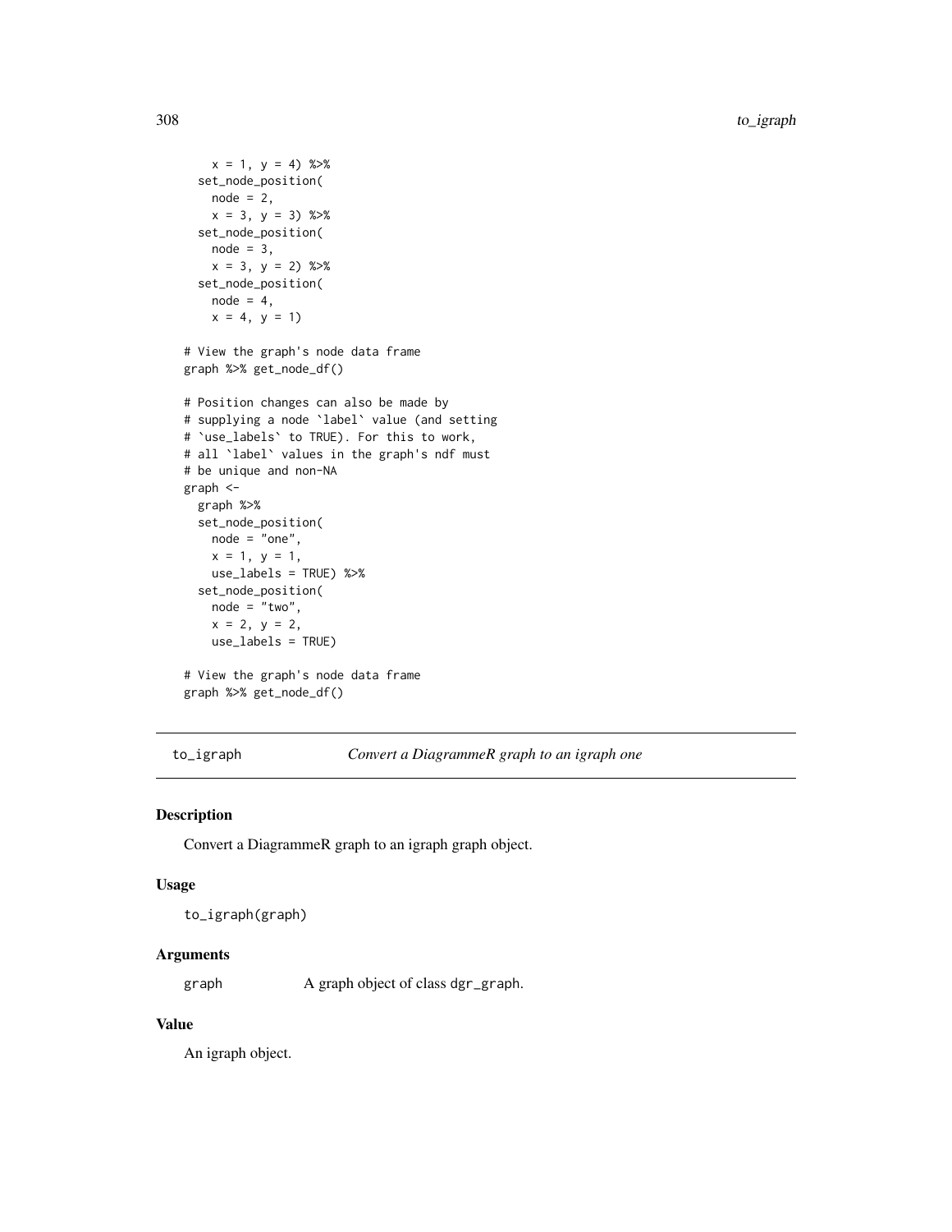```
    x = 1, y = 4) %>%
  set_node_position(
    node = 2,
    x = 3, y = 3) %>%
  set_node_position(
    node = 3,
    x = 3, y = 2) %>%
  set_node_position(
    node = 4,
    x = 4, y = 1)

# View the graph's node data frame
graph %>% get_node_df()

# Position changes can also be made by
# supplying a node `label` value (and setting
# `use_labels` to TRUE). For this to work,
# all `label` values in the graph's ndf must
# be unique and non-NA
graph <-
  graph %>%
  set_node_position(
    node = "one",
    x = 1, y = 1,
    use_labels = TRUE) %>%
  set_node_position(
    node = "two",
    x = 2, y = 2,
    use_labels = TRUE)

# View the graph's node data frame
graph %>% get_node_df()
```

---

## to_igraph — *Convert a DiagrammeR graph to an igraph one*

### Description

Convert a DiagrammeR graph to an igraph graph object.

### Usage

```
to_igraph(graph)
```

### Arguments

| | |
|---|---|
| graph | A graph object of class dgr_graph. |

### Value

An igraph object.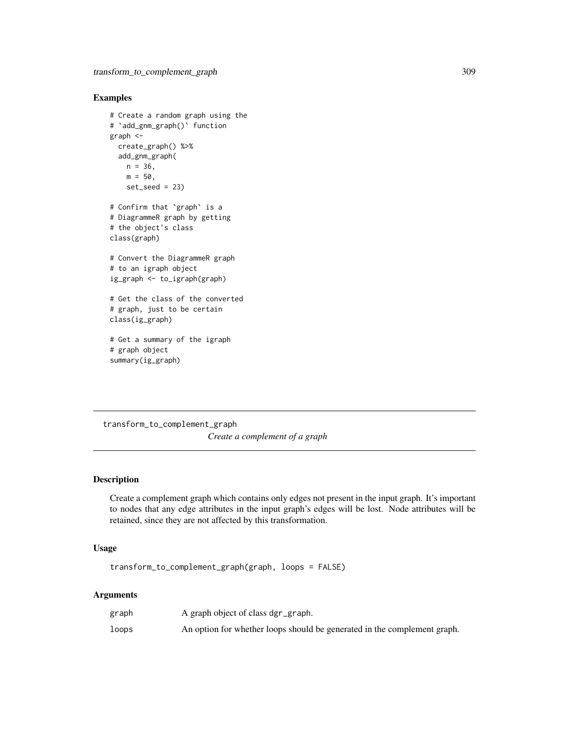## Examples

```
# Create a random graph using the
# `add_gnm_graph()` function
graph <-
  create_graph() %>%
  add_gnm_graph(
    n = 36,
    m = 50,
    set_seed = 23)

# Confirm that `graph` is a
# DiagrammeR graph by getting
# the object's class
class(graph)

# Convert the DiagrammeR graph
# to an igraph object
ig_graph <- to_igraph(graph)

# Get the class of the converted
# graph, just to be certain
class(ig_graph)

# Get a summary of the igraph
# graph object
summary(ig_graph)
```

---

transform_to_complement_graph

*Create a complement of a graph*

---

## Description

Create a complement graph which contains only edges not present in the input graph. It's important to nodes that any edge attributes in the input graph's edges will be lost. Node attributes will be retained, since they are not affected by this transformation.

## Usage

```
transform_to_complement_graph(graph, loops = FALSE)
```

## Arguments

| | |
|---|---|
| graph | A graph object of class dgr_graph. |
| loops | An option for whether loops should be generated in the complement graph. |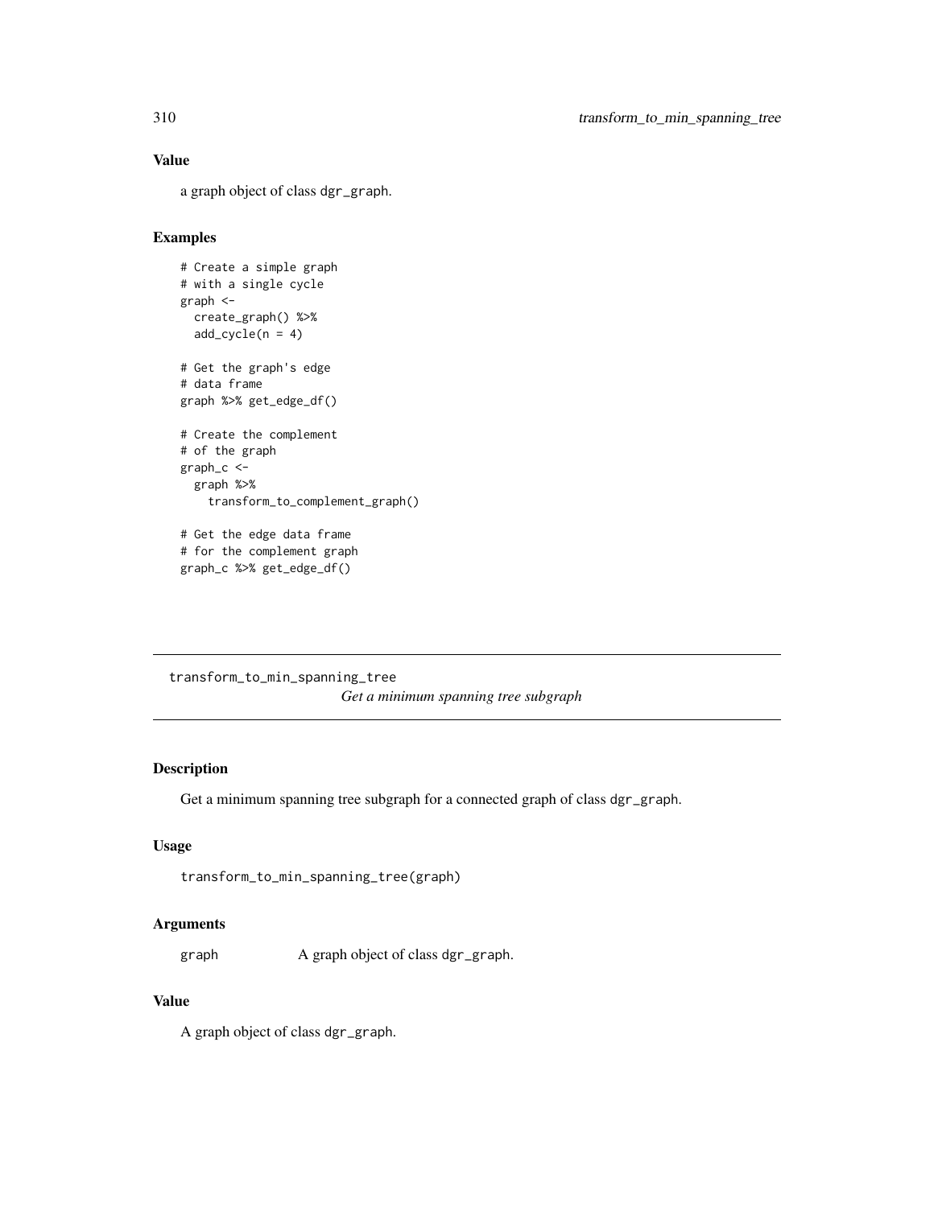## Value

a graph object of class dgr_graph.

## Examples

```
# Create a simple graph
# with a single cycle
graph <-
  create_graph() %>%
  add_cycle(n = 4)

# Get the graph's edge
# data frame
graph %>% get_edge_df()

# Create the complement
# of the graph
graph_c <-
  graph %>%
    transform_to_complement_graph()

# Get the edge data frame
# for the complement graph
graph_c %>% get_edge_df()
```

---

# transform_to_min_spanning_tree

*Get a minimum spanning tree subgraph*

---

## Description

Get a minimum spanning tree subgraph for a connected graph of class dgr_graph.

## Usage

```
transform_to_min_spanning_tree(graph)
```

## Arguments

graph A graph object of class dgr_graph.

## Value

A graph object of class dgr_graph.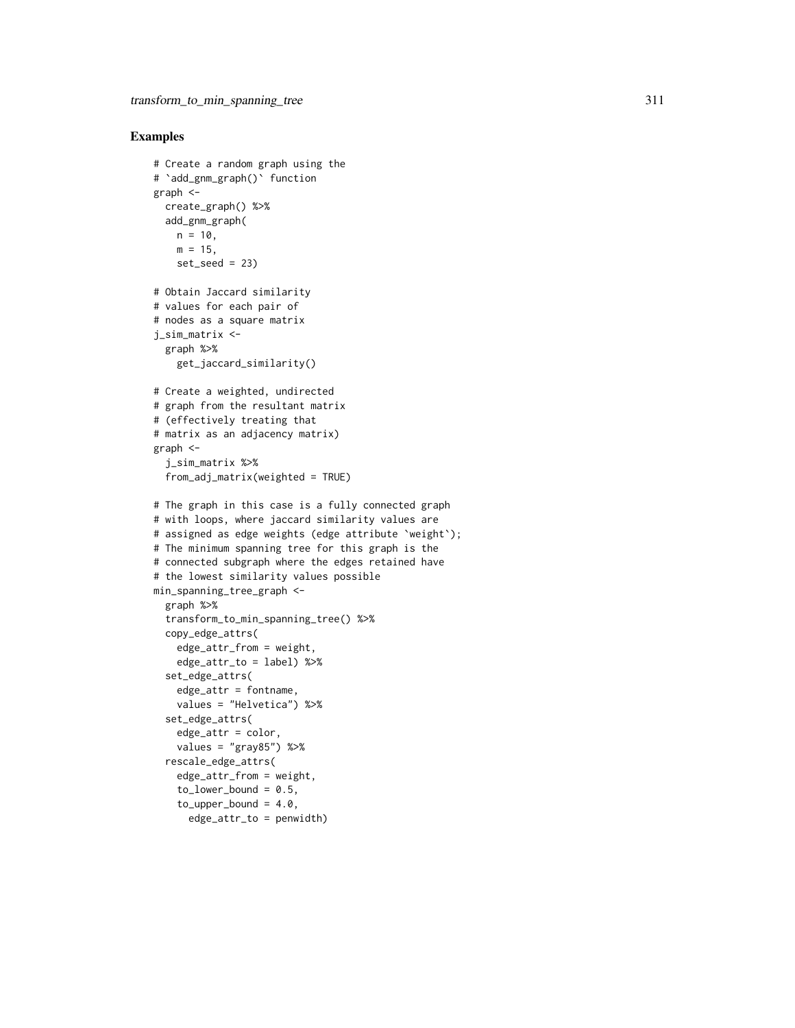## Examples

```
# Create a random graph using the
# `add_gnm_graph()` function
graph <-
  create_graph() %>%
  add_gnm_graph(
    n = 10,
    m = 15,
    set_seed = 23)

# Obtain Jaccard similarity
# values for each pair of
# nodes as a square matrix
j_sim_matrix <-
  graph %>%
    get_jaccard_similarity()

# Create a weighted, undirected
# graph from the resultant matrix
# (effectively treating that
# matrix as an adjacency matrix)
graph <-
  j_sim_matrix %>%
  from_adj_matrix(weighted = TRUE)

# The graph in this case is a fully connected graph
# with loops, where jaccard similarity values are
# assigned as edge weights (edge attribute `weight`);
# The minimum spanning tree for this graph is the
# connected subgraph where the edges retained have
# the lowest similarity values possible
min_spanning_tree_graph <-
  graph %>%
  transform_to_min_spanning_tree() %>%
  copy_edge_attrs(
    edge_attr_from = weight,
    edge_attr_to = label) %>%
  set_edge_attrs(
    edge_attr = fontname,
    values = "Helvetica") %>%
  set_edge_attrs(
    edge_attr = color,
    values = "gray85") %>%
  rescale_edge_attrs(
    edge_attr_from = weight,
    to_lower_bound = 0.5,
    to_upper_bound = 4.0,
      edge_attr_to = penwidth)
```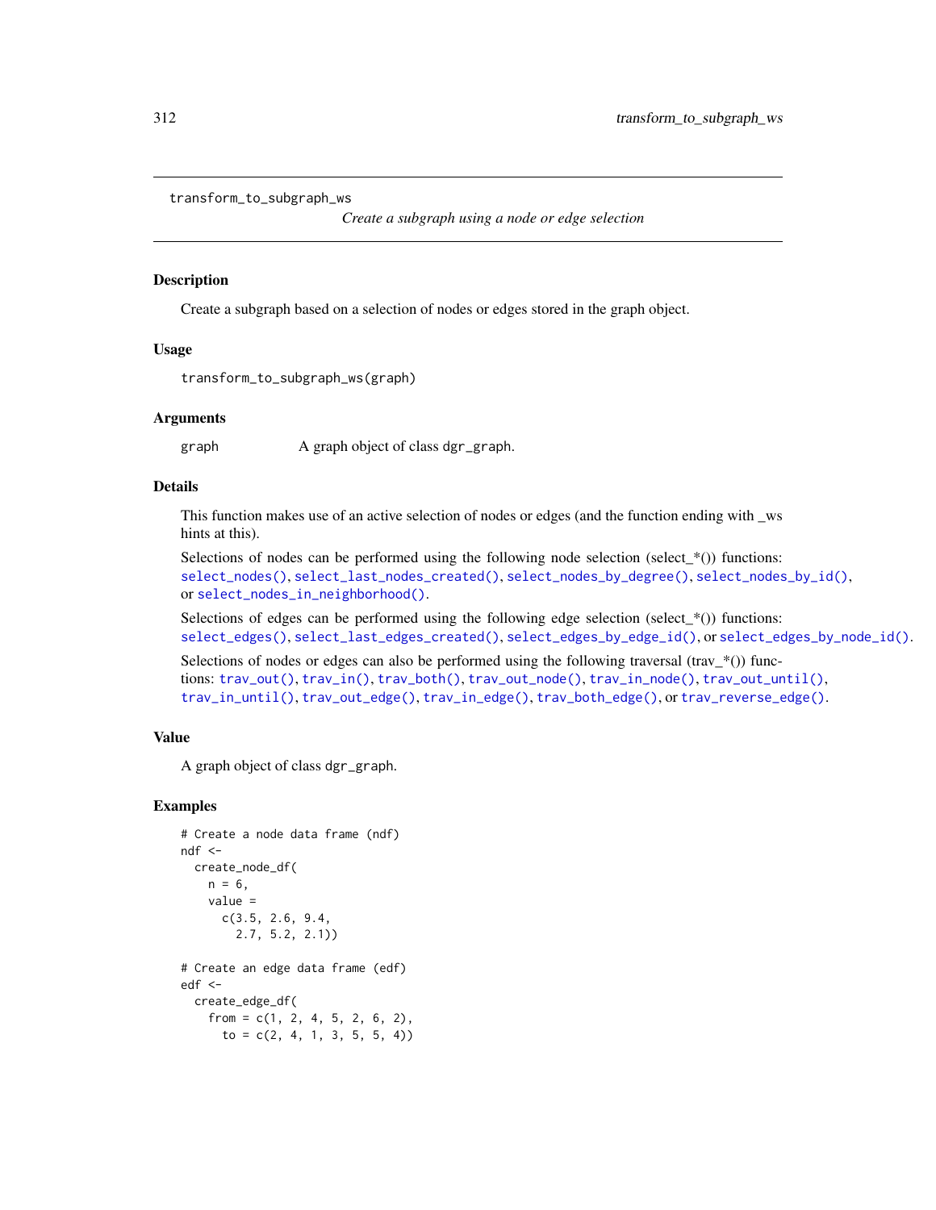# transform_to_subgraph_ws

*Create a subgraph using a node or edge selection*

## Description

Create a subgraph based on a selection of nodes or edges stored in the graph object.

## Usage

```
transform_to_subgraph_ws(graph)
```

## Arguments

graph    A graph object of class `dgr_graph`.

## Details

This function makes use of an active selection of nodes or edges (and the function ending with _ws hints at this).

Selections of nodes can be performed using the following node selection (select_*()) functions: `select_nodes()`, `select_last_nodes_created()`, `select_nodes_by_degree()`, `select_nodes_by_id()`, or `select_nodes_in_neighborhood()`.

Selections of edges can be performed using the following edge selection (select_*()) functions: `select_edges()`, `select_last_edges_created()`, `select_edges_by_edge_id()`, or `select_edges_by_node_id()`.

Selections of nodes or edges can also be performed using the following traversal (trav_*()) functions: `trav_out()`, `trav_in()`, `trav_both()`, `trav_out_node()`, `trav_in_node()`, `trav_out_until()`, `trav_in_until()`, `trav_out_edge()`, `trav_in_edge()`, `trav_both_edge()`, or `trav_reverse_edge()`.

## Value

A graph object of class `dgr_graph`.

## Examples

```
# Create a node data frame (ndf)
ndf <-
  create_node_df(
    n = 6,
    value =
      c(3.5, 2.6, 9.4,
        2.7, 5.2, 2.1))

# Create an edge data frame (edf)
edf <-
  create_edge_df(
    from = c(1, 2, 4, 5, 2, 6, 2),
      to = c(2, 4, 1, 3, 5, 5, 4))
```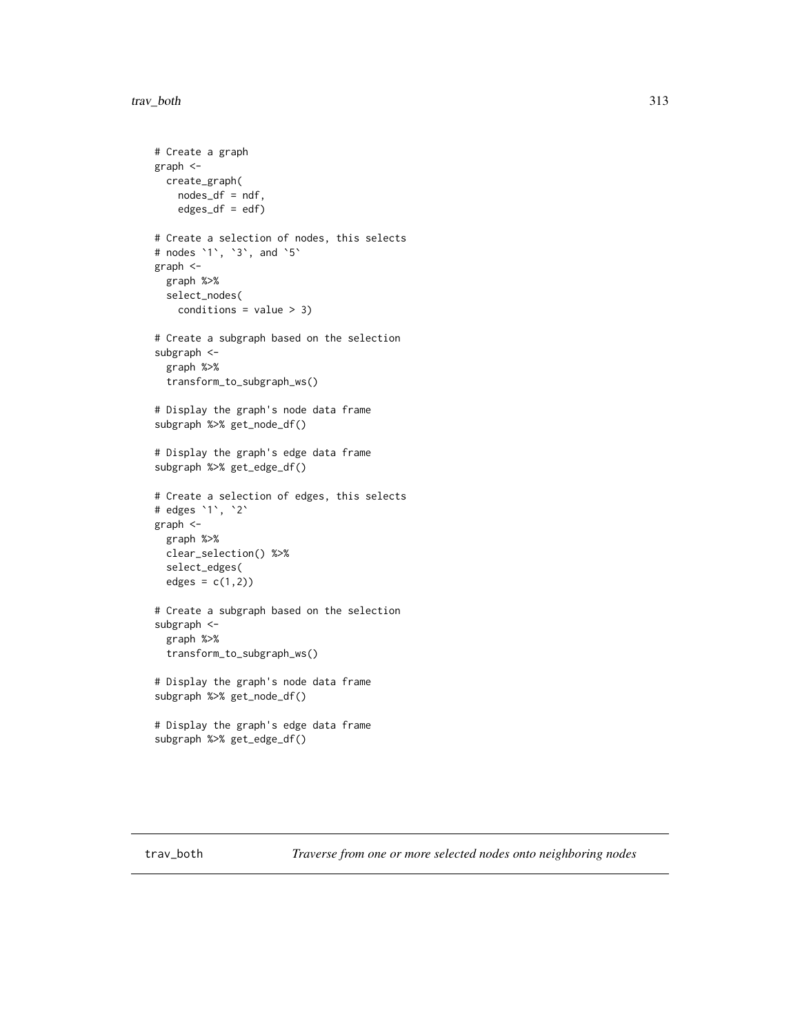```
# Create a graph
graph <-
  create_graph(
    nodes_df = ndf,
    edges_df = edf)

# Create a selection of nodes, this selects
# nodes `1`, `3`, and `5`
graph <-
  graph %>%
  select_nodes(
    conditions = value > 3)

# Create a subgraph based on the selection
subgraph <-
  graph %>%
  transform_to_subgraph_ws()

# Display the graph's node data frame
subgraph %>% get_node_df()

# Display the graph's edge data frame
subgraph %>% get_edge_df()

# Create a selection of edges, this selects
# edges `1`, `2`
graph <-
  graph %>%
  clear_selection() %>%
  select_edges(
  edges = c(1,2))

# Create a subgraph based on the selection
subgraph <-
  graph %>%
  transform_to_subgraph_ws()

# Display the graph's node data frame
subgraph %>% get_node_df()

# Display the graph's edge data frame
subgraph %>% get_edge_df()
```

## trav_both    *Traverse from one or more selected nodes onto neighboring nodes*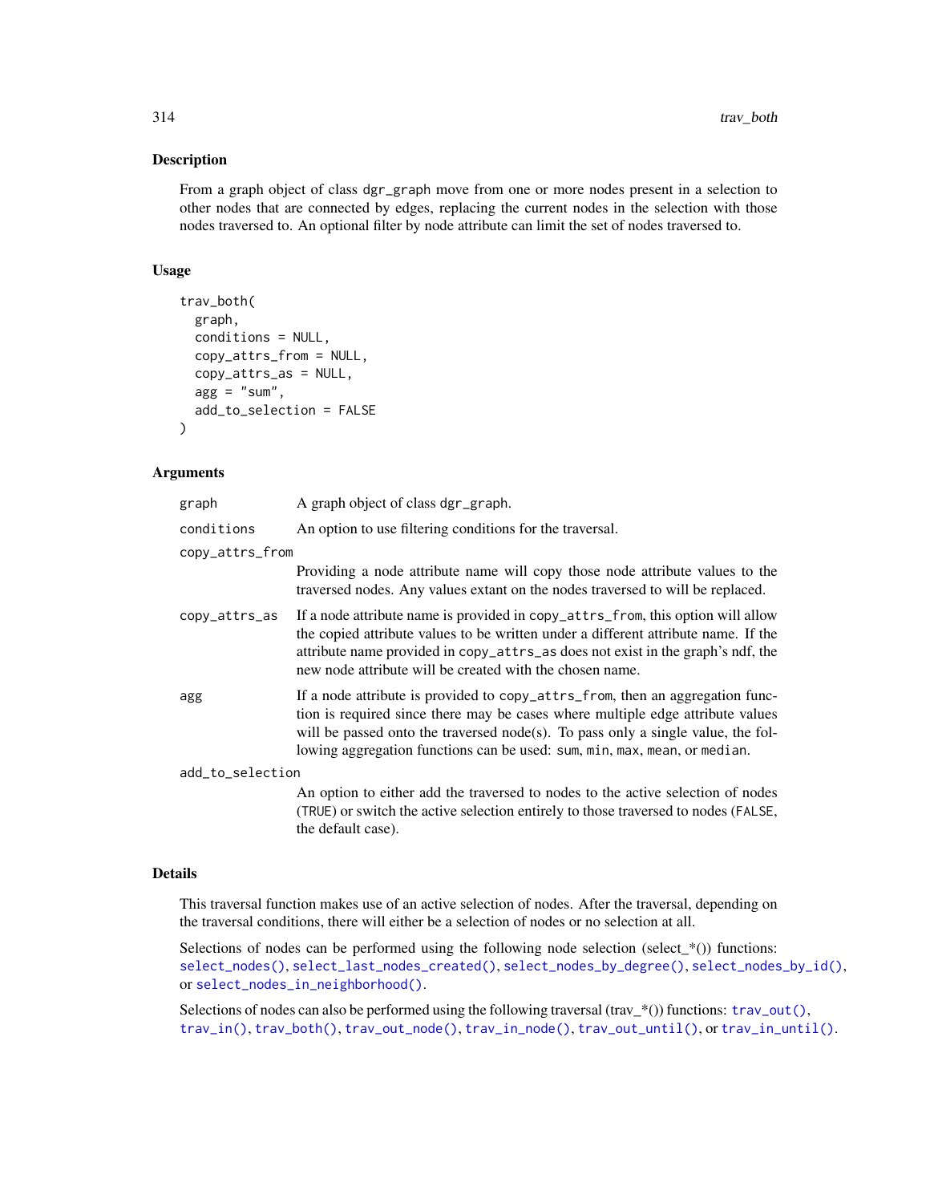## Description

From a graph object of class `dgr_graph` move from one or more nodes present in a selection to other nodes that are connected by edges, replacing the current nodes in the selection with those nodes traversed to. An optional filter by node attribute can limit the set of nodes traversed to.

## Usage

```
trav_both(
  graph,
  conditions = NULL,
  copy_attrs_from = NULL,
  copy_attrs_as = NULL,
  agg = "sum",
  add_to_selection = FALSE
)
```

## Arguments

| Argument | Description |
| --- | --- |
| `graph` | A graph object of class `dgr_graph`. |
| `conditions` | An option to use filtering conditions for the traversal. |
| `copy_attrs_from` | Providing a node attribute name will copy those node attribute values to the traversed nodes. Any values extant on the nodes traversed to will be replaced. |
| `copy_attrs_as` | If a node attribute name is provided in `copy_attrs_from`, this option will allow the copied attribute values to be written under a different attribute name. If the attribute name provided in `copy_attrs_as` does not exist in the graph's ndf, the new node attribute will be created with the chosen name. |
| `agg` | If a node attribute is provided to `copy_attrs_from`, then an aggregation function is required since there may be cases where multiple edge attribute values will be passed onto the traversed node(s). To pass only a single value, the following aggregation functions can be used: `sum`, `min`, `max`, `mean`, or `median`. |
| `add_to_selection` | An option to either add the traversed to nodes to the active selection of nodes (`TRUE`) or switch the active selection entirely to those traversed to nodes (`FALSE`, the default case). |

## Details

This traversal function makes use of an active selection of nodes. After the traversal, depending on the traversal conditions, there will either be a selection of nodes or no selection at all.

Selections of nodes can be performed using the following node selection (select_*()) functions: `select_nodes()`, `select_last_nodes_created()`, `select_nodes_by_degree()`, `select_nodes_by_id()`, or `select_nodes_in_neighborhood()`.

Selections of nodes can also be performed using the following traversal (trav_*()) functions: `trav_out()`, `trav_in()`, `trav_both()`, `trav_out_node()`, `trav_in_node()`, `trav_out_until()`, or `trav_in_until()`.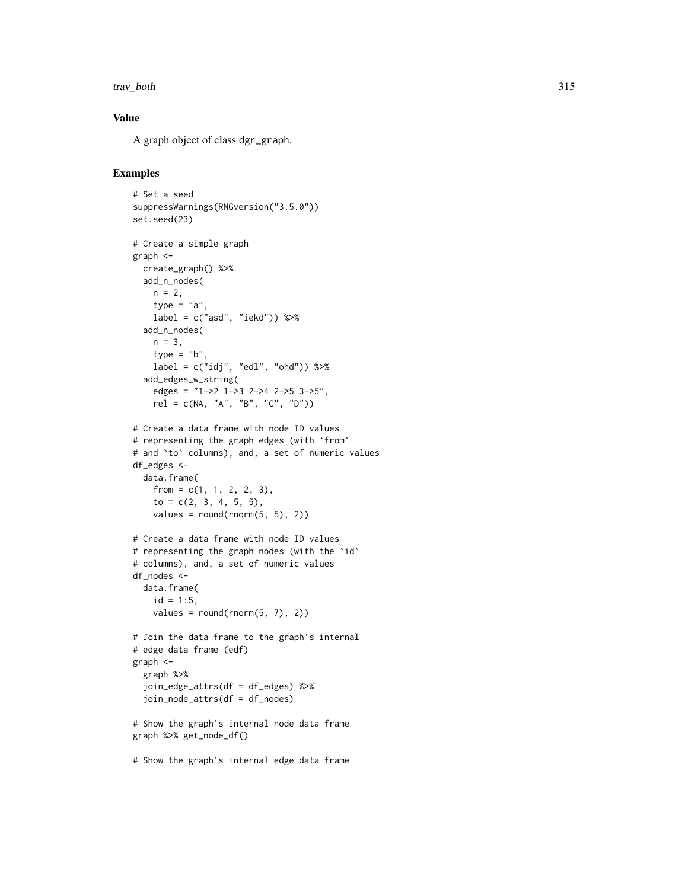## Value

A graph object of class dgr_graph.

## Examples

```
# Set a seed
suppressWarnings(RNGversion("3.5.0"))
set.seed(23)

# Create a simple graph
graph <-
  create_graph() %>%
  add_n_nodes(
    n = 2,
    type = "a",
    label = c("asd", "iekd")) %>%
  add_n_nodes(
    n = 3,
    type = "b",
    label = c("idj", "edl", "ohd")) %>%
  add_edges_w_string(
    edges = "1->2 1->3 2->4 2->5 3->5",
    rel = c(NA, "A", "B", "C", "D"))

# Create a data frame with node ID values
# representing the graph edges (with `from`
# and `to` columns), and, a set of numeric values
df_edges <-
  data.frame(
    from = c(1, 1, 2, 2, 3),
    to = c(2, 3, 4, 5, 5),
    values = round(rnorm(5, 5), 2))

# Create a data frame with node ID values
# representing the graph nodes (with the `id`
# columns), and, a set of numeric values
df_nodes <-
  data.frame(
    id = 1:5,
    values = round(rnorm(5, 7), 2))

# Join the data frame to the graph's internal
# edge data frame (edf)
graph <-
  graph %>%
  join_edge_attrs(df = df_edges) %>%
  join_node_attrs(df = df_nodes)

# Show the graph's internal node data frame
graph %>% get_node_df()

# Show the graph's internal edge data frame
```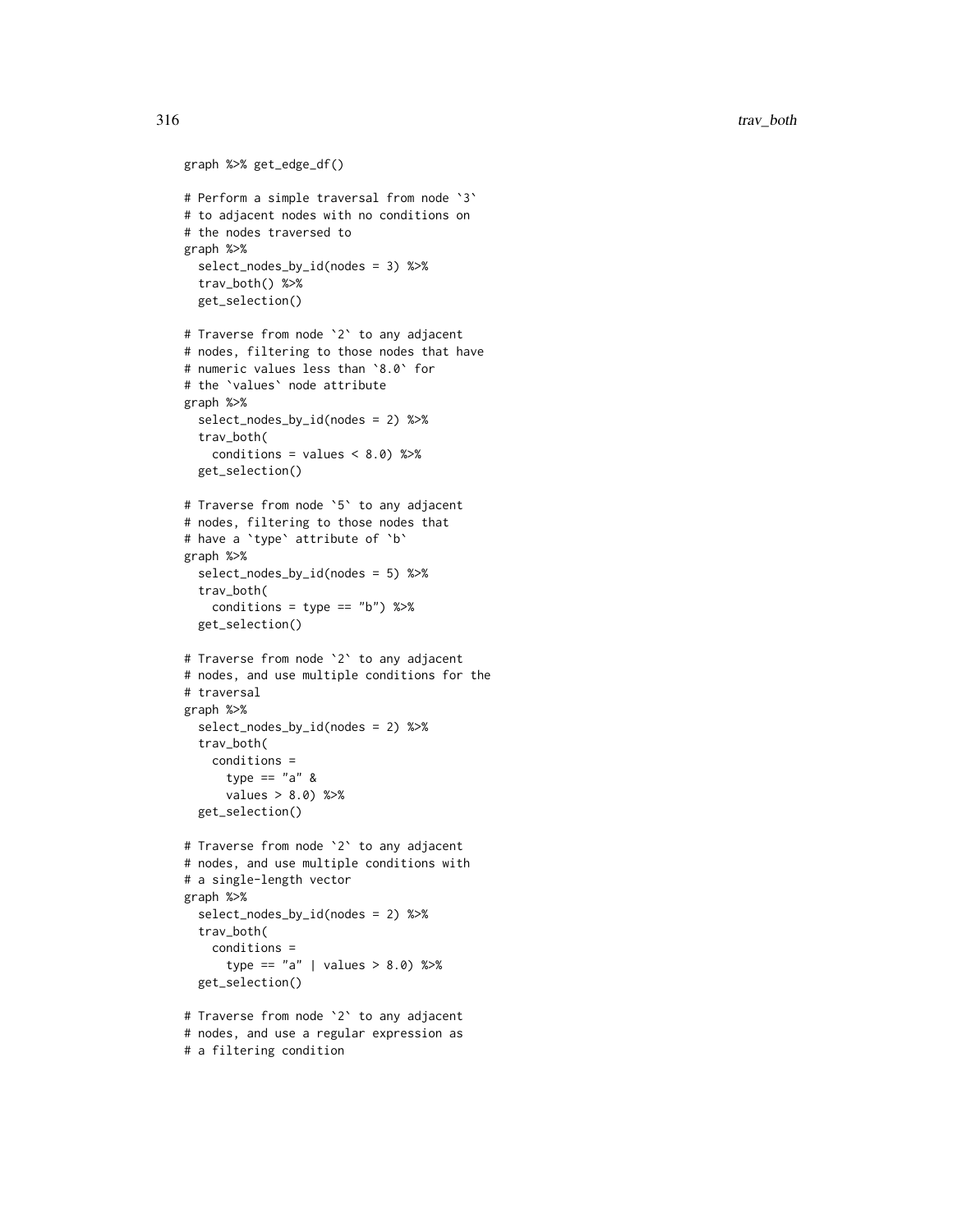```r
graph %>% get_edge_df()

# Perform a simple traversal from node `3`
# to adjacent nodes with no conditions on
# the nodes traversed to
graph %>%
  select_nodes_by_id(nodes = 3) %>%
  trav_both() %>%
  get_selection()

# Traverse from node `2` to any adjacent
# nodes, filtering to those nodes that have
# numeric values less than `8.0` for
# the `values` node attribute
graph %>%
  select_nodes_by_id(nodes = 2) %>%
  trav_both(
    conditions = values < 8.0) %>%
  get_selection()

# Traverse from node `5` to any adjacent
# nodes, filtering to those nodes that
# have a `type` attribute of `b`
graph %>%
  select_nodes_by_id(nodes = 5) %>%
  trav_both(
    conditions = type == "b") %>%
  get_selection()

# Traverse from node `2` to any adjacent
# nodes, and use multiple conditions for the
# traversal
graph %>%
  select_nodes_by_id(nodes = 2) %>%
  trav_both(
    conditions =
      type == "a" &
      values > 8.0) %>%
  get_selection()

# Traverse from node `2` to any adjacent
# nodes, and use multiple conditions with
# a single-length vector
graph %>%
  select_nodes_by_id(nodes = 2) %>%
  trav_both(
    conditions =
      type == "a" | values > 8.0) %>%
  get_selection()

# Traverse from node `2` to any adjacent
# nodes, and use a regular expression as
# a filtering condition
```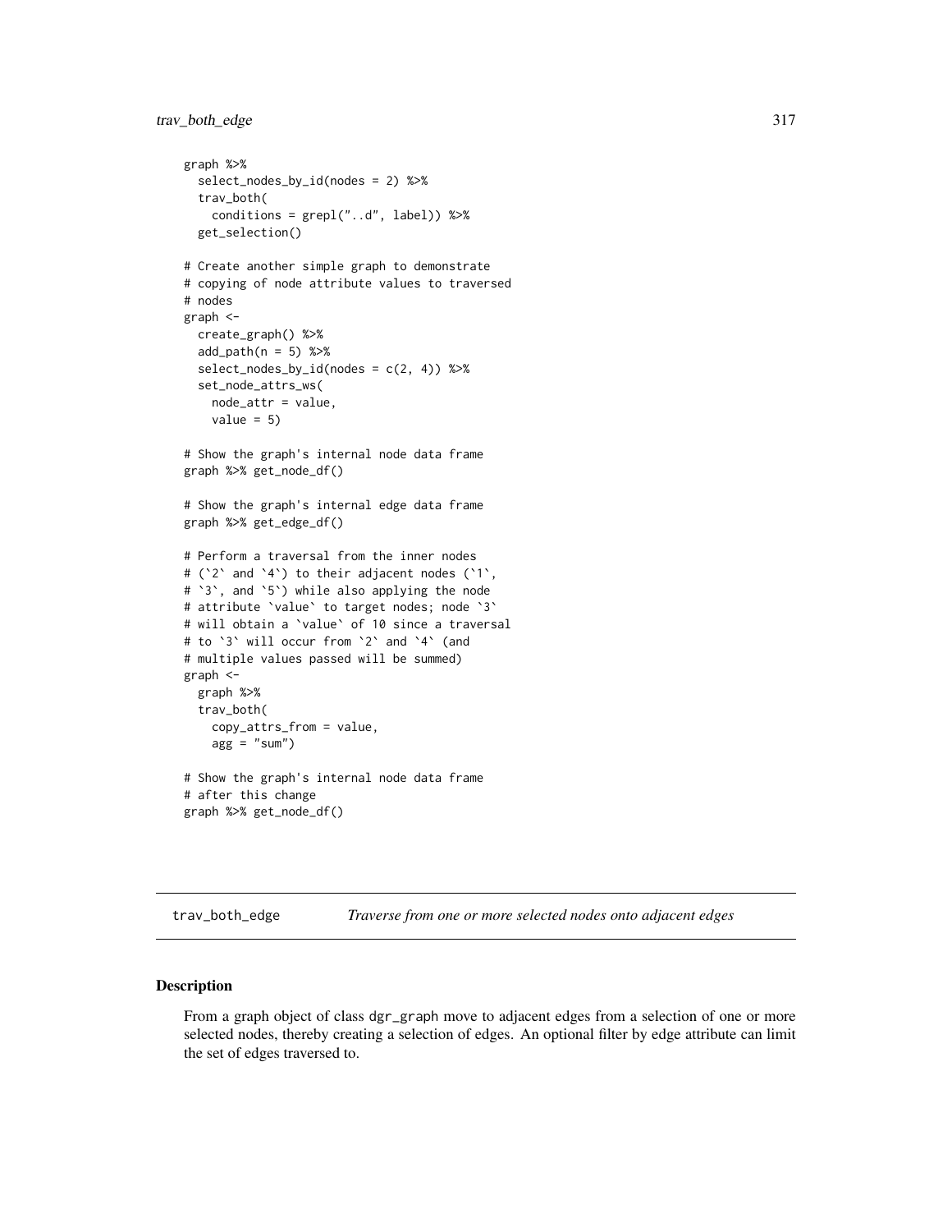```
graph %>%
  select_nodes_by_id(nodes = 2) %>%
  trav_both(
    conditions = grepl("..d", label)) %>%
  get_selection()

# Create another simple graph to demonstrate
# copying of node attribute values to traversed
# nodes
graph <-
  create_graph() %>%
  add_path(n = 5) %>%
  select_nodes_by_id(nodes = c(2, 4)) %>%
  set_node_attrs_ws(
    node_attr = value,
    value = 5)

# Show the graph's internal node data frame
graph %>% get_node_df()

# Show the graph's internal edge data frame
graph %>% get_edge_df()

# Perform a traversal from the inner nodes
# (`2` and `4`) to their adjacent nodes (`1`,
# `3`, and `5`) while also applying the node
# attribute `value` to target nodes; node `3`
# will obtain a `value` of 10 since a traversal
# to `3` will occur from `2` and `4` (and
# multiple values passed will be summed)
graph <-
  graph %>%
  trav_both(
    copy_attrs_from = value,
    agg = "sum")

# Show the graph's internal node data frame
# after this change
graph %>% get_node_df()
```

## trav_both_edge — *Traverse from one or more selected nodes onto adjacent edges*

### Description

From a graph object of class dgr_graph move to adjacent edges from a selection of one or more selected nodes, thereby creating a selection of edges. An optional filter by edge attribute can limit the set of edges traversed to.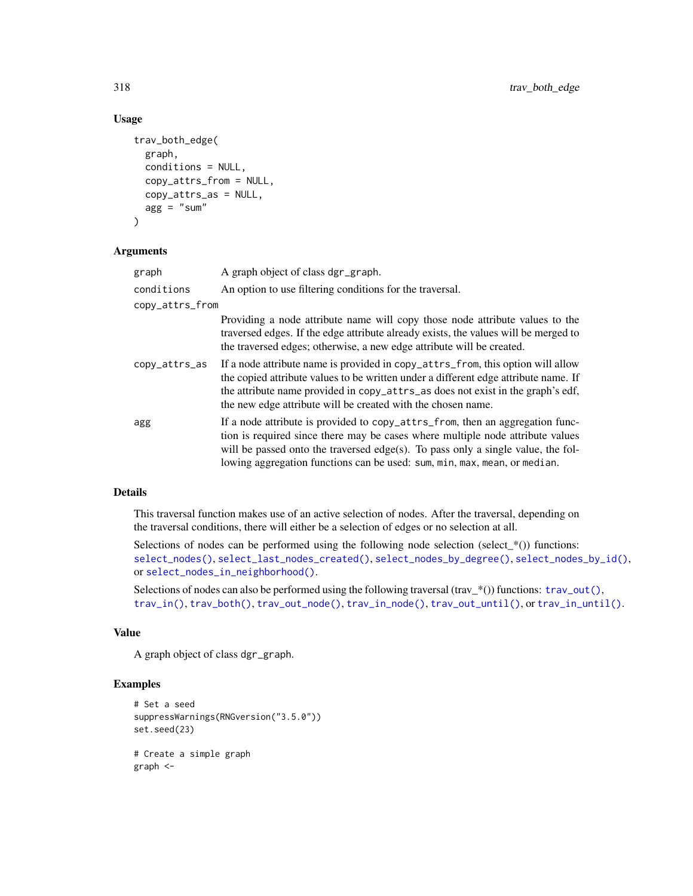## Usage

```
trav_both_edge(
  graph,
  conditions = NULL,
  copy_attrs_from = NULL,
  copy_attrs_as = NULL,
  agg = "sum"
)
```

## Arguments

| | |
|---|---|
| graph | A graph object of class dgr_graph. |
| conditions | An option to use filtering conditions for the traversal. |
| copy_attrs_from | Providing a node attribute name will copy those node attribute values to the traversed edges. If the edge attribute already exists, the values will be merged to the traversed edges; otherwise, a new edge attribute will be created. |
| copy_attrs_as | If a node attribute name is provided in copy_attrs_from, this option will allow the copied attribute values to be written under a different edge attribute name. If the attribute name provided in copy_attrs_as does not exist in the graph's edf, the new edge attribute will be created with the chosen name. |
| agg | If a node attribute is provided to copy_attrs_from, then an aggregation function is required since there may be cases where multiple node attribute values will be passed onto the traversed edge(s). To pass only a single value, the following aggregation functions can be used: sum, min, max, mean, or median. |

## Details

This traversal function makes use of an active selection of nodes. After the traversal, depending on the traversal conditions, there will either be a selection of edges or no selection at all.

Selections of nodes can be performed using the following node selection (select_*()) functions: select_nodes(), select_last_nodes_created(), select_nodes_by_degree(), select_nodes_by_id(), or select_nodes_in_neighborhood().

Selections of nodes can also be performed using the following traversal (trav_*()) functions: trav_out(), trav_in(), trav_both(), trav_out_node(), trav_in_node(), trav_out_until(), or trav_in_until().

## Value

A graph object of class dgr_graph.

## Examples

```
# Set a seed
suppressWarnings(RNGversion("3.5.0"))
set.seed(23)

# Create a simple graph
graph <-
```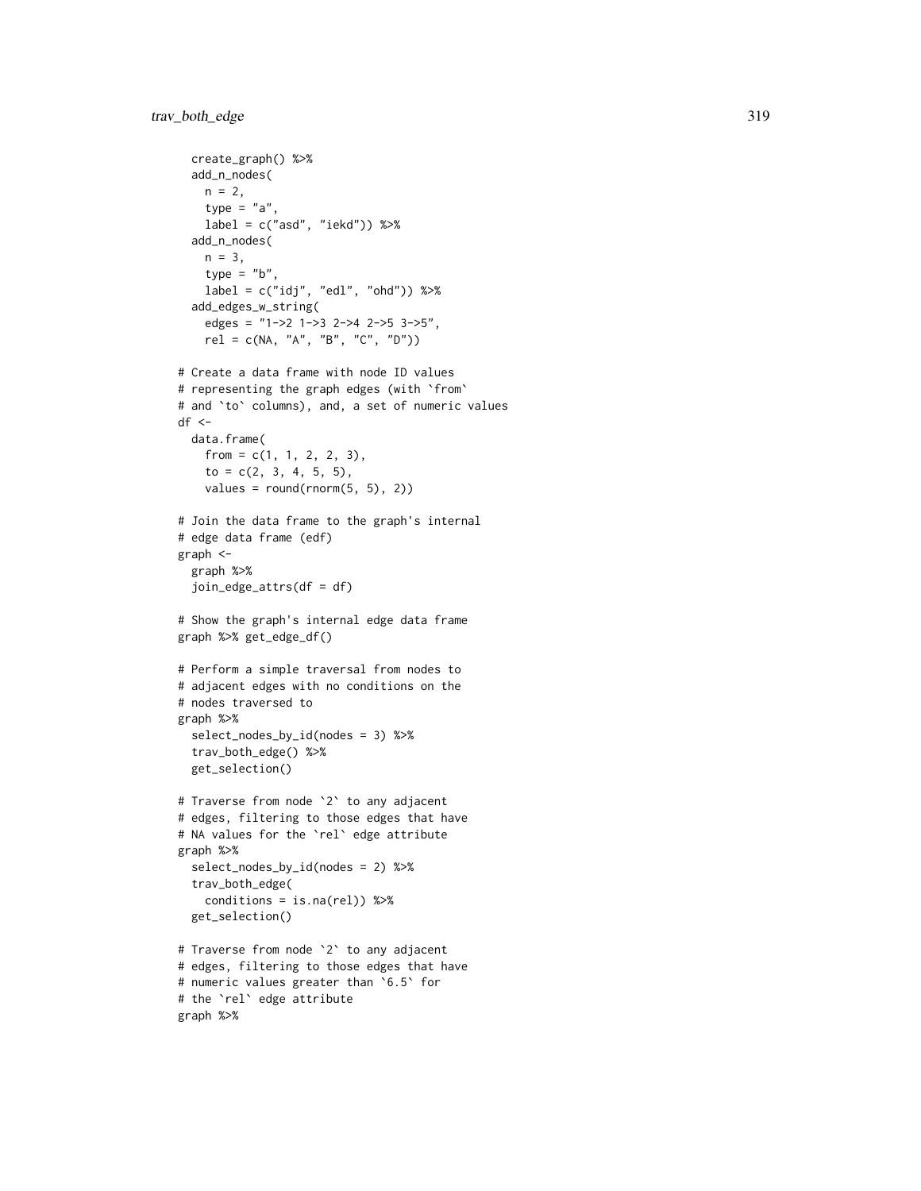```
  create_graph() %>%
  add_n_nodes(
    n = 2,
    type = "a",
    label = c("asd", "iekd")) %>%
  add_n_nodes(
    n = 3,
    type = "b",
    label = c("idj", "edl", "ohd")) %>%
  add_edges_w_string(
    edges = "1->2 1->3 2->4 2->5 3->5",
    rel = c(NA, "A", "B", "C", "D"))

# Create a data frame with node ID values
# representing the graph edges (with `from`
# and `to` columns), and, a set of numeric values
df <-
  data.frame(
    from = c(1, 1, 2, 2, 3),
    to = c(2, 3, 4, 5, 5),
    values = round(rnorm(5, 5), 2))

# Join the data frame to the graph's internal
# edge data frame (edf)
graph <-
  graph %>%
  join_edge_attrs(df = df)

# Show the graph's internal edge data frame
graph %>% get_edge_df()

# Perform a simple traversal from nodes to
# adjacent edges with no conditions on the
# nodes traversed to
graph %>%
  select_nodes_by_id(nodes = 3) %>%
  trav_both_edge() %>%
  get_selection()

# Traverse from node `2` to any adjacent
# edges, filtering to those edges that have
# NA values for the `rel` edge attribute
graph %>%
  select_nodes_by_id(nodes = 2) %>%
  trav_both_edge(
    conditions = is.na(rel)) %>%
  get_selection()

# Traverse from node `2` to any adjacent
# edges, filtering to those edges that have
# numeric values greater than `6.5` for
# the `rel` edge attribute
graph %>%
```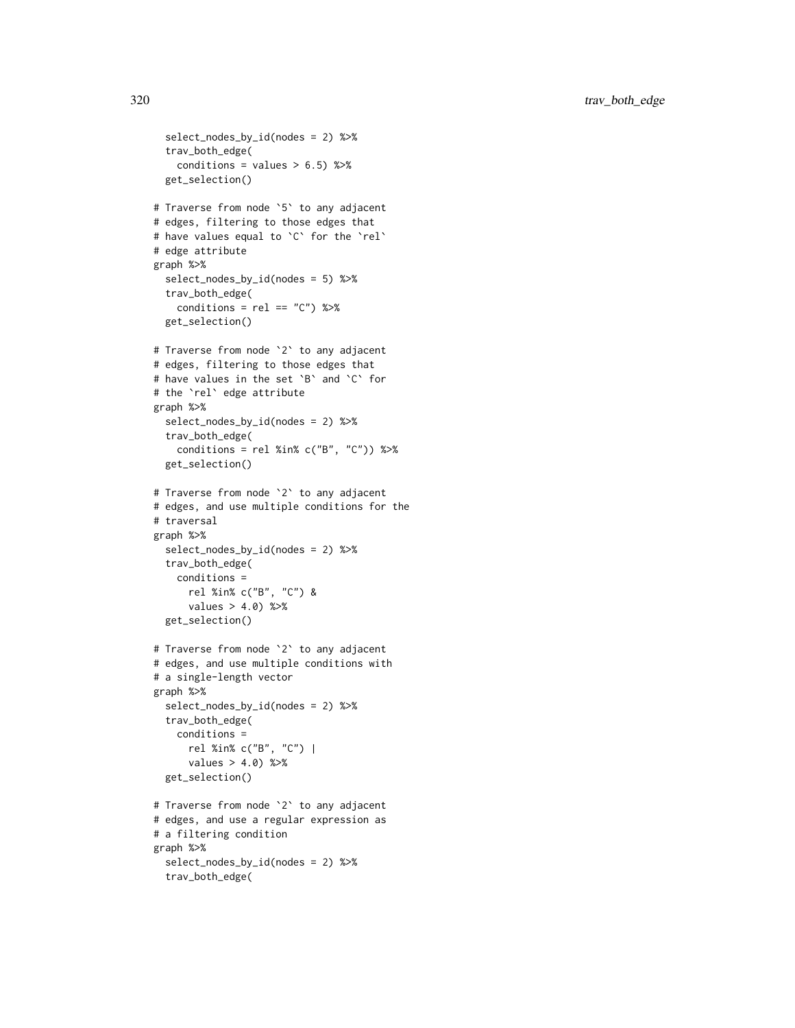```
  select_nodes_by_id(nodes = 2) %>%
  trav_both_edge(
    conditions = values > 6.5) %>%
  get_selection()

# Traverse from node `5` to any adjacent
# edges, filtering to those edges that
# have values equal to `C` for the `rel`
# edge attribute
graph %>%
  select_nodes_by_id(nodes = 5) %>%
  trav_both_edge(
    conditions = rel == "C") %>%
  get_selection()

# Traverse from node `2` to any adjacent
# edges, filtering to those edges that
# have values in the set `B` and `C` for
# the `rel` edge attribute
graph %>%
  select_nodes_by_id(nodes = 2) %>%
  trav_both_edge(
    conditions = rel %in% c("B", "C")) %>%
  get_selection()

# Traverse from node `2` to any adjacent
# edges, and use multiple conditions for the
# traversal
graph %>%
  select_nodes_by_id(nodes = 2) %>%
  trav_both_edge(
    conditions =
      rel %in% c("B", "C") &
      values > 4.0) %>%
  get_selection()

# Traverse from node `2` to any adjacent
# edges, and use multiple conditions with
# a single-length vector
graph %>%
  select_nodes_by_id(nodes = 2) %>%
  trav_both_edge(
    conditions =
      rel %in% c("B", "C") |
      values > 4.0) %>%
  get_selection()

# Traverse from node `2` to any adjacent
# edges, and use a regular expression as
# a filtering condition
graph %>%
  select_nodes_by_id(nodes = 2) %>%
  trav_both_edge(
```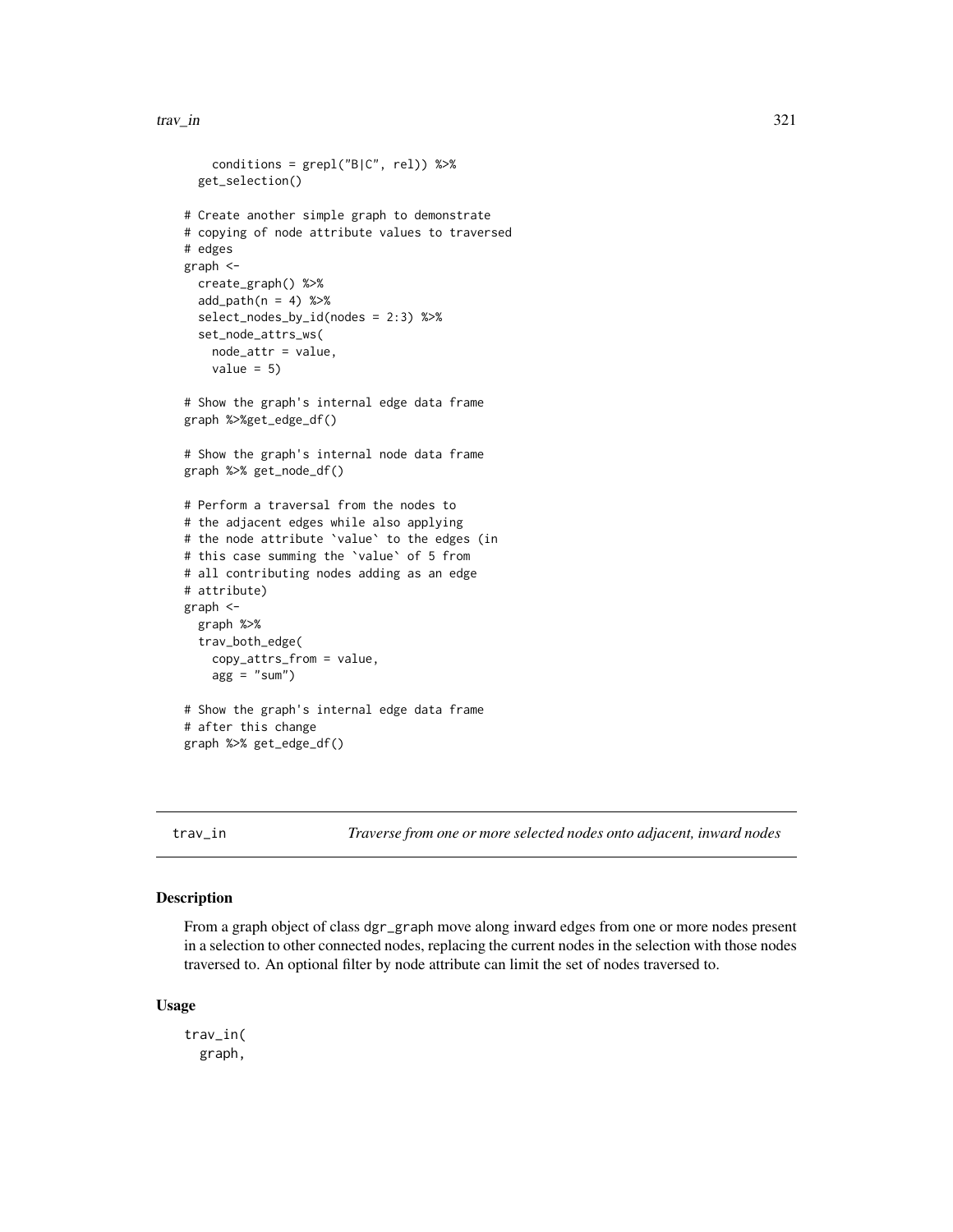```
    conditions = grepl("B|C", rel)) %>%
  get_selection()

# Create another simple graph to demonstrate
# copying of node attribute values to traversed
# edges
graph <-
  create_graph() %>%
  add_path(n = 4) %>%
  select_nodes_by_id(nodes = 2:3) %>%
  set_node_attrs_ws(
    node_attr = value,
    value = 5)

# Show the graph's internal edge data frame
graph %>%get_edge_df()

# Show the graph's internal node data frame
graph %>% get_node_df()

# Perform a traversal from the nodes to
# the adjacent edges while also applying
# the node attribute `value` to the edges (in
# this case summing the `value` of 5 from
# all contributing nodes adding as an edge
# attribute)
graph <-
  graph %>%
  trav_both_edge(
    copy_attrs_from = value,
    agg = "sum")

# Show the graph's internal edge data frame
# after this change
graph %>% get_edge_df()
```

## trav_in

*Traverse from one or more selected nodes onto adjacent, inward nodes*

### Description

From a graph object of class dgr_graph move along inward edges from one or more nodes present in a selection to other connected nodes, replacing the current nodes in the selection with those nodes traversed to. An optional filter by node attribute can limit the set of nodes traversed to.

### Usage

```
trav_in(
  graph,
```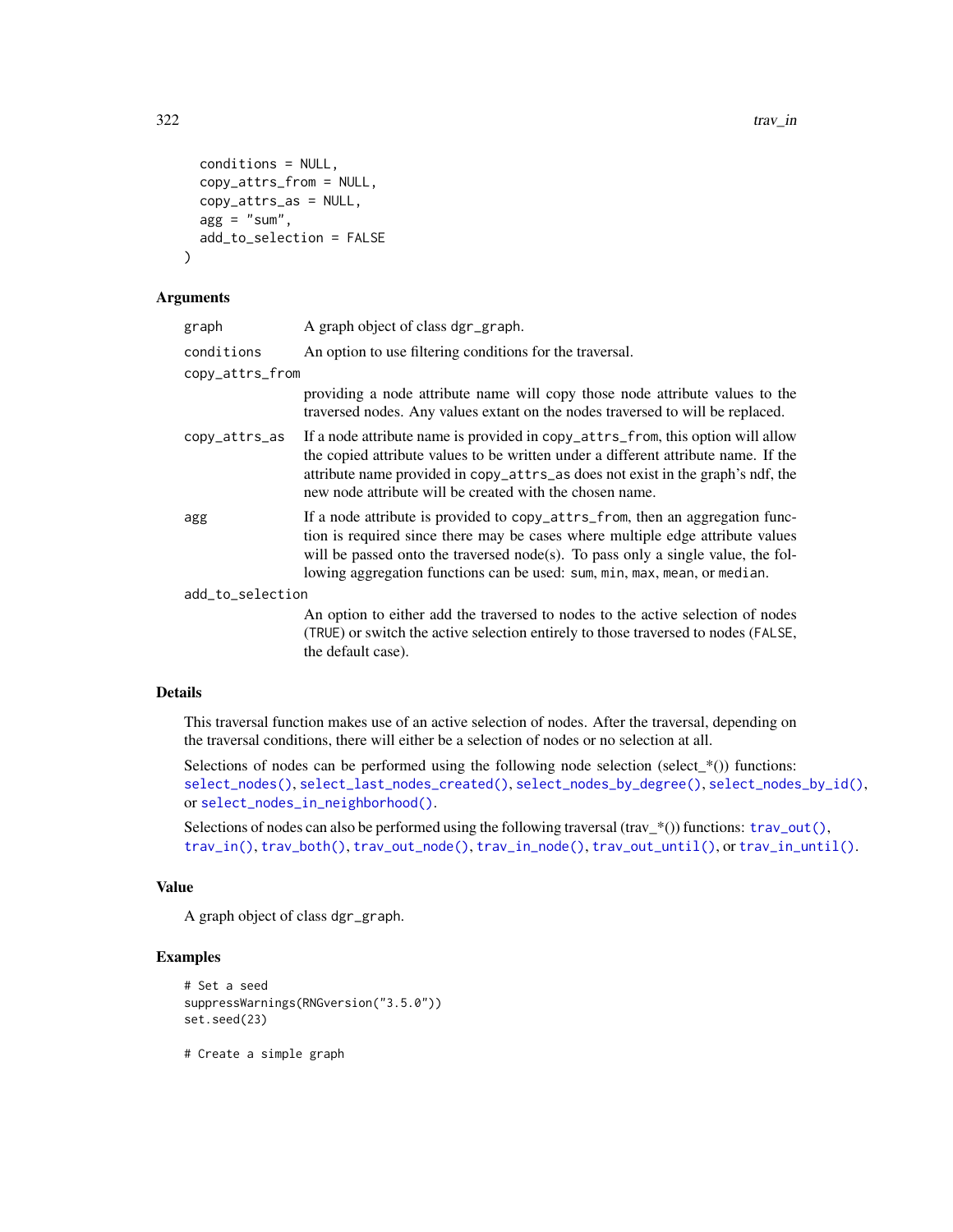```
  conditions = NULL,
  copy_attrs_from = NULL,
  copy_attrs_as = NULL,
  agg = "sum",
  add_to_selection = FALSE
)
```

### Arguments

| | |
|---|---|
| `graph` | A graph object of class `dgr_graph`. |
| `conditions` | An option to use filtering conditions for the traversal. |
| `copy_attrs_from` | providing a node attribute name will copy those node attribute values to the traversed nodes. Any values extant on the nodes traversed to will be replaced. |
| `copy_attrs_as` | If a node attribute name is provided in `copy_attrs_from`, this option will allow the copied attribute values to be written under a different attribute name. If the attribute name provided in `copy_attrs_as` does not exist in the graph's ndf, the new node attribute will be created with the chosen name. |
| `agg` | If a node attribute is provided to `copy_attrs_from`, then an aggregation function is required since there may be cases where multiple edge attribute values will be passed onto the traversed node(s). To pass only a single value, the following aggregation functions can be used: `sum`, `min`, `max`, `mean`, or `median`. |
| `add_to_selection` | An option to either add the traversed to nodes to the active selection of nodes (`TRUE`) or switch the active selection entirely to those traversed to nodes (`FALSE`, the default case). |

### Details

This traversal function makes use of an active selection of nodes. After the traversal, depending on the traversal conditions, there will either be a selection of nodes or no selection at all.

Selections of nodes can be performed using the following node selection (select_*()) functions: `select_nodes()`, `select_last_nodes_created()`, `select_nodes_by_degree()`, `select_nodes_by_id()`, or `select_nodes_in_neighborhood()`.

Selections of nodes can also be performed using the following traversal (trav_*()) functions: `trav_out()`, `trav_in()`, `trav_both()`, `trav_out_node()`, `trav_in_node()`, `trav_out_until()`, or `trav_in_until()`.

### Value

A graph object of class `dgr_graph`.

### Examples

```
# Set a seed
suppressWarnings(RNGversion("3.5.0"))
set.seed(23)

# Create a simple graph
```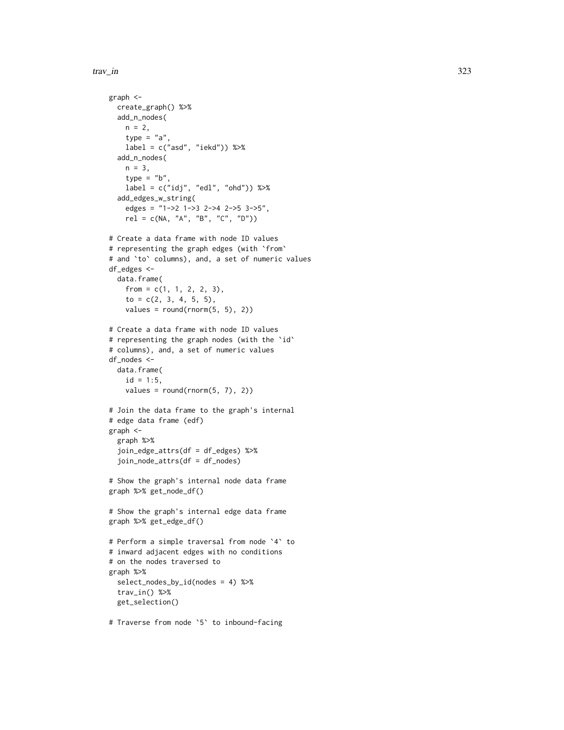```
graph <-
  create_graph() %>%
  add_n_nodes(
    n = 2,
    type = "a",
    label = c("asd", "iekd")) %>%
  add_n_nodes(
    n = 3,
    type = "b",
    label = c("idj", "edl", "ohd")) %>%
  add_edges_w_string(
    edges = "1->2 1->3 2->4 2->5 3->5",
    rel = c(NA, "A", "B", "C", "D"))

# Create a data frame with node ID values
# representing the graph edges (with `from`
# and `to` columns), and, a set of numeric values
df_edges <-
  data.frame(
    from = c(1, 1, 2, 2, 3),
    to = c(2, 3, 4, 5, 5),
    values = round(rnorm(5, 5), 2))

# Create a data frame with node ID values
# representing the graph nodes (with the `id`
# columns), and, a set of numeric values
df_nodes <-
  data.frame(
    id = 1:5,
    values = round(rnorm(5, 7), 2))

# Join the data frame to the graph's internal
# edge data frame (edf)
graph <-
  graph %>%
  join_edge_attrs(df = df_edges) %>%
  join_node_attrs(df = df_nodes)

# Show the graph's internal node data frame
graph %>% get_node_df()

# Show the graph's internal edge data frame
graph %>% get_edge_df()

# Perform a simple traversal from node `4` to
# inward adjacent edges with no conditions
# on the nodes traversed to
graph %>%
  select_nodes_by_id(nodes = 4) %>%
  trav_in() %>%
  get_selection()

# Traverse from node `5` to inbound-facing
```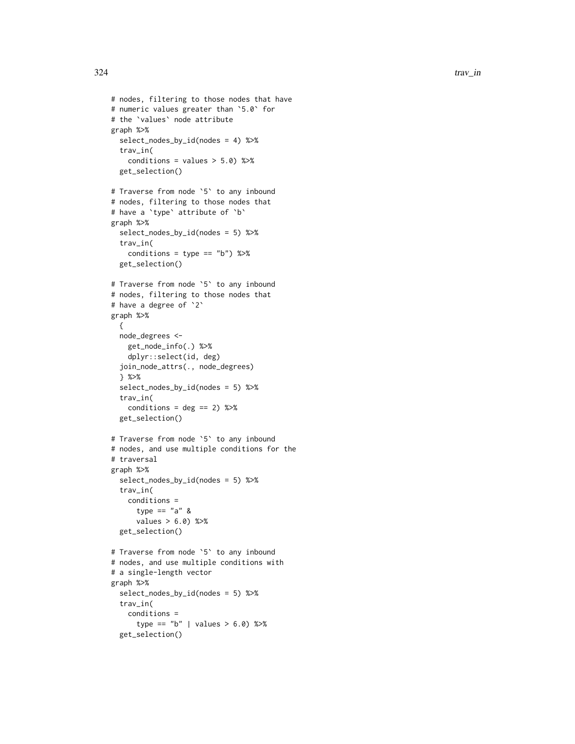```
# nodes, filtering to those nodes that have
# numeric values greater than `5.0` for
# the `values` node attribute
graph %>%
  select_nodes_by_id(nodes = 4) %>%
  trav_in(
    conditions = values > 5.0) %>%
  get_selection()

# Traverse from node `5` to any inbound
# nodes, filtering to those nodes that
# have a `type` attribute of `b`
graph %>%
  select_nodes_by_id(nodes = 5) %>%
  trav_in(
    conditions = type == "b") %>%
  get_selection()

# Traverse from node `5` to any inbound
# nodes, filtering to those nodes that
# have a degree of `2`
graph %>%
  {
  node_degrees <-
    get_node_info(.) %>%
    dplyr::select(id, deg)
  join_node_attrs(., node_degrees)
  } %>%
  select_nodes_by_id(nodes = 5) %>%
  trav_in(
    conditions = deg == 2) %>%
  get_selection()

# Traverse from node `5` to any inbound
# nodes, and use multiple conditions for the
# traversal
graph %>%
  select_nodes_by_id(nodes = 5) %>%
  trav_in(
    conditions =
      type == "a" &
      values > 6.0) %>%
  get_selection()

# Traverse from node `5` to any inbound
# nodes, and use multiple conditions with
# a single-length vector
graph %>%
  select_nodes_by_id(nodes = 5) %>%
  trav_in(
    conditions =
      type == "b" | values > 6.0) %>%
  get_selection()
```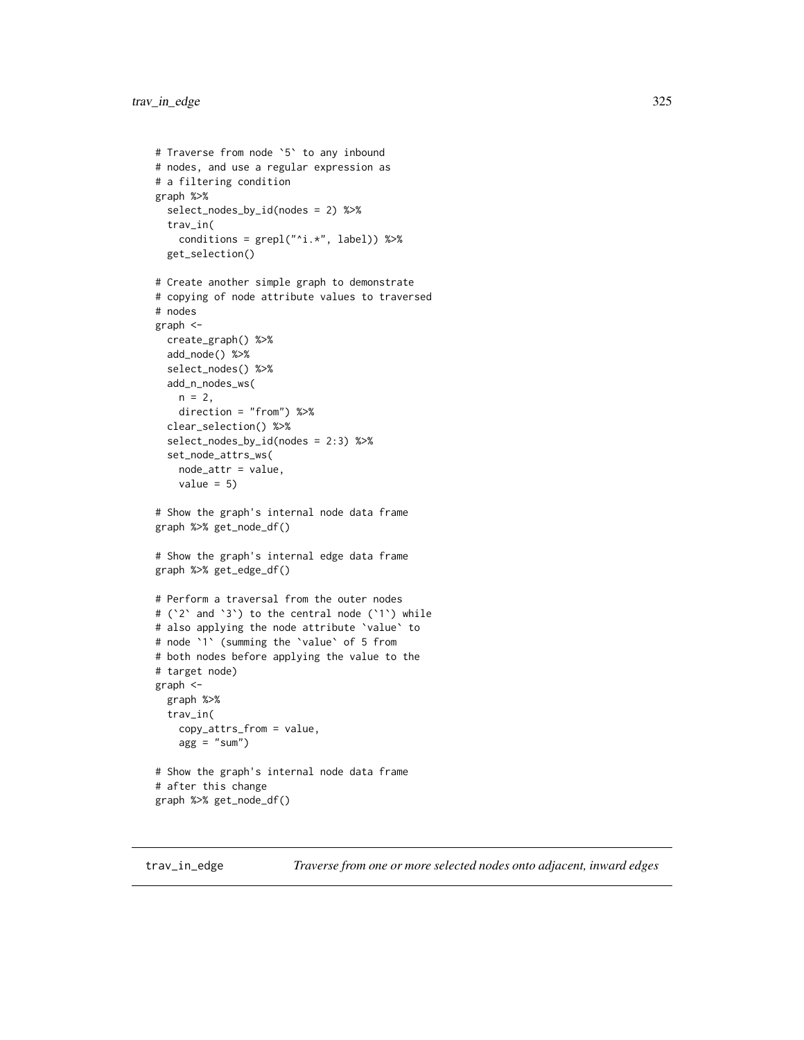```
# Traverse from node `5` to any inbound
# nodes, and use a regular expression as
# a filtering condition
graph %>%
  select_nodes_by_id(nodes = 2) %>%
  trav_in(
    conditions = grepl("^i.*", label)) %>%
  get_selection()

# Create another simple graph to demonstrate
# copying of node attribute values to traversed
# nodes
graph <-
  create_graph() %>%
  add_node() %>%
  select_nodes() %>%
  add_n_nodes_ws(
    n = 2,
    direction = "from") %>%
  clear_selection() %>%
  select_nodes_by_id(nodes = 2:3) %>%
  set_node_attrs_ws(
    node_attr = value,
    value = 5)

# Show the graph's internal node data frame
graph %>% get_node_df()

# Show the graph's internal edge data frame
graph %>% get_edge_df()

# Perform a traversal from the outer nodes
# (`2` and `3`) to the central node (`1`) while
# also applying the node attribute `value` to
# node `1` (summing the `value` of 5 from
# both nodes before applying the value to the
# target node)
graph <-
  graph %>%
  trav_in(
    copy_attrs_from = value,
    agg = "sum")

# Show the graph's internal node data frame
# after this change
graph %>% get_node_df()
```

## trav_in_edge *Traverse from one or more selected nodes onto adjacent, inward edges*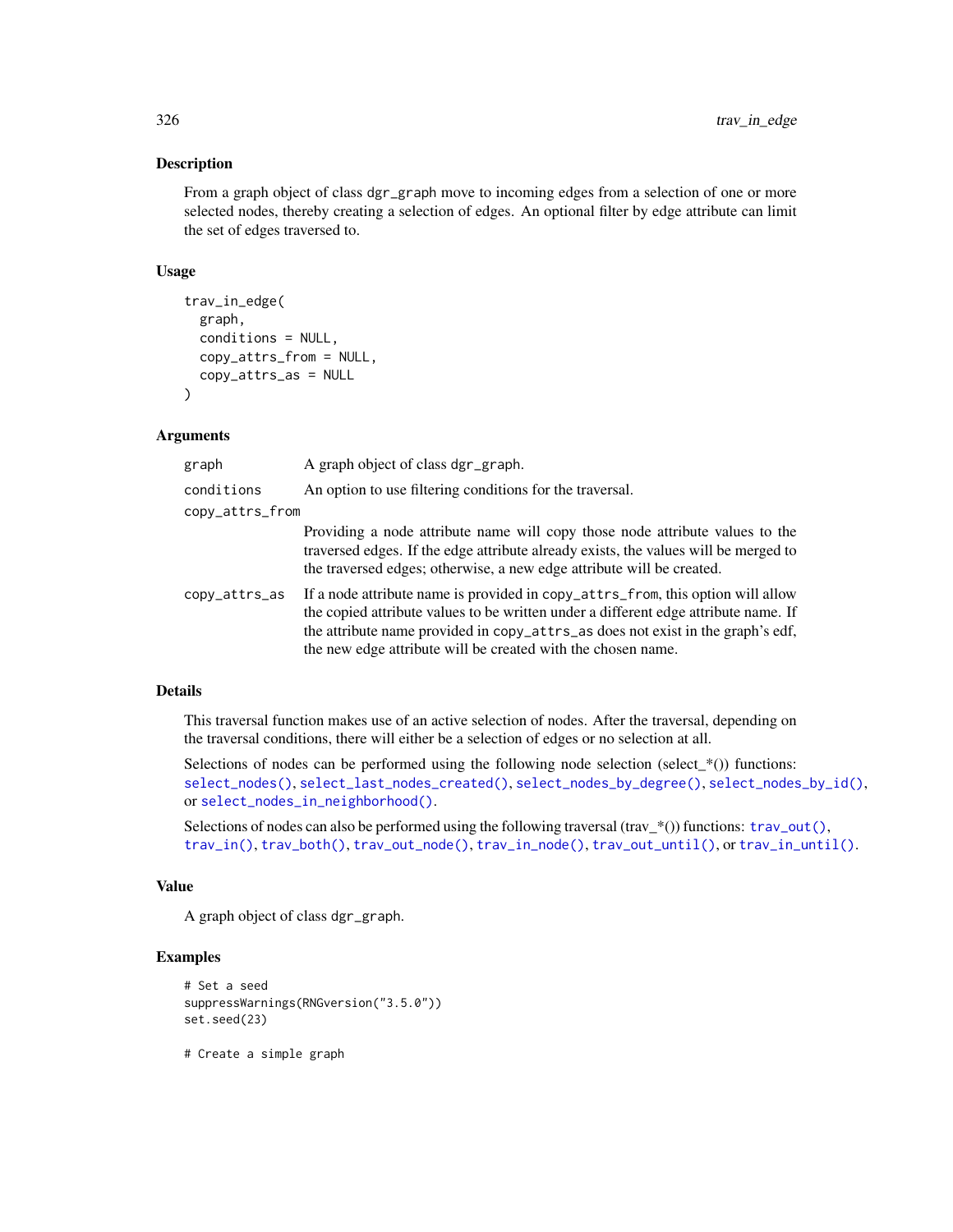## Description

From a graph object of class `dgr_graph` move to incoming edges from a selection of one or more selected nodes, thereby creating a selection of edges. An optional filter by edge attribute can limit the set of edges traversed to.

## Usage

```
trav_in_edge(
  graph,
  conditions = NULL,
  copy_attrs_from = NULL,
  copy_attrs_as = NULL
)
```

## Arguments

| | |
|---|---|
| `graph` | A graph object of class `dgr_graph`. |
| `conditions` | An option to use filtering conditions for the traversal. |
| `copy_attrs_from` | Providing a node attribute name will copy those node attribute values to the traversed edges. If the edge attribute already exists, the values will be merged to the traversed edges; otherwise, a new edge attribute will be created. |
| `copy_attrs_as` | If a node attribute name is provided in `copy_attrs_from`, this option will allow the copied attribute values to be written under a different edge attribute name. If the attribute name provided in `copy_attrs_as` does not exist in the graph's edf, the new edge attribute will be created with the chosen name. |

## Details

This traversal function makes use of an active selection of nodes. After the traversal, depending on the traversal conditions, there will either be a selection of edges or no selection at all.

Selections of nodes can be performed using the following node selection (select_*()) functions: `select_nodes()`, `select_last_nodes_created()`, `select_nodes_by_degree()`, `select_nodes_by_id()`, or `select_nodes_in_neighborhood()`.

Selections of nodes can also be performed using the following traversal (trav_*()) functions: `trav_out()`, `trav_in()`, `trav_both()`, `trav_out_node()`, `trav_in_node()`, `trav_out_until()`, or `trav_in_until()`.

## Value

A graph object of class `dgr_graph`.

## Examples

```
# Set a seed
suppressWarnings(RNGversion("3.5.0"))
set.seed(23)

# Create a simple graph
```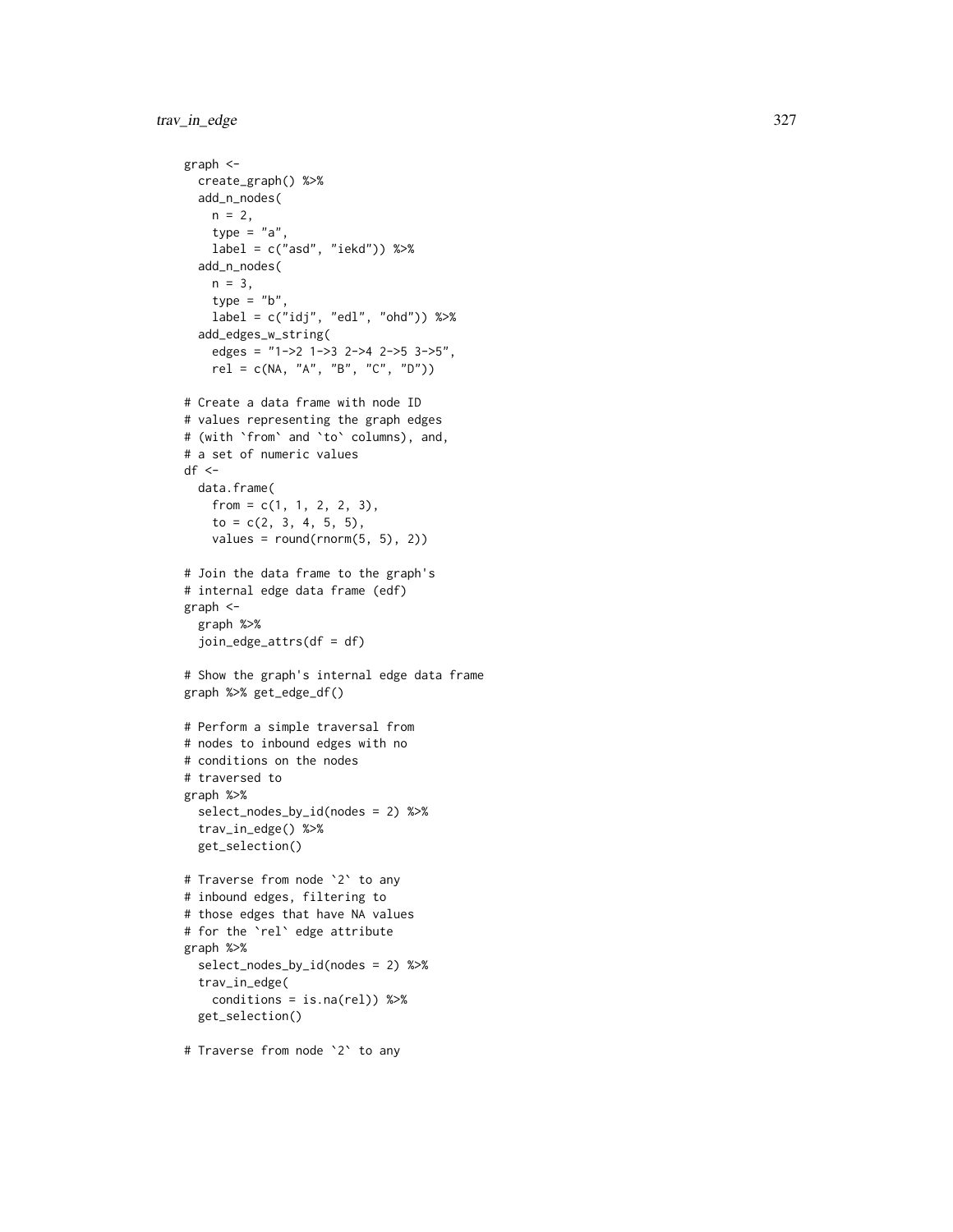```r
graph <-
  create_graph() %>%
  add_n_nodes(
    n = 2,
    type = "a",
    label = c("asd", "iekd")) %>%
  add_n_nodes(
    n = 3,
    type = "b",
    label = c("idj", "edl", "ohd")) %>%
  add_edges_w_string(
    edges = "1->2 1->3 2->4 2->5 3->5",
    rel = c(NA, "A", "B", "C", "D"))

# Create a data frame with node ID
# values representing the graph edges
# (with `from` and `to` columns), and,
# a set of numeric values
df <-
  data.frame(
    from = c(1, 1, 2, 2, 3),
    to = c(2, 3, 4, 5, 5),
    values = round(rnorm(5, 5), 2))

# Join the data frame to the graph's
# internal edge data frame (edf)
graph <-
  graph %>%
  join_edge_attrs(df = df)

# Show the graph's internal edge data frame
graph %>% get_edge_df()

# Perform a simple traversal from
# nodes to inbound edges with no
# conditions on the nodes
# traversed to
graph %>%
  select_nodes_by_id(nodes = 2) %>%
  trav_in_edge() %>%
  get_selection()

# Traverse from node `2` to any
# inbound edges, filtering to
# those edges that have NA values
# for the `rel` edge attribute
graph %>%
  select_nodes_by_id(nodes = 2) %>%
  trav_in_edge(
    conditions = is.na(rel)) %>%
  get_selection()

# Traverse from node `2` to any
```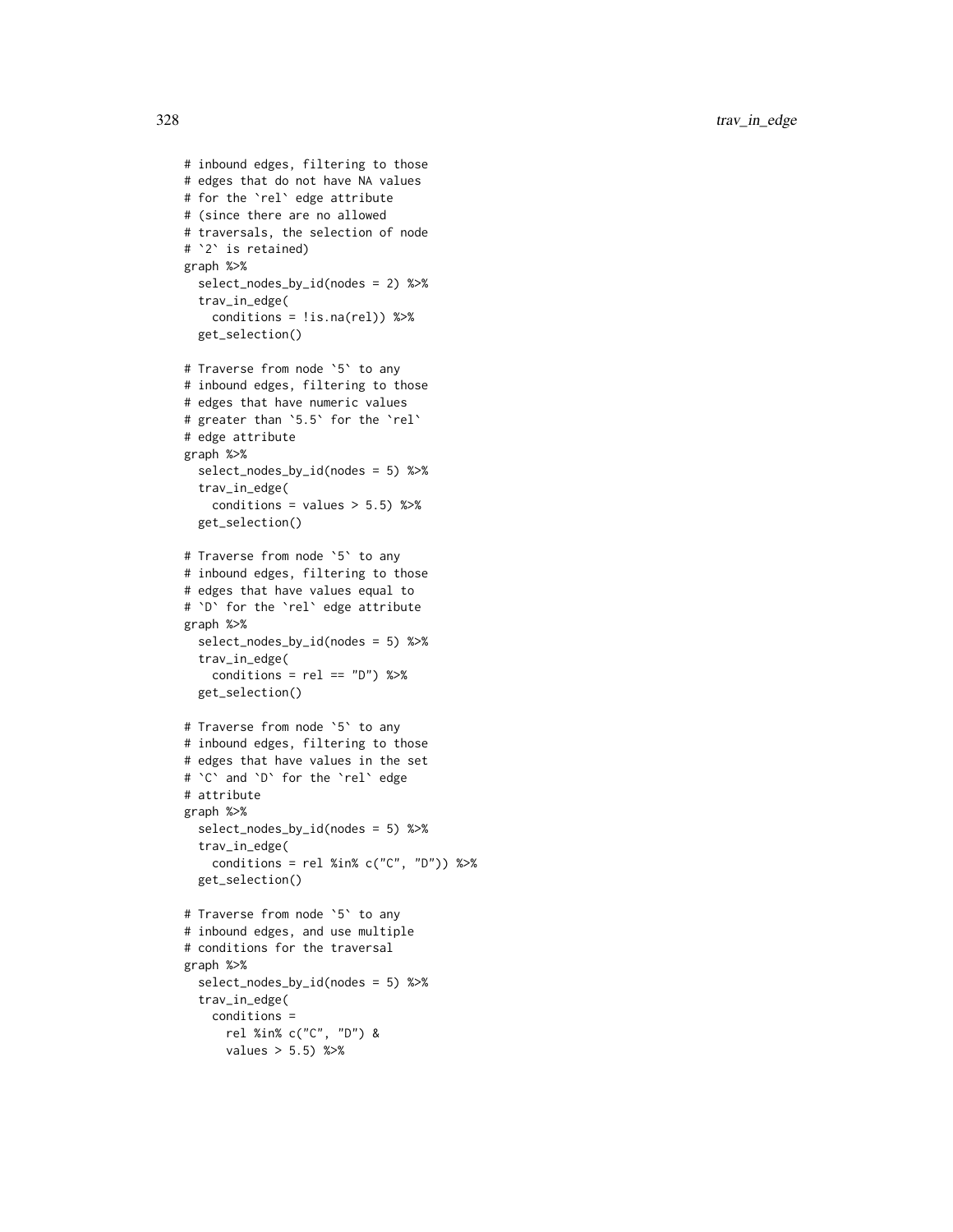```
# inbound edges, filtering to those
# edges that do not have NA values
# for the `rel` edge attribute
# (since there are no allowed
# traversals, the selection of node
# `2` is retained)
graph %>%
  select_nodes_by_id(nodes = 2) %>%
  trav_in_edge(
    conditions = !is.na(rel)) %>%
  get_selection()

# Traverse from node `5` to any
# inbound edges, filtering to those
# edges that have numeric values
# greater than `5.5` for the `rel`
# edge attribute
graph %>%
  select_nodes_by_id(nodes = 5) %>%
  trav_in_edge(
    conditions = values > 5.5) %>%
  get_selection()

# Traverse from node `5` to any
# inbound edges, filtering to those
# edges that have values equal to
# `D` for the `rel` edge attribute
graph %>%
  select_nodes_by_id(nodes = 5) %>%
  trav_in_edge(
    conditions = rel == "D") %>%
  get_selection()

# Traverse from node `5` to any
# inbound edges, filtering to those
# edges that have values in the set
# `C` and `D` for the `rel` edge
# attribute
graph %>%
  select_nodes_by_id(nodes = 5) %>%
  trav_in_edge(
    conditions = rel %in% c("C", "D")) %>%
  get_selection()

# Traverse from node `5` to any
# inbound edges, and use multiple
# conditions for the traversal
graph %>%
  select_nodes_by_id(nodes = 5) %>%
  trav_in_edge(
    conditions =
      rel %in% c("C", "D") &
      values > 5.5) %>%
```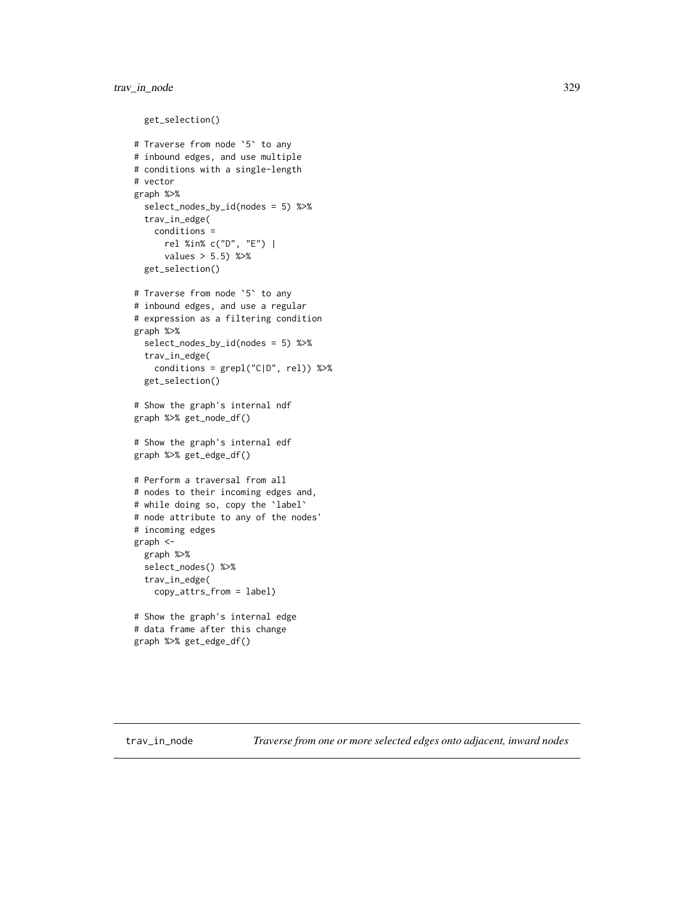```
  get_selection()

# Traverse from node `5` to any
# inbound edges, and use multiple
# conditions with a single-length
# vector
graph %>%
  select_nodes_by_id(nodes = 5) %>%
  trav_in_edge(
    conditions =
      rel %in% c("D", "E") |
      values > 5.5) %>%
  get_selection()

# Traverse from node `5` to any
# inbound edges, and use a regular
# expression as a filtering condition
graph %>%
  select_nodes_by_id(nodes = 5) %>%
  trav_in_edge(
    conditions = grepl("C|D", rel)) %>%
  get_selection()

# Show the graph's internal ndf
graph %>% get_node_df()

# Show the graph's internal edf
graph %>% get_edge_df()

# Perform a traversal from all
# nodes to their incoming edges and,
# while doing so, copy the `label`
# node attribute to any of the nodes'
# incoming edges
graph <-
  graph %>%
  select_nodes() %>%
  trav_in_edge(
    copy_attrs_from = label)

# Show the graph's internal edge
# data frame after this change
graph %>% get_edge_df()
```

## trav_in_node *Traverse from one or more selected edges onto adjacent, inward nodes*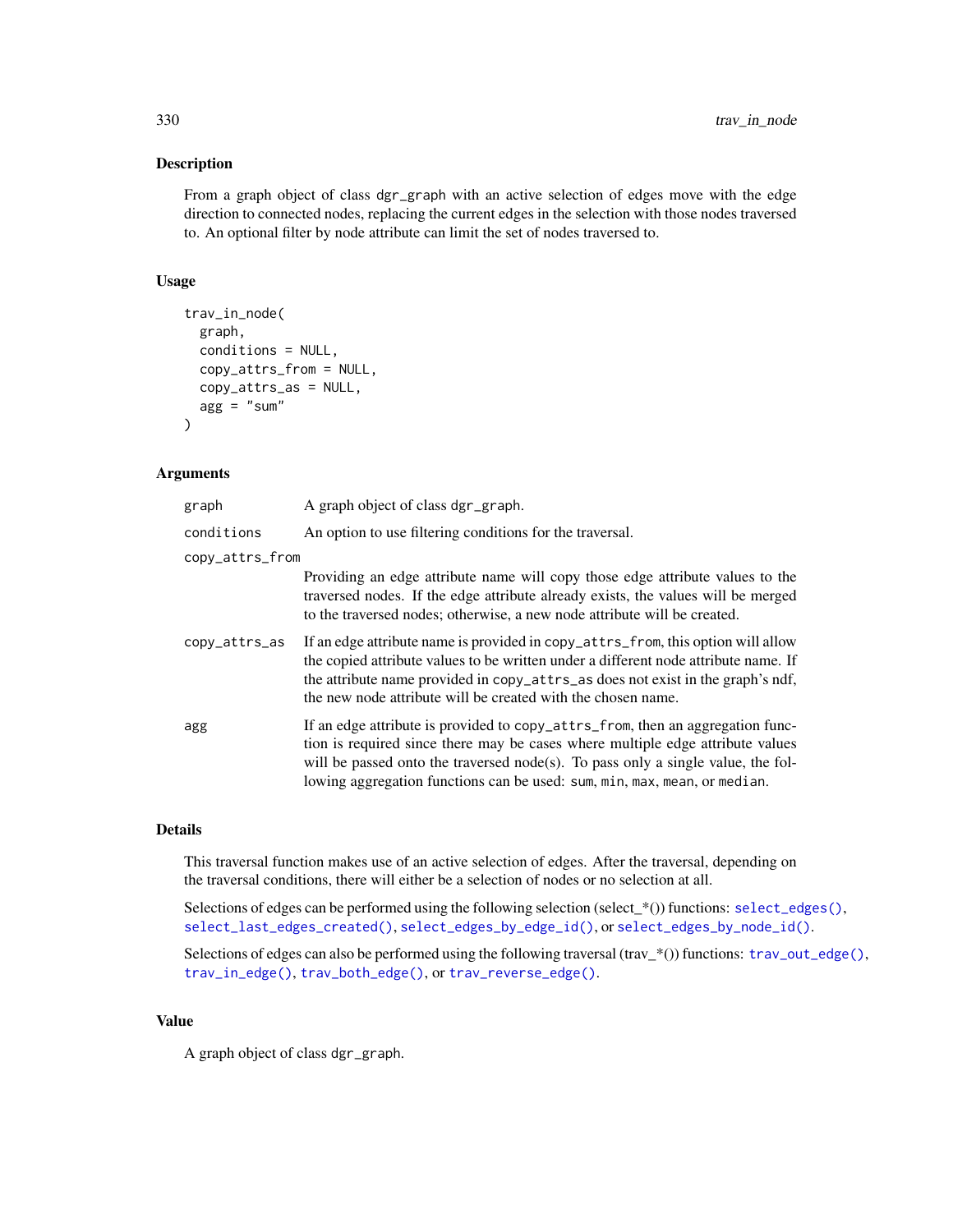## Description

From a graph object of class dgr_graph with an active selection of edges move with the edge direction to connected nodes, replacing the current edges in the selection with those nodes traversed to. An optional filter by node attribute can limit the set of nodes traversed to.

## Usage

```
trav_in_node(
  graph,
  conditions = NULL,
  copy_attrs_from = NULL,
  copy_attrs_as = NULL,
  agg = "sum"
)
```

## Arguments

| | |
|---|---|
| graph | A graph object of class dgr_graph. |
| conditions | An option to use filtering conditions for the traversal. |
| copy_attrs_from | Providing an edge attribute name will copy those edge attribute values to the traversed nodes. If the edge attribute already exists, the values will be merged to the traversed nodes; otherwise, a new node attribute will be created. |
| copy_attrs_as | If an edge attribute name is provided in copy_attrs_from, this option will allow the copied attribute values to be written under a different node attribute name. If the attribute name provided in copy_attrs_as does not exist in the graph's ndf, the new node attribute will be created with the chosen name. |
| agg | If an edge attribute is provided to copy_attrs_from, then an aggregation function is required since there may be cases where multiple edge attribute values will be passed onto the traversed node(s). To pass only a single value, the following aggregation functions can be used: sum, min, max, mean, or median. |

## Details

This traversal function makes use of an active selection of edges. After the traversal, depending on the traversal conditions, there will either be a selection of nodes or no selection at all.

Selections of edges can be performed using the following selection (select_*()) functions: select_edges(), select_last_edges_created(), select_edges_by_edge_id(), or select_edges_by_node_id().

Selections of edges can also be performed using the following traversal (trav_*()) functions: trav_out_edge(), trav_in_edge(), trav_both_edge(), or trav_reverse_edge().

## Value

A graph object of class dgr_graph.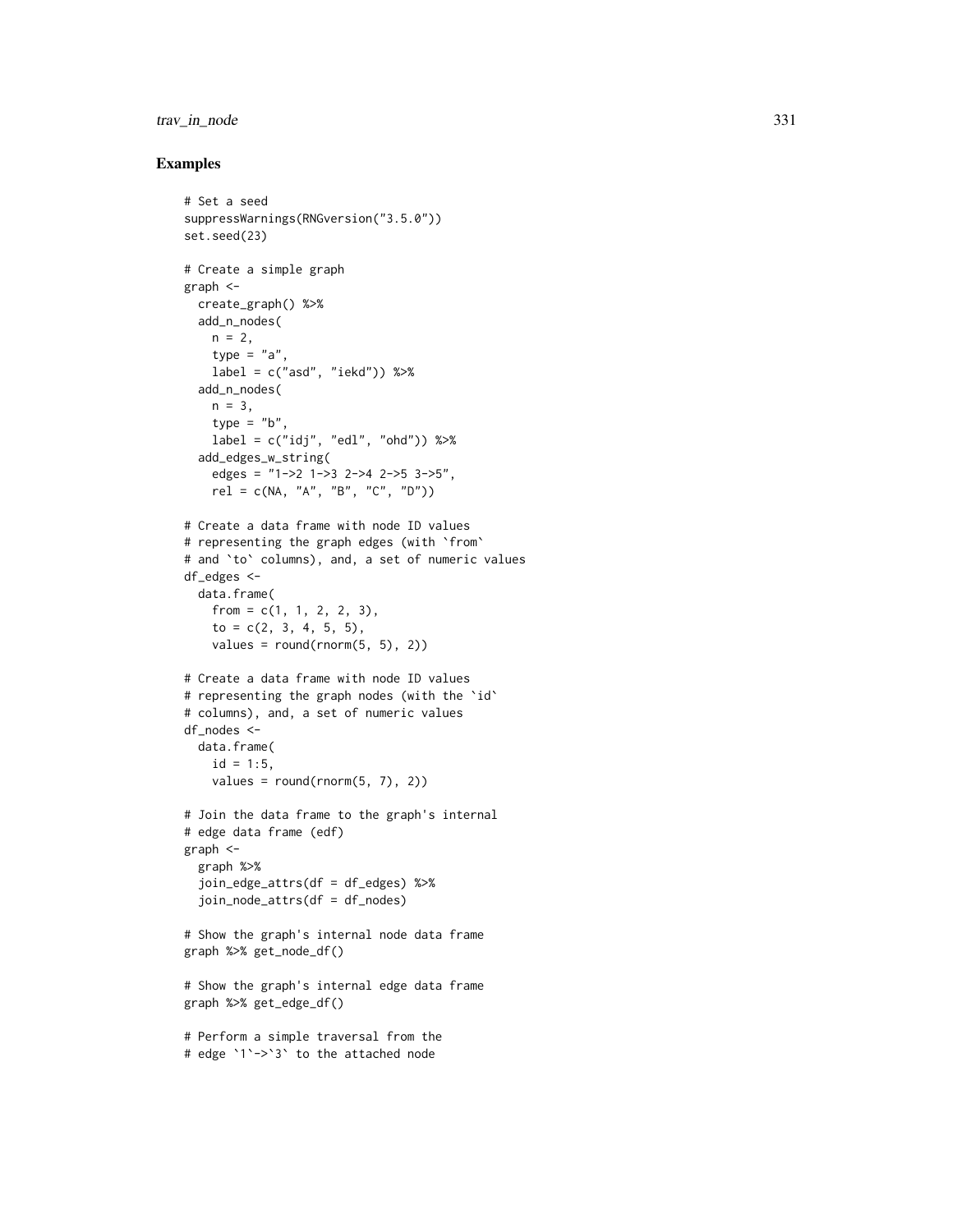## Examples

```
# Set a seed
suppressWarnings(RNGversion("3.5.0"))
set.seed(23)

# Create a simple graph
graph <-
  create_graph() %>%
  add_n_nodes(
    n = 2,
    type = "a",
    label = c("asd", "iekd")) %>%
  add_n_nodes(
    n = 3,
    type = "b",
    label = c("idj", "edl", "ohd")) %>%
  add_edges_w_string(
    edges = "1->2 1->3 2->4 2->5 3->5",
    rel = c(NA, "A", "B", "C", "D"))

# Create a data frame with node ID values
# representing the graph edges (with `from`
# and `to` columns), and, a set of numeric values
df_edges <-
  data.frame(
    from = c(1, 1, 2, 2, 3),
    to = c(2, 3, 4, 5, 5),
    values = round(rnorm(5, 5), 2))

# Create a data frame with node ID values
# representing the graph nodes (with the `id`
# columns), and, a set of numeric values
df_nodes <-
  data.frame(
    id = 1:5,
    values = round(rnorm(5, 7), 2))

# Join the data frame to the graph's internal
# edge data frame (edf)
graph <-
  graph %>%
  join_edge_attrs(df = df_edges) %>%
  join_node_attrs(df = df_nodes)

# Show the graph's internal node data frame
graph %>% get_node_df()

# Show the graph's internal edge data frame
graph %>% get_edge_df()

# Perform a simple traversal from the
# edge `1`->`3` to the attached node
```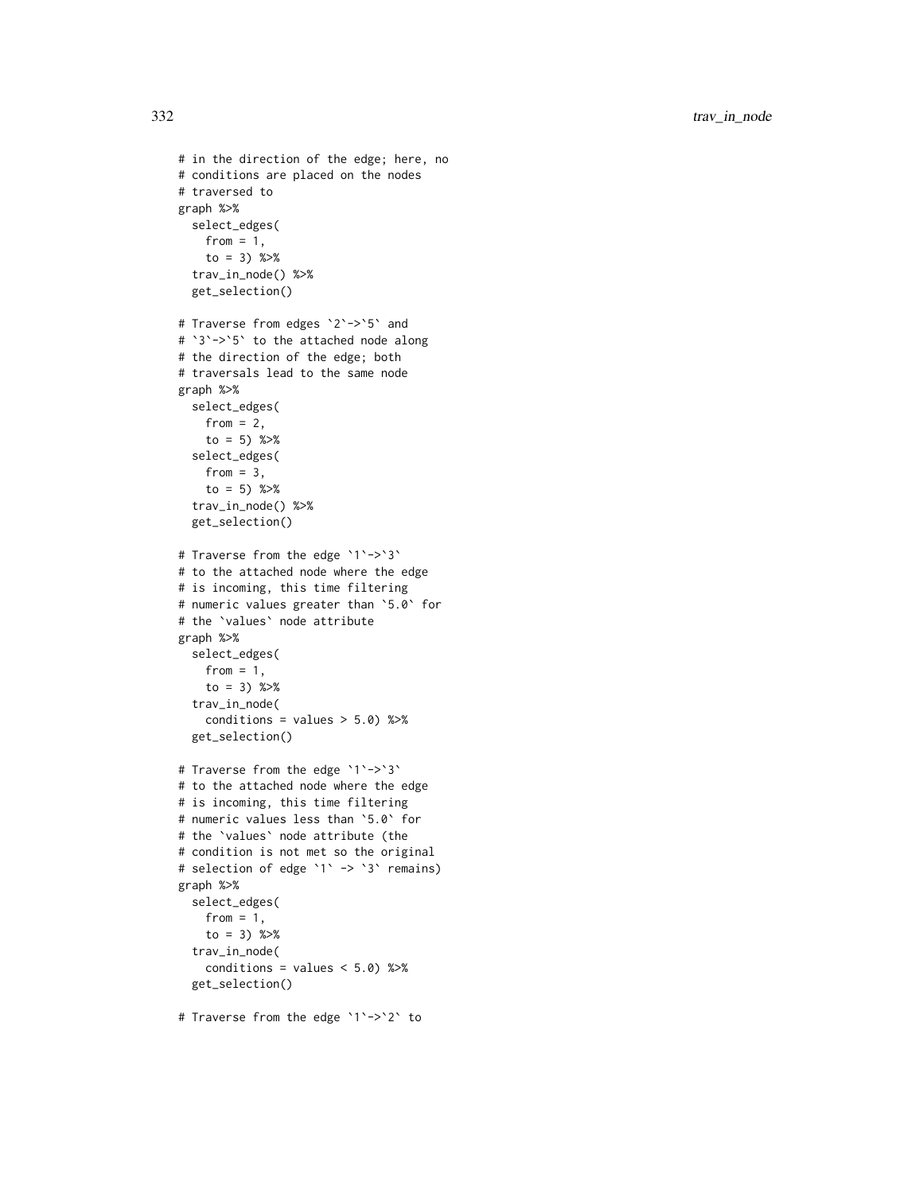```
# in the direction of the edge; here, no
# conditions are placed on the nodes
# traversed to
graph %>%
  select_edges(
    from = 1,
    to = 3) %>%
  trav_in_node() %>%
  get_selection()

# Traverse from edges `2`->`5` and
# `3`->`5` to the attached node along
# the direction of the edge; both
# traversals lead to the same node
graph %>%
  select_edges(
    from = 2,
    to = 5) %>%
  select_edges(
    from = 3,
    to = 5) %>%
  trav_in_node() %>%
  get_selection()

# Traverse from the edge `1`->`3`
# to the attached node where the edge
# is incoming, this time filtering
# numeric values greater than `5.0` for
# the `values` node attribute
graph %>%
  select_edges(
    from = 1,
    to = 3) %>%
  trav_in_node(
    conditions = values > 5.0) %>%
  get_selection()

# Traverse from the edge `1`->`3`
# to the attached node where the edge
# is incoming, this time filtering
# numeric values less than `5.0` for
# the `values` node attribute (the
# condition is not met so the original
# selection of edge `1` -> `3` remains)
graph %>%
  select_edges(
    from = 1,
    to = 3) %>%
  trav_in_node(
    conditions = values < 5.0) %>%
  get_selection()

# Traverse from the edge `1`->`2` to
```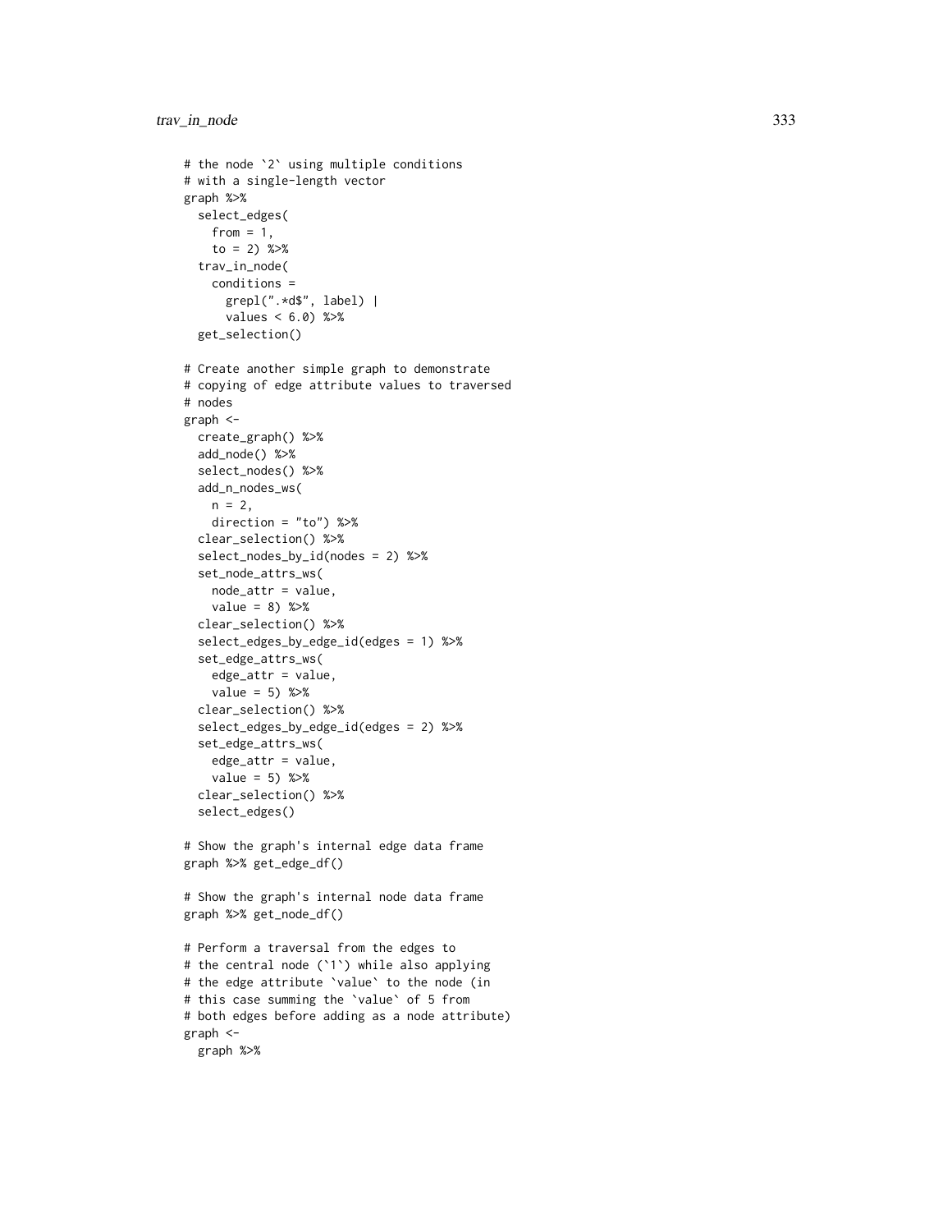```
# the node `2` using multiple conditions
# with a single-length vector
graph %>%
  select_edges(
    from = 1,
    to = 2) %>%
  trav_in_node(
    conditions =
      grepl(".*d$", label) |
      values < 6.0) %>%
  get_selection()

# Create another simple graph to demonstrate
# copying of edge attribute values to traversed
# nodes
graph <-
  create_graph() %>%
  add_node() %>%
  select_nodes() %>%
  add_n_nodes_ws(
    n = 2,
    direction = "to") %>%
  clear_selection() %>%
  select_nodes_by_id(nodes = 2) %>%
  set_node_attrs_ws(
    node_attr = value,
    value = 8) %>%
  clear_selection() %>%
  select_edges_by_edge_id(edges = 1) %>%
  set_edge_attrs_ws(
    edge_attr = value,
    value = 5) %>%
  clear_selection() %>%
  select_edges_by_edge_id(edges = 2) %>%
  set_edge_attrs_ws(
    edge_attr = value,
    value = 5) %>%
  clear_selection() %>%
  select_edges()

# Show the graph's internal edge data frame
graph %>% get_edge_df()

# Show the graph's internal node data frame
graph %>% get_node_df()

# Perform a traversal from the edges to
# the central node (`1`) while also applying
# the edge attribute `value` to the node (in
# this case summing the `value` of 5 from
# both edges before adding as a node attribute)
graph <-
  graph %>%
```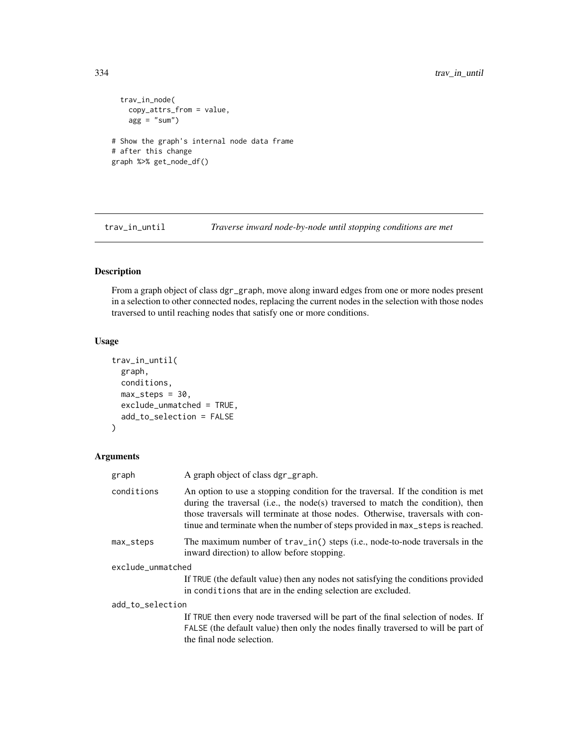```
  trav_in_node(
    copy_attrs_from = value,
    agg = "sum")

# Show the graph's internal node data frame
# after this change
graph %>% get_node_df()
```

## trav_in_until — *Traverse inward node-by-node until stopping conditions are met*

### Description

From a graph object of class dgr_graph, move along inward edges from one or more nodes present in a selection to other connected nodes, replacing the current nodes in the selection with those nodes traversed to until reaching nodes that satisfy one or more conditions.

### Usage

```
trav_in_until(
  graph,
  conditions,
  max_steps = 30,
  exclude_unmatched = TRUE,
  add_to_selection = FALSE
)
```

### Arguments

| | |
|---|---|
| graph | A graph object of class dgr_graph. |
| conditions | An option to use a stopping condition for the traversal. If the condition is met during the traversal (i.e., the node(s) traversed to match the condition), then those traversals will terminate at those nodes. Otherwise, traversals with continue and terminate when the number of steps provided in max_steps is reached. |
| max_steps | The maximum number of trav_in() steps (i.e., node-to-node traversals in the inward direction) to allow before stopping. |
| exclude_unmatched | If TRUE (the default value) then any nodes not satisfying the conditions provided in conditions that are in the ending selection are excluded. |
| add_to_selection | If TRUE then every node traversed will be part of the final selection of nodes. If FALSE (the default value) then only the nodes finally traversed to will be part of the final node selection. |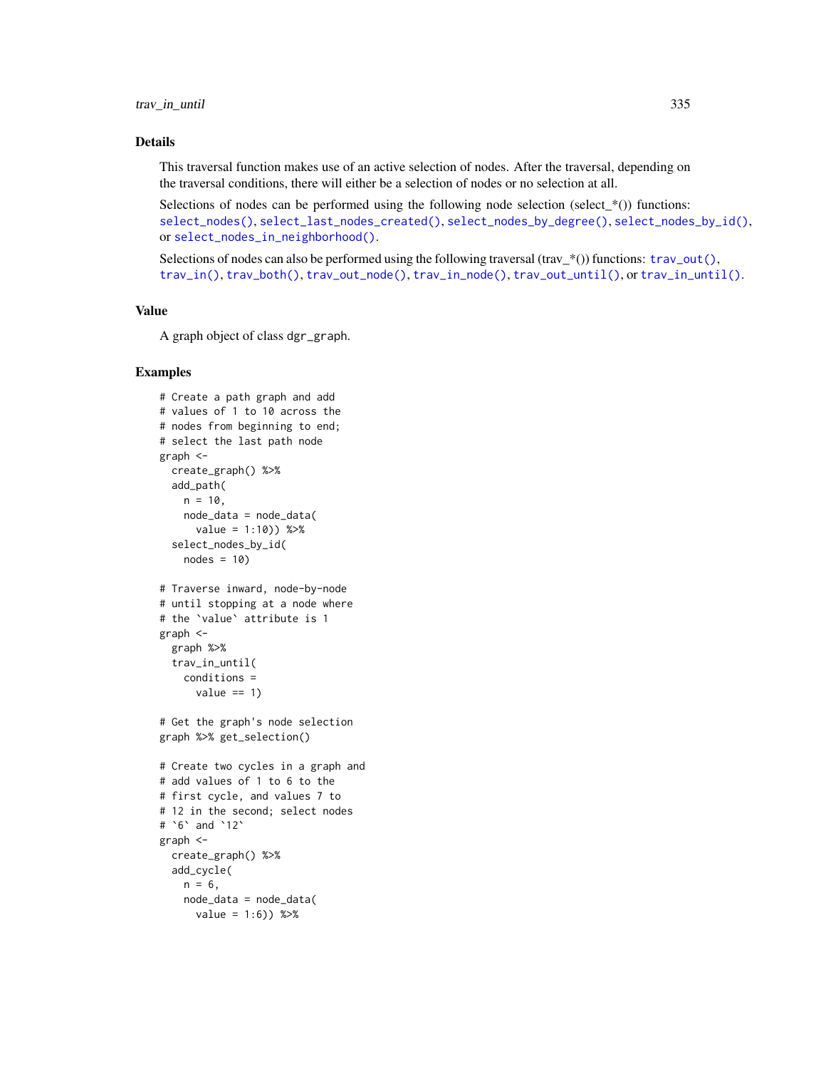## Details

This traversal function makes use of an active selection of nodes. After the traversal, depending on the traversal conditions, there will either be a selection of nodes or no selection at all.

Selections of nodes can be performed using the following node selection (select_*()) functions: select_nodes(), select_last_nodes_created(), select_nodes_by_degree(), select_nodes_by_id(), or select_nodes_in_neighborhood().

Selections of nodes can also be performed using the following traversal (trav_*()) functions: trav_out(), trav_in(), trav_both(), trav_out_node(), trav_in_node(), trav_out_until(), or trav_in_until().

## Value

A graph object of class dgr_graph.

## Examples

```
# Create a path graph and add
# values of 1 to 10 across the
# nodes from beginning to end;
# select the last path node
graph <-
  create_graph() %>%
  add_path(
    n = 10,
    node_data = node_data(
      value = 1:10)) %>%
  select_nodes_by_id(
    nodes = 10)

# Traverse inward, node-by-node
# until stopping at a node where
# the `value` attribute is 1
graph <-
  graph %>%
  trav_in_until(
    conditions =
      value == 1)

# Get the graph's node selection
graph %>% get_selection()

# Create two cycles in a graph and
# add values of 1 to 6 to the
# first cycle, and values 7 to
# 12 in the second; select nodes
# `6` and `12`
graph <-
  create_graph() %>%
  add_cycle(
    n = 6,
    node_data = node_data(
      value = 1:6)) %>%
```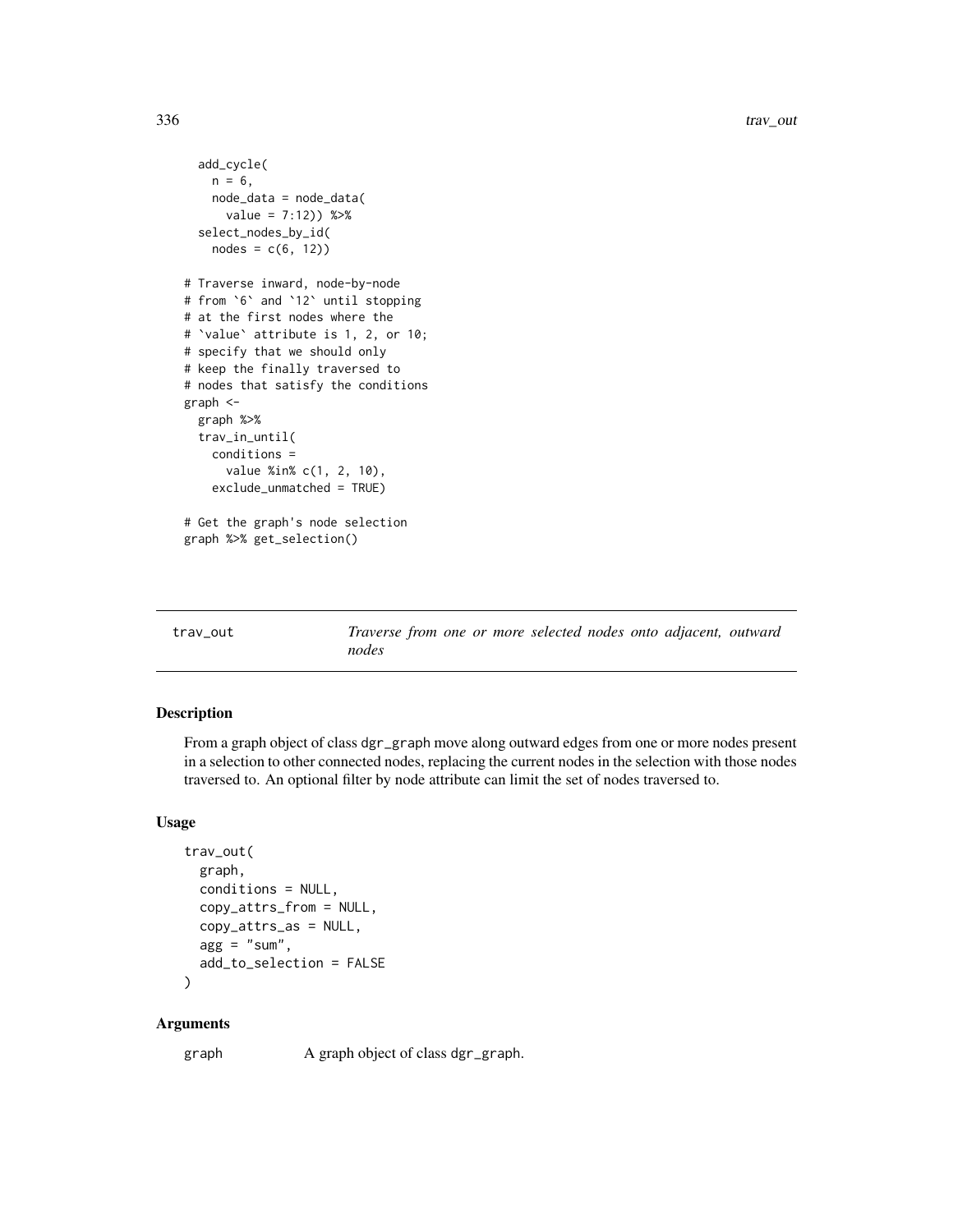```
  add_cycle(
    n = 6,
    node_data = node_data(
      value = 7:12)) %>%
  select_nodes_by_id(
    nodes = c(6, 12))

# Traverse inward, node-by-node
# from `6` and `12` until stopping
# at the first nodes where the
# `value` attribute is 1, 2, or 10;
# specify that we should only
# keep the finally traversed to
# nodes that satisfy the conditions
graph <-
  graph %>%
  trav_in_until(
    conditions =
      value %in% c(1, 2, 10),
    exclude_unmatched = TRUE)

# Get the graph's node selection
graph %>% get_selection()
```

## trav_out — *Traverse from one or more selected nodes onto adjacent, outward nodes*

### Description

From a graph object of class dgr_graph move along outward edges from one or more nodes present in a selection to other connected nodes, replacing the current nodes in the selection with those nodes traversed to. An optional filter by node attribute can limit the set of nodes traversed to.

### Usage

```
trav_out(
  graph,
  conditions = NULL,
  copy_attrs_from = NULL,
  copy_attrs_as = NULL,
  agg = "sum",
  add_to_selection = FALSE
)
```

### Arguments

graph — A graph object of class dgr_graph.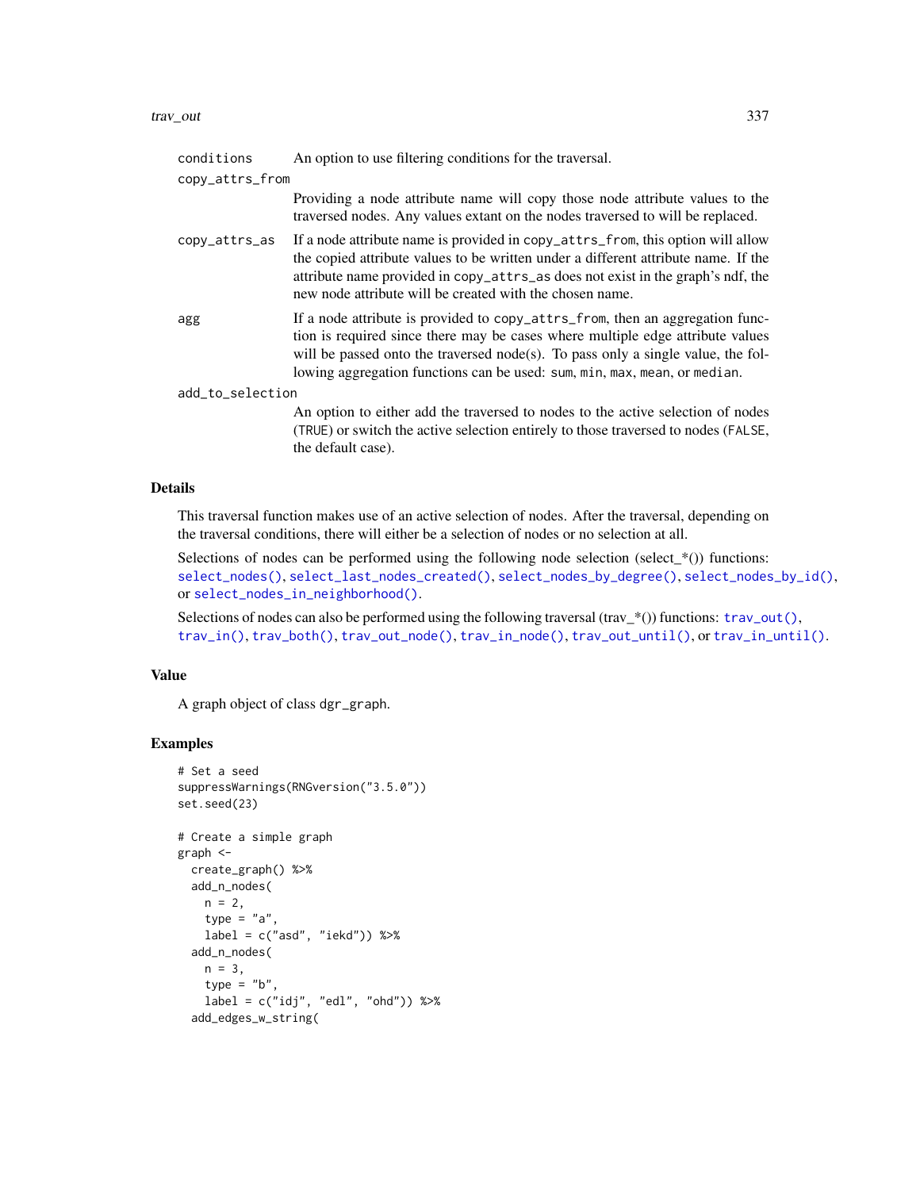conditions
:   An option to use filtering conditions for the traversal.

copy_attrs_from
:   Providing a node attribute name will copy those node attribute values to the traversed nodes. Any values extant on the nodes traversed to will be replaced.

copy_attrs_as
:   If a node attribute name is provided in `copy_attrs_from`, this option will allow the copied attribute values to be written under a different attribute name. If the attribute name provided in `copy_attrs_as` does not exist in the graph's ndf, the new node attribute will be created with the chosen name.

agg
:   If a node attribute is provided to `copy_attrs_from`, then an aggregation function is required since there may be cases where multiple edge attribute values will be passed onto the traversed node(s). To pass only a single value, the following aggregation functions can be used: `sum`, `min`, `max`, `mean`, or `median`.

add_to_selection
:   An option to either add the traversed to nodes to the active selection of nodes (`TRUE`) or switch the active selection entirely to those traversed to nodes (`FALSE`, the default case).

## Details

This traversal function makes use of an active selection of nodes. After the traversal, depending on the traversal conditions, there will either be a selection of nodes or no selection at all.

Selections of nodes can be performed using the following node selection (select_*()) functions: `select_nodes()`, `select_last_nodes_created()`, `select_nodes_by_degree()`, `select_nodes_by_id()`, or `select_nodes_in_neighborhood()`.

Selections of nodes can also be performed using the following traversal (trav_*()) functions: `trav_out()`, `trav_in()`, `trav_both()`, `trav_out_node()`, `trav_in_node()`, `trav_out_until()`, or `trav_in_until()`.

## Value

A graph object of class `dgr_graph`.

## Examples

```
# Set a seed
suppressWarnings(RNGversion("3.5.0"))
set.seed(23)

# Create a simple graph
graph <-
  create_graph() %>%
  add_n_nodes(
    n = 2,
    type = "a",
    label = c("asd", "iekd")) %>%
  add_n_nodes(
    n = 3,
    type = "b",
    label = c("idj", "edl", "ohd")) %>%
  add_edges_w_string(
```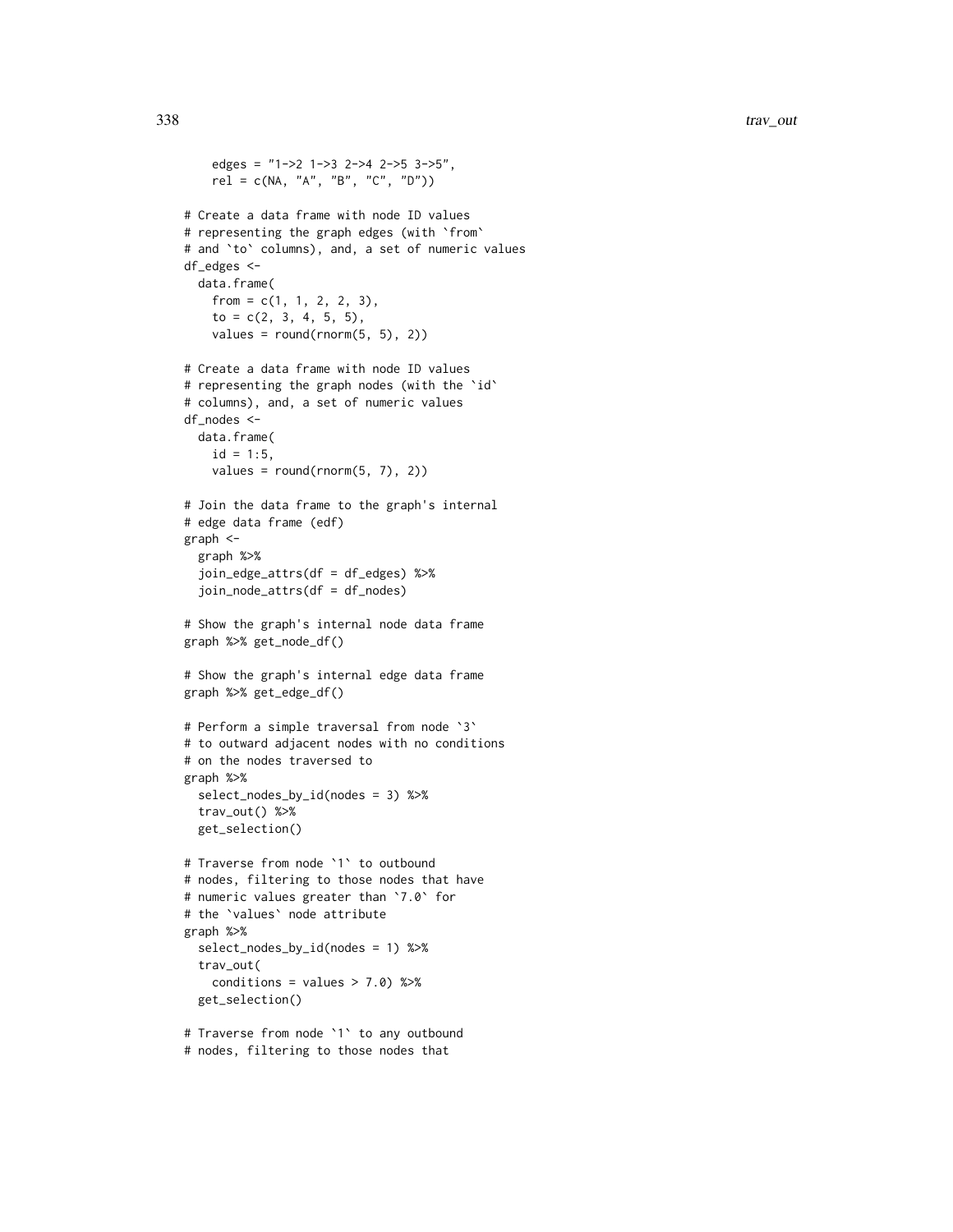```
    edges = "1->2 1->3 2->4 2->5 3->5",
    rel = c(NA, "A", "B", "C", "D"))

# Create a data frame with node ID values
# representing the graph edges (with `from`
# and `to` columns), and, a set of numeric values
df_edges <-
  data.frame(
    from = c(1, 1, 2, 2, 3),
    to = c(2, 3, 4, 5, 5),
    values = round(rnorm(5, 5), 2))

# Create a data frame with node ID values
# representing the graph nodes (with the `id`
# columns), and, a set of numeric values
df_nodes <-
  data.frame(
    id = 1:5,
    values = round(rnorm(5, 7), 2))

# Join the data frame to the graph's internal
# edge data frame (edf)
graph <-
  graph %>%
  join_edge_attrs(df = df_edges) %>%
  join_node_attrs(df = df_nodes)

# Show the graph's internal node data frame
graph %>% get_node_df()

# Show the graph's internal edge data frame
graph %>% get_edge_df()

# Perform a simple traversal from node `3`
# to outward adjacent nodes with no conditions
# on the nodes traversed to
graph %>%
  select_nodes_by_id(nodes = 3) %>%
  trav_out() %>%
  get_selection()

# Traverse from node `1` to outbound
# nodes, filtering to those nodes that have
# numeric values greater than `7.0` for
# the `values` node attribute
graph %>%
  select_nodes_by_id(nodes = 1) %>%
  trav_out(
    conditions = values > 7.0) %>%
  get_selection()

# Traverse from node `1` to any outbound
# nodes, filtering to those nodes that
```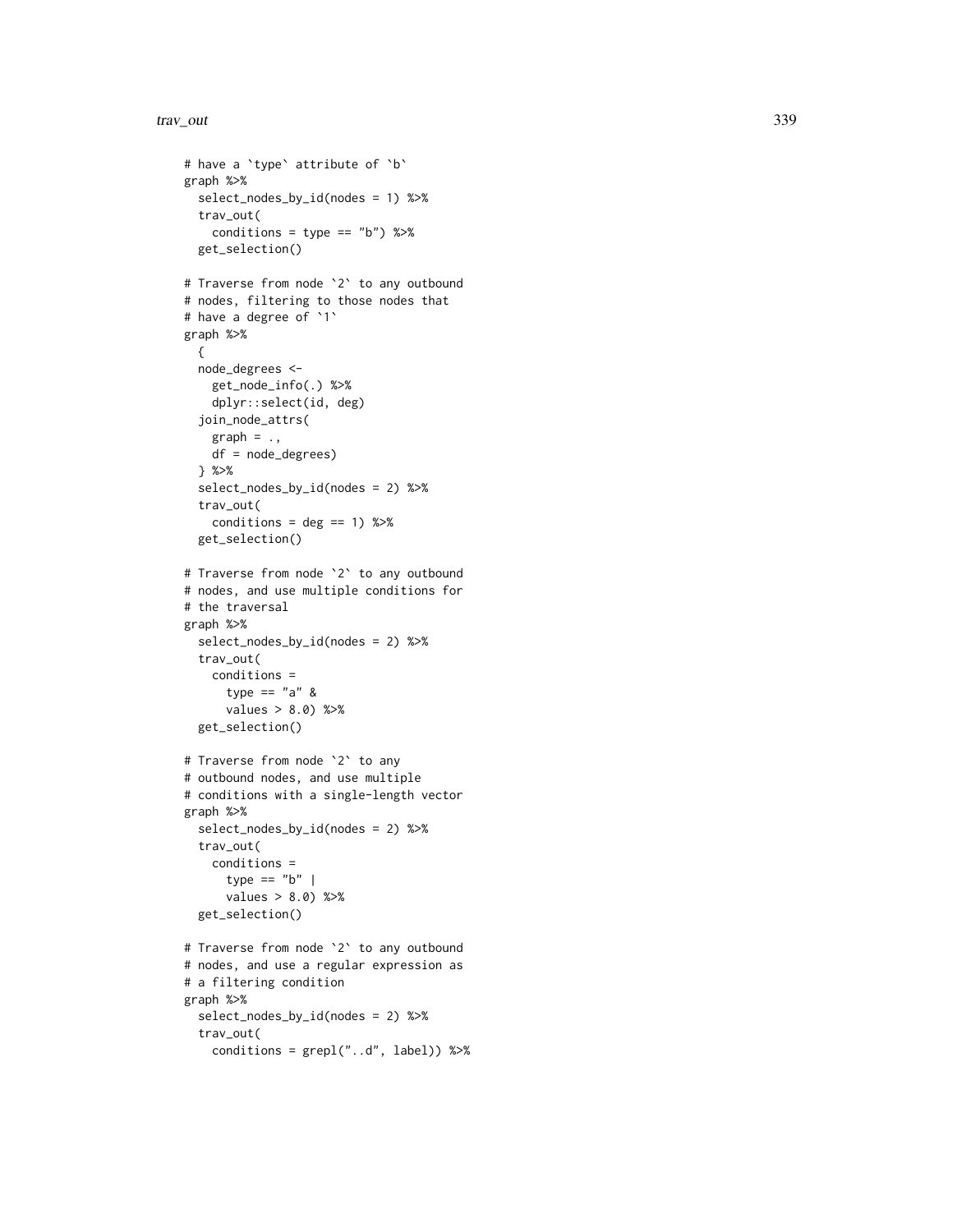```
# have a `type` attribute of `b`
graph %>%
  select_nodes_by_id(nodes = 1) %>%
  trav_out(
    conditions = type == "b") %>%
  get_selection()

# Traverse from node `2` to any outbound
# nodes, filtering to those nodes that
# have a degree of `1`
graph %>%
  {
  node_degrees <-
    get_node_info(.) %>%
    dplyr::select(id, deg)
  join_node_attrs(
    graph = .,
    df = node_degrees)
  } %>%
  select_nodes_by_id(nodes = 2) %>%
  trav_out(
    conditions = deg == 1) %>%
  get_selection()

# Traverse from node `2` to any outbound
# nodes, and use multiple conditions for
# the traversal
graph %>%
  select_nodes_by_id(nodes = 2) %>%
  trav_out(
    conditions =
      type == "a" &
      values > 8.0) %>%
  get_selection()

# Traverse from node `2` to any
# outbound nodes, and use multiple
# conditions with a single-length vector
graph %>%
  select_nodes_by_id(nodes = 2) %>%
  trav_out(
    conditions =
      type == "b" |
      values > 8.0) %>%
  get_selection()

# Traverse from node `2` to any outbound
# nodes, and use a regular expression as
# a filtering condition
graph %>%
  select_nodes_by_id(nodes = 2) %>%
  trav_out(
    conditions = grepl("..d", label)) %>%
```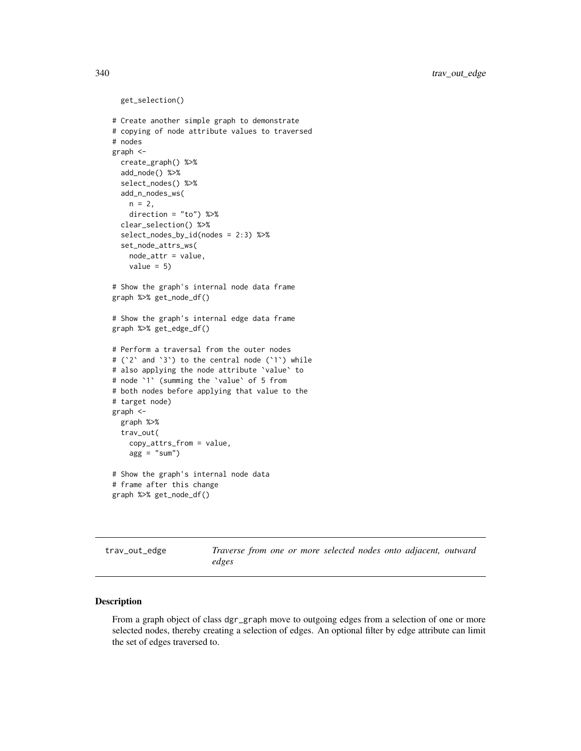```
  get_selection()

# Create another simple graph to demonstrate
# copying of node attribute values to traversed
# nodes
graph <-
  create_graph() %>%
  add_node() %>%
  select_nodes() %>%
  add_n_nodes_ws(
    n = 2,
    direction = "to") %>%
  clear_selection() %>%
  select_nodes_by_id(nodes = 2:3) %>%
  set_node_attrs_ws(
    node_attr = value,
    value = 5)

# Show the graph's internal node data frame
graph %>% get_node_df()

# Show the graph's internal edge data frame
graph %>% get_edge_df()

# Perform a traversal from the outer nodes
# (`2` and `3`) to the central node (`1`) while
# also applying the node attribute `value` to
# node `1` (summing the `value` of 5 from
# both nodes before applying that value to the
# target node)
graph <-
  graph %>%
  trav_out(
    copy_attrs_from = value,
    agg = "sum")

# Show the graph's internal node data
# frame after this change
graph %>% get_node_df()
```

## trav_out_edge — *Traverse from one or more selected nodes onto adjacent, outward edges*

### Description

From a graph object of class `dgr_graph` move to outgoing edges from a selection of one or more selected nodes, thereby creating a selection of edges. An optional filter by edge attribute can limit the set of edges traversed to.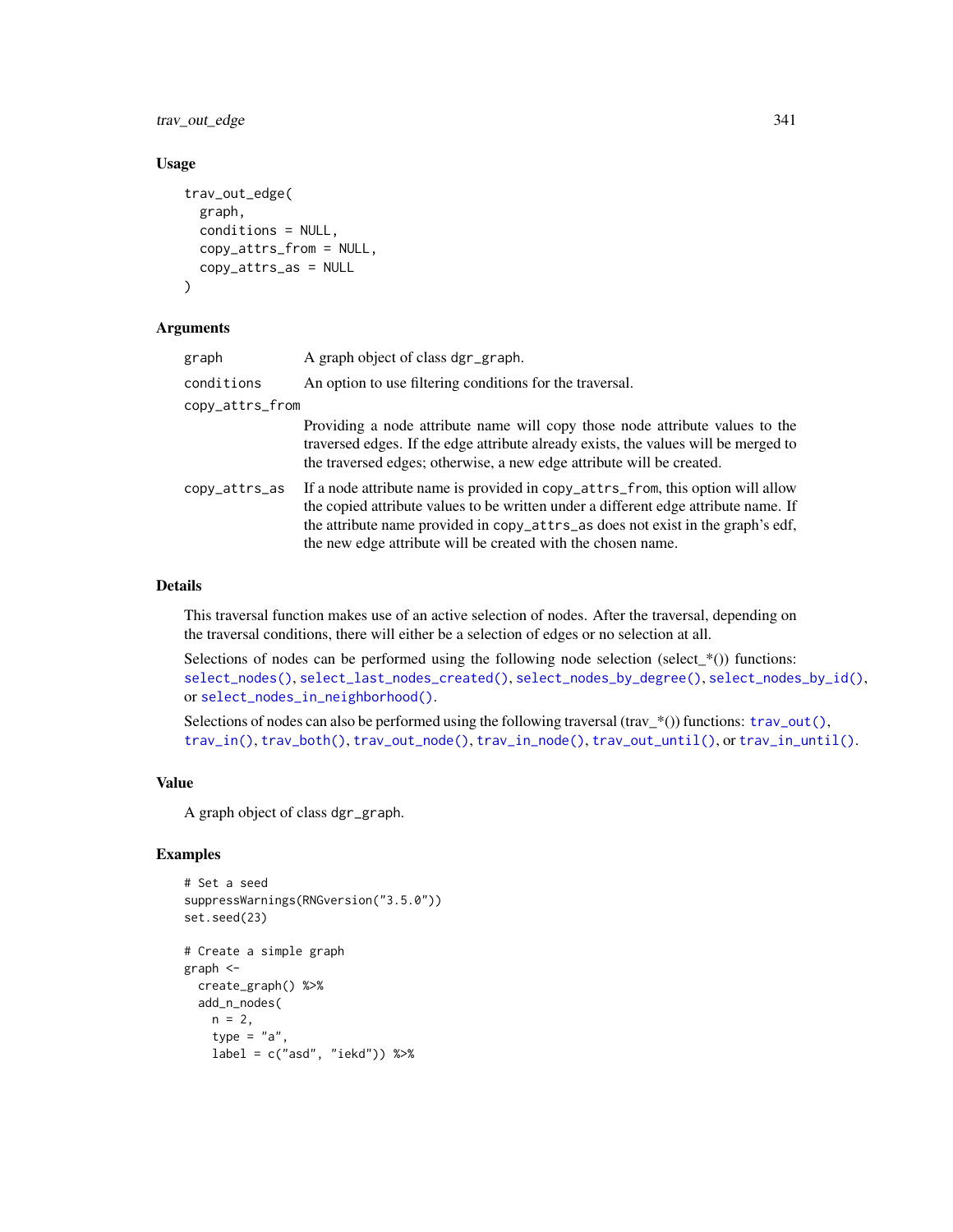### Usage

```
trav_out_edge(
  graph,
  conditions = NULL,
  copy_attrs_from = NULL,
  copy_attrs_as = NULL
)
```

### Arguments

| | |
|---|---|
| graph | A graph object of class dgr_graph. |
| conditions | An option to use filtering conditions for the traversal. |
| copy_attrs_from | Providing a node attribute name will copy those node attribute values to the traversed edges. If the edge attribute already exists, the values will be merged to the traversed edges; otherwise, a new edge attribute will be created. |
| copy_attrs_as | If a node attribute name is provided in copy_attrs_from, this option will allow the copied attribute values to be written under a different edge attribute name. If the attribute name provided in copy_attrs_as does not exist in the graph's edf, the new edge attribute will be created with the chosen name. |

### Details

This traversal function makes use of an active selection of nodes. After the traversal, depending on the traversal conditions, there will either be a selection of edges or no selection at all.

Selections of nodes can be performed using the following node selection (select_*()) functions: select_nodes(), select_last_nodes_created(), select_nodes_by_degree(), select_nodes_by_id(), or select_nodes_in_neighborhood().

Selections of nodes can also be performed using the following traversal (trav_*()) functions: trav_out(), trav_in(), trav_both(), trav_out_node(), trav_in_node(), trav_out_until(), or trav_in_until().

### Value

A graph object of class dgr_graph.

### Examples

```
# Set a seed
suppressWarnings(RNGversion("3.5.0"))
set.seed(23)

# Create a simple graph
graph <-
  create_graph() %>%
  add_n_nodes(
    n = 2,
    type = "a",
    label = c("asd", "iekd")) %>%
```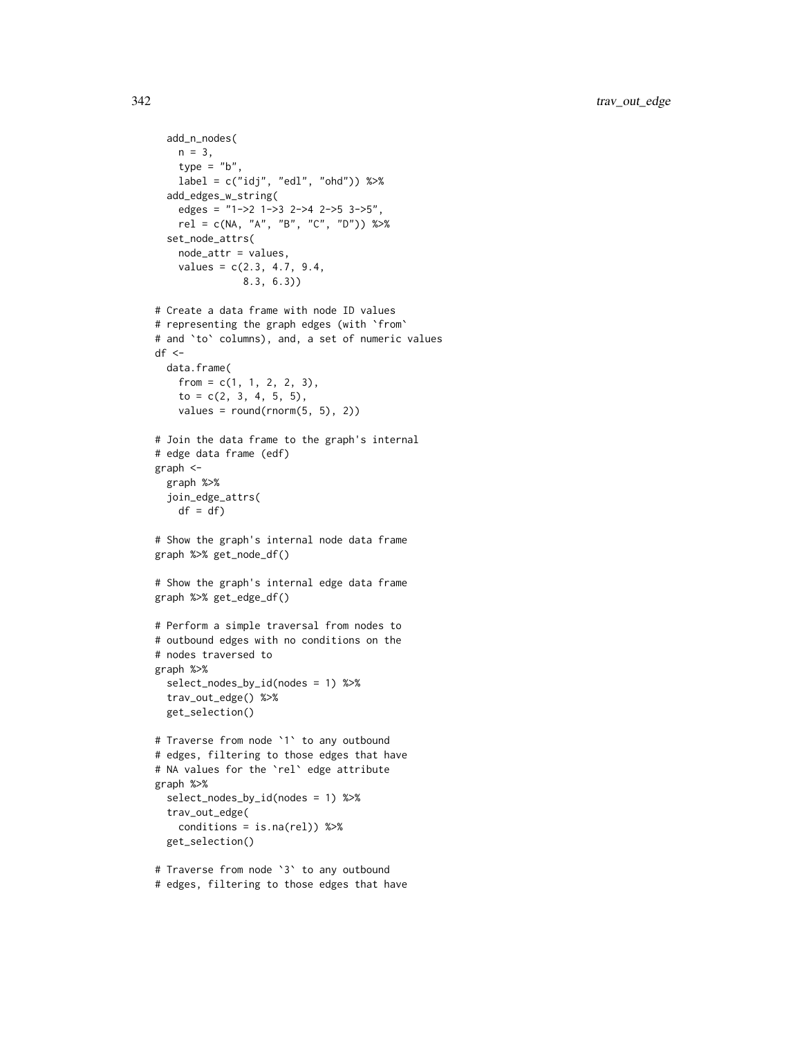```
  add_n_nodes(
    n = 3,
    type = "b",
    label = c("idj", "edl", "ohd")) %>%
  add_edges_w_string(
    edges = "1->2 1->3 2->4 2->5 3->5",
    rel = c(NA, "A", "B", "C", "D")) %>%
  set_node_attrs(
    node_attr = values,
    values = c(2.3, 4.7, 9.4,
               8.3, 6.3))

# Create a data frame with node ID values
# representing the graph edges (with `from`
# and `to` columns), and, a set of numeric values
df <-
  data.frame(
    from = c(1, 1, 2, 2, 3),
    to = c(2, 3, 4, 5, 5),
    values = round(rnorm(5, 5), 2))

# Join the data frame to the graph's internal
# edge data frame (edf)
graph <-
  graph %>%
  join_edge_attrs(
    df = df)

# Show the graph's internal node data frame
graph %>% get_node_df()

# Show the graph's internal edge data frame
graph %>% get_edge_df()

# Perform a simple traversal from nodes to
# outbound edges with no conditions on the
# nodes traversed to
graph %>%
  select_nodes_by_id(nodes = 1) %>%
  trav_out_edge() %>%
  get_selection()

# Traverse from node `1` to any outbound
# edges, filtering to those edges that have
# NA values for the `rel` edge attribute
graph %>%
  select_nodes_by_id(nodes = 1) %>%
  trav_out_edge(
    conditions = is.na(rel)) %>%
  get_selection()

# Traverse from node `3` to any outbound
# edges, filtering to those edges that have
```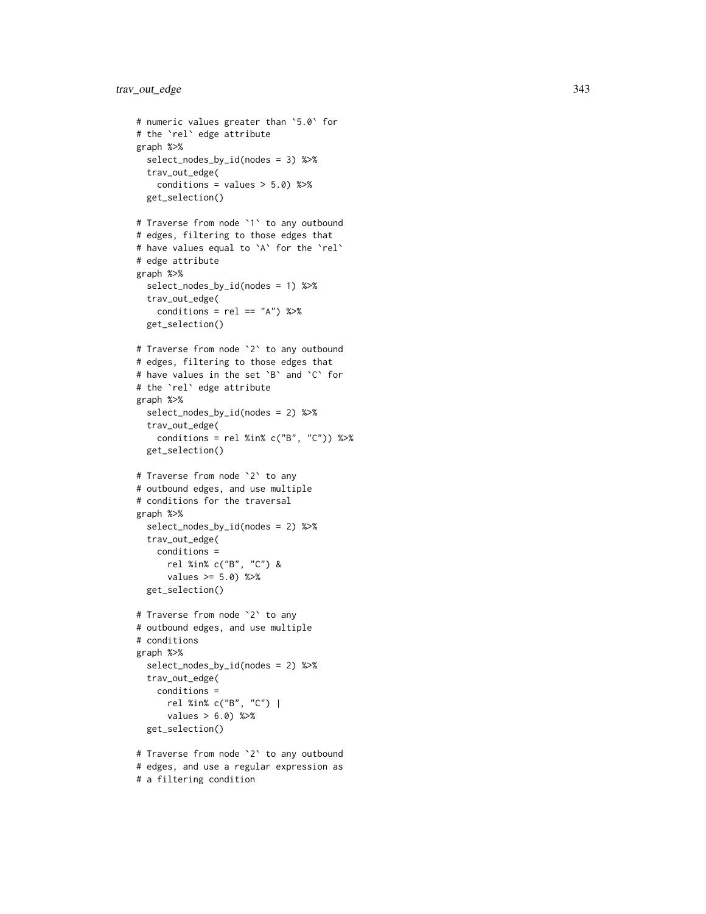```
# numeric values greater than `5.0` for
# the `rel` edge attribute
graph %>%
  select_nodes_by_id(nodes = 3) %>%
  trav_out_edge(
    conditions = values > 5.0) %>%
  get_selection()

# Traverse from node `1` to any outbound
# edges, filtering to those edges that
# have values equal to `A` for the `rel`
# edge attribute
graph %>%
  select_nodes_by_id(nodes = 1) %>%
  trav_out_edge(
    conditions = rel == "A") %>%
  get_selection()

# Traverse from node `2` to any outbound
# edges, filtering to those edges that
# have values in the set `B` and `C` for
# the `rel` edge attribute
graph %>%
  select_nodes_by_id(nodes = 2) %>%
  trav_out_edge(
    conditions = rel %in% c("B", "C")) %>%
  get_selection()

# Traverse from node `2` to any
# outbound edges, and use multiple
# conditions for the traversal
graph %>%
  select_nodes_by_id(nodes = 2) %>%
  trav_out_edge(
    conditions =
      rel %in% c("B", "C") &
      values >= 5.0) %>%
  get_selection()

# Traverse from node `2` to any
# outbound edges, and use multiple
# conditions
graph %>%
  select_nodes_by_id(nodes = 2) %>%
  trav_out_edge(
    conditions =
      rel %in% c("B", "C") |
      values > 6.0) %>%
  get_selection()

# Traverse from node `2` to any outbound
# edges, and use a regular expression as
# a filtering condition
```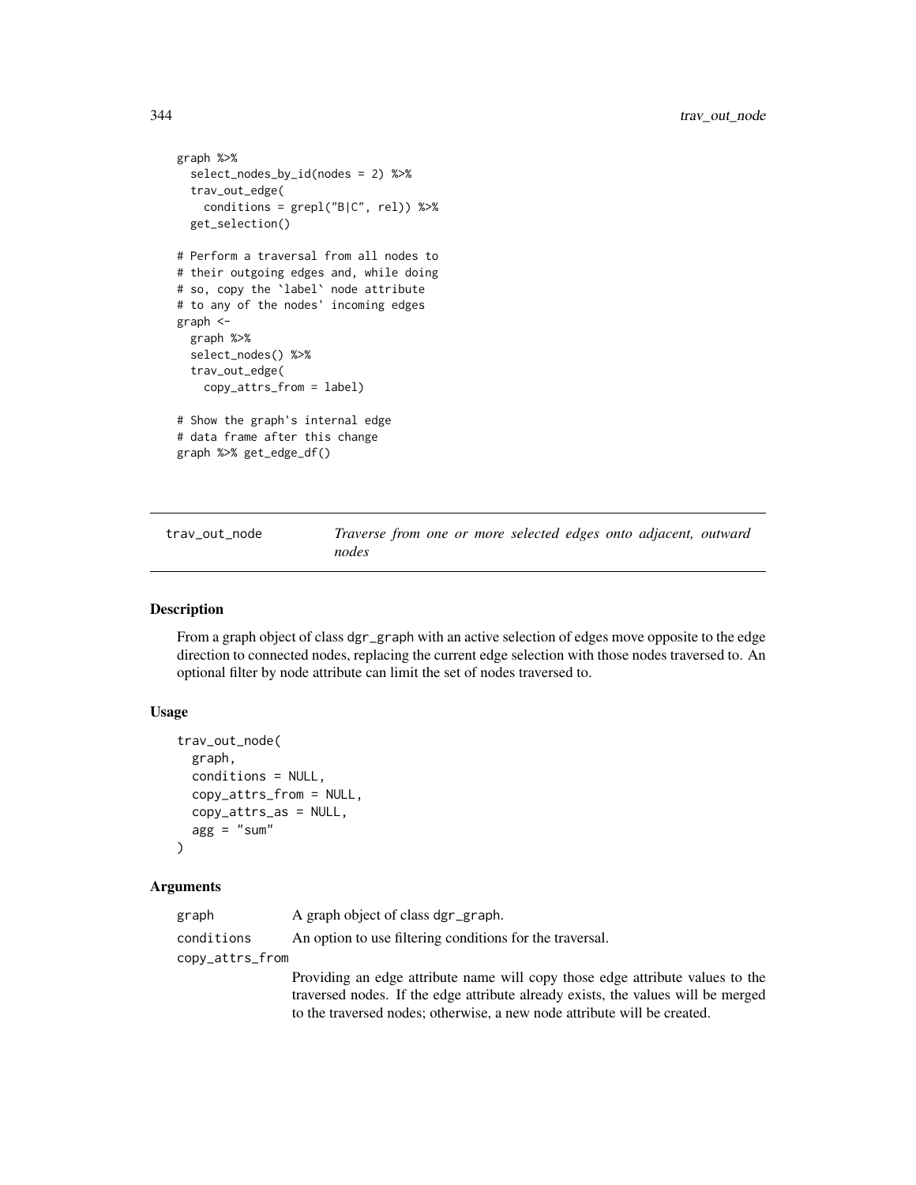```
graph %>%
  select_nodes_by_id(nodes = 2) %>%
  trav_out_edge(
    conditions = grepl("B|C", rel)) %>%
  get_selection()

# Perform a traversal from all nodes to
# their outgoing edges and, while doing
# so, copy the `label` node attribute
# to any of the nodes' incoming edges
graph <-
  graph %>%
  select_nodes() %>%
  trav_out_edge(
    copy_attrs_from = label)

# Show the graph's internal edge
# data frame after this change
graph %>% get_edge_df()
```

## trav_out_node

*Traverse from one or more selected edges onto adjacent, outward nodes*

### Description

From a graph object of class dgr_graph with an active selection of edges move opposite to the edge direction to connected nodes, replacing the current edge selection with those nodes traversed to. An optional filter by node attribute can limit the set of nodes traversed to.

### Usage

```
trav_out_node(
  graph,
  conditions = NULL,
  copy_attrs_from = NULL,
  copy_attrs_as = NULL,
  agg = "sum"
)
```

### Arguments

graph
: A graph object of class dgr_graph.

conditions
: An option to use filtering conditions for the traversal.

copy_attrs_from
: Providing an edge attribute name will copy those edge attribute values to the traversed nodes. If the edge attribute already exists, the values will be merged to the traversed nodes; otherwise, a new node attribute will be created.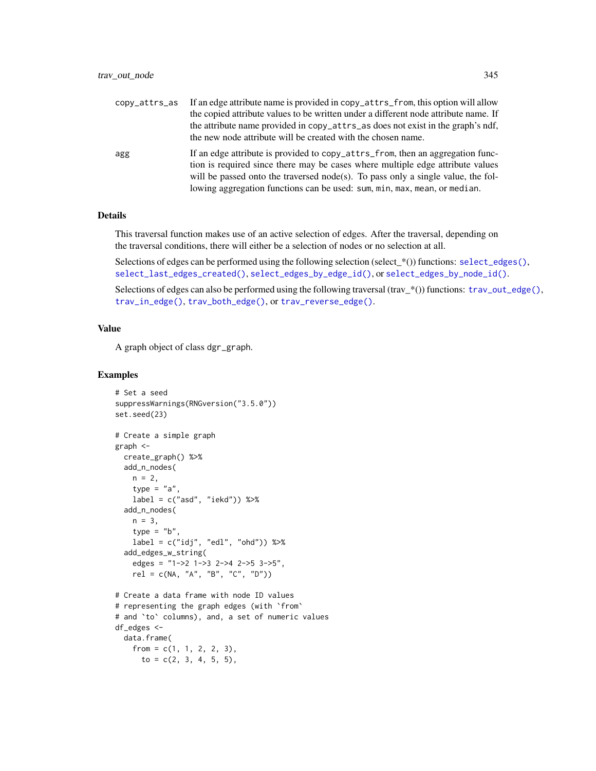copy_attrs_as
: If an edge attribute name is provided in `copy_attrs_from`, this option will allow the copied attribute values to be written under a different node attribute name. If the attribute name provided in `copy_attrs_as` does not exist in the graph's ndf, the new node attribute will be created with the chosen name.

agg
: If an edge attribute is provided to `copy_attrs_from`, then an aggregation function is required since there may be cases where multiple edge attribute values will be passed onto the traversed node(s). To pass only a single value, the following aggregation functions can be used: `sum`, `min`, `max`, `mean`, or `median`.

## Details

This traversal function makes use of an active selection of edges. After the traversal, depending on the traversal conditions, there will either be a selection of nodes or no selection at all.

Selections of edges can be performed using the following selection (select_*()) functions: `select_edges()`, `select_last_edges_created()`, `select_edges_by_edge_id()`, or `select_edges_by_node_id()`.

Selections of edges can also be performed using the following traversal (trav_*()) functions: `trav_out_edge()`, `trav_in_edge()`, `trav_both_edge()`, or `trav_reverse_edge()`.

## Value

A graph object of class `dgr_graph`.

## Examples

```
# Set a seed
suppressWarnings(RNGversion("3.5.0"))
set.seed(23)

# Create a simple graph
graph <-
  create_graph() %>%
  add_n_nodes(
    n = 2,
    type = "a",
    label = c("asd", "iekd")) %>%
  add_n_nodes(
    n = 3,
    type = "b",
    label = c("idj", "edl", "ohd")) %>%
  add_edges_w_string(
    edges = "1->2 1->3 2->4 2->5 3->5",
    rel = c(NA, "A", "B", "C", "D"))

# Create a data frame with node ID values
# representing the graph edges (with `from`
# and `to` columns), and, a set of numeric values
df_edges <-
  data.frame(
    from = c(1, 1, 2, 2, 3),
      to = c(2, 3, 4, 5, 5),
```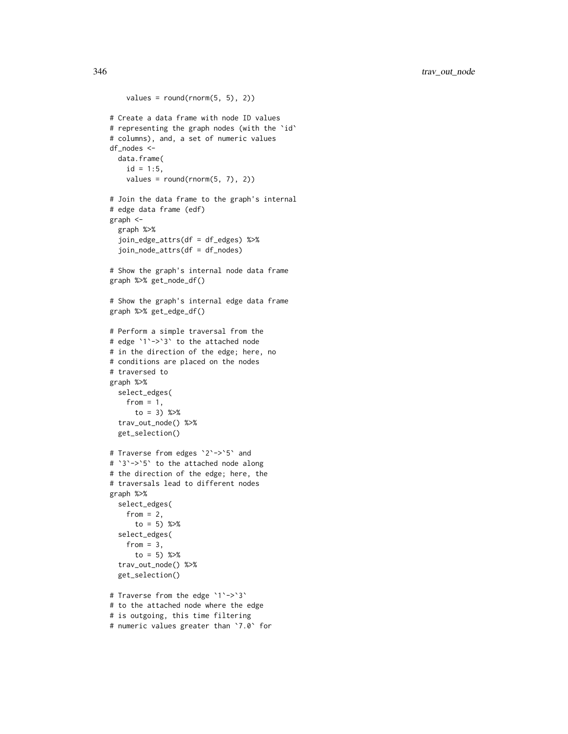```
    values = round(rnorm(5, 5), 2))

# Create a data frame with node ID values
# representing the graph nodes (with the `id`
# columns), and, a set of numeric values
df_nodes <-
  data.frame(
    id = 1:5,
    values = round(rnorm(5, 7), 2))

# Join the data frame to the graph's internal
# edge data frame (edf)
graph <-
  graph %>%
  join_edge_attrs(df = df_edges) %>%
  join_node_attrs(df = df_nodes)

# Show the graph's internal node data frame
graph %>% get_node_df()

# Show the graph's internal edge data frame
graph %>% get_edge_df()

# Perform a simple traversal from the
# edge `1`->`3` to the attached node
# in the direction of the edge; here, no
# conditions are placed on the nodes
# traversed to
graph %>%
  select_edges(
    from = 1,
      to = 3) %>%
  trav_out_node() %>%
  get_selection()

# Traverse from edges `2`->`5` and
# `3`->`5` to the attached node along
# the direction of the edge; here, the
# traversals lead to different nodes
graph %>%
  select_edges(
    from = 2,
      to = 5) %>%
  select_edges(
    from = 3,
      to = 5) %>%
  trav_out_node() %>%
  get_selection()

# Traverse from the edge `1`->`3`
# to the attached node where the edge
# is outgoing, this time filtering
# numeric values greater than `7.0` for
```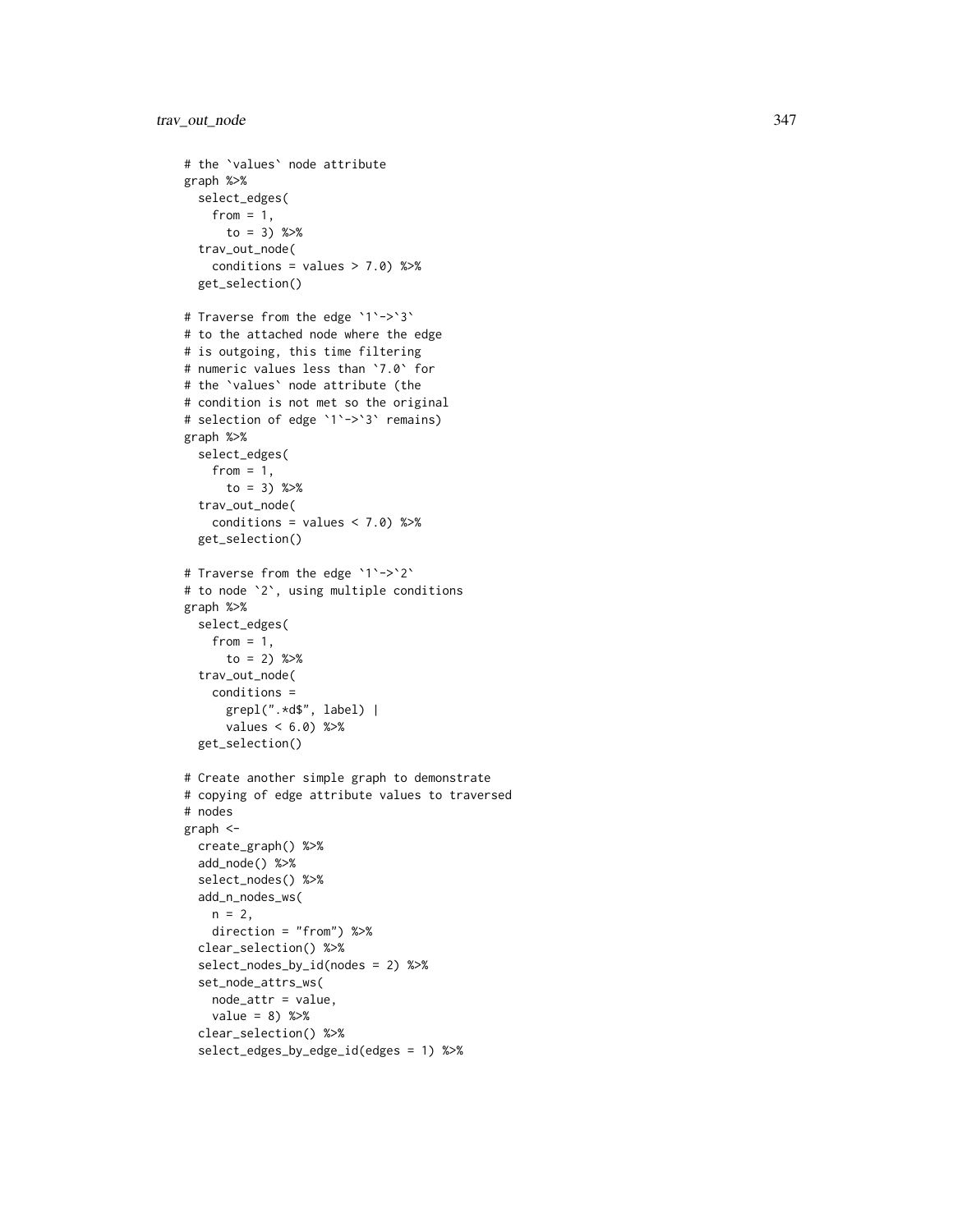```
# the `values` node attribute
graph %>%
  select_edges(
    from = 1,
      to = 3) %>%
  trav_out_node(
    conditions = values > 7.0) %>%
  get_selection()

# Traverse from the edge `1`->`3`
# to the attached node where the edge
# is outgoing, this time filtering
# numeric values less than `7.0` for
# the `values` node attribute (the
# condition is not met so the original
# selection of edge `1`->`3` remains)
graph %>%
  select_edges(
    from = 1,
      to = 3) %>%
  trav_out_node(
    conditions = values < 7.0) %>%
  get_selection()

# Traverse from the edge `1`->`2`
# to node `2`, using multiple conditions
graph %>%
  select_edges(
    from = 1,
      to = 2) %>%
  trav_out_node(
    conditions =
      grepl(".*d$", label) |
      values < 6.0) %>%
  get_selection()

# Create another simple graph to demonstrate
# copying of edge attribute values to traversed
# nodes
graph <-
  create_graph() %>%
  add_node() %>%
  select_nodes() %>%
  add_n_nodes_ws(
    n = 2,
    direction = "from") %>%
  clear_selection() %>%
  select_nodes_by_id(nodes = 2) %>%
  set_node_attrs_ws(
    node_attr = value,
    value = 8) %>%
  clear_selection() %>%
  select_edges_by_edge_id(edges = 1) %>%
```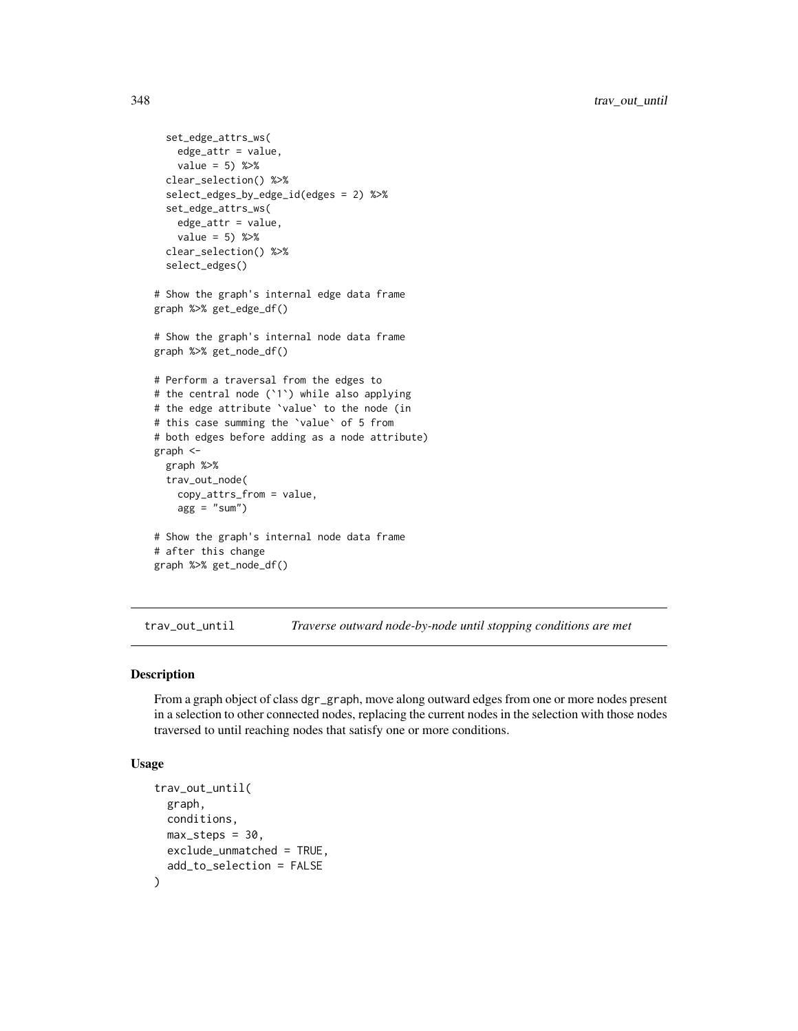```r
  set_edge_attrs_ws(
    edge_attr = value,
    value = 5) %>%
  clear_selection() %>%
  select_edges_by_edge_id(edges = 2) %>%
  set_edge_attrs_ws(
    edge_attr = value,
    value = 5) %>%
  clear_selection() %>%
  select_edges()

# Show the graph's internal edge data frame
graph %>% get_edge_df()

# Show the graph's internal node data frame
graph %>% get_node_df()

# Perform a traversal from the edges to
# the central node (`1`) while also applying
# the edge attribute `value` to the node (in
# this case summing the `value` of 5 from
# both edges before adding as a node attribute)
graph <-
  graph %>%
  trav_out_node(
    copy_attrs_from = value,
    agg = "sum")

# Show the graph's internal node data frame
# after this change
graph %>% get_node_df()
```

## trav_out_until *Traverse outward node-by-node until stopping conditions are met*

### Description

From a graph object of class dgr_graph, move along outward edges from one or more nodes present in a selection to other connected nodes, replacing the current nodes in the selection with those nodes traversed to until reaching nodes that satisfy one or more conditions.

### Usage

```r
trav_out_until(
  graph,
  conditions,
  max_steps = 30,
  exclude_unmatched = TRUE,
  add_to_selection = FALSE
)
```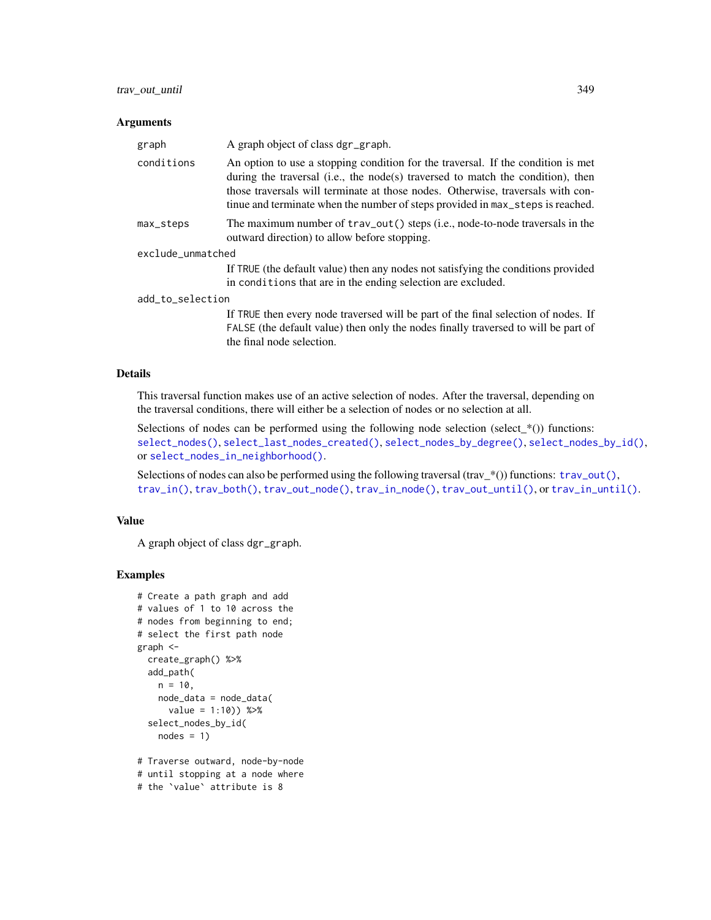### Arguments

| | |
|---|---|
| `graph` | A graph object of class `dgr_graph`. |
| `conditions` | An option to use a stopping condition for the traversal. If the condition is met during the traversal (i.e., the node(s) traversed to match the condition), then those traversals will terminate at those nodes. Otherwise, traversals with continue and terminate when the number of steps provided in `max_steps` is reached. |
| `max_steps` | The maximum number of `trav_out()` steps (i.e., node-to-node traversals in the outward direction) to allow before stopping. |
| `exclude_unmatched` | If `TRUE` (the default value) then any nodes not satisfying the conditions provided in `conditions` that are in the ending selection are excluded. |
| `add_to_selection` | If `TRUE` then every node traversed will be part of the final selection of nodes. If `FALSE` (the default value) then only the nodes finally traversed to will be part of the final node selection. |

### Details

This traversal function makes use of an active selection of nodes. After the traversal, depending on the traversal conditions, there will either be a selection of nodes or no selection at all.

Selections of nodes can be performed using the following node selection (select_*()) functions: `select_nodes()`, `select_last_nodes_created()`, `select_nodes_by_degree()`, `select_nodes_by_id()`, or `select_nodes_in_neighborhood()`.

Selections of nodes can also be performed using the following traversal (trav_*()) functions: `trav_out()`, `trav_in()`, `trav_both()`, `trav_out_node()`, `trav_in_node()`, `trav_out_until()`, or `trav_in_until()`.

### Value

A graph object of class `dgr_graph`.

### Examples

```
# Create a path graph and add
# values of 1 to 10 across the
# nodes from beginning to end;
# select the first path node
graph <-
  create_graph() %>%
  add_path(
    n = 10,
    node_data = node_data(
      value = 1:10)) %>%
  select_nodes_by_id(
    nodes = 1)

# Traverse outward, node-by-node
# until stopping at a node where
# the `value` attribute is 8
```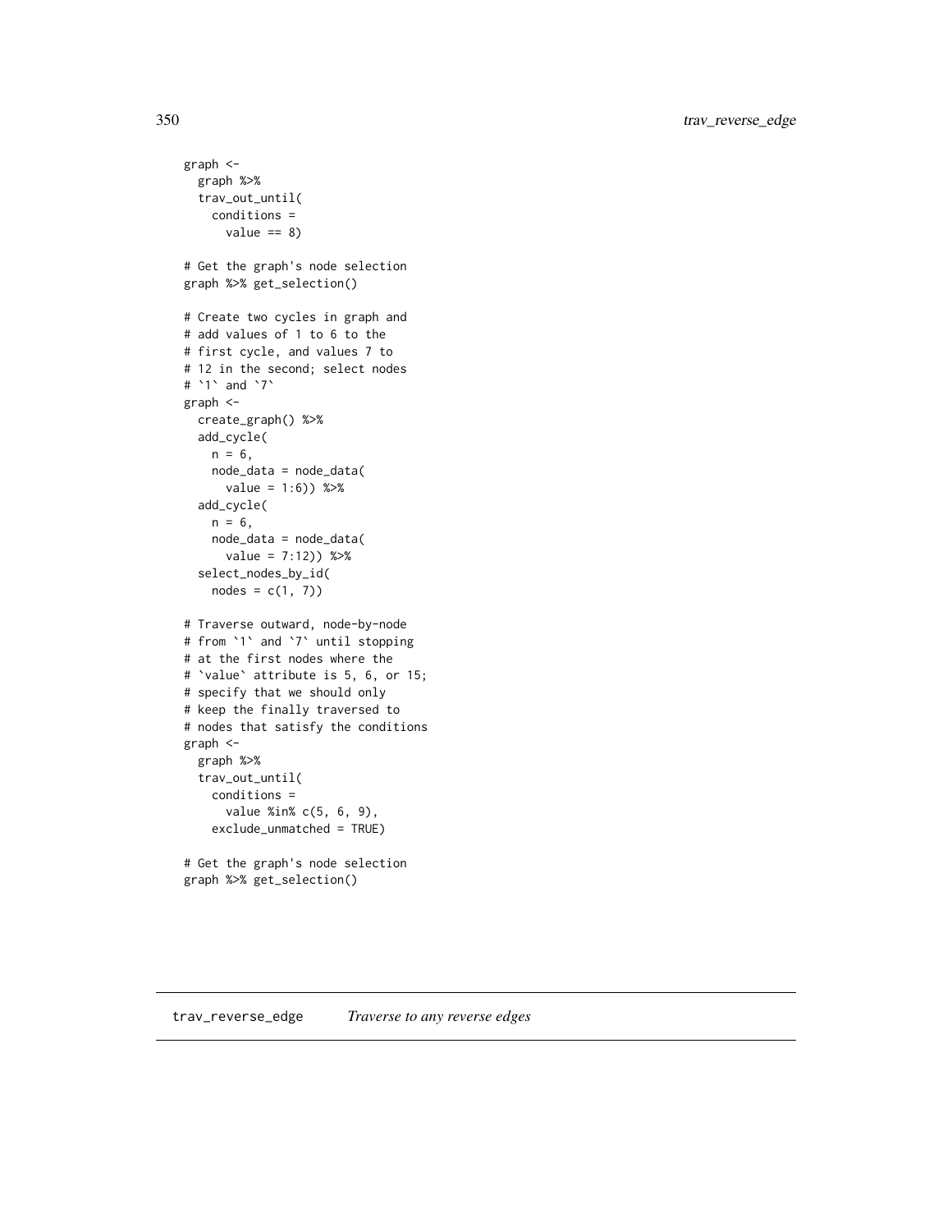```
graph <-
  graph %>%
  trav_out_until(
    conditions =
      value == 8)

# Get the graph's node selection
graph %>% get_selection()

# Create two cycles in graph and
# add values of 1 to 6 to the
# first cycle, and values 7 to
# 12 in the second; select nodes
# `1` and `7`
graph <-
  create_graph() %>%
  add_cycle(
    n = 6,
    node_data = node_data(
      value = 1:6)) %>%
  add_cycle(
    n = 6,
    node_data = node_data(
      value = 7:12)) %>%
  select_nodes_by_id(
    nodes = c(1, 7))

# Traverse outward, node-by-node
# from `1` and `7` until stopping
# at the first nodes where the
# `value` attribute is 5, 6, or 15;
# specify that we should only
# keep the finally traversed to
# nodes that satisfy the conditions
graph <-
  graph %>%
  trav_out_until(
    conditions =
      value %in% c(5, 6, 9),
    exclude_unmatched = TRUE)

# Get the graph's node selection
graph %>% get_selection()
```

## trav_reverse_edge *Traverse to any reverse edges*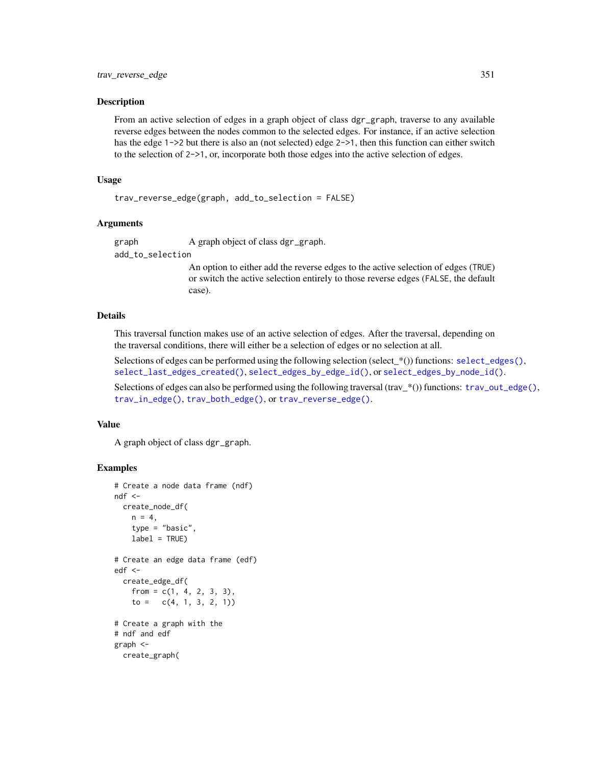## Description

From an active selection of edges in a graph object of class dgr_graph, traverse to any available reverse edges between the nodes common to the selected edges. For instance, if an active selection has the edge 1->2 but there is also an (not selected) edge 2->1, then this function can either switch to the selection of 2->1, or, incorporate both those edges into the active selection of edges.

## Usage

```
trav_reverse_edge(graph, add_to_selection = FALSE)
```

## Arguments

- `graph` A graph object of class dgr_graph.
- `add_to_selection` An option to either add the reverse edges to the active selection of edges (TRUE) or switch the active selection entirely to those reverse edges (FALSE, the default case).

## Details

This traversal function makes use of an active selection of edges. After the traversal, depending on the traversal conditions, there will either be a selection of edges or no selection at all.

Selections of edges can be performed using the following selection (select_*()) functions: `select_edges()`, `select_last_edges_created()`, `select_edges_by_edge_id()`, or `select_edges_by_node_id()`.

Selections of edges can also be performed using the following traversal (trav_*()) functions: `trav_out_edge()`, `trav_in_edge()`, `trav_both_edge()`, or `trav_reverse_edge()`.

## Value

A graph object of class dgr_graph.

## Examples

```
# Create a node data frame (ndf)
ndf <-
  create_node_df(
    n = 4,
    type = "basic",
    label = TRUE)

# Create an edge data frame (edf)
edf <-
  create_edge_df(
    from = c(1, 4, 2, 3, 3),
    to =   c(4, 1, 3, 2, 1))

# Create a graph with the
# ndf and edf
graph <-
  create_graph(
```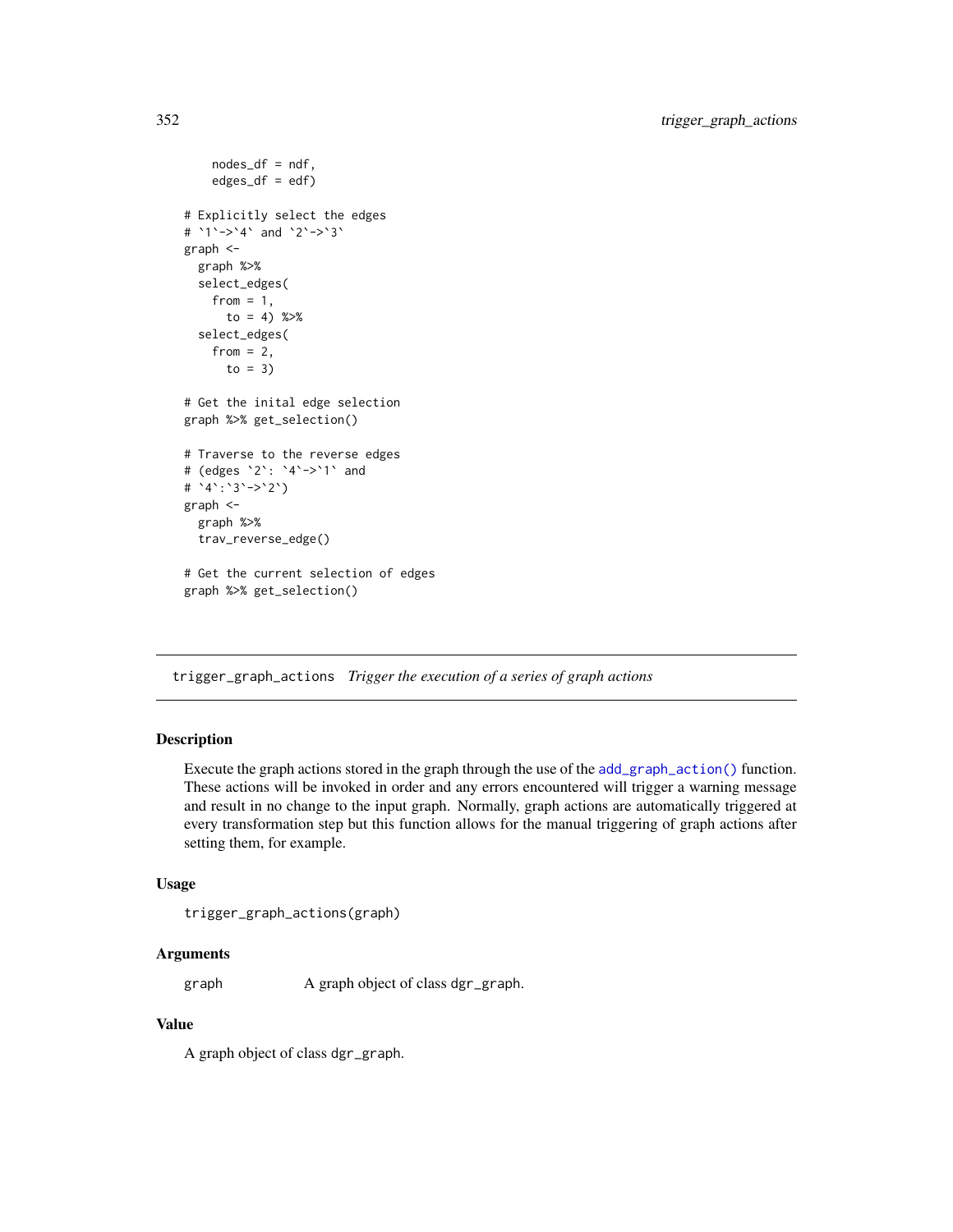```
    nodes_df = ndf,
    edges_df = edf)

# Explicitly select the edges
# `1`->`4` and `2`->`3`
graph <-
  graph %>%
  select_edges(
    from = 1,
      to = 4) %>%
  select_edges(
    from = 2,
      to = 3)

# Get the inital edge selection
graph %>% get_selection()

# Traverse to the reverse edges
# (edges `2`: `4`->`1` and
# `4`:`3`->`2`)
graph <-
  graph %>%
  trav_reverse_edge()

# Get the current selection of edges
graph %>% get_selection()
```

---

## trigger_graph_actions *Trigger the execution of a series of graph actions*

### Description

Execute the graph actions stored in the graph through the use of the `add_graph_action()` function. These actions will be invoked in order and any errors encountered will trigger a warning message and result in no change to the input graph. Normally, graph actions are automatically triggered at every transformation step but this function allows for the manual triggering of graph actions after setting them, for example.

### Usage

```
trigger_graph_actions(graph)
```

### Arguments

| | |
|---|---|
| graph | A graph object of class dgr_graph. |

### Value

A graph object of class dgr_graph.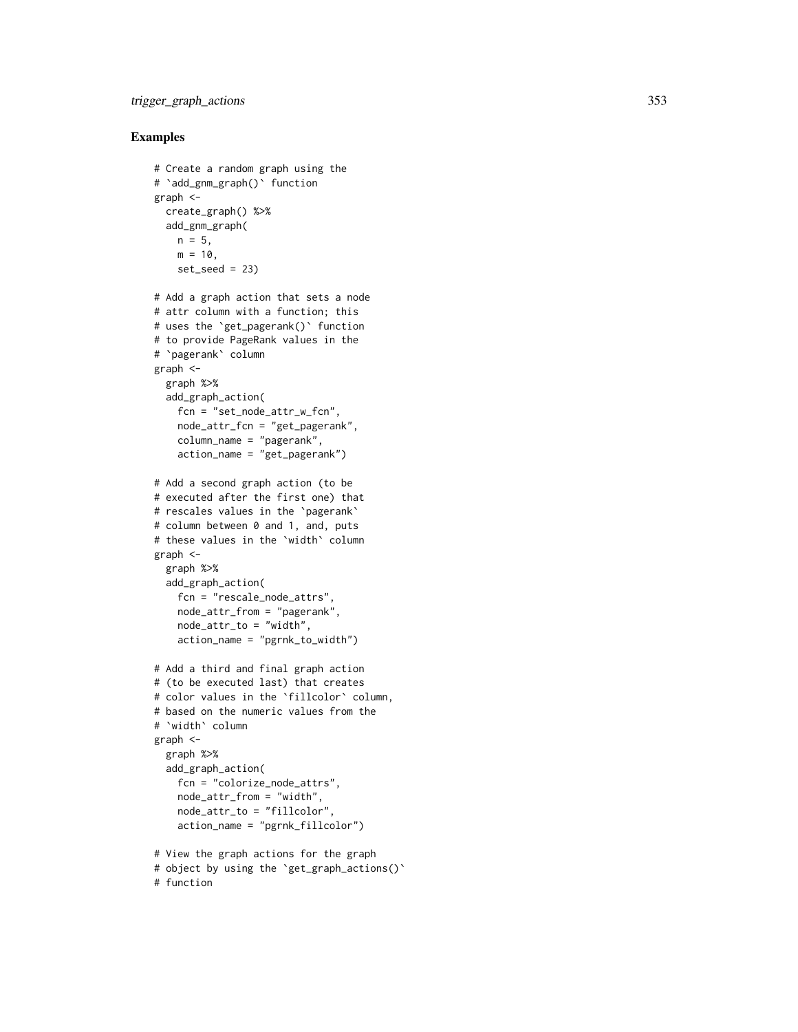## Examples

```
# Create a random graph using the
# `add_gnm_graph()` function
graph <-
  create_graph() %>%
  add_gnm_graph(
    n = 5,
    m = 10,
    set_seed = 23)

# Add a graph action that sets a node
# attr column with a function; this
# uses the `get_pagerank()` function
# to provide PageRank values in the
# `pagerank` column
graph <-
  graph %>%
  add_graph_action(
    fcn = "set_node_attr_w_fcn",
    node_attr_fcn = "get_pagerank",
    column_name = "pagerank",
    action_name = "get_pagerank")

# Add a second graph action (to be
# executed after the first one) that
# rescales values in the `pagerank`
# column between 0 and 1, and, puts
# these values in the `width` column
graph <-
  graph %>%
  add_graph_action(
    fcn = "rescale_node_attrs",
    node_attr_from = "pagerank",
    node_attr_to = "width",
    action_name = "pgrnk_to_width")

# Add a third and final graph action
# (to be executed last) that creates
# color values in the `fillcolor` column,
# based on the numeric values from the
# `width` column
graph <-
  graph %>%
  add_graph_action(
    fcn = "colorize_node_attrs",
    node_attr_from = "width",
    node_attr_to = "fillcolor",
    action_name = "pgrnk_fillcolor")

# View the graph actions for the graph
# object by using the `get_graph_actions()`
# function
```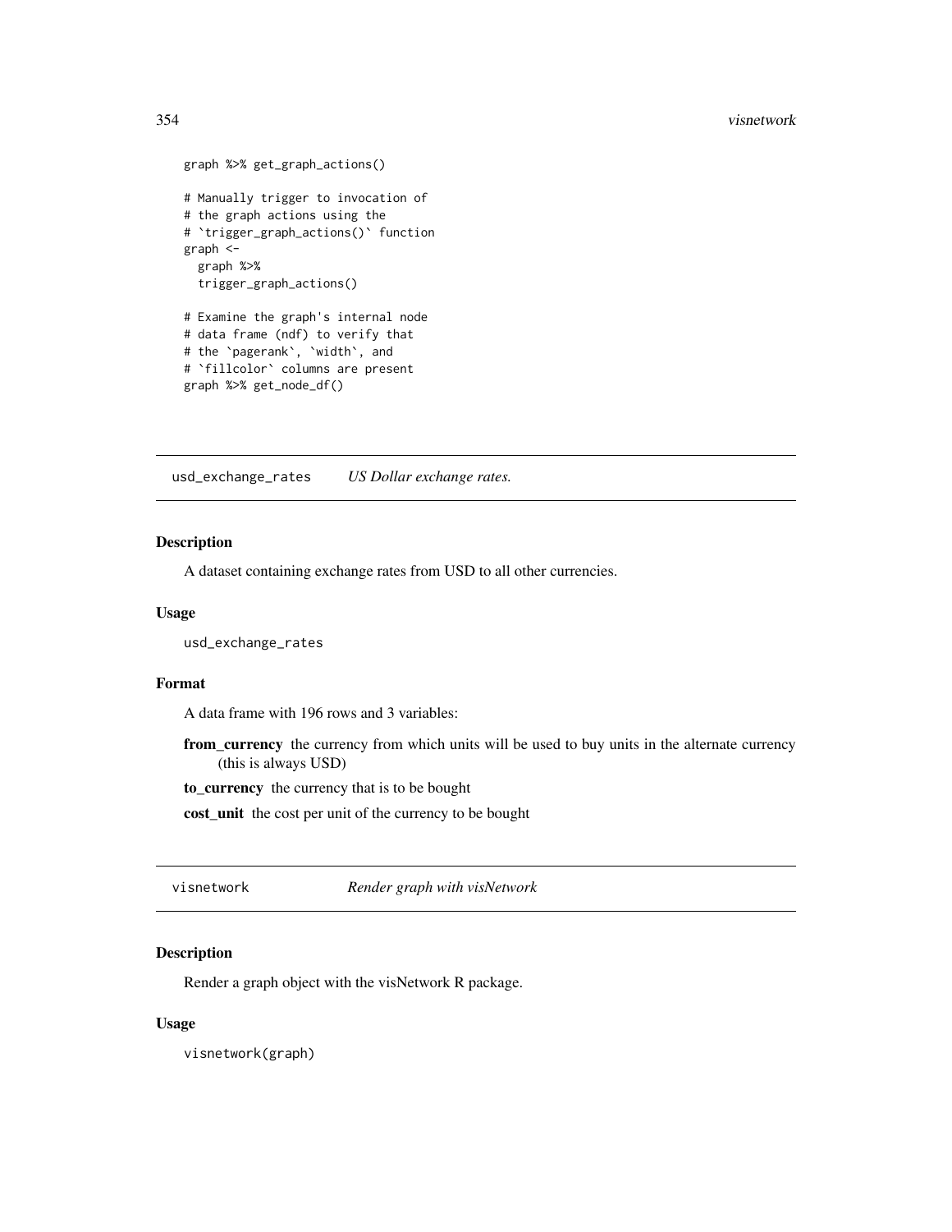```
graph %>% get_graph_actions()

# Manually trigger to invocation of
# the graph actions using the
# `trigger_graph_actions()` function
graph <-
  graph %>%
  trigger_graph_actions()

# Examine the graph's internal node
# data frame (ndf) to verify that
# the `pagerank`, `width`, and
# `fillcolor` columns are present
graph %>% get_node_df()
```

## usd_exchange_rates — *US Dollar exchange rates.*

### Description

A dataset containing exchange rates from USD to all other currencies.

### Usage

```
usd_exchange_rates
```

### Format

A data frame with 196 rows and 3 variables:

**from_currency** the currency from which units will be used to buy units in the alternate currency (this is always USD)

**to_currency** the currency that is to be bought

**cost_unit** the cost per unit of the currency to be bought

## visnetwork — *Render graph with visNetwork*

### Description

Render a graph object with the visNetwork R package.

### Usage

```
visnetwork(graph)
```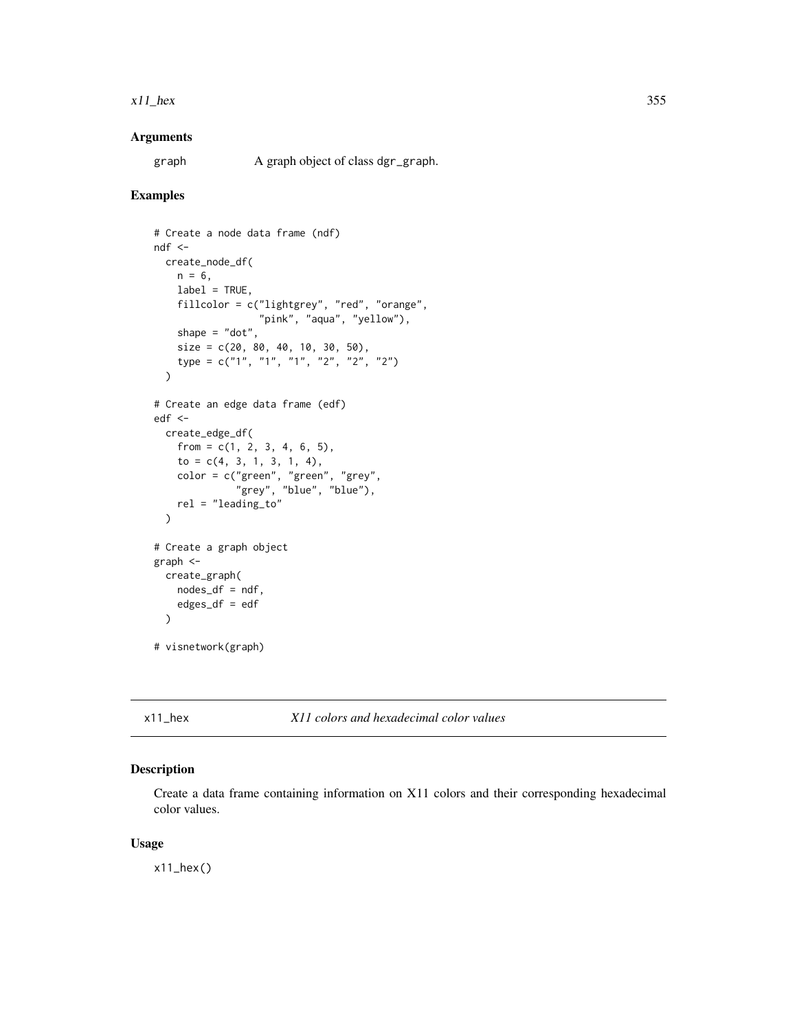## Arguments

graph A graph object of class dgr_graph.

## Examples

```
# Create a node data frame (ndf)
ndf <-
  create_node_df(
    n = 6,
    label = TRUE,
    fillcolor = c("lightgrey", "red", "orange",
                  "pink", "aqua", "yellow"),
    shape = "dot",
    size = c(20, 80, 40, 10, 30, 50),
    type = c("1", "1", "1", "2", "2", "2")
  )

# Create an edge data frame (edf)
edf <-
  create_edge_df(
    from = c(1, 2, 3, 4, 6, 5),
    to = c(4, 3, 1, 3, 1, 4),
    color = c("green", "green", "grey",
              "grey", "blue", "blue"),
    rel = "leading_to"
  )

# Create a graph object
graph <-
  create_graph(
    nodes_df = ndf,
    edges_df = edf
  )

# visnetwork(graph)
```

---

x11_hex *X11 colors and hexadecimal color values*

---

## Description

Create a data frame containing information on X11 colors and their corresponding hexadecimal color values.

## Usage

```
x11_hex()
```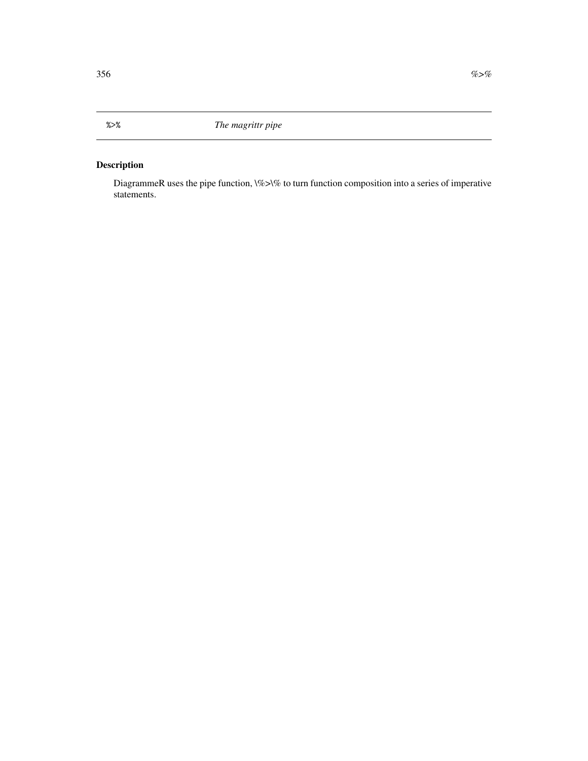`%>%` *The magrittr pipe*

## Description

DiagrammeR uses the pipe function, \%>\% to turn function composition into a series of imperative statements.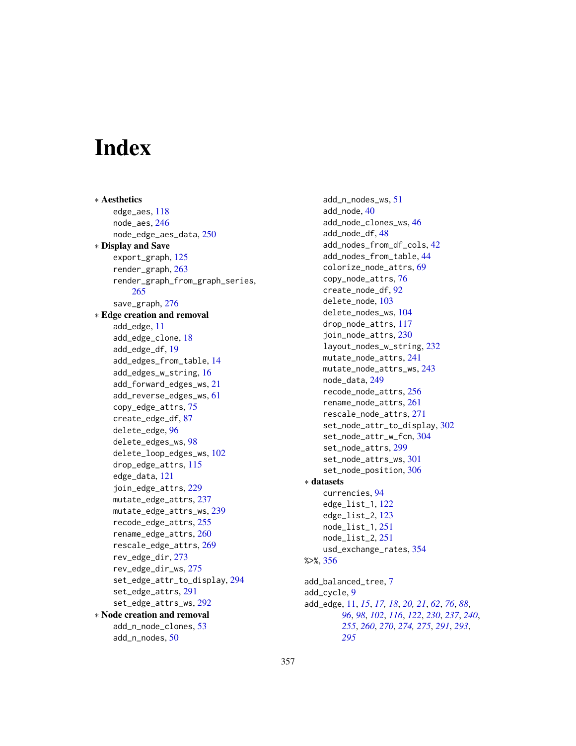# Index

∗ **Aesthetics**
- edge_aes, 118
- node_aes, 246
- node_edge_aes_data, 250

∗ **Display and Save**
- export_graph, 125
- render_graph, 263
- render_graph_from_graph_series, 265
- save_graph, 276

∗ **Edge creation and removal**
- add_edge, 11
- add_edge_clone, 18
- add_edge_df, 19
- add_edges_from_table, 14
- add_edges_w_string, 16
- add_forward_edges_ws, 21
- add_reverse_edges_ws, 61
- copy_edge_attrs, 75
- create_edge_df, 87
- delete_edge, 96
- delete_edges_ws, 98
- delete_loop_edges_ws, 102
- drop_edge_attrs, 115
- edge_data, 121
- join_edge_attrs, 229
- mutate_edge_attrs, 237
- mutate_edge_attrs_ws, 239
- recode_edge_attrs, 255
- rename_edge_attrs, 260
- rescale_edge_attrs, 269
- rev_edge_dir, 273
- rev_edge_dir_ws, 275
- set_edge_attr_to_display, 294
- set_edge_attrs, 291
- set_edge_attrs_ws, 292

∗ **Node creation and removal**
- add_n_node_clones, 53
- add_n_nodes, 50
- add_n_nodes_ws, 51
- add_node, 40
- add_node_clones_ws, 46
- add_node_df, 48
- add_nodes_from_df_cols, 42
- add_nodes_from_table, 44
- colorize_node_attrs, 69
- copy_node_attrs, 76
- create_node_df, 92
- delete_node, 103
- delete_nodes_ws, 104
- drop_node_attrs, 117
- join_node_attrs, 230
- layout_nodes_w_string, 232
- mutate_node_attrs, 241
- mutate_node_attrs_ws, 243
- node_data, 249
- recode_node_attrs, 256
- rename_node_attrs, 261
- rescale_node_attrs, 271
- set_node_attr_to_display, 302
- set_node_attr_w_fcn, 304
- set_node_attrs, 299
- set_node_attrs_ws, 301
- set_node_position, 306

∗ **datasets**
- currencies, 94
- edge_list_1, 122
- edge_list_2, 123
- node_list_1, 251
- node_list_2, 251
- usd_exchange_rates, 354

%>%, 356

add_balanced_tree, 7
add_cycle, 9
add_edge, 11, *15*, *17*, *18*, *20*, *21*, *62*, *76*, *88*, *96*, *98*, *102*, *116*, *122*, *230*, *237*, *240*, *255*, *260*, *270*, *274*, *275*, *291*, *293*, *295*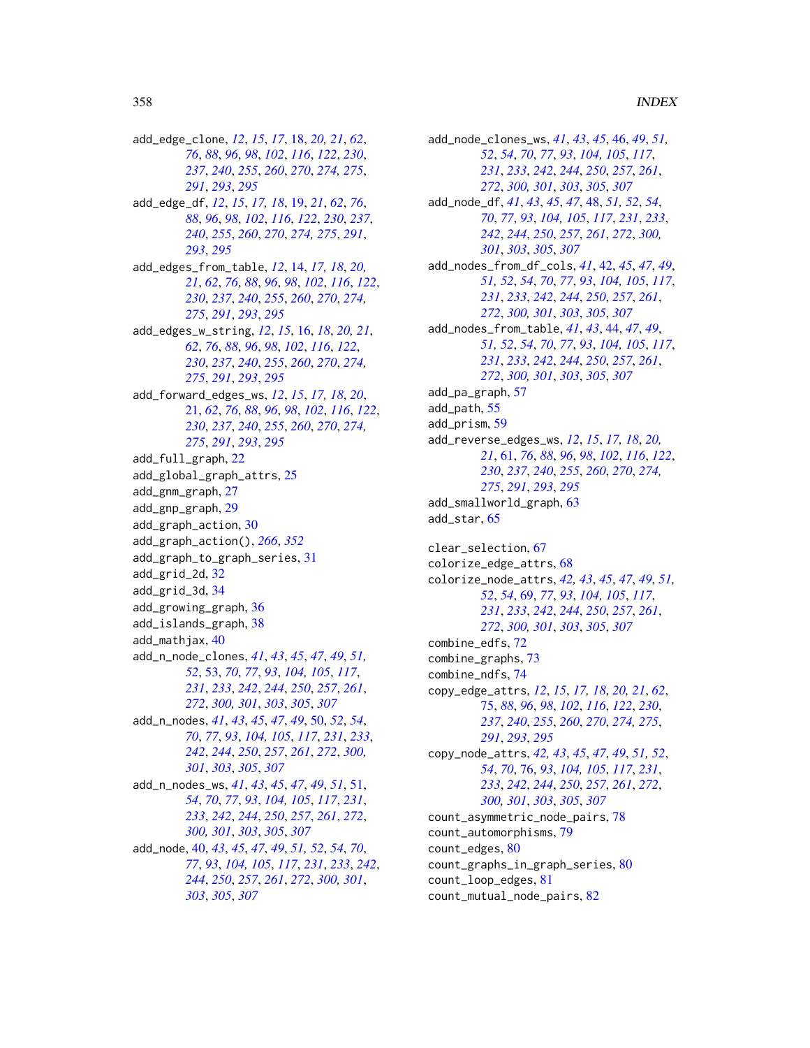add_edge_clone, *12*, *15*, *17*, 18, *20, 21*, *62*, *76*, *88*, *96*, *98*, *102*, *116*, *122*, *230*, *237*, *240*, *255*, *260*, *270*, *274, 275*, *291*, *293*, *295*
add_edge_df, *12*, *15*, *17, 18*, 19, *21*, *62*, *76*, *88*, *96*, *98*, *102*, *116*, *122*, *230*, *237*, *240*, *255*, *260*, *270*, *274, 275*, *291*, *293*, *295*
add_edges_from_table, *12*, 14, *17, 18*, *20, 21*, *62*, *76*, *88*, *96*, *98*, *102*, *116*, *122*, *230*, *237*, *240*, *255*, *260*, *270*, *274, 275*, *291*, *293*, *295*
add_edges_w_string, *12*, *15*, 16, *18*, *20, 21*, *62*, *76*, *88*, *96*, *98*, *102*, *116*, *122*, *230*, *237*, *240*, *255*, *260*, *270*, *274, 275*, *291*, *293*, *295*
add_forward_edges_ws, *12*, *15*, *17, 18*, *20*, 21, *62*, *76*, *88*, *96*, *98*, *102*, *116*, *122*, *230*, *237*, *240*, *255*, *260*, *270*, *274, 275*, *291*, *293*, *295*
add_full_graph, 22
add_global_graph_attrs, 25
add_gnm_graph, 27
add_gnp_graph, 29
add_graph_action, 30
add_graph_action(), *266*, *352*
add_graph_to_graph_series, 31
add_grid_2d, 32
add_grid_3d, 34
add_growing_graph, 36
add_islands_graph, 38
add_mathjax, 40
add_n_node_clones, *41*, *43*, *45*, *47*, *49*, *51, 52*, 53, *70*, *77*, *93*, *104, 105*, *117*, *231*, *233*, *242*, *244*, *250*, *257*, *261*, *272*, *300, 301*, *303*, *305*, *307*
add_n_nodes, *41*, *43*, *45*, *47*, *49*, 50, *52*, *54*, *70*, *77*, *93*, *104, 105*, *117*, *231*, *233*, *242*, *244*, *250*, *257*, *261*, *272*, *300, 301*, *303*, *305*, *307*
add_n_nodes_ws, *41*, *43*, *45*, *47*, *49*, *51*, 51, *54*, *70*, *77*, *93*, *104, 105*, *117*, *231*, *233*, *242*, *244*, *250*, *257*, *261*, *272*, *300, 301*, *303*, *305*, *307*
add_node, 40, *43*, *45*, *47*, *49*, *51, 52*, *54*, *70*, *77*, *93*, *104, 105*, *117*, *231*, *233*, *242*, *244*, *250*, *257*, *261*, *272*, *300, 301*, *303*, *305*, *307*
add_node_clones_ws, *41*, *43*, *45*, 46, *49*, *51, 52*, *54*, *70*, *77*, *93*, *104, 105*, *117*, *231*, *233*, *242*, *244*, *250*, *257*, *261*, *272*, *300, 301*, *303*, *305*, *307*
add_node_df, *41*, *43*, *45*, *47*, 48, *51, 52*, *54*, *70*, *77*, *93*, *104, 105*, *117*, *231*, *233*, *242*, *244*, *250*, *257*, *261*, *272*, *300, 301*, *303*, *305*, *307*
add_nodes_from_df_cols, *41*, 42, *45*, *47*, *49*, *51, 52*, *54*, *70*, *77*, *93*, *104, 105*, *117*, *231*, *233*, *242*, *244*, *250*, *257*, *261*, *272*, *300, 301*, *303*, *305*, *307*
add_nodes_from_table, *41*, *43*, 44, *47*, *49*, *51, 52*, *54*, *70*, *77*, *93*, *104, 105*, *117*, *231*, *233*, *242*, *244*, *250*, *257*, *261*, *272*, *300, 301*, *303*, *305*, *307*
add_pa_graph, 57
add_path, 55
add_prism, 59
add_reverse_edges_ws, *12*, *15*, *17, 18*, *20, 21*, 61, *76*, *88*, *96*, *98*, *102*, *116*, *122*, *230*, *237*, *240*, *255*, *260*, *270*, *274, 275*, *291*, *293*, *295*
add_smallworld_graph, 63
add_star, 65

clear_selection, 67
colorize_edge_attrs, 68
colorize_node_attrs, *42, 43*, *45*, *47*, *49*, *51, 52*, *54*, 69, *77*, *93*, *104, 105*, *117*, *231*, *233*, *242*, *244*, *250*, *257*, *261*, *272*, *300, 301*, *303*, *305*, *307*
combine_edfs, 72
combine_graphs, 73
combine_ndfs, 74
copy_edge_attrs, *12*, *15*, *17, 18*, *20, 21*, *62*, 75, *88*, *96*, *98*, *102*, *116*, *122*, *230*, *237*, *240*, *255*, *260*, *270*, *274, 275*, *291*, *293*, *295*
copy_node_attrs, *42, 43*, *45*, *47*, *49*, *51, 52*, *54*, *70*, 76, *93*, *104, 105*, *117*, *231*, *233*, *242*, *244*, *250*, *257*, *261*, *272*, *300, 301*, *303*, *305*, *307*
count_asymmetric_node_pairs, 78
count_automorphisms, 79
count_edges, 80
count_graphs_in_graph_series, 80
count_loop_edges, 81
count_mutual_node_pairs, 82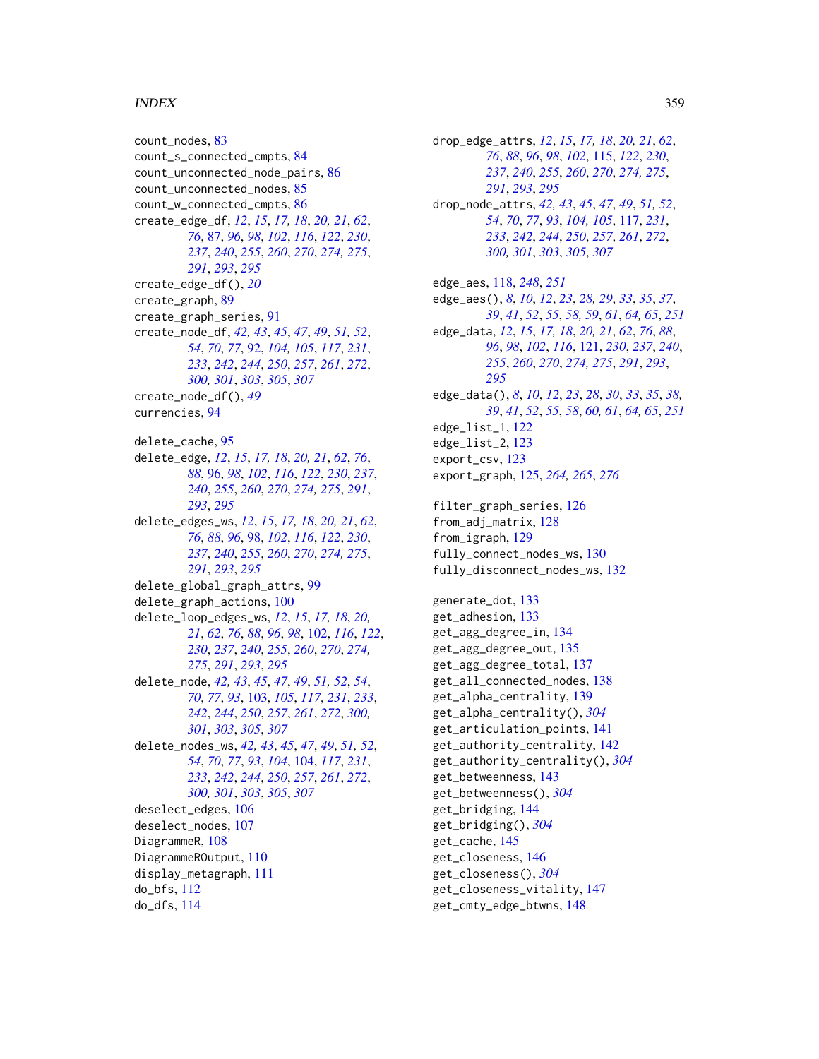count_nodes, 83
count_s_connected_cmpts, 84
count_unconnected_node_pairs, 86
count_unconnected_nodes, 85
count_w_connected_cmpts, 86
create_edge_df, *12*, *15*, *17, 18*, *20, 21*, *62*, *76*, 87, *96*, *98*, *102*, *116*, *122*, *230*, *237*, *240*, *255*, *260*, *270*, *274, 275*, *291*, *293*, *295*
create_edge_df(), *20*
create_graph, 89
create_graph_series, 91
create_node_df, *42, 43*, *45*, *47*, *49*, *51, 52*, *54*, *70*, *77*, 92, *104, 105*, *117*, *231*, *233*, *242*, *244*, *250*, *257*, *261*, *272*, *300, 301*, *303*, *305*, *307*
create_node_df(), *49*
currencies, 94

delete_cache, 95
delete_edge, *12*, *15*, *17, 18*, *20, 21*, *62*, *76*, *88*, 96, *98*, *102*, *116*, *122*, *230*, *237*, *240*, *255*, *260*, *270*, *274, 275*, *291*, *293*, *295*
delete_edges_ws, *12*, *15*, *17, 18*, *20, 21*, *62*, *76*, *88*, *96*, 98, *102*, *116*, *122*, *230*, *237*, *240*, *255*, *260*, *270*, *274, 275*, *291*, *293*, *295*
delete_global_graph_attrs, 99
delete_graph_actions, 100
delete_loop_edges_ws, *12*, *15*, *17, 18*, *20, 21*, *62*, *76*, *88*, *96*, *98*, 102, *116*, *122*, *230*, *237*, *240*, *255*, *260*, *270*, *274, 275*, *291*, *293*, *295*
delete_node, *42, 43*, *45*, *47*, *49*, *51, 52*, *54*, *70*, *77*, *93*, 103, *105*, *117*, *231*, *233*, *242*, *244*, *250*, *257*, *261*, *272*, *300, 301*, *303*, *305*, *307*
delete_nodes_ws, *42, 43*, *45*, *47*, *49*, *51, 52*, *54*, *70*, *77*, *93*, *104*, 104, *117*, *231*, *233*, *242*, *244*, *250*, *257*, *261*, *272*, *300, 301*, *303*, *305*, *307*
deselect_edges, 106
deselect_nodes, 107
DiagrammeR, 108
DiagrammeROutput, 110
display_metagraph, 111
do_bfs, 112
do_dfs, 114
drop_edge_attrs, *12*, *15*, *17, 18*, *20, 21*, *62*, *76*, *88*, *96*, *98*, *102*, 115, *122*, *230*, *237*, *240*, *255*, *260*, *270*, *274, 275*, *291*, *293*, *295*
drop_node_attrs, *42, 43*, *45*, *47*, *49*, *51, 52*, *54*, *70*, *77*, *93*, *104, 105*, 117, *231*, *233*, *242*, *244*, *250*, *257*, *261*, *272*, *300, 301*, *303*, *305*, *307*

edge_aes, 118, *248*, *251*
edge_aes(), *8*, *10*, *12*, *23*, *28, 29*, *33*, *35*, *37*, *39*, *41*, *52*, *55*, *58, 59*, *61*, *64, 65*, *251*
edge_data, *12*, *15*, *17, 18*, *20, 21*, *62*, *76*, *88*, *96*, *98*, *102*, *116*, 121, *230*, *237*, *240*, *255*, *260*, *270*, *274, 275*, *291*, *293*, *295*
edge_data(), *8*, *10*, *12*, *23*, *28*, *30*, *33*, *35*, *38, 39*, *41*, *52*, *55*, *58*, *60, 61*, *64, 65*, *251*
edge_list_1, 122
edge_list_2, 123
export_csv, 123
export_graph, 125, *264, 265*, *276*

filter_graph_series, 126
from_adj_matrix, 128
from_igraph, 129
fully_connect_nodes_ws, 130
fully_disconnect_nodes_ws, 132

generate_dot, 133
get_adhesion, 133
get_agg_degree_in, 134
get_agg_degree_out, 135
get_agg_degree_total, 137
get_all_connected_nodes, 138
get_alpha_centrality, 139
get_alpha_centrality(), *304*
get_articulation_points, 141
get_authority_centrality, 142
get_authority_centrality(), *304*
get_betweenness, 143
get_betweenness(), *304*
get_bridging, 144
get_bridging(), *304*
get_cache, 145
get_closeness, 146
get_closeness(), *304*
get_closeness_vitality, 147
get_cmty_edge_btwns, 148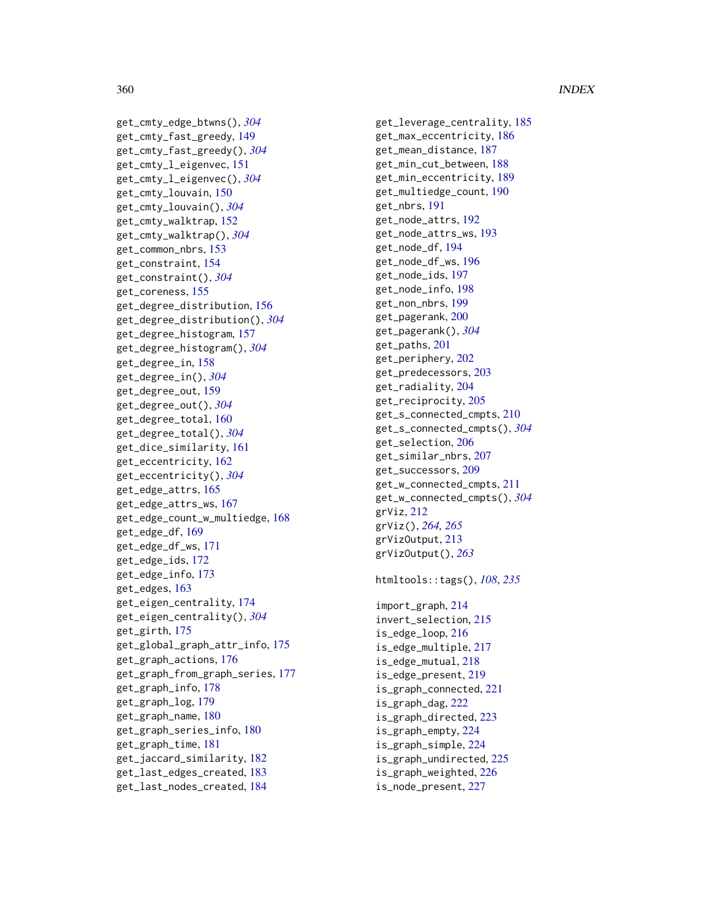get_cmty_edge_btwns(), *304*
get_cmty_fast_greedy, 149
get_cmty_fast_greedy(), *304*
get_cmty_l_eigenvec, 151
get_cmty_l_eigenvec(), *304*
get_cmty_louvain, 150
get_cmty_louvain(), *304*
get_cmty_walktrap, 152
get_cmty_walktrap(), *304*
get_common_nbrs, 153
get_constraint, 154
get_constraint(), *304*
get_coreness, 155
get_degree_distribution, 156
get_degree_distribution(), *304*
get_degree_histogram, 157
get_degree_histogram(), *304*
get_degree_in, 158
get_degree_in(), *304*
get_degree_out, 159
get_degree_out(), *304*
get_degree_total, 160
get_degree_total(), *304*
get_dice_similarity, 161
get_eccentricity, 162
get_eccentricity(), *304*
get_edge_attrs, 165
get_edge_attrs_ws, 167
get_edge_count_w_multiedge, 168
get_edge_df, 169
get_edge_df_ws, 171
get_edge_ids, 172
get_edge_info, 173
get_edges, 163
get_eigen_centrality, 174
get_eigen_centrality(), *304*
get_girth, 175
get_global_graph_attr_info, 175
get_graph_actions, 176
get_graph_from_graph_series, 177
get_graph_info, 178
get_graph_log, 179
get_graph_name, 180
get_graph_series_info, 180
get_graph_time, 181
get_jaccard_similarity, 182
get_last_edges_created, 183
get_last_nodes_created, 184
get_leverage_centrality, 185
get_max_eccentricity, 186
get_mean_distance, 187
get_min_cut_between, 188
get_min_eccentricity, 189
get_multiedge_count, 190
get_nbrs, 191
get_node_attrs, 192
get_node_attrs_ws, 193
get_node_df, 194
get_node_df_ws, 196
get_node_ids, 197
get_node_info, 198
get_non_nbrs, 199
get_pagerank, 200
get_pagerank(), *304*
get_paths, 201
get_periphery, 202
get_predecessors, 203
get_radiality, 204
get_reciprocity, 205
get_s_connected_cmpts, 210
get_s_connected_cmpts(), *304*
get_selection, 206
get_similar_nbrs, 207
get_successors, 209
get_w_connected_cmpts, 211
get_w_connected_cmpts(), *304*
grViz, 212
grViz(), *264*, *265*
grVizOutput, 213
grVizOutput(), *263*

htmltools::tags(), *108*, *235*

import_graph, 214
invert_selection, 215
is_edge_loop, 216
is_edge_multiple, 217
is_edge_mutual, 218
is_edge_present, 219
is_graph_connected, 221
is_graph_dag, 222
is_graph_directed, 223
is_graph_empty, 224
is_graph_simple, 224
is_graph_undirected, 225
is_graph_weighted, 226
is_node_present, 227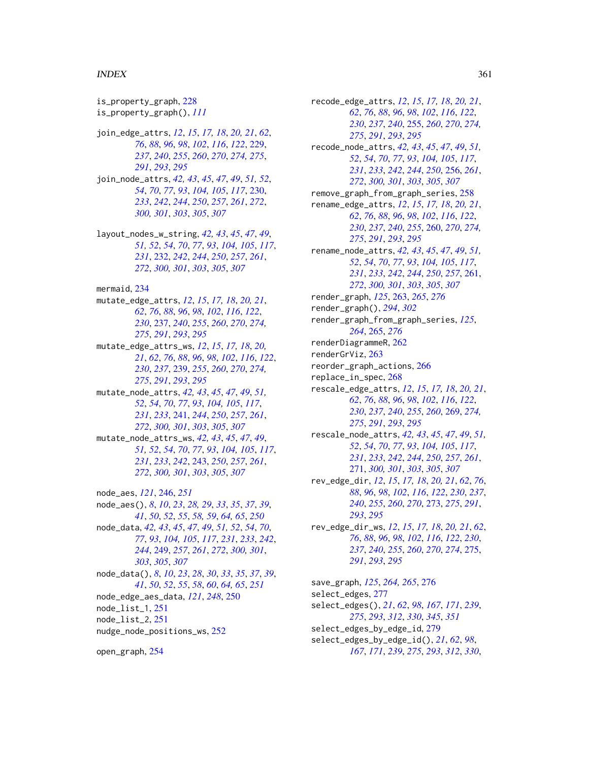is_property_graph, 228
is_property_graph(), *111*

join_edge_attrs, *12*, *15*, *17, 18*, *20, 21*, *62*, *76*, *88*, *96*, *98*, *102*, *116*, *122*, 229, *237*, *240*, *255*, *260*, *270*, *274, 275*, *291*, *293*, *295*
join_node_attrs, *42, 43*, *45*, *47*, *49*, *51, 52*, *54*, *70*, *77*, *93*, *104, 105*, *117*, 230, *233*, *242*, *244*, *250*, *257*, *261*, *272*, *300, 301*, *303*, *305*, *307*

layout_nodes_w_string, *42, 43*, *45*, *47*, *49*, *51, 52*, *54*, *70*, *77*, *93*, *104, 105*, *117*, *231*, 232, *242*, *244*, *250*, *257*, *261*, *272*, *300, 301*, *303*, *305*, *307*

mermaid, 234
mutate_edge_attrs, *12*, *15*, *17, 18*, *20, 21*, *62*, *76*, *88*, *96*, *98*, *102*, *116*, *122*, *230*, 237, *240*, *255*, *260*, *270*, *274, 275*, *291*, *293*, *295*
mutate_edge_attrs_ws, *12*, *15*, *17, 18*, *20, 21*, *62*, *76*, *88*, *96*, *98*, *102*, *116*, *122*, *230*, *237*, 239, *255*, *260*, *270*, *274, 275*, *291*, *293*, *295*
mutate_node_attrs, *42, 43*, *45*, *47*, *49*, *51, 52*, *54*, *70*, *77*, *93*, *104, 105*, *117*, *231*, *233*, 241, *244*, *250*, *257*, *261*, *272*, *300, 301*, *303*, *305*, *307*
mutate_node_attrs_ws, *42, 43*, *45*, *47*, *49*, *51, 52*, *54*, *70*, *77*, *93*, *104, 105*, *117*, *231*, *233*, *242*, 243, *250*, *257*, *261*, *272*, *300, 301*, *303*, *305*, *307*

node_aes, *121*, 246, *251*
node_aes(), *8*, *10*, *23*, *28, 29*, *33*, *35*, *37*, *39*, *41*, *50*, *52*, *55*, *58, 59*, *64, 65*, *250*
node_data, *42, 43*, *45*, *47*, *49*, *51, 52*, *54*, *70*, *77*, *93*, *104, 105*, *117*, *231*, *233*, *242*, *244*, 249, *257*, *261*, *272*, *300, 301*, *303*, *305*, *307*
node_data(), *8*, *10*, *23*, *28*, *30*, *33*, *35*, *37*, *39*, *41*, *50*, *52*, *55*, *58*, *60*, *64, 65*, *251*
node_edge_aes_data, *121*, *248*, 250
node_list_1, 251
node_list_2, 251
nudge_node_positions_ws, 252

open_graph, 254

recode_edge_attrs, *12*, *15*, *17, 18*, *20, 21*, *62*, *76*, *88*, *96*, *98*, *102*, *116*, *122*, *230*, *237*, *240*, 255, *260*, *270*, *274, 275*, *291*, *293*, *295*
recode_node_attrs, *42, 43*, *45*, *47*, *49*, *51, 52*, *54*, *70*, *77*, *93*, *104, 105*, *117*, *231*, *233*, *242*, *244*, *250*, 256, *261*, *272*, *300, 301*, *303*, *305*, *307*
remove_graph_from_graph_series, 258
rename_edge_attrs, *12*, *15*, *17, 18*, *20, 21*, *62*, *76*, *88*, *96*, *98*, *102*, *116*, *122*, *230*, *237*, *240*, *255*, 260, *270*, *274, 275*, *291*, *293*, *295*
rename_node_attrs, *42, 43*, *45*, *47*, *49*, *51, 52*, *54*, *70*, *77*, *93*, *104, 105*, *117*, *231*, *233*, *242*, *244*, *250*, *257*, 261, *272*, *300, 301*, *303*, *305*, *307*
render_graph, *125*, 263, *265*, *276*
render_graph(), *294*, *302*
render_graph_from_graph_series, *125*, *264*, 265, *276*
renderDiagrammeR, 262
renderGrViz, 263
reorder_graph_actions, 266
replace_in_spec, 268
rescale_edge_attrs, *12*, *15*, *17, 18*, *20, 21*, *62*, *76*, *88*, *96*, *98*, *102*, *116*, *122*, *230*, *237*, *240*, *255*, *260*, 269, *274, 275*, *291*, *293*, *295*
rescale_node_attrs, *42, 43*, *45*, *47*, *49*, *51, 52*, *54*, *70*, *77*, *93*, *104, 105*, *117*, *231*, *233*, *242*, *244*, *250*, *257*, *261*, 271, *300, 301*, *303*, *305*, *307*
rev_edge_dir, *12*, *15*, *17, 18*, *20, 21*, *62*, *76*, *88*, *96*, *98*, *102*, *116*, *122*, *230*, *237*, *240*, *255*, *260*, *270*, 273, *275*, *291*, *293*, *295*
rev_edge_dir_ws, *12*, *15*, *17, 18*, *20, 21*, *62*, *76*, *88*, *96*, *98*, *102*, *116*, *122*, *230*, *237*, *240*, *255*, *260*, *270*, *274*, 275, *291*, *293*, *295*

save_graph, *125*, *264, 265*, 276
select_edges, 277
select_edges(), *21*, *62*, *98*, *167*, *171*, *239*, *275*, *293*, *312*, *330*, *345*, *351*
select_edges_by_edge_id, 279
select_edges_by_edge_id(), *21*, *62*, *98*, *167*, *171*, *239*, *275*, *293*, *312*, *330*,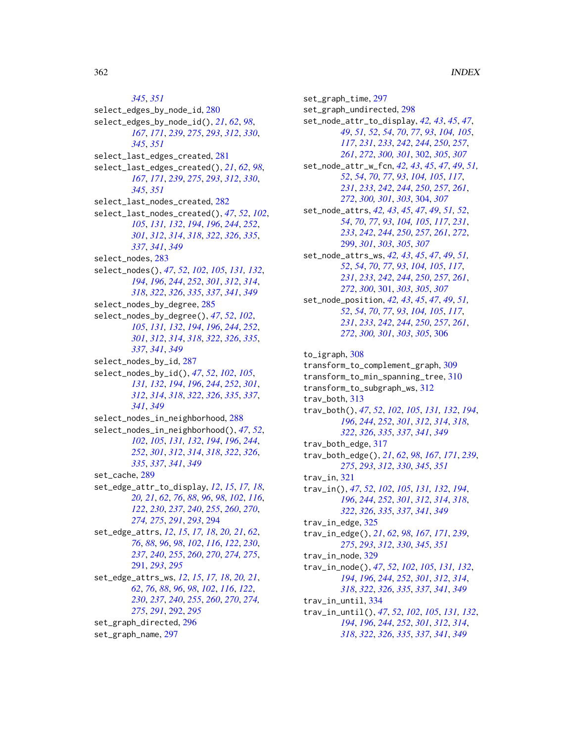345, 351
select_edges_by_node_id, 280
select_edges_by_node_id(), 21, 62, 98, 167, 171, 239, 275, 293, 312, 330, 345, 351
select_last_edges_created, 281
select_last_edges_created(), 21, 62, 98, 167, 171, 239, 275, 293, 312, 330, 345, 351
select_last_nodes_created, 282
select_last_nodes_created(), 47, 52, 102, 105, 131, 132, 194, 196, 244, 252, 301, 312, 314, 318, 322, 326, 335, 337, 341, 349
select_nodes, 283
select_nodes(), 47, 52, 102, 105, 131, 132, 194, 196, 244, 252, 301, 312, 314, 318, 322, 326, 335, 337, 341, 349
select_nodes_by_degree, 285
select_nodes_by_degree(), 47, 52, 102, 105, 131, 132, 194, 196, 244, 252, 301, 312, 314, 318, 322, 326, 335, 337, 341, 349
select_nodes_by_id, 287
select_nodes_by_id(), 47, 52, 102, 105, 131, 132, 194, 196, 244, 252, 301, 312, 314, 318, 322, 326, 335, 337, 341, 349
select_nodes_in_neighborhood, 288
select_nodes_in_neighborhood(), 47, 52, 102, 105, 131, 132, 194, 196, 244, 252, 301, 312, 314, 318, 322, 326, 335, 337, 341, 349
set_cache, 289
set_edge_attr_to_display, 12, 15, 17, 18, 20, 21, 62, 76, 88, 96, 98, 102, 116, 122, 230, 237, 240, 255, 260, 270, 274, 275, 291, 293, 294
set_edge_attrs, 12, 15, 17, 18, 20, 21, 62, 76, 88, 96, 98, 102, 116, 122, 230, 237, 240, 255, 260, 270, 274, 275, 291, 293, 295
set_edge_attrs_ws, 12, 15, 17, 18, 20, 21, 62, 76, 88, 96, 98, 102, 116, 122, 230, 237, 240, 255, 260, 270, 274, 275, 291, 292, 295
set_graph_directed, 296
set_graph_name, 297
set_graph_time, 297
set_graph_undirected, 298
set_node_attr_to_display, 42, 43, 45, 47, 49, 51, 52, 54, 70, 77, 93, 104, 105, 117, 231, 233, 242, 244, 250, 257, 261, 272, 300, 301, 302, 305, 307
set_node_attr_w_fcn, 42, 43, 45, 47, 49, 51, 52, 54, 70, 77, 93, 104, 105, 117, 231, 233, 242, 244, 250, 257, 261, 272, 300, 301, 303, 304, 307
set_node_attrs, 42, 43, 45, 47, 49, 51, 52, 54, 70, 77, 93, 104, 105, 117, 231, 233, 242, 244, 250, 257, 261, 272, 299, 301, 303, 305, 307
set_node_attrs_ws, 42, 43, 45, 47, 49, 51, 52, 54, 70, 77, 93, 104, 105, 117, 231, 233, 242, 244, 250, 257, 261, 272, 300, 301, 303, 305, 307
set_node_position, 42, 43, 45, 47, 49, 51, 52, 54, 70, 77, 93, 104, 105, 117, 231, 233, 242, 244, 250, 257, 261, 272, 300, 301, 303, 305, 306

to_igraph, 308
transform_to_complement_graph, 309
transform_to_min_spanning_tree, 310
transform_to_subgraph_ws, 312
trav_both, 313
trav_both(), 47, 52, 102, 105, 131, 132, 194, 196, 244, 252, 301, 312, 314, 318, 322, 326, 335, 337, 341, 349
trav_both_edge, 317
trav_both_edge(), 21, 62, 98, 167, 171, 239, 275, 293, 312, 330, 345, 351
trav_in, 321
trav_in(), 47, 52, 102, 105, 131, 132, 194, 196, 244, 252, 301, 312, 314, 318, 322, 326, 335, 337, 341, 349
trav_in_edge, 325
trav_in_edge(), 21, 62, 98, 167, 171, 239, 275, 293, 312, 330, 345, 351
trav_in_node, 329
trav_in_node(), 47, 52, 102, 105, 131, 132, 194, 196, 244, 252, 301, 312, 314, 318, 322, 326, 335, 337, 341, 349
trav_in_until, 334
trav_in_until(), 47, 52, 102, 105, 131, 132, 194, 196, 244, 252, 301, 312, 314, 318, 322, 326, 335, 337, 341, 349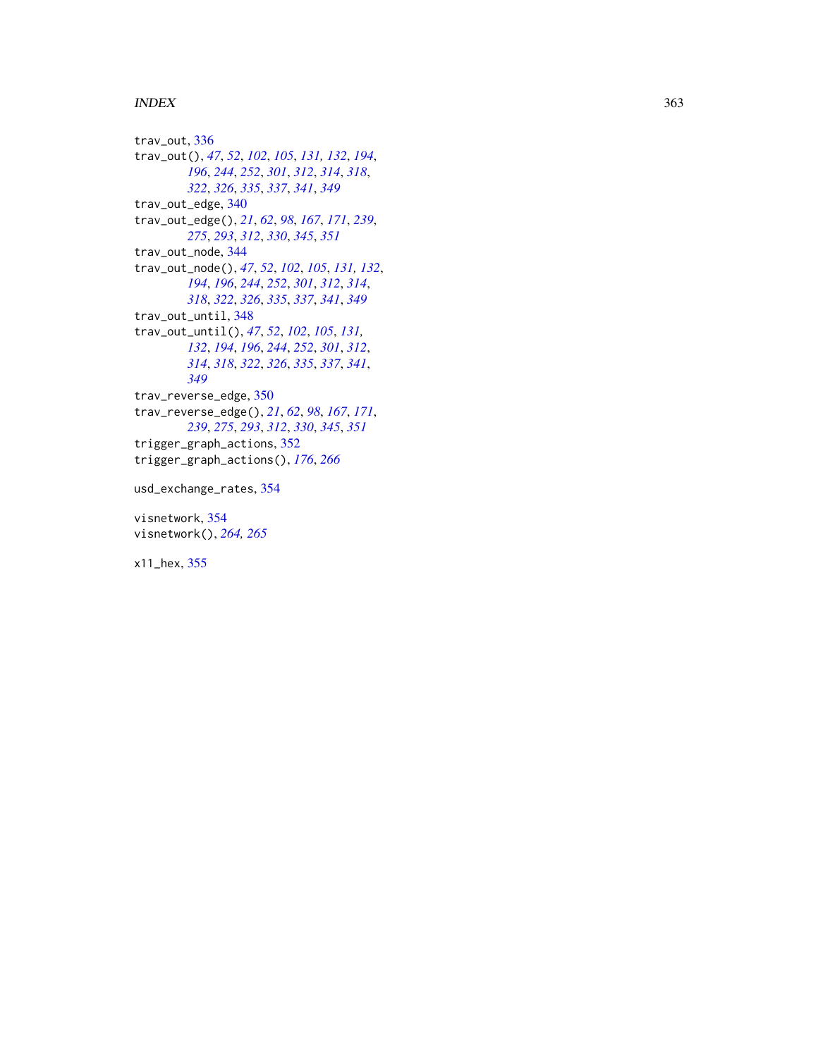trav_out, 336
trav_out(), *47*, *52*, *102*, *105*, *131*, *132*, *194*, *196*, *244*, *252*, *301*, *312*, *314*, *318*, *322*, *326*, *335*, *337*, *341*, *349*
trav_out_edge, 340
trav_out_edge(), *21*, *62*, *98*, *167*, *171*, *239*, *275*, *293*, *312*, *330*, *345*, *351*
trav_out_node, 344
trav_out_node(), *47*, *52*, *102*, *105*, *131*, *132*, *194*, *196*, *244*, *252*, *301*, *312*, *314*, *318*, *322*, *326*, *335*, *337*, *341*, *349*
trav_out_until, 348
trav_out_until(), *47*, *52*, *102*, *105*, *131*, *132*, *194*, *196*, *244*, *252*, *301*, *312*, *314*, *318*, *322*, *326*, *335*, *337*, *341*, *349*
trav_reverse_edge, 350
trav_reverse_edge(), *21*, *62*, *98*, *167*, *171*, *239*, *275*, *293*, *312*, *330*, *345*, *351*
trigger_graph_actions, 352
trigger_graph_actions(), *176*, *266*

usd_exchange_rates, 354

visnetwork, 354
visnetwork(), *264*, *265*

x11_hex, 355